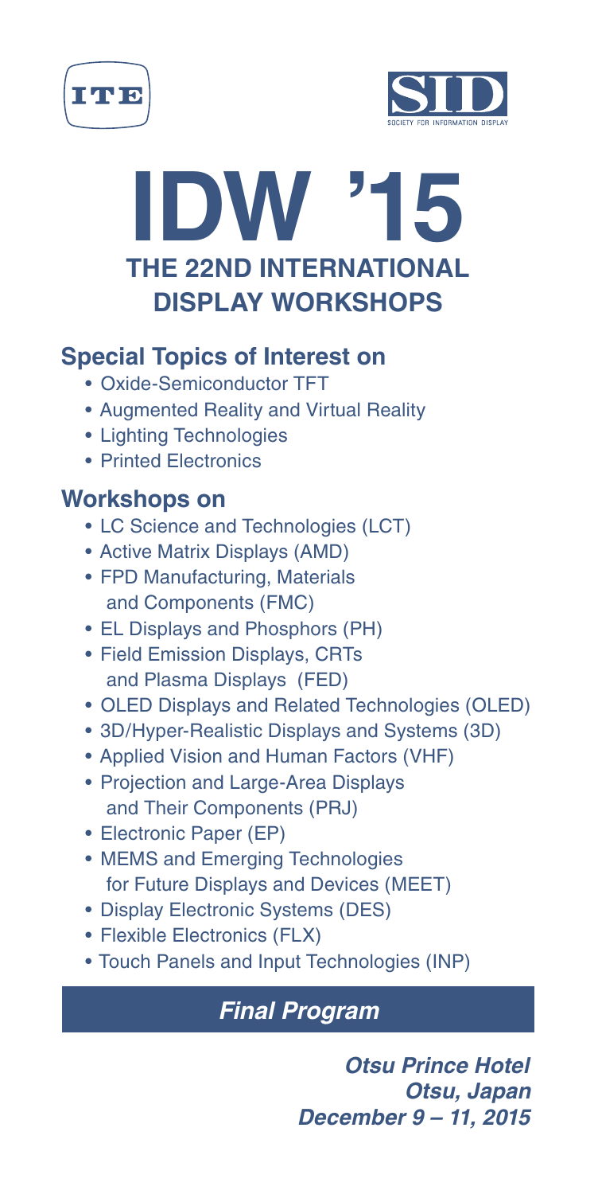ITE

SID
SOCIETY FOR INFORMATION DISPLAY

# IDW ’15

## THE 22ND INTERNATIONAL DISPLAY WORKSHOPS

### Special Topics of Interest on

- Oxide-Semiconductor TFT
- Augmented Reality and Virtual Reality
- Lighting Technologies
- Printed Electronics

### Workshops on

- LC Science and Technologies (LCT)
- Active Matrix Displays (AMD)
- FPD Manufacturing, Materials and Components (FMC)
- EL Displays and Phosphors (PH)
- Field Emission Displays, CRTs and Plasma Displays (FED)
- OLED Displays and Related Technologies (OLED)
- 3D/Hyper-Realistic Displays and Systems (3D)
- Applied Vision and Human Factors (VHF)
- Projection and Large-Area Displays and Their Components (PRJ)
- Electronic Paper (EP)
- MEMS and Emerging Technologies for Future Displays and Devices (MEET)
- Display Electronic Systems (DES)
- Flexible Electronics (FLX)
- Touch Panels and Input Technologies (INP)

***Final Program***

***Otsu Prince Hotel***
***Otsu, Japan***
***December 9 – 11, 2015***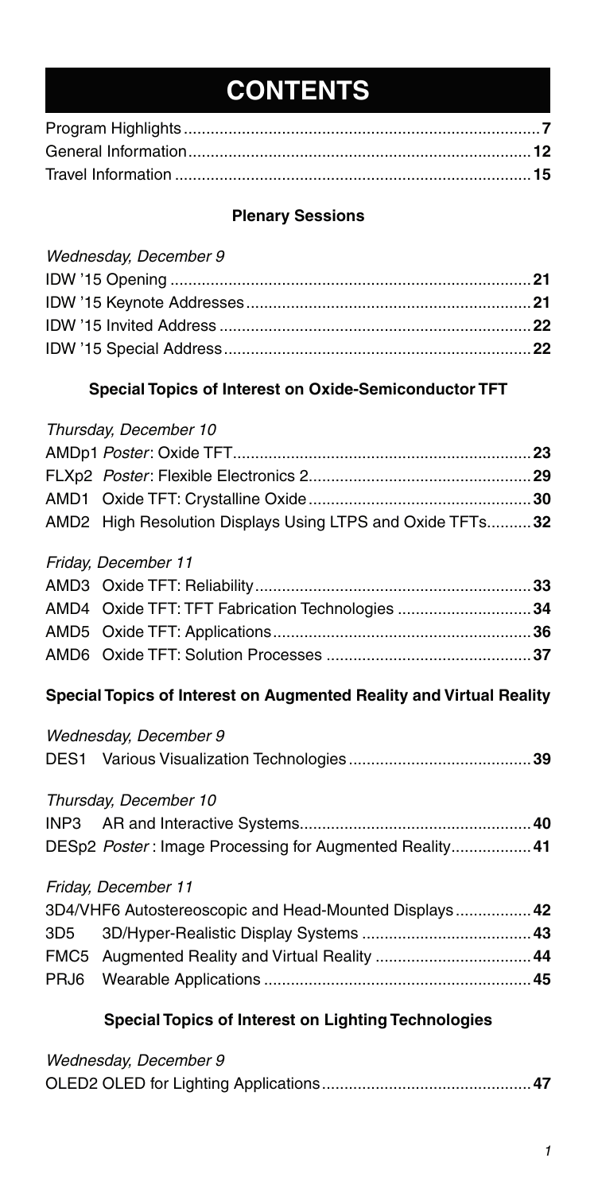# CONTENTS

Program Highlights ............................................................................... **7**
General Information............................................................................ **12**
Travel Information .............................................................................. **15**

### Plenary Sessions

*Wednesday, December 9*

IDW '15 Opening ................................................................................ **21**
IDW '15 Keynote Addresses ............................................................... **21**
IDW '15 Invited Address ..................................................................... **22**
IDW '15 Special Address .................................................................... **22**

### Special Topics of Interest on Oxide-Semiconductor TFT

*Thursday, December 10*

AMDp1 *Poster*: Oxide TFT .................................................................. **23**
FLXp2 *Poster*: Flexible Electronics 2 ................................................. **29**
AMD1 Oxide TFT: Crystalline Oxide ................................................... **30**
AMD2 High Resolution Displays Using LTPS and Oxide TFTs .......... **32**

*Friday, December 11*

AMD3 Oxide TFT: Reliability ............................................................... **33**
AMD4 Oxide TFT: TFT Fabrication Technologies ............................... **34**
AMD5 Oxide TFT: Applications ........................................................... **36**
AMD6 Oxide TFT: Solution Processes ................................................ **37**

### Special Topics of Interest on Augmented Reality and Virtual Reality

*Wednesday, December 9*

DES1 Various Visualization Technologies ........................................... **39**

*Thursday, December 10*

INP3 AR and Interactive Systems ....................................................... **40**
DESp2 *Poster*: Image Processing for Augmented Reality .................. **41**

*Friday, December 11*

3D4/VHF6 Autostereoscopic and Head-Mounted Displays ................. **42**
3D5 3D/Hyper-Realistic Display Systems ............................................ **43**
FMC5 Augmented Reality and Virtual Reality ..................................... **44**
PRJ6 Wearable Applications ................................................................ **45**

### Special Topics of Interest on Lighting Technologies

*Wednesday, December 9*

OLED2 OLED for Lighting Applications ............................................... **47**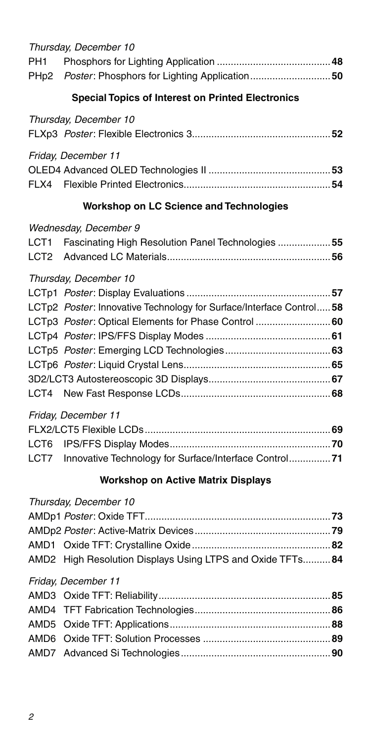*Thursday, December 10*

PH1 Phosphors for Lighting Application .......................................... **48**
PHp2 *Poster*: Phosphors for Lighting Application............................. **50**

### Special Topics of Interest on Printed Electronics

*Thursday, December 10*

FLXp3 *Poster*: Flexible Electronics 3.................................................. **52**

*Friday, December 11*

OLED4 Advanced OLED Technologies II ............................................ **53**
FLX4 Flexible Printed Electronics...................................................... **54**

### Workshop on LC Science and Technologies

*Wednesday, December 9*

LCT1 Fascinating High Resolution Panel Technologies ................... **55**
LCT2 Advanced LC Materials............................................................ **56**

*Thursday, December 10*

LCTp1 *Poster*: Display Evaluations .................................................... **57**
LCTp2 *Poster*: Innovative Technology for Surface/Interface Control..... **58**
LCTp3 *Poster*: Optical Elements for Phase Control ........................... **60**
LCTp4 *Poster*: IPS/FFS Display Modes ............................................. **61**
LCTp5 *Poster*: Emerging LCD Technologies...................................... **63**
LCTp6 *Poster*: Liquid Crystal Lens...................................................... **65**
3D2/LCT3 Autostereoscopic 3D Displays............................................ **67**
LCT4 New Fast Response LCDs...................................................... **68**

*Friday, December 11*

FLX2/LCT5 Flexible LCDs.................................................................... **69**
LCT6 IPS/FFS Display Modes........................................................... **70**
LCT7 Innovative Technology for Surface/Interface Control............... **71**

### Workshop on Active Matrix Displays

*Thursday, December 10*

AMDp1 *Poster*: Oxide TFT.................................................................... **73**
AMDp2 *Poster*: Active-Matrix Devices................................................. **79**
AMD1 Oxide TFT: Crystalline Oxide................................................... **82**
AMD2 High Resolution Displays Using LTPS and Oxide TFTs.......... **84**

*Friday, December 11*

AMD3 Oxide TFT: Reliability............................................................... **85**
AMD4 TFT Fabrication Technologies................................................. **86**
AMD5 Oxide TFT: Applications........................................................... **88**
AMD6 Oxide TFT: Solution Processes ............................................... **89**
AMD7 Advanced Si Technologies....................................................... **90**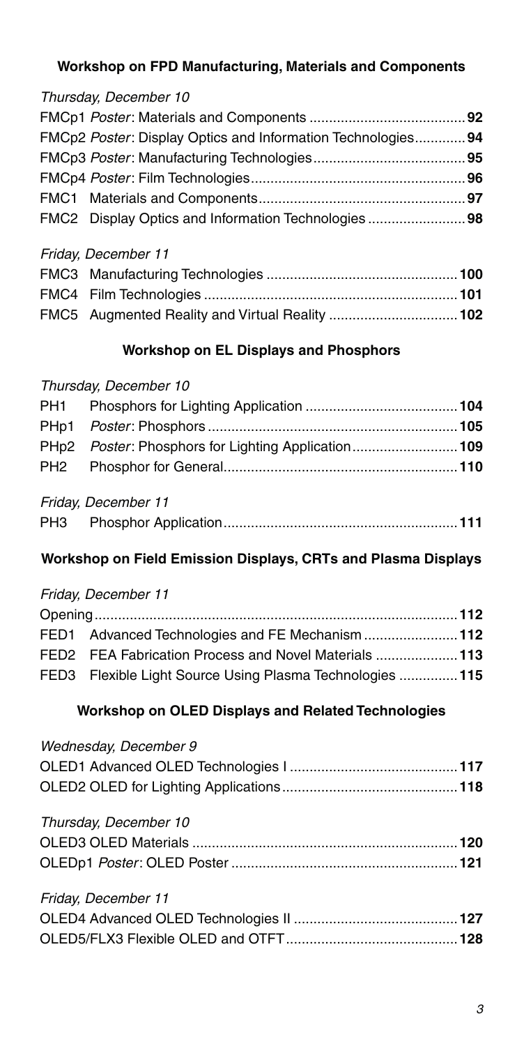### Workshop on FPD Manufacturing, Materials and Components

*Thursday, December 10*

FMCp1 *Poster*: Materials and Components ........................................ **92**
FMCp2 *Poster*: Display Optics and Information Technologies............. **94**
FMCp3 *Poster*: Manufacturing Technologies........................................ **95**
FMCp4 *Poster*: Film Technologies....................................................... **96**
FMC1 Materials and Components..................................................... **97**
FMC2 Display Optics and Information Technologies ......................... **98**

*Friday, December 11*

FMC3 Manufacturing Technologies ................................................. **100**
FMC4 Film Technologies .................................................................. **101**
FMC5 Augmented Reality and Virtual Reality ................................. **102**

### Workshop on EL Displays and Phosphors

*Thursday, December 10*

PH1 Phosphors for Lighting Application ....................................... **104**
PHp1 *Poster*: Phosphors ............................................................... **105**
PHp2 *Poster*: Phosphors for Lighting Application........................... **109**
PH2 Phosphor for General............................................................ **110**

*Friday, December 11*

PH3 Phosphor Application............................................................ **111**

### Workshop on Field Emission Displays, CRTs and Plasma Displays

*Friday, December 11*

Opening............................................................................................ **112**
FED1 Advanced Technologies and FE Mechanism ........................ **112**
FED2 FEA Fabrication Process and Novel Materials ..................... **113**
FED3 Flexible Light Source Using Plasma Technologies ............... **115**

### Workshop on OLED Displays and Related Technologies

*Wednesday, December 9*

OLED1 Advanced OLED Technologies I ........................................... **117**
OLED2 OLED for Lighting Applications............................................. **118**

*Thursday, December 10*

OLED3 OLED Materials .................................................................... **120**
OLEDp1 *Poster*: OLED Poster .......................................................... **121**

*Friday, December 11*

OLED4 Advanced OLED Technologies II ........................................... **127**
OLED5/FLX3 Flexible OLED and OTFT............................................. **128**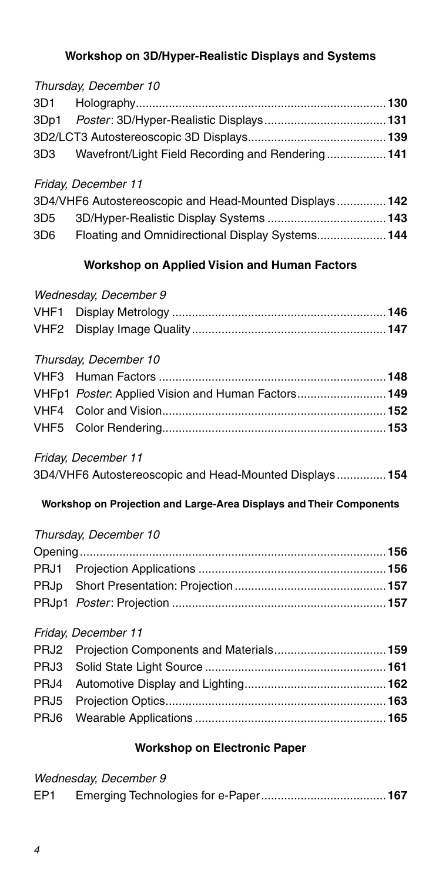## Workshop on 3D/Hyper-Realistic Displays and Systems

*Thursday, December 10*

| | | |
|---|---|---|
| 3D1 | Holography | **130** |
| 3Dp1 | *Poster*: 3D/Hyper-Realistic Displays | **131** |
| 3D2/LCT3 | Autostereoscopic 3D Displays | **139** |
| 3D3 | Wavefront/Light Field Recording and Rendering | **141** |

*Friday, December 11*

| | | |
|---|---|---|
| 3D4/VHF6 | Autostereoscopic and Head-Mounted Displays | **142** |
| 3D5 | 3D/Hyper-Realistic Display Systems | **143** |
| 3D6 | Floating and Omnidirectional Display Systems | **144** |

## Workshop on Applied Vision and Human Factors

*Wednesday, December 9*

| | | |
|---|---|---|
| VHF1 | Display Metrology | **146** |
| VHF2 | Display Image Quality | **147** |

*Thursday, December 10*

| | | |
|---|---|---|
| VHF3 | Human Factors | **148** |
| VHFp1 | *Poster*: Applied Vision and Human Factors | **149** |
| VHF4 | Color and Vision | **152** |
| VHF5 | Color Rendering | **153** |

*Friday, December 11*

| | | |
|---|---|---|
| 3D4/VHF6 | Autostereoscopic and Head-Mounted Displays | **154** |

## Workshop on Projection and Large-Area Displays and Their Components

*Thursday, December 10*

| | | |
|---|---|---|
| Opening | | **156** |
| PRJ1 | Projection Applications | **156** |
| PRJp | Short Presentation: Projection | **157** |
| PRJp1 | *Poster*: Projection | **157** |

*Friday, December 11*

| | | |
|---|---|---|
| PRJ2 | Projection Components and Materials | **159** |
| PRJ3 | Solid State Light Source | **161** |
| PRJ4 | Automotive Display and Lighting | **162** |
| PRJ5 | Projection Optics | **163** |
| PRJ6 | Wearable Applications | **165** |

## Workshop on Electronic Paper

*Wednesday, December 9*

| | | |
|---|---|---|
| EP1 | Emerging Technologies for e-Paper | **167** |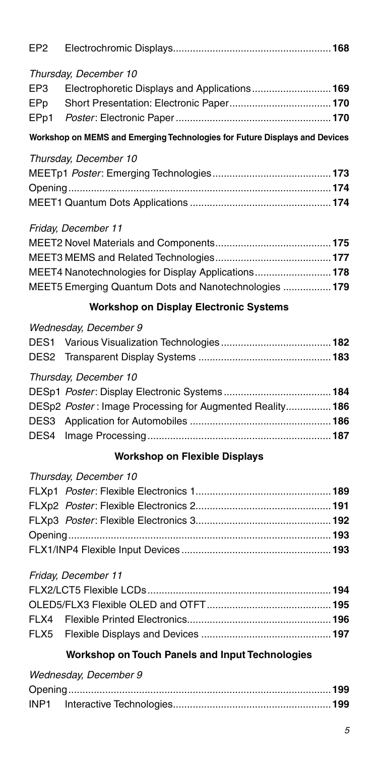| | | |
|---|---|---|
| EP2 | Electrochromic Displays | **168** |

*Thursday, December 10*

| | | |
|---|---|---|
| EP3 | Electrophoretic Displays and Applications | **169** |
| EPp | Short Presentation: Electronic Paper | **170** |
| EPp1 | *Poster*: Electronic Paper | **170** |

**Workshop on MEMS and Emerging Technologies for Future Displays and Devices**

*Thursday, December 10*

| | |
|---|---|
| MEETp1 *Poster*: Emerging Technologies | **173** |
| Opening | **174** |
| MEET1 Quantum Dots Applications | **174** |

*Friday, December 11*

| | |
|---|---|
| MEET2 Novel Materials and Components | **175** |
| MEET3 MEMS and Related Technologies | **177** |
| MEET4 Nanotechnologies for Display Applications | **178** |
| MEET5 Emerging Quantum Dots and Nanotechnologies | **179** |

**Workshop on Display Electronic Systems**

*Wednesday, December 9*

| | | |
|---|---|---|
| DES1 | Various Visualization Technologies | **182** |
| DES2 | Transparent Display Systems | **183** |

*Thursday, December 10*

| | | |
|---|---|---|
| DESp1 | *Poster*: Display Electronic Systems | **184** |
| DESp2 | *Poster*: Image Processing for Augmented Reality | **186** |
| DES3 | Application for Automobiles | **186** |
| DES4 | Image Processing | **187** |

**Workshop on Flexible Displays**

*Thursday, December 10*

| | | |
|---|---|---|
| FLXp1 | *Poster*: Flexible Electronics 1 | **189** |
| FLXp2 | *Poster*: Flexible Electronics 2 | **191** |
| FLXp3 | *Poster*: Flexible Electronics 3 | **192** |
| Opening | | **193** |
| FLX1/INP4 | Flexible Input Devices | **193** |

*Friday, December 11*

| | | |
|---|---|---|
| FLX2/LCT5 | Flexible LCDs | **194** |
| OLED5/FLX3 | Flexible OLED and OTFT | **195** |
| FLX4 | Flexible Printed Electronics | **196** |
| FLX5 | Flexible Displays and Devices | **197** |

**Workshop on Touch Panels and Input Technologies**

*Wednesday, December 9*

| | | |
|---|---|---|
| Opening | | **199** |
| INP1 | Interactive Technologies | **199** |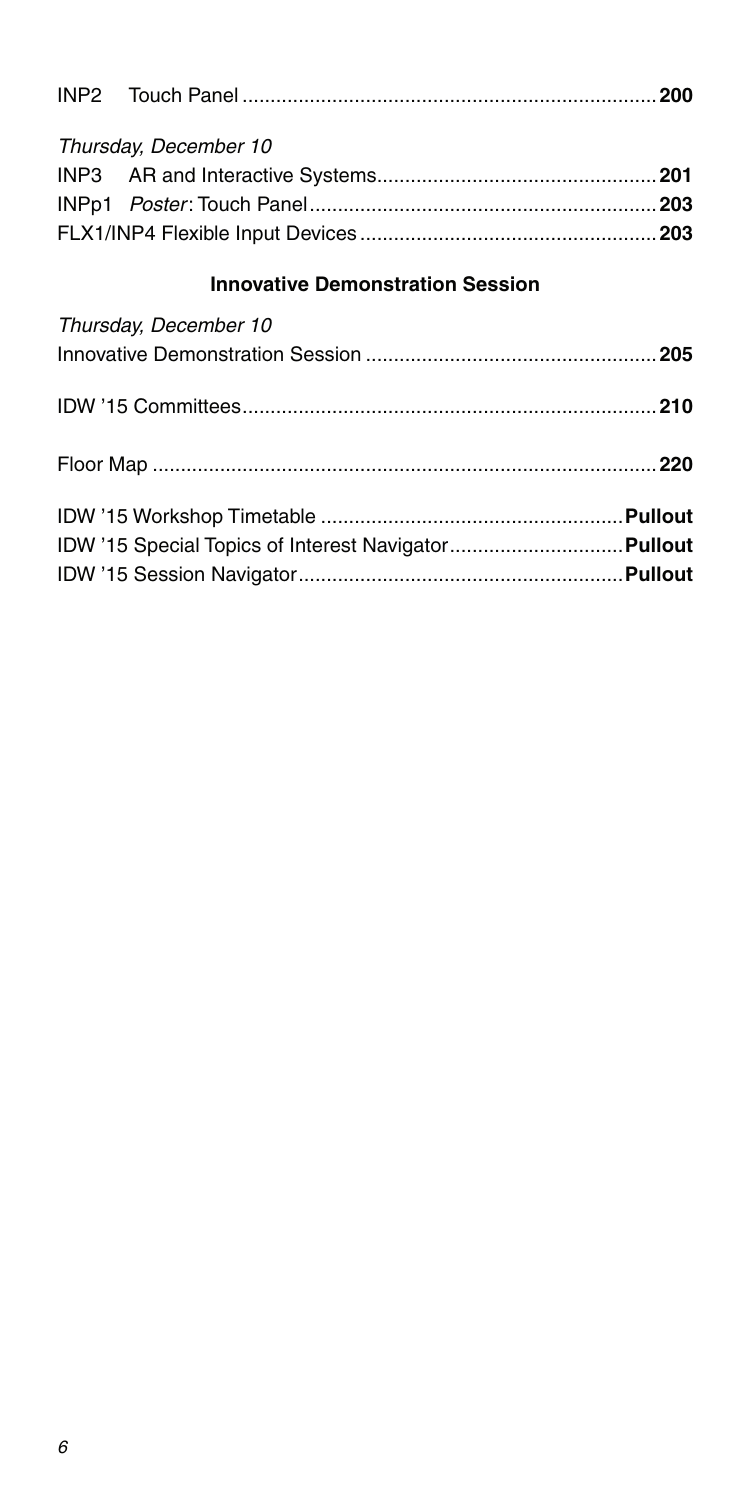INP2 Touch Panel ........................................................................ **200**

*Thursday, December 10*

INP3 AR and Interactive Systems................................................. **201**

INPp1 *Poster*: Touch Panel............................................................. **203**

FLX1/INP4 Flexible Input Devices .................................................... **203**

**Innovative Demonstration Session**

*Thursday, December 10*

Innovative Demonstration Session ................................................... **205**

IDW '15 Committees......................................................................... **210**

Floor Map ......................................................................................... **220**

IDW '15 Workshop Timetable ...................................................... **Pullout**

IDW '15 Special Topics of Interest Navigator............................... **Pullout**

IDW '15 Session Navigator.......................................................... **Pullout**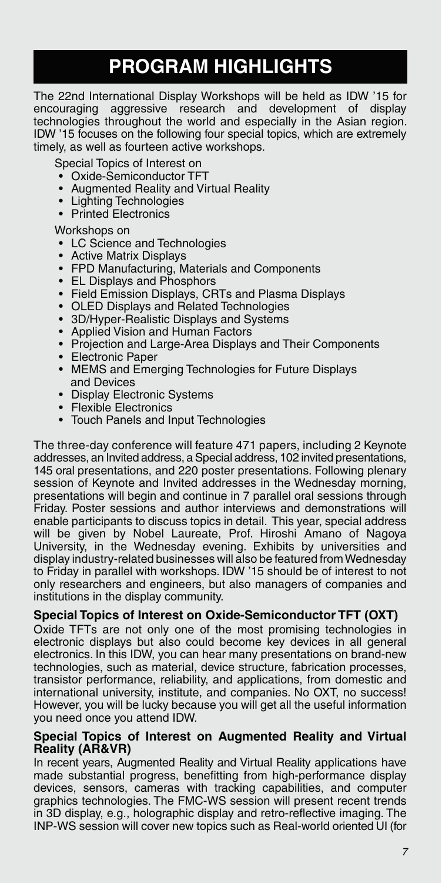# PROGRAM HIGHLIGHTS

The 22nd International Display Workshops will be held as IDW '15 for encouraging aggressive research and development of display technologies throughout the world and especially in the Asian region. IDW '15 focuses on the following four special topics, which are extremely timely, as well as fourteen active workshops.

Special Topics of Interest on

- Oxide-Semiconductor TFT
- Augmented Reality and Virtual Reality
- Lighting Technologies
- Printed Electronics

Workshops on

- LC Science and Technologies
- Active Matrix Displays
- FPD Manufacturing, Materials and Components
- EL Displays and Phosphors
- Field Emission Displays, CRTs and Plasma Displays
- OLED Displays and Related Technologies
- 3D/Hyper-Realistic Displays and Systems
- Applied Vision and Human Factors
- Projection and Large-Area Displays and Their Components
- Electronic Paper
- MEMS and Emerging Technologies for Future Displays and Devices
- Display Electronic Systems
- Flexible Electronics
- Touch Panels and Input Technologies

The three-day conference will feature 471 papers, including 2 Keynote addresses, an Invited address, a Special address, 102 invited presentations, 145 oral presentations, and 220 poster presentations. Following plenary session of Keynote and Invited addresses in the Wednesday morning, presentations will begin and continue in 7 parallel oral sessions through Friday. Poster sessions and author interviews and demonstrations will enable participants to discuss topics in detail. This year, special address will be given by Nobel Laureate, Prof. Hiroshi Amano of Nagoya University, in the Wednesday evening. Exhibits by universities and display industry-related businesses will also be featured from Wednesday to Friday in parallel with workshops. IDW '15 should be of interest to not only researchers and engineers, but also managers of companies and institutions in the display community.

**Special Topics of Interest on Oxide-Semiconductor TFT (OXT)**

Oxide TFTs are not only one of the most promising technologies in electronic displays but also could become key devices in all general electronics. In this IDW, you can hear many presentations on brand-new technologies, such as material, device structure, fabrication processes, transistor performance, reliability, and applications, from domestic and international university, institute, and companies. No OXT, no success! However, you will be lucky because you will get all the useful information you need once you attend IDW.

**Special Topics of Interest on Augmented Reality and Virtual Reality (AR&VR)**

In recent years, Augmented Reality and Virtual Reality applications have made substantial progress, benefitting from high-performance display devices, sensors, cameras with tracking capabilities, and computer graphics technologies. The FMC-WS session will present recent trends in 3D display, e.g., holographic display and retro-reflective imaging. The INP-WS session will cover new topics such as Real-world oriented UI (for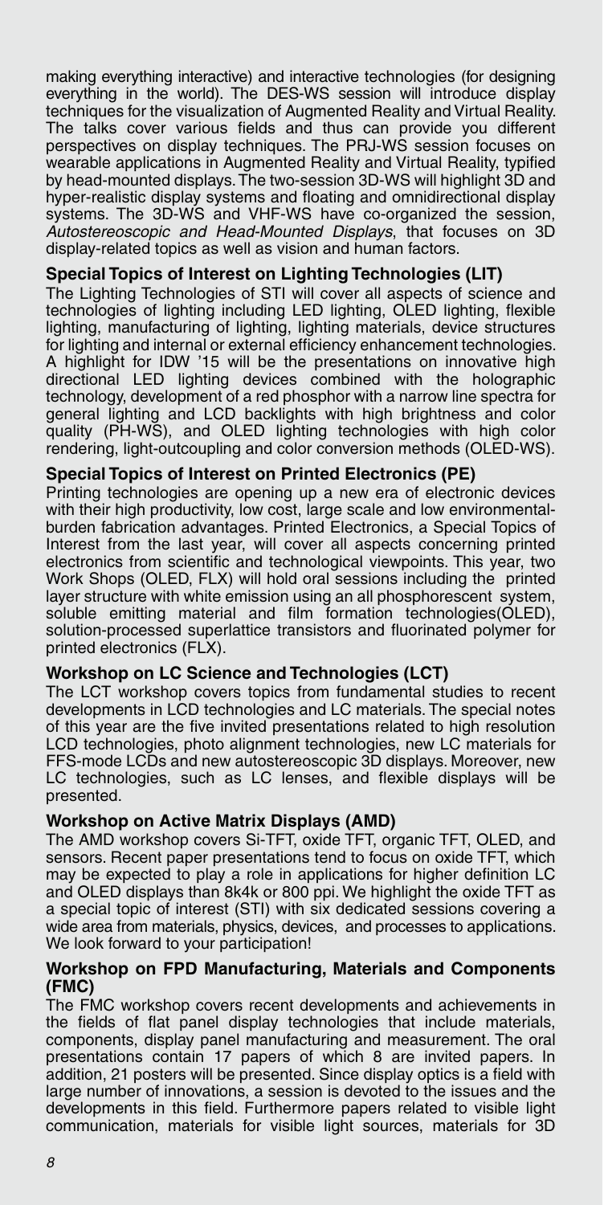making everything interactive) and interactive technologies (for designing everything in the world). The DES-WS session will introduce display techniques for the visualization of Augmented Reality and Virtual Reality. The talks cover various fields and thus can provide you different perspectives on display techniques. The PRJ-WS session focuses on wearable applications in Augmented Reality and Virtual Reality, typified by head-mounted displays. The two-session 3D-WS will highlight 3D and hyper-realistic display systems and floating and omnidirectional display systems. The 3D-WS and VHF-WS have co-organized the session, *Autostereoscopic and Head-Mounted Displays*, that focuses on 3D display-related topics as well as vision and human factors.

### Special Topics of Interest on Lighting Technologies (LIT)

The Lighting Technologies of STI will cover all aspects of science and technologies of lighting including LED lighting, OLED lighting, flexible lighting, manufacturing of lighting, lighting materials, device structures for lighting and internal or external efficiency enhancement technologies. A highlight for IDW '15 will be the presentations on innovative high directional LED lighting devices combined with the holographic technology, development of a red phosphor with a narrow line spectra for general lighting and LCD backlights with high brightness and color quality (PH-WS), and OLED lighting technologies with high color rendering, light-outcoupling and color conversion methods (OLED-WS).

### Special Topics of Interest on Printed Electronics (PE)

Printing technologies are opening up a new era of electronic devices with their high productivity, low cost, large scale and low environmental-burden fabrication advantages. Printed Electronics, a Special Topics of Interest from the last year, will cover all aspects concerning printed electronics from scientific and technological viewpoints. This year, two Work Shops (OLED, FLX) will hold oral sessions including the printed layer structure with white emission using an all phosphorescent system, soluble emitting material and film formation technologies(OLED), solution-processed superlattice transistors and fluorinated polymer for printed electronics (FLX).

### Workshop on LC Science and Technologies (LCT)

The LCT workshop covers topics from fundamental studies to recent developments in LCD technologies and LC materials. The special notes of this year are the five invited presentations related to high resolution LCD technologies, photo alignment technologies, new LC materials for FFS-mode LCDs and new autostereoscopic 3D displays. Moreover, new LC technologies, such as LC lenses, and flexible displays will be presented.

### Workshop on Active Matrix Displays (AMD)

The AMD workshop covers Si-TFT, oxide TFT, organic TFT, OLED, and sensors. Recent paper presentations tend to focus on oxide TFT, which may be expected to play a role in applications for higher definition LC and OLED displays than 8k4k or 800 ppi. We highlight the oxide TFT as a special topic of interest (STI) with six dedicated sessions covering a wide area from materials, physics, devices, and processes to applications. We look forward to your participation!

### Workshop on FPD Manufacturing, Materials and Components (FMC)

The FMC workshop covers recent developments and achievements in the fields of flat panel display technologies that include materials, components, display panel manufacturing and measurement. The oral presentations contain 17 papers of which 8 are invited papers. In addition, 21 posters will be presented. Since display optics is a field with large number of innovations, a session is devoted to the issues and the developments in this field. Furthermore papers related to visible light communication, materials for visible light sources, materials for 3D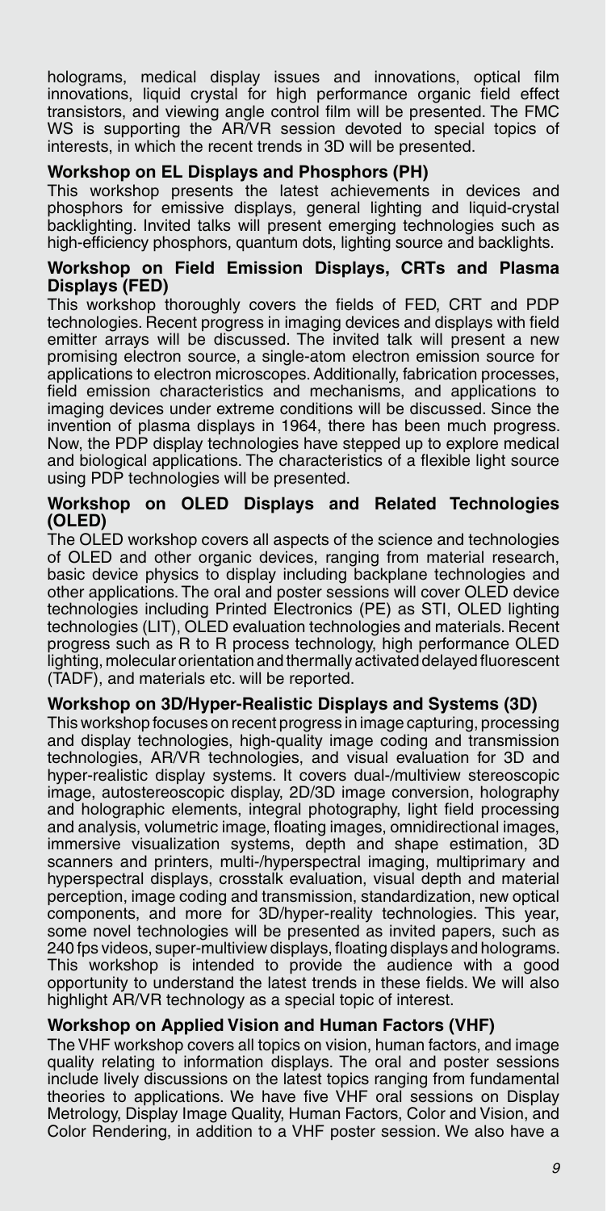holograms, medical display issues and innovations, optical film innovations, liquid crystal for high performance organic field effect transistors, and viewing angle control film will be presented. The FMC WS is supporting the AR/VR session devoted to special topics of interests, in which the recent trends in 3D will be presented.

### Workshop on EL Displays and Phosphors (PH)

This workshop presents the latest achievements in devices and phosphors for emissive displays, general lighting and liquid-crystal backlighting. Invited talks will present emerging technologies such as high-efficiency phosphors, quantum dots, lighting source and backlights.

### Workshop on Field Emission Displays, CRTs and Plasma Displays (FED)

This workshop thoroughly covers the fields of FED, CRT and PDP technologies. Recent progress in imaging devices and displays with field emitter arrays will be discussed. The invited talk will present a new promising electron source, a single-atom electron emission source for applications to electron microscopes. Additionally, fabrication processes, field emission characteristics and mechanisms, and applications to imaging devices under extreme conditions will be discussed. Since the invention of plasma displays in 1964, there has been much progress. Now, the PDP display technologies have stepped up to explore medical and biological applications. The characteristics of a flexible light source using PDP technologies will be presented.

### Workshop on OLED Displays and Related Technologies (OLED)

The OLED workshop covers all aspects of the science and technologies of OLED and other organic devices, ranging from material research, basic device physics to display including backplane technologies and other applications. The oral and poster sessions will cover OLED device technologies including Printed Electronics (PE) as STI, OLED lighting technologies (LIT), OLED evaluation technologies and materials. Recent progress such as R to R process technology, high performance OLED lighting, molecular orientation and thermally activated delayed fluorescent (TADF), and materials etc. will be reported.

### Workshop on 3D/Hyper-Realistic Displays and Systems (3D)

This workshop focuses on recent progress in image capturing, processing and display technologies, high-quality image coding and transmission technologies, AR/VR technologies, and visual evaluation for 3D and hyper-realistic display systems. It covers dual-/multiview stereoscopic image, autostereoscopic display, 2D/3D image conversion, holography and holographic elements, integral photography, light field processing and analysis, volumetric image, floating images, omnidirectional images, immersive visualization systems, depth and shape estimation, 3D scanners and printers, multi-/hyperspectral imaging, multiprimary and hyperspectral displays, crosstalk evaluation, visual depth and material perception, image coding and transmission, standardization, new optical components, and more for 3D/hyper-reality technologies. This year, some novel technologies will be presented as invited papers, such as 240 fps videos, super-multiview displays, floating displays and holograms. This workshop is intended to provide the audience with a good opportunity to understand the latest trends in these fields. We will also highlight AR/VR technology as a special topic of interest.

### Workshop on Applied Vision and Human Factors (VHF)

The VHF workshop covers all topics on vision, human factors, and image quality relating to information displays. The oral and poster sessions include lively discussions on the latest topics ranging from fundamental theories to applications. We have five VHF oral sessions on Display Metrology, Display Image Quality, Human Factors, Color and Vision, and Color Rendering, in addition to a VHF poster session. We also have a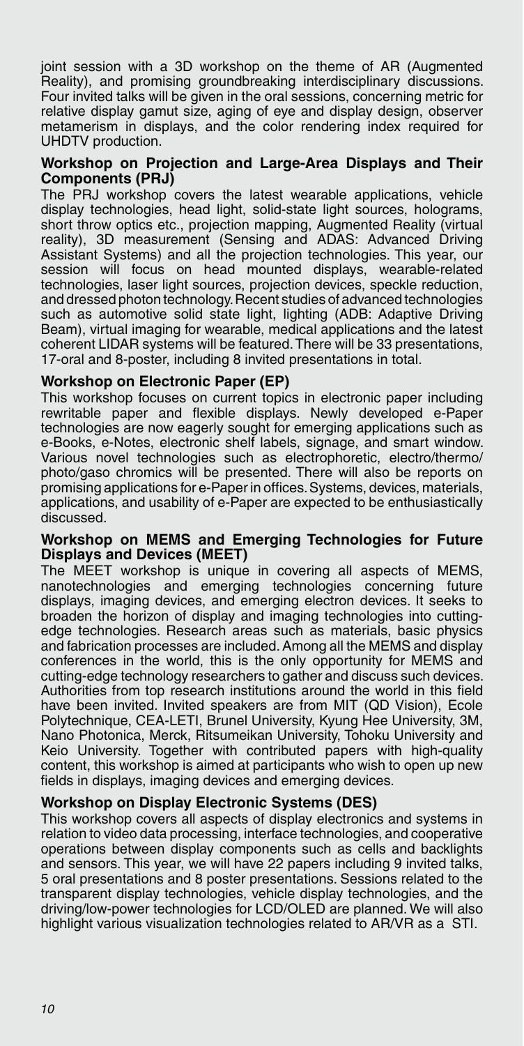joint session with a 3D workshop on the theme of AR (Augmented Reality), and promising groundbreaking interdisciplinary discussions. Four invited talks will be given in the oral sessions, concerning metric for relative display gamut size, aging of eye and display design, observer metamerism in displays, and the color rendering index required for UHDTV production.

### Workshop on Projection and Large-Area Displays and Their Components (PRJ)

The PRJ workshop covers the latest wearable applications, vehicle display technologies, head light, solid-state light sources, holograms, short throw optics etc., projection mapping, Augmented Reality (virtual reality), 3D measurement (Sensing and ADAS: Advanced Driving Assistant Systems) and all the projection technologies. This year, our session will focus on head mounted displays, wearable-related technologies, laser light sources, projection devices, speckle reduction, and dressed photon technology. Recent studies of advanced technologies such as automotive solid state light, lighting (ADB: Adaptive Driving Beam), virtual imaging for wearable, medical applications and the latest coherent LIDAR systems will be featured. There will be 33 presentations, 17-oral and 8-poster, including 8 invited presentations in total.

### Workshop on Electronic Paper (EP)

This workshop focuses on current topics in electronic paper including rewritable paper and flexible displays. Newly developed e-Paper technologies are now eagerly sought for emerging applications such as e-Books, e-Notes, electronic shelf labels, signage, and smart window. Various novel technologies such as electrophoretic, electro/thermo/photo/gaso chromics will be presented. There will also be reports on promising applications for e-Paper in offices. Systems, devices, materials, applications, and usability of e-Paper are expected to be enthusiastically discussed.

### Workshop on MEMS and Emerging Technologies for Future Displays and Devices (MEET)

The MEET workshop is unique in covering all aspects of MEMS, nanotechnologies and emerging technologies concerning future displays, imaging devices, and emerging electron devices. It seeks to broaden the horizon of display and imaging technologies into cutting-edge technologies. Research areas such as materials, basic physics and fabrication processes are included. Among all the MEMS and display conferences in the world, this is the only opportunity for MEMS and cutting-edge technology researchers to gather and discuss such devices. Authorities from top research institutions around the world in this field have been invited. Invited speakers are from MIT (QD Vision), Ecole Polytechnique, CEA-LETI, Brunel University, Kyung Hee University, 3M, Nano Photonica, Merck, Ritsumeikan University, Tohoku University and Keio University. Together with contributed papers with high-quality content, this workshop is aimed at participants who wish to open up new fields in displays, imaging devices and emerging devices.

### Workshop on Display Electronic Systems (DES)

This workshop covers all aspects of display electronics and systems in relation to video data processing, interface technologies, and cooperative operations between display components such as cells and backlights and sensors. This year, we will have 22 papers including 9 invited talks, 5 oral presentations and 8 poster presentations. Sessions related to the transparent display technologies, vehicle display technologies, and the driving/low-power technologies for LCD/OLED are planned. We will also highlight various visualization technologies related to AR/VR as a STI.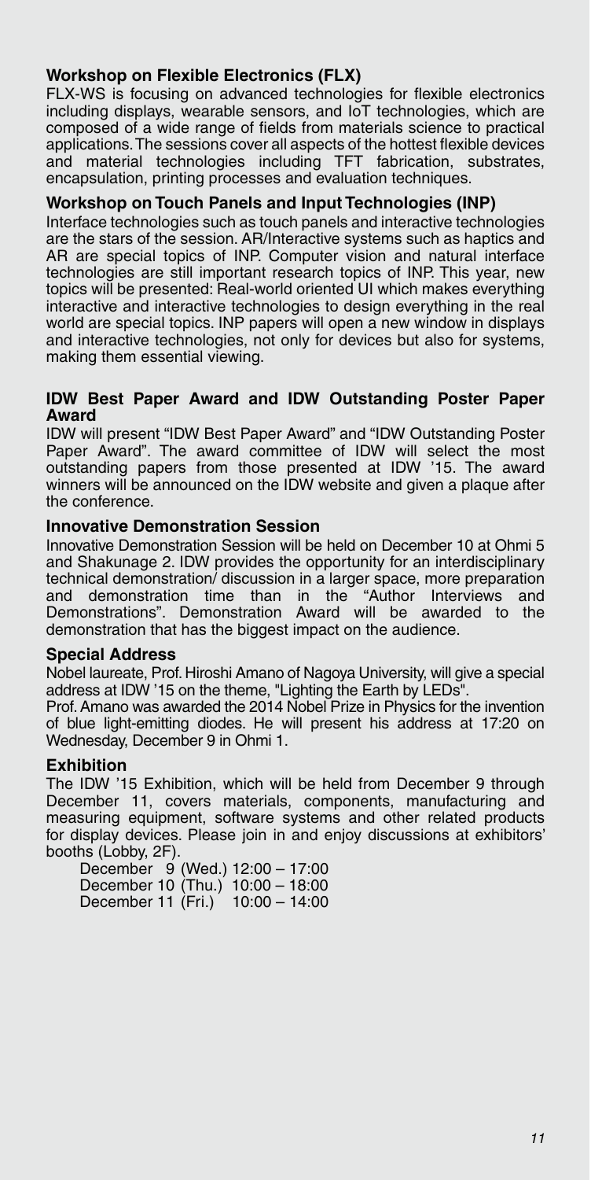### Workshop on Flexible Electronics (FLX)

FLX-WS is focusing on advanced technologies for flexible electronics including displays, wearable sensors, and IoT technologies, which are composed of a wide range of fields from materials science to practical applications. The sessions cover all aspects of the hottest flexible devices and material technologies including TFT fabrication, substrates, encapsulation, printing processes and evaluation techniques.

### Workshop on Touch Panels and Input Technologies (INP)

Interface technologies such as touch panels and interactive technologies are the stars of the session. AR/Interactive systems such as haptics and AR are special topics of INP. Computer vision and natural interface technologies are still important research topics of INP. This year, new topics will be presented: Real-world oriented UI which makes everything interactive and interactive technologies to design everything in the real world are special topics. INP papers will open a new window in displays and interactive technologies, not only for devices but also for systems, making them essential viewing.

### IDW Best Paper Award and IDW Outstanding Poster Paper Award

IDW will present "IDW Best Paper Award" and "IDW Outstanding Poster Paper Award". The award committee of IDW will select the most outstanding papers from those presented at IDW '15. The award winners will be announced on the IDW website and given a plaque after the conference.

### Innovative Demonstration Session

Innovative Demonstration Session will be held on December 10 at Ohmi 5 and Shakunage 2. IDW provides the opportunity for an interdisciplinary technical demonstration/ discussion in a larger space, more preparation and demonstration time than in the "Author Interviews and Demonstrations". Demonstration Award will be awarded to the demonstration that has the biggest impact on the audience.

### Special Address

Nobel laureate, Prof. Hiroshi Amano of Nagoya University, will give a special address at IDW '15 on the theme, "Lighting the Earth by LEDs".

Prof. Amano was awarded the 2014 Nobel Prize in Physics for the invention of blue light-emitting diodes. He will present his address at 17:20 on Wednesday, December 9 in Ohmi 1.

### Exhibition

The IDW '15 Exhibition, which will be held from December 9 through December 11, covers materials, components, manufacturing and measuring equipment, software systems and other related products for display devices. Please join in and enjoy discussions at exhibitors' booths (Lobby, 2F).

December 9 (Wed.) 12:00 – 17:00
December 10 (Thu.) 10:00 – 18:00
December 11 (Fri.) 10:00 – 14:00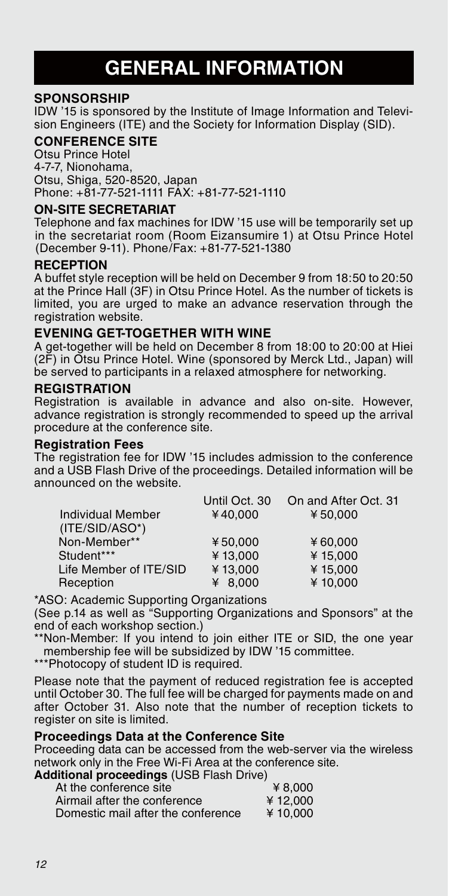# GENERAL INFORMATION

### SPONSORSHIP

IDW '15 is sponsored by the Institute of Image Information and Television Engineers (ITE) and the Society for Information Display (SID).

### CONFERENCE SITE

Otsu Prince Hotel
4-7-7, Nionohama,
Otsu, Shiga, 520-8520, Japan
Phone: +81-77-521-1111 FAX: +81-77-521-1110

### ON-SITE SECRETARIAT

Telephone and fax machines for IDW '15 use will be temporarily set up in the secretariat room (Room Eizansumire 1) at Otsu Prince Hotel (December 9-11). Phone/Fax: +81-77-521-1380

### RECEPTION

A buffet style reception will be held on December 9 from 18:50 to 20:50 at the Prince Hall (3F) in Otsu Prince Hotel. As the number of tickets is limited, you are urged to make an advance reservation through the registration website.

### EVENING GET-TOGETHER WITH WINE

A get-together will be held on December 8 from 18:00 to 20:00 at Hiei (2F) in Otsu Prince Hotel. Wine (sponsored by Merck Ltd., Japan) will be served to participants in a relaxed atmosphere for networking.

### REGISTRATION

Registration is available in advance and also on-site. However, advance registration is strongly recommended to speed up the arrival procedure at the conference site.

#### Registration Fees

The registration fee for IDW '15 includes admission to the conference and a USB Flash Drive of the proceedings. Detailed information will be announced on the website.

| | Until Oct. 30 | On and After Oct. 31 |
|---|---|---|
| Individual Member (ITE/SID/ASO*) | ¥40,000 | ¥50,000 |
| Non-Member** | ¥50,000 | ¥60,000 |
| Student*** | ¥13,000 | ¥15,000 |
| Life Member of ITE/SID | ¥13,000 | ¥15,000 |
| Reception | ¥ 8,000 | ¥10,000 |

*ASO: Academic Supporting Organizations
(See p.14 as well as "Supporting Organizations and Sponsors" at the end of each workshop section.)

**Non-Member: If you intend to join either ITE or SID, the one year membership fee will be subsidized by IDW '15 committee.

***Photocopy of student ID is required.

Please note that the payment of reduced registration fee is accepted until October 30. The full fee will be charged for payments made on and after October 31. Also note that the number of reception tickets to register on site is limited.

#### Proceedings Data at the Conference Site

Proceeding data can be accessed from the web-server via the wireless network only in the Free Wi-Fi Area at the conference site.

**Additional proceedings** (USB Flash Drive)

| | |
|---|---|
| At the conference site | ¥8,000 |
| Airmail after the conference | ¥12,000 |
| Domestic mail after the conference | ¥10,000 |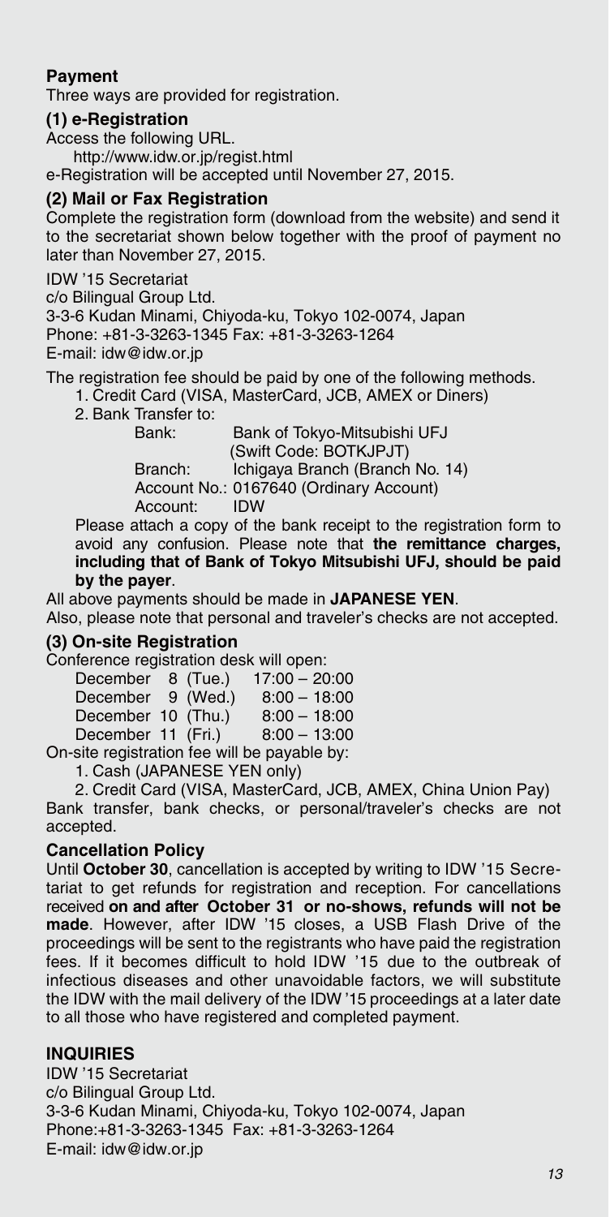## Payment

Three ways are provided for registration.

### (1) e-Registration

Access the following URL.

http://www.idw.or.jp/regist.html

e-Registration will be accepted until November 27, 2015.

### (2) Mail or Fax Registration

Complete the registration form (download from the website) and send it to the secretariat shown below together with the proof of payment no later than November 27, 2015.

IDW '15 Secretariat
c/o Bilingual Group Ltd.
3-3-6 Kudan Minami, Chiyoda-ku, Tokyo 102-0074, Japan
Phone: +81-3-3263-1345 Fax: +81-3-3263-1264
E-mail: idw@idw.or.jp

The registration fee should be paid by one of the following methods.

1. Credit Card (VISA, MasterCard, JCB, AMEX or Diners)
2. Bank Transfer to:

   Bank: Bank of Tokyo-Mitsubishi UFJ (Swift Code: BOTKJPJT)
   Branch: Ichigaya Branch (Branch No. 14)
   Account No.: 0167640 (Ordinary Account)
   Account: IDW

   Please attach a copy of the bank receipt to the registration form to avoid any confusion. Please note that **the remittance charges, including that of Bank of Tokyo Mitsubishi UFJ, should be paid by the payer**.

All above payments should be made in **JAPANESE YEN**.
Also, please note that personal and traveler's checks are not accepted.

### (3) On-site Registration

Conference registration desk will open:

| | |
|---|---|
| December 8 (Tue.) | 17:00 – 20:00 |
| December 9 (Wed.) | 8:00 – 18:00 |
| December 10 (Thu.) | 8:00 – 18:00 |
| December 11 (Fri.) | 8:00 – 13:00 |

On-site registration fee will be payable by:

1. Cash (JAPANESE YEN only)
2. Credit Card (VISA, MasterCard, JCB, AMEX, China Union Pay)

Bank transfer, bank checks, or personal/traveler's checks are not accepted.

## Cancellation Policy

Until **October 30**, cancellation is accepted by writing to IDW '15 Secretariat to get refunds for registration and reception. For cancellations received **on and after October 31 or no-shows, refunds will not be made**. However, after IDW '15 closes, a USB Flash Drive of the proceedings will be sent to the registrants who have paid the registration fees. If it becomes difficult to hold IDW '15 due to the outbreak of infectious diseases and other unavoidable factors, we will substitute the IDW with the mail delivery of the IDW '15 proceedings at a later date to all those who have registered and completed payment.

## INQUIRIES

IDW '15 Secretariat
c/o Bilingual Group Ltd.
3-3-6 Kudan Minami, Chiyoda-ku, Tokyo 102-0074, Japan
Phone:+81-3-3263-1345 Fax: +81-3-3263-1264
E-mail: idw@idw.or.jp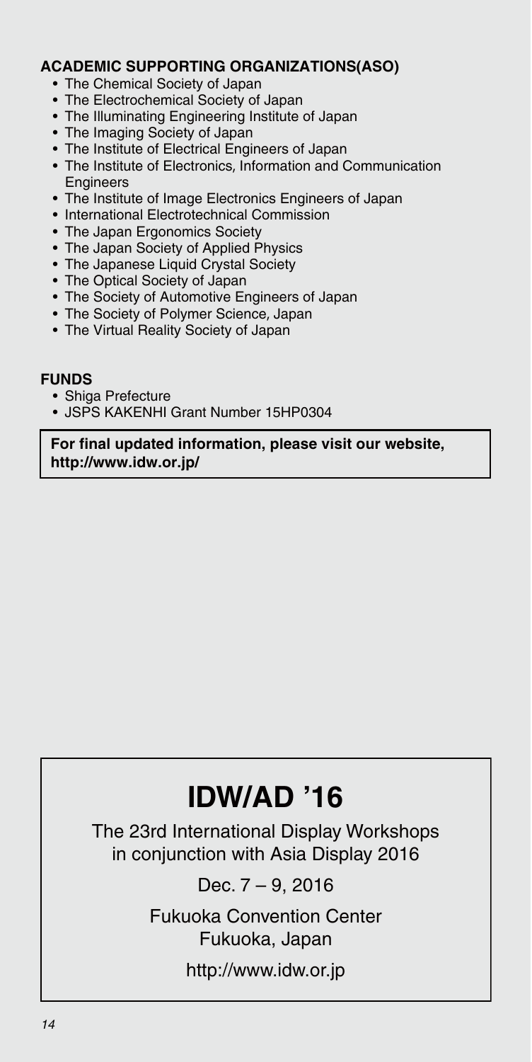## ACADEMIC SUPPORTING ORGANIZATIONS(ASO)

- The Chemical Society of Japan
- The Electrochemical Society of Japan
- The Illuminating Engineering Institute of Japan
- The Imaging Society of Japan
- The Institute of Electrical Engineers of Japan
- The Institute of Electronics, Information and Communication Engineers
- The Institute of Image Electronics Engineers of Japan
- International Electrotechnical Commission
- The Japan Ergonomics Society
- The Japan Society of Applied Physics
- The Japanese Liquid Crystal Society
- The Optical Society of Japan
- The Society of Automotive Engineers of Japan
- The Society of Polymer Science, Japan
- The Virtual Reality Society of Japan

## FUNDS

- Shiga Prefecture
- JSPS KAKENHI Grant Number 15HP0304

**For final updated information, please visit our website, http://www.idw.or.jp/**

# IDW/AD '16

The 23rd International Display Workshops in conjunction with Asia Display 2016

Dec. 7 – 9, 2016

Fukuoka Convention Center
Fukuoka, Japan

http://www.idw.or.jp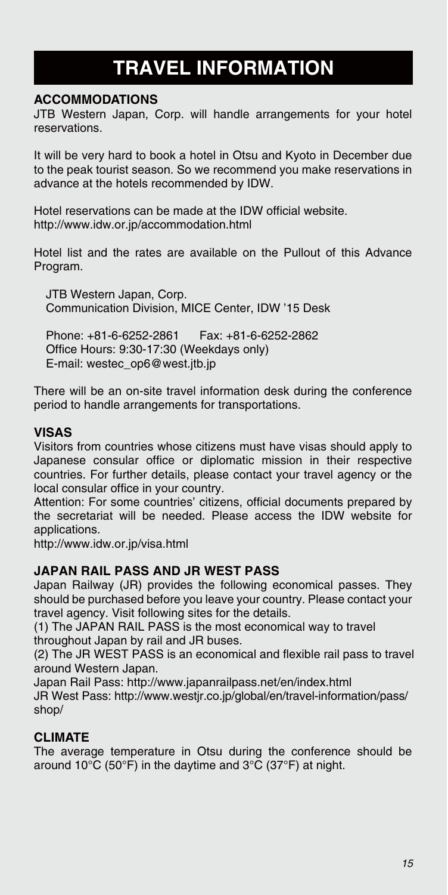# TRAVEL INFORMATION

## ACCOMMODATIONS

JTB Western Japan, Corp. will handle arrangements for your hotel reservations.

It will be very hard to book a hotel in Otsu and Kyoto in December due to the peak tourist season. So we recommend you make reservations in advance at the hotels recommended by IDW.

Hotel reservations can be made at the IDW official website.
http://www.idw.or.jp/accommodation.html

Hotel list and the rates are available on the Pullout of this Advance Program.

JTB Western Japan, Corp.
Communication Division, MICE Center, IDW '15 Desk

Phone: +81-6-6252-2861 Fax: +81-6-6252-2862
Office Hours: 9:30-17:30 (Weekdays only)
E-mail: westec_op6@west.jtb.jp

There will be an on-site travel information desk during the conference period to handle arrangements for transportations.

## VISAS

Visitors from countries whose citizens must have visas should apply to Japanese consular office or diplomatic mission in their respective countries. For further details, please contact your travel agency or the local consular office in your country.
Attention: For some countries' citizens, official documents prepared by the secretariat will be needed. Please access the IDW website for applications.
http://www.idw.or.jp/visa.html

## JAPAN RAIL PASS AND JR WEST PASS

Japan Railway (JR) provides the following economical passes. They should be purchased before you leave your country. Please contact your travel agency. Visit following sites for the details.

(1) The JAPAN RAIL PASS is the most economical way to travel throughout Japan by rail and JR buses.

(2) The JR WEST PASS is an economical and flexible rail pass to travel around Western Japan.

Japan Rail Pass: http://www.japanrailpass.net/en/index.html
JR West Pass: http://www.westjr.co.jp/global/en/travel-information/pass/shop/

## CLIMATE

The average temperature in Otsu during the conference should be around 10°C (50°F) in the daytime and 3°C (37°F) at night.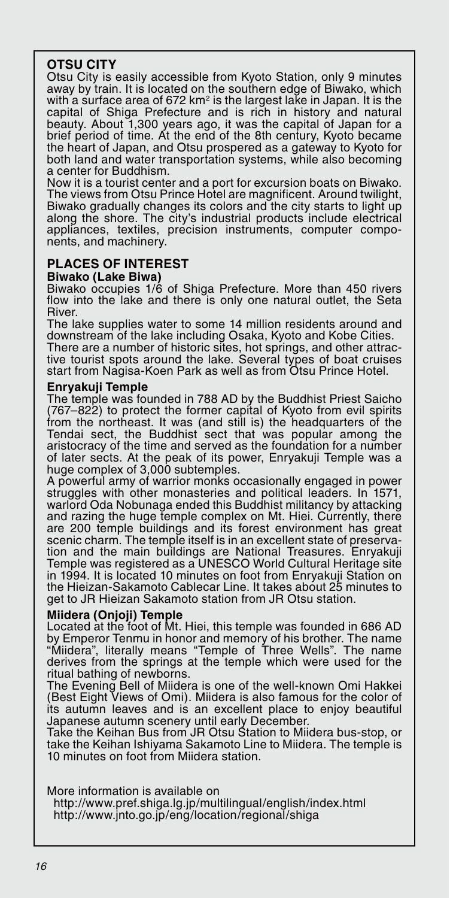## OTSU CITY

Otsu City is easily accessible from Kyoto Station, only 9 minutes away by train. It is located on the southern edge of Biwako, which with a surface area of 672 km$^2$ is the largest lake in Japan. It is the capital of Shiga Prefecture and is rich in history and natural beauty. About 1,300 years ago, it was the capital of Japan for a brief period of time. At the end of the 8th century, Kyoto became the heart of Japan, and Otsu prospered as a gateway to Kyoto for both land and water transportation systems, while also becoming a center for Buddhism.

Now it is a tourist center and a port for excursion boats on Biwako. The views from Otsu Prince Hotel are magnificent. Around twilight, Biwako gradually changes its colors and the city starts to light up along the shore. The city's industrial products include electrical appliances, textiles, precision instruments, computer components, and machinery.

## PLACES OF INTEREST

### Biwako (Lake Biwa)

Biwako occupies 1/6 of Shiga Prefecture. More than 450 rivers flow into the lake and there is only one natural outlet, the Seta River.

The lake supplies water to some 14 million residents around and downstream of the lake including Osaka, Kyoto and Kobe Cities.

There are a number of historic sites, hot springs, and other attractive tourist spots around the lake. Several types of boat cruises start from Nagisa-Koen Park as well as from Otsu Prince Hotel.

### Enryakuji Temple

The temple was founded in 788 AD by the Buddhist Priest Saicho (767–822) to protect the former capital of Kyoto from evil spirits from the northeast. It was (and still is) the headquarters of the Tendai sect, the Buddhist sect that was popular among the aristocracy of the time and served as the foundation for a number of later sects. At the peak of its power, Enryakuji Temple was a huge complex of 3,000 subtemples.

A powerful army of warrior monks occasionally engaged in power struggles with other monasteries and political leaders. In 1571, warlord Oda Nobunaga ended this Buddhist militancy by attacking and razing the huge temple complex on Mt. Hiei. Currently, there are 200 temple buildings and its forest environment has great scenic charm. The temple itself is in an excellent state of preservation and the main buildings are National Treasures. Enryakuji Temple was registered as a UNESCO World Cultural Heritage site in 1994. It is located 10 minutes on foot from Enryakuji Station on the Hieizan-Sakamoto Cablecar Line. It takes about 25 minutes to get to JR Hieizan Sakamoto station from JR Otsu station.

### Miidera (Onjoji) Temple

Located at the foot of Mt. Hiei, this temple was founded in 686 AD by Emperor Tenmu in honor and memory of his brother. The name "Miidera", literally means "Temple of Three Wells". The name derives from the springs at the temple which were used for the ritual bathing of newborns.

The Evening Bell of Miidera is one of the well-known Omi Hakkei (Best Eight Views of Omi). Miidera is also famous for the color of its autumn leaves and is an excellent place to enjoy beautiful Japanese autumn scenery until early December.

Take the Keihan Bus from JR Otsu Station to Miidera bus-stop, or take the Keihan Ishiyama Sakamoto Line to Miidera. The temple is 10 minutes on foot from Miidera station.

More information is available on

http://www.pref.shiga.lg.jp/multilingual/english/index.html
http://www.jnto.go.jp/eng/location/regional/shiga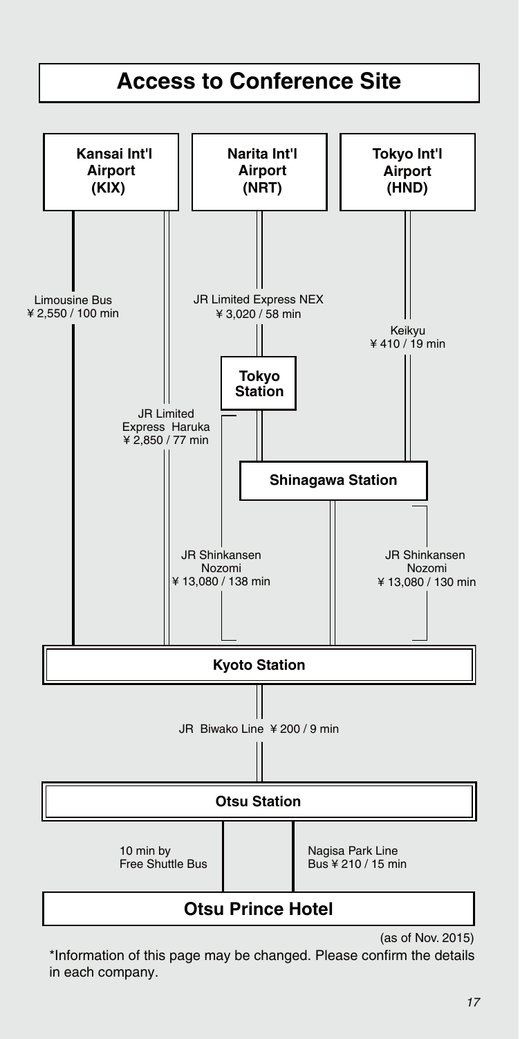# Access to Conference Site

**Kansai Int'l Airport (KIX)**

**Narita Int'l Airport (NRT)**

**Tokyo Int'l Airport (HND)**

Limousine Bus ¥ 2,550 / 100 min

JR Limited Express NEX ¥ 3,020 / 58 min

Keikyu ¥ 410 / 19 min

**Tokyo Station**

JR Limited Express Haruka ¥ 2,850 / 77 min

**Shinagawa Station**

JR Shinkansen Nozomi ¥ 13,080 / 138 min

JR Shinkansen Nozomi ¥ 13,080 / 130 min

**Kyoto Station**

JR Biwako Line ¥ 200 / 9 min

**Otsu Station**

10 min by Free Shuttle Bus

Nagisa Park Line Bus ¥ 210 / 15 min

## Otsu Prince Hotel

(as of Nov. 2015)

*Information of this page may be changed. Please confirm the details in each company.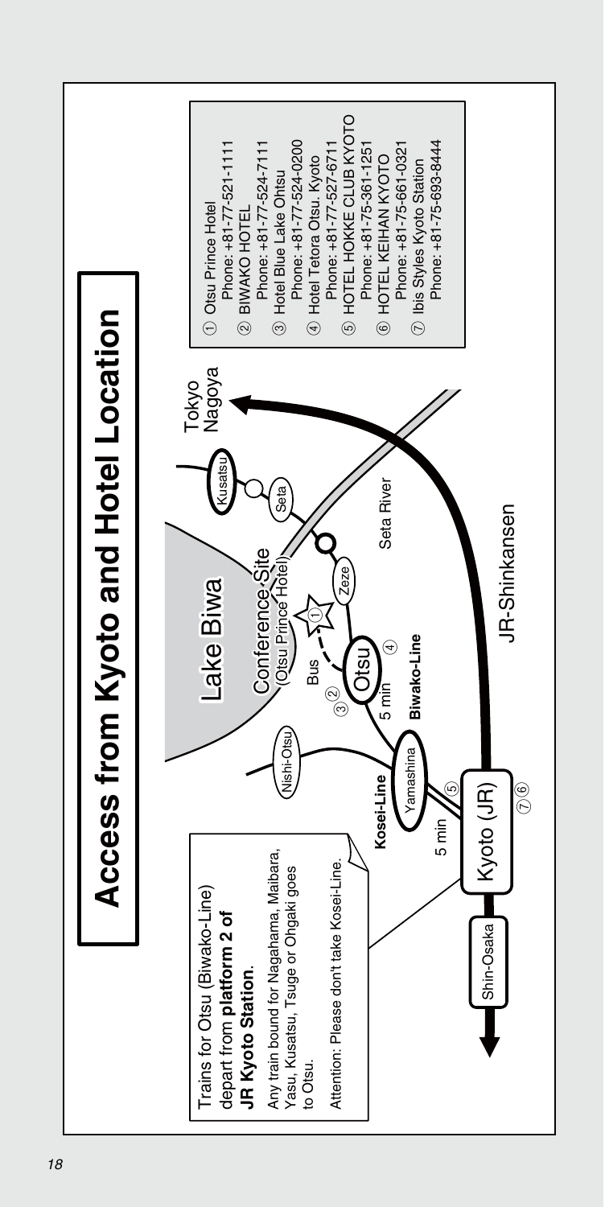# Access from Kyoto and Hotel Location

Trains for Otsu (Biwako-Line) depart from **platform 2 of JR Kyoto Station**.

Any train bound for Nagahama, Maibara, Yasu, Kusatsu, Tsuge or Ohgaki goes to Otsu.

Attention: Please don't take Kosei-Line.

Lake Biwa

Conference Site (Otsu Prince Hotel)

Shin-Osaka — Kyoto (JR) — JR-Shinkansen — Tokyo Nagoya

Kosei-Line: Kyoto (JR) — 5 min — Yamashina — Nishi-Otsu

Biwako-Line: Yamashina — 5 min — Otsu — Zeze — Seta — Kusatsu

Otsu — Bus — Conference Site

Seta River

1. Otsu Prince Hotel
   Phone: +81-77-521-1111
2. BIWAKO HOTEL
   Phone: +81-77-524-7111
3. Hotel Blue Lake Ohtsu
   Phone: +81-77-524-0200
4. Hotel Tetora Otsu. Kyoto
   Phone: +81-77-527-6711
5. HOTEL HOKKE CLUB KYOTO
   Phone: +81-75-361-1251
6. HOTEL KEIHAN KYOTO
   Phone: +81-75-661-0321
7. Ibis Styles Kyoto Station
   Phone: +81-75-693-8444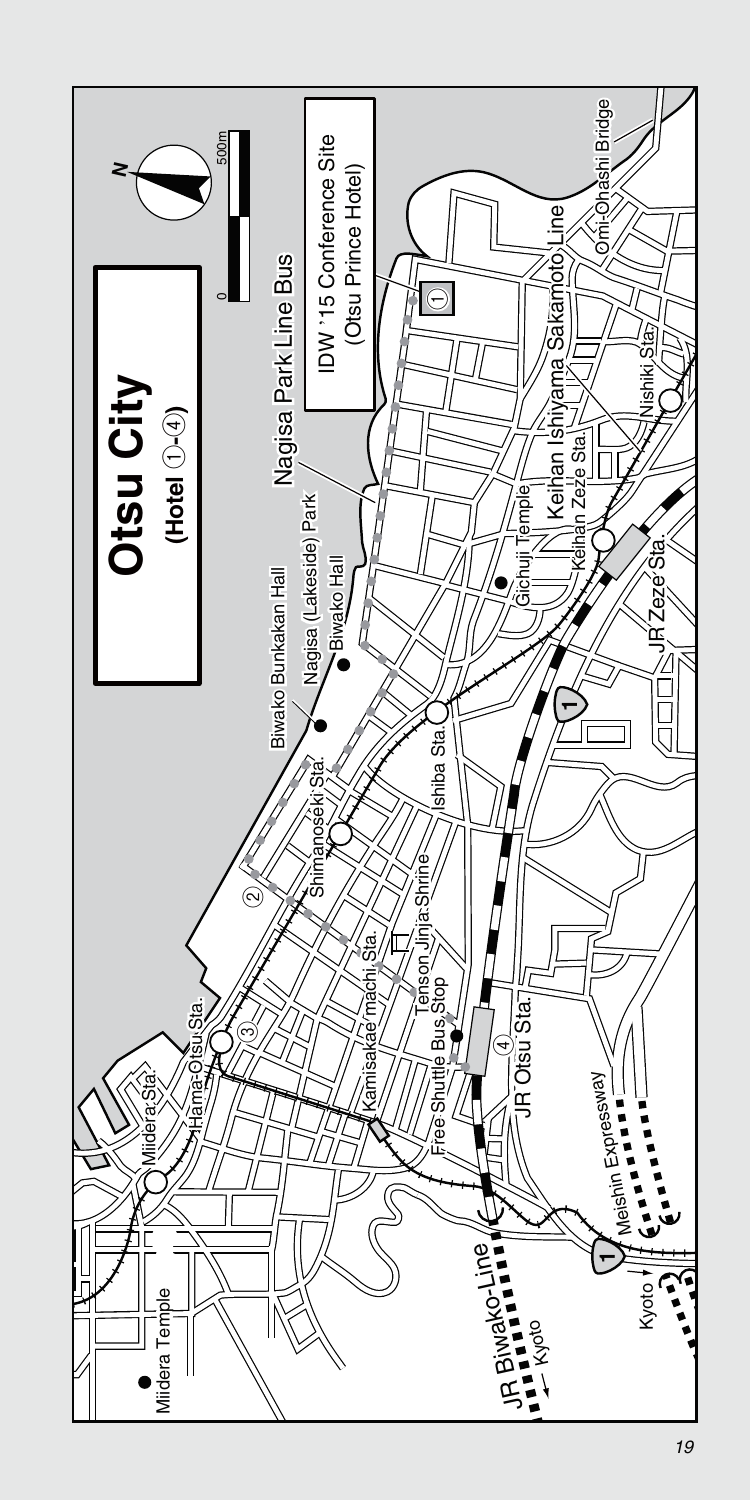# Otsu City

**(Hotel ①-④)**

IDW '15 Conference Site
(Otsu Prince Hotel) ①

Nagisa Park Line Bus

Biwako Bunkakan Hall

Nagisa (Lakeside) Park

Biwako Hall

Gichuji Temple

Keihan Ishiyama Sakamoto Line

Keihan Zeze Sta.

Nishiki Sta.

Omi-Ohashi Bridge

JR Zeze Sta.

Ishiba Sta.

Shimanoseki Sta.

Tenson Jinja Shrine

Kamisakaemachi Sta.

Hama-Otsu Sta.

Miidera Sta.

Miidera Temple

Free Shuttle Bus Stop

JR Otsu Sta.

Meishin Expressway

JR Biwako-Line

Kyoto

0 — 500m

N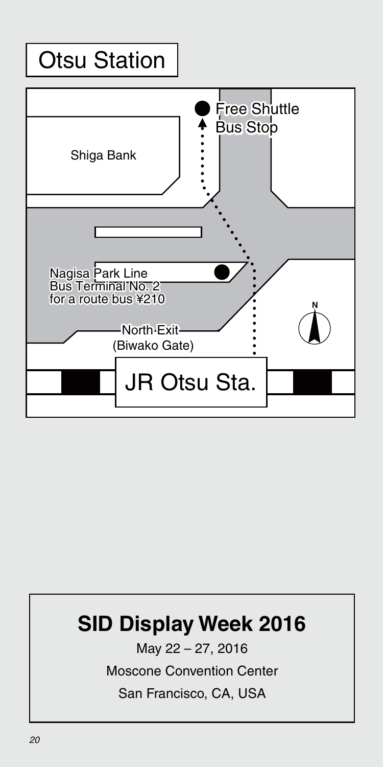# Otsu Station

Shiga Bank

Free Shuttle Bus Stop

Nagisa Park Line Bus Terminal No. 2 for a route bus ¥210

North Exit (Biwako Gate)

JR Otsu Sta.

N

## SID Display Week 2016

May 22 – 27, 2016

Moscone Convention Center

San Francisco, CA, USA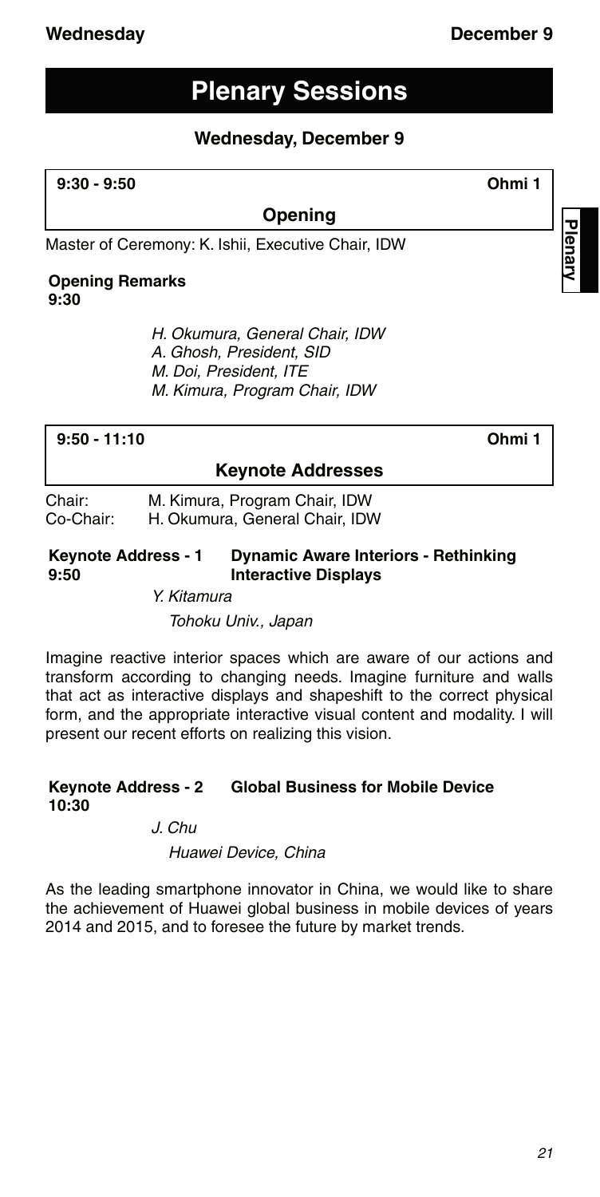# Plenary Sessions

## Wednesday, December 9

**9:30 - 9:50** **Ohmi 1**

### Opening

Master of Ceremony: K. Ishii, Executive Chair, IDW

**Opening Remarks**
**9:30**

*H. Okumura, General Chair, IDW*
*A. Ghosh, President, SID*
*M. Doi, President, ITE*
*M. Kimura, Program Chair, IDW*

**9:50 - 11:10** **Ohmi 1**

### Keynote Addresses

Chair: M. Kimura, Program Chair, IDW
Co-Chair: H. Okumura, General Chair, IDW

**Keynote Address - 1** **Dynamic Aware Interiors - Rethinking Interactive Displays**
**9:50**

*Y. Kitamura*

*Tohoku Univ., Japan*

Imagine reactive interior spaces which are aware of our actions and transform according to changing needs. Imagine furniture and walls that act as interactive displays and shapeshift to the correct physical form, and the appropriate interactive visual content and modality. I will present our recent efforts on realizing this vision.

**Keynote Address - 2** **Global Business for Mobile Device**
**10:30**

*J. Chu*

*Huawei Device, China*

As the leading smartphone innovator in China, we would like to share the achievement of Huawei global business in mobile devices of years 2014 and 2015, and to foresee the future by market trends.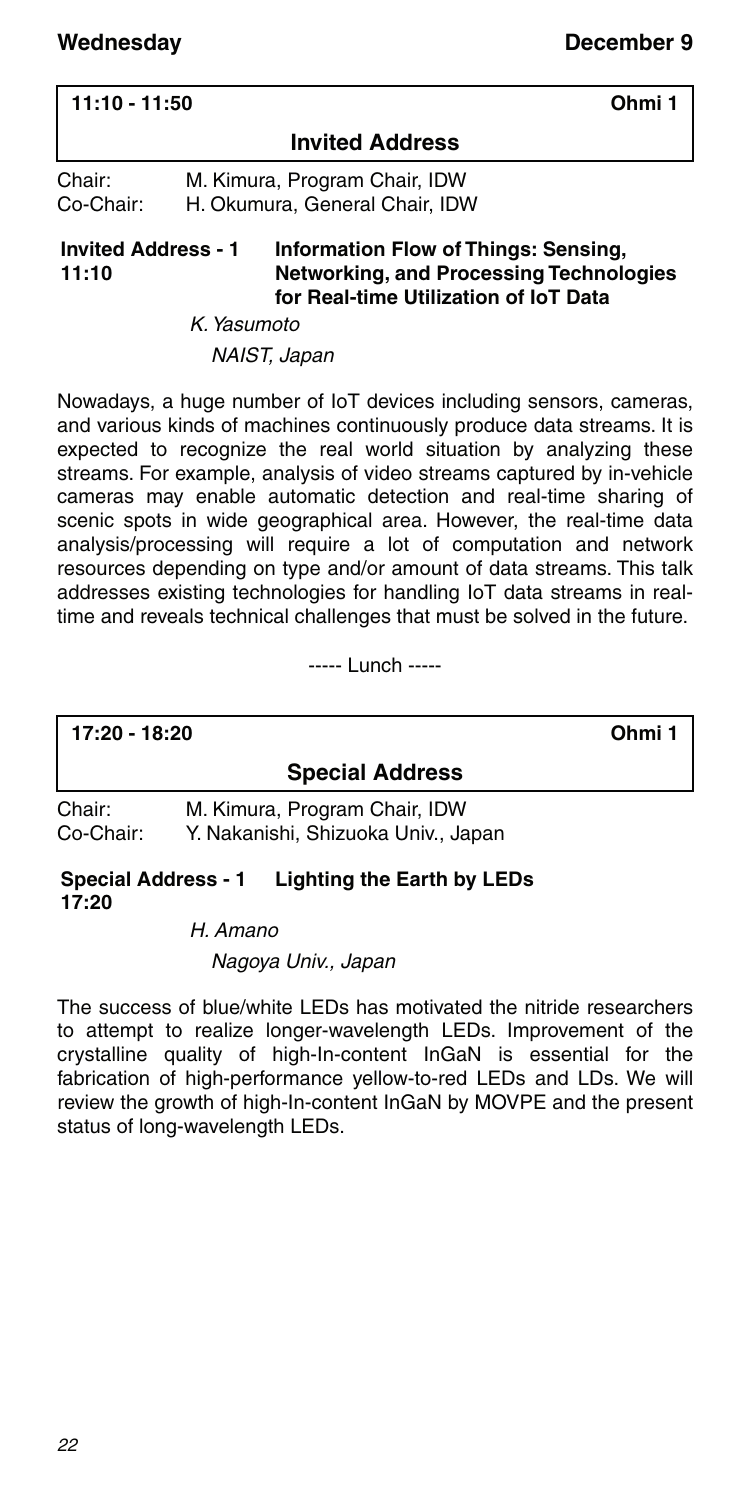**11:10 - 11:50** **Ohmi 1**

## Invited Address

Chair: M. Kimura, Program Chair, IDW
Co-Chair: H. Okumura, General Chair, IDW

**Invited Address - 1**
**11:10**

### Information Flow of Things: Sensing, Networking, and Processing Technologies for Real-time Utilization of IoT Data

*K. Yasumoto*
*NAIST, Japan*

Nowadays, a huge number of IoT devices including sensors, cameras, and various kinds of machines continuously produce data streams. It is expected to recognize the real world situation by analyzing these streams. For example, analysis of video streams captured by in-vehicle cameras may enable automatic detection and real-time sharing of scenic spots in wide geographical area. However, the real-time data analysis/processing will require a lot of computation and network resources depending on type and/or amount of data streams. This talk addresses existing technologies for handling IoT data streams in real-time and reveals technical challenges that must be solved in the future.

----- Lunch -----

**17:20 - 18:20** **Ohmi 1**

## Special Address

Chair: M. Kimura, Program Chair, IDW
Co-Chair: Y. Nakanishi, Shizuoka Univ., Japan

**Special Address - 1**
**17:20**

### Lighting the Earth by LEDs

*H. Amano*
*Nagoya Univ., Japan*

The success of blue/white LEDs has motivated the nitride researchers to attempt to realize longer-wavelength LEDs. Improvement of the crystalline quality of high-In-content InGaN is essential for the fabrication of high-performance yellow-to-red LEDs and LDs. We will review the growth of high-In-content InGaN by MOVPE and the present status of long-wavelength LEDs.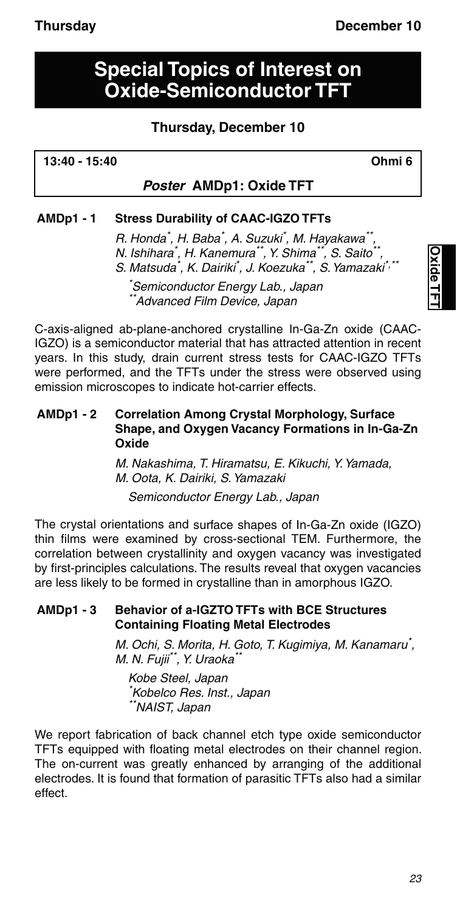# Special Topics of Interest on Oxide-Semiconductor TFT

## Thursday, December 10

**13:40 - 15:40** **Ohmi 6**

### *Poster* AMDp1: Oxide TFT

**AMDp1 - 1 Stress Durability of CAAC-IGZO TFTs**

*R. Honda[*], H. Baba[*], A. Suzuki[*], M. Hayakawa[**], N. Ishihara[*], H. Kanemura[**], Y. Shima[**], S. Saito[**], S. Matsuda[*], K. Dairiki[*], J. Koezuka[**], S. Yamazaki[*,**]*

*[*]Semiconductor Energy Lab., Japan*
*[**]Advanced Film Device, Japan*

C-axis-aligned ab-plane-anchored crystalline In-Ga-Zn oxide (CAAC-IGZO) is a semiconductor material that has attracted attention in recent years. In this study, drain current stress tests for CAAC-IGZO TFTs were performed, and the TFTs under the stress were observed using emission microscopes to indicate hot-carrier effects.

**AMDp1 - 2 Correlation Among Crystal Morphology, Surface Shape, and Oxygen Vacancy Formations in In-Ga-Zn Oxide**

*M. Nakashima, T. Hiramatsu, E. Kikuchi, Y. Yamada, M. Oota, K. Dairiki, S. Yamazaki*

*Semiconductor Energy Lab., Japan*

The crystal orientations and surface shapes of In-Ga-Zn oxide (IGZO) thin films were examined by cross-sectional TEM. Furthermore, the correlation between crystallinity and oxygen vacancy was investigated by first-principles calculations. The results reveal that oxygen vacancies are less likely to be formed in crystalline than in amorphous IGZO.

**AMDp1 - 3 Behavior of a-IGZTO TFTs with BCE Structures Containing Floating Metal Electrodes**

*M. Ochi, S. Morita, H. Goto, T. Kugimiya, M. Kanamaru[*], M. N. Fujii[**], Y. Uraoka[**]*

*Kobe Steel, Japan*
*[*]Kobelco Res. Inst., Japan*
*[**]NAIST, Japan*

We report fabrication of back channel etch type oxide semiconductor TFTs equipped with floating metal electrodes on their channel region. The on-current was greatly enhanced by arranging of the additional electrodes. It is found that formation of parasitic TFTs also had a similar effect.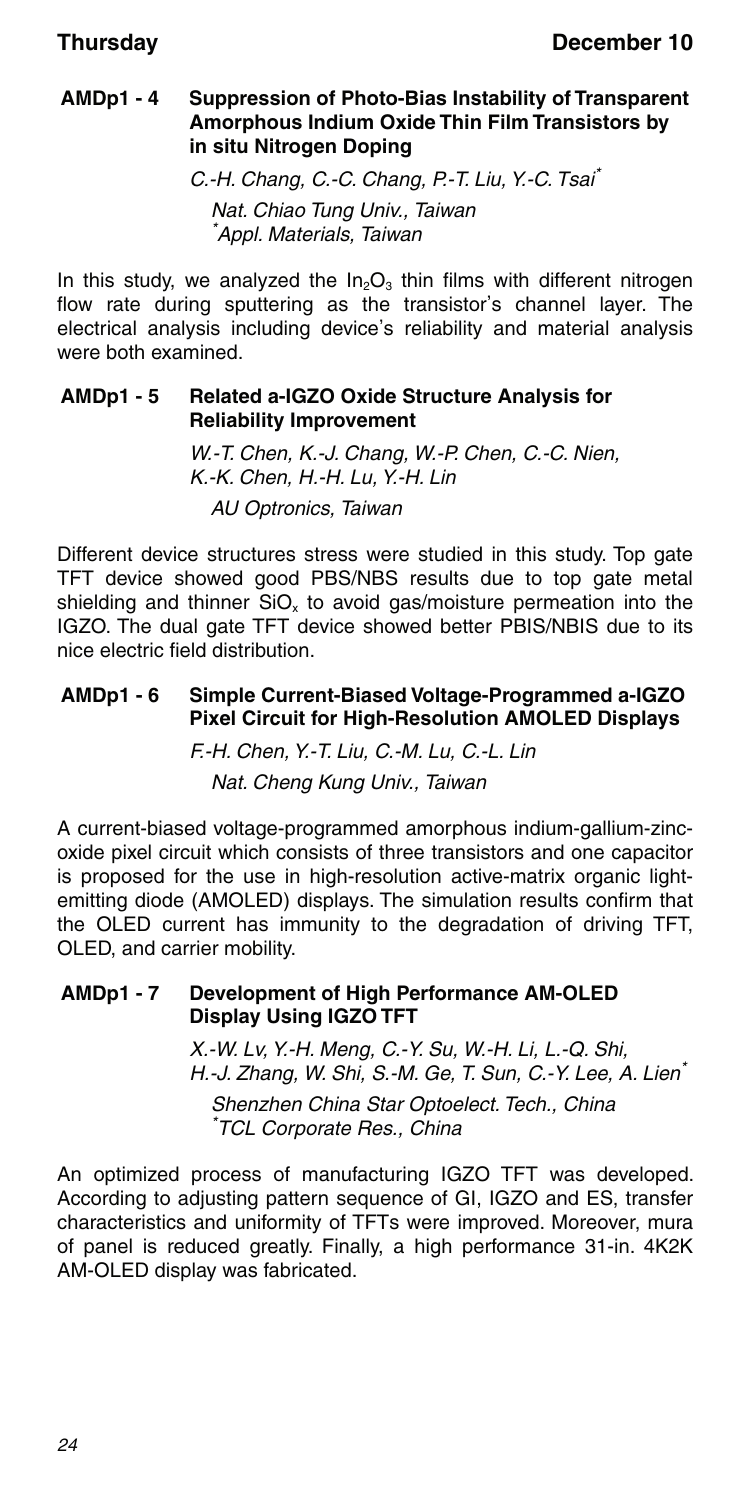### AMDp1 - 4 Suppression of Photo-Bias Instability of Transparent Amorphous Indium Oxide Thin Film Transistors by in situ Nitrogen Doping

*C.-H. Chang, C.-C. Chang, P.-T. Liu, Y.-C. Tsai[*]*

*Nat. Chiao Tung Univ., Taiwan*
*[*]Appl. Materials, Taiwan*

In this study, we analyzed the $In_2O_3$ thin films with different nitrogen flow rate during sputtering as the transistor's channel layer. The electrical analysis including device's reliability and material analysis were both examined.

### AMDp1 - 5 Related a-IGZO Oxide Structure Analysis for Reliability Improvement

*W.-T. Chen, K.-J. Chang, W.-P. Chen, C.-C. Nien, K.-K. Chen, H.-H. Lu, Y.-H. Lin*

*AU Optronics, Taiwan*

Different device structures stress were studied in this study. Top gate TFT device showed good PBS/NBS results due to top gate metal shielding and thinner $SiO_x$ to avoid gas/moisture permeation into the IGZO. The dual gate TFT device showed better PBIS/NBIS due to its nice electric field distribution.

### AMDp1 - 6 Simple Current-Biased Voltage-Programmed a-IGZO Pixel Circuit for High-Resolution AMOLED Displays

*F.-H. Chen, Y.-T. Liu, C.-M. Lu, C.-L. Lin*

*Nat. Cheng Kung Univ., Taiwan*

A current-biased voltage-programmed amorphous indium-gallium-zinc-oxide pixel circuit which consists of three transistors and one capacitor is proposed for the use in high-resolution active-matrix organic light-emitting diode (AMOLED) displays. The simulation results confirm that the OLED current has immunity to the degradation of driving TFT, OLED, and carrier mobility.

### AMDp1 - 7 Development of High Performance AM-OLED Display Using IGZO TFT

*X.-W. Lv, Y.-H. Meng, C.-Y. Su, W.-H. Li, L.-Q. Shi, H.-J. Zhang, W. Shi, S.-M. Ge, T. Sun, C.-Y. Lee, A. Lien[*]*

*Shenzhen China Star Optoelect. Tech., China*
*[*]TCL Corporate Res., China*

An optimized process of manufacturing IGZO TFT was developed. According to adjusting pattern sequence of GI, IGZO and ES, transfer characteristics and uniformity of TFTs were improved. Moreover, mura of panel is reduced greatly. Finally, a high performance 31-in. 4K2K AM-OLED display was fabricated.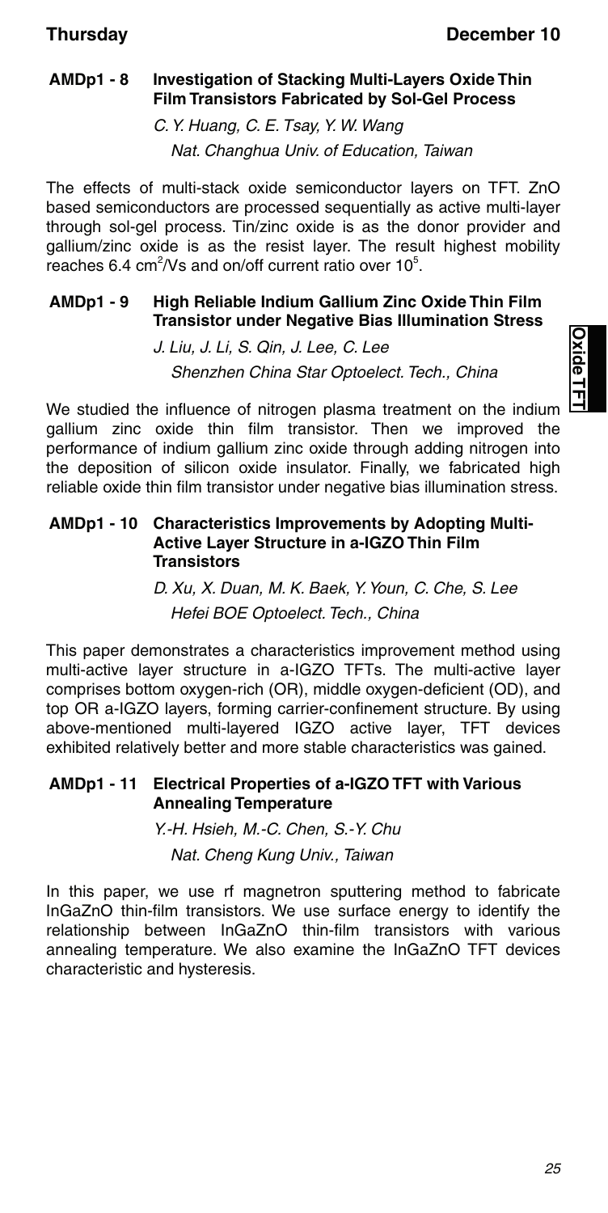### AMDp1 - 8 Investigation of Stacking Multi-Layers Oxide Thin Film Transistors Fabricated by Sol-Gel Process

*C. Y. Huang, C. E. Tsay, Y. W. Wang*
*Nat. Changhua Univ. of Education, Taiwan*

The effects of multi-stack oxide semiconductor layers on TFT. ZnO based semiconductors are processed sequentially as active multi-layer through sol-gel process. Tin/zinc oxide is as the donor provider and gallium/zinc oxide is as the resist layer. The result highest mobility reaches 6.4 $cm^2/Vs$ and on/off current ratio over $10^5$.

### AMDp1 - 9 High Reliable Indium Gallium Zinc Oxide Thin Film Transistor under Negative Bias Illumination Stress

*J. Liu, J. Li, S. Qin, J. Lee, C. Lee*
*Shenzhen China Star Optoelect. Tech., China*

We studied the influence of nitrogen plasma treatment on the indium gallium zinc oxide thin film transistor. Then we improved the performance of indium gallium zinc oxide through adding nitrogen into the deposition of silicon oxide insulator. Finally, we fabricated high reliable oxide thin film transistor under negative bias illumination stress.

### AMDp1 - 10 Characteristics Improvements by Adopting Multi-Active Layer Structure in a-IGZO Thin Film Transistors

*D. Xu, X. Duan, M. K. Baek, Y. Youn, C. Che, S. Lee*
*Hefei BOE Optoelect. Tech., China*

This paper demonstrates a characteristics improvement method using multi-active layer structure in a-IGZO TFTs. The multi-active layer comprises bottom oxygen-rich (OR), middle oxygen-deficient (OD), and top OR a-IGZO layers, forming carrier-confinement structure. By using above-mentioned multi-layered IGZO active layer, TFT devices exhibited relatively better and more stable characteristics was gained.

### AMDp1 - 11 Electrical Properties of a-IGZO TFT with Various Annealing Temperature

*Y.-H. Hsieh, M.-C. Chen, S.-Y. Chu*
*Nat. Cheng Kung Univ., Taiwan*

In this paper, we use rf magnetron sputtering method to fabricate InGaZnO thin-film transistors. We use surface energy to identify the relationship between InGaZnO thin-film transistors with various annealing temperature. We also examine the InGaZnO TFT devices characteristic and hysteresis.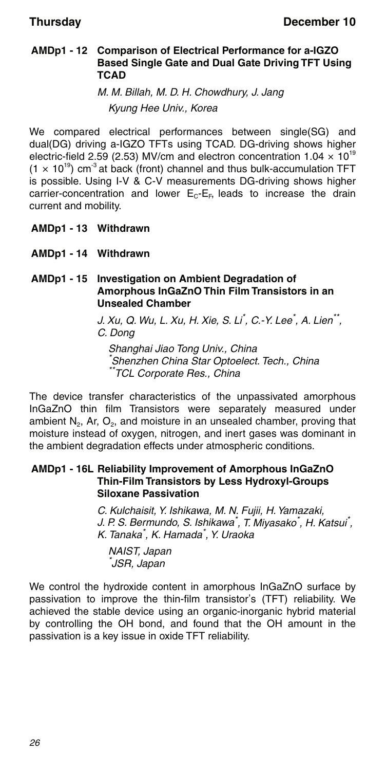### AMDp1 - 12 Comparison of Electrical Performance for a-IGZO Based Single Gate and Dual Gate Driving TFT Using TCAD

*M. M. Billah, M. D. H. Chowdhury, J. Jang*

*Kyung Hee Univ., Korea*

We compared electrical performances between single(SG) and dual(DG) driving a-IGZO TFTs using TCAD. DG-driving shows higher electric-field 2.59 (2.53) MV/cm and electron concentration $1.04 \times 10^{19}$ ($1 \times 10^{19}$) $cm^{-3}$ at back (front) channel and thus bulk-accumulation TFT is possible. Using I-V & C-V measurements DG-driving shows higher carrier-concentration and lower $E_C$-$E_F$, leads to increase the drain current and mobility.

### AMDp1 - 13 Withdrawn

### AMDp1 - 14 Withdrawn

### AMDp1 - 15 Investigation on Ambient Degradation of Amorphous InGaZnO Thin Film Transistors in an Unsealed Chamber

*J. Xu, Q. Wu, L. Xu, H. Xie, S. Li[*], C.-Y. Lee[*], A. Lien[**], C. Dong*

*Shanghai Jiao Tong Univ., China*
*[*]Shenzhen China Star Optoelect. Tech., China*
*[**]TCL Corporate Res., China*

The device transfer characteristics of the unpassivated amorphous InGaZnO thin film Transistors were separately measured under ambient $N_2$, Ar, $O_2$, and moisture in an unsealed chamber, proving that moisture instead of oxygen, nitrogen, and inert gases was dominant in the ambient degradation effects under atmospheric conditions.

### AMDp1 - 16L Reliability Improvement of Amorphous InGaZnO Thin-Film Transistors by Less Hydroxyl-Groups Siloxane Passivation

*C. Kulchaisit, Y. Ishikawa, M. N. Fujii, H. Yamazaki, J. P. S. Bermundo, S. Ishikawa[*], T. Miyasako[*], H. Katsui[*], K. Tanaka[*], K. Hamada[*], Y. Uraoka*

*NAIST, Japan*
*[*]JSR, Japan*

We control the hydroxide content in amorphous InGaZnO surface by passivation to improve the thin-film transistor's (TFT) reliability. We achieved the stable device using an organic-inorganic hybrid material by controlling the OH bond, and found that the OH amount in the passivation is a key issue in oxide TFT reliability.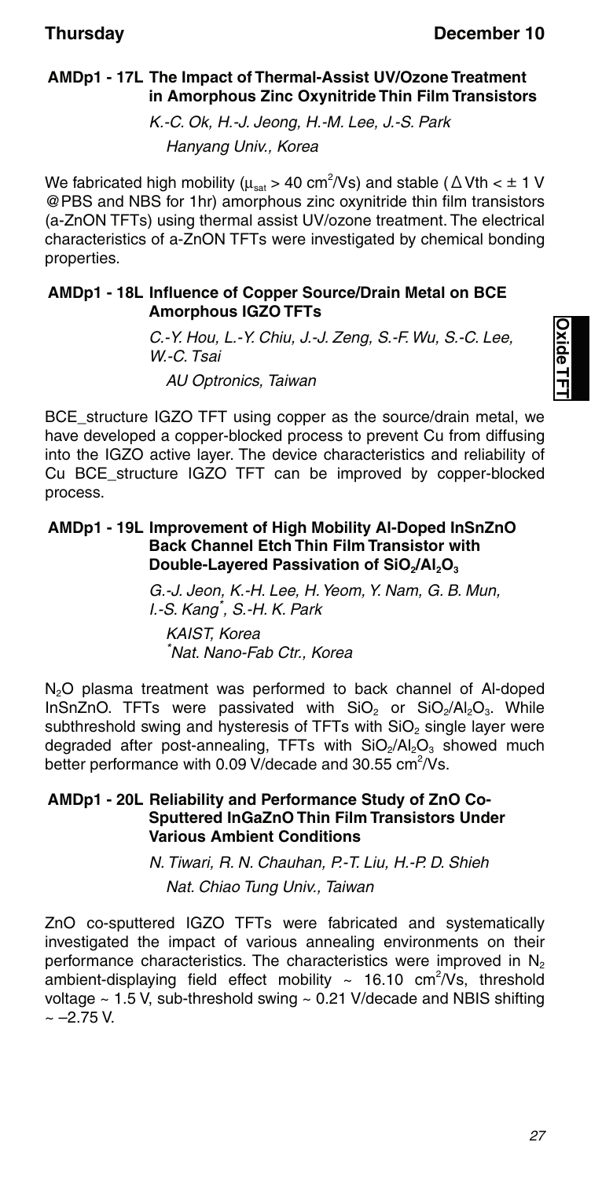### AMDp1 - 17L The Impact of Thermal-Assist UV/Ozone Treatment in Amorphous Zinc Oxynitride Thin Film Transistors

*K.-C. Ok, H.-J. Jeong, H.-M. Lee, J.-S. Park*

*Hanyang Univ., Korea*

We fabricated high mobility ($\mu_{sat}$ > 40 $cm^2$/Vs) and stable ($\Delta$Vth < ± 1 V @PBS and NBS for 1hr) amorphous zinc oxynitride thin film transistors (a-ZnON TFTs) using thermal assist UV/ozone treatment. The electrical characteristics of a-ZnON TFTs were investigated by chemical bonding properties.

### AMDp1 - 18L Influence of Copper Source/Drain Metal on BCE Amorphous IGZO TFTs

*C.-Y. Hou, L.-Y. Chiu, J.-J. Zeng, S.-F. Wu, S.-C. Lee, W.-C. Tsai*

*AU Optronics, Taiwan*

BCE_structure IGZO TFT using copper as the source/drain metal, we have developed a copper-blocked process to prevent Cu from diffusing into the IGZO active layer. The device characteristics and reliability of Cu BCE_structure IGZO TFT can be improved by copper-blocked process.

### AMDp1 - 19L Improvement of High Mobility Al-Doped InSnZnO Back Channel Etch Thin Film Transistor with Double-Layered Passivation of $SiO_2/Al_2O_3$

*G.-J. Jeon, K.-H. Lee, H. Yeom, Y. Nam, G. B. Mun, I.-S. Kang*, S.-H. K. Park*

*KAIST, Korea*
*\*Nat. Nano-Fab Ctr., Korea*

$N_2O$ plasma treatment was performed to back channel of Al-doped InSnZnO. TFTs were passivated with $SiO_2$ or $SiO_2/Al_2O_3$. While subthreshold swing and hysteresis of TFTs with $SiO_2$ single layer were degraded after post-annealing, TFTs with $SiO_2/Al_2O_3$ showed much better performance with 0.09 V/decade and 30.55 $cm^2$/Vs.

### AMDp1 - 20L Reliability and Performance Study of ZnO Co-Sputtered InGaZnO Thin Film Transistors Under Various Ambient Conditions

*N. Tiwari, R. N. Chauhan, P.-T. Liu, H.-P. D. Shieh*

*Nat. Chiao Tung Univ., Taiwan*

ZnO co-sputtered IGZO TFTs were fabricated and systematically investigated the impact of various annealing environments on their performance characteristics. The characteristics were improved in $N_2$ ambient-displaying field effect mobility ~ 16.10 $cm^2$/Vs, threshold voltage ~ 1.5 V, sub-threshold swing ~ 0.21 V/decade and NBIS shifting ~ –2.75 V.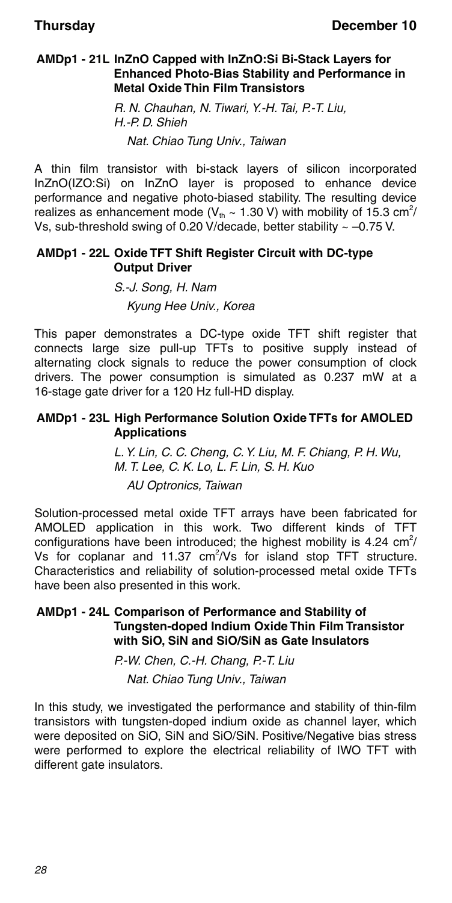### AMDp1 - 21L InZnO Capped with InZnO:Si Bi-Stack Layers for Enhanced Photo-Bias Stability and Performance in Metal Oxide Thin Film Transistors

*R. N. Chauhan, N. Tiwari, Y.-H. Tai, P.-T. Liu, H.-P. D. Shieh*

*Nat. Chiao Tung Univ., Taiwan*

A thin film transistor with bi-stack layers of silicon incorporated InZnO(IZO:Si) on InZnO layer is proposed to enhance device performance and negative photo-biased stability. The resulting device realizes as enhancement mode ($V_{th}$ ~ 1.30 V) with mobility of 15.3 $cm^2$/Vs, sub-threshold swing of 0.20 V/decade, better stability ~ –0.75 V.

### AMDp1 - 22L Oxide TFT Shift Register Circuit with DC-type Output Driver

*S.-J. Song, H. Nam*

*Kyung Hee Univ., Korea*

This paper demonstrates a DC-type oxide TFT shift register that connects large size pull-up TFTs to positive supply instead of alternating clock signals to reduce the power consumption of clock drivers. The power consumption is simulated as 0.237 mW at a 16-stage gate driver for a 120 Hz full-HD display.

### AMDp1 - 23L High Performance Solution Oxide TFTs for AMOLED Applications

*L. Y. Lin, C. C. Cheng, C. Y. Liu, M. F. Chiang, P. H. Wu, M. T. Lee, C. K. Lo, L. F. Lin, S. H. Kuo*

*AU Optronics, Taiwan*

Solution-processed metal oxide TFT arrays have been fabricated for AMOLED application in this work. Two different kinds of TFT configurations have been introduced; the highest mobility is 4.24 $cm^2$/Vs for coplanar and 11.37 $cm^2$/Vs for island stop TFT structure. Characteristics and reliability of solution-processed metal oxide TFTs have been also presented in this work.

### AMDp1 - 24L Comparison of Performance and Stability of Tungsten-doped Indium Oxide Thin Film Transistor with SiO, SiN and SiO/SiN as Gate Insulators

*P.-W. Chen, C.-H. Chang, P.-T. Liu*

*Nat. Chiao Tung Univ., Taiwan*

In this study, we investigated the performance and stability of thin-film transistors with tungsten-doped indium oxide as channel layer, which were deposited on SiO, SiN and SiO/SiN. Positive/Negative bias stress were performed to explore the electrical reliability of IWO TFT with different gate insulators.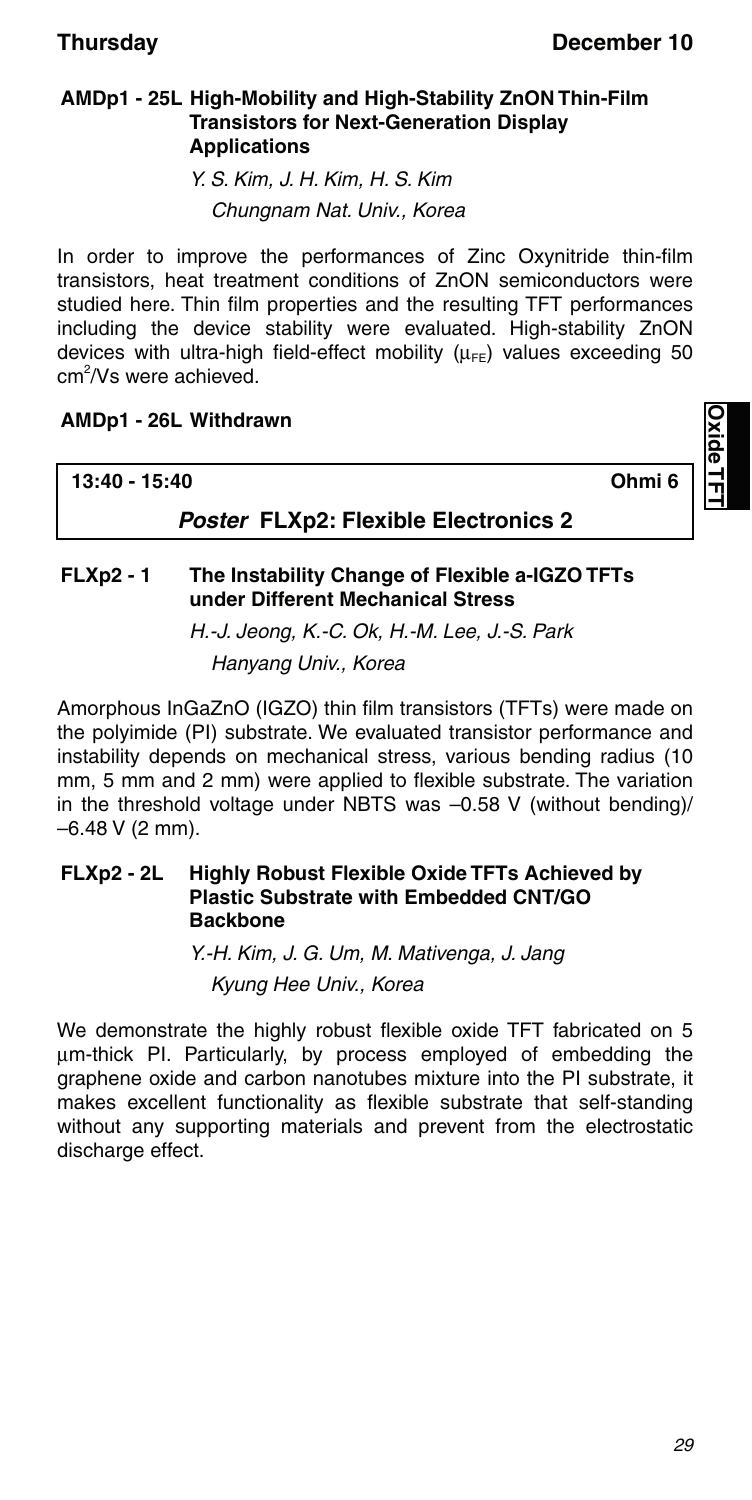### AMDp1 - 25L High-Mobility and High-Stability ZnON Thin-Film Transistors for Next-Generation Display Applications

*Y. S. Kim, J. H. Kim, H. S. Kim*
*Chungnam Nat. Univ., Korea*

In order to improve the performances of Zinc Oxynitride thin-film transistors, heat treatment conditions of ZnON semiconductors were studied here. Thin film properties and the resulting TFT performances including the device stability were evaluated. High-stability ZnON devices with ultra-high field-effect mobility ($\mu_{FE}$) values exceeding 50 $cm^2/Vs$ were achieved.

### AMDp1 - 26L Withdrawn

---

**13:40 - 15:40** **Ohmi 6**

## *Poster* FLXp2: Flexible Electronics 2

---

### FLXp2 - 1 The Instability Change of Flexible a-IGZO TFTs under Different Mechanical Stress

*H.-J. Jeong, K.-C. Ok, H.-M. Lee, J.-S. Park*
*Hanyang Univ., Korea*

Amorphous InGaZnO (IGZO) thin film transistors (TFTs) were made on the polyimide (PI) substrate. We evaluated transistor performance and instability depends on mechanical stress, various bending radius (10 mm, 5 mm and 2 mm) were applied to flexible substrate. The variation in the threshold voltage under NBTS was –0.58 V (without bending)/ –6.48 V (2 mm).

### FLXp2 - 2L Highly Robust Flexible Oxide TFTs Achieved by Plastic Substrate with Embedded CNT/GO Backbone

*Y.-H. Kim, J. G. Um, M. Mativenga, J. Jang*
*Kyung Hee Univ., Korea*

We demonstrate the highly robust flexible oxide TFT fabricated on 5 μm-thick PI. Particularly, by process employed of embedding the graphene oxide and carbon nanotubes mixture into the PI substrate, it makes excellent functionality as flexible substrate that self-standing without any supporting materials and prevent from the electrostatic discharge effect.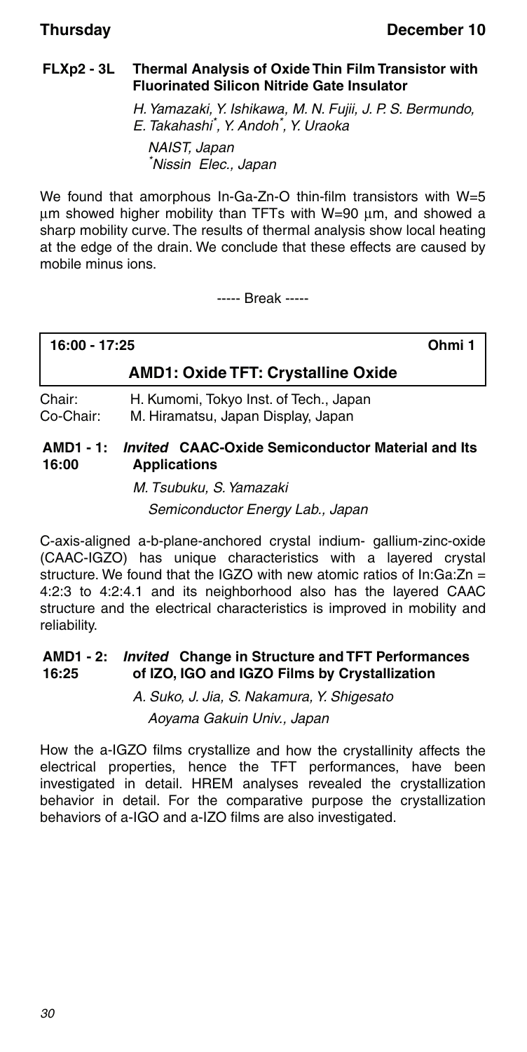### FLXp2 - 3L Thermal Analysis of Oxide Thin Film Transistor with Fluorinated Silicon Nitride Gate Insulator

*H. Yamazaki, Y. Ishikawa, M. N. Fujii, J. P. S. Bermundo, E. Takahashi[*], Y. Andoh[*], Y. Uraoka*

*NAIST, Japan*
*[*]Nissin Elec., Japan*

We found that amorphous In-Ga-Zn-O thin-film transistors with W=5 μm showed higher mobility than TFTs with W=90 μm, and showed a sharp mobility curve. The results of thermal analysis show local heating at the edge of the drain. We conclude that these effects are caused by mobile minus ions.

----- Break -----

## 16:00 - 17:25 Ohmi 1

## AMD1: Oxide TFT: Crystalline Oxide

Chair: H. Kumomi, Tokyo Inst. of Tech., Japan
Co-Chair: M. Hiramatsu, Japan Display, Japan

### AMD1 - 1: 16:00 *Invited* CAAC-Oxide Semiconductor Material and Its Applications

*M. Tsubuku, S. Yamazaki*

*Semiconductor Energy Lab., Japan*

C-axis-aligned a-b-plane-anchored crystal indium- gallium-zinc-oxide (CAAC-IGZO) has unique characteristics with a layered crystal structure. We found that the IGZO with new atomic ratios of In:Ga:Zn = 4:2:3 to 4:2:4.1 and its neighborhood also has the layered CAAC structure and the electrical characteristics is improved in mobility and reliability.

### AMD1 - 2: 16:25 *Invited* Change in Structure and TFT Performances of IZO, IGO and IGZO Films by Crystallization

*A. Suko, J. Jia, S. Nakamura, Y. Shigesato*

*Aoyama Gakuin Univ., Japan*

How the a-IGZO films crystallize and how the crystallinity affects the electrical properties, hence the TFT performances, have been investigated in detail. HREM analyses revealed the crystallization behavior in detail. For the comparative purpose the crystallization behaviors of a-IGO and a-IZO films are also investigated.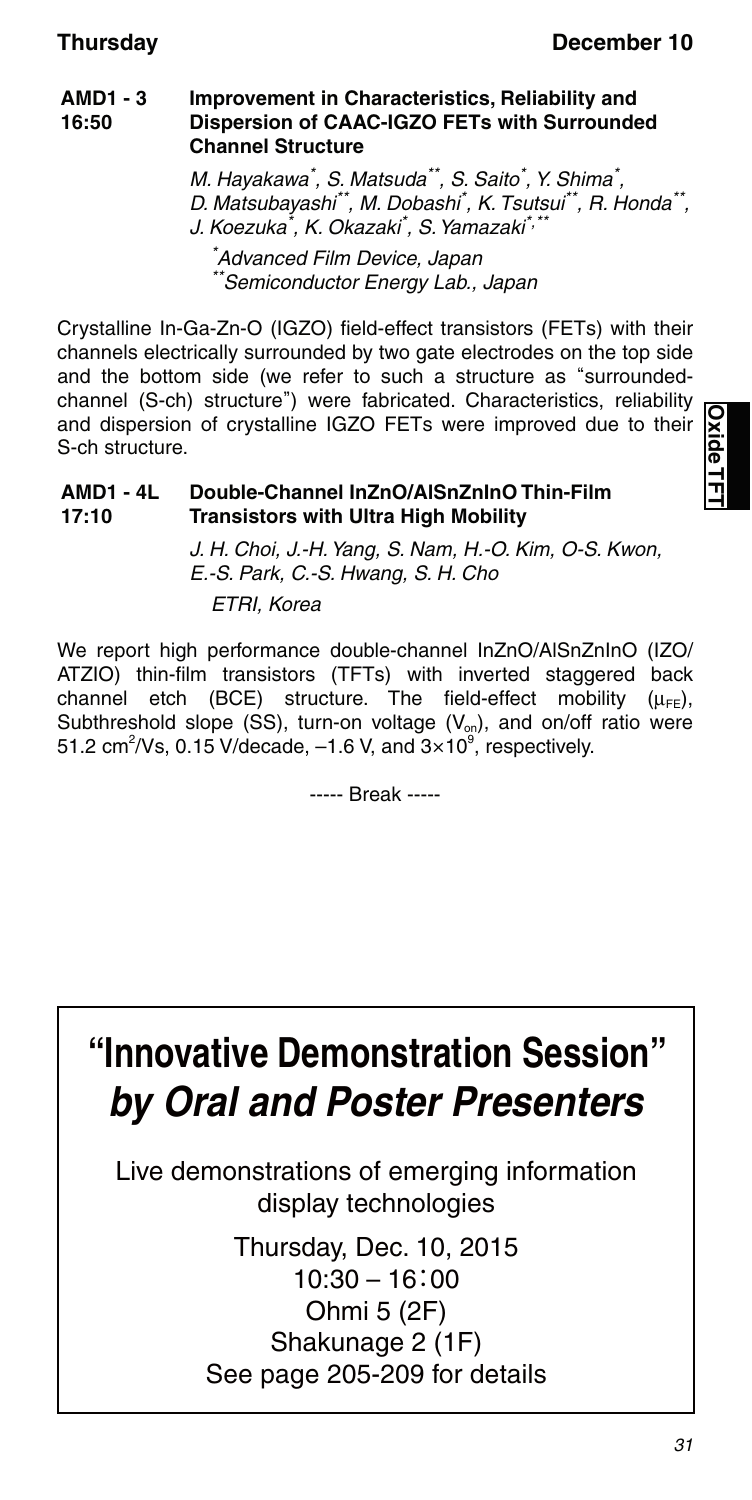**AMD1 - 3**
**16:50**

### Improvement in Characteristics, Reliability and Dispersion of CAAC-IGZO FETs with Surrounded Channel Structure

*M. Hayakawa[*], S. Matsuda[**], S. Saito[*], Y. Shima[*], D. Matsubayashi[**], M. Dobashi[*], K. Tsutsui[**], R. Honda[**], J. Koezuka[*], K. Okazaki[*], S. Yamazaki[*,**]*

*[*]Advanced Film Device, Japan*
*[**]Semiconductor Energy Lab., Japan*

Crystalline In-Ga-Zn-O (IGZO) field-effect transistors (FETs) with their channels electrically surrounded by two gate electrodes on the top side and the bottom side (we refer to such a structure as "surrounded-channel (S-ch) structure") were fabricated. Characteristics, reliability and dispersion of crystalline IGZO FETs were improved due to their S-ch structure.

**AMD1 - 4L**
**17:10**

### Double-Channel InZnO/AlSnZnInO Thin-Film Transistors with Ultra High Mobility

*J. H. Choi, J.-H. Yang, S. Nam, H.-O. Kim, O-S. Kwon, E.-S. Park, C.-S. Hwang, S. H. Cho*

*ETRI, Korea*

We report high performance double-channel InZnO/AlSnZnInO (IZO/ATZIO) thin-film transistors (TFTs) with inverted staggered back channel etch (BCE) structure. The field-effect mobility ($\mu_{FE}$), Subthreshold slope (SS), turn-on voltage ($V_{on}$), and on/off ratio were 51.2 $cm^2/Vs$, 0.15 V/decade, –1.6 V, and $3\times10^9$, respectively.

----- Break -----

## "Innovative Demonstration Session" *by Oral and Poster Presenters*

Live demonstrations of emerging information display technologies

Thursday, Dec. 10, 2015
10:30 – 16：00
Ohmi 5 (2F)
Shakunage 2 (1F)
See page 205-209 for details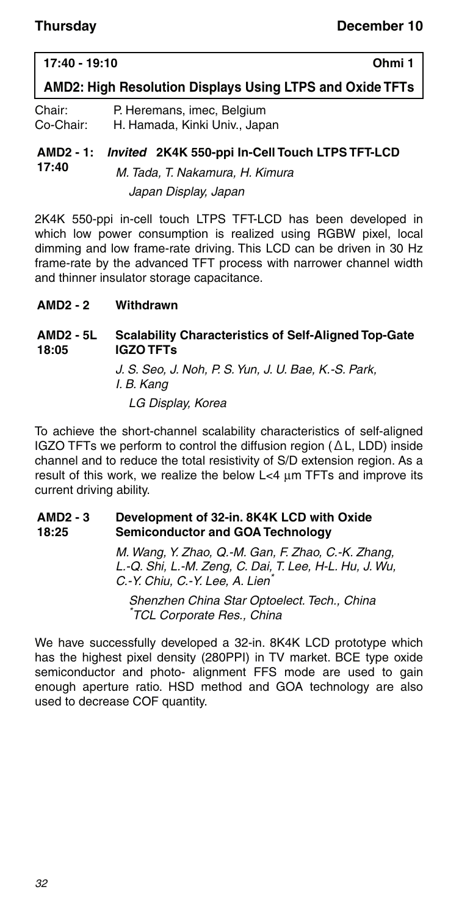**Thursday** **December 10**

**17:40 - 19:10** **Ohmi 1**

## AMD2: High Resolution Displays Using LTPS and Oxide TFTs

Chair: P. Heremans, imec, Belgium
Co-Chair: H. Hamada, Kinki Univ., Japan

### AMD2 - 1: *Invited* 2K4K 550-ppi In-Cell Touch LTPS TFT-LCD
**17:40**

*M. Tada, T. Nakamura, H. Kimura*

*Japan Display, Japan*

2K4K 550-ppi in-cell touch LTPS TFT-LCD has been developed in which low power consumption is realized using RGBW pixel, local dimming and low frame-rate driving. This LCD can be driven in 30 Hz frame-rate by the advanced TFT process with narrower channel width and thinner insulator storage capacitance.

### AMD2 - 2 Withdrawn

### AMD2 - 5L Scalability Characteristics of Self-Aligned Top-Gate IGZO TFTs
**18:05**

*J. S. Seo, J. Noh, P. S. Yun, J. U. Bae, K.-S. Park, I. B. Kang*

*LG Display, Korea*

To achieve the short-channel scalability characteristics of self-aligned IGZO TFTs we perform to control the diffusion region (ΔL, LDD) inside channel and to reduce the total resistivity of S/D extension region. As a result of this work, we realize the below L<4 µm TFTs and improve its current driving ability.

### AMD2 - 3 Development of 32-in. 8K4K LCD with Oxide Semiconductor and GOA Technology
**18:25**

*M. Wang, Y. Zhao, Q.-M. Gan, F. Zhao, C.-K. Zhang, L.-Q. Shi, L.-M. Zeng, C. Dai, T. Lee, H-L. Hu, J. Wu, C.-Y. Chiu, C.-Y. Lee, A. Lien[*]*

*Shenzhen China Star Optoelect. Tech., China*
*[*]TCL Corporate Res., China*

We have successfully developed a 32-in. 8K4K LCD prototype which has the highest pixel density (280PPI) in TV market. BCE type oxide semiconductor and photo- alignment FFS mode are used to gain enough aperture ratio. HSD method and GOA technology are also used to decrease COF quantity.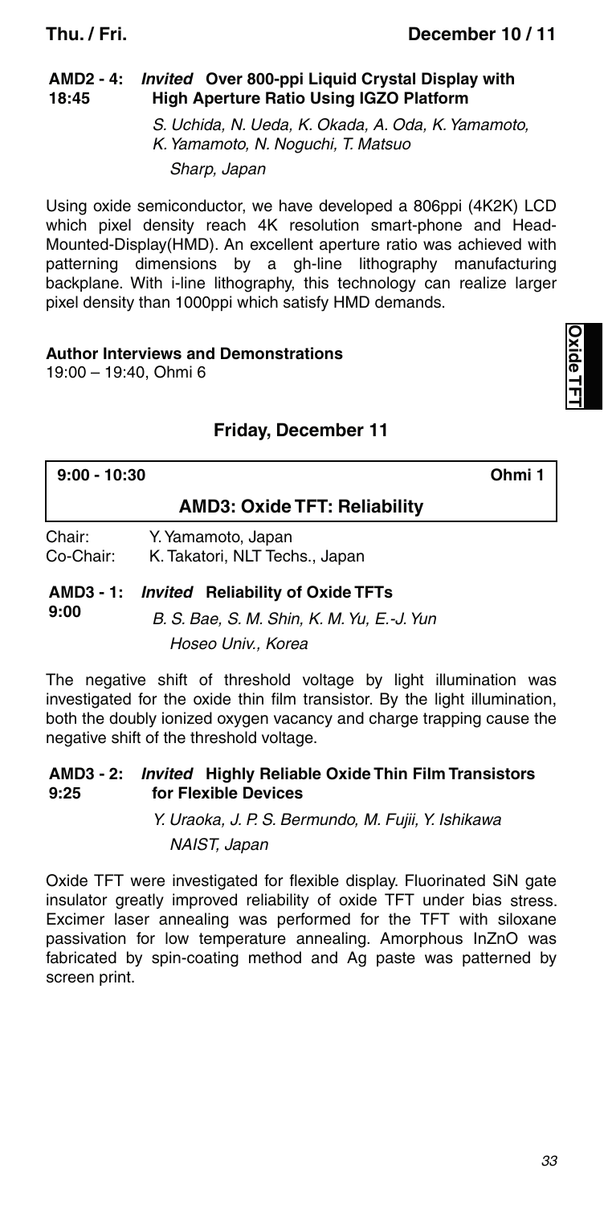**AMD2 - 4: 18:45** ***Invited* Over 800-ppi Liquid Crystal Display with High Aperture Ratio Using IGZO Platform**

*S. Uchida, N. Ueda, K. Okada, A. Oda, K. Yamamoto, K. Yamamoto, N. Noguchi, T. Matsuo*

*Sharp, Japan*

Using oxide semiconductor, we have developed a 806ppi (4K2K) LCD which pixel density reach 4K resolution smart-phone and Head-Mounted-Display(HMD). An excellent aperture ratio was achieved with patterning dimensions by a gh-line lithography manufacturing backplane. With i-line lithography, this technology can realize larger pixel density than 1000ppi which satisfy HMD demands.

**Author Interviews and Demonstrations**
19:00 – 19:40, Ohmi 6

## Friday, December 11

**9:00 - 10:30** **Ohmi 1**

### AMD3: Oxide TFT: Reliability

Chair: Y. Yamamoto, Japan
Co-Chair: K. Takatori, NLT Techs., Japan

**AMD3 - 1: 9:00** ***Invited* Reliability of Oxide TFTs**

*B. S. Bae, S. M. Shin, K. M. Yu, E.-J. Yun*

*Hoseo Univ., Korea*

The negative shift of threshold voltage by light illumination was investigated for the oxide thin film transistor. By the light illumination, both the doubly ionized oxygen vacancy and charge trapping cause the negative shift of the threshold voltage.

**AMD3 - 2: 9:25** ***Invited* Highly Reliable Oxide Thin Film Transistors for Flexible Devices**

*Y. Uraoka, J. P. S. Bermundo, M. Fujii, Y. Ishikawa*

*NAIST, Japan*

Oxide TFT were investigated for flexible display. Fluorinated SiN gate insulator greatly improved reliability of oxide TFT under bias stress. Excimer laser annealing was performed for the TFT with siloxane passivation for low temperature annealing. Amorphous InZnO was fabricated by spin-coating method and Ag paste was patterned by screen print.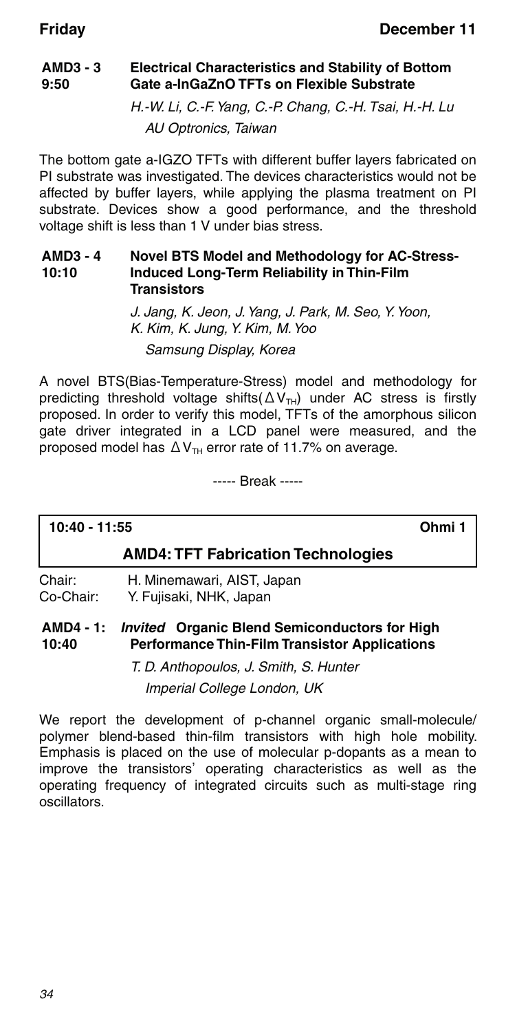**AMD3 - 3** **9:50** **Electrical Characteristics and Stability of Bottom Gate a-InGaZnO TFTs on Flexible Substrate**

*H.-W. Li, C.-F. Yang, C.-P. Chang, C.-H. Tsai, H.-H. Lu*
*AU Optronics, Taiwan*

The bottom gate a-IGZO TFTs with different buffer layers fabricated on PI substrate was investigated. The devices characteristics would not be affected by buffer layers, while applying the plasma treatment on PI substrate. Devices show a good performance, and the threshold voltage shift is less than 1 V under bias stress.

**AMD3 - 4** **10:10** **Novel BTS Model and Methodology for AC-Stress-Induced Long-Term Reliability in Thin-Film Transistors**

*J. Jang, K. Jeon, J. Yang, J. Park, M. Seo, Y. Yoon, K. Kim, K. Jung, Y. Kim, M. Yoo*
*Samsung Display, Korea*

A novel BTS(Bias-Temperature-Stress) model and methodology for predicting threshold voltage shifts($\Delta V_{TH}$) under AC stress is firstly proposed. In order to verify this model, TFTs of the amorphous silicon gate driver integrated in a LCD panel were measured, and the proposed model has $\Delta V_{TH}$ error rate of 11.7% on average.

----- Break -----

**10:40 - 11:55** **Ohmi 1**

## AMD4: TFT Fabrication Technologies

Chair: H. Minemawari, AIST, Japan
Co-Chair: Y. Fujisaki, NHK, Japan

**AMD4 - 1:** **10:40** ***Invited*** **Organic Blend Semiconductors for High Performance Thin-Film Transistor Applications**

*T. D. Anthopoulos, J. Smith, S. Hunter*
*Imperial College London, UK*

We report the development of p-channel organic small-molecule/polymer blend-based thin-film transistors with high hole mobility. Emphasis is placed on the use of molecular p-dopants as a mean to improve the transistors' operating characteristics as well as the operating frequency of integrated circuits such as multi-stage ring oscillators.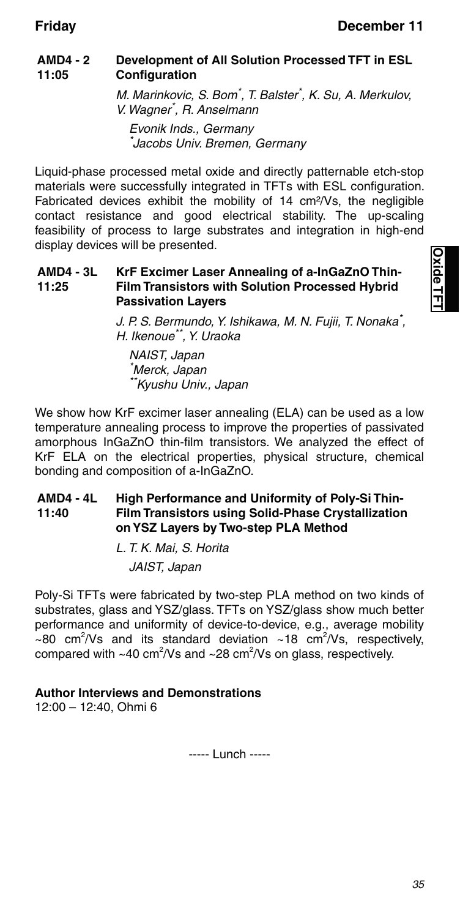**AMD4 - 2** 11:05 **Development of All Solution Processed TFT in ESL Configuration**

*M. Marinkovic, S. Bom[*], T. Balster[*], K. Su, A. Merkulov, V. Wagner[*], R. Anselmann*

*Evonik Inds., Germany*
*[*]Jacobs Univ. Bremen, Germany*

Liquid-phase processed metal oxide and directly patternable etch-stop materials were successfully integrated in TFTs with ESL configuration. Fabricated devices exhibit the mobility of 14 $cm^2/Vs$, the negligible contact resistance and good electrical stability. The up-scaling feasibility of process to large substrates and integration in high-end display devices will be presented.

**AMD4 - 3L** 11:25 **KrF Excimer Laser Annealing of a-InGaZnO Thin-Film Transistors with Solution Processed Hybrid Passivation Layers**

*J. P. S. Bermundo, Y. Ishikawa, M. N. Fujii, T. Nonaka[*], H. Ikenoue[**], Y. Uraoka*

*NAIST, Japan*
*[*]Merck, Japan*
*[**]Kyushu Univ., Japan*

We show how KrF excimer laser annealing (ELA) can be used as a low temperature annealing process to improve the properties of passivated amorphous InGaZnO thin-film transistors. We analyzed the effect of KrF ELA on the electrical properties, physical structure, chemical bonding and composition of a-InGaZnO.

**AMD4 - 4L** 11:40 **High Performance and Uniformity of Poly-Si Thin-Film Transistors using Solid-Phase Crystallization on YSZ Layers by Two-step PLA Method**

*L. T. K. Mai, S. Horita*

*JAIST, Japan*

Poly-Si TFTs were fabricated by two-step PLA method on two kinds of substrates, glass and YSZ/glass. TFTs on YSZ/glass show much better performance and uniformity of device-to-device, e.g., average mobility ~80 $cm^2/Vs$ and its standard deviation ~18 $cm^2/Vs$, respectively, compared with ~40 $cm^2/Vs$ and ~28 $cm^2/Vs$ on glass, respectively.

**Author Interviews and Demonstrations**
12:00 – 12:40, Ohmi 6

----- Lunch -----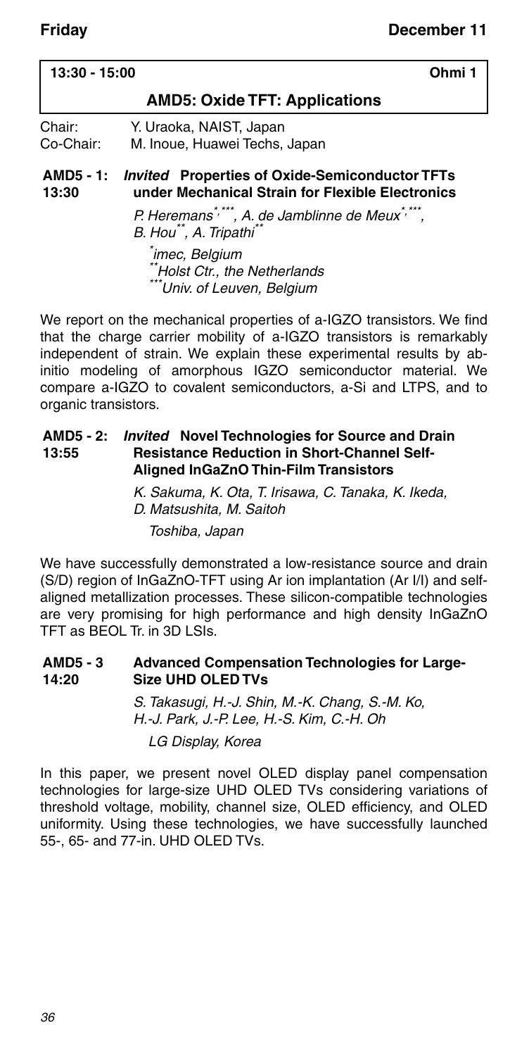**Friday** **December 11**

**13:30 - 15:00** **Ohmi 1**

## AMD5: Oxide TFT: Applications

Chair: Y. Uraoka, NAIST, Japan
Co-Chair: M. Inoue, Huawei Techs, Japan

### AMD5 - 1: 13:30 *Invited* Properties of Oxide-Semiconductor TFTs under Mechanical Strain for Flexible Electronics

*P. Heremans[*,***], A. de Jamblinne de Meux[*,***], B. Hou[**], A. Tripathi[**]*

*[*]imec, Belgium*
*[**]Holst Ctr., the Netherlands*
*[***]Univ. of Leuven, Belgium*

We report on the mechanical properties of a-IGZO transistors. We find that the charge carrier mobility of a-IGZO transistors is remarkably independent of strain. We explain these experimental results by ab-initio modeling of amorphous IGZO semiconductor material. We compare a-IGZO to covalent semiconductors, a-Si and LTPS, and to organic transistors.

### AMD5 - 2: 13:55 *Invited* Novel Technologies for Source and Drain Resistance Reduction in Short-Channel Self-Aligned InGaZnO Thin-Film Transistors

*K. Sakuma, K. Ota, T. Irisawa, C. Tanaka, K. Ikeda, D. Matsushita, M. Saitoh*

*Toshiba, Japan*

We have successfully demonstrated a low-resistance source and drain (S/D) region of InGaZnO-TFT using Ar ion implantation (Ar I/I) and self-aligned metallization processes. These silicon-compatible technologies are very promising for high performance and high density InGaZnO TFT as BEOL Tr. in 3D LSIs.

### AMD5 - 3 14:20 Advanced Compensation Technologies for Large-Size UHD OLED TVs

*S. Takasugi, H.-J. Shin, M.-K. Chang, S.-M. Ko, H.-J. Park, J.-P. Lee, H.-S. Kim, C.-H. Oh*

*LG Display, Korea*

In this paper, we present novel OLED display panel compensation technologies for large-size UHD OLED TVs considering variations of threshold voltage, mobility, channel size, OLED efficiency, and OLED uniformity. Using these technologies, we have successfully launched 55-, 65- and 77-in. UHD OLED TVs.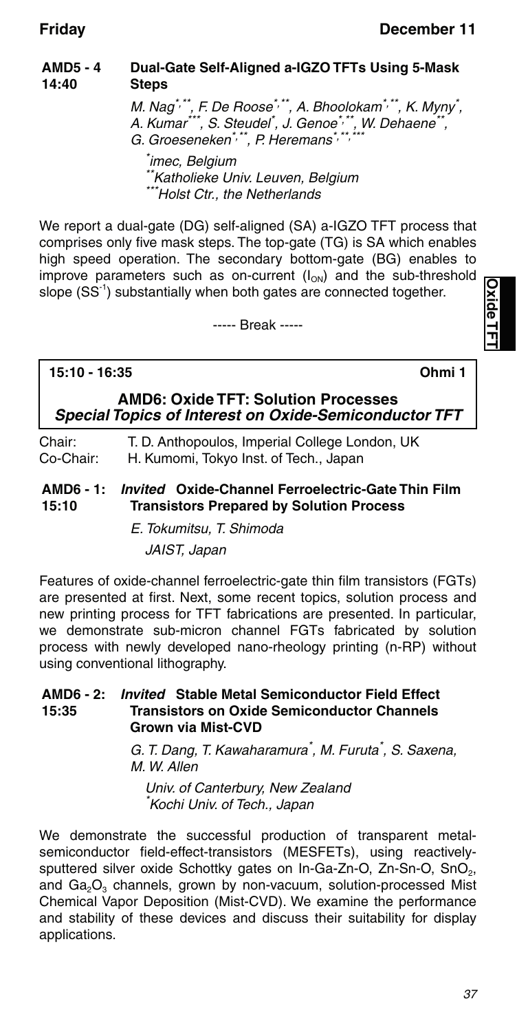**AMD5 - 4**
**14:40**

### Dual-Gate Self-Aligned a-IGZO TFTs Using 5-Mask Steps

*M. Nag[\*,\*\*], F. De Roose[\*,\*\*], A. Bhoolokam[\*,\*\*], K. Myny[\*], A. Kumar[\*\*\*], S. Steudel[\*], J. Genoe[\*,\*\*], W. Dehaene[\*\*], G. Groeseneken[\*,\*\*], P. Heremans[\*,\*\*,\*\*\*]*

*[\*]imec, Belgium*
*[\*\*]Katholieke Univ. Leuven, Belgium*
*[\*\*\*]Holst Ctr., the Netherlands*

We report a dual-gate (DG) self-aligned (SA) a-IGZO TFT process that comprises only five mask steps. The top-gate (TG) is SA which enables high speed operation. The secondary bottom-gate (BG) enables to improve parameters such as on-current ($I_{ON}$) and the sub-threshold slope ($SS^{-1}$) substantially when both gates are connected together.

----- Break -----

**15:10 - 16:35** **Ohmi 1**

## AMD6: Oxide TFT: Solution Processes
***Special Topics of Interest on Oxide-Semiconductor TFT***

Chair: T. D. Anthopoulos, Imperial College London, UK
Co-Chair: H. Kumomi, Tokyo Inst. of Tech., Japan

**AMD6 - 1:**
**15:10**

### *Invited* Oxide-Channel Ferroelectric-Gate Thin Film Transistors Prepared by Solution Process

*E. Tokumitsu, T. Shimoda*

*JAIST, Japan*

Features of oxide-channel ferroelectric-gate thin film transistors (FGTs) are presented at first. Next, some recent topics, solution process and new printing process for TFT fabrications are presented. In particular, we demonstrate sub-micron channel FGTs fabricated by solution process with newly developed nano-rheology printing (n-RP) without using conventional lithography.

**AMD6 - 2:**
**15:35**

### *Invited* Stable Metal Semiconductor Field Effect Transistors on Oxide Semiconductor Channels Grown via Mist-CVD

*G. T. Dang, T. Kawaharamura[\*], M. Furuta[\*], S. Saxena, M. W. Allen*

*Univ. of Canterbury, New Zealand*
*[\*]Kochi Univ. of Tech., Japan*

We demonstrate the successful production of transparent metal-semiconductor field-effect-transistors (MESFETs), using reactively-sputtered silver oxide Schottky gates on In-Ga-Zn-O, Zn-Sn-O, $SnO_2$, and $Ga_2O_3$ channels, grown by non-vacuum, solution-processed Mist Chemical Vapor Deposition (Mist-CVD). We examine the performance and stability of these devices and discuss their suitability for display applications.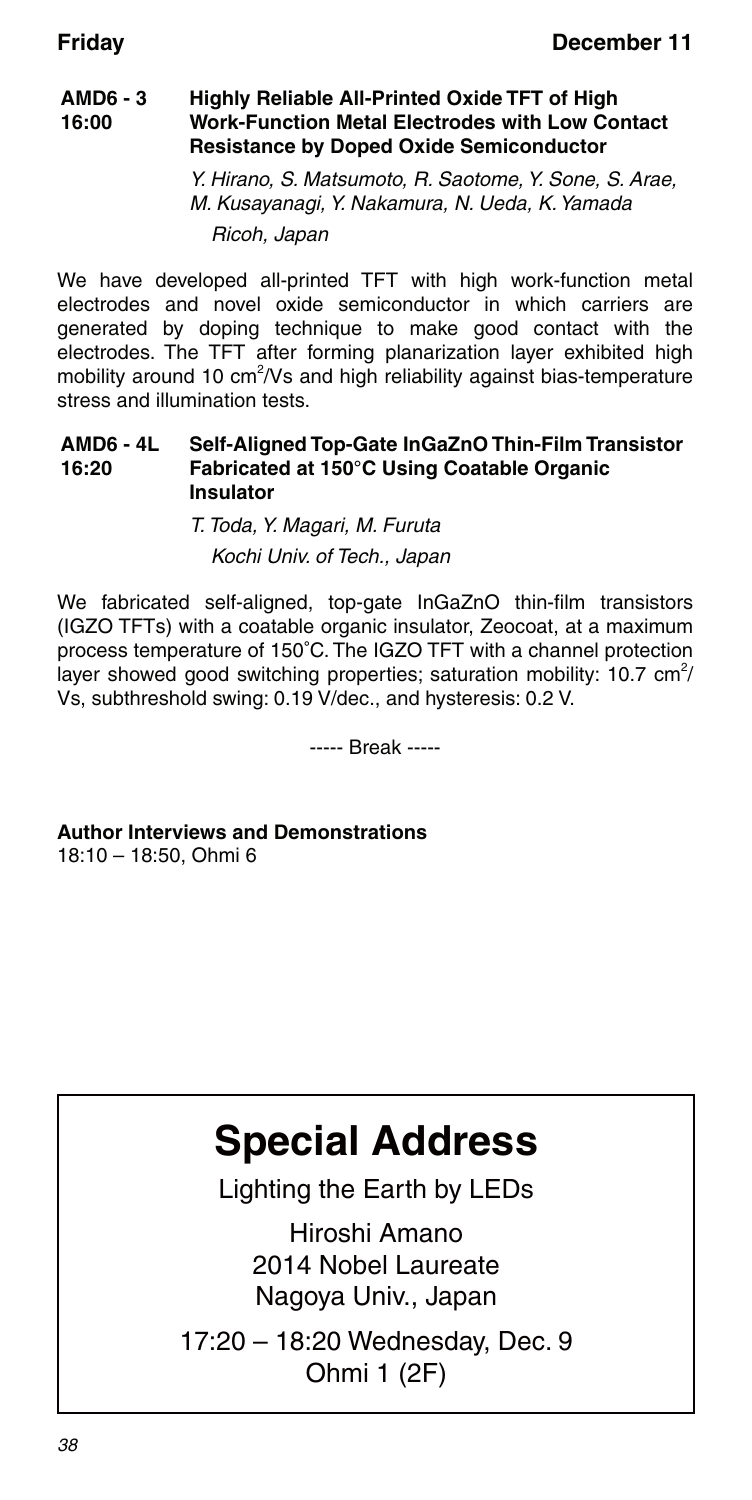**AMD6 - 3**
**16:00**

### Highly Reliable All-Printed Oxide TFT of High Work-Function Metal Electrodes with Low Contact Resistance by Doped Oxide Semiconductor

*Y. Hirano, S. Matsumoto, R. Saotome, Y. Sone, S. Arae, M. Kusayanagi, Y. Nakamura, N. Ueda, K. Yamada*

*Ricoh, Japan*

We have developed all-printed TFT with high work-function metal electrodes and novel oxide semiconductor in which carriers are generated by doping technique to make good contact with the electrodes. The TFT after forming planarization layer exhibited high mobility around 10 $cm^2/Vs$ and high reliability against bias-temperature stress and illumination tests.

**AMD6 - 4L**
**16:20**

### Self-Aligned Top-Gate InGaZnO Thin-Film Transistor Fabricated at 150°C Using Coatable Organic Insulator

*T. Toda, Y. Magari, M. Furuta*

*Kochi Univ. of Tech., Japan*

We fabricated self-aligned, top-gate InGaZnO thin-film transistors (IGZO TFTs) with a coatable organic insulator, Zeocoat, at a maximum process temperature of 150°C. The IGZO TFT with a channel protection layer showed good switching properties; saturation mobility: 10.7 $cm^2/Vs$, subthreshold swing: 0.19 V/dec., and hysteresis: 0.2 V.

----- Break -----

**Author Interviews and Demonstrations**
18:10 – 18:50, Ohmi 6

# Special Address

Lighting the Earth by LEDs

Hiroshi Amano
2014 Nobel Laureate
Nagoya Univ., Japan

17:20 – 18:20 Wednesday, Dec. 9
Ohmi 1 (2F)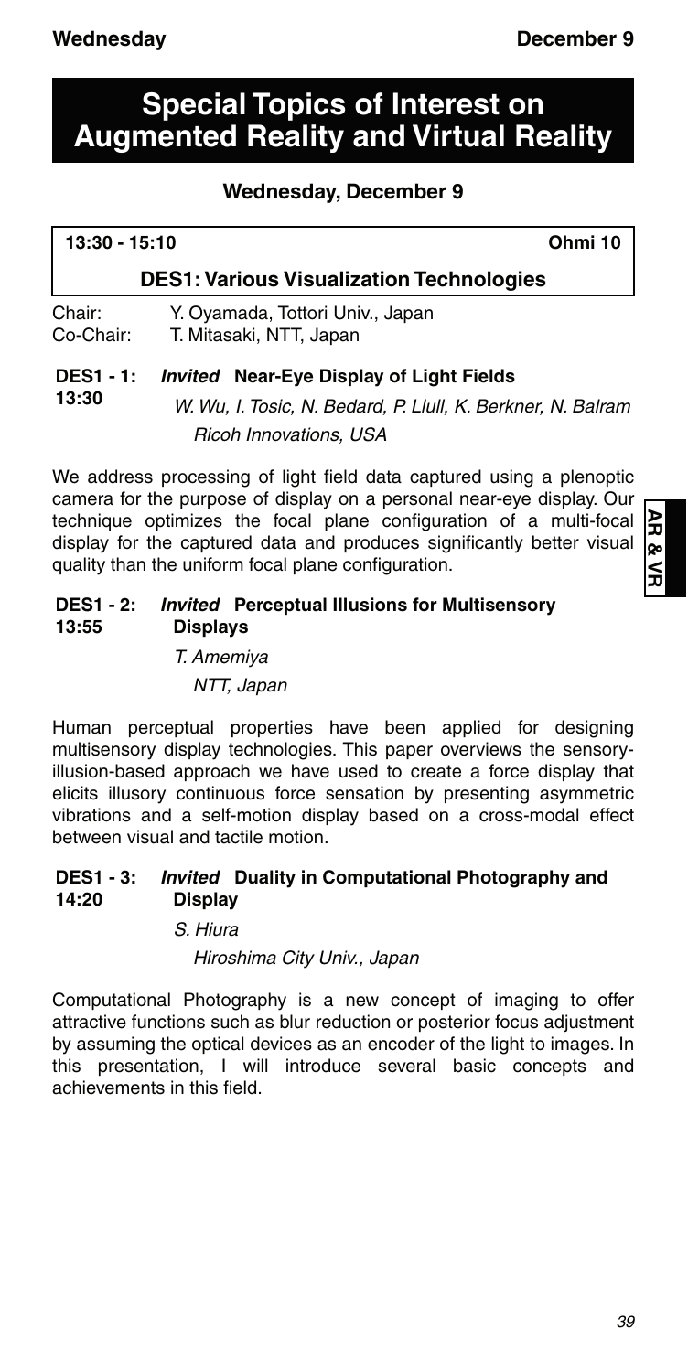# Special Topics of Interest on Augmented Reality and Virtual Reality

## Wednesday, December 9

**13:30 - 15:10** **Ohmi 10**

### DES1: Various Visualization Technologies

Chair: Y. Oyamada, Tottori Univ., Japan
Co-Chair: T. Mitasaki, NTT, Japan

**DES1 - 1: 13:30** ***Invited*** **Near-Eye Display of Light Fields**

*W. Wu, I. Tosic, N. Bedard, P. Llull, K. Berkner, N. Balram*
*Ricoh Innovations, USA*

We address processing of light field data captured using a plenoptic camera for the purpose of display on a personal near-eye display. Our technique optimizes the focal plane configuration of a multi-focal display for the captured data and produces significantly better visual quality than the uniform focal plane configuration.

**DES1 - 2: 13:55** ***Invited*** **Perceptual Illusions for Multisensory Displays**

*T. Amemiya*
*NTT, Japan*

Human perceptual properties have been applied for designing multisensory display technologies. This paper overviews the sensory-illusion-based approach we have used to create a force display that elicits illusory continuous force sensation by presenting asymmetric vibrations and a self-motion display based on a cross-modal effect between visual and tactile motion.

**DES1 - 3: 14:20** ***Invited*** **Duality in Computational Photography and Display**

*S. Hiura*
*Hiroshima City Univ., Japan*

Computational Photography is a new concept of imaging to offer attractive functions such as blur reduction or posterior focus adjustment by assuming the optical devices as an encoder of the light to images. In this presentation, I will introduce several basic concepts and achievements in this field.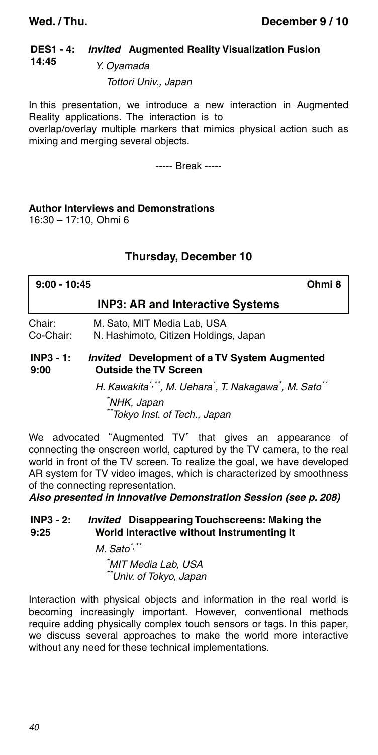**DES1 - 4: 14:45** ***Invited*** **Augmented Reality Visualization Fusion**

*Y. Oyamada*

*Tottori Univ., Japan*

In this presentation, we introduce a new interaction in Augmented Reality applications. The interaction is to overlap/overlay multiple markers that mimics physical action such as mixing and merging several objects.

----- Break -----

**Author Interviews and Demonstrations**
16:30 – 17:10, Ohmi 6

## Thursday, December 10

**9:00 - 10:45** **Ohmi 8**

### INP3: AR and Interactive Systems

Chair: M. Sato, MIT Media Lab, USA
Co-Chair: N. Hashimoto, Citizen Holdings, Japan

**INP3 - 1: 9:00** ***Invited*** **Development of a TV System Augmented Outside the TV Screen**

*H. Kawakita[*,**], M. Uehara[*], T. Nakagawa[*], M. Sato[**]*

*[*]NHK, Japan*
*[**]Tokyo Inst. of Tech., Japan*

We advocated "Augmented TV" that gives an appearance of connecting the onscreen world, captured by the TV camera, to the real world in front of the TV screen. To realize the goal, we have developed AR system for TV video images, which is characterized by smoothness of the connecting representation.

***Also presented in Innovative Demonstration Session (see p. 208)***

**INP3 - 2: 9:25** ***Invited*** **Disappearing Touchscreens: Making the World Interactive without Instrumenting It**

*M. Sato[*,**]*

*[*]MIT Media Lab, USA*
*[**]Univ. of Tokyo, Japan*

Interaction with physical objects and information in the real world is becoming increasingly important. However, conventional methods require adding physically complex touch sensors or tags. In this paper, we discuss several approaches to make the world more interactive without any need for these technical implementations.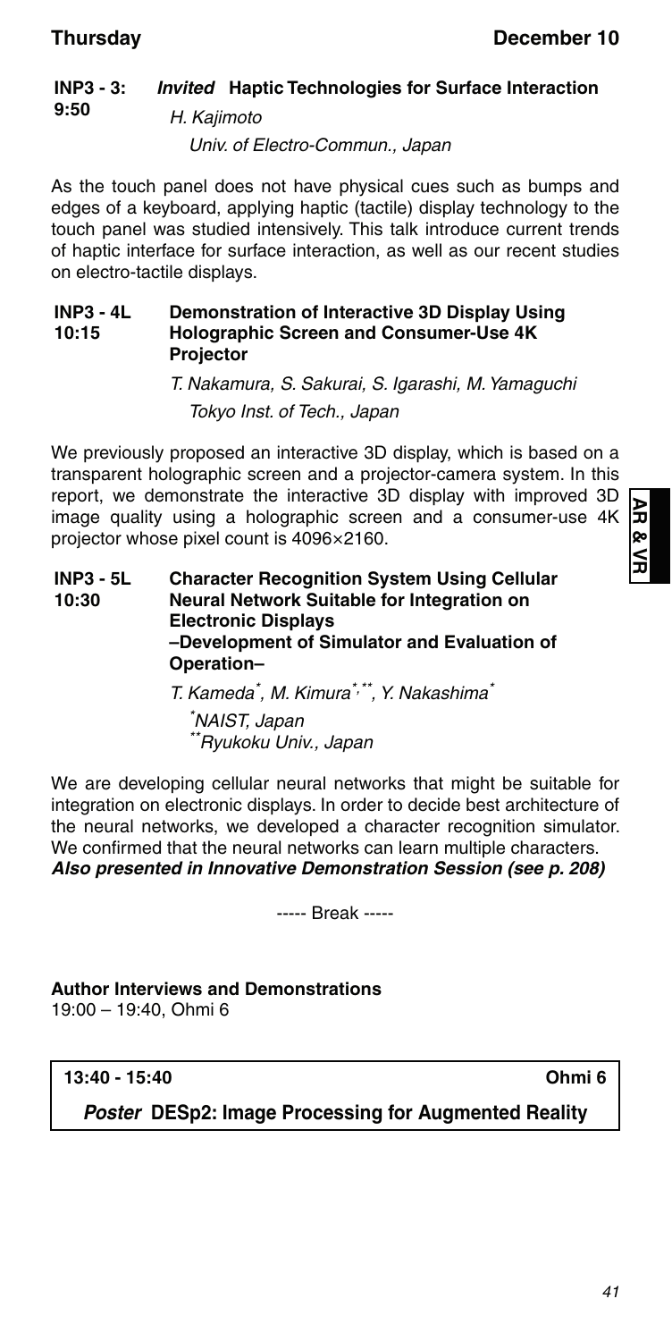**INP3 - 3:** ***Invited*** **Haptic Technologies for Surface Interaction**
**9:50**

*H. Kajimoto*

*Univ. of Electro-Commun., Japan*

As the touch panel does not have physical cues such as bumps and edges of a keyboard, applying haptic (tactile) display technology to the touch panel was studied intensively. This talk introduce current trends of haptic interface for surface interaction, as well as our recent studies on electro-tactile displays.

**INP3 - 4L** **Demonstration of Interactive 3D Display Using Holographic Screen and Consumer-Use 4K Projector**
**10:15**

*T. Nakamura, S. Sakurai, S. Igarashi, M. Yamaguchi*

*Tokyo Inst. of Tech., Japan*

We previously proposed an interactive 3D display, which is based on a transparent holographic screen and a projector-camera system. In this report, we demonstrate the interactive 3D display with improved 3D image quality using a holographic screen and a consumer-use 4K projector whose pixel count is 4096×2160.

**INP3 - 5L** **Character Recognition System Using Cellular Neural Network Suitable for Integration on Electronic Displays**
**10:30** **–Development of Simulator and Evaluation of Operation–**

*T. Kameda[*], M. Kimura[*,**], Y. Nakashima[*]*

*[*]NAIST, Japan*

*[**]Ryukoku Univ., Japan*

We are developing cellular neural networks that might be suitable for integration on electronic displays. In order to decide best architecture of the neural networks, we developed a character recognition simulator. We confirmed that the neural networks can learn multiple characters.

***Also presented in Innovative Demonstration Session (see p. 208)***

----- Break -----

**Author Interviews and Demonstrations**
19:00 – 19:40, Ohmi 6

**13:40 - 15:40** **Ohmi 6**

***Poster*** **DESp2: Image Processing for Augmented Reality**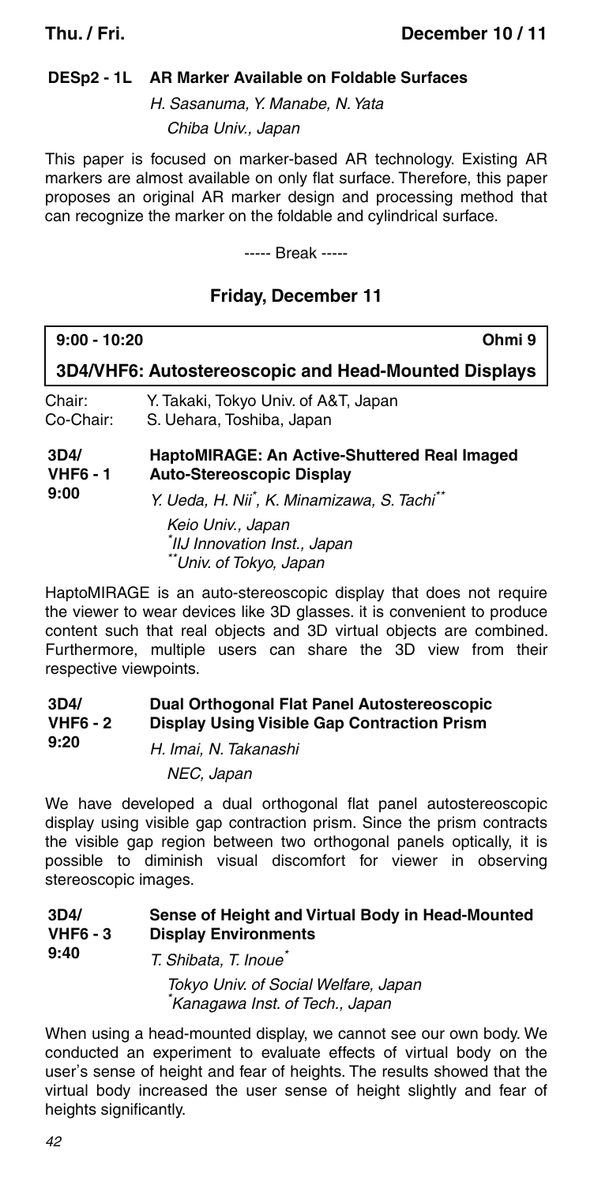**DESp2 - 1L AR Marker Available on Foldable Surfaces**

*H. Sasanuma, Y. Manabe, N. Yata*

*Chiba Univ., Japan*

This paper is focused on marker-based AR technology. Existing AR markers are almost available on only flat surface. Therefore, this paper proposes an original AR marker design and processing method that can recognize the marker on the foldable and cylindrical surface.

----- Break -----

## Friday, December 11

**9:00 - 10:20** **Ohmi 9**

### 3D4/VHF6: Autostereoscopic and Head-Mounted Displays

Chair: Y. Takaki, Tokyo Univ. of A&T, Japan
Co-Chair: S. Uehara, Toshiba, Japan

**3D4/VHF6 - 1** **9:00** **HaptoMIRAGE: An Active-Shuttered Real Imaged Auto-Stereoscopic Display**

*Y. Ueda, H. Nii[*], K. Minamizawa, S. Tachi[**]*

*Keio Univ., Japan*
*[*]IIJ Innovation Inst., Japan*
*[**]Univ. of Tokyo, Japan*

HaptoMIRAGE is an auto-stereoscopic display that does not require the viewer to wear devices like 3D glasses. it is convenient to produce content such that real objects and 3D virtual objects are combined. Furthermore, multiple users can share the 3D view from their respective viewpoints.

**3D4/VHF6 - 2** **9:20** **Dual Orthogonal Flat Panel Autostereoscopic Display Using Visible Gap Contraction Prism**

*H. Imai, N. Takanashi*

*NEC, Japan*

We have developed a dual orthogonal flat panel autostereoscopic display using visible gap contraction prism. Since the prism contracts the visible gap region between two orthogonal panels optically, it is possible to diminish visual discomfort for viewer in observing stereoscopic images.

**3D4/VHF6 - 3** **9:40** **Sense of Height and Virtual Body in Head-Mounted Display Environments**

*T. Shibata, T. Inoue[*]*

*Tokyo Univ. of Social Welfare, Japan*
*[*]Kanagawa Inst. of Tech., Japan*

When using a head-mounted display, we cannot see our own body. We conducted an experiment to evaluate effects of virtual body on the user's sense of height and fear of heights. The results showed that the virtual body increased the user sense of height slightly and fear of heights significantly.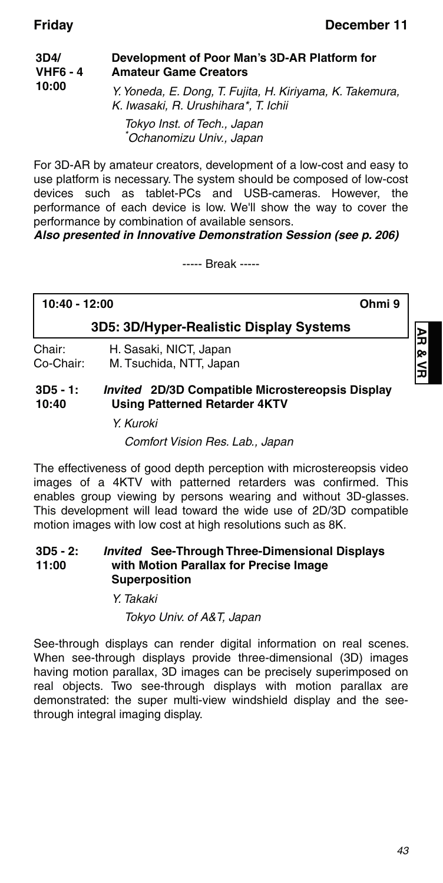**3D4/ VHF6 - 4 10:00** **Development of Poor Man's 3D-AR Platform for Amateur Game Creators**

*Y. Yoneda, E. Dong, T. Fujita, H. Kiriyama, K. Takemura, K. Iwasaki, R. Urushihara*, T. Ichii*

*Tokyo Inst. of Tech., Japan*
**Ochanomizu Univ., Japan*

For 3D-AR by amateur creators, development of a low-cost and easy to use platform is necessary. The system should be composed of low-cost devices such as tablet-PCs and USB-cameras. However, the performance of each device is low. We'll show the way to cover the performance by combination of available sensors.

***Also presented in Innovative Demonstration Session (see p. 206)***

----- Break -----

**10:40 - 12:00** **Ohmi 9**

## 3D5: 3D/Hyper-Realistic Display Systems

Chair: H. Sasaki, NICT, Japan
Co-Chair: M. Tsuchida, NTT, Japan

**3D5 - 1: 10:40** ***Invited*** **2D/3D Compatible Microstereopsis Display Using Patterned Retarder 4KTV**

*Y. Kuroki*

*Comfort Vision Res. Lab., Japan*

The effectiveness of good depth perception with microstereopsis video images of a 4KTV with patterned retarders was confirmed. This enables group viewing by persons wearing and without 3D-glasses. This development will lead toward the wide use of 2D/3D compatible motion images with low cost at high resolutions such as 8K.

**3D5 - 2: 11:00** ***Invited*** **See-Through Three-Dimensional Displays with Motion Parallax for Precise Image Superposition**

*Y. Takaki*

*Tokyo Univ. of A&T, Japan*

See-through displays can render digital information on real scenes. When see-through displays provide three-dimensional (3D) images having motion parallax, 3D images can be precisely superimposed on real objects. Two see-through displays with motion parallax are demonstrated: the super multi-view windshield display and the see-through integral imaging display.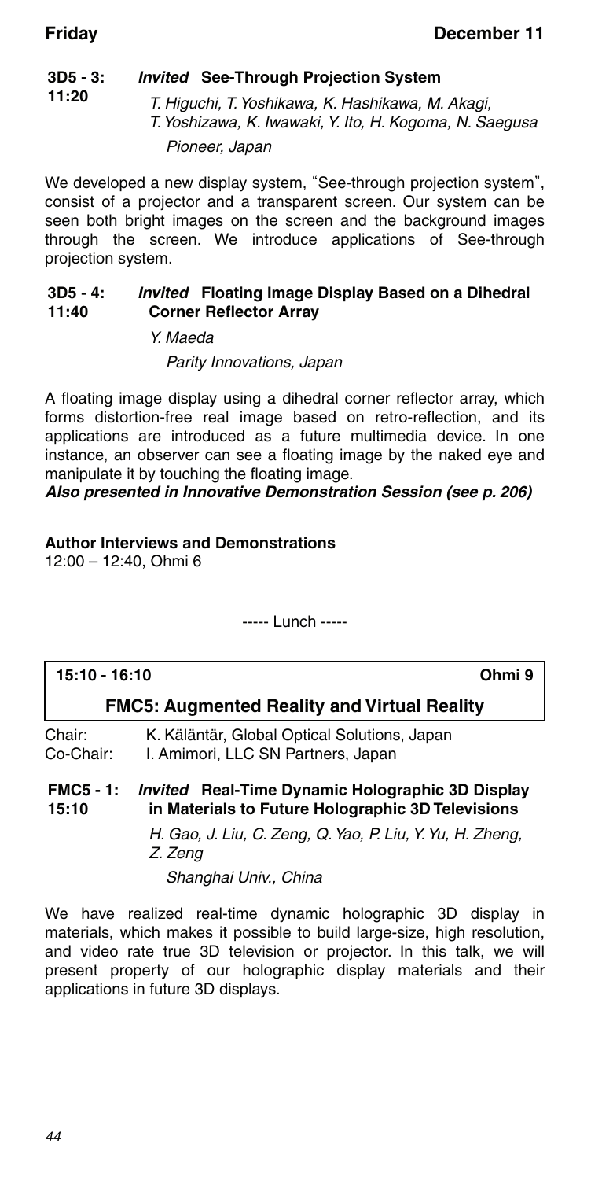**3D5 - 3:** *Invited* **See-Through Projection System**
**11:20**

*T. Higuchi, T. Yoshikawa, K. Hashikawa, M. Akagi, T. Yoshizawa, K. Iwawaki, Y. Ito, H. Kogoma, N. Saegusa*

*Pioneer, Japan*

We developed a new display system, "See-through projection system", consist of a projector and a transparent screen. Our system can be seen both bright images on the screen and the background images through the screen. We introduce applications of See-through projection system.

**3D5 - 4:** *Invited* **Floating Image Display Based on a Dihedral Corner Reflector Array**
**11:40**

*Y. Maeda*

*Parity Innovations, Japan*

A floating image display using a dihedral corner reflector array, which forms distortion-free real image based on retro-reflection, and its applications are introduced as a future multimedia device. In one instance, an observer can see a floating image by the naked eye and manipulate it by touching the floating image.

***Also presented in Innovative Demonstration Session (see p. 206)***

**Author Interviews and Demonstrations**
12:00 – 12:40, Ohmi 6

----- Lunch -----

**15:10 - 16:10** **Ohmi 9**

## FMC5: Augmented Reality and Virtual Reality

Chair: K. Käläntär, Global Optical Solutions, Japan
Co-Chair: I. Amimori, LLC SN Partners, Japan

**FMC5 - 1:** *Invited* **Real-Time Dynamic Holographic 3D Display in Materials to Future Holographic 3D Televisions**
**15:10**

*H. Gao, J. Liu, C. Zeng, Q. Yao, P. Liu, Y. Yu, H. Zheng, Z. Zeng*

*Shanghai Univ., China*

We have realized real-time dynamic holographic 3D display in materials, which makes it possible to build large-size, high resolution, and video rate true 3D television or projector. In this talk, we will present property of our holographic display materials and their applications in future 3D displays.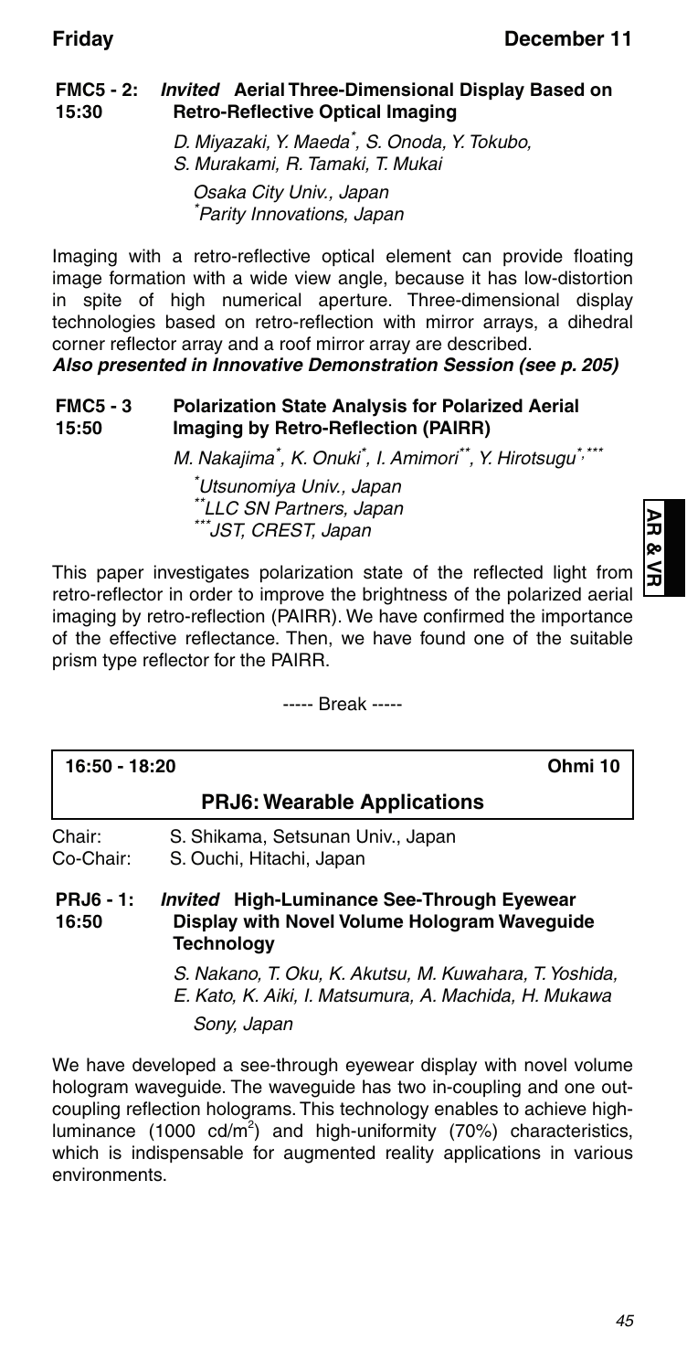**FMC5 - 2: 15:30** ***Invited*** **Aerial Three-Dimensional Display Based on Retro-Reflective Optical Imaging**

*D. Miyazaki, Y. Maeda[*], S. Onoda, Y. Tokubo, S. Murakami, R. Tamaki, T. Mukai*

*Osaka City Univ., Japan*
*[*]Parity Innovations, Japan*

Imaging with a retro-reflective optical element can provide floating image formation with a wide view angle, because it has low-distortion in spite of high numerical aperture. Three-dimensional display technologies based on retro-reflection with mirror arrays, a dihedral corner reflector array and a roof mirror array are described.

***Also presented in Innovative Demonstration Session (see p. 205)***

**FMC5 - 3 15:50** **Polarization State Analysis for Polarized Aerial Imaging by Retro-Reflection (PAIRR)**

*M. Nakajima[*], K. Onuki[*], I. Amimori[**], Y. Hirotsugu[*,***]*

*[*]Utsunomiya Univ., Japan*
*[**]LLC SN Partners, Japan*
*[***]JST, CREST, Japan*

This paper investigates polarization state of the reflected light from retro-reflector in order to improve the brightness of the polarized aerial imaging by retro-reflection (PAIRR). We have confirmed the importance of the effective reflectance. Then, we have found one of the suitable prism type reflector for the PAIRR.

----- Break -----

**16:50 - 18:20** **Ohmi 10**

## PRJ6: Wearable Applications

Chair: S. Shikama, Setsunan Univ., Japan
Co-Chair: S. Ouchi, Hitachi, Japan

**PRJ6 - 1: 16:50** ***Invited*** **High-Luminance See-Through Eyewear Display with Novel Volume Hologram Waveguide Technology**

*S. Nakano, T. Oku, K. Akutsu, M. Kuwahara, T. Yoshida, E. Kato, K. Aiki, I. Matsumura, A. Machida, H. Mukawa*

*Sony, Japan*

We have developed a see-through eyewear display with novel volume hologram waveguide. The waveguide has two in-coupling and one out-coupling reflection holograms. This technology enables to achieve high-luminance (1000 cd/m$^2$) and high-uniformity (70%) characteristics, which is indispensable for augmented reality applications in various environments.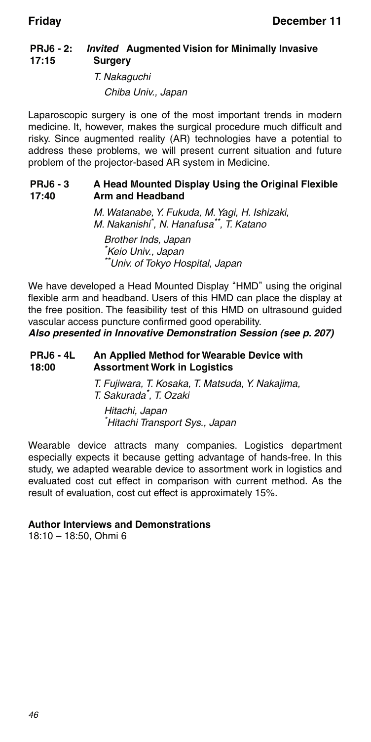**PRJ6 - 2: 17:15** *Invited* **Augmented Vision for Minimally Invasive Surgery**

*T. Nakaguchi*

*Chiba Univ., Japan*

Laparoscopic surgery is one of the most important trends in modern medicine. It, however, makes the surgical procedure much difficult and risky. Since augmented reality (AR) technologies have a potential to address these problems, we will present current situation and future problem of the projector-based AR system in Medicine.

**PRJ6 - 3 17:40** **A Head Mounted Display Using the Original Flexible Arm and Headband**

*M. Watanabe, Y. Fukuda, M. Yagi, H. Ishizaki, M. Nakanishi*, N. Hanafusa**, T. Katano*

*Brother Inds, Japan*
*\*Keio Univ., Japan*
*\*\*Univ. of Tokyo Hospital, Japan*

We have developed a Head Mounted Display "HMD" using the original flexible arm and headband. Users of this HMD can place the display at the free position. The feasibility test of this HMD on ultrasound guided vascular access puncture confirmed good operability.

***Also presented in Innovative Demonstration Session (see p. 207)***

**PRJ6 - 4L 18:00** **An Applied Method for Wearable Device with Assortment Work in Logistics**

*T. Fujiwara, T. Kosaka, T. Matsuda, Y. Nakajima, T. Sakurada*, T. Ozaki*

*Hitachi, Japan*
*\*Hitachi Transport Sys., Japan*

Wearable device attracts many companies. Logistics department especially expects it because getting advantage of hands-free. In this study, we adapted wearable device to assortment work in logistics and evaluated cost cut effect in comparison with current method. As the result of evaluation, cost cut effect is approximately 15%.

**Author Interviews and Demonstrations**
18:10 – 18:50, Ohmi 6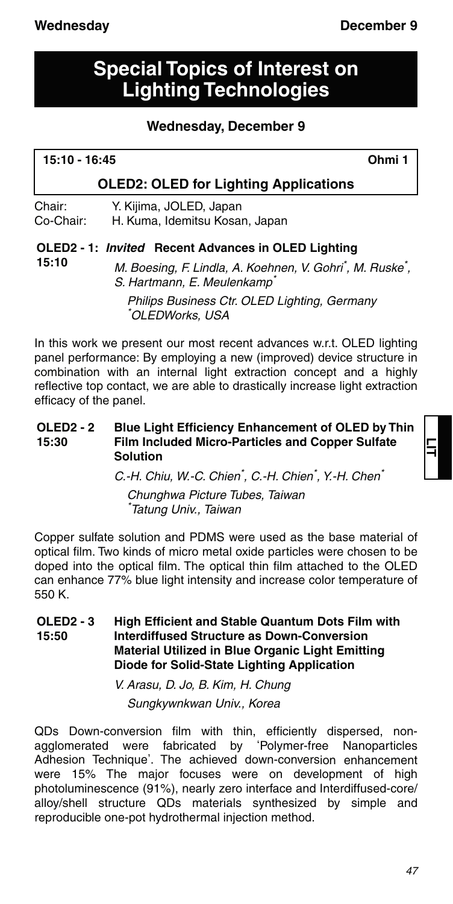# Special Topics of Interest on Lighting Technologies

## Wednesday, December 9

**15:10 - 16:45** **Ohmi 1**

### OLED2: OLED for Lighting Applications

Chair: Y. Kijima, JOLED, Japan
Co-Chair: H. Kuma, Idemitsu Kosan, Japan

**OLED2 - 1: *Invited* Recent Advances in OLED Lighting**
**15:10**

*M. Boesing, F. Lindla, A. Koehnen, V. Gohri[*], M. Ruske[*], S. Hartmann, E. Meulenkamp[*]*

*Philips Business Ctr. OLED Lighting, Germany*
*[*]OLEDWorks, USA*

In this work we present our most recent advances w.r.t. OLED lighting panel performance: By employing a new (improved) device structure in combination with an internal light extraction concept and a highly reflective top contact, we are able to drastically increase light extraction efficacy of the panel.

**OLED2 - 2** **Blue Light Efficiency Enhancement of OLED by Thin Film Included Micro-Particles and Copper Sulfate Solution**
**15:30**

*C.-H. Chiu, W.-C. Chien[*], C.-H. Chien[*], Y.-H. Chen[*]*

*Chunghwa Picture Tubes, Taiwan*
*[*]Tatung Univ., Taiwan*

Copper sulfate solution and PDMS were used as the base material of optical film. Two kinds of micro metal oxide particles were chosen to be doped into the optical film. The optical thin film attached to the OLED can enhance 77% blue light intensity and increase color temperature of 550 K.

**OLED2 - 3** **High Efficient and Stable Quantum Dots Film with Interdiffused Structure as Down-Conversion Material Utilized in Blue Organic Light Emitting Diode for Solid-State Lighting Application**
**15:50**

*V. Arasu, D. Jo, B. Kim, H. Chung*

*Sungkywnkwan Univ., Korea*

QDs Down-conversion film with thin, efficiently dispersed, non-agglomerated were fabricated by 'Polymer-free Nanoparticles Adhesion Technique'. The achieved down-conversion enhancement were 15% The major focuses were on development of high photoluminescence (91%), nearly zero interface and Interdiffused-core/alloy/shell structure QDs materials synthesized by simple and reproducible one-pot hydrothermal injection method.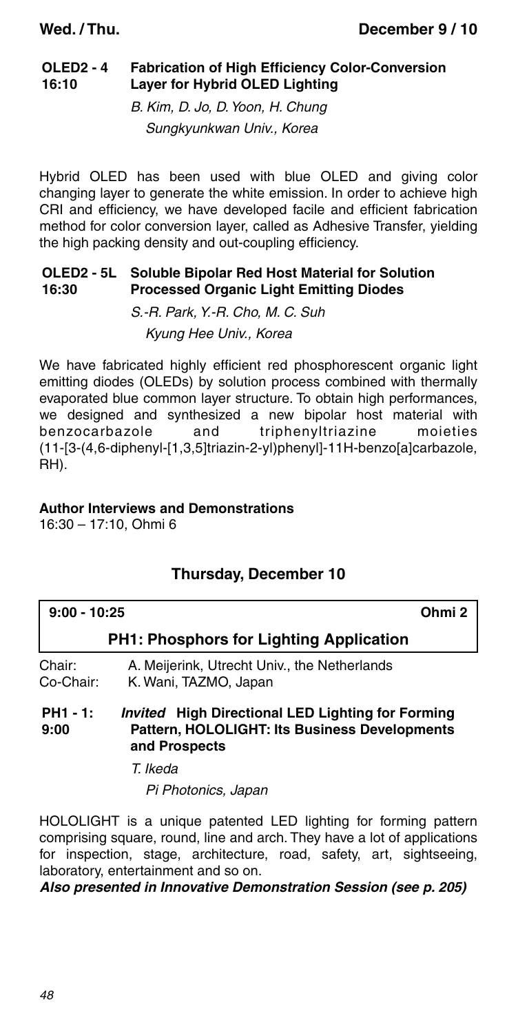**OLED2 - 4**
**16:10**
**Fabrication of High Efficiency Color-Conversion Layer for Hybrid OLED Lighting**

*B. Kim, D. Jo, D. Yoon, H. Chung*
*Sungkyunkwan Univ., Korea*

Hybrid OLED has been used with blue OLED and giving color changing layer to generate the white emission. In order to achieve high CRI and efficiency, we have developed facile and efficient fabrication method for color conversion layer, called as Adhesive Transfer, yielding the high packing density and out-coupling efficiency.

**OLED2 - 5L**
**16:30**
**Soluble Bipolar Red Host Material for Solution Processed Organic Light Emitting Diodes**

*S.-R. Park, Y.-R. Cho, M. C. Suh*
*Kyung Hee Univ., Korea*

We have fabricated highly efficient red phosphorescent organic light emitting diodes (OLEDs) by solution process combined with thermally evaporated blue common layer structure. To obtain high performances, we designed and synthesized a new bipolar host material with benzocarbazole and triphenyltriazine moieties (11-[3-(4,6-diphenyl-[1,3,5]triazin-2-yl)phenyl]-11H-benzo[a]carbazole, RH).

**Author Interviews and Demonstrations**
16:30 – 17:10, Ohmi 6

## Thursday, December 10

**9:00 - 10:25** **Ohmi 2**

### PH1: Phosphors for Lighting Application

Chair: A. Meijerink, Utrecht Univ., the Netherlands
Co-Chair: K. Wani, TAZMO, Japan

**PH1 - 1:**
**9:00**
***Invited* High Directional LED Lighting for Forming Pattern, HOLOLIGHT: Its Business Developments and Prospects**

*T. Ikeda*
*Pi Photonics, Japan*

HOLOLIGHT is a unique patented LED lighting for forming pattern comprising square, round, line and arch. They have a lot of applications for inspection, stage, architecture, road, safety, art, sightseeing, laboratory, entertainment and so on.

***Also presented in Innovative Demonstration Session (see p. 205)***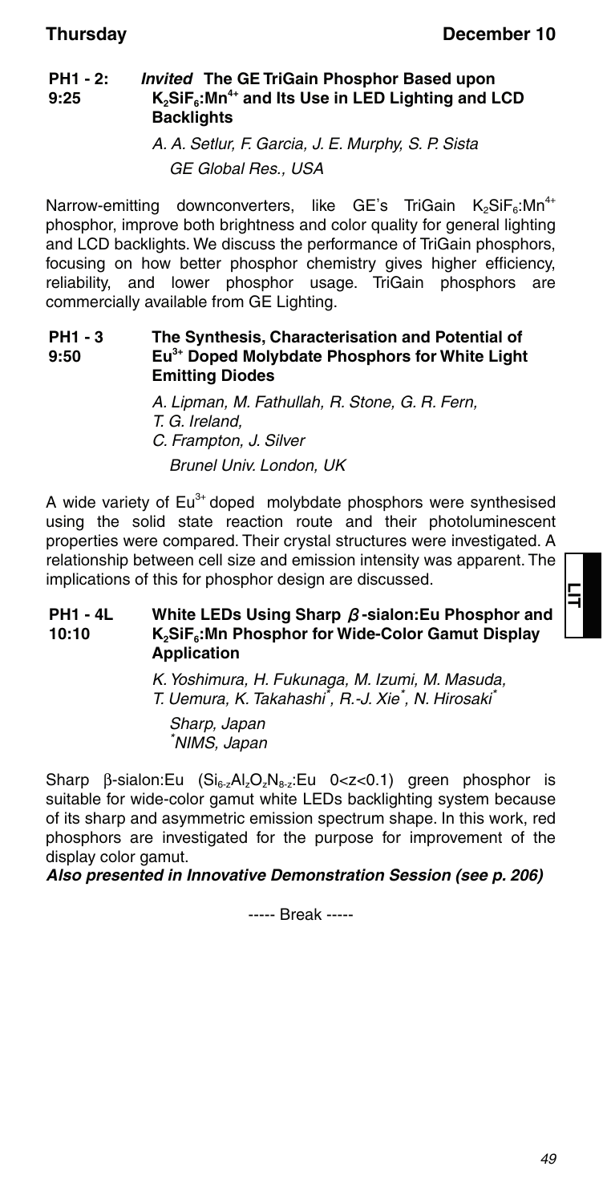**PH1 - 2:** ***Invited*** **The GE TriGain Phosphor Based upon**
**9:25** **$K_2SiF_6:Mn^{4+}$ and Its Use in LED Lighting and LCD Backlights**

*A. A. Setlur, F. Garcia, J. E. Murphy, S. P. Sista*
*GE Global Res., USA*

Narrow-emitting downconverters, like GE's TriGain $K_2SiF_6:Mn^{4+}$ phosphor, improve both brightness and color quality for general lighting and LCD backlights. We discuss the performance of TriGain phosphors, focusing on how better phosphor chemistry gives higher efficiency, reliability, and lower phosphor usage. TriGain phosphors are commercially available from GE Lighting.

**PH1 - 3** **The Synthesis, Characterisation and Potential of**
**9:50** **$Eu^{3+}$ Doped Molybdate Phosphors for White Light Emitting Diodes**

*A. Lipman, M. Fathullah, R. Stone, G. R. Fern, T. G. Ireland, C. Frampton, J. Silver*
*Brunel Univ. London, UK*

A wide variety of $Eu^{3+}$ doped molybdate phosphors were synthesised using the solid state reaction route and their photoluminescent properties were compared. Their crystal structures were investigated. A relationship between cell size and emission intensity was apparent. The implications of this for phosphor design are discussed.

**PH1 - 4L** **White LEDs Using Sharp $\beta$-sialon:Eu Phosphor and**
**10:10** **$K_2SiF_6$:Mn Phosphor for Wide-Color Gamut Display Application**

*K. Yoshimura, H. Fukunaga, M. Izumi, M. Masuda, T. Uemura, K. Takahashi*, R.-J. Xie*, N. Hirosaki**
*Sharp, Japan*
**NIMS, Japan*

Sharp β-sialon:Eu ($Si_{6-z}Al_zO_zN_{8-z}$:Eu $0<z<0.1$) green phosphor is suitable for wide-color gamut white LEDs backlighting system because of its sharp and asymmetric emission spectrum shape. In this work, red phosphors are investigated for the purpose for improvement of the display color gamut.

***Also presented in Innovative Demonstration Session (see p. 206)***

----- Break -----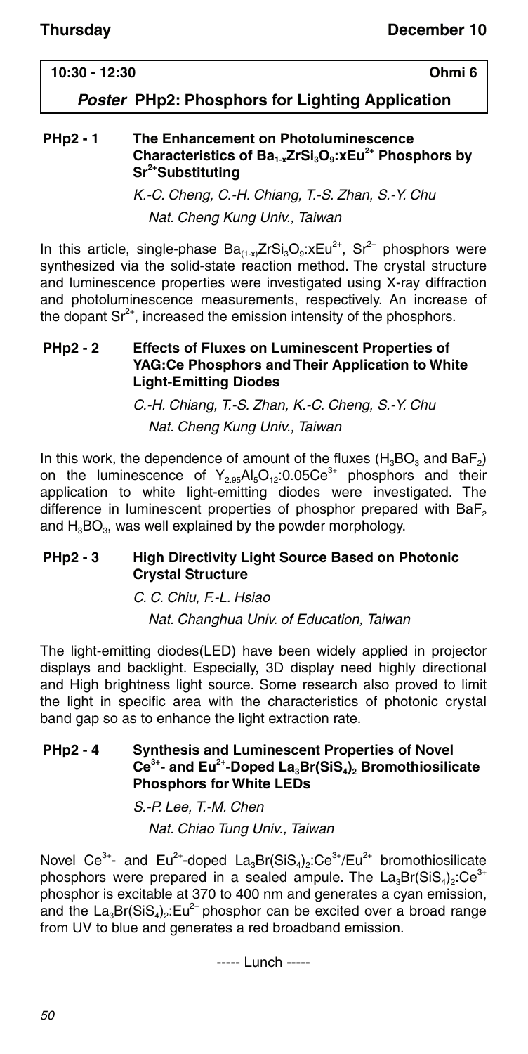**10:30 - 12:30** **Ohmi 6**

## *Poster* PHp2: Phosphors for Lighting Application

### PHp2 - 1 The Enhancement on Photoluminescence Characteristics of $Ba_{1-x}ZrSi_3O_9$:$xEu^{2+}$ Phosphors by $Sr^{2+}$Substituting

*K.-C. Cheng, C.-H. Chiang, T.-S. Zhan, S.-Y. Chu*

*Nat. Cheng Kung Univ., Taiwan*

In this article, single-phase $Ba_{(1-x)}ZrSi_3O_9$:$xEu^{2+}$, $Sr^{2+}$ phosphors were synthesized via the solid-state reaction method. The crystal structure and luminescence properties were investigated using X-ray diffraction and photoluminescence measurements, respectively. An increase of the dopant $Sr^{2+}$, increased the emission intensity of the phosphors.

### PHp2 - 2 Effects of Fluxes on Luminescent Properties of YAG:Ce Phosphors and Their Application to White Light-Emitting Diodes

*C.-H. Chiang, T.-S. Zhan, K.-C. Cheng, S.-Y. Chu*

*Nat. Cheng Kung Univ., Taiwan*

In this work, the dependence of amount of the fluxes ($H_3BO_3$ and $BaF_2$) on the luminescence of $Y_{2.95}Al_5O_{12}$:$0.05Ce^{3+}$ phosphors and their application to white light-emitting diodes were investigated. The difference in luminescent properties of phosphor prepared with $BaF_2$ and $H_3BO_3$, was well explained by the powder morphology.

### PHp2 - 3 High Directivity Light Source Based on Photonic Crystal Structure

*C. C. Chiu, F.-L. Hsiao*

*Nat. Changhua Univ. of Education, Taiwan*

The light-emitting diodes(LED) have been widely applied in projector displays and backlight. Especially, 3D display need highly directional and High brightness light source. Some research also proved to limit the light in specific area with the characteristics of photonic crystal band gap so as to enhance the light extraction rate.

### PHp2 - 4 Synthesis and Luminescent Properties of Novel $Ce^{3+}$- and $Eu^{2+}$-Doped $La_3Br(SiS_4)_2$ Bromothiosilicate Phosphors for White LEDs

*S.-P. Lee, T.-M. Chen*

*Nat. Chiao Tung Univ., Taiwan*

Novel $Ce^{3+}$- and $Eu^{2+}$-doped $La_3Br(SiS_4)_2$:$Ce^{3+}$/$Eu^{2+}$ bromothiosilicate phosphors were prepared in a sealed ampule. The $La_3Br(SiS_4)_2$:$Ce^{3+}$ phosphor is excitable at 370 to 400 nm and generates a cyan emission, and the $La_3Br(SiS_4)_2$:$Eu^{2+}$ phosphor can be excited over a broad range from UV to blue and generates a red broadband emission.

----- Lunch -----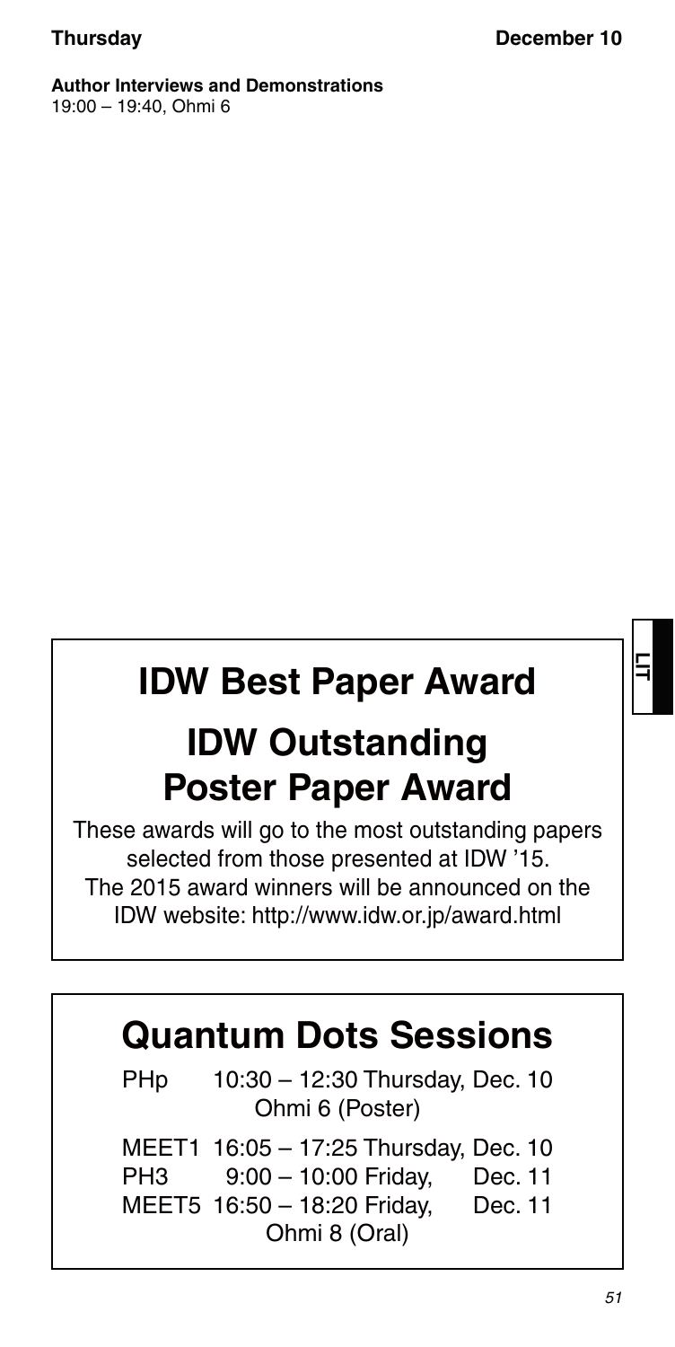**Author Interviews and Demonstrations**
19:00 – 19:40, Ohmi 6

# IDW Best Paper Award

# IDW Outstanding Poster Paper Award

These awards will go to the most outstanding papers selected from those presented at IDW '15.
The 2015 award winners will be announced on the IDW website: http://www.idw.or.jp/award.html

# Quantum Dots Sessions

PHp 10:30 – 12:30 Thursday, Dec. 10
Ohmi 6 (Poster)

MEET1 16:05 – 17:25 Thursday, Dec. 10
PH3 9:00 – 10:00 Friday, Dec. 11
MEET5 16:50 – 18:20 Friday, Dec. 11
Ohmi 8 (Oral)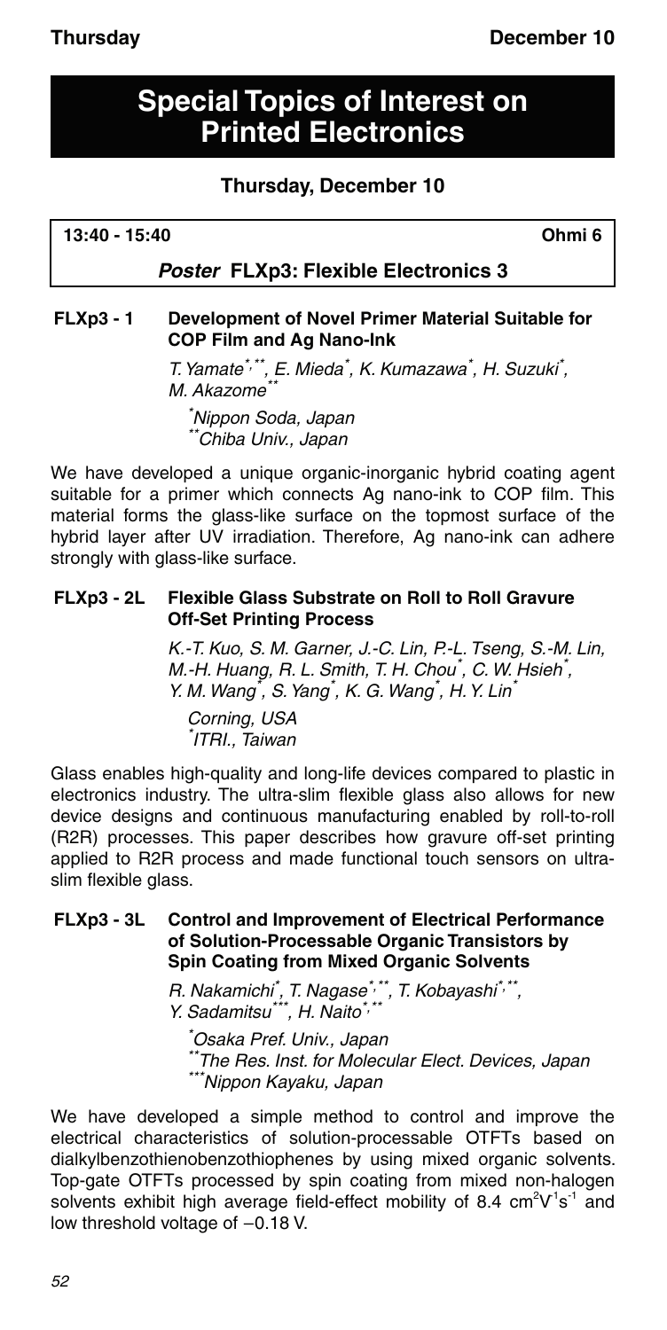# Special Topics of Interest on Printed Electronics

## Thursday, December 10

**13:40 - 15:40** **Ohmi 6**

### *Poster* FLXp3: Flexible Electronics 3

**FLXp3 - 1 Development of Novel Primer Material Suitable for COP Film and Ag Nano-Ink**

*T. Yamate[*,**], E. Mieda[*], K. Kumazawa[*], H. Suzuki[*], M. Akazome[**]*

*[*]Nippon Soda, Japan*
*[**]Chiba Univ., Japan*

We have developed a unique organic-inorganic hybrid coating agent suitable for a primer which connects Ag nano-ink to COP film. This material forms the glass-like surface on the topmost surface of the hybrid layer after UV irradiation. Therefore, Ag nano-ink can adhere strongly with glass-like surface.

**FLXp3 - 2L Flexible Glass Substrate on Roll to Roll Gravure Off-Set Printing Process**

*K.-T. Kuo, S. M. Garner, J.-C. Lin, P.-L. Tseng, S.-M. Lin, M.-H. Huang, R. L. Smith, T. H. Chou[*], C. W. Hsieh[*], Y. M. Wang[*], S. Yang[*], K. G. Wang[*], H. Y. Lin[*]*

*Corning, USA*
*[*]ITRI., Taiwan*

Glass enables high-quality and long-life devices compared to plastic in electronics industry. The ultra-slim flexible glass also allows for new device designs and continuous manufacturing enabled by roll-to-roll (R2R) processes. This paper describes how gravure off-set printing applied to R2R process and made functional touch sensors on ultra-slim flexible glass.

**FLXp3 - 3L Control and Improvement of Electrical Performance of Solution-Processable Organic Transistors by Spin Coating from Mixed Organic Solvents**

*R. Nakamichi[*], T. Nagase[*,**], T. Kobayashi[*,**], Y. Sadamitsu[***], H. Naito[*,**]*

*[*]Osaka Pref. Univ., Japan*
*[**]The Res. Inst. for Molecular Elect. Devices, Japan*
*[***]Nippon Kayaku, Japan*

We have developed a simple method to control and improve the electrical characteristics of solution-processable OTFTs based on dialkylbenzothienobenzothiophenes by using mixed organic solvents. Top-gate OTFTs processed by spin coating from mixed non-halogen solvents exhibit high average field-effect mobility of 8.4 $cm^2V^{-1}s^{-1}$ and low threshold voltage of −0.18 V.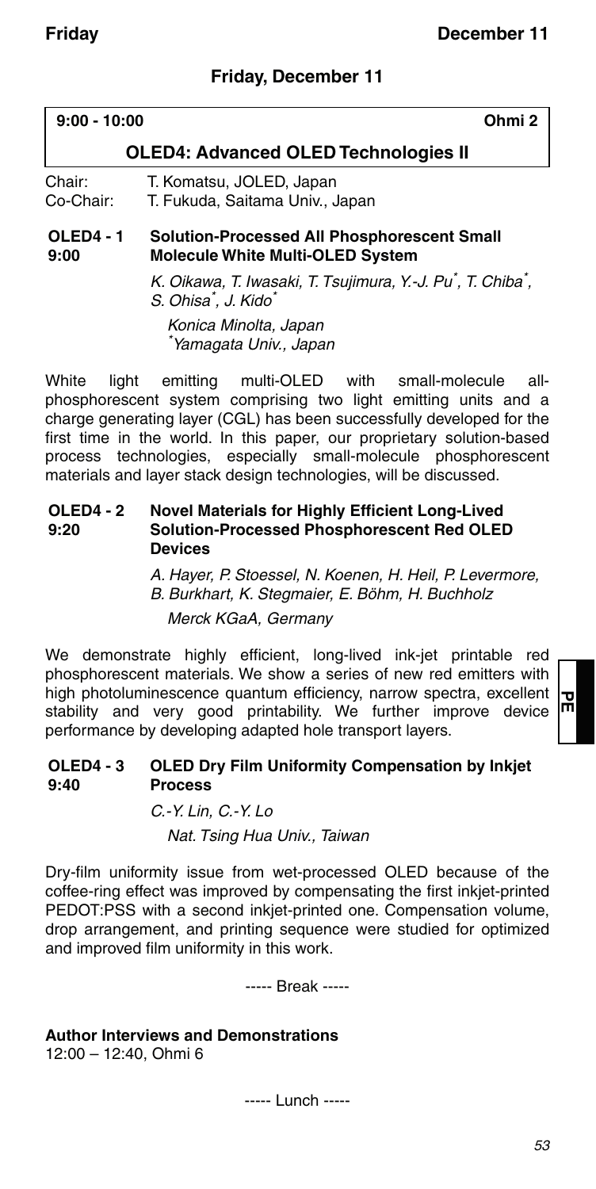## Friday, December 11

**9:00 - 10:00** **Ohmi 2**

### OLED4: Advanced OLED Technologies II

Chair: T. Komatsu, JOLED, Japan
Co-Chair: T. Fukuda, Saitama Univ., Japan

**OLED4 - 1**
**9:00**

**Solution-Processed All Phosphorescent Small Molecule White Multi-OLED System**

*K. Oikawa, T. Iwasaki, T. Tsujimura, Y.-J. Pu\*, T. Chiba\*, S. Ohisa\*, J. Kido\**

*Konica Minolta, Japan*
*\*Yamagata Univ., Japan*

White light emitting multi-OLED with small-molecule all-phosphorescent system comprising two light emitting units and a charge generating layer (CGL) has been successfully developed for the first time in the world. In this paper, our proprietary solution-based process technologies, especially small-molecule phosphorescent materials and layer stack design technologies, will be discussed.

**OLED4 - 2**
**9:20**

**Novel Materials for Highly Efficient Long-Lived Solution-Processed Phosphorescent Red OLED Devices**

*A. Hayer, P. Stoessel, N. Koenen, H. Heil, P. Levermore, B. Burkhart, K. Stegmaier, E. Böhm, H. Buchholz*

*Merck KGaA, Germany*

We demonstrate highly efficient, long-lived ink-jet printable red phosphorescent materials. We show a series of new red emitters with high photoluminescence quantum efficiency, narrow spectra, excellent stability and very good printability. We further improve device performance by developing adapted hole transport layers.

**OLED4 - 3**
**9:40**

**OLED Dry Film Uniformity Compensation by Inkjet Process**

*C.-Y. Lin, C.-Y. Lo*

*Nat. Tsing Hua Univ., Taiwan*

Dry-film uniformity issue from wet-processed OLED because of the coffee-ring effect was improved by compensating the first inkjet-printed PEDOT:PSS with a second inkjet-printed one. Compensation volume, drop arrangement, and printing sequence were studied for optimized and improved film uniformity in this work.

----- Break -----

**Author Interviews and Demonstrations**
12:00 – 12:40, Ohmi 6

----- Lunch -----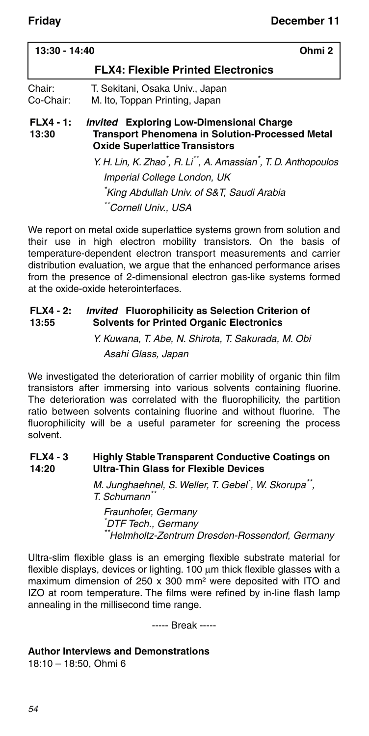**13:30 - 14:40** **Ohmi 2**

## FLX4: Flexible Printed Electronics

Chair: T. Sekitani, Osaka Univ., Japan
Co-Chair: M. Ito, Toppan Printing, Japan

**FLX4 - 1: 13:30** ***Invited*** **Exploring Low-Dimensional Charge Transport Phenomena in Solution-Processed Metal Oxide Superlattice Transistors**

*Y. H. Lin, K. Zhao*, R. Li**, A. Amassian*, T. D. Anthopoulos*
*Imperial College London, UK*
**King Abdullah Univ. of S&T, Saudi Arabia*
***Cornell Univ., USA*

We report on metal oxide superlattice systems grown from solution and their use in high electron mobility transistors. On the basis of temperature-dependent electron transport measurements and carrier distribution evaluation, we argue that the enhanced performance arises from the presence of 2-dimensional electron gas-like systems formed at the oxide-oxide heterointerfaces.

**FLX4 - 2: 13:55** ***Invited*** **Fluorophilicity as Selection Criterion of Solvents for Printed Organic Electronics**

*Y. Kuwana, T. Abe, N. Shirota, T. Sakurada, M. Obi*
*Asahi Glass, Japan*

We investigated the deterioration of carrier mobility of organic thin film transistors after immersing into various solvents containing fluorine. The deterioration was correlated with the fluorophilicity, the partition ratio between solvents containing fluorine and without fluorine. The fluorophilicity will be a useful parameter for screening the process solvent.

**FLX4 - 3 14:20** **Highly Stable Transparent Conductive Coatings on Ultra-Thin Glass for Flexible Devices**

*M. Junghaehnel, S. Weller, T. Gebel*, W. Skorupa**, T. Schumann***
*Fraunhofer, Germany*
**DTF Tech., Germany*
***Helmholtz-Zentrum Dresden-Rossendorf, Germany*

Ultra-slim flexible glass is an emerging flexible substrate material for flexible displays, devices or lighting. 100 μm thick flexible glasses with a maximum dimension of 250 x 300 mm² were deposited with ITO and IZO at room temperature. The films were refined by in-line flash lamp annealing in the millisecond time range.

----- Break -----

**Author Interviews and Demonstrations**
18:10 – 18:50, Ohmi 6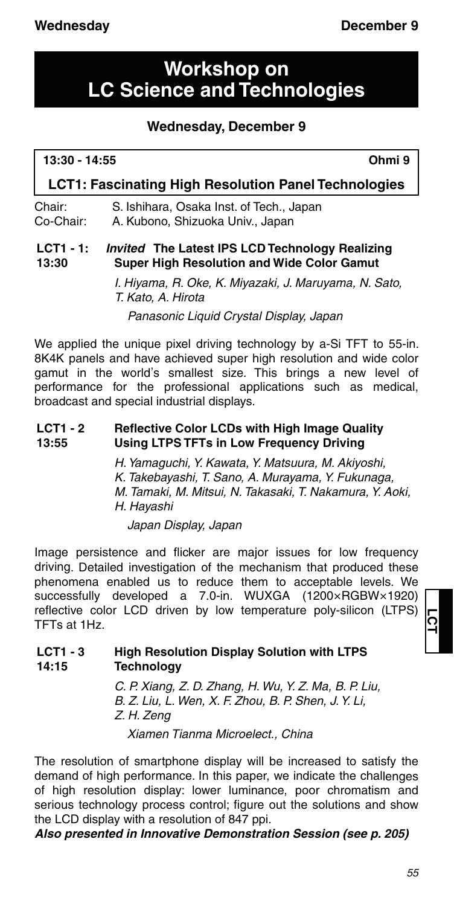# Workshop on LC Science and Technologies

## Wednesday, December 9

**13:30 - 14:55** **Ohmi 9**

### LCT1: Fascinating High Resolution Panel Technologies

Chair: S. Ishihara, Osaka Inst. of Tech., Japan
Co-Chair: A. Kubono, Shizuoka Univ., Japan

**LCT1 - 1: 13:30** ***Invited*** **The Latest IPS LCD Technology Realizing Super High Resolution and Wide Color Gamut**

*I. Hiyama, R. Oke, K. Miyazaki, J. Maruyama, N. Sato, T. Kato, A. Hirota*

*Panasonic Liquid Crystal Display, Japan*

We applied the unique pixel driving technology by a-Si TFT to 55-in. 8K4K panels and have achieved super high resolution and wide color gamut in the world's smallest size. This brings a new level of performance for the professional applications such as medical, broadcast and special industrial displays.

**LCT1 - 2 13:55** **Reflective Color LCDs with High Image Quality Using LTPS TFTs in Low Frequency Driving**

*H. Yamaguchi, Y. Kawata, Y. Matsuura, M. Akiyoshi, K. Takebayashi, T. Sano, A. Murayama, Y. Fukunaga, M. Tamaki, M. Mitsui, N. Takasaki, T. Nakamura, Y. Aoki, H. Hayashi*

*Japan Display, Japan*

Image persistence and flicker are major issues for low frequency driving. Detailed investigation of the mechanism that produced these phenomena enabled us to reduce them to acceptable levels. We successfully developed a 7.0-in. WUXGA (1200×RGBW×1920) reflective color LCD driven by low temperature poly-silicon (LTPS) TFTs at 1Hz.

**LCT1 - 3 14:15** **High Resolution Display Solution with LTPS Technology**

*C. P. Xiang, Z. D. Zhang, H. Wu, Y. Z. Ma, B. P. Liu, B. Z. Liu, L. Wen, X. F. Zhou, B. P. Shen, J. Y. Li, Z. H. Zeng*

*Xiamen Tianma Microelect., China*

The resolution of smartphone display will be increased to satisfy the demand of high performance. In this paper, we indicate the challenges of high resolution display: lower luminance, poor chromatism and serious technology process control; figure out the solutions and show the LCD display with a resolution of 847 ppi.

***Also presented in Innovative Demonstration Session (see p. 205)***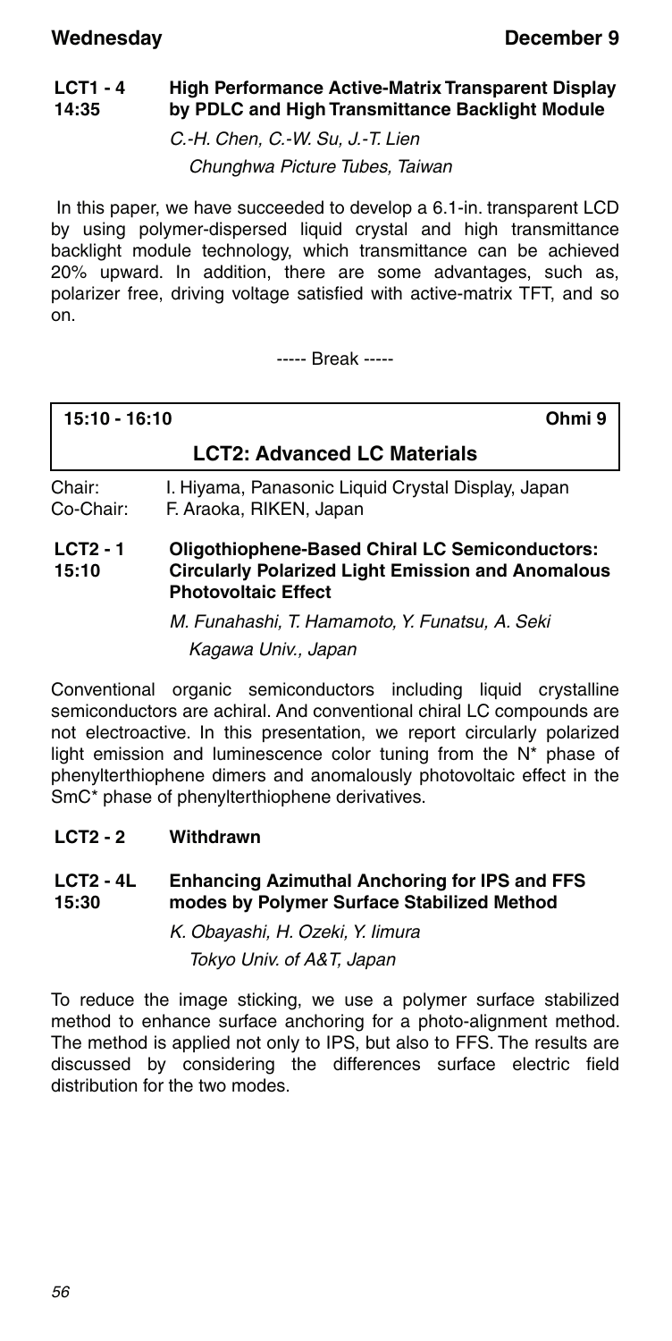**LCT1 - 4**
**14:35**

**High Performance Active-Matrix Transparent Display by PDLC and High Transmittance Backlight Module**

*C.-H. Chen, C.-W. Su, J.-T. Lien*
*Chunghwa Picture Tubes, Taiwan*

In this paper, we have succeeded to develop a 6.1-in. transparent LCD by using polymer-dispersed liquid crystal and high transmittance backlight module technology, which transmittance can be achieved 20% upward. In addition, there are some advantages, such as, polarizer free, driving voltage satisfied with active-matrix TFT, and so on.

----- Break -----

**15:10 - 16:10** **Ohmi 9**

## LCT2: Advanced LC Materials

Chair: I. Hiyama, Panasonic Liquid Crystal Display, Japan
Co-Chair: F. Araoka, RIKEN, Japan

**LCT2 - 1**
**15:10**

**Oligothiophene-Based Chiral LC Semiconductors: Circularly Polarized Light Emission and Anomalous Photovoltaic Effect**

*M. Funahashi, T. Hamamoto, Y. Funatsu, A. Seki*
*Kagawa Univ., Japan*

Conventional organic semiconductors including liquid crystalline semiconductors are achiral. And conventional chiral LC compounds are not electroactive. In this presentation, we report circularly polarized light emission and luminescence color tuning from the N* phase of phenylterthiophene dimers and anomalously photovoltaic effect in the SmC* phase of phenylterthiophene derivatives.

**LCT2 - 2** **Withdrawn**

**LCT2 - 4L**
**15:30**

**Enhancing Azimuthal Anchoring for IPS and FFS modes by Polymer Surface Stabilized Method**

*K. Obayashi, H. Ozeki, Y. Iimura*
*Tokyo Univ. of A&T, Japan*

To reduce the image sticking, we use a polymer surface stabilized method to enhance surface anchoring for a photo-alignment method. The method is applied not only to IPS, but also to FFS. The results are discussed by considering the differences surface electric field distribution for the two modes.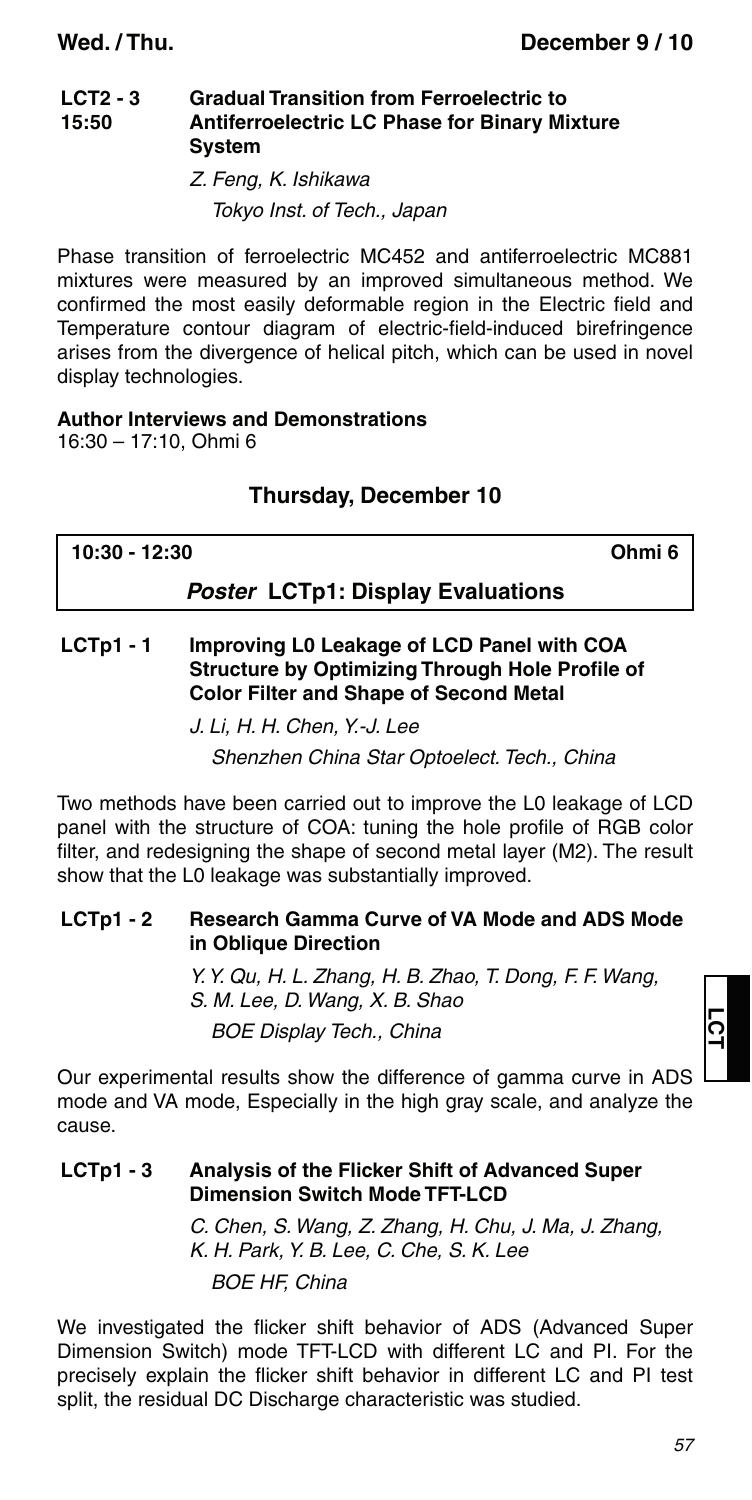**LCT2 - 3** **Gradual Transition from Ferroelectric to Antiferroelectric LC Phase for Binary Mixture System**
**15:50**

*Z. Feng, K. Ishikawa*
*Tokyo Inst. of Tech., Japan*

Phase transition of ferroelectric MC452 and antiferroelectric MC881 mixtures were measured by an improved simultaneous method. We confirmed the most easily deformable region in the Electric field and Temperature contour diagram of electric-field-induced birefringence arises from the divergence of helical pitch, which can be used in novel display technologies.

**Author Interviews and Demonstrations**
16:30 – 17:10, Ohmi 6

## Thursday, December 10

**10:30 - 12:30** **Ohmi 6**

### *Poster* LCTp1: Display Evaluations

**LCTp1 - 1** **Improving L0 Leakage of LCD Panel with COA Structure by Optimizing Through Hole Profile of Color Filter and Shape of Second Metal**

*J. Li, H. H. Chen, Y.-J. Lee*
*Shenzhen China Star Optoelect. Tech., China*

Two methods have been carried out to improve the L0 leakage of LCD panel with the structure of COA: tuning the hole profile of RGB color filter, and redesigning the shape of second metal layer (M2). The result show that the L0 leakage was substantially improved.

**LCTp1 - 2** **Research Gamma Curve of VA Mode and ADS Mode in Oblique Direction**

*Y. Y. Qu, H. L. Zhang, H. B. Zhao, T. Dong, F. F. Wang, S. M. Lee, D. Wang, X. B. Shao*
*BOE Display Tech., China*

Our experimental results show the difference of gamma curve in ADS mode and VA mode, Especially in the high gray scale, and analyze the cause.

**LCTp1 - 3** **Analysis of the Flicker Shift of Advanced Super Dimension Switch Mode TFT-LCD**

*C. Chen, S. Wang, Z. Zhang, H. Chu, J. Ma, J. Zhang, K. H. Park, Y. B. Lee, C. Che, S. K. Lee*
*BOE HF, China*

We investigated the flicker shift behavior of ADS (Advanced Super Dimension Switch) mode TFT-LCD with different LC and PI. For the precisely explain the flicker shift behavior in different LC and PI test split, the residual DC Discharge characteristic was studied.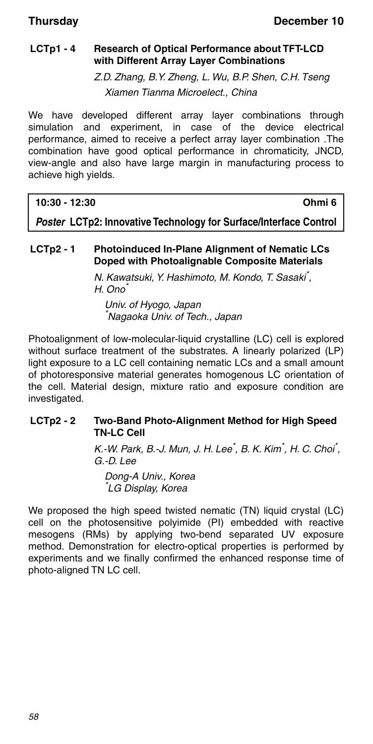### LCTp1 - 4 Research of Optical Performance about TFT-LCD with Different Array Layer Combinations

*Z.D. Zhang, B.Y. Zheng, L. Wu, B.P. Shen, C.H. Tseng*

*Xiamen Tianma Microelect., China*

We have developed different array layer combinations through simulation and experiment, in case of the device electrical performance, aimed to receive a perfect array layer combination .The combination have good optical performance in chromaticity, JNCD, view-angle and also have large margin in manufacturing process to achieve high yields.

**10:30 - 12:30** **Ohmi 6**

## *Poster* LCTp2: Innovative Technology for Surface/Interface Control

### LCTp2 - 1 Photoinduced In-Plane Alignment of Nematic LCs Doped with Photoalignable Composite Materials

*N. Kawatsuki, Y. Hashimoto, M. Kondo, T. Sasaki[*], H. Ono[*]*

*Univ. of Hyogo, Japan*
*[*]Nagaoka Univ. of Tech., Japan*

Photoalignment of low-molecular-liquid crystalline (LC) cell is explored without surface treatment of the substrates. A linearly polarized (LP) light exposure to a LC cell containing nematic LCs and a small amount of photoresponsive material generates homogenous LC orientation of the cell. Material design, mixture ratio and exposure condition are investigated.

### LCTp2 - 2 Two-Band Photo-Alignment Method for High Speed TN-LC Cell

*K.-W. Park, B.-J. Mun, J. H. Lee[*], B. K. Kim[*], H. C. Choi[*], G.-D. Lee*

*Dong-A Univ., Korea*
*[*]LG Display, Korea*

We proposed the high speed twisted nematic (TN) liquid crystal (LC) cell on the photosensitive polyimide (PI) embedded with reactive mesogens (RMs) by applying two-bend separated UV exposure method. Demonstration for electro-optical properties is performed by experiments and we finally confirmed the enhanced response time of photo-aligned TN LC cell.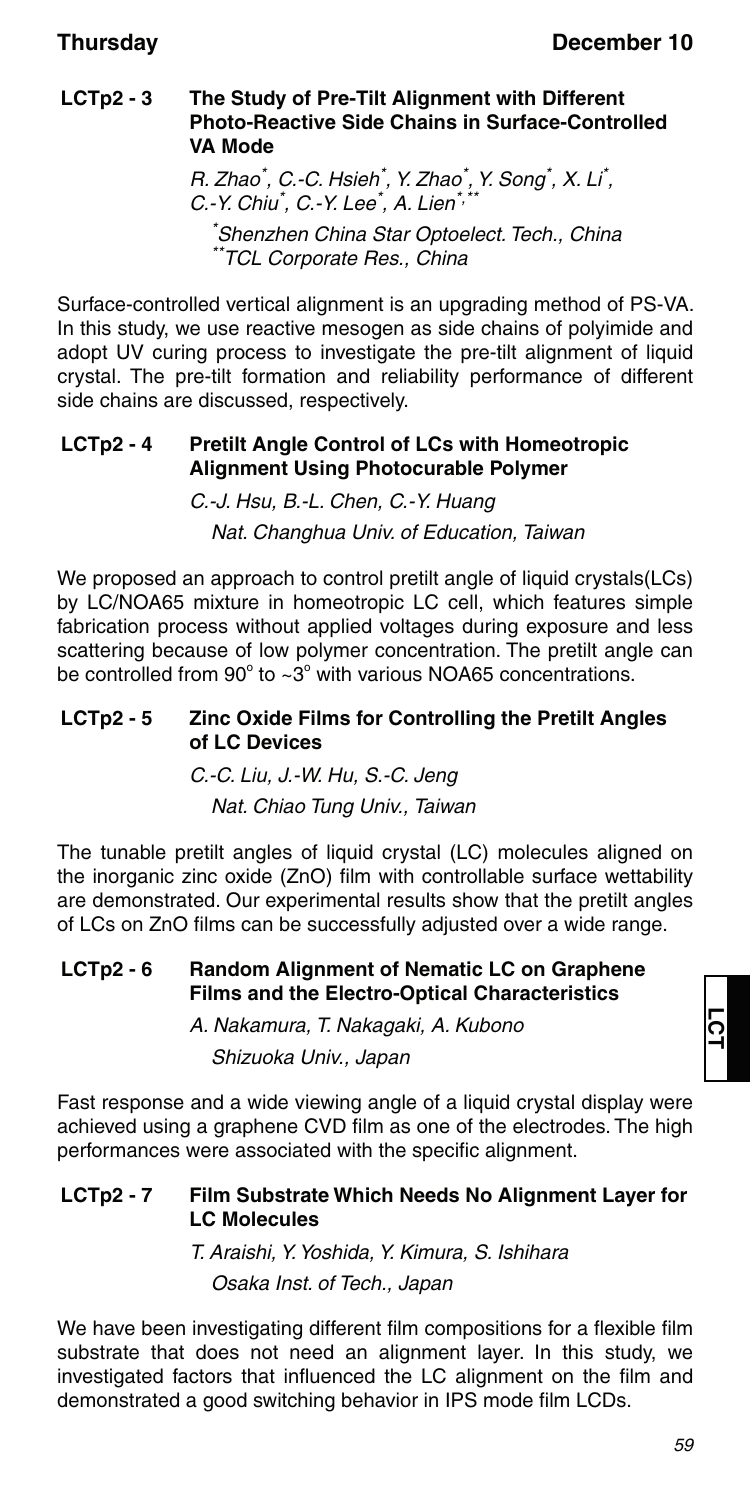### LCTp2 - 3 The Study of Pre-Tilt Alignment with Different Photo-Reactive Side Chains in Surface-Controlled VA Mode

*R. Zhao[*], C.-C. Hsieh[*], Y. Zhao[*], Y. Song[*], X. Li[*], C.-Y. Chiu[*], C.-Y. Lee[*], A. Lien[*,**]*

*[*]Shenzhen China Star Optoelect. Tech., China*
*[**]TCL Corporate Res., China*

Surface-controlled vertical alignment is an upgrading method of PS-VA. In this study, we use reactive mesogen as side chains of polyimide and adopt UV curing process to investigate the pre-tilt alignment of liquid crystal. The pre-tilt formation and reliability performance of different side chains are discussed, respectively.

### LCTp2 - 4 Pretilt Angle Control of LCs with Homeotropic Alignment Using Photocurable Polymer

*C.-J. Hsu, B.-L. Chen, C.-Y. Huang*
*Nat. Changhua Univ. of Education, Taiwan*

We proposed an approach to control pretilt angle of liquid crystals(LCs) by LC/NOA65 mixture in homeotropic LC cell, which features simple fabrication process without applied voltages during exposure and less scattering because of low polymer concentration. The pretilt angle can be controlled from $90^\circ$ to $\sim 3^\circ$ with various NOA65 concentrations.

### LCTp2 - 5 Zinc Oxide Films for Controlling the Pretilt Angles of LC Devices

*C.-C. Liu, J.-W. Hu, S.-C. Jeng*
*Nat. Chiao Tung Univ., Taiwan*

The tunable pretilt angles of liquid crystal (LC) molecules aligned on the inorganic zinc oxide (ZnO) film with controllable surface wettability are demonstrated. Our experimental results show that the pretilt angles of LCs on ZnO films can be successfully adjusted over a wide range.

### LCTp2 - 6 Random Alignment of Nematic LC on Graphene Films and the Electro-Optical Characteristics

*A. Nakamura, T. Nakagaki, A. Kubono*
*Shizuoka Univ., Japan*

Fast response and a wide viewing angle of a liquid crystal display were achieved using a graphene CVD film as one of the electrodes. The high performances were associated with the specific alignment.

### LCTp2 - 7 Film Substrate Which Needs No Alignment Layer for LC Molecules

*T. Araishi, Y. Yoshida, Y. Kimura, S. Ishihara*
*Osaka Inst. of Tech., Japan*

We have been investigating different film compositions for a flexible film substrate that does not need an alignment layer. In this study, we investigated factors that influenced the LC alignment on the film and demonstrated a good switching behavior in IPS mode film LCDs.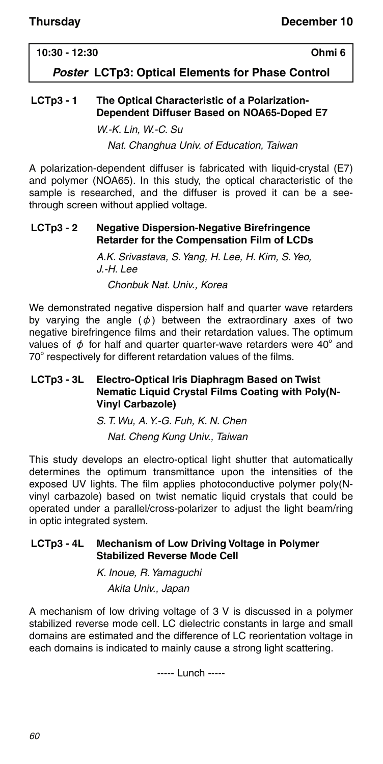**10:30 - 12:30** **Ohmi 6**

## *Poster* LCTp3: Optical Elements for Phase Control

### LCTp3 - 1 The Optical Characteristic of a Polarization-Dependent Diffuser Based on NOA65-Doped E7

*W.-K. Lin, W.-C. Su*
*Nat. Changhua Univ. of Education, Taiwan*

A polarization-dependent diffuser is fabricated with liquid-crystal (E7) and polymer (NOA65). In this study, the optical characteristic of the sample is researched, and the diffuser is proved it can be a see-through screen without applied voltage.

### LCTp3 - 2 Negative Dispersion-Negative Birefringence Retarder for the Compensation Film of LCDs

*A.K. Srivastava, S. Yang, H. Lee, H. Kim, S. Yeo, J.-H. Lee*
*Chonbuk Nat. Univ., Korea*

We demonstrated negative dispersion half and quarter wave retarders by varying the angle ($\phi$) between the extraordinary axes of two negative birefringence films and their retardation values. The optimum values of $\phi$ for half and quarter quarter-wave retarders were 40° and 70° respectively for different retardation values of the films.

### LCTp3 - 3L Electro-Optical Iris Diaphragm Based on Twist Nematic Liquid Crystal Films Coating with Poly(N-Vinyl Carbazole)

*S. T. Wu, A. Y.-G. Fuh, K. N. Chen*
*Nat. Cheng Kung Univ., Taiwan*

This study develops an electro-optical light shutter that automatically determines the optimum transmittance upon the intensities of the exposed UV lights. The film applies photoconductive polymer poly(N-vinyl carbazole) based on twist nematic liquid crystals that could be operated under a parallel/cross-polarizer to adjust the light beam/ring in optic integrated system.

### LCTp3 - 4L Mechanism of Low Driving Voltage in Polymer Stabilized Reverse Mode Cell

*K. Inoue, R. Yamaguchi*
*Akita Univ., Japan*

A mechanism of low driving voltage of 3 V is discussed in a polymer stabilized reverse mode cell. LC dielectric constants in large and small domains are estimated and the difference of LC reorientation voltage in each domains is indicated to mainly cause a strong light scattering.

----- Lunch -----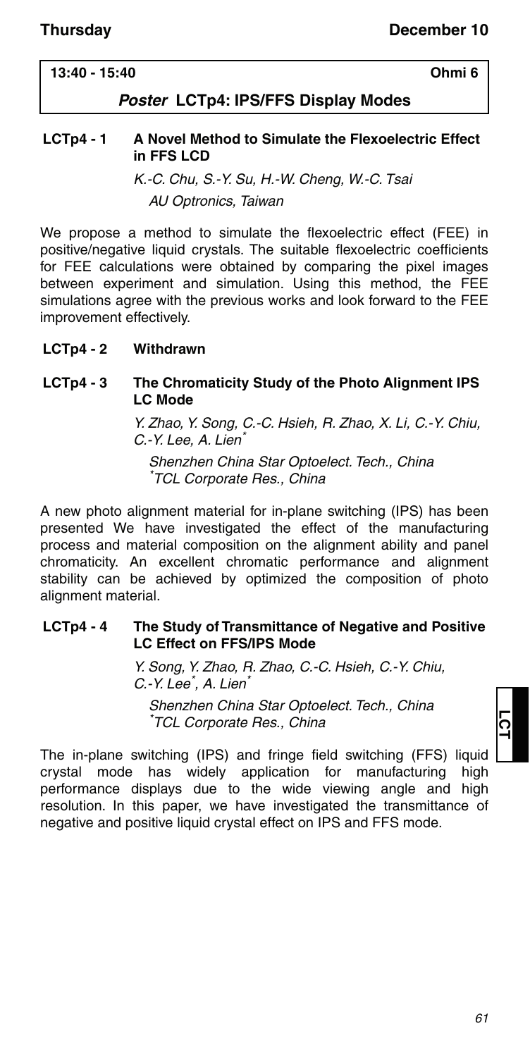**13:40 - 15:40** **Ohmi 6**

## *Poster* LCTp4: IPS/FFS Display Modes

### LCTp4 - 1 A Novel Method to Simulate the Flexoelectric Effect in FFS LCD

*K.-C. Chu, S.-Y. Su, H.-W. Cheng, W.-C. Tsai*

*AU Optronics, Taiwan*

We propose a method to simulate the flexoelectric effect (FEE) in positive/negative liquid crystals. The suitable flexoelectric coefficients for FEE calculations were obtained by comparing the pixel images between experiment and simulation. Using this method, the FEE simulations agree with the previous works and look forward to the FEE improvement effectively.

### LCTp4 - 2 Withdrawn

### LCTp4 - 3 The Chromaticity Study of the Photo Alignment IPS LC Mode

*Y. Zhao, Y. Song, C.-C. Hsieh, R. Zhao, X. Li, C.-Y. Chiu, C.-Y. Lee, A. Lien[*]*

*Shenzhen China Star Optoelect. Tech., China*
*[*]TCL Corporate Res., China*

A new photo alignment material for in-plane switching (IPS) has been presented We have investigated the effect of the manufacturing process and material composition on the alignment ability and panel chromaticity. An excellent chromatic performance and alignment stability can be achieved by optimized the composition of photo alignment material.

### LCTp4 - 4 The Study of Transmittance of Negative and Positive LC Effect on FFS/IPS Mode

*Y. Song, Y. Zhao, R. Zhao, C.-C. Hsieh, C.-Y. Chiu, C.-Y. Lee[*], A. Lien[*]*

*Shenzhen China Star Optoelect. Tech., China*
*[*]TCL Corporate Res., China*

The in-plane switching (IPS) and fringe field switching (FFS) liquid crystal mode has widely application for manufacturing high performance displays due to the wide viewing angle and high resolution. In this paper, we have investigated the transmittance of negative and positive liquid crystal effect on IPS and FFS mode.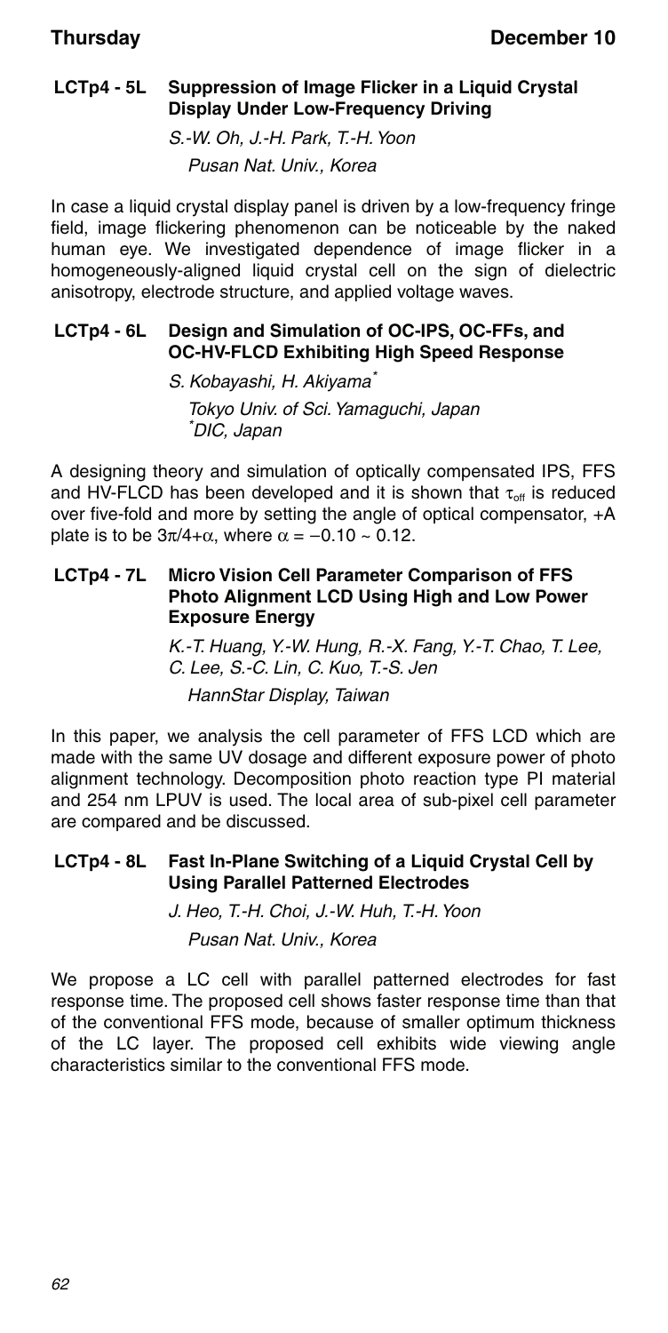### LCTp4 - 5L Suppression of Image Flicker in a Liquid Crystal Display Under Low-Frequency Driving

*S.-W. Oh, J.-H. Park, T.-H. Yoon*
*Pusan Nat. Univ., Korea*

In case a liquid crystal display panel is driven by a low-frequency fringe field, image flickering phenomenon can be noticeable by the naked human eye. We investigated dependence of image flicker in a homogeneously-aligned liquid crystal cell on the sign of dielectric anisotropy, electrode structure, and applied voltage waves.

### LCTp4 - 6L Design and Simulation of OC-IPS, OC-FFs, and OC-HV-FLCD Exhibiting High Speed Response

*S. Kobayashi, H. Akiyama[*]*
*Tokyo Univ. of Sci. Yamaguchi, Japan*
*[*]DIC, Japan*

A designing theory and simulation of optically compensated IPS, FFS and HV-FLCD has been developed and it is shown that $\tau_{off}$ is reduced over five-fold and more by setting the angle of optical compensator, +A plate is to be $3\pi/4+\alpha$, where $\alpha = -0.10 \sim 0.12$.

### LCTp4 - 7L Micro Vision Cell Parameter Comparison of FFS Photo Alignment LCD Using High and Low Power Exposure Energy

*K.-T. Huang, Y.-W. Hung, R.-X. Fang, Y.-T. Chao, T. Lee, C. Lee, S.-C. Lin, C. Kuo, T.-S. Jen*
*HannStar Display, Taiwan*

In this paper, we analysis the cell parameter of FFS LCD which are made with the same UV dosage and different exposure power of photo alignment technology. Decomposition photo reaction type PI material and 254 nm LPUV is used. The local area of sub-pixel cell parameter are compared and be discussed.

### LCTp4 - 8L Fast In-Plane Switching of a Liquid Crystal Cell by Using Parallel Patterned Electrodes

*J. Heo, T.-H. Choi, J.-W. Huh, T.-H. Yoon*
*Pusan Nat. Univ., Korea*

We propose a LC cell with parallel patterned electrodes for fast response time. The proposed cell shows faster response time than that of the conventional FFS mode, because of smaller optimum thickness of the LC layer. The proposed cell exhibits wide viewing angle characteristics similar to the conventional FFS mode.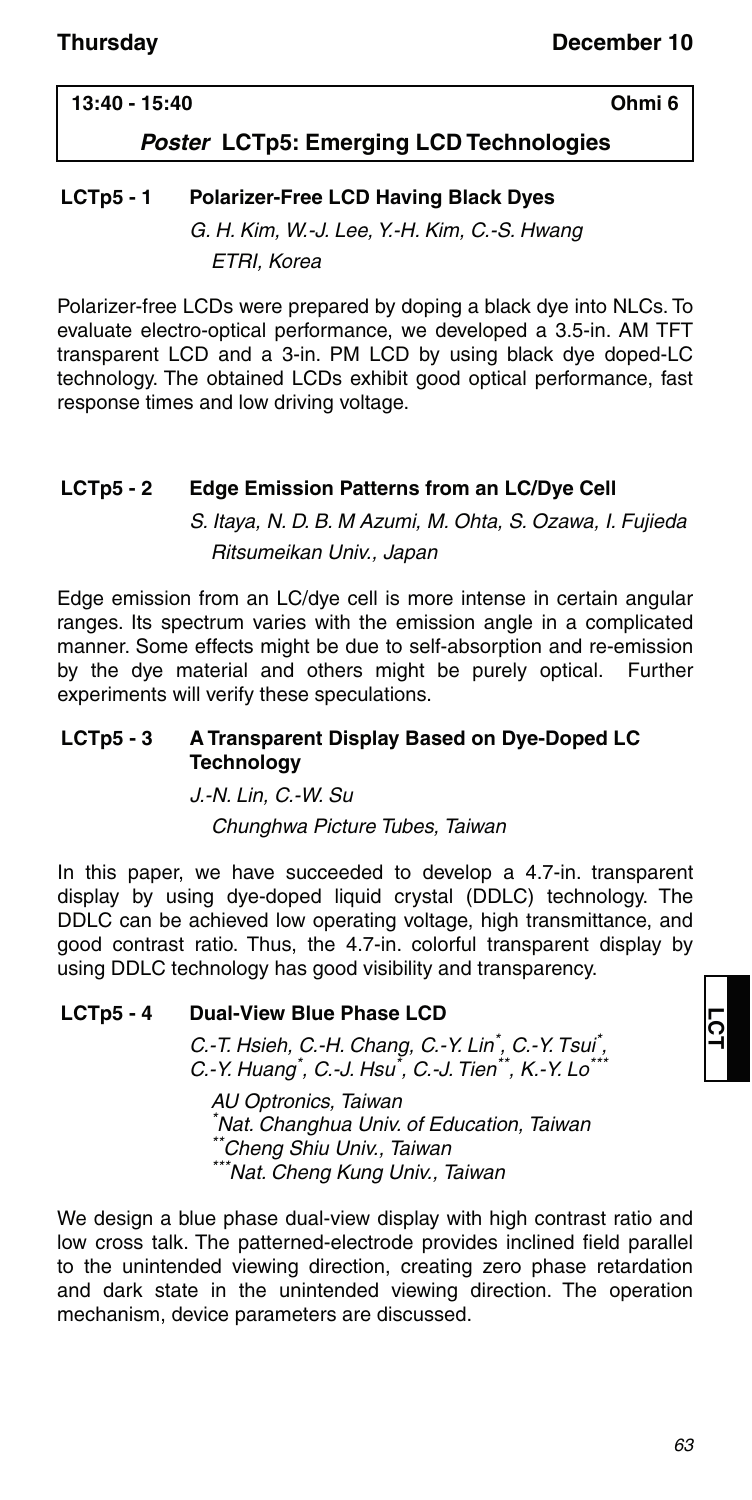**13:40 - 15:40** **Ohmi 6**

## *Poster* LCTp5: Emerging LCD Technologies

### LCTp5 - 1 Polarizer-Free LCD Having Black Dyes

*G. H. Kim, W.-J. Lee, Y.-H. Kim, C.-S. Hwang*
*ETRI, Korea*

Polarizer-free LCDs were prepared by doping a black dye into NLCs. To evaluate electro-optical performance, we developed a 3.5-in. AM TFT transparent LCD and a 3-in. PM LCD by using black dye doped-LC technology. The obtained LCDs exhibit good optical performance, fast response times and low driving voltage.

### LCTp5 - 2 Edge Emission Patterns from an LC/Dye Cell

*S. Itaya, N. D. B. M Azumi, M. Ohta, S. Ozawa, I. Fujieda*
*Ritsumeikan Univ., Japan*

Edge emission from an LC/dye cell is more intense in certain angular ranges. Its spectrum varies with the emission angle in a complicated manner. Some effects might be due to self-absorption and re-emission by the dye material and others might be purely optical. Further experiments will verify these speculations.

### LCTp5 - 3 A Transparent Display Based on Dye-Doped LC Technology

*J.-N. Lin, C.-W. Su*
*Chunghwa Picture Tubes, Taiwan*

In this paper, we have succeeded to develop a 4.7-in. transparent display by using dye-doped liquid crystal (DDLC) technology. The DDLC can be achieved low operating voltage, high transmittance, and good contrast ratio. Thus, the 4.7-in. colorful transparent display by using DDLC technology has good visibility and transparency.

### LCTp5 - 4 Dual-View Blue Phase LCD

*C.-T. Hsieh, C.-H. Chang, C.-Y. Lin*, C.-Y. Tsui*, C.-Y. Huang*, C.-J. Hsu*, C.-J. Tien**, K.-Y. Lo****

*AU Optronics, Taiwan*
*\*Nat. Changhua Univ. of Education, Taiwan*
*\*\*Cheng Shiu Univ., Taiwan*
*\*\*\*Nat. Cheng Kung Univ., Taiwan*

We design a blue phase dual-view display with high contrast ratio and low cross talk. The patterned-electrode provides inclined field parallel to the unintended viewing direction, creating zero phase retardation and dark state in the unintended viewing direction. The operation mechanism, device parameters are discussed.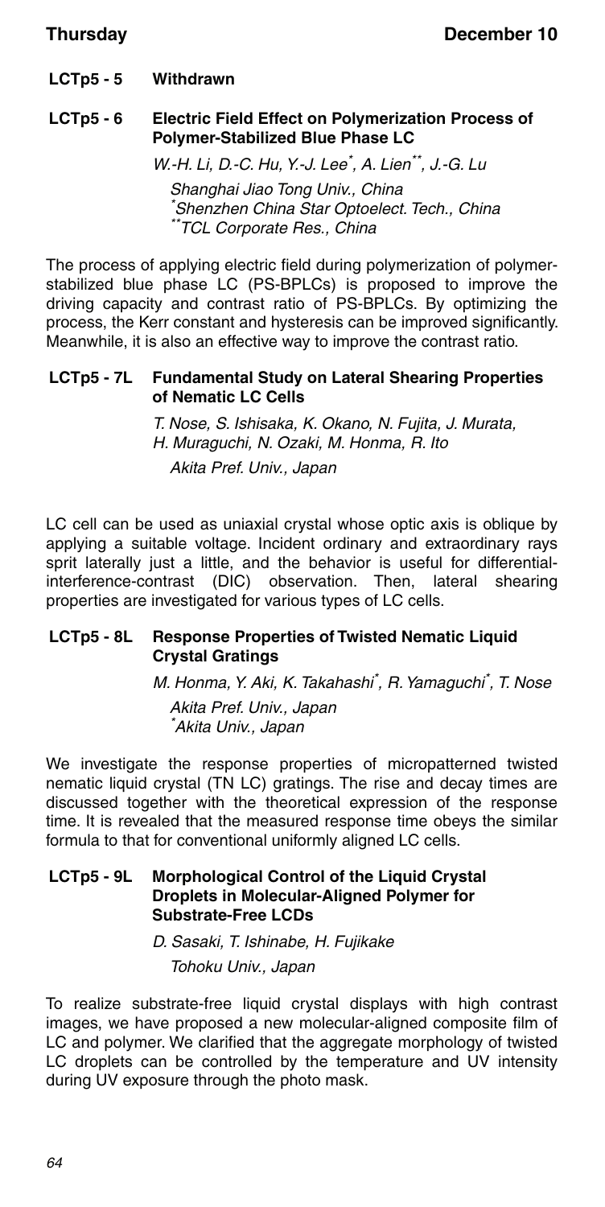**LCTp5 - 5 Withdrawn**

**LCTp5 - 6 Electric Field Effect on Polymerization Process of Polymer-Stabilized Blue Phase LC**

*W.-H. Li, D.-C. Hu, Y.-J. Lee[*], A. Lien[**], J.-G. Lu*

*Shanghai Jiao Tong Univ., China*
*[*]Shenzhen China Star Optoelect. Tech., China*
*[**]TCL Corporate Res., China*

The process of applying electric field during polymerization of polymer-stabilized blue phase LC (PS-BPLCs) is proposed to improve the driving capacity and contrast ratio of PS-BPLCs. By optimizing the process, the Kerr constant and hysteresis can be improved significantly. Meanwhile, it is also an effective way to improve the contrast ratio.

**LCTp5 - 7L Fundamental Study on Lateral Shearing Properties of Nematic LC Cells**

*T. Nose, S. Ishisaka, K. Okano, N. Fujita, J. Murata, H. Muraguchi, N. Ozaki, M. Honma, R. Ito*

*Akita Pref. Univ., Japan*

LC cell can be used as uniaxial crystal whose optic axis is oblique by applying a suitable voltage. Incident ordinary and extraordinary rays sprit laterally just a little, and the behavior is useful for differential-interference-contrast (DIC) observation. Then, lateral shearing properties are investigated for various types of LC cells.

**LCTp5 - 8L Response Properties of Twisted Nematic Liquid Crystal Gratings**

*M. Honma, Y. Aki, K. Takahashi[*], R. Yamaguchi[*], T. Nose*

*Akita Pref. Univ., Japan*
*[*]Akita Univ., Japan*

We investigate the response properties of micropatterned twisted nematic liquid crystal (TN LC) gratings. The rise and decay times are discussed together with the theoretical expression of the response time. It is revealed that the measured response time obeys the similar formula to that for conventional uniformly aligned LC cells.

**LCTp5 - 9L Morphological Control of the Liquid Crystal Droplets in Molecular-Aligned Polymer for Substrate-Free LCDs**

*D. Sasaki, T. Ishinabe, H. Fujikake*

*Tohoku Univ., Japan*

To realize substrate-free liquid crystal displays with high contrast images, we have proposed a new molecular-aligned composite film of LC and polymer. We clarified that the aggregate morphology of twisted LC droplets can be controlled by the temperature and UV intensity during UV exposure through the photo mask.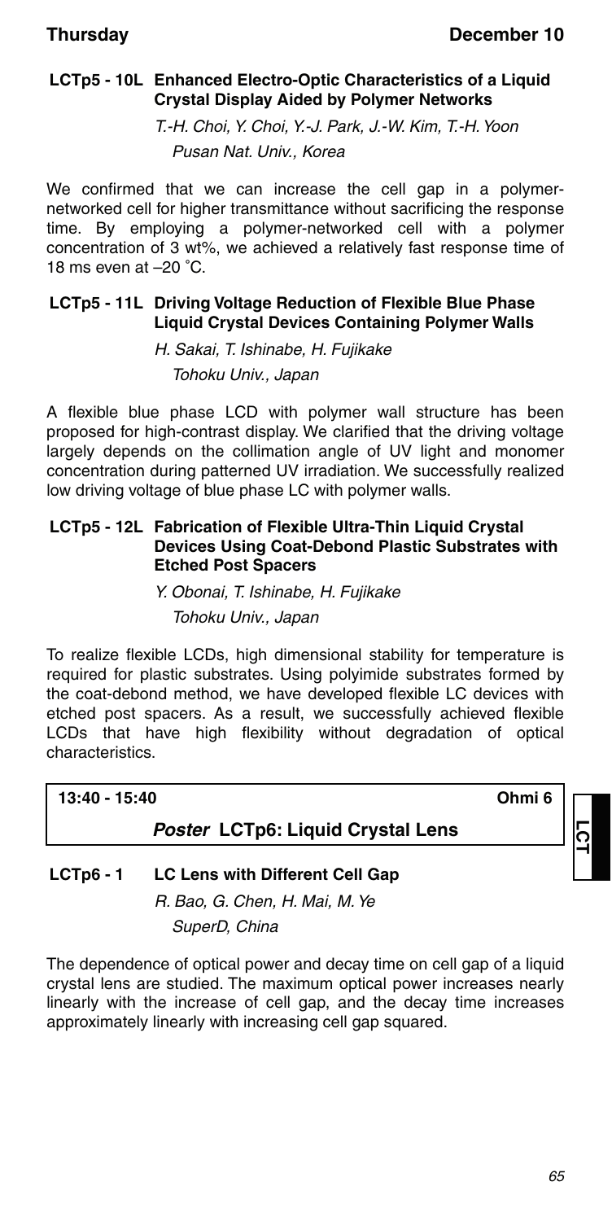### LCTp5 - 10L Enhanced Electro-Optic Characteristics of a Liquid Crystal Display Aided by Polymer Networks

*T.-H. Choi, Y. Choi, Y.-J. Park, J.-W. Kim, T.-H. Yoon*

*Pusan Nat. Univ., Korea*

We confirmed that we can increase the cell gap in a polymer-networked cell for higher transmittance without sacrificing the response time. By employing a polymer-networked cell with a polymer concentration of 3 wt%, we achieved a relatively fast response time of 18 ms even at –20 °C.

### LCTp5 - 11L Driving Voltage Reduction of Flexible Blue Phase Liquid Crystal Devices Containing Polymer Walls

*H. Sakai, T. Ishinabe, H. Fujikake*

*Tohoku Univ., Japan*

A flexible blue phase LCD with polymer wall structure has been proposed for high-contrast display. We clarified that the driving voltage largely depends on the collimation angle of UV light and monomer concentration during patterned UV irradiation. We successfully realized low driving voltage of blue phase LC with polymer walls.

### LCTp5 - 12L Fabrication of Flexible Ultra-Thin Liquid Crystal Devices Using Coat-Debond Plastic Substrates with Etched Post Spacers

*Y. Obonai, T. Ishinabe, H. Fujikake*

*Tohoku Univ., Japan*

To realize flexible LCDs, high dimensional stability for temperature is required for plastic substrates. Using polyimide substrates formed by the coat-debond method, we have developed flexible LC devices with etched post spacers. As a result, we successfully achieved flexible LCDs that have high flexibility without degradation of optical characteristics.

**13:40 - 15:40** **Ohmi 6**

## *Poster* LCTp6: Liquid Crystal Lens

### LCTp6 - 1 LC Lens with Different Cell Gap

*R. Bao, G. Chen, H. Mai, M. Ye*

*SuperD, China*

The dependence of optical power and decay time on cell gap of a liquid crystal lens are studied. The maximum optical power increases nearly linearly with the increase of cell gap, and the decay time increases approximately linearly with increasing cell gap squared.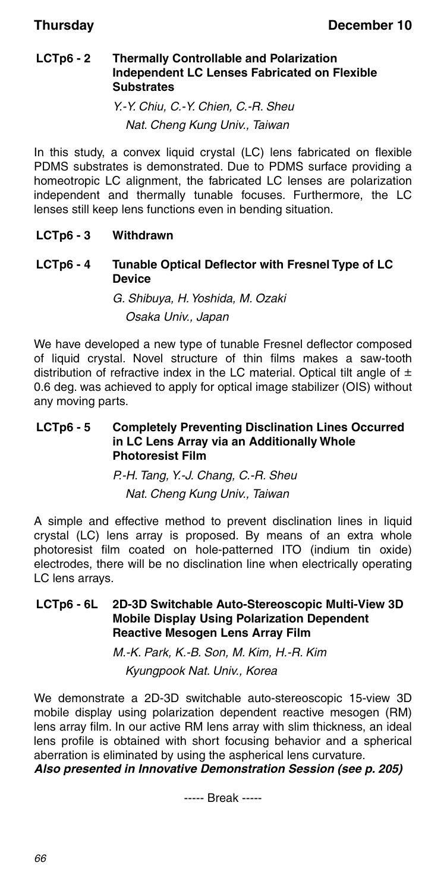**LCTp6 - 2 Thermally Controllable and Polarization Independent LC Lenses Fabricated on Flexible Substrates**

*Y.-Y. Chiu, C.-Y. Chien, C.-R. Sheu*
*Nat. Cheng Kung Univ., Taiwan*

In this study, a convex liquid crystal (LC) lens fabricated on flexible PDMS substrates is demonstrated. Due to PDMS surface providing a homeotropic LC alignment, the fabricated LC lenses are polarization independent and thermally tunable focuses. Furthermore, the LC lenses still keep lens functions even in bending situation.

**LCTp6 - 3 Withdrawn**

**LCTp6 - 4 Tunable Optical Deflector with Fresnel Type of LC Device**

*G. Shibuya, H. Yoshida, M. Ozaki*
*Osaka Univ., Japan*

We have developed a new type of tunable Fresnel deflector composed of liquid crystal. Novel structure of thin films makes a saw-tooth distribution of refractive index in the LC material. Optical tilt angle of ± 0.6 deg. was achieved to apply for optical image stabilizer (OIS) without any moving parts.

**LCTp6 - 5 Completely Preventing Disclination Lines Occurred in LC Lens Array via an Additionally Whole Photoresist Film**

*P.-H. Tang, Y.-J. Chang, C.-R. Sheu*
*Nat. Cheng Kung Univ., Taiwan*

A simple and effective method to prevent disclination lines in liquid crystal (LC) lens array is proposed. By means of an extra whole photoresist film coated on hole-patterned ITO (indium tin oxide) electrodes, there will be no disclination line when electrically operating LC lens arrays.

**LCTp6 - 6L 2D-3D Switchable Auto-Stereoscopic Multi-View 3D Mobile Display Using Polarization Dependent Reactive Mesogen Lens Array Film**

*M.-K. Park, K.-B. Son, M. Kim, H.-R. Kim*
*Kyungpook Nat. Univ., Korea*

We demonstrate a 2D-3D switchable auto-stereoscopic 15-view 3D mobile display using polarization dependent reactive mesogen (RM) lens array film. In our active RM lens array with slim thickness, an ideal lens profile is obtained with short focusing behavior and a spherical aberration is eliminated by using the aspherical lens curvature.
***Also presented in Innovative Demonstration Session (see p. 205)***

----- Break -----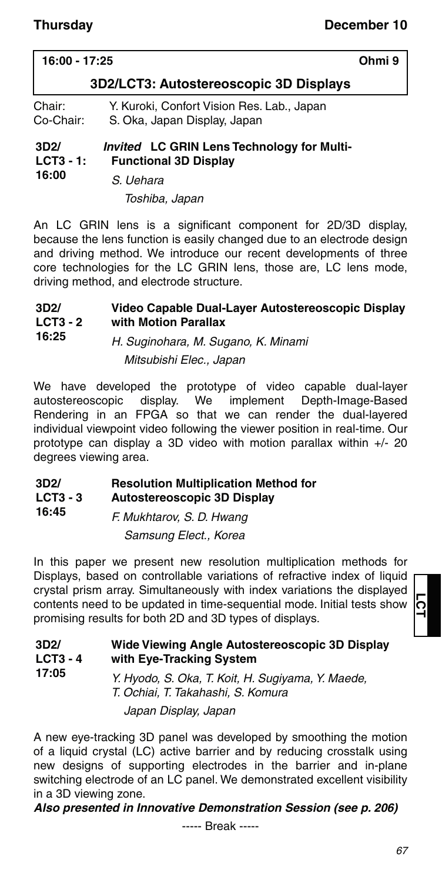**16:00 - 17:25** **Ohmi 9**

## 3D2/LCT3: Autostereoscopic 3D Displays

Chair: Y. Kuroki, Confort Vision Res. Lab., Japan
Co-Chair: S. Oka, Japan Display, Japan

**3D2/ LCT3 - 1: 16:00** *Invited* **LC GRIN Lens Technology for Multi-Functional 3D Display**

*S. Uehara*
*Toshiba, Japan*

An LC GRIN lens is a significant component for 2D/3D display, because the lens function is easily changed due to an electrode design and driving method. We introduce our recent developments of three core technologies for the LC GRIN lens, those are, LC lens mode, driving method, and electrode structure.

**3D2/ LCT3 - 2 16:25** **Video Capable Dual-Layer Autostereoscopic Display with Motion Parallax**

*H. Suginohara, M. Sugano, K. Minami*
*Mitsubishi Elec., Japan*

We have developed the prototype of video capable dual-layer autostereoscopic display. We implement Depth-Image-Based Rendering in an FPGA so that we can render the dual-layered individual viewpoint video following the viewer position in real-time. Our prototype can display a 3D video with motion parallax within +/- 20 degrees viewing area.

**3D2/ LCT3 - 3 16:45** **Resolution Multiplication Method for Autostereoscopic 3D Display**

*F. Mukhtarov, S. D. Hwang*
*Samsung Elect., Korea*

In this paper we present new resolution multiplication methods for Displays, based on controllable variations of refractive index of liquid crystal prism array. Simultaneously with index variations the displayed contents need to be updated in time-sequential mode. Initial tests show promising results for both 2D and 3D types of displays.

**3D2/ LCT3 - 4 17:05** **Wide Viewing Angle Autostereoscopic 3D Display with Eye-Tracking System**

*Y. Hyodo, S. Oka, T. Koit, H. Sugiyama, Y. Maede, T. Ochiai, T. Takahashi, S. Komura*
*Japan Display, Japan*

A new eye-tracking 3D panel was developed by smoothing the motion of a liquid crystal (LC) active barrier and by reducing crosstalk using new designs of supporting electrodes in the barrier and in-plane switching electrode of an LC panel. We demonstrated excellent visibility in a 3D viewing zone.

***Also presented in Innovative Demonstration Session (see p. 206)***

----- Break -----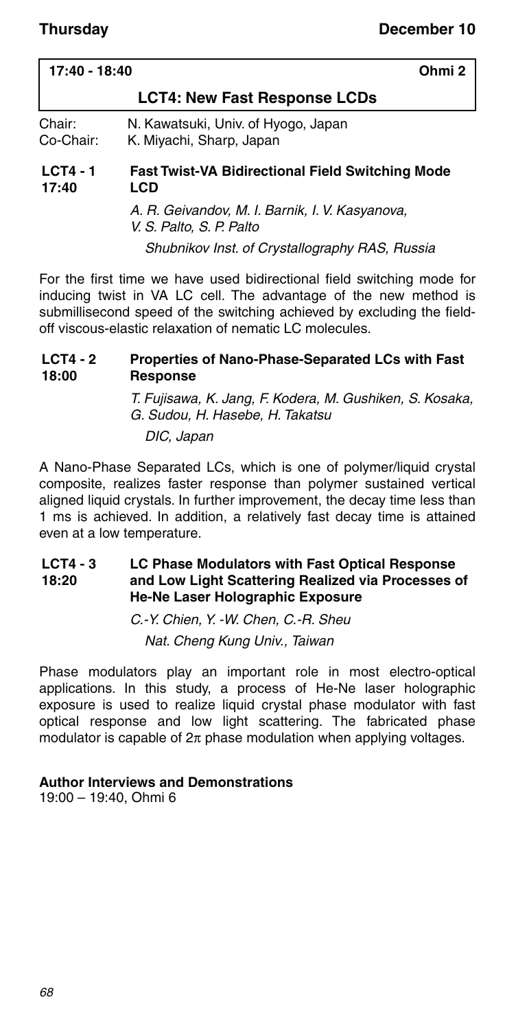**17:40 - 18:40** **Ohmi 2**

## LCT4: New Fast Response LCDs

Chair: N. Kawatsuki, Univ. of Hyogo, Japan
Co-Chair: K. Miyachi, Sharp, Japan

### LCT4 - 1 17:40 Fast Twist-VA Bidirectional Field Switching Mode LCD

*A. R. Geivandov, M. I. Barnik, I. V. Kasyanova, V. S. Palto, S. P. Palto*

*Shubnikov Inst. of Crystallography RAS, Russia*

For the first time we have used bidirectional field switching mode for inducing twist in VA LC cell. The advantage of the new method is submillisecond speed of the switching achieved by excluding the field-off viscous-elastic relaxation of nematic LC molecules.

### LCT4 - 2 18:00 Properties of Nano-Phase-Separated LCs with Fast Response

*T. Fujisawa, K. Jang, F. Kodera, M. Gushiken, S. Kosaka, G. Sudou, H. Hasebe, H. Takatsu*

*DIC, Japan*

A Nano-Phase Separated LCs, which is one of polymer/liquid crystal composite, realizes faster response than polymer sustained vertical aligned liquid crystals. In further improvement, the decay time less than 1 ms is achieved. In addition, a relatively fast decay time is attained even at a low temperature.

### LCT4 - 3 18:20 LC Phase Modulators with Fast Optical Response and Low Light Scattering Realized via Processes of He-Ne Laser Holographic Exposure

*C.-Y. Chien, Y. -W. Chen, C.-R. Sheu*

*Nat. Cheng Kung Univ., Taiwan*

Phase modulators play an important role in most electro-optical applications. In this study, a process of He-Ne laser holographic exposure is used to realize liquid crystal phase modulator with fast optical response and low light scattering. The fabricated phase modulator is capable of $2\pi$ phase modulation when applying voltages.

**Author Interviews and Demonstrations**
19:00 – 19:40, Ohmi 6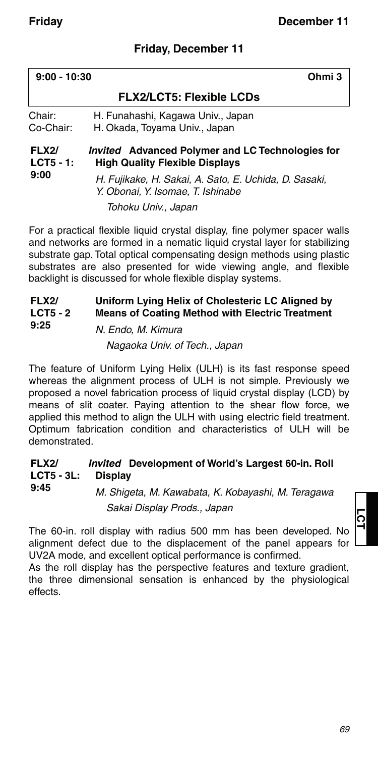## Friday, December 11

**9:00 - 10:30** **Ohmi 3**

### FLX2/LCT5: Flexible LCDs

Chair: H. Funahashi, Kagawa Univ., Japan
Co-Chair: H. Okada, Toyama Univ., Japan

**FLX2/ LCT5 - 1: 9:00**

***Invited*** **Advanced Polymer and LC Technologies for High Quality Flexible Displays**

*H. Fujikake, H. Sakai, A. Sato, E. Uchida, D. Sasaki, Y. Obonai, Y. Isomae, T. Ishinabe*

*Tohoku Univ., Japan*

For a practical flexible liquid crystal display, fine polymer spacer walls and networks are formed in a nematic liquid crystal layer for stabilizing substrate gap. Total optical compensating design methods using plastic substrates are also presented for wide viewing angle, and flexible backlight is discussed for whole flexible display systems.

**FLX2/ LCT5 - 2 9:25**

**Uniform Lying Helix of Cholesteric LC Aligned by Means of Coating Method with Electric Treatment**

*N. Endo, M. Kimura*

*Nagaoka Univ. of Tech., Japan*

The feature of Uniform Lying Helix (ULH) is its fast response speed whereas the alignment process of ULH is not simple. Previously we proposed a novel fabrication process of liquid crystal display (LCD) by means of slit coater. Paying attention to the shear flow force, we applied this method to align the ULH with using electric field treatment. Optimum fabrication condition and characteristics of ULH will be demonstrated.

**FLX2/ LCT5 - 3L: 9:45**

***Invited*** **Development of World's Largest 60-in. Roll Display**

*M. Shigeta, M. Kawabata, K. Kobayashi, M. Teragawa*

*Sakai Display Prods., Japan*

The 60-in. roll display with radius 500 mm has been developed. No alignment defect due to the displacement of the panel appears for UV2A mode, and excellent optical performance is confirmed.

As the roll display has the perspective features and texture gradient, the three dimensional sensation is enhanced by the physiological effects.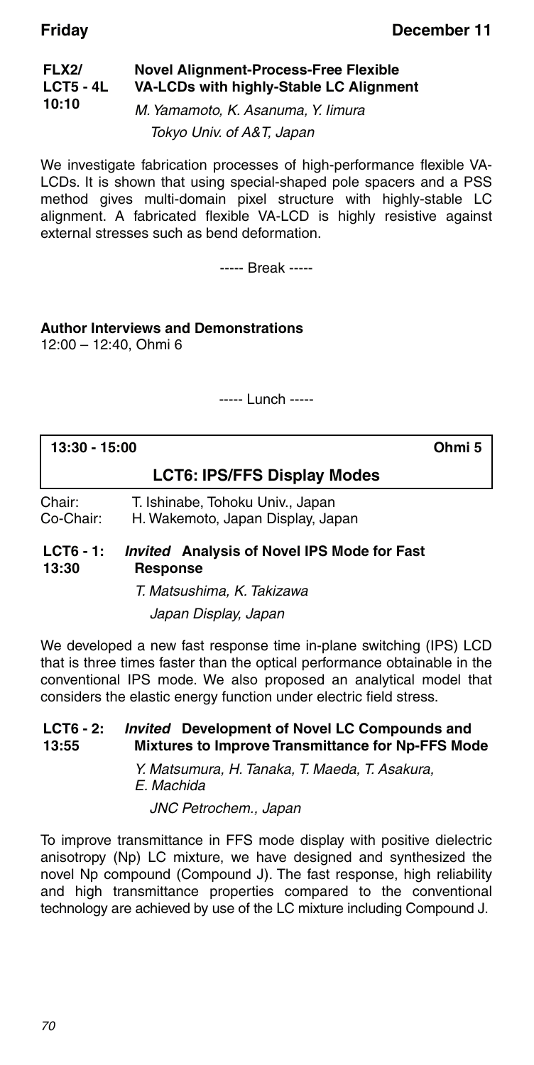**FLX2/ LCT5 - 4L 10:10** **Novel Alignment-Process-Free Flexible VA-LCDs with highly-Stable LC Alignment**

*M. Yamamoto, K. Asanuma, Y. Iimura*

*Tokyo Univ. of A&T, Japan*

We investigate fabrication processes of high-performance flexible VA-LCDs. It is shown that using special-shaped pole spacers and a PSS method gives multi-domain pixel structure with highly-stable LC alignment. A fabricated flexible VA-LCD is highly resistive against external stresses such as bend deformation.

----- Break -----

**Author Interviews and Demonstrations**
12:00 – 12:40, Ohmi 6

----- Lunch -----

**13:30 - 15:00** **Ohmi 5**

## LCT6: IPS/FFS Display Modes

Chair: T. Ishinabe, Tohoku Univ., Japan
Co-Chair: H. Wakemoto, Japan Display, Japan

**LCT6 - 1: 13:30** ***Invited*** **Analysis of Novel IPS Mode for Fast Response**

*T. Matsushima, K. Takizawa*

*Japan Display, Japan*

We developed a new fast response time in-plane switching (IPS) LCD that is three times faster than the optical performance obtainable in the conventional IPS mode. We also proposed an analytical model that considers the elastic energy function under electric field stress.

**LCT6 - 2: 13:55** ***Invited*** **Development of Novel LC Compounds and Mixtures to Improve Transmittance for Np-FFS Mode**

*Y. Matsumura, H. Tanaka, T. Maeda, T. Asakura, E. Machida*

*JNC Petrochem., Japan*

To improve transmittance in FFS mode display with positive dielectric anisotropy (Np) LC mixture, we have designed and synthesized the novel Np compound (Compound J). The fast response, high reliability and high transmittance properties compared to the conventional technology are achieved by use of the LC mixture including Compound J.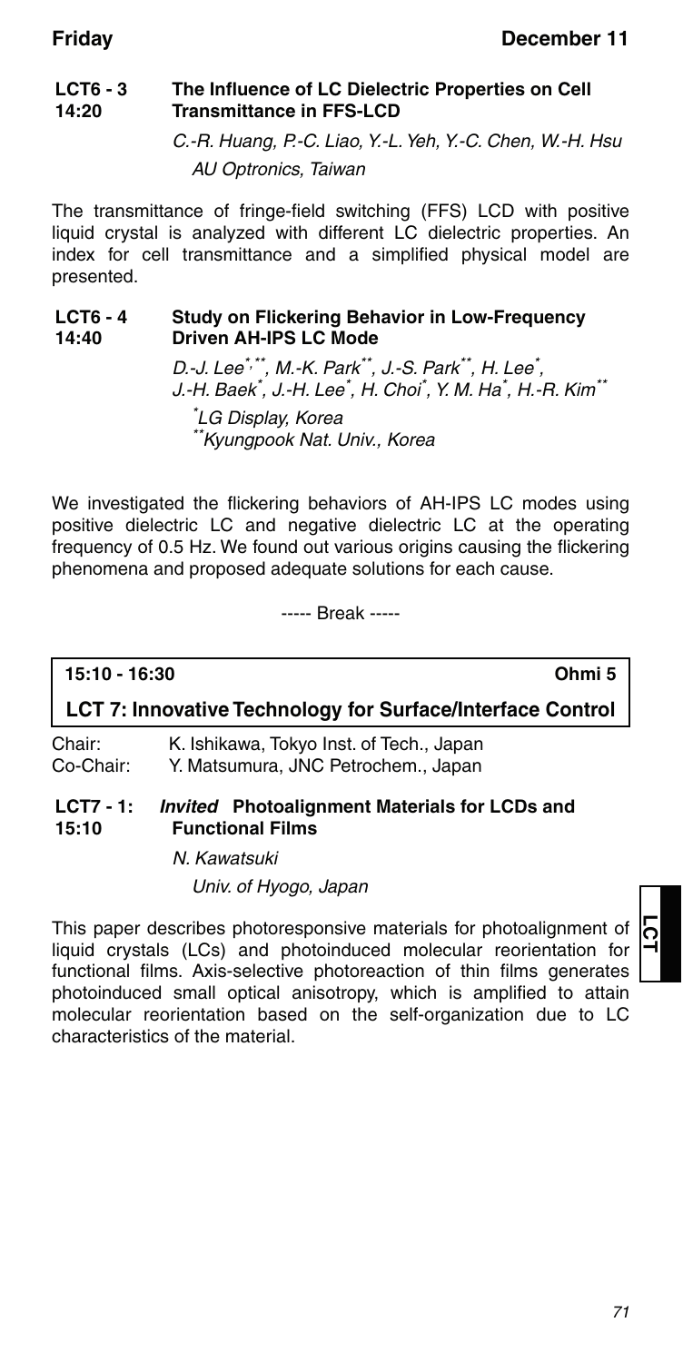**LCT6 - 3**
**14:20**

### The Influence of LC Dielectric Properties on Cell Transmittance in FFS-LCD

*C.-R. Huang, P.-C. Liao, Y.-L. Yeh, Y.-C. Chen, W.-H. Hsu*
*AU Optronics, Taiwan*

The transmittance of fringe-field switching (FFS) LCD with positive liquid crystal is analyzed with different LC dielectric properties. An index for cell transmittance and a simplified physical model are presented.

**LCT6 - 4**
**14:40**

### Study on Flickering Behavior in Low-Frequency Driven AH-IPS LC Mode

*D.-J. Lee[*,**], M.-K. Park[**], J.-S. Park[**], H. Lee[*], J.-H. Baek[*], J.-H. Lee[*], H. Choi[*], Y. M. Ha[*], H.-R. Kim[**]*
*[*]LG Display, Korea*
*[**]Kyungpook Nat. Univ., Korea*

We investigated the flickering behaviors of AH-IPS LC modes using positive dielectric LC and negative dielectric LC at the operating frequency of 0.5 Hz. We found out various origins causing the flickering phenomena and proposed adequate solutions for each cause.

----- Break -----

**15:10 - 16:30** **Ohmi 5**

## LCT 7: Innovative Technology for Surface/Interface Control

Chair: K. Ishikawa, Tokyo Inst. of Tech., Japan
Co-Chair: Y. Matsumura, JNC Petrochem., Japan

**LCT7 - 1:**
**15:10**

### *Invited* Photoalignment Materials for LCDs and Functional Films

*N. Kawatsuki*
*Univ. of Hyogo, Japan*

This paper describes photoresponsive materials for photoalignment of liquid crystals (LCs) and photoinduced molecular reorientation for functional films. Axis-selective photoreaction of thin films generates photoinduced small optical anisotropy, which is amplified to attain molecular reorientation based on the self-organization due to LC characteristics of the material.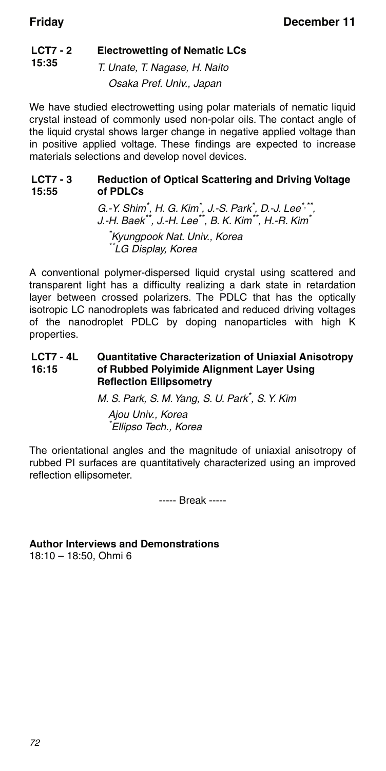**LCT7 - 2** **Electrowetting of Nematic LCs**
**15:35**

*T. Unate, T. Nagase, H. Naito*
*Osaka Pref. Univ., Japan*

We have studied electrowetting using polar materials of nematic liquid crystal instead of commonly used non-polar oils. The contact angle of the liquid crystal shows larger change in negative applied voltage than in positive applied voltage. These findings are expected to increase materials selections and develop novel devices.

**LCT7 - 3** **Reduction of Optical Scattering and Driving Voltage of PDLCs**
**15:55**

*G.-Y. Shim[*], H. G. Kim[*], J.-S. Park[*], D.-J. Lee[*,**], J.-H. Baek[**], J.-H. Lee[**], B. K. Kim[**], H.-R. Kim[*]*
*[*]Kyungpook Nat. Univ., Korea*
*[**]LG Display, Korea*

A conventional polymer-dispersed liquid crystal using scattered and transparent light has a difficulty realizing a dark state in retardation layer between crossed polarizers. The PDLC that has the optically isotropic LC nanodroplets was fabricated and reduced driving voltages of the nanodroplet PDLC by doping nanoparticles with high K properties.

**LCT7 - 4L** **Quantitative Characterization of Uniaxial Anisotropy of Rubbed Polyimide Alignment Layer Using Reflection Ellipsometry**
**16:15**

*M. S. Park, S. M. Yang, S. U. Park[*], S. Y. Kim*
*Ajou Univ., Korea*
*[*]Ellipso Tech., Korea*

The orientational angles and the magnitude of uniaxial anisotropy of rubbed PI surfaces are quantitatively characterized using an improved reflection ellipsometer.

----- Break -----

**Author Interviews and Demonstrations**
18:10 – 18:50, Ohmi 6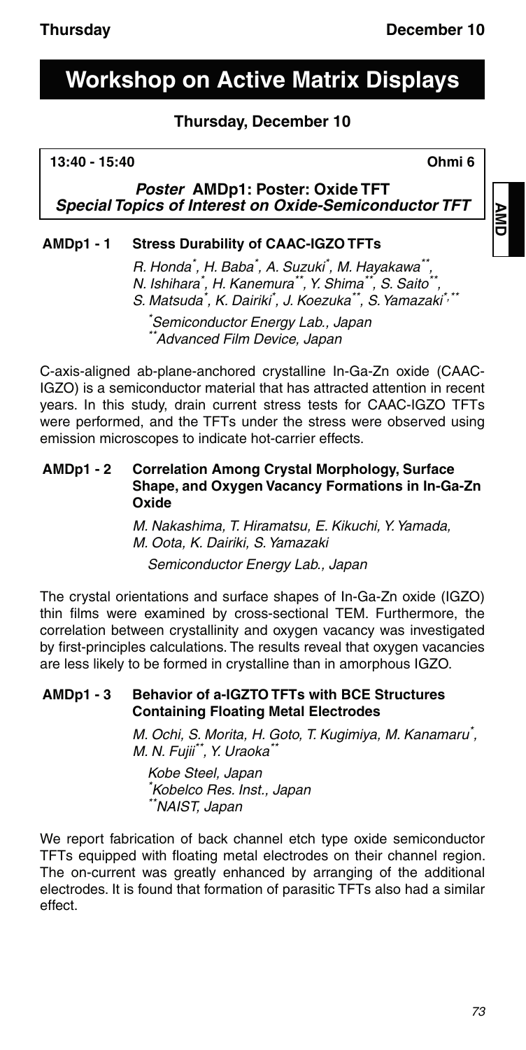# Workshop on Active Matrix Displays

## Thursday, December 10

**13:40 - 15:40** **Ohmi 6**

### *Poster* AMDp1: Poster: Oxide TFT
### *Special Topics of Interest on Oxide-Semiconductor TFT*

**AMDp1 - 1 Stress Durability of CAAC-IGZO TFTs**

*R. Honda[*], H. Baba[*], A. Suzuki[*], M. Hayakawa[**], N. Ishihara[*], H. Kanemura[**], Y. Shima[**], S. Saito[**], S. Matsuda[*], K. Dairiki[*], J. Koezuka[**], S. Yamazaki[*,**]*

*[*]Semiconductor Energy Lab., Japan*
*[**]Advanced Film Device, Japan*

C-axis-aligned ab-plane-anchored crystalline In-Ga-Zn oxide (CAAC-IGZO) is a semiconductor material that has attracted attention in recent years. In this study, drain current stress tests for CAAC-IGZO TFTs were performed, and the TFTs under the stress were observed using emission microscopes to indicate hot-carrier effects.

**AMDp1 - 2 Correlation Among Crystal Morphology, Surface Shape, and Oxygen Vacancy Formations in In-Ga-Zn Oxide**

*M. Nakashima, T. Hiramatsu, E. Kikuchi, Y. Yamada, M. Oota, K. Dairiki, S. Yamazaki*

*Semiconductor Energy Lab., Japan*

The crystal orientations and surface shapes of In-Ga-Zn oxide (IGZO) thin films were examined by cross-sectional TEM. Furthermore, the correlation between crystallinity and oxygen vacancy was investigated by first-principles calculations. The results reveal that oxygen vacancies are less likely to be formed in crystalline than in amorphous IGZO.

**AMDp1 - 3 Behavior of a-IGZTO TFTs with BCE Structures Containing Floating Metal Electrodes**

*M. Ochi, S. Morita, H. Goto, T. Kugimiya, M. Kanamaru[*], M. N. Fujii[**], Y. Uraoka[**]*

*Kobe Steel, Japan*
*[*]Kobelco Res. Inst., Japan*
*[**]NAIST, Japan*

We report fabrication of back channel etch type oxide semiconductor TFTs equipped with floating metal electrodes on their channel region. The on-current was greatly enhanced by arranging of the additional electrodes. It is found that formation of parasitic TFTs also had a similar effect.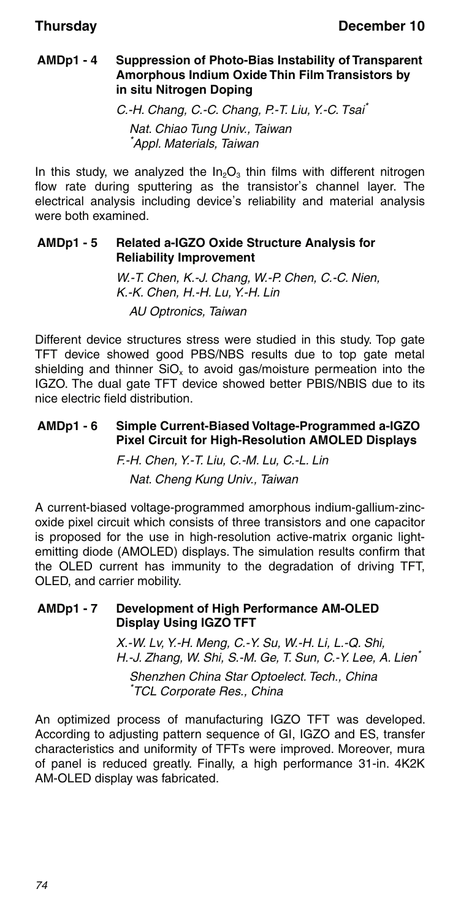### AMDp1 - 4 Suppression of Photo-Bias Instability of Transparent Amorphous Indium Oxide Thin Film Transistors by in situ Nitrogen Doping

*C.-H. Chang, C.-C. Chang, P.-T. Liu, Y.-C. Tsai[*]*

*Nat. Chiao Tung Univ., Taiwan*
*[*]Appl. Materials, Taiwan*

In this study, we analyzed the $In_2O_3$ thin films with different nitrogen flow rate during sputtering as the transistor's channel layer. The electrical analysis including device's reliability and material analysis were both examined.

### AMDp1 - 5 Related a-IGZO Oxide Structure Analysis for Reliability Improvement

*W.-T. Chen, K.-J. Chang, W.-P. Chen, C.-C. Nien, K.-K. Chen, H.-H. Lu, Y.-H. Lin*

*AU Optronics, Taiwan*

Different device structures stress were studied in this study. Top gate TFT device showed good PBS/NBS results due to top gate metal shielding and thinner $SiO_x$ to avoid gas/moisture permeation into the IGZO. The dual gate TFT device showed better PBIS/NBIS due to its nice electric field distribution.

### AMDp1 - 6 Simple Current-Biased Voltage-Programmed a-IGZO Pixel Circuit for High-Resolution AMOLED Displays

*F.-H. Chen, Y.-T. Liu, C.-M. Lu, C.-L. Lin*

*Nat. Cheng Kung Univ., Taiwan*

A current-biased voltage-programmed amorphous indium-gallium-zinc-oxide pixel circuit which consists of three transistors and one capacitor is proposed for the use in high-resolution active-matrix organic light-emitting diode (AMOLED) displays. The simulation results confirm that the OLED current has immunity to the degradation of driving TFT, OLED, and carrier mobility.

### AMDp1 - 7 Development of High Performance AM-OLED Display Using IGZO TFT

*X.-W. Lv, Y.-H. Meng, C.-Y. Su, W.-H. Li, L.-Q. Shi, H.-J. Zhang, W. Shi, S.-M. Ge, T. Sun, C.-Y. Lee, A. Lien[*]*

*Shenzhen China Star Optoelect. Tech., China*
*[*]TCL Corporate Res., China*

An optimized process of manufacturing IGZO TFT was developed. According to adjusting pattern sequence of GI, IGZO and ES, transfer characteristics and uniformity of TFTs were improved. Moreover, mura of panel is reduced greatly. Finally, a high performance 31-in. 4K2K AM-OLED display was fabricated.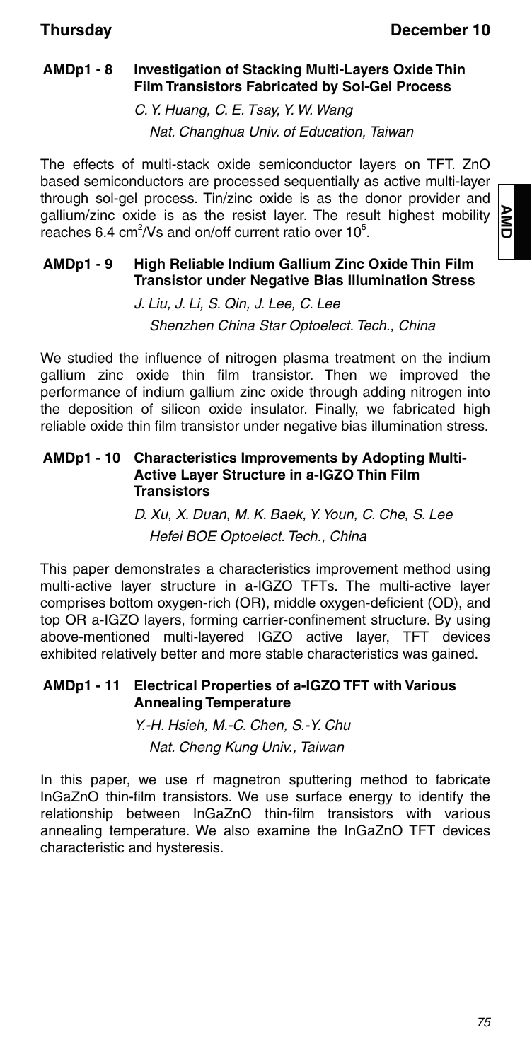### AMDp1 - 8 Investigation of Stacking Multi-Layers Oxide Thin Film Transistors Fabricated by Sol-Gel Process

*C. Y. Huang, C. E. Tsay, Y. W. Wang*
*Nat. Changhua Univ. of Education, Taiwan*

The effects of multi-stack oxide semiconductor layers on TFT. ZnO based semiconductors are processed sequentially as active multi-layer through sol-gel process. Tin/zinc oxide is as the donor provider and gallium/zinc oxide is as the resist layer. The result highest mobility reaches 6.4 $cm^2/Vs$ and on/off current ratio over $10^5$.

### AMDp1 - 9 High Reliable Indium Gallium Zinc Oxide Thin Film Transistor under Negative Bias Illumination Stress

*J. Liu, J. Li, S. Qin, J. Lee, C. Lee*
*Shenzhen China Star Optoelect. Tech., China*

We studied the influence of nitrogen plasma treatment on the indium gallium zinc oxide thin film transistor. Then we improved the performance of indium gallium zinc oxide through adding nitrogen into the deposition of silicon oxide insulator. Finally, we fabricated high reliable oxide thin film transistor under negative bias illumination stress.

### AMDp1 - 10 Characteristics Improvements by Adopting Multi-Active Layer Structure in a-IGZO Thin Film Transistors

*D. Xu, X. Duan, M. K. Baek, Y. Youn, C. Che, S. Lee*
*Hefei BOE Optoelect. Tech., China*

This paper demonstrates a characteristics improvement method using multi-active layer structure in a-IGZO TFTs. The multi-active layer comprises bottom oxygen-rich (OR), middle oxygen-deficient (OD), and top OR a-IGZO layers, forming carrier-confinement structure. By using above-mentioned multi-layered IGZO active layer, TFT devices exhibited relatively better and more stable characteristics was gained.

### AMDp1 - 11 Electrical Properties of a-IGZO TFT with Various Annealing Temperature

*Y.-H. Hsieh, M.-C. Chen, S.-Y. Chu*
*Nat. Cheng Kung Univ., Taiwan*

In this paper, we use rf magnetron sputtering method to fabricate InGaZnO thin-film transistors. We use surface energy to identify the relationship between InGaZnO thin-film transistors with various annealing temperature. We also examine the InGaZnO TFT devices characteristic and hysteresis.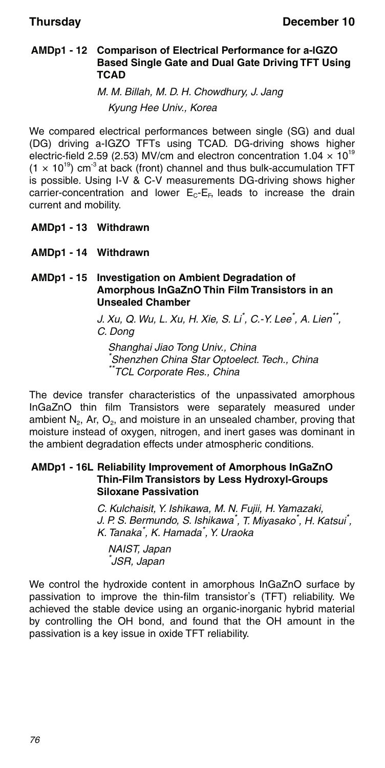### AMDp1 - 12 Comparison of Electrical Performance for a-IGZO Based Single Gate and Dual Gate Driving TFT Using TCAD

*M. M. Billah, M. D. H. Chowdhury, J. Jang*

*Kyung Hee Univ., Korea*

We compared electrical performances between single (SG) and dual (DG) driving a-IGZO TFTs using TCAD. DG-driving shows higher electric-field 2.59 (2.53) MV/cm and electron concentration $1.04 \times 10^{19}$ ($1 \times 10^{19}$) $cm^{-3}$ at back (front) channel and thus bulk-accumulation TFT is possible. Using I-V & C-V measurements DG-driving shows higher carrier-concentration and lower $E_C$-$E_F$, leads to increase the drain current and mobility.

### AMDp1 - 13 Withdrawn

### AMDp1 - 14 Withdrawn

### AMDp1 - 15 Investigation on Ambient Degradation of Amorphous InGaZnO Thin Film Transistors in an Unsealed Chamber

*J. Xu, Q. Wu, L. Xu, H. Xie, S. Li[*], C.-Y. Lee[*], A. Lien[**], C. Dong*

*Shanghai Jiao Tong Univ., China*
*[*]Shenzhen China Star Optoelect. Tech., China*
*[**]TCL Corporate Res., China*

The device transfer characteristics of the unpassivated amorphous InGaZnO thin film Transistors were separately measured under ambient $N_2$, Ar, $O_2$, and moisture in an unsealed chamber, proving that moisture instead of oxygen, nitrogen, and inert gases was dominant in the ambient degradation effects under atmospheric conditions.

### AMDp1 - 16L Reliability Improvement of Amorphous InGaZnO Thin-Film Transistors by Less Hydroxyl-Groups Siloxane Passivation

*C. Kulchaisit, Y. Ishikawa, M. N. Fujii, H. Yamazaki, J. P. S. Bermundo, S. Ishikawa[*], T. Miyasako[*], H. Katsui[*], K. Tanaka[*], K. Hamada[*], Y. Uraoka*

*NAIST, Japan*
*[*]JSR, Japan*

We control the hydroxide content in amorphous InGaZnO surface by passivation to improve the thin-film transistor's (TFT) reliability. We achieved the stable device using an organic-inorganic hybrid material by controlling the OH bond, and found that the OH amount in the passivation is a key issue in oxide TFT reliability.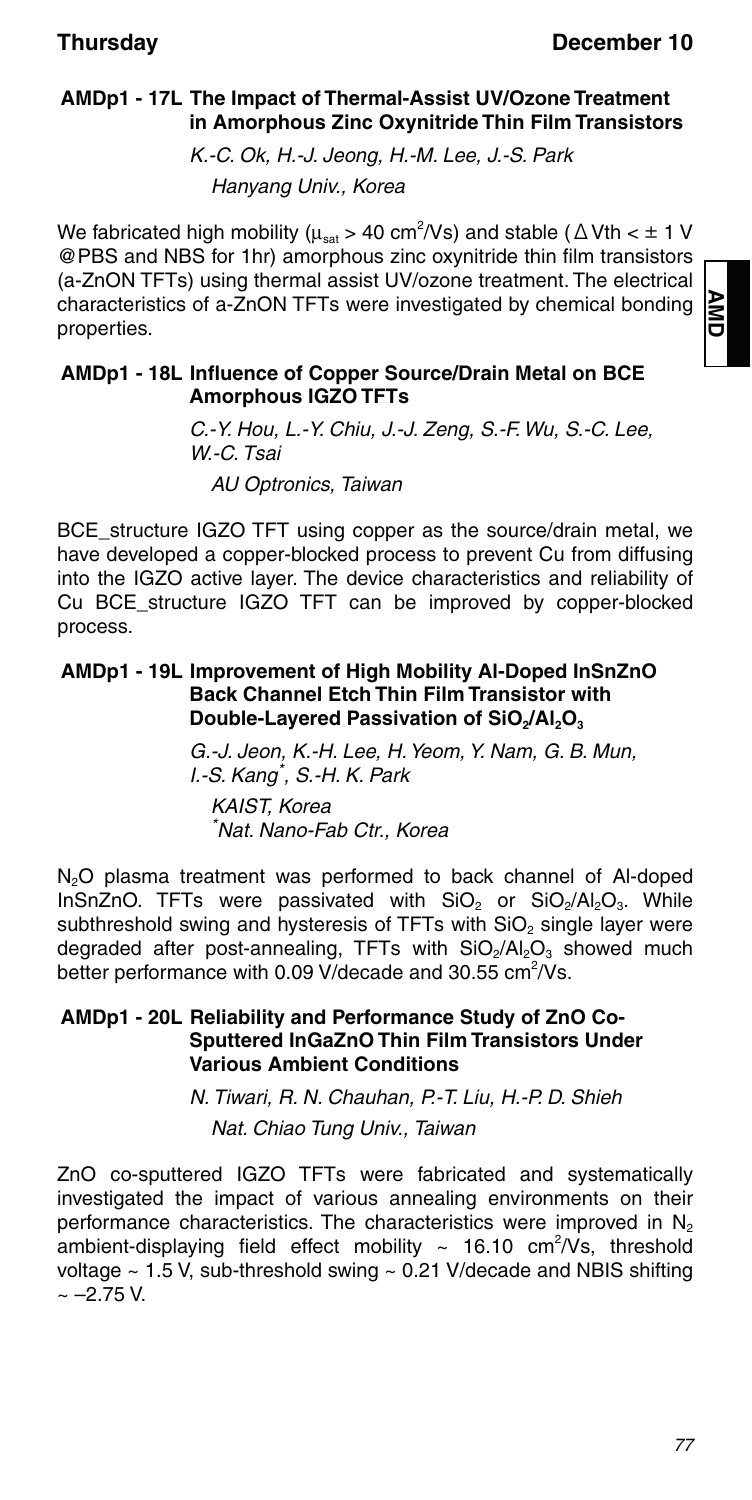### AMDp1 - 17L The Impact of Thermal-Assist UV/Ozone Treatment in Amorphous Zinc Oxynitride Thin Film Transistors

*K.-C. Ok, H.-J. Jeong, H.-M. Lee, J.-S. Park*

*Hanyang Univ., Korea*

We fabricated high mobility ($\mu_{sat}$ > 40 $cm^2$/Vs) and stable ($\Delta$Vth < ± 1 V @PBS and NBS for 1hr) amorphous zinc oxynitride thin film transistors (a-ZnON TFTs) using thermal assist UV/ozone treatment. The electrical characteristics of a-ZnON TFTs were investigated by chemical bonding properties.

### AMDp1 - 18L Influence of Copper Source/Drain Metal on BCE Amorphous IGZO TFTs

*C.-Y. Hou, L.-Y. Chiu, J.-J. Zeng, S.-F. Wu, S.-C. Lee, W.-C. Tsai*

*AU Optronics, Taiwan*

BCE_structure IGZO TFT using copper as the source/drain metal, we have developed a copper-blocked process to prevent Cu from diffusing into the IGZO active layer. The device characteristics and reliability of Cu BCE_structure IGZO TFT can be improved by copper-blocked process.

### AMDp1 - 19L Improvement of High Mobility Al-Doped InSnZnO Back Channel Etch Thin Film Transistor with Double-Layered Passivation of $SiO_2/Al_2O_3$

*G.-J. Jeon, K.-H. Lee, H. Yeom, Y. Nam, G. B. Mun, I.-S. Kang[*], S.-H. K. Park*

*KAIST, Korea*
*[*]Nat. Nano-Fab Ctr., Korea*

$N_2O$ plasma treatment was performed to back channel of Al-doped InSnZnO. TFTs were passivated with $SiO_2$ or $SiO_2/Al_2O_3$. While subthreshold swing and hysteresis of TFTs with $SiO_2$ single layer were degraded after post-annealing, TFTs with $SiO_2/Al_2O_3$ showed much better performance with 0.09 V/decade and 30.55 $cm^2$/Vs.

### AMDp1 - 20L Reliability and Performance Study of ZnO Co-Sputtered InGaZnO Thin Film Transistors Under Various Ambient Conditions

*N. Tiwari, R. N. Chauhan, P.-T. Liu, H.-P. D. Shieh*

*Nat. Chiao Tung Univ., Taiwan*

ZnO co-sputtered IGZO TFTs were fabricated and systematically investigated the impact of various annealing environments on their performance characteristics. The characteristics were improved in $N_2$ ambient-displaying field effect mobility ~ 16.10 $cm^2$/Vs, threshold voltage ~ 1.5 V, sub-threshold swing ~ 0.21 V/decade and NBIS shifting ~ –2.75 V.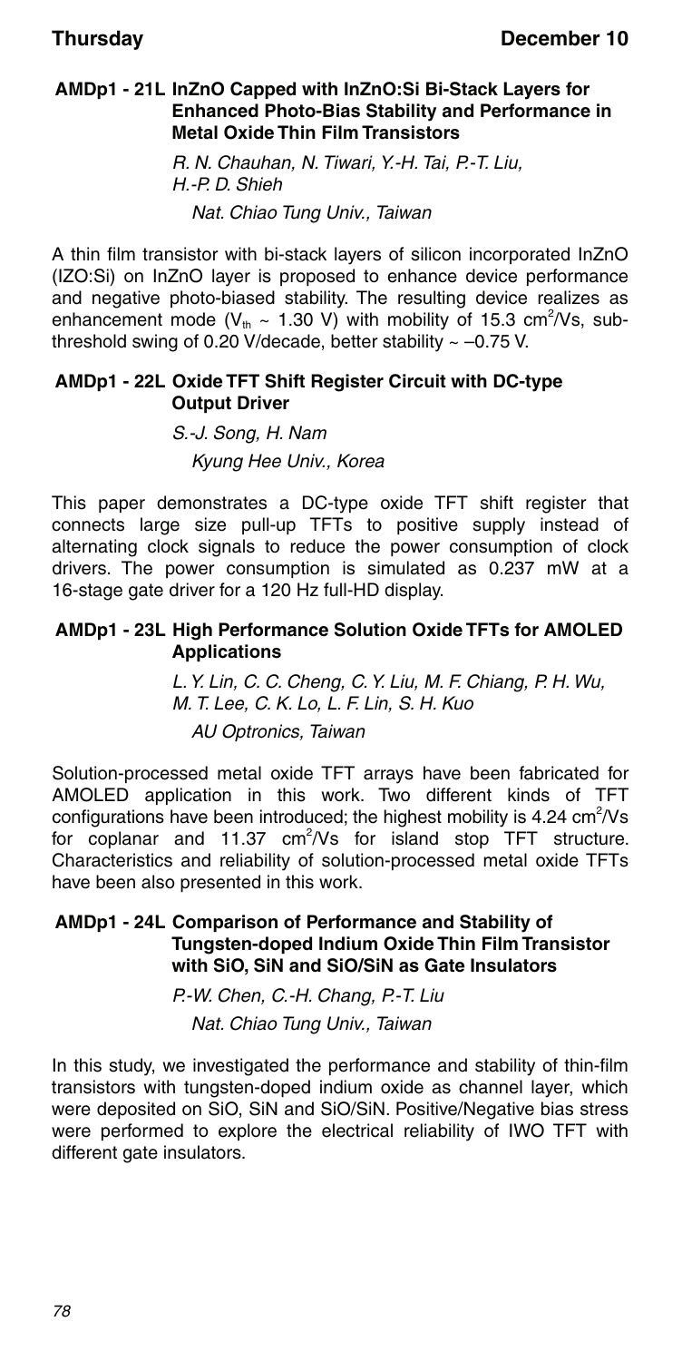### AMDp1 - 21L InZnO Capped with InZnO:Si Bi-Stack Layers for Enhanced Photo-Bias Stability and Performance in Metal Oxide Thin Film Transistors

*R. N. Chauhan, N. Tiwari, Y.-H. Tai, P.-T. Liu, H.-P. D. Shieh*

*Nat. Chiao Tung Univ., Taiwan*

A thin film transistor with bi-stack layers of silicon incorporated InZnO (IZO:Si) on InZnO layer is proposed to enhance device performance and negative photo-biased stability. The resulting device realizes as enhancement mode ($V_{th}$ ~ 1.30 V) with mobility of 15.3 $cm^2/Vs$, sub-threshold swing of 0.20 V/decade, better stability ~ –0.75 V.

### AMDp1 - 22L Oxide TFT Shift Register Circuit with DC-type Output Driver

*S.-J. Song, H. Nam*

*Kyung Hee Univ., Korea*

This paper demonstrates a DC-type oxide TFT shift register that connects large size pull-up TFTs to positive supply instead of alternating clock signals to reduce the power consumption of clock drivers. The power consumption is simulated as 0.237 mW at a 16-stage gate driver for a 120 Hz full-HD display.

### AMDp1 - 23L High Performance Solution Oxide TFTs for AMOLED Applications

*L. Y. Lin, C. C. Cheng, C. Y. Liu, M. F. Chiang, P. H. Wu, M. T. Lee, C. K. Lo, L. F. Lin, S. H. Kuo*

*AU Optronics, Taiwan*

Solution-processed metal oxide TFT arrays have been fabricated for AMOLED application in this work. Two different kinds of TFT configurations have been introduced; the highest mobility is 4.24 $cm^2/Vs$ for coplanar and 11.37 $cm^2/Vs$ for island stop TFT structure. Characteristics and reliability of solution-processed metal oxide TFTs have been also presented in this work.

### AMDp1 - 24L Comparison of Performance and Stability of Tungsten-doped Indium Oxide Thin Film Transistor with SiO, SiN and SiO/SiN as Gate Insulators

*P.-W. Chen, C.-H. Chang, P.-T. Liu*

*Nat. Chiao Tung Univ., Taiwan*

In this study, we investigated the performance and stability of thin-film transistors with tungsten-doped indium oxide as channel layer, which were deposited on SiO, SiN and SiO/SiN. Positive/Negative bias stress were performed to explore the electrical reliability of IWO TFT with different gate insulators.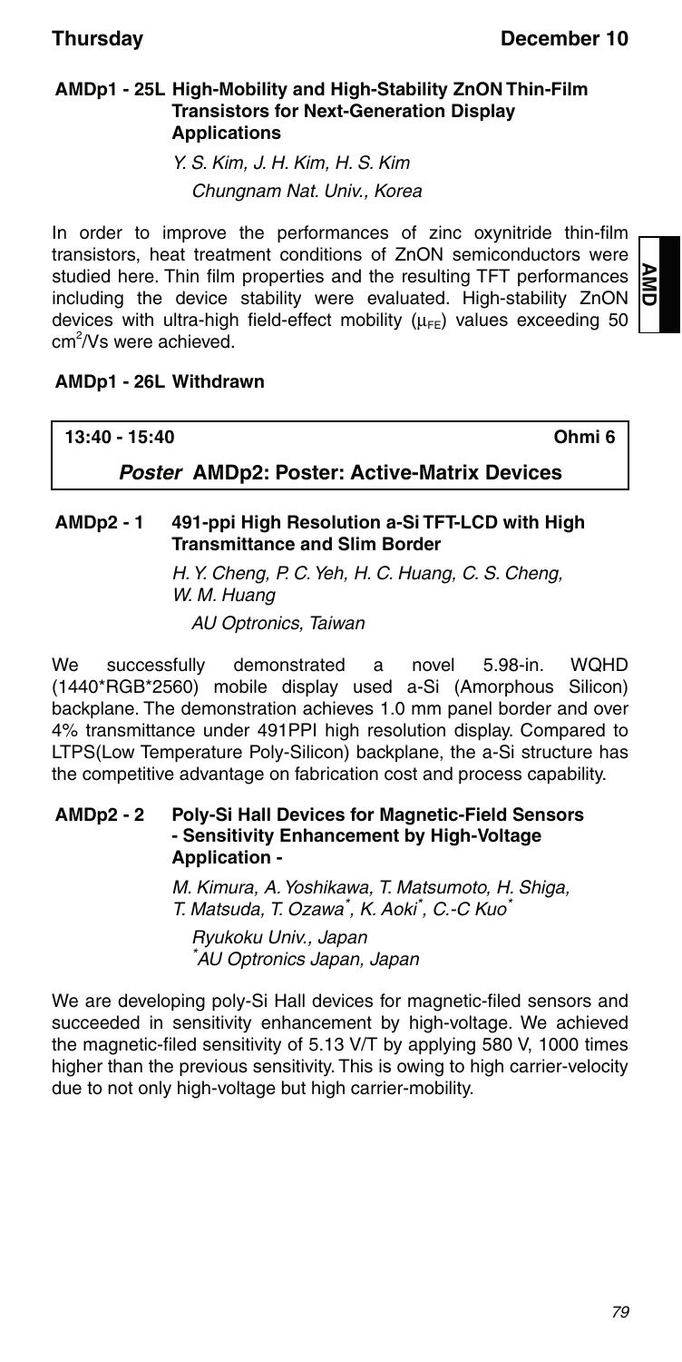### AMDp1 - 25L High-Mobility and High-Stability ZnON Thin-Film Transistors for Next-Generation Display Applications

*Y. S. Kim, J. H. Kim, H. S. Kim*

*Chungnam Nat. Univ., Korea*

In order to improve the performances of zinc oxynitride thin-film transistors, heat treatment conditions of ZnON semiconductors were studied here. Thin film properties and the resulting TFT performances including the device stability were evaluated. High-stability ZnON devices with ultra-high field-effect mobility ($\mu_{FE}$) values exceeding 50 $cm^2/Vs$ were achieved.

### AMDp1 - 26L Withdrawn

**13:40 - 15:40** **Ohmi 6**

## *Poster* AMDp2: Poster: Active-Matrix Devices

### AMDp2 - 1 491-ppi High Resolution a-Si TFT-LCD with High Transmittance and Slim Border

*H. Y. Cheng, P. C. Yeh, H. C. Huang, C. S. Cheng, W. M. Huang*

*AU Optronics, Taiwan*

We successfully demonstrated a novel 5.98-in. WQHD (1440*RGB*2560) mobile display used a-Si (Amorphous Silicon) backplane. The demonstration achieves 1.0 mm panel border and over 4% transmittance under 491PPI high resolution display. Compared to LTPS(Low Temperature Poly-Silicon) backplane, the a-Si structure has the competitive advantage on fabrication cost and process capability.

### AMDp2 - 2 Poly-Si Hall Devices for Magnetic-Field Sensors - Sensitivity Enhancement by High-Voltage Application -

*M. Kimura, A. Yoshikawa, T. Matsumoto, H. Shiga, T. Matsuda, T. Ozawa*, K. Aoki*, C.-C Kuo**

*Ryukoku Univ., Japan*
**AU Optronics Japan, Japan*

We are developing poly-Si Hall devices for magnetic-filed sensors and succeeded in sensitivity enhancement by high-voltage. We achieved the magnetic-filed sensitivity of 5.13 V/T by applying 580 V, 1000 times higher than the previous sensitivity. This is owing to high carrier-velocity due to not only high-voltage but high carrier-mobility.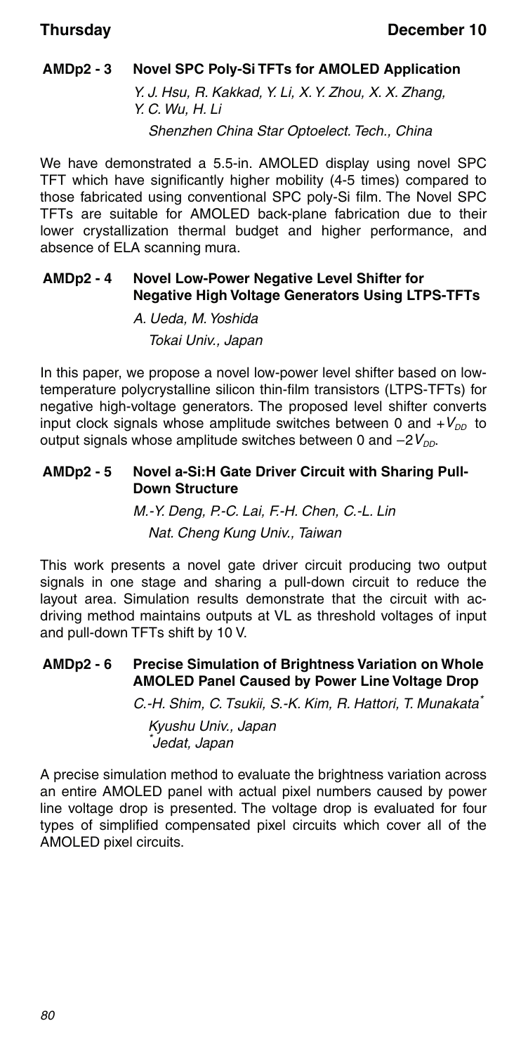### AMDp2 - 3 Novel SPC Poly-Si TFTs for AMOLED Application

*Y. J. Hsu, R. Kakkad, Y. Li, X. Y. Zhou, X. X. Zhang, Y. C. Wu, H. Li*

*Shenzhen China Star Optoelect. Tech., China*

We have demonstrated a 5.5-in. AMOLED display using novel SPC TFT which have significantly higher mobility (4-5 times) compared to those fabricated using conventional SPC poly-Si film. The Novel SPC TFTs are suitable for AMOLED back-plane fabrication due to their lower crystallization thermal budget and higher performance, and absence of ELA scanning mura.

### AMDp2 - 4 Novel Low-Power Negative Level Shifter for Negative High Voltage Generators Using LTPS-TFTs

*A. Ueda, M. Yoshida*

*Tokai Univ., Japan*

In this paper, we propose a novel low-power level shifter based on low-temperature polycrystalline silicon thin-film transistors (LTPS-TFTs) for negative high-voltage generators. The proposed level shifter converts input clock signals whose amplitude switches between 0 and $+V_{DD}$ to output signals whose amplitude switches between 0 and $-2V_{DD}$.

### AMDp2 - 5 Novel a-Si:H Gate Driver Circuit with Sharing Pull-Down Structure

*M.-Y. Deng, P.-C. Lai, F.-H. Chen, C.-L. Lin*

*Nat. Cheng Kung Univ., Taiwan*

This work presents a novel gate driver circuit producing two output signals in one stage and sharing a pull-down circuit to reduce the layout area. Simulation results demonstrate that the circuit with ac-driving method maintains outputs at VL as threshold voltages of input and pull-down TFTs shift by 10 V.

### AMDp2 - 6 Precise Simulation of Brightness Variation on Whole AMOLED Panel Caused by Power Line Voltage Drop

*C.-H. Shim, C. Tsukii, S.-K. Kim, R. Hattori, T. Munakata**

*Kyushu Univ., Japan*
**Jedat, Japan*

A precise simulation method to evaluate the brightness variation across an entire AMOLED panel with actual pixel numbers caused by power line voltage drop is presented. The voltage drop is evaluated for four types of simplified compensated pixel circuits which cover all of the AMOLED pixel circuits.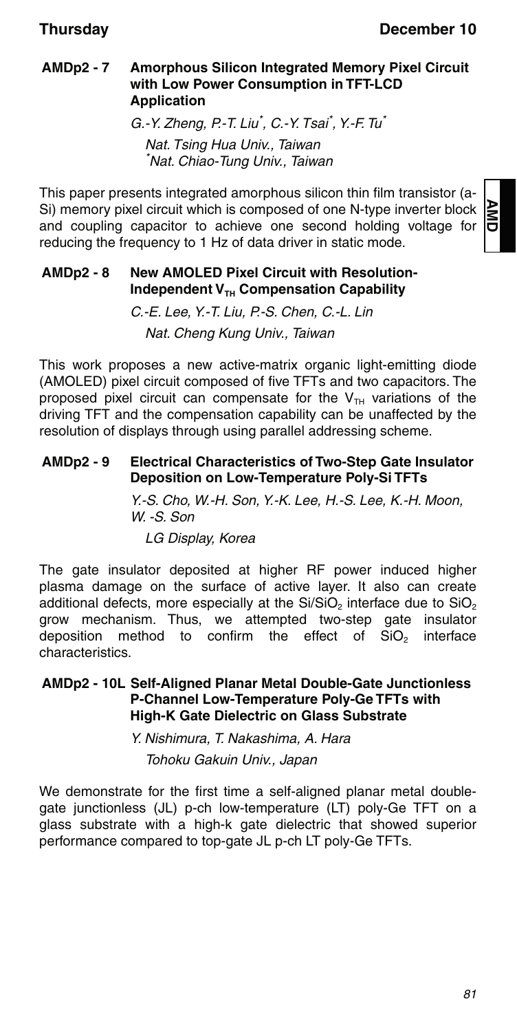### AMDp2 - 7 Amorphous Silicon Integrated Memory Pixel Circuit with Low Power Consumption in TFT-LCD Application

*G.-Y. Zheng, P.-T. Liu[*], C.-Y. Tsai[*], Y.-F. Tu[*]*

*Nat. Tsing Hua Univ., Taiwan*
*[*]Nat. Chiao-Tung Univ., Taiwan*

This paper presents integrated amorphous silicon thin film transistor (a-Si) memory pixel circuit which is composed of one N-type inverter block and coupling capacitor to achieve one second holding voltage for reducing the frequency to 1 Hz of data driver in static mode.

### AMDp2 - 8 New AMOLED Pixel Circuit with Resolution-Independent $V_{TH}$ Compensation Capability

*C.-E. Lee, Y.-T. Liu, P.-S. Chen, C.-L. Lin*

*Nat. Cheng Kung Univ., Taiwan*

This work proposes a new active-matrix organic light-emitting diode (AMOLED) pixel circuit composed of five TFTs and two capacitors. The proposed pixel circuit can compensate for the $V_{TH}$ variations of the driving TFT and the compensation capability can be unaffected by the resolution of displays through using parallel addressing scheme.

### AMDp2 - 9 Electrical Characteristics of Two-Step Gate Insulator Deposition on Low-Temperature Poly-Si TFTs

*Y.-S. Cho, W.-H. Son, Y.-K. Lee, H.-S. Lee, K.-H. Moon, W. -S. Son*

*LG Display, Korea*

The gate insulator deposited at higher RF power induced higher plasma damage on the surface of active layer. It also can create additional defects, more especially at the $Si/SiO_2$ interface due to $SiO_2$ grow mechanism. Thus, we attempted two-step gate insulator deposition method to confirm the effect of $SiO_2$ interface characteristics.

### AMDp2 - 10L Self-Aligned Planar Metal Double-Gate Junctionless P-Channel Low-Temperature Poly-Ge TFTs with High-K Gate Dielectric on Glass Substrate

*Y. Nishimura, T. Nakashima, A. Hara*

*Tohoku Gakuin Univ., Japan*

We demonstrate for the first time a self-aligned planar metal double-gate junctionless (JL) p-ch low-temperature (LT) poly-Ge TFT on a glass substrate with a high-k gate dielectric that showed superior performance compared to top-gate JL p-ch LT poly-Ge TFTs.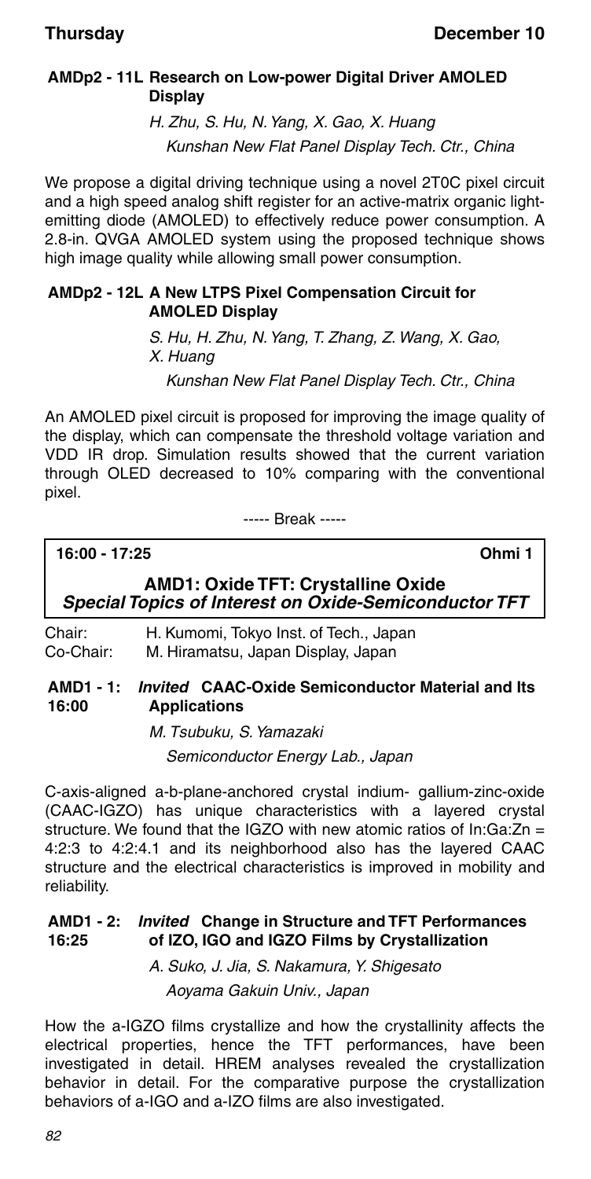### AMDp2 - 11L Research on Low-power Digital Driver AMOLED Display

*H. Zhu, S. Hu, N. Yang, X. Gao, X. Huang*
*Kunshan New Flat Panel Display Tech. Ctr., China*

We propose a digital driving technique using a novel 2T0C pixel circuit and a high speed analog shift register for an active-matrix organic light-emitting diode (AMOLED) to effectively reduce power consumption. A 2.8-in. QVGA AMOLED system using the proposed technique shows high image quality while allowing small power consumption.

### AMDp2 - 12L A New LTPS Pixel Compensation Circuit for AMOLED Display

*S. Hu, H. Zhu, N. Yang, T. Zhang, Z. Wang, X. Gao, X. Huang*
*Kunshan New Flat Panel Display Tech. Ctr., China*

An AMOLED pixel circuit is proposed for improving the image quality of the display, which can compensate the threshold voltage variation and VDD IR drop. Simulation results showed that the current variation through OLED decreased to 10% comparing with the conventional pixel.

----- Break -----

**16:00 - 17:25** **Ohmi 1**

## AMD1: Oxide TFT: Crystalline Oxide
### *Special Topics of Interest on Oxide-Semiconductor TFT*

Chair: H. Kumomi, Tokyo Inst. of Tech., Japan
Co-Chair: M. Hiramatsu, Japan Display, Japan

### AMD1 - 1: 16:00 *Invited* CAAC-Oxide Semiconductor Material and Its Applications

*M. Tsubuku, S. Yamazaki*
*Semiconductor Energy Lab., Japan*

C-axis-aligned a-b-plane-anchored crystal indium- gallium-zinc-oxide (CAAC-IGZO) has unique characteristics with a layered crystal structure. We found that the IGZO with new atomic ratios of In:Ga:Zn = 4:2:3 to 4:2:4.1 and its neighborhood also has the layered CAAC structure and the electrical characteristics is improved in mobility and reliability.

### AMD1 - 2: 16:25 *Invited* Change in Structure and TFT Performances of IZO, IGO and IGZO Films by Crystallization

*A. Suko, J. Jia, S. Nakamura, Y. Shigesato*
*Aoyama Gakuin Univ., Japan*

How the a-IGZO films crystallize and how the crystallinity affects the electrical properties, hence the TFT performances, have been investigated in detail. HREM analyses revealed the crystallization behavior in detail. For the comparative purpose the crystallization behaviors of a-IGO and a-IZO films are also investigated.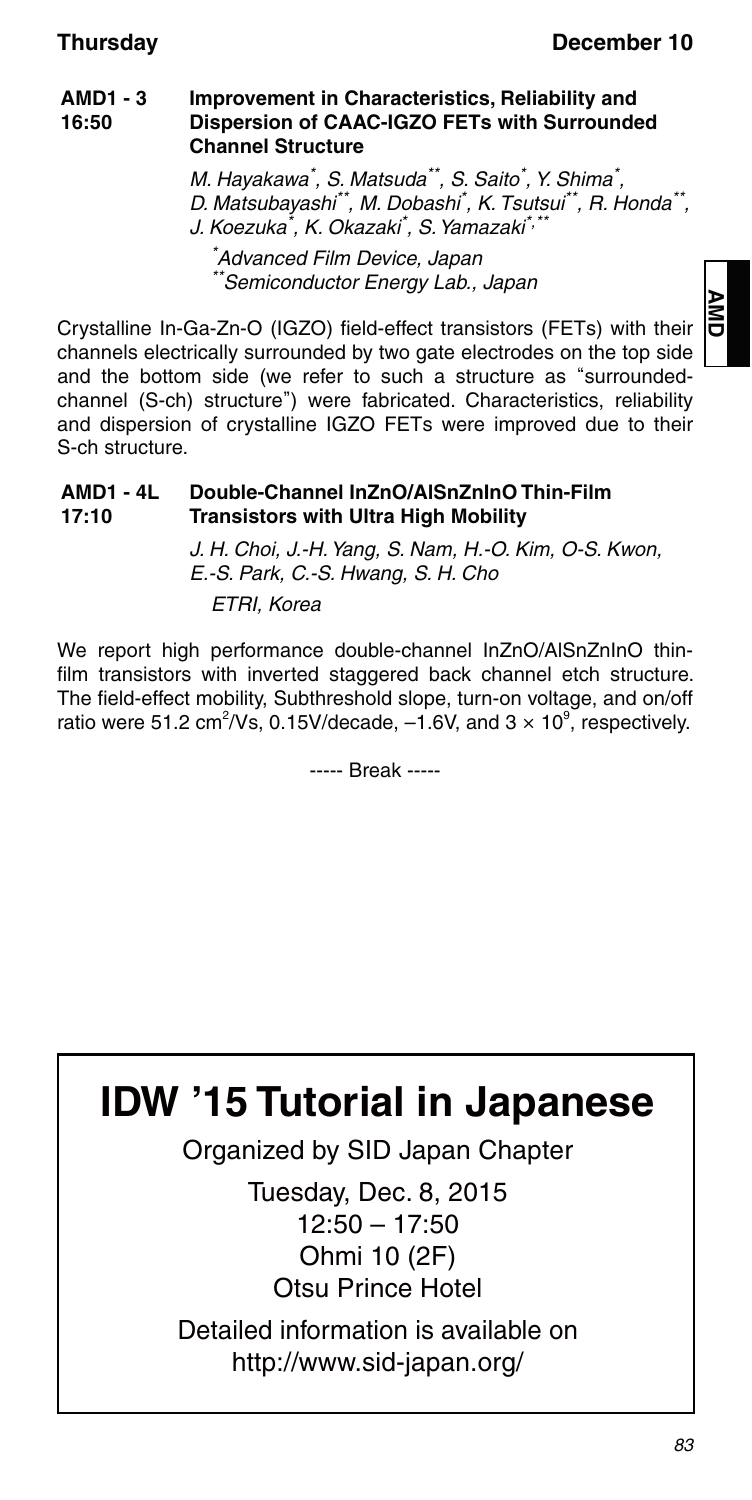**AMD1 - 3** 16:50

**Improvement in Characteristics, Reliability and Dispersion of CAAC-IGZO FETs with Surrounded Channel Structure**

*M. Hayakawa[*], S. Matsuda[**], S. Saito[*], Y. Shima[*], D. Matsubayashi[**], M. Dobashi[*], K. Tsutsui[**], R. Honda[**], J. Koezuka[*], K. Okazaki[*], S. Yamazaki[*,**]*

*[*]Advanced Film Device, Japan*
*[**]Semiconductor Energy Lab., Japan*

Crystalline In-Ga-Zn-O (IGZO) field-effect transistors (FETs) with their channels electrically surrounded by two gate electrodes on the top side and the bottom side (we refer to such a structure as "surrounded-channel (S-ch) structure") were fabricated. Characteristics, reliability and dispersion of crystalline IGZO FETs were improved due to their S-ch structure.

**AMD1 - 4L** 17:10

**Double-Channel InZnO/AlSnZnInO Thin-Film Transistors with Ultra High Mobility**

*J. H. Choi, J.-H. Yang, S. Nam, H.-O. Kim, O-S. Kwon, E.-S. Park, C.-S. Hwang, S. H. Cho*

*ETRI, Korea*

We report high performance double-channel InZnO/AlSnZnInO thin-film transistors with inverted staggered back channel etch structure. The field-effect mobility, Subthreshold slope, turn-on voltage, and on/off ratio were 51.2 $cm^2/Vs$, 0.15V/decade, –1.6V, and $3 \times 10^9$, respectively.

----- Break -----

# IDW '15 Tutorial in Japanese

Organized by SID Japan Chapter

Tuesday, Dec. 8, 2015
12:50 – 17:50
Ohmi 10 (2F)
Otsu Prince Hotel

Detailed information is available on
http://www.sid-japan.org/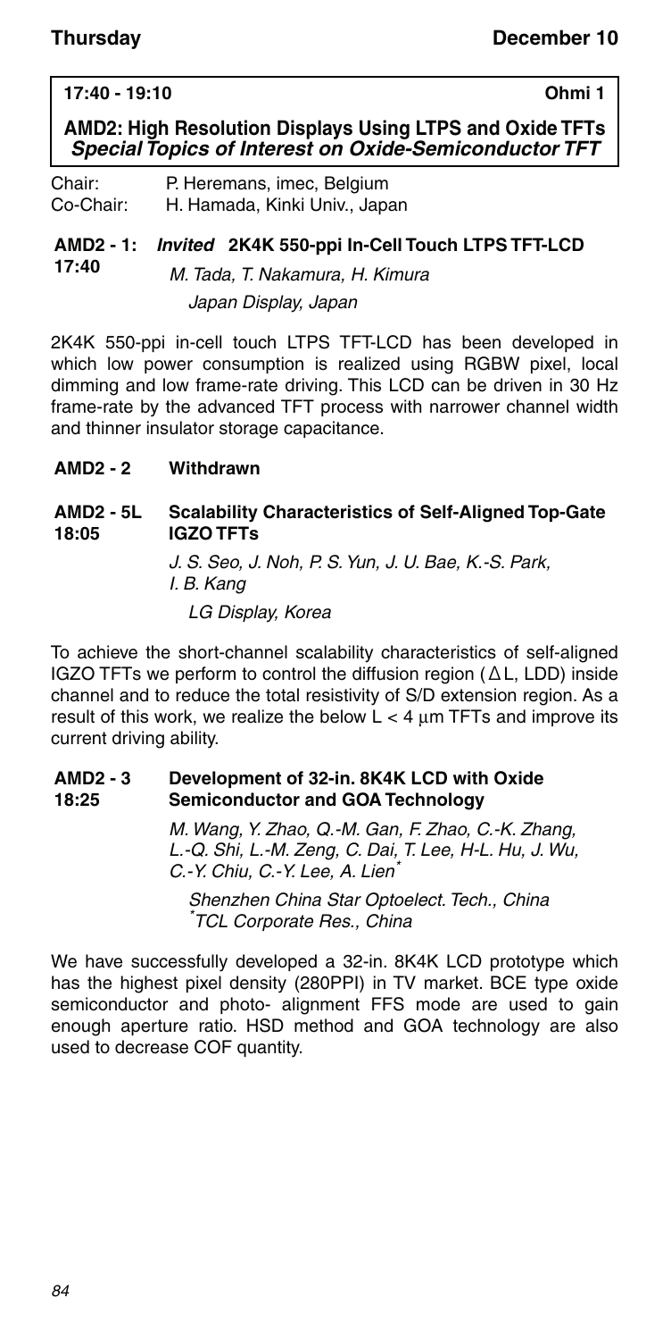**17:40 - 19:10** **Ohmi 1**

## AMD2: High Resolution Displays Using LTPS and Oxide TFTs
### *Special Topics of Interest on Oxide-Semiconductor TFT*

Chair: P. Heremans, imec, Belgium
Co-Chair: H. Hamada, Kinki Univ., Japan

**AMD2 - 1:** ***Invited*** **2K4K 550-ppi In-Cell Touch LTPS TFT-LCD**
**17:40**

*M. Tada, T. Nakamura, H. Kimura*

*Japan Display, Japan*

2K4K 550-ppi in-cell touch LTPS TFT-LCD has been developed in which low power consumption is realized using RGBW pixel, local dimming and low frame-rate driving. This LCD can be driven in 30 Hz frame-rate by the advanced TFT process with narrower channel width and thinner insulator storage capacitance.

**AMD2 - 2** **Withdrawn**

**AMD2 - 5L** **Scalability Characteristics of Self-Aligned Top-Gate**
**18:05** **IGZO TFTs**

*J. S. Seo, J. Noh, P. S. Yun, J. U. Bae, K.-S. Park, I. B. Kang*

*LG Display, Korea*

To achieve the short-channel scalability characteristics of self-aligned IGZO TFTs we perform to control the diffusion region ($\Delta$L, LDD) inside channel and to reduce the total resistivity of S/D extension region. As a result of this work, we realize the below $L < 4$ μm TFTs and improve its current driving ability.

**AMD2 - 3** **Development of 32-in. 8K4K LCD with Oxide**
**18:25** **Semiconductor and GOA Technology**

*M. Wang, Y. Zhao, Q.-M. Gan, F. Zhao, C.-K. Zhang, L.-Q. Shi, L.-M. Zeng, C. Dai, T. Lee, H-L. Hu, J. Wu, C.-Y. Chiu, C.-Y. Lee, A. Lien*[*]

*Shenzhen China Star Optoelect. Tech., China*
[*]*TCL Corporate Res., China*

We have successfully developed a 32-in. 8K4K LCD prototype which has the highest pixel density (280PPI) in TV market. BCE type oxide semiconductor and photo- alignment FFS mode are used to gain enough aperture ratio. HSD method and GOA technology are also used to decrease COF quantity.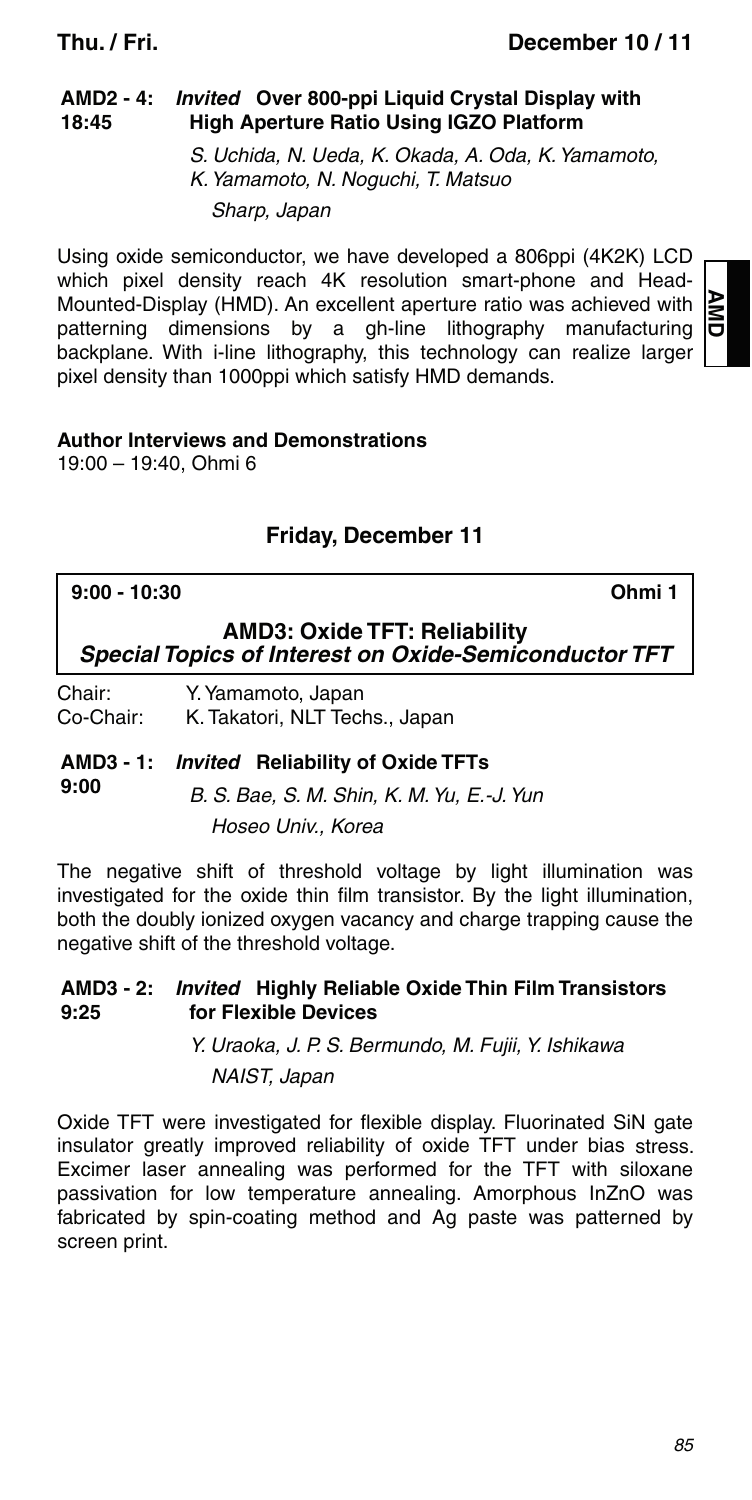**AMD2 - 4: 18:45** ***Invited*** **Over 800-ppi Liquid Crystal Display with High Aperture Ratio Using IGZO Platform**

*S. Uchida, N. Ueda, K. Okada, A. Oda, K. Yamamoto, K. Yamamoto, N. Noguchi, T. Matsuo*

*Sharp, Japan*

Using oxide semiconductor, we have developed a 806ppi (4K2K) LCD which pixel density reach 4K resolution smart-phone and Head-Mounted-Display (HMD). An excellent aperture ratio was achieved with patterning dimensions by a gh-line lithography manufacturing backplane. With i-line lithography, this technology can realize larger pixel density than 1000ppi which satisfy HMD demands.

**Author Interviews and Demonstrations**

19:00 – 19:40, Ohmi 6

## Friday, December 11

**9:00 - 10:30** **Ohmi 1**

### AMD3: Oxide TFT: Reliability

***Special Topics of Interest on Oxide-Semiconductor TFT***

Chair: Y. Yamamoto, Japan
Co-Chair: K. Takatori, NLT Techs., Japan

**AMD3 - 1: 9:00** ***Invited*** **Reliability of Oxide TFTs**

*B. S. Bae, S. M. Shin, K. M. Yu, E.-J. Yun*

*Hoseo Univ., Korea*

The negative shift of threshold voltage by light illumination was investigated for the oxide thin film transistor. By the light illumination, both the doubly ionized oxygen vacancy and charge trapping cause the negative shift of the threshold voltage.

**AMD3 - 2: 9:25** ***Invited*** **Highly Reliable Oxide Thin Film Transistors for Flexible Devices**

*Y. Uraoka, J. P. S. Bermundo, M. Fujii, Y. Ishikawa*

*NAIST, Japan*

Oxide TFT were investigated for flexible display. Fluorinated SiN gate insulator greatly improved reliability of oxide TFT under bias stress. Excimer laser annealing was performed for the TFT with siloxane passivation for low temperature annealing. Amorphous InZnO was fabricated by spin-coating method and Ag paste was patterned by screen print.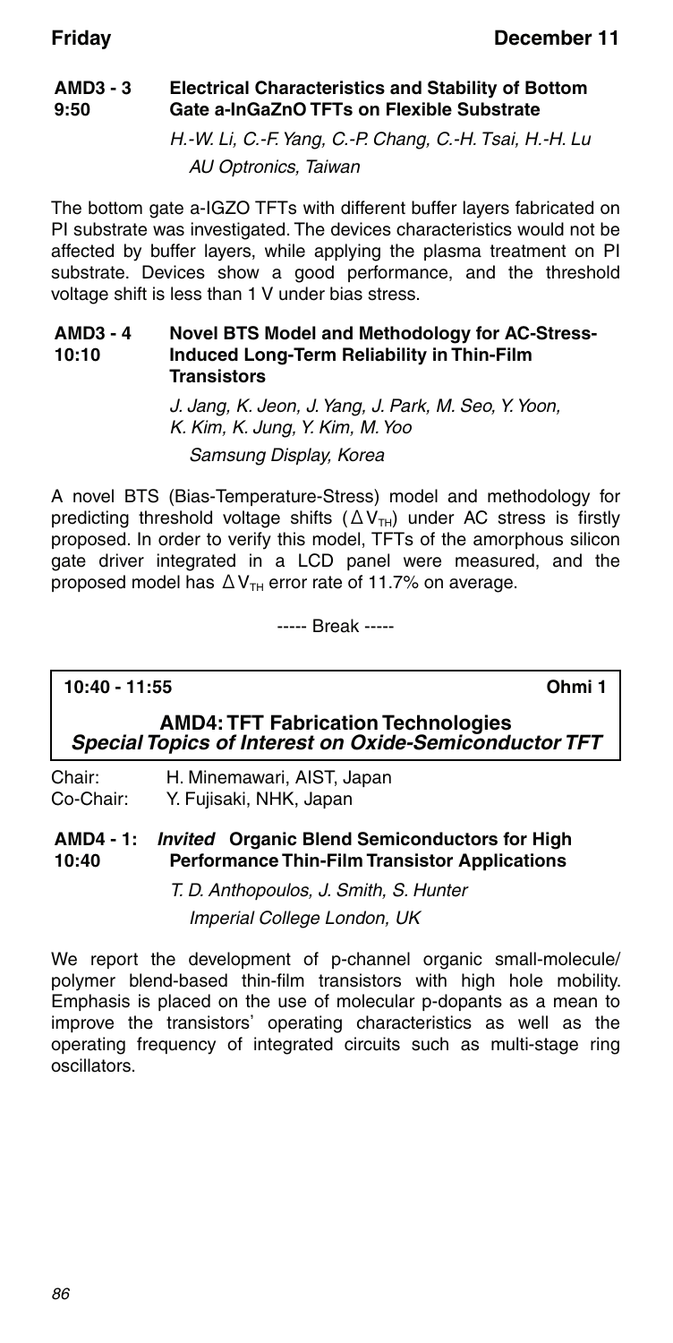**AMD3 - 3**
**9:50**

### Electrical Characteristics and Stability of Bottom Gate a-InGaZnO TFTs on Flexible Substrate

*H.-W. Li, C.-F. Yang, C.-P. Chang, C.-H. Tsai, H.-H. Lu*
*AU Optronics, Taiwan*

The bottom gate a-IGZO TFTs with different buffer layers fabricated on PI substrate was investigated. The devices characteristics would not be affected by buffer layers, while applying the plasma treatment on PI substrate. Devices show a good performance, and the threshold voltage shift is less than 1 V under bias stress.

**AMD3 - 4**
**10:10**

### Novel BTS Model and Methodology for AC-Stress-Induced Long-Term Reliability in Thin-Film Transistors

*J. Jang, K. Jeon, J. Yang, J. Park, M. Seo, Y. Yoon, K. Kim, K. Jung, Y. Kim, M. Yoo*
*Samsung Display, Korea*

A novel BTS (Bias-Temperature-Stress) model and methodology for predicting threshold voltage shifts ($\Delta V_{TH}$) under AC stress is firstly proposed. In order to verify this model, TFTs of the amorphous silicon gate driver integrated in a LCD panel were measured, and the proposed model has $\Delta V_{TH}$ error rate of 11.7% on average.

----- Break -----

**10:40 - 11:55** **Ohmi 1**

## AMD4: TFT Fabrication Technologies
### *Special Topics of Interest on Oxide-Semiconductor TFT*

Chair: H. Minemawari, AIST, Japan
Co-Chair: Y. Fujisaki, NHK, Japan

**AMD4 - 1:**
**10:40**

### *Invited* Organic Blend Semiconductors for High Performance Thin-Film Transistor Applications

*T. D. Anthopoulos, J. Smith, S. Hunter*
*Imperial College London, UK*

We report the development of p-channel organic small-molecule/polymer blend-based thin-film transistors with high hole mobility. Emphasis is placed on the use of molecular p-dopants as a mean to improve the transistors' operating characteristics as well as the operating frequency of integrated circuits such as multi-stage ring oscillators.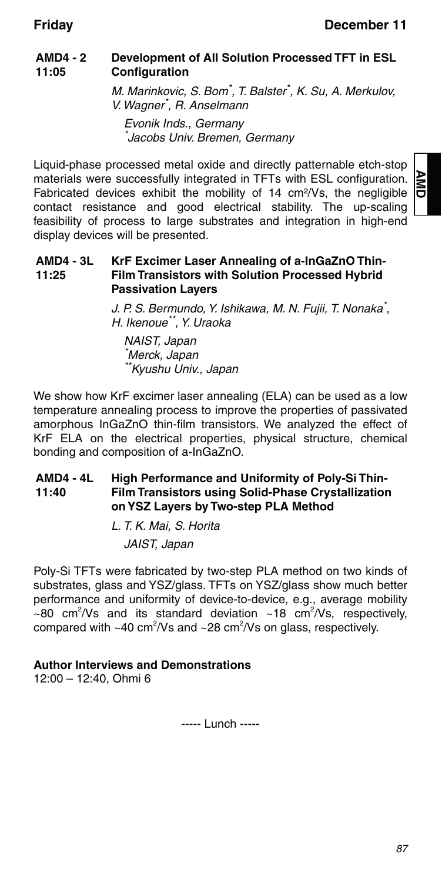### AMD4 - 2 11:05 Development of All Solution Processed TFT in ESL Configuration

*M. Marinkovic, S. Bom[*], T. Balster[*], K. Su, A. Merkulov, V. Wagner[*], R. Anselmann*

*Evonik Inds., Germany*
*[*]Jacobs Univ. Bremen, Germany*

Liquid-phase processed metal oxide and directly patternable etch-stop materials were successfully integrated in TFTs with ESL configuration. Fabricated devices exhibit the mobility of 14 $cm^2/Vs$, the negligible contact resistance and good electrical stability. The up-scaling feasibility of process to large substrates and integration in high-end display devices will be presented.

### AMD4 - 3L 11:25 KrF Excimer Laser Annealing of a-InGaZnO Thin-Film Transistors with Solution Processed Hybrid Passivation Layers

*J. P. S. Bermundo, Y. Ishikawa, M. N. Fujii, T. Nonaka[*], H. Ikenoue[**], Y. Uraoka*

*NAIST, Japan*
*[*]Merck, Japan*
*[**]Kyushu Univ., Japan*

We show how KrF excimer laser annealing (ELA) can be used as a low temperature annealing process to improve the properties of passivated amorphous InGaZnO thin-film transistors. We analyzed the effect of KrF ELA on the electrical properties, physical structure, chemical bonding and composition of a-InGaZnO.

### AMD4 - 4L 11:40 High Performance and Uniformity of Poly-Si Thin-Film Transistors using Solid-Phase Crystallization on YSZ Layers by Two-step PLA Method

*L. T. K. Mai, S. Horita*

*JAIST, Japan*

Poly-Si TFTs were fabricated by two-step PLA method on two kinds of substrates, glass and YSZ/glass. TFTs on YSZ/glass show much better performance and uniformity of device-to-device, e.g., average mobility ~80 $cm^2/Vs$ and its standard deviation ~18 $cm^2/Vs$, respectively, compared with ~40 $cm^2/Vs$ and ~28 $cm^2/Vs$ on glass, respectively.

**Author Interviews and Demonstrations**
12:00 – 12:40, Ohmi 6

----- Lunch -----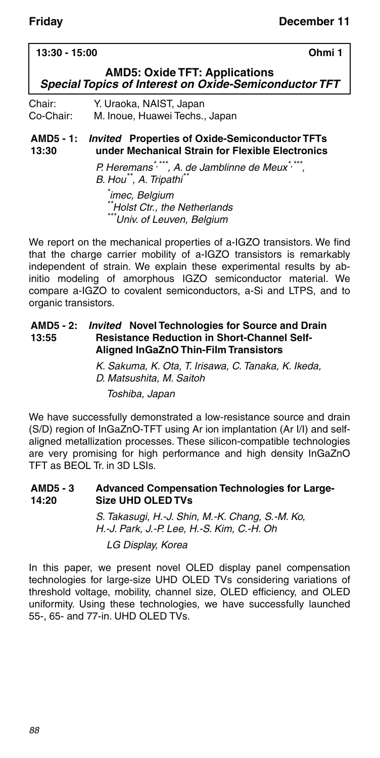**13:30 - 15:00** **Ohmi 1**

## AMD5: Oxide TFT: Applications

### *Special Topics of Interest on Oxide-Semiconductor TFT*

Chair: Y. Uraoka, NAIST, Japan
Co-Chair: M. Inoue, Huawei Techs., Japan

**AMD5 - 1: 13:30** ***Invited*** **Properties of Oxide-Semiconductor TFTs under Mechanical Strain for Flexible Electronics**

*P. Heremans[\*,\*\*\*], A. de Jamblinne de Meux[\*,\*\*\*], B. Hou[\*\*], A. Tripathi[\*\*]*

*[\*]imec, Belgium*
*[\*\*]Holst Ctr., the Netherlands*
*[\*\*\*]Univ. of Leuven, Belgium*

We report on the mechanical properties of a-IGZO transistors. We find that the charge carrier mobility of a-IGZO transistors is remarkably independent of strain. We explain these experimental results by ab-initio modeling of amorphous IGZO semiconductor material. We compare a-IGZO to covalent semiconductors, a-Si and LTPS, and to organic transistors.

**AMD5 - 2: 13:55** ***Invited*** **Novel Technologies for Source and Drain Resistance Reduction in Short-Channel Self-Aligned InGaZnO Thin-Film Transistors**

*K. Sakuma, K. Ota, T. Irisawa, C. Tanaka, K. Ikeda, D. Matsushita, M. Saitoh*

*Toshiba, Japan*

We have successfully demonstrated a low-resistance source and drain (S/D) region of InGaZnO-TFT using Ar ion implantation (Ar I/I) and self-aligned metallization processes. These silicon-compatible technologies are very promising for high performance and high density InGaZnO TFT as BEOL Tr. in 3D LSIs.

**AMD5 - 3 14:20** **Advanced Compensation Technologies for Large-Size UHD OLED TVs**

*S. Takasugi, H.-J. Shin, M.-K. Chang, S.-M. Ko, H.-J. Park, J.-P. Lee, H.-S. Kim, C.-H. Oh*

*LG Display, Korea*

In this paper, we present novel OLED display panel compensation technologies for large-size UHD OLED TVs considering variations of threshold voltage, mobility, channel size, OLED efficiency, and OLED uniformity. Using these technologies, we have successfully launched 55-, 65- and 77-in. UHD OLED TVs.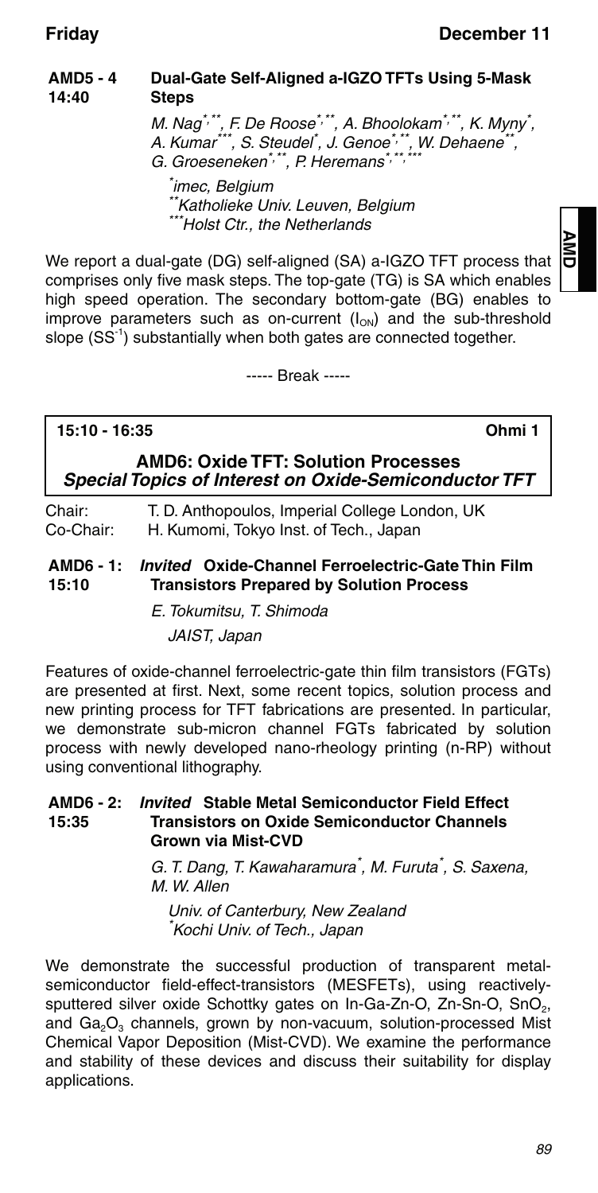### AMD5 - 4 14:40 Dual-Gate Self-Aligned a-IGZO TFTs Using 5-Mask Steps

*M. Nag[*,**], F. De Roose[*,**], A. Bhoolokam[*,**], K. Myny[*], A. Kumar[***], S. Steudel[*], J. Genoe[*,**], W. Dehaene[**], G. Groeseneken[*,**], P. Heremans[*,**,***]*

*[*]imec, Belgium*
*[**]Katholieke Univ. Leuven, Belgium*
*[***]Holst Ctr., the Netherlands*

We report a dual-gate (DG) self-aligned (SA) a-IGZO TFT process that comprises only five mask steps. The top-gate (TG) is SA which enables high speed operation. The secondary bottom-gate (BG) enables to improve parameters such as on-current ($I_{ON}$) and the sub-threshold slope ($SS^{-1}$) substantially when both gates are connected together.

----- Break -----

## 15:10 - 16:35 Ohmi 1

## AMD6: Oxide TFT: Solution Processes
### *Special Topics of Interest on Oxide-Semiconductor TFT*

Chair: T. D. Anthopoulos, Imperial College London, UK
Co-Chair: H. Kumomi, Tokyo Inst. of Tech., Japan

### AMD6 - 1: 15:10 *Invited* Oxide-Channel Ferroelectric-Gate Thin Film Transistors Prepared by Solution Process

*E. Tokumitsu, T. Shimoda*

*JAIST, Japan*

Features of oxide-channel ferroelectric-gate thin film transistors (FGTs) are presented at first. Next, some recent topics, solution process and new printing process for TFT fabrications are presented. In particular, we demonstrate sub-micron channel FGTs fabricated by solution process with newly developed nano-rheology printing (n-RP) without using conventional lithography.

### AMD6 - 2: 15:35 *Invited* Stable Metal Semiconductor Field Effect Transistors on Oxide Semiconductor Channels Grown via Mist-CVD

*G. T. Dang, T. Kawaharamura[*], M. Furuta[*], S. Saxena, M. W. Allen*

*Univ. of Canterbury, New Zealand*
*[*]Kochi Univ. of Tech., Japan*

We demonstrate the successful production of transparent metal-semiconductor field-effect-transistors (MESFETs), using reactively-sputtered silver oxide Schottky gates on In-Ga-Zn-O, Zn-Sn-O, $SnO_2$, and $Ga_2O_3$ channels, grown by non-vacuum, solution-processed Mist Chemical Vapor Deposition (Mist-CVD). We examine the performance and stability of these devices and discuss their suitability for display applications.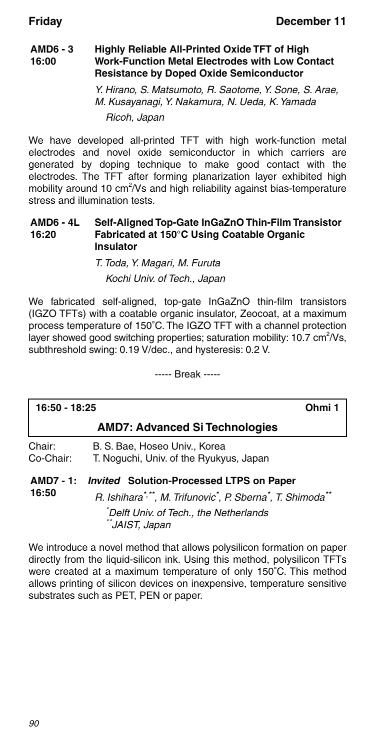**AMD6 - 3**
**16:00**

### Highly Reliable All-Printed Oxide TFT of High Work-Function Metal Electrodes with Low Contact Resistance by Doped Oxide Semiconductor

*Y. Hirano, S. Matsumoto, R. Saotome, Y. Sone, S. Arae, M. Kusayanagi, Y. Nakamura, N. Ueda, K. Yamada*

*Ricoh, Japan*

We have developed all-printed TFT with high work-function metal electrodes and novel oxide semiconductor in which carriers are generated by doping technique to make good contact with the electrodes. The TFT after forming planarization layer exhibited high mobility around 10 $cm^2/Vs$ and high reliability against bias-temperature stress and illumination tests.

**AMD6 - 4L**
**16:20**

### Self-Aligned Top-Gate InGaZnO Thin-Film Transistor Fabricated at 150°C Using Coatable Organic Insulator

*T. Toda, Y. Magari, M. Furuta*

*Kochi Univ. of Tech., Japan*

We fabricated self-aligned, top-gate InGaZnO thin-film transistors (IGZO TFTs) with a coatable organic insulator, Zeocoat, at a maximum process temperature of 150˚C. The IGZO TFT with a channel protection layer showed good switching properties; saturation mobility: 10.7 $cm^2/Vs$, subthreshold swing: 0.19 V/dec., and hysteresis: 0.2 V.

----- Break -----

**16:50 - 18:25** **Ohmi 1**

## AMD7: Advanced Si Technologies

Chair: B. S. Bae, Hoseo Univ., Korea
Co-Chair: T. Noguchi, Univ. of the Ryukyus, Japan

**AMD7 - 1:**
**16:50**

### *Invited* Solution-Processed LTPS on Paper

*R. Ishihara[*,**], M. Trifunovic[*], P. Sberna[*], T. Shimoda[**]*

*[*]Delft Univ. of Tech., the Netherlands*
*[**]JAIST, Japan*

We introduce a novel method that allows polysilicon formation on paper directly from the liquid-silicon ink. Using this method, polysilicon TFTs were created at a maximum temperature of only 150˚C. This method allows printing of silicon devices on inexpensive, temperature sensitive substrates such as PET, PEN or paper.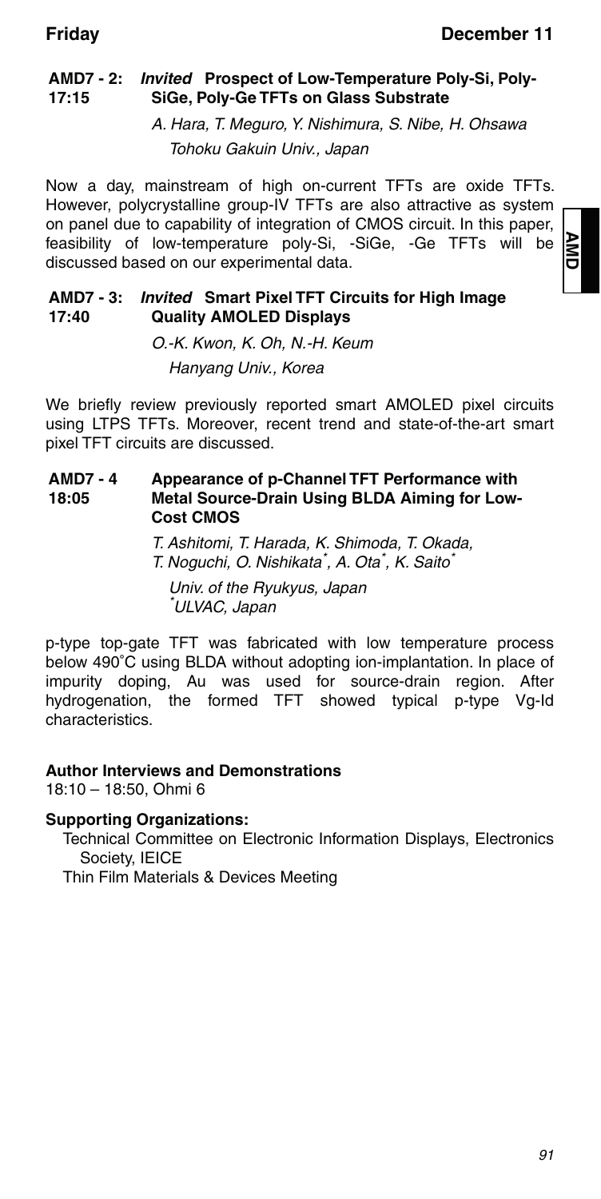### AMD7 - 2: 17:15 *Invited* Prospect of Low-Temperature Poly-Si, Poly-SiGe, Poly-Ge TFTs on Glass Substrate

*A. Hara, T. Meguro, Y. Nishimura, S. Nibe, H. Ohsawa*
*Tohoku Gakuin Univ., Japan*

Now a day, mainstream of high on-current TFTs are oxide TFTs. However, polycrystalline group-IV TFTs are also attractive as system on panel due to capability of integration of CMOS circuit. In this paper, feasibility of low-temperature poly-Si, -SiGe, -Ge TFTs will be discussed based on our experimental data.

### AMD7 - 3: 17:40 *Invited* Smart Pixel TFT Circuits for High Image Quality AMOLED Displays

*O.-K. Kwon, K. Oh, N.-H. Keum*
*Hanyang Univ., Korea*

We briefly review previously reported smart AMOLED pixel circuits using LTPS TFTs. Moreover, recent trend and state-of-the-art smart pixel TFT circuits are discussed.

### AMD7 - 4 18:05 Appearance of p-Channel TFT Performance with Metal Source-Drain Using BLDA Aiming for Low-Cost CMOS

*T. Ashitomi, T. Harada, K. Shimoda, T. Okada, T. Noguchi, O. Nishikata*, A. Ota*, K. Saito**
*Univ. of the Ryukyus, Japan*
**ULVAC, Japan*

p-type top-gate TFT was fabricated with low temperature process below 490°C using BLDA without adopting ion-implantation. In place of impurity doping, Au was used for source-drain region. After hydrogenation, the formed TFT showed typical p-type Vg-Id characteristics.

**Author Interviews and Demonstrations**
18:10 – 18:50, Ohmi 6

**Supporting Organizations:**
Technical Committee on Electronic Information Displays, Electronics Society, IEICE
Thin Film Materials & Devices Meeting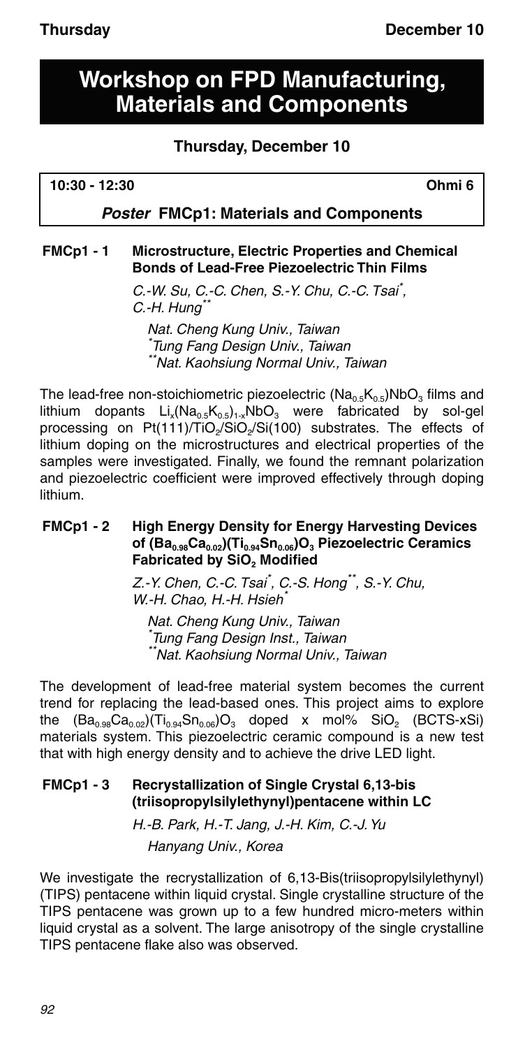# Workshop on FPD Manufacturing, Materials and Components

## Thursday, December 10

**10:30 - 12:30** **Ohmi 6**

### *Poster* FMCp1: Materials and Components

**FMCp1 - 1 Microstructure, Electric Properties and Chemical Bonds of Lead-Free Piezoelectric Thin Films**

*C.-W. Su, C.-C. Chen, S.-Y. Chu, C.-C. Tsai[*], C.-H. Hung[**]*

*Nat. Cheng Kung Univ., Taiwan*
*[*]Tung Fang Design Univ., Taiwan*
*[**]Nat. Kaohsiung Normal Univ., Taiwan*

The lead-free non-stoichiometric piezoelectric $(Na_{0.5}K_{0.5})NbO_3$ films and lithium dopants $Li_x(Na_{0.5}K_{0.5})_{1-x}NbO_3$ were fabricated by sol-gel processing on $Pt(111)/TiO_2/SiO_2/Si(100)$ substrates. The effects of lithium doping on the microstructures and electrical properties of the samples were investigated. Finally, we found the remnant polarization and piezoelectric coefficient were improved effectively through doping lithium.

**FMCp1 - 2 High Energy Density for Energy Harvesting Devices of $(Ba_{0.98}Ca_{0.02})(Ti_{0.94}Sn_{0.06})O_3$ Piezoelectric Ceramics Fabricated by $SiO_2$ Modified**

*Z.-Y. Chen, C.-C. Tsai[*], C.-S. Hong[**], S.-Y. Chu, W.-H. Chao, H.-H. Hsieh[*]*

*Nat. Cheng Kung Univ., Taiwan*
*[*]Tung Fang Design Inst., Taiwan*
*[**]Nat. Kaohsiung Normal Univ., Taiwan*

The development of lead-free material system becomes the current trend for replacing the lead-based ones. This project aims to explore the $(Ba_{0.98}Ca_{0.02})(Ti_{0.94}Sn_{0.06})O_3$ doped x mol% $SiO_2$ (BCTS-xSi) materials system. This piezoelectric ceramic compound is a new test that with high energy density and to achieve the drive LED light.

**FMCp1 - 3 Recrystallization of Single Crystal 6,13-bis (triisopropylsilylethynyl)pentacene within LC**

*H.-B. Park, H.-T. Jang, J.-H. Kim, C.-J. Yu*

*Hanyang Univ., Korea*

We investigate the recrystallization of 6,13-Bis(triisopropylsilylethynyl) (TIPS) pentacene within liquid crystal. Single crystalline structure of the TIPS pentacene was grown up to a few hundred micro-meters within liquid crystal as a solvent. The large anisotropy of the single crystalline TIPS pentacene flake also was observed.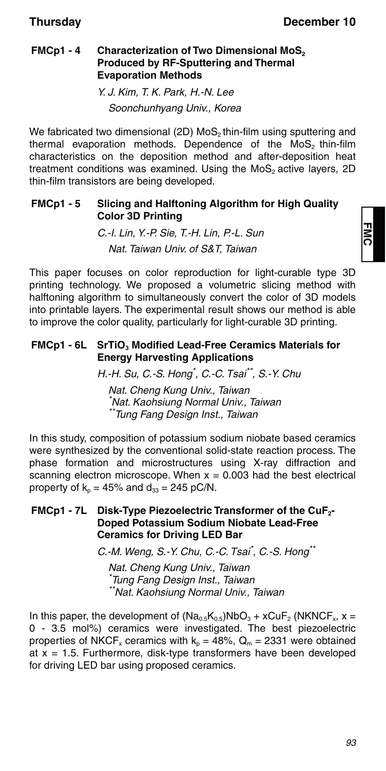### FMCp1 - 4 Characterization of Two Dimensional $MoS_2$ Produced by RF-Sputtering and Thermal Evaporation Methods

*Y. J. Kim, T. K. Park, H.-N. Lee*

*Soonchunhyang Univ., Korea*

We fabricated two dimensional (2D) $MoS_2$ thin-film using sputtering and thermal evaporation methods. Dependence of the $MoS_2$ thin-film characteristics on the deposition method and after-deposition heat treatment conditions was examined. Using the $MoS_2$ active layers, 2D thin-film transistors are being developed.

### FMCp1 - 5 Slicing and Halftoning Algorithm for High Quality Color 3D Printing

*C.-I. Lin, Y.-P. Sie, T.-H. Lin, P.-L. Sun*

*Nat. Taiwan Univ. of S&T, Taiwan*

This paper focuses on color reproduction for light-curable type 3D printing technology. We proposed a volumetric slicing method with halftoning algorithm to simultaneously convert the color of 3D models into printable layers. The experimental result shows our method is able to improve the color quality, particularly for light-curable 3D printing.

### FMCp1 - 6L $SrTiO_3$ Modified Lead-Free Ceramics Materials for Energy Harvesting Applications

*H.-H. Su, C.-S. Hong[*], C.-C. Tsai[**], S.-Y. Chu*

*Nat. Cheng Kung Univ., Taiwan*
*[*]Nat. Kaohsiung Normal Univ., Taiwan*
*[**]Tung Fang Design Inst., Taiwan*

In this study, composition of potassium sodium niobate based ceramics were synthesized by the conventional solid-state reaction process. The phase formation and microstructures using X-ray diffraction and scanning electron microscope. When $x = 0.003$ had the best electrical property of $k_p = 45\%$ and $d_{33} = 245$ pC/N.

### FMCp1 - 7L Disk-Type Piezoelectric Transformer of the $CuF_2$-Doped Potassium Sodium Niobate Lead-Free Ceramics for Driving LED Bar

*C.-M. Weng, S.-Y. Chu, C.-C. Tsai[*], C.-S. Hong[**]*

*Nat. Cheng Kung Univ., Taiwan*
*[*]Tung Fang Design Inst., Taiwan*
*[**]Nat. Kaohsiung Normal Univ., Taiwan*

In this paper, the development of $(Na_{0.5}K_{0.5})NbO_3 + xCuF_2$ ($NKNCF_x$, $x$ = 0 - 3.5 mol%) ceramics were investigated. The best piezoelectric properties of $NKCF_x$ ceramics with $k_p = 48\%$, $Q_m = 2331$ were obtained at $x = 1.5$. Furthermore, disk-type transformers have been developed for driving LED bar using proposed ceramics.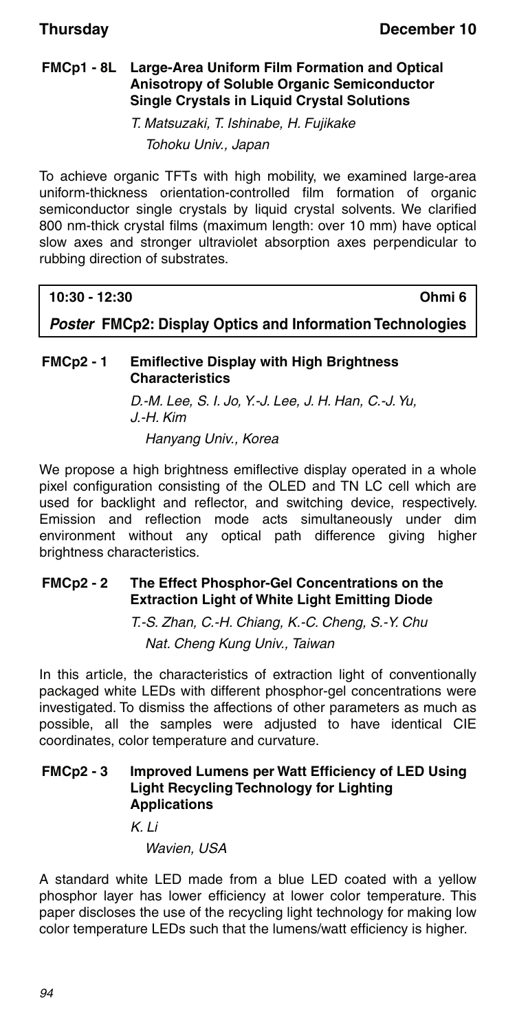### FMCp1 - 8L Large-Area Uniform Film Formation and Optical Anisotropy of Soluble Organic Semiconductor Single Crystals in Liquid Crystal Solutions

*T. Matsuzaki, T. Ishinabe, H. Fujikake*
*Tohoku Univ., Japan*

To achieve organic TFTs with high mobility, we examined large-area uniform-thickness orientation-controlled film formation of organic semiconductor single crystals by liquid crystal solvents. We clarified 800 nm-thick crystal films (maximum length: over 10 mm) have optical slow axes and stronger ultraviolet absorption axes perpendicular to rubbing direction of substrates.

**10:30 - 12:30** **Ohmi 6**

## *Poster* FMCp2: Display Optics and Information Technologies

### FMCp2 - 1 Emiflective Display with High Brightness Characteristics

*D.-M. Lee, S. I. Jo, Y.-J. Lee, J. H. Han, C.-J. Yu, J.-H. Kim*
*Hanyang Univ., Korea*

We propose a high brightness emiflective display operated in a whole pixel configuration consisting of the OLED and TN LC cell which are used for backlight and reflector, and switching device, respectively. Emission and reflection mode acts simultaneously under dim environment without any optical path difference giving higher brightness characteristics.

### FMCp2 - 2 The Effect Phosphor-Gel Concentrations on the Extraction Light of White Light Emitting Diode

*T.-S. Zhan, C.-H. Chiang, K.-C. Cheng, S.-Y. Chu*
*Nat. Cheng Kung Univ., Taiwan*

In this article, the characteristics of extraction light of conventionally packaged white LEDs with different phosphor-gel concentrations were investigated. To dismiss the affections of other parameters as much as possible, all the samples were adjusted to have identical CIE coordinates, color temperature and curvature.

### FMCp2 - 3 Improved Lumens per Watt Efficiency of LED Using Light Recycling Technology for Lighting Applications

*K. Li*
*Wavien, USA*

A standard white LED made from a blue LED coated with a yellow phosphor layer has lower efficiency at lower color temperature. This paper discloses the use of the recycling light technology for making low color temperature LEDs such that the lumens/watt efficiency is higher.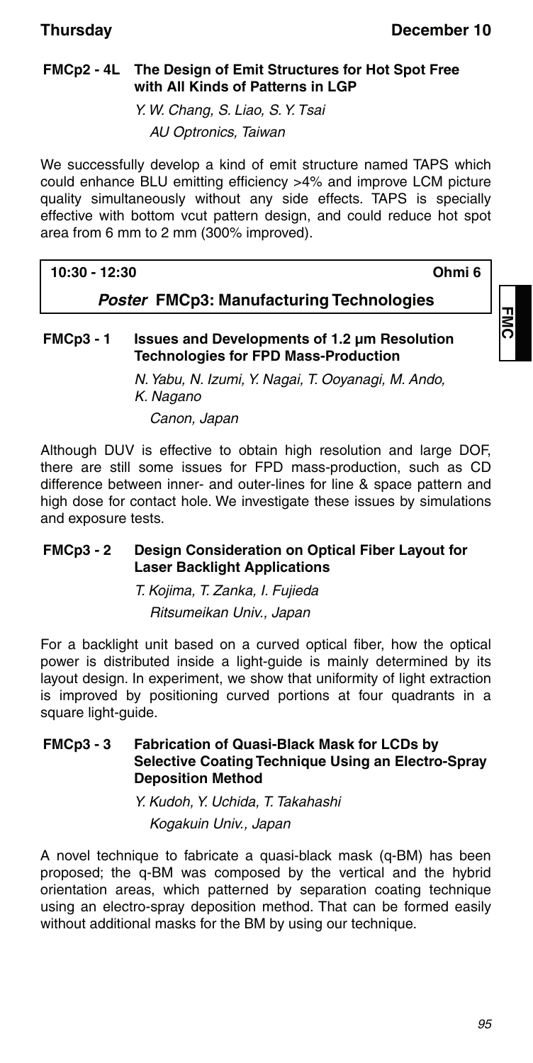### FMCp2 - 4L The Design of Emit Structures for Hot Spot Free with All Kinds of Patterns in LGP

*Y. W. Chang, S. Liao, S. Y. Tsai*
*AU Optronics, Taiwan*

We successfully develop a kind of emit structure named TAPS which could enhance BLU emitting efficiency >4% and improve LCM picture quality simultaneously without any side effects. TAPS is specially effective with bottom vcut pattern design, and could reduce hot spot area from 6 mm to 2 mm (300% improved).

**10:30 - 12:30** **Ohmi 6**

## *Poster* FMCp3: Manufacturing Technologies

### FMCp3 - 1 Issues and Developments of 1.2 µm Resolution Technologies for FPD Mass-Production

*N. Yabu, N. Izumi, Y. Nagai, T. Ooyanagi, M. Ando, K. Nagano*
*Canon, Japan*

Although DUV is effective to obtain high resolution and large DOF, there are still some issues for FPD mass-production, such as CD difference between inner- and outer-lines for line & space pattern and high dose for contact hole. We investigate these issues by simulations and exposure tests.

### FMCp3 - 2 Design Consideration on Optical Fiber Layout for Laser Backlight Applications

*T. Kojima, T. Zanka, I. Fujieda*
*Ritsumeikan Univ., Japan*

For a backlight unit based on a curved optical fiber, how the optical power is distributed inside a light-guide is mainly determined by its layout design. In experiment, we show that uniformity of light extraction is improved by positioning curved portions at four quadrants in a square light-guide.

### FMCp3 - 3 Fabrication of Quasi-Black Mask for LCDs by Selective Coating Technique Using an Electro-Spray Deposition Method

*Y. Kudoh, Y. Uchida, T. Takahashi*
*Kogakuin Univ., Japan*

A novel technique to fabricate a quasi-black mask (q-BM) has been proposed; the q-BM was composed by the vertical and the hybrid orientation areas, which patterned by separation coating technique using an electro-spray deposition method. That can be formed easily without additional masks for the BM by using our technique.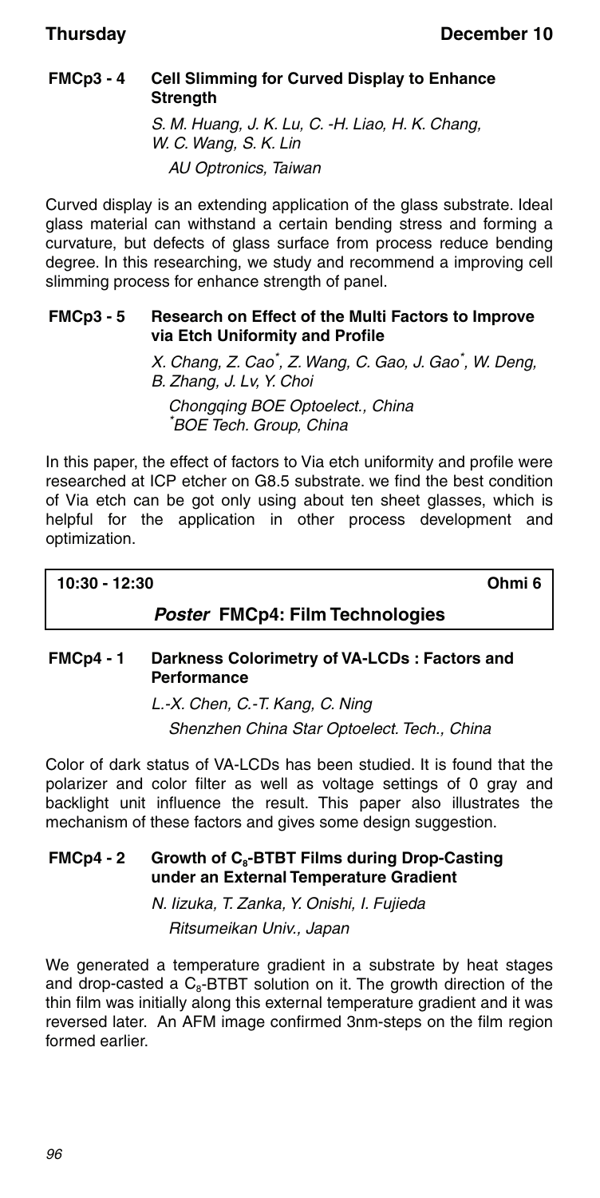**FMCp3 - 4 Cell Slimming for Curved Display to Enhance Strength**

*S. M. Huang, J. K. Lu, C. -H. Liao, H. K. Chang, W. C. Wang, S. K. Lin*

*AU Optronics, Taiwan*

Curved display is an extending application of the glass substrate. Ideal glass material can withstand a certain bending stress and forming a curvature, but defects of glass surface from process reduce bending degree. In this researching, we study and recommend a improving cell slimming process for enhance strength of panel.

**FMCp3 - 5 Research on Effect of the Multi Factors to Improve via Etch Uniformity and Profile**

*X. Chang, Z. Cao\*, Z. Wang, C. Gao, J. Gao\*, W. Deng, B. Zhang, J. Lv, Y. Choi*

*Chongqing BOE Optoelect., China*
*\*BOE Tech. Group, China*

In this paper, the effect of factors to Via etch uniformity and profile were researched at ICP etcher on G8.5 substrate. we find the best condition of Via etch can be got only using about ten sheet glasses, which is helpful for the application in other process development and optimization.

**10:30 - 12:30** **Ohmi 6**

## *Poster* FMCp4: Film Technologies

**FMCp4 - 1 Darkness Colorimetry of VA-LCDs : Factors and Performance**

*L.-X. Chen, C.-T. Kang, C. Ning*

*Shenzhen China Star Optoelect. Tech., China*

Color of dark status of VA-LCDs has been studied. It is found that the polarizer and color filter as well as voltage settings of 0 gray and backlight unit influence the result. This paper also illustrates the mechanism of these factors and gives some design suggestion.

**FMCp4 - 2 Growth of $C_8$-BTBT Films during Drop-Casting under an External Temperature Gradient**

*N. Iizuka, T. Zanka, Y. Onishi, I. Fujieda*

*Ritsumeikan Univ., Japan*

We generated a temperature gradient in a substrate by heat stages and drop-casted a $C_8$-BTBT solution on it. The growth direction of the thin film was initially along this external temperature gradient and it was reversed later. An AFM image confirmed 3nm-steps on the film region formed earlier.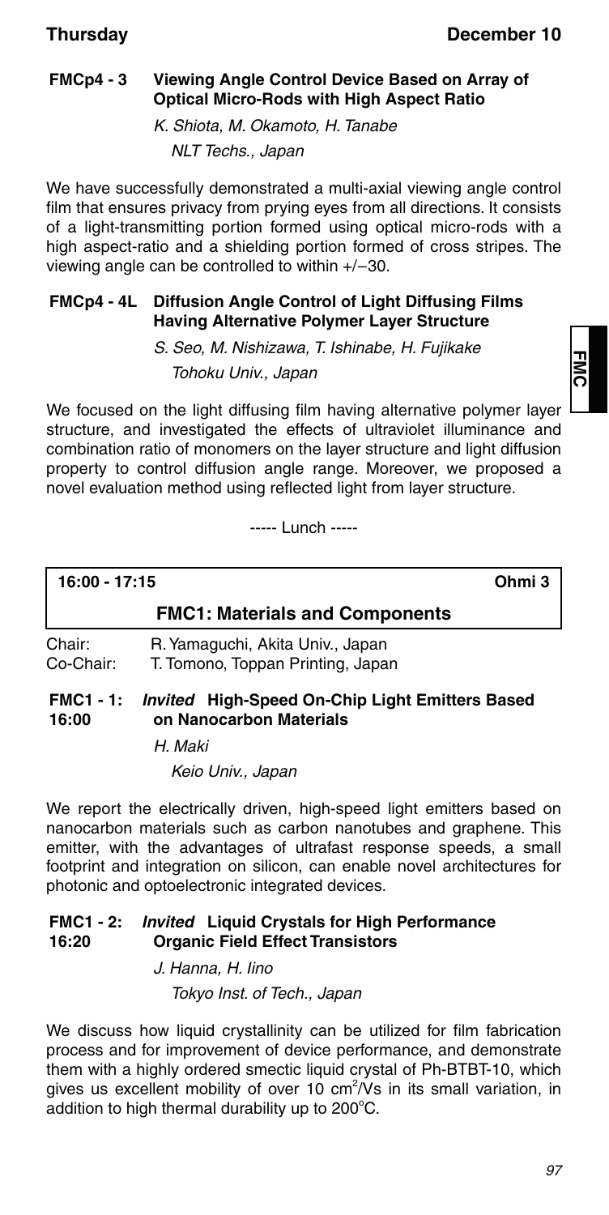### FMCp4 - 3 Viewing Angle Control Device Based on Array of Optical Micro-Rods with High Aspect Ratio

*K. Shiota, M. Okamoto, H. Tanabe*
*NLT Techs., Japan*

We have successfully demonstrated a multi-axial viewing angle control film that ensures privacy from prying eyes from all directions. It consists of a light-transmitting portion formed using optical micro-rods with a high aspect-ratio and a shielding portion formed of cross stripes. The viewing angle can be controlled to within +/−30.

### FMCp4 - 4L Diffusion Angle Control of Light Diffusing Films Having Alternative Polymer Layer Structure

*S. Seo, M. Nishizawa, T. Ishinabe, H. Fujikake*
*Tohoku Univ., Japan*

We focused on the light diffusing film having alternative polymer layer structure, and investigated the effects of ultraviolet illuminance and combination ratio of monomers on the layer structure and light diffusion property to control diffusion angle range. Moreover, we proposed a novel evaluation method using reflected light from layer structure.

----- Lunch -----

## 16:00 - 17:15 Ohmi 3

## FMC1: Materials and Components

Chair: R. Yamaguchi, Akita Univ., Japan
Co-Chair: T. Tomono, Toppan Printing, Japan

### FMC1 - 1: 16:00 *Invited* High-Speed On-Chip Light Emitters Based on Nanocarbon Materials

*H. Maki*
*Keio Univ., Japan*

We report the electrically driven, high-speed light emitters based on nanocarbon materials such as carbon nanotubes and graphene. This emitter, with the advantages of ultrafast response speeds, a small footprint and integration on silicon, can enable novel architectures for photonic and optoelectronic integrated devices.

### FMC1 - 2: 16:20 *Invited* Liquid Crystals for High Performance Organic Field Effect Transistors

*J. Hanna, H. Iino*
*Tokyo Inst. of Tech., Japan*

We discuss how liquid crystallinity can be utilized for film fabrication process and for improvement of device performance, and demonstrate them with a highly ordered smectic liquid crystal of Ph-BTBT-10, which gives us excellent mobility of over 10 $cm^2/Vs$ in its small variation, in addition to high thermal durability up to 200°C.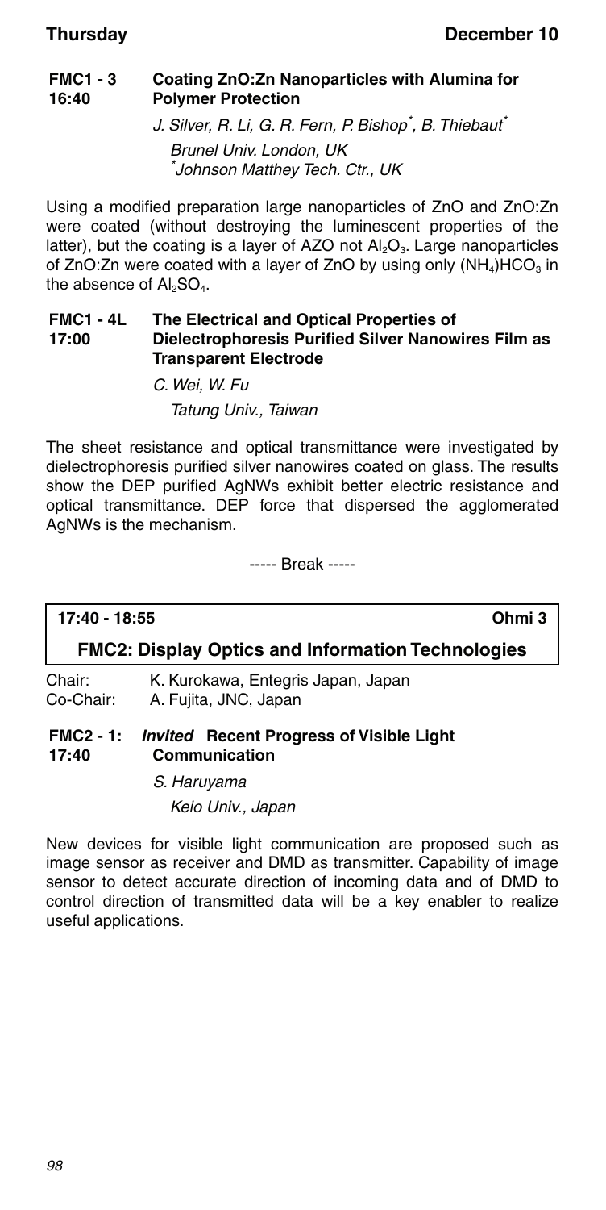**FMC1 - 3**
**16:40**

### Coating ZnO:Zn Nanoparticles with Alumina for Polymer Protection

*J. Silver, R. Li, G. R. Fern, P. Bishop[*], B. Thiebaut[*]*

*Brunel Univ. London, UK*

*[*]Johnson Matthey Tech. Ctr., UK*

Using a modified preparation large nanoparticles of ZnO and ZnO:Zn were coated (without destroying the luminescent properties of the latter), but the coating is a layer of AZO not $Al_2O_3$. Large nanoparticles of ZnO:Zn were coated with a layer of ZnO by using only $(NH_4)HCO_3$ in the absence of $Al_2SO_4$.

**FMC1 - 4L**
**17:00**

### The Electrical and Optical Properties of Dielectrophoresis Purified Silver Nanowires Film as Transparent Electrode

*C. Wei, W. Fu*

*Tatung Univ., Taiwan*

The sheet resistance and optical transmittance were investigated by dielectrophoresis purified silver nanowires coated on glass. The results show the DEP purified AgNWs exhibit better electric resistance and optical transmittance. DEP force that dispersed the agglomerated AgNWs is the mechanism.

----- Break -----

**17:40 - 18:55** **Ohmi 3**

## FMC2: Display Optics and Information Technologies

Chair: K. Kurokawa, Entegris Japan, Japan
Co-Chair: A. Fujita, JNC, Japan

**FMC2 - 1:**
**17:40**

### *Invited* Recent Progress of Visible Light Communication

*S. Haruyama*

*Keio Univ., Japan*

New devices for visible light communication are proposed such as image sensor as receiver and DMD as transmitter. Capability of image sensor to detect accurate direction of incoming data and of DMD to control direction of transmitted data will be a key enabler to realize useful applications.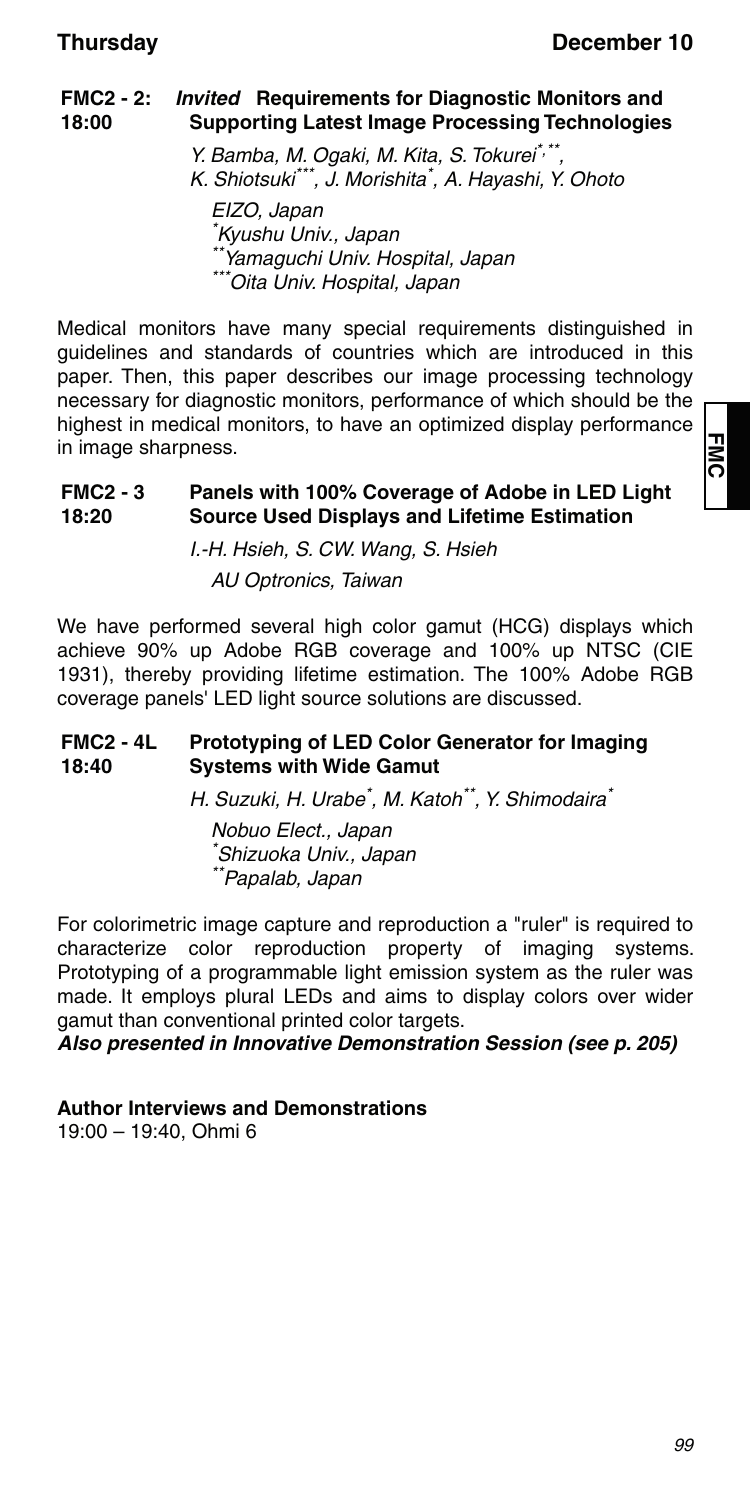### FMC2 - 2: 18:00 *Invited* Requirements for Diagnostic Monitors and Supporting Latest Image Processing Technologies

*Y. Bamba, M. Ogaki, M. Kita, S. Tokurei[*,**], K. Shiotsuki[***], J. Morishita[*], A. Hayashi, Y. Ohoto*

*EIZO, Japan*
*[*]Kyushu Univ., Japan*
*[**]Yamaguchi Univ. Hospital, Japan*
*[***]Oita Univ. Hospital, Japan*

Medical monitors have many special requirements distinguished in guidelines and standards of countries which are introduced in this paper. Then, this paper describes our image processing technology necessary for diagnostic monitors, performance of which should be the highest in medical monitors, to have an optimized display performance in image sharpness.

### FMC2 - 3 18:20 Panels with 100% Coverage of Adobe in LED Light Source Used Displays and Lifetime Estimation

*I.-H. Hsieh, S. CW. Wang, S. Hsieh*

*AU Optronics, Taiwan*

We have performed several high color gamut (HCG) displays which achieve 90% up Adobe RGB coverage and 100% up NTSC (CIE 1931), thereby providing lifetime estimation. The 100% Adobe RGB coverage panels' LED light source solutions are discussed.

### FMC2 - 4L 18:40 Prototyping of LED Color Generator for Imaging Systems with Wide Gamut

*H. Suzuki, H. Urabe[*], M. Katoh[**], Y. Shimodaira[*]*

*Nobuo Elect., Japan*
*[*]Shizuoka Univ., Japan*
*[**]Papalab, Japan*

For colorimetric image capture and reproduction a "ruler" is required to characterize color reproduction property of imaging systems. Prototyping of a programmable light emission system as the ruler was made. It employs plural LEDs and aims to display colors over wider gamut than conventional printed color targets.

***Also presented in Innovative Demonstration Session (see p. 205)***

**Author Interviews and Demonstrations**
19:00 – 19:40, Ohmi 6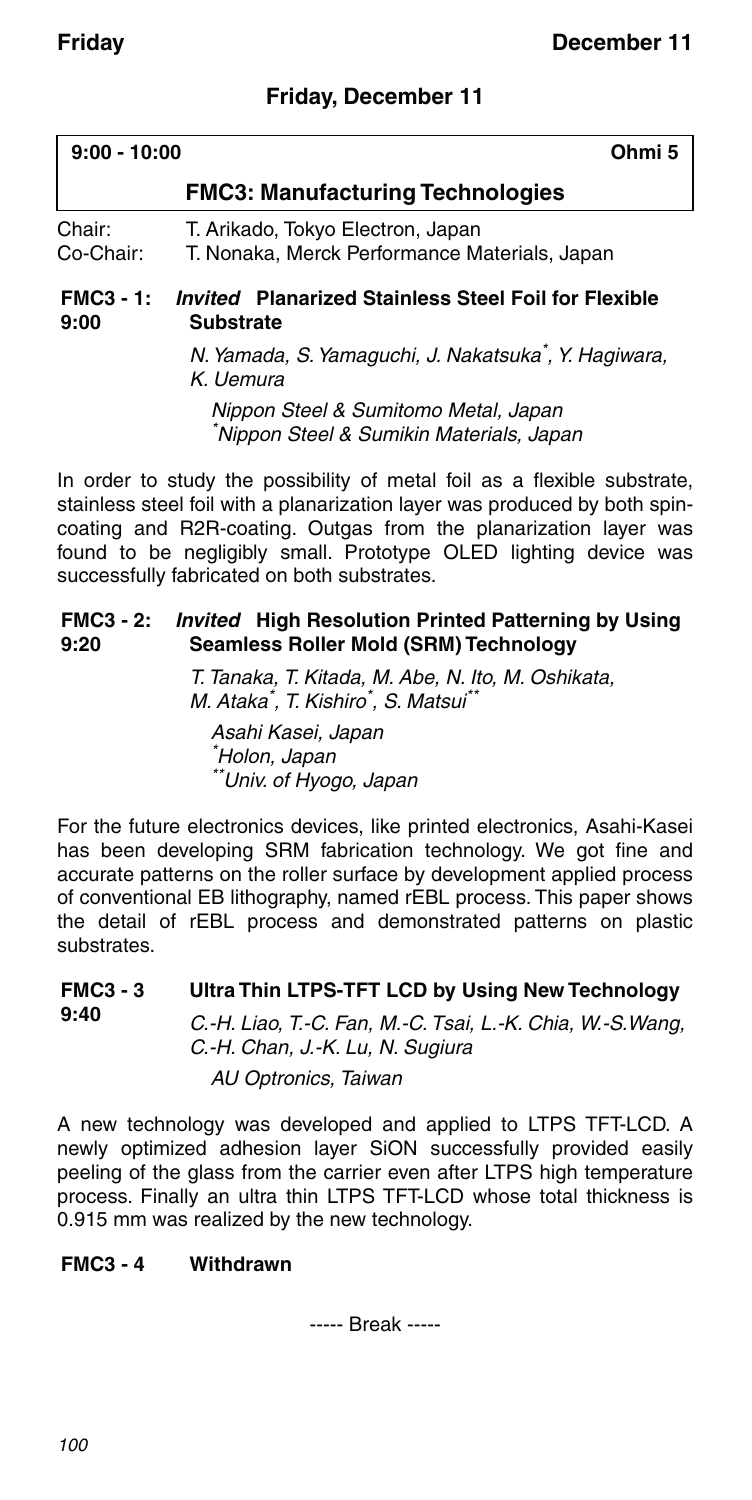## Friday, December 11

**9:00 - 10:00** **Ohmi 5**

### FMC3: Manufacturing Technologies

Chair: T. Arikado, Tokyo Electron, Japan
Co-Chair: T. Nonaka, Merck Performance Materials, Japan

**FMC3 - 1: 9:00** ***Invited* Planarized Stainless Steel Foil for Flexible Substrate**

*N. Yamada, S. Yamaguchi, J. Nakatsuka*, Y. Hagiwara, K. Uemura*

*Nippon Steel & Sumitomo Metal, Japan*
**Nippon Steel & Sumikin Materials, Japan*

In order to study the possibility of metal foil as a flexible substrate, stainless steel foil with a planarization layer was produced by both spin-coating and R2R-coating. Outgas from the planarization layer was found to be negligibly small. Prototype OLED lighting device was successfully fabricated on both substrates.

**FMC3 - 2: 9:20** ***Invited* High Resolution Printed Patterning by Using Seamless Roller Mold (SRM) Technology**

*T. Tanaka, T. Kitada, M. Abe, N. Ito, M. Oshikata, M. Ataka*, T. Kishiro*, S. Matsui***

*Asahi Kasei, Japan*
**Holon, Japan*
***Univ. of Hyogo, Japan*

For the future electronics devices, like printed electronics, Asahi-Kasei has been developing SRM fabrication technology. We got fine and accurate patterns on the roller surface by development applied process of conventional EB lithography, named rEBL process. This paper shows the detail of rEBL process and demonstrated patterns on plastic substrates.

**FMC3 - 3 9:40** **Ultra Thin LTPS-TFT LCD by Using New Technology**

*C.-H. Liao, T.-C. Fan, M.-C. Tsai, L.-K. Chia, W.-S.Wang, C.-H. Chan, J.-K. Lu, N. Sugiura*

*AU Optronics, Taiwan*

A new technology was developed and applied to LTPS TFT-LCD. A newly optimized adhesion layer SiON successfully provided easily peeling of the glass from the carrier even after LTPS high temperature process. Finally an ultra thin LTPS TFT-LCD whose total thickness is 0.915 mm was realized by the new technology.

**FMC3 - 4** **Withdrawn**

----- Break -----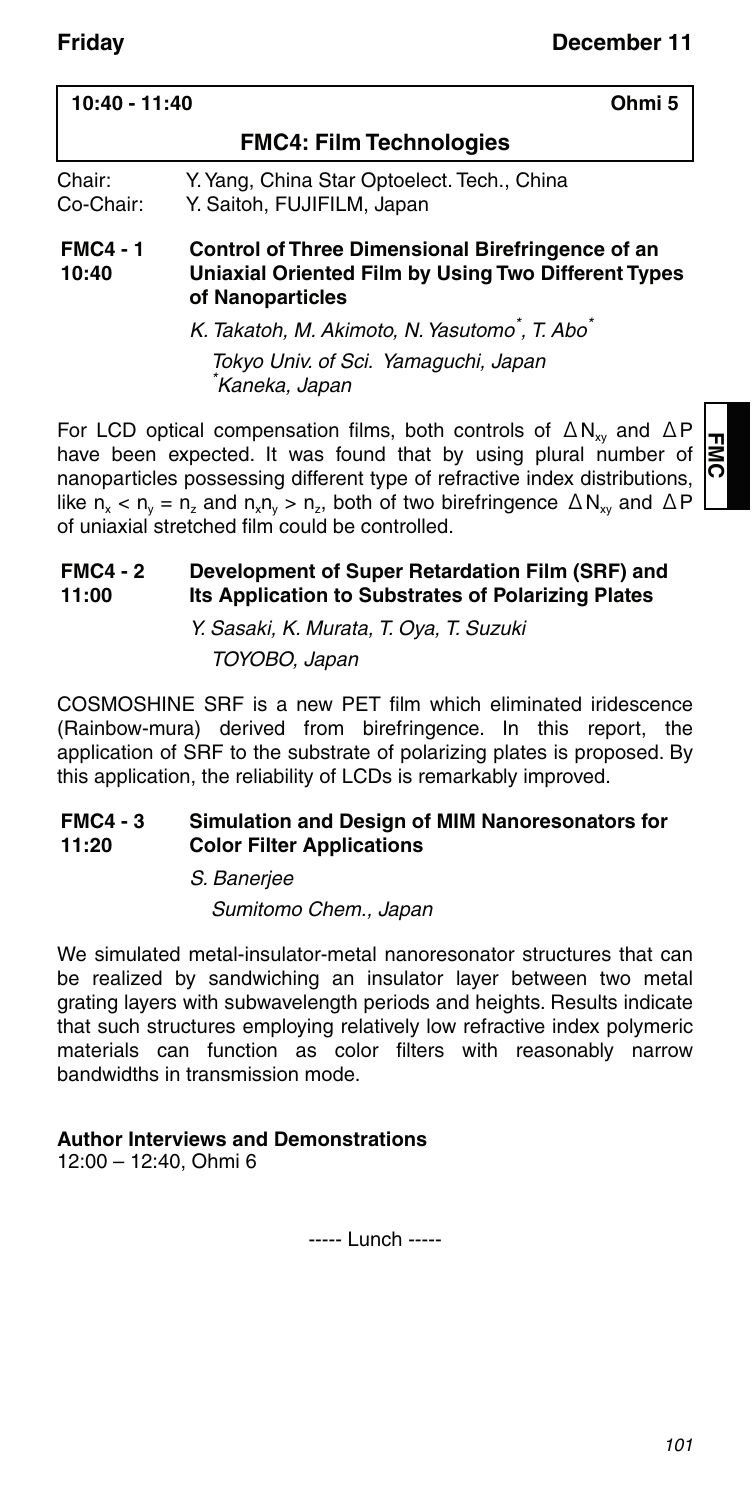**10:40 - 11:40** **Ohmi 5**

## FMC4: Film Technologies

Chair: Y. Yang, China Star Optoelect. Tech., China
Co-Chair: Y. Saitoh, FUJIFILM, Japan

### FMC4 - 1 10:40 Control of Three Dimensional Birefringence of an Uniaxial Oriented Film by Using Two Different Types of Nanoparticles

*K. Takatoh, M. Akimoto, N. Yasutomo[*], T. Abo[*]*

*Tokyo Univ. of Sci. Yamaguchi, Japan*
*[*]Kaneka, Japan*

For LCD optical compensation films, both controls of $\Delta N_{xy}$ and $\Delta P$ have been expected. It was found that by using plural number of nanoparticles possessing different type of refractive index distributions, like $n_x < n_y = n_z$ and $n_x n_y > n_z$, both of two birefringence $\Delta N_{xy}$ and $\Delta P$ of uniaxial stretched film could be controlled.

### FMC4 - 2 11:00 Development of Super Retardation Film (SRF) and Its Application to Substrates of Polarizing Plates

*Y. Sasaki, K. Murata, T. Oya, T. Suzuki*

*TOYOBO, Japan*

COSMOSHINE SRF is a new PET film which eliminated iridescence (Rainbow-mura) derived from birefringence. In this report, the application of SRF to the substrate of polarizing plates is proposed. By this application, the reliability of LCDs is remarkably improved.

### FMC4 - 3 11:20 Simulation and Design of MIM Nanoresonators for Color Filter Applications

*S. Banerjee*

*Sumitomo Chem., Japan*

We simulated metal-insulator-metal nanoresonator structures that can be realized by sandwiching an insulator layer between two metal grating layers with subwavelength periods and heights. Results indicate that such structures employing relatively low refractive index polymeric materials can function as color filters with reasonably narrow bandwidths in transmission mode.

**Author Interviews and Demonstrations**
12:00 – 12:40, Ohmi 6

----- Lunch -----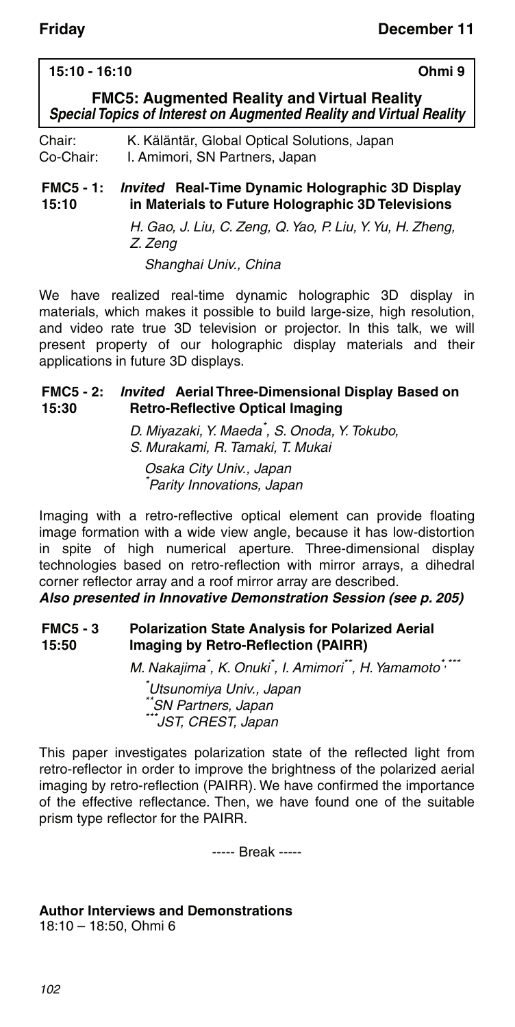**15:10 - 16:10** **Ohmi 9**

## FMC5: Augmented Reality and Virtual Reality

***Special Topics of Interest on Augmented Reality and Virtual Reality***

Chair: K. Käläntär, Global Optical Solutions, Japan
Co-Chair: I. Amimori, SN Partners, Japan

### FMC5 - 1: 15:10 *Invited* Real-Time Dynamic Holographic 3D Display in Materials to Future Holographic 3D Televisions

*H. Gao, J. Liu, C. Zeng, Q. Yao, P. Liu, Y. Yu, H. Zheng, Z. Zeng*

*Shanghai Univ., China*

We have realized real-time dynamic holographic 3D display in materials, which makes it possible to build large-size, high resolution, and video rate true 3D television or projector. In this talk, we will present property of our holographic display materials and their applications in future 3D displays.

### FMC5 - 2: 15:30 *Invited* Aerial Three-Dimensional Display Based on Retro-Reflective Optical Imaging

*D. Miyazaki, Y. Maeda*, S. Onoda, Y. Tokubo, S. Murakami, R. Tamaki, T. Mukai*

*Osaka City Univ., Japan*
*\*Parity Innovations, Japan*

Imaging with a retro-reflective optical element can provide floating image formation with a wide view angle, because it has low-distortion in spite of high numerical aperture. Three-dimensional display technologies based on retro-reflection with mirror arrays, a dihedral corner reflector array and a roof mirror array are described.

***Also presented in Innovative Demonstration Session (see p. 205)***

### FMC5 - 3 15:50 Polarization State Analysis for Polarized Aerial Imaging by Retro-Reflection (PAIRR)

*M. Nakajima*, K. Onuki*, I. Amimori**, H. Yamamoto*,****

*\*Utsunomiya Univ., Japan*
*\*\*SN Partners, Japan*
*\*\*\*JST, CREST, Japan*

This paper investigates polarization state of the reflected light from retro-reflector in order to improve the brightness of the polarized aerial imaging by retro-reflection (PAIRR). We have confirmed the importance of the effective reflectance. Then, we have found one of the suitable prism type reflector for the PAIRR.

----- Break -----

**Author Interviews and Demonstrations**
18:10 – 18:50, Ohmi 6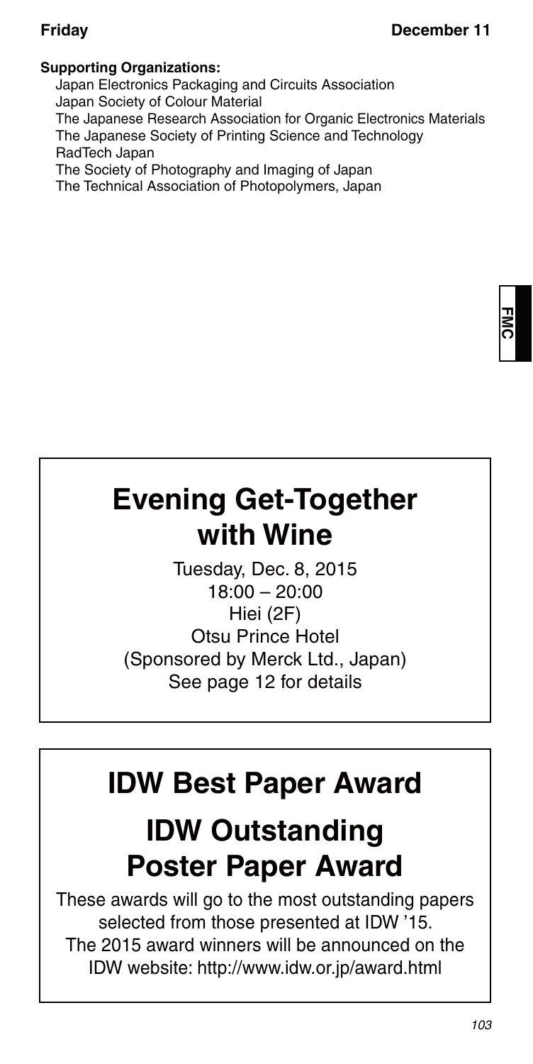**Supporting Organizations:**

Japan Electronics Packaging and Circuits Association
Japan Society of Colour Material
The Japanese Research Association for Organic Electronics Materials
The Japanese Society of Printing Science and Technology
RadTech Japan
The Society of Photography and Imaging of Japan
The Technical Association of Photopolymers, Japan

# Evening Get-Together with Wine

Tuesday, Dec. 8, 2015
18:00 – 20:00
Hiei (2F)
Otsu Prince Hotel
(Sponsored by Merck Ltd., Japan)
See page 12 for details

# IDW Best Paper Award

# IDW Outstanding Poster Paper Award

These awards will go to the most outstanding papers selected from those presented at IDW '15.
The 2015 award winners will be announced on the IDW website: http://www.idw.or.jp/award.html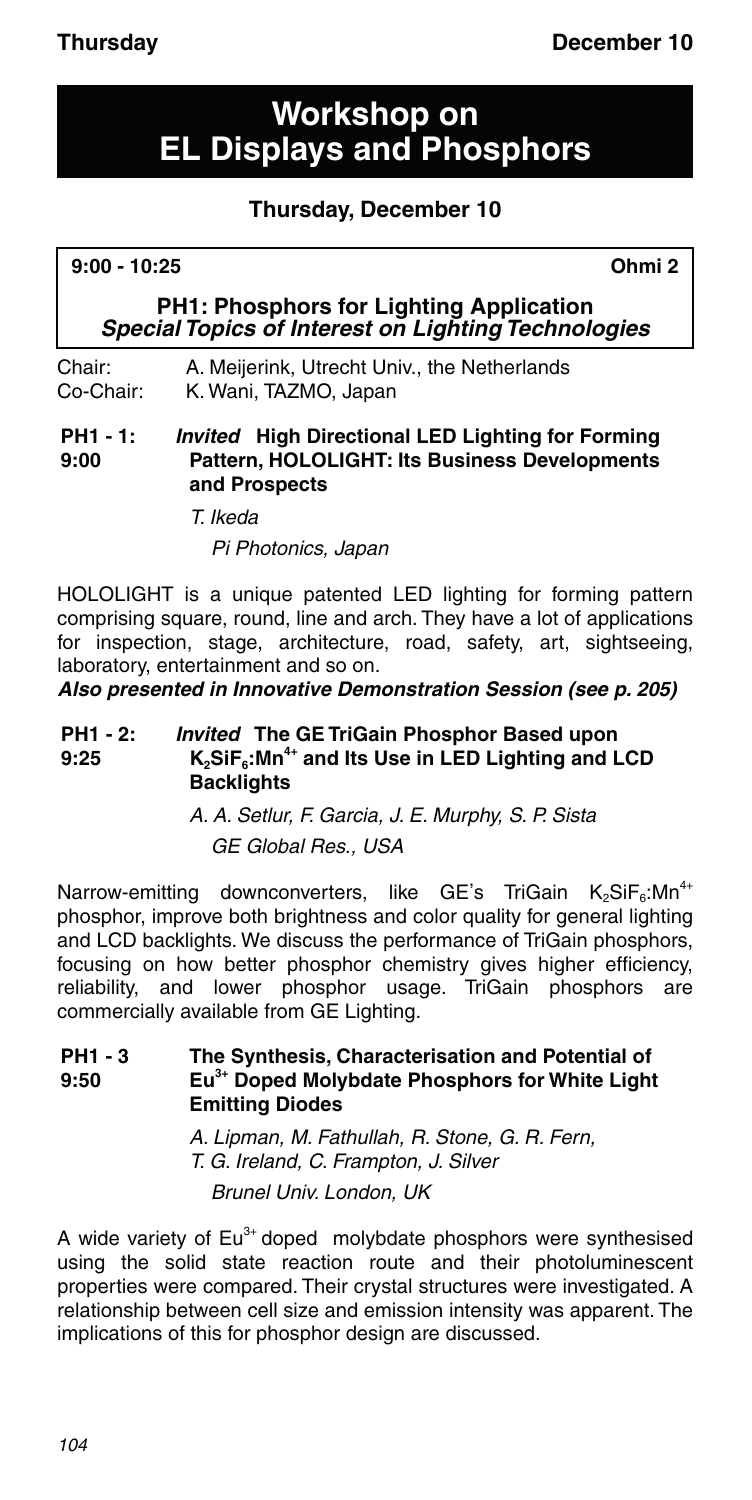# Workshop on EL Displays and Phosphors

## Thursday, December 10

**9:00 - 10:25** **Ohmi 2**

### PH1: Phosphors for Lighting Application
***Special Topics of Interest on Lighting Technologies***

Chair: A. Meijerink, Utrecht Univ., the Netherlands
Co-Chair: K. Wani, TAZMO, Japan

**PH1 - 1: 9:00** ***Invited*** **High Directional LED Lighting for Forming Pattern, HOLOLIGHT: Its Business Developments and Prospects**

*T. Ikeda*
*Pi Photonics, Japan*

HOLOLIGHT is a unique patented LED lighting for forming pattern comprising square, round, line and arch. They have a lot of applications for inspection, stage, architecture, road, safety, art, sightseeing, laboratory, entertainment and so on.

***Also presented in Innovative Demonstration Session (see p. 205)***

**PH1 - 2: 9:25** ***Invited*** **The GE TriGain Phosphor Based upon $K_2SiF_6$:$Mn^{4+}$ and Its Use in LED Lighting and LCD Backlights**

*A. A. Setlur, F. Garcia, J. E. Murphy, S. P. Sista*
*GE Global Res., USA*

Narrow-emitting downconverters, like GE's TriGain $K_2SiF_6$:$Mn^{4+}$ phosphor, improve both brightness and color quality for general lighting and LCD backlights. We discuss the performance of TriGain phosphors, focusing on how better phosphor chemistry gives higher efficiency, reliability, and lower phosphor usage. TriGain phosphors are commercially available from GE Lighting.

**PH1 - 3 9:50** **The Synthesis, Characterisation and Potential of $Eu^{3+}$ Doped Molybdate Phosphors for White Light Emitting Diodes**

*A. Lipman, M. Fathullah, R. Stone, G. R. Fern, T. G. Ireland, C. Frampton, J. Silver*
*Brunel Univ. London, UK*

A wide variety of $Eu^{3+}$ doped molybdate phosphors were synthesised using the solid state reaction route and their photoluminescent properties were compared. Their crystal structures were investigated. A relationship between cell size and emission intensity was apparent. The implications of this for phosphor design are discussed.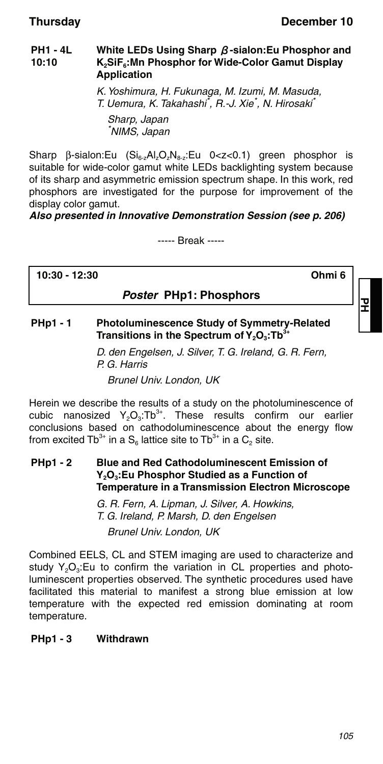**PH1 - 4L**
**10:10**

### White LEDs Using Sharp $\beta$-sialon:Eu Phosphor and $K_2SiF_6$:Mn Phosphor for Wide-Color Gamut Display Application

*K. Yoshimura, H. Fukunaga, M. Izumi, M. Masuda, T. Uemura, K. Takahashi*, R.-J. Xie*, N. Hirosaki**

*Sharp, Japan*
**NIMS, Japan*

Sharp β-sialon:Eu ($Si_{6-z}Al_zO_zN_{8-z}$:Eu $0<z<0.1$) green phosphor is suitable for wide-color gamut white LEDs backlighting system because of its sharp and asymmetric emission spectrum shape. In this work, red phosphors are investigated for the purpose for improvement of the display color gamut.

***Also presented in Innovative Demonstration Session (see p. 206)***

----- Break -----

**10:30 - 12:30** **Ohmi 6**

## *Poster* PHp1: Phosphors

**PHp1 - 1**

### Photoluminescence Study of Symmetry-Related Transitions in the Spectrum of $Y_2O_3:Tb^{3+}$

*D. den Engelsen, J. Silver, T. G. Ireland, G. R. Fern, P. G. Harris*

*Brunel Univ. London, UK*

Herein we describe the results of a study on the photoluminescence of cubic nanosized $Y_2O_3:Tb^{3+}$. These results confirm our earlier conclusions based on cathodoluminescence about the energy flow from excited $Tb^{3+}$ in a $S_6$ lattice site to $Tb^{3+}$ in a $C_2$ site.

**PHp1 - 2**

### Blue and Red Cathodoluminescent Emission of $Y_2O_3$:Eu Phosphor Studied as a Function of Temperature in a Transmission Electron Microscope

*G. R. Fern, A. Lipman, J. Silver, A. Howkins, T. G. Ireland, P. Marsh, D. den Engelsen*

*Brunel Univ. London, UK*

Combined EELS, CL and STEM imaging are used to characterize and study $Y_2O_3$:Eu to confirm the variation in CL properties and photoluminescent properties observed. The synthetic procedures used have facilitated this material to manifest a strong blue emission at low temperature with the expected red emission dominating at room temperature.

**PHp1 - 3** **Withdrawn**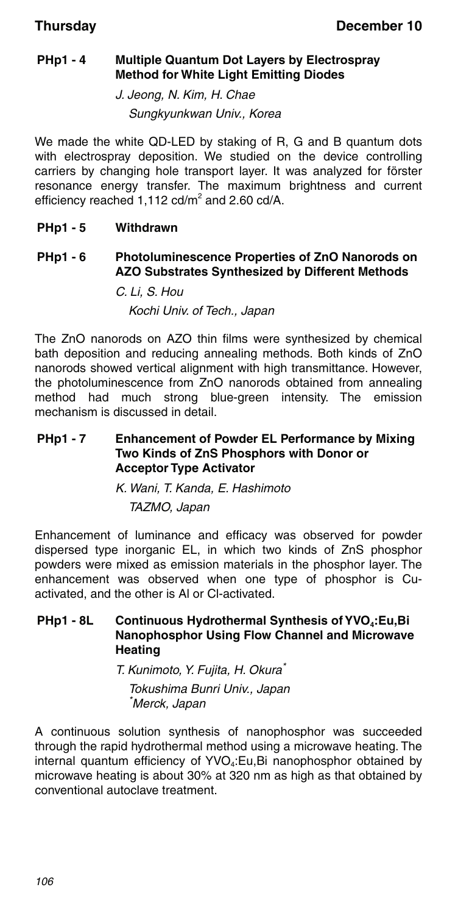### PHp1 - 4 Multiple Quantum Dot Layers by Electrospray Method for White Light Emitting Diodes

*J. Jeong, N. Kim, H. Chae*
*Sungkyunkwan Univ., Korea*

We made the white QD-LED by staking of R, G and B quantum dots with electrospray deposition. We studied on the device controlling carriers by changing hole transport layer. It was analyzed for förster resonance energy transfer. The maximum brightness and current efficiency reached 1,112 cd/m$^2$ and 2.60 cd/A.

### PHp1 - 5 Withdrawn

### PHp1 - 6 Photoluminescence Properties of ZnO Nanorods on AZO Substrates Synthesized by Different Methods

*C. Li, S. Hou*
*Kochi Univ. of Tech., Japan*

The ZnO nanorods on AZO thin films were synthesized by chemical bath deposition and reducing annealing methods. Both kinds of ZnO nanorods showed vertical alignment with high transmittance. However, the photoluminescence from ZnO nanorods obtained from annealing method had much strong blue-green intensity. The emission mechanism is discussed in detail.

### PHp1 - 7 Enhancement of Powder EL Performance by Mixing Two Kinds of ZnS Phosphors with Donor or Acceptor Type Activator

*K. Wani, T. Kanda, E. Hashimoto*
*TAZMO, Japan*

Enhancement of luminance and efficacy was observed for powder dispersed type inorganic EL, in which two kinds of ZnS phosphor powders were mixed as emission materials in the phosphor layer. The enhancement was observed when one type of phosphor is Cu-activated, and the other is Al or Cl-activated.

### PHp1 - 8L Continuous Hydrothermal Synthesis of $YVO_4$:Eu,Bi Nanophosphor Using Flow Channel and Microwave Heating

*T. Kunimoto, Y. Fujita, H. Okura*[*]
*Tokushima Bunri Univ., Japan*
*[*]Merck, Japan*

A continuous solution synthesis of nanophosphor was succeeded through the rapid hydrothermal method using a microwave heating. The internal quantum efficiency of $YVO_4$:Eu,Bi nanophosphor obtained by microwave heating is about 30% at 320 nm as high as that obtained by conventional autoclave treatment.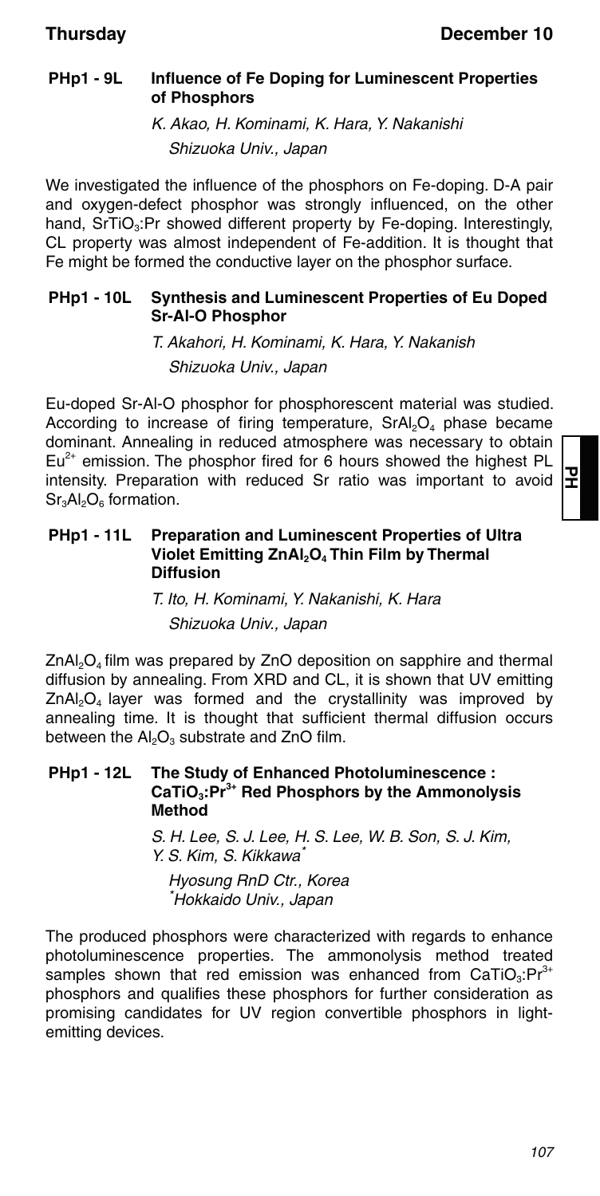### PHp1 - 9L Influence of Fe Doping for Luminescent Properties of Phosphors

*K. Akao, H. Kominami, K. Hara, Y. Nakanishi*
*Shizuoka Univ., Japan*

We investigated the influence of the phosphors on Fe-doping. D-A pair and oxygen-defect phosphor was strongly influenced, on the other hand, $SrTiO_3$:Pr showed different property by Fe-doping. Interestingly, CL property was almost independent of Fe-addition. It is thought that Fe might be formed the conductive layer on the phosphor surface.

### PHp1 - 10L Synthesis and Luminescent Properties of Eu Doped Sr-Al-O Phosphor

*T. Akahori, H. Kominami, K. Hara, Y. Nakanish*
*Shizuoka Univ., Japan*

Eu-doped Sr-Al-O phosphor for phosphorescent material was studied. According to increase of firing temperature, $SrAl_2O_4$ phase became dominant. Annealing in reduced atmosphere was necessary to obtain $Eu^{2+}$ emission. The phosphor fired for 6 hours showed the highest PL intensity. Preparation with reduced Sr ratio was important to avoid $Sr_3Al_2O_6$ formation.

### PHp1 - 11L Preparation and Luminescent Properties of Ultra Violet Emitting $ZnAl_2O_4$ Thin Film by Thermal Diffusion

*T. Ito, H. Kominami, Y. Nakanishi, K. Hara*
*Shizuoka Univ., Japan*

$ZnAl_2O_4$ film was prepared by ZnO deposition on sapphire and thermal diffusion by annealing. From XRD and CL, it is shown that UV emitting $ZnAl_2O_4$ layer was formed and the crystallinity was improved by annealing time. It is thought that sufficient thermal diffusion occurs between the $Al_2O_3$ substrate and ZnO film.

### PHp1 - 12L The Study of Enhanced Photoluminescence : $CaTiO_3$:$Pr^{3+}$ Red Phosphors by the Ammonolysis Method

*S. H. Lee, S. J. Lee, H. S. Lee, W. B. Son, S. J. Kim, Y. S. Kim, S. Kikkawa[*]*
*Hyosung RnD Ctr., Korea*
*[*]Hokkaido Univ., Japan*

The produced phosphors were characterized with regards to enhance photoluminescence properties. The ammonolysis method treated samples shown that red emission was enhanced from $CaTiO_3$:$Pr^{3+}$ phosphors and qualifies these phosphors for further consideration as promising candidates for UV region convertible phosphors in light-emitting devices.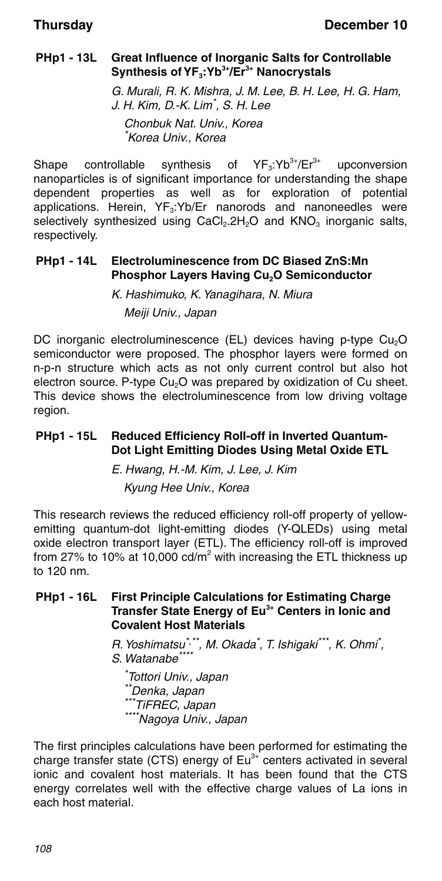### PHp1 - 13L Great Influence of Inorganic Salts for Controllable Synthesis of $YF_3$:$Yb^{3+}$/$Er^{3+}$ Nanocrystals

*G. Murali, R. K. Mishra, J. M. Lee, B. H. Lee, H. G. Ham, J. H. Kim, D.-K. Lim[*], S. H. Lee*

*Chonbuk Nat. Univ., Korea*
*[*]Korea Univ., Korea*

Shape controllable synthesis of $YF_3$:$Yb^{3+}$/$Er^{3+}$ upconversion nanoparticles is of significant importance for understanding the shape dependent properties as well as for exploration of potential applications. Herein, $YF_3$:Yb/Er nanorods and nanoneedles were selectively synthesized using $CaCl_2.2H_2O$ and $KNO_3$ inorganic salts, respectively.

### PHp1 - 14L Electroluminescence from DC Biased ZnS:Mn Phosphor Layers Having $Cu_2O$ Semiconductor

*K. Hashimuko, K. Yanagihara, N. Miura*

*Meiji Univ., Japan*

DC inorganic electroluminescence (EL) devices having p-type $Cu_2O$ semiconductor were proposed. The phosphor layers were formed on n-p-n structure which acts as not only current control but also hot electron source. P-type $Cu_2O$ was prepared by oxidization of Cu sheet. This device shows the electroluminescence from low driving voltage region.

### PHp1 - 15L Reduced Efficiency Roll-off in Inverted Quantum-Dot Light Emitting Diodes Using Metal Oxide ETL

*E. Hwang, H.-M. Kim, J. Lee, J. Kim*

*Kyung Hee Univ., Korea*

This research reviews the reduced efficiency roll-off property of yellow-emitting quantum-dot light-emitting diodes (Y-QLEDs) using metal oxide electron transport layer (ETL). The efficiency roll-off is improved from 27% to 10% at 10,000 cd/$m^2$ with increasing the ETL thickness up to 120 nm.

### PHp1 - 16L First Principle Calculations for Estimating Charge Transfer State Energy of $Eu^{3+}$ Centers in Ionic and Covalent Host Materials

*R. Yoshimatsu[*,**], M. Okada[*], T. Ishigaki[***], K. Ohmi[*], S. Watanabe[****]*

*[*]Tottori Univ., Japan*
*[**]Denka, Japan*
*[***]TiFREC, Japan*
*[****]Nagoya Univ., Japan*

The first principles calculations have been performed for estimating the charge transfer state (CTS) energy of $Eu^{3+}$ centers activated in several ionic and covalent host materials. It has been found that the CTS energy correlates well with the effective charge values of La ions in each host material.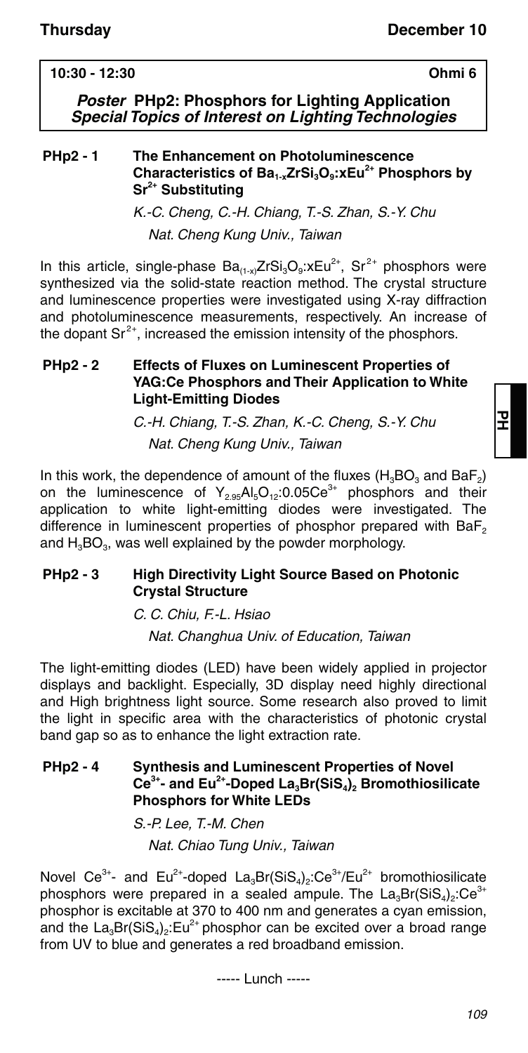**10:30 - 12:30** **Ohmi 6**

## *Poster* PHp2: Phosphors for Lighting Application
### *Special Topics of Interest on Lighting Technologies*

### PHp2 - 1 The Enhancement on Photoluminescence Characteristics of $Ba_{1-x}ZrSi_3O_9$:$xEu^{2+}$ Phosphors by $Sr^{2+}$ Substituting

*K.-C. Cheng, C.-H. Chiang, T.-S. Zhan, S.-Y. Chu*

*Nat. Cheng Kung Univ., Taiwan*

In this article, single-phase $Ba_{(1-x)}ZrSi_3O_9$:$xEu^{2+}$, $Sr^{2+}$ phosphors were synthesized via the solid-state reaction method. The crystal structure and luminescence properties were investigated using X-ray diffraction and photoluminescence measurements, respectively. An increase of the dopant $Sr^{2+}$, increased the emission intensity of the phosphors.

### PHp2 - 2 Effects of Fluxes on Luminescent Properties of YAG:Ce Phosphors and Their Application to White Light-Emitting Diodes

*C.-H. Chiang, T.-S. Zhan, K.-C. Cheng, S.-Y. Chu*

*Nat. Cheng Kung Univ., Taiwan*

In this work, the dependence of amount of the fluxes ($H_3BO_3$ and $BaF_2$) on the luminescence of $Y_{2.95}Al_5O_{12}$:$0.05Ce^{3+}$ phosphors and their application to white light-emitting diodes were investigated. The difference in luminescent properties of phosphor prepared with $BaF_2$ and $H_3BO_3$, was well explained by the powder morphology.

### PHp2 - 3 High Directivity Light Source Based on Photonic Crystal Structure

*C. C. Chiu, F.-L. Hsiao*

*Nat. Changhua Univ. of Education, Taiwan*

The light-emitting diodes (LED) have been widely applied in projector displays and backlight. Especially, 3D display need highly directional and High brightness light source. Some research also proved to limit the light in specific area with the characteristics of photonic crystal band gap so as to enhance the light extraction rate.

### PHp2 - 4 Synthesis and Luminescent Properties of Novel $Ce^{3+}$- and $Eu^{2+}$-Doped $La_3Br(SiS_4)_2$ Bromothiosilicate Phosphors for White LEDs

*S.-P. Lee, T.-M. Chen*

*Nat. Chiao Tung Univ., Taiwan*

Novel $Ce^{3+}$- and $Eu^{2+}$-doped $La_3Br(SiS_4)_2$:$Ce^{3+}$/$Eu^{2+}$ bromothiosilicate phosphors were prepared in a sealed ampule. The $La_3Br(SiS_4)_2$:$Ce^{3+}$ phosphor is excitable at 370 to 400 nm and generates a cyan emission, and the $La_3Br(SiS_4)_2$:$Eu^{2+}$ phosphor can be excited over a broad range from UV to blue and generates a red broadband emission.

----- Lunch -----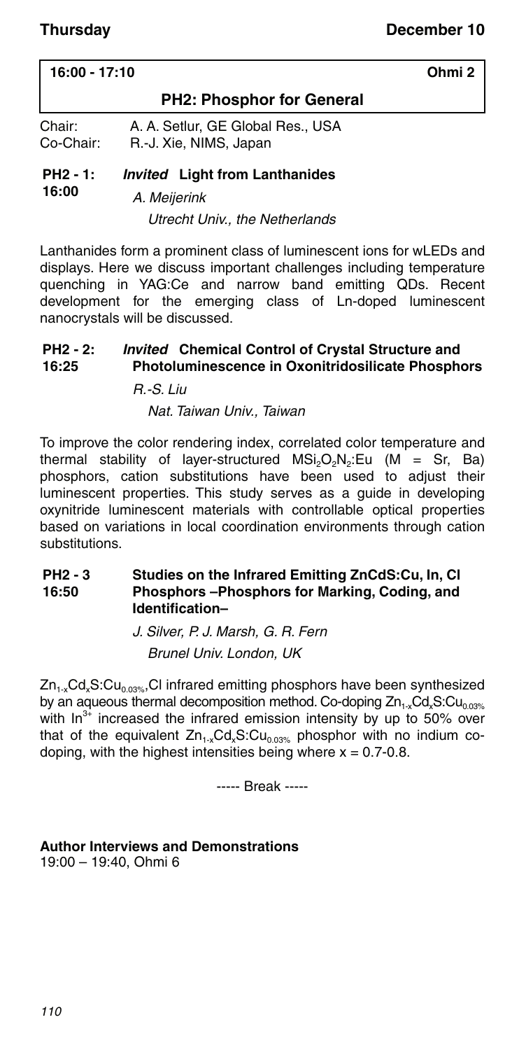**16:00 - 17:10** **Ohmi 2**

## PH2: Phosphor for General

Chair: A. A. Setlur, GE Global Res., USA
Co-Chair: R.-J. Xie, NIMS, Japan

### PH2 - 1: 16:00 *Invited* Light from Lanthanides

*A. Meijerink*

*Utrecht Univ., the Netherlands*

Lanthanides form a prominent class of luminescent ions for wLEDs and displays. Here we discuss important challenges including temperature quenching in YAG:Ce and narrow band emitting QDs. Recent development for the emerging class of Ln-doped luminescent nanocrystals will be discussed.

### PH2 - 2: 16:25 *Invited* Chemical Control of Crystal Structure and Photoluminescence in Oxonitridosilicate Phosphors

*R.-S. Liu*

*Nat. Taiwan Univ., Taiwan*

To improve the color rendering index, correlated color temperature and thermal stability of layer-structured $MSi_2O_2N_2$:Eu (M = Sr, Ba) phosphors, cation substitutions have been used to adjust their luminescent properties. This study serves as a guide in developing oxynitride luminescent materials with controllable optical properties based on variations in local coordination environments through cation substitutions.

### PH2 - 3 16:50 Studies on the Infrared Emitting ZnCdS:Cu, In, Cl Phosphors –Phosphors for Marking, Coding, and Identification–

*J. Silver, P. J. Marsh, G. R. Fern*

*Brunel Univ. London, UK*

$Zn_{1-x}Cd_xS:Cu_{0.03\%}$,Cl infrared emitting phosphors have been synthesized by an aqueous thermal decomposition method. Co-doping $Zn_{1-x}Cd_xS:Cu_{0.03\%}$ with $In^{3+}$ increased the infrared emission intensity by up to 50% over that of the equivalent $Zn_{1-x}Cd_xS:Cu_{0.03\%}$ phosphor with no indium co-doping, with the highest intensities being where $x = 0.7$-$0.8$.

----- Break -----

**Author Interviews and Demonstrations**
19:00 – 19:40, Ohmi 6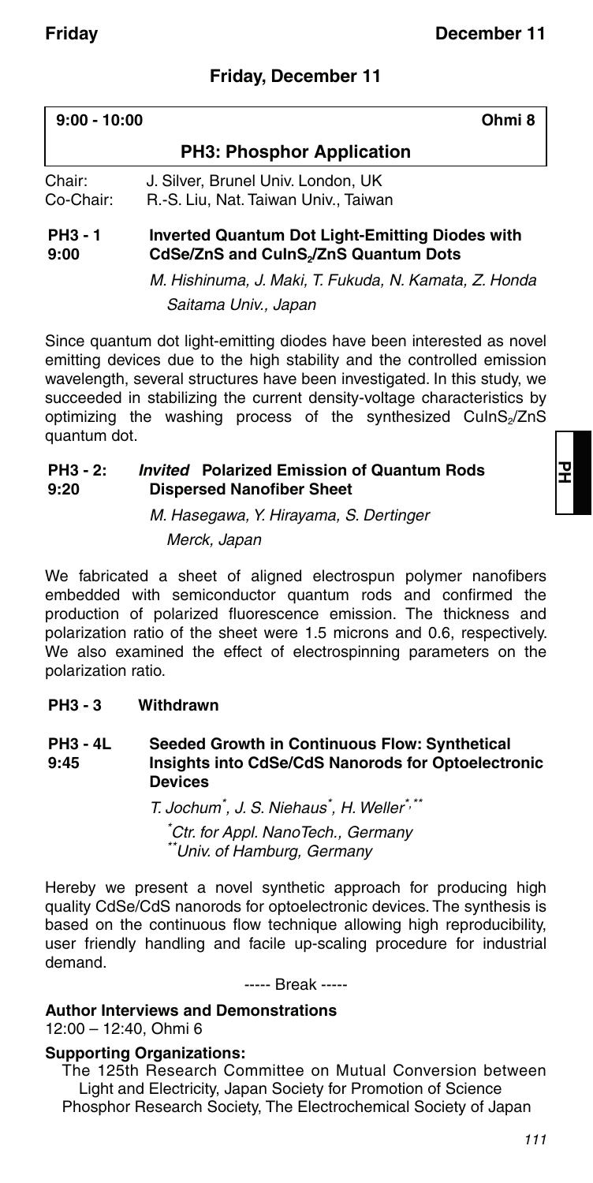## Friday, December 11

| 9:00 - 10:00 | Ohmi 8 |
|---|---|
| **PH3: Phosphor Application** | |

Chair: J. Silver, Brunel Univ. London, UK
Co-Chair: R.-S. Liu, Nat. Taiwan Univ., Taiwan

**PH3 - 1 9:00** **Inverted Quantum Dot Light-Emitting Diodes with CdSe/ZnS and $CuInS_2$/ZnS Quantum Dots**

*M. Hishinuma, J. Maki, T. Fukuda, N. Kamata, Z. Honda*
*Saitama Univ., Japan*

Since quantum dot light-emitting diodes have been interested as novel emitting devices due to the high stability and the controlled emission wavelength, several structures have been investigated. In this study, we succeeded in stabilizing the current density-voltage characteristics by optimizing the washing process of the synthesized $CuInS_2$/ZnS quantum dot.

**PH3 - 2: 9:20** ***Invited*** **Polarized Emission of Quantum Rods Dispersed Nanofiber Sheet**

*M. Hasegawa, Y. Hirayama, S. Dertinger*
*Merck, Japan*

We fabricated a sheet of aligned electrospun polymer nanofibers embedded with semiconductor quantum rods and confirmed the production of polarized fluorescence emission. The thickness and polarization ratio of the sheet were 1.5 microns and 0.6, respectively. We also examined the effect of electrospinning parameters on the polarization ratio.

**PH3 - 3** **Withdrawn**

**PH3 - 4L 9:45** **Seeded Growth in Continuous Flow: Synthetical Insights into CdSe/CdS Nanorods for Optoelectronic Devices**

*T. Jochum[\*], J. S. Niehaus[\*], H. Weller[\*,\*\*]*
*[\*]Ctr. for Appl. NanoTech., Germany*
*[\*\*]Univ. of Hamburg, Germany*

Hereby we present a novel synthetic approach for producing high quality CdSe/CdS nanorods for optoelectronic devices. The synthesis is based on the continuous flow technique allowing high reproducibility, user friendly handling and facile up-scaling procedure for industrial demand.

----- Break -----

**Author Interviews and Demonstrations**
12:00 – 12:40, Ohmi 6

**Supporting Organizations:**
The 125th Research Committee on Mutual Conversion between Light and Electricity, Japan Society for Promotion of Science
Phosphor Research Society, The Electrochemical Society of Japan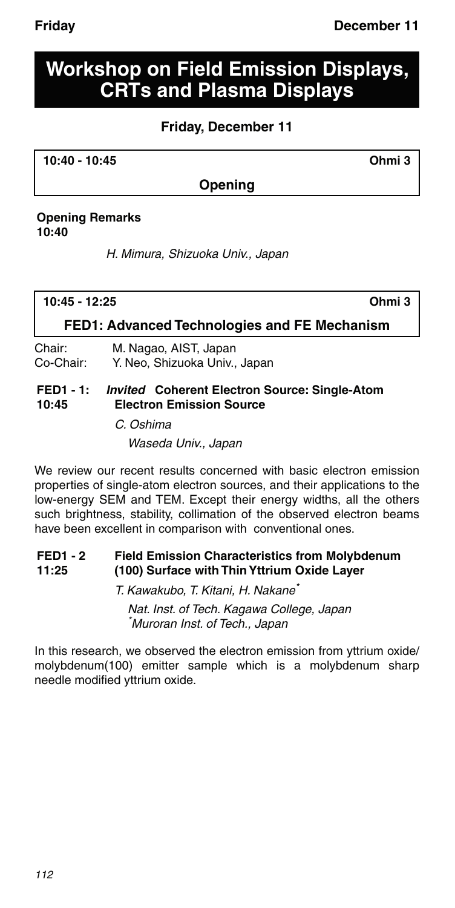# Workshop on Field Emission Displays, CRTs and Plasma Displays

## Friday, December 11

**10:40 - 10:45** **Ohmi 3**

### Opening

**Opening Remarks**
**10:40**

*H. Mimura, Shizuoka Univ., Japan*

**10:45 - 12:25** **Ohmi 3**

### FED1: Advanced Technologies and FE Mechanism

Chair: M. Nagao, AIST, Japan
Co-Chair: Y. Neo, Shizuoka Univ., Japan

**FED1 - 1: *Invited* Coherent Electron Source: Single-Atom Electron Emission Source**
**10:45**

*C. Oshima*
*Waseda Univ., Japan*

We review our recent results concerned with basic electron emission properties of single-atom electron sources, and their applications to the low-energy SEM and TEM. Except their energy widths, all the others such brightness, stability, collimation of the observed electron beams have been excellent in comparison with conventional ones.

**FED1 - 2 Field Emission Characteristics from Molybdenum (100) Surface with Thin Yttrium Oxide Layer**
**11:25**

*T. Kawakubo, T. Kitani, H. Nakane[*]*
*Nat. Inst. of Tech. Kagawa College, Japan*
*[*]Muroran Inst. of Tech., Japan*

In this research, we observed the electron emission from yttrium oxide/molybdenum(100) emitter sample which is a molybdenum sharp needle modified yttrium oxide.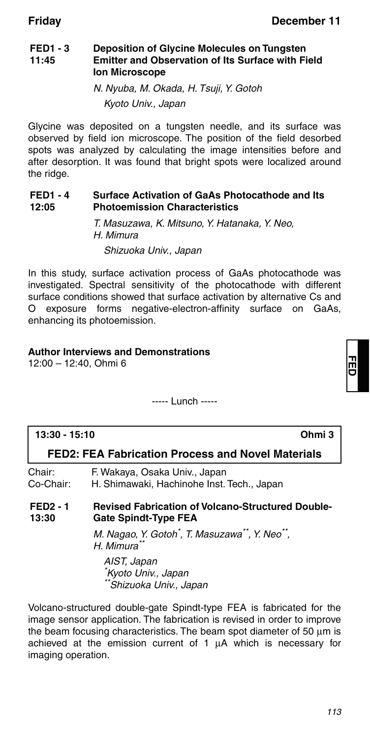**FED1 - 3**
**11:45**

### Deposition of Glycine Molecules on Tungsten Emitter and Observation of Its Surface with Field Ion Microscope

*N. Nyuba, M. Okada, H. Tsuji, Y. Gotoh*

*Kyoto Univ., Japan*

Glycine was deposited on a tungsten needle, and its surface was observed by field ion microscope. The position of the field desorbed spots was analyzed by calculating the image intensities before and after desorption. It was found that bright spots were localized around the ridge.

**FED1 - 4**
**12:05**

### Surface Activation of GaAs Photocathode and Its Photoemission Characteristics

*T. Masuzawa, K. Mitsuno, Y. Hatanaka, Y. Neo, H. Mimura*

*Shizuoka Univ., Japan*

In this study, surface activation process of GaAs photocathode was investigated. Spectral sensitivity of the photocathode with different surface conditions showed that surface activation by alternative Cs and O exposure forms negative-electron-affinity surface on GaAs, enhancing its photoemission.

**Author Interviews and Demonstrations**
12:00 – 12:40, Ohmi 6

----- Lunch -----

**13:30 - 15:10** **Ohmi 3**

## FED2: FEA Fabrication Process and Novel Materials

Chair: F. Wakaya, Osaka Univ., Japan
Co-Chair: H. Shimawaki, Hachinohe Inst. Tech., Japan

**FED2 - 1**
**13:30**

### Revised Fabrication of Volcano-Structured Double-Gate Spindt-Type FEA

*M. Nagao, Y. Gotoh[*], T. Masuzawa[**], Y. Neo[**], H. Mimura[**]*

*AIST, Japan*
*[*]Kyoto Univ., Japan*
*[**]Shizuoka Univ., Japan*

Volcano-structured double-gate Spindt-type FEA is fabricated for the image sensor application. The fabrication is revised in order to improve the beam focusing characteristics. The beam spot diameter of 50 μm is achieved at the emission current of 1 μA which is necessary for imaging operation.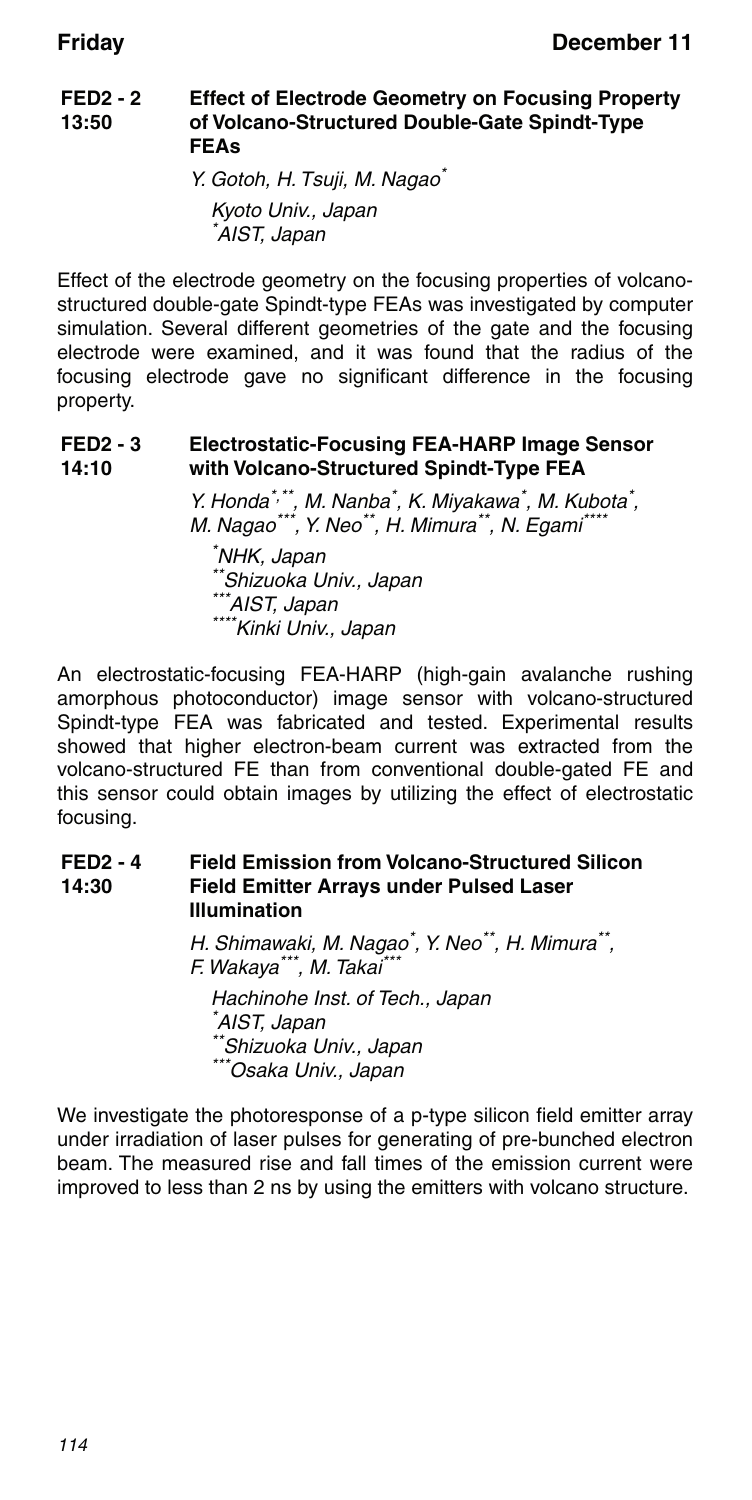**FED2 - 2**
**13:50**

### Effect of Electrode Geometry on Focusing Property of Volcano-Structured Double-Gate Spindt-Type FEAs

*Y. Gotoh, H. Tsuji, M. Nagao[*]*

*Kyoto Univ., Japan*
*[*]AIST, Japan*

Effect of the electrode geometry on the focusing properties of volcano-structured double-gate Spindt-type FEAs was investigated by computer simulation. Several different geometries of the gate and the focusing electrode were examined, and it was found that the radius of the focusing electrode gave no significant difference in the focusing property.

**FED2 - 3**
**14:10**

### Electrostatic-Focusing FEA-HARP Image Sensor with Volcano-Structured Spindt-Type FEA

*Y. Honda[*,**], M. Nanba[*], K. Miyakawa[*], M. Kubota[*], M. Nagao[***], Y. Neo[**], H. Mimura[**], N. Egami[****]*

*[*]NHK, Japan*
*[**]Shizuoka Univ., Japan*
*[***]AIST, Japan*
*[****]Kinki Univ., Japan*

An electrostatic-focusing FEA-HARP (high-gain avalanche rushing amorphous photoconductor) image sensor with volcano-structured Spindt-type FEA was fabricated and tested. Experimental results showed that higher electron-beam current was extracted from the volcano-structured FE than from conventional double-gated FE and this sensor could obtain images by utilizing the effect of electrostatic focusing.

**FED2 - 4**
**14:30**

### Field Emission from Volcano-Structured Silicon Field Emitter Arrays under Pulsed Laser Illumination

*H. Shimawaki, M. Nagao[*], Y. Neo[**], H. Mimura[**], F. Wakaya[***], M. Takai[***]*

*Hachinohe Inst. of Tech., Japan*
*[*]AIST, Japan*
*[**]Shizuoka Univ., Japan*
*[***]Osaka Univ., Japan*

We investigate the photoresponse of a p-type silicon field emitter array under irradiation of laser pulses for generating of pre-bunched electron beam. The measured rise and fall times of the emission current were improved to less than 2 ns by using the emitters with volcano structure.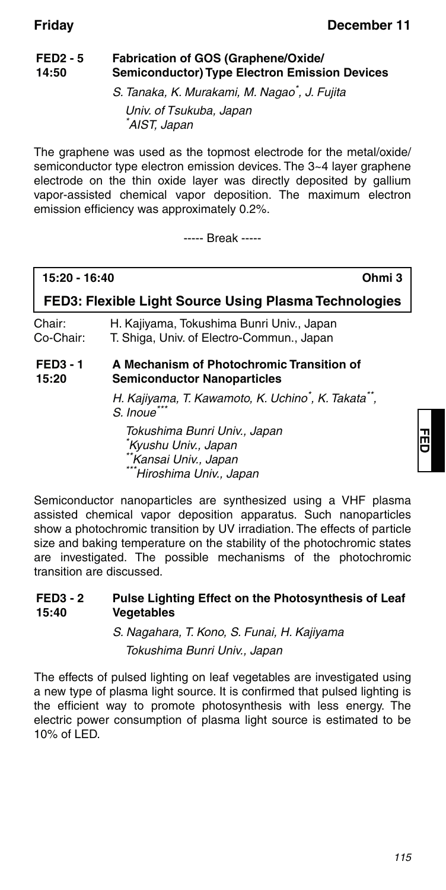**FED2 - 5**
**14:50**

### Fabrication of GOS (Graphene/Oxide/Semiconductor) Type Electron Emission Devices

*S. Tanaka, K. Murakami, M. Nagao\*, J. Fujita*

*Univ. of Tsukuba, Japan*
*\*AIST, Japan*

The graphene was used as the topmost electrode for the metal/oxide/semiconductor type electron emission devices. The 3~4 layer graphene electrode on the thin oxide layer was directly deposited by gallium vapor-assisted chemical vapor deposition. The maximum electron emission efficiency was approximately 0.2%.

----- Break -----

**15:20 - 16:40** **Ohmi 3**

## FED3: Flexible Light Source Using Plasma Technologies

Chair: H. Kajiyama, Tokushima Bunri Univ., Japan
Co-Chair: T. Shiga, Univ. of Electro-Commun., Japan

**FED3 - 1**
**15:20**

### A Mechanism of Photochromic Transition of Semiconductor Nanoparticles

*H. Kajiyama, T. Kawamoto, K. Uchino\*, K. Takata\*\*, S. Inoue\*\*\**

*Tokushima Bunri Univ., Japan*
*\*Kyushu Univ., Japan*
*\*\*Kansai Univ., Japan*
*\*\*\*Hiroshima Univ., Japan*

Semiconductor nanoparticles are synthesized using a VHF plasma assisted chemical vapor deposition apparatus. Such nanoparticles show a photochromic transition by UV irradiation. The effects of particle size and baking temperature on the stability of the photochromic states are investigated. The possible mechanisms of the photochromic transition are discussed.

**FED3 - 2**
**15:40**

### Pulse Lighting Effect on the Photosynthesis of Leaf Vegetables

*S. Nagahara, T. Kono, S. Funai, H. Kajiyama*

*Tokushima Bunri Univ., Japan*

The effects of pulsed lighting on leaf vegetables are investigated using a new type of plasma light source. It is confirmed that pulsed lighting is the efficient way to promote photosynthesis with less energy. The electric power consumption of plasma light source is estimated to be 10% of LED.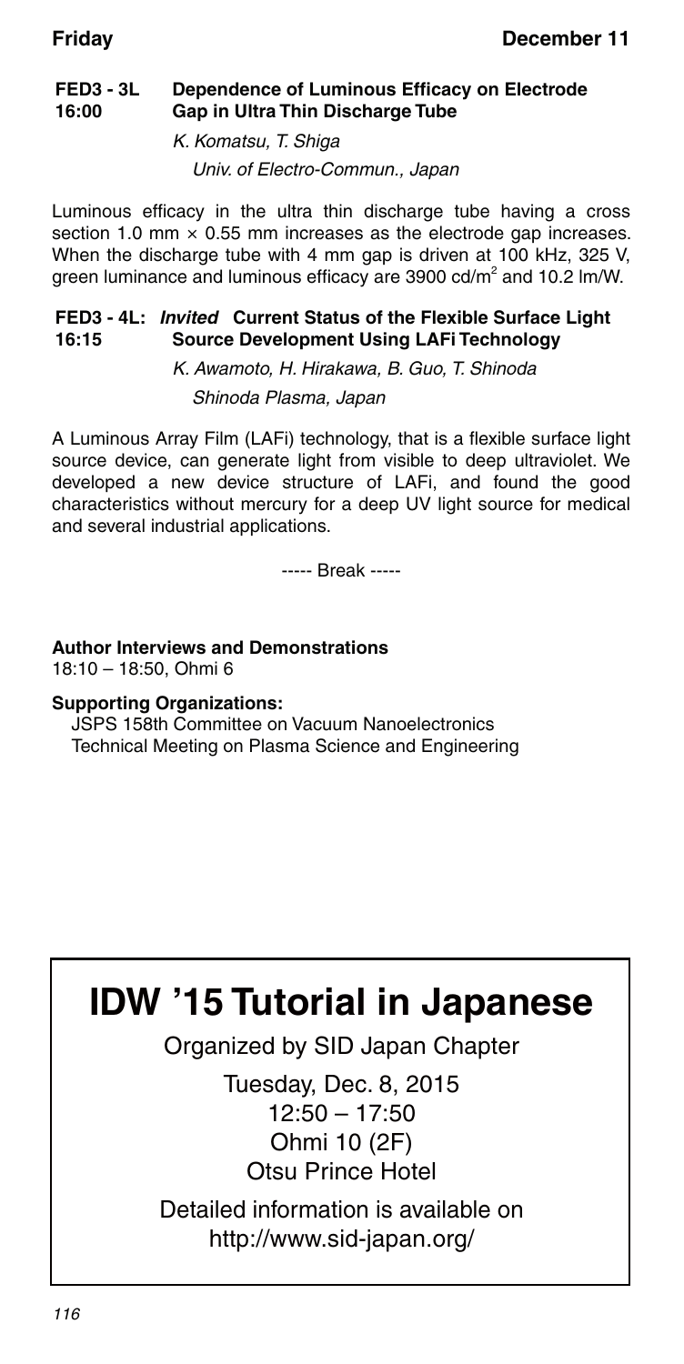**FED3 - 3L** 16:00 **Dependence of Luminous Efficacy on Electrode Gap in Ultra Thin Discharge Tube**

*K. Komatsu, T. Shiga*

*Univ. of Electro-Commun., Japan*

Luminous efficacy in the ultra thin discharge tube having a cross section 1.0 mm × 0.55 mm increases as the electrode gap increases. When the discharge tube with 4 mm gap is driven at 100 kHz, 325 V, green luminance and luminous efficacy are 3900 cd/$m^2$ and 10.2 lm/W.

**FED3 - 4L:** 16:15 ***Invited*** **Current Status of the Flexible Surface Light Source Development Using LAFi Technology**

*K. Awamoto, H. Hirakawa, B. Guo, T. Shinoda*

*Shinoda Plasma, Japan*

A Luminous Array Film (LAFi) technology, that is a flexible surface light source device, can generate light from visible to deep ultraviolet. We developed a new device structure of LAFi, and found the good characteristics without mercury for a deep UV light source for medical and several industrial applications.

----- Break -----

**Author Interviews and Demonstrations**
18:10 – 18:50, Ohmi 6

**Supporting Organizations:**
JSPS 158th Committee on Vacuum Nanoelectronics
Technical Meeting on Plasma Science and Engineering

# IDW '15 Tutorial in Japanese

Organized by SID Japan Chapter

Tuesday, Dec. 8, 2015
12:50 – 17:50
Ohmi 10 (2F)
Otsu Prince Hotel

Detailed information is available on
http://www.sid-japan.org/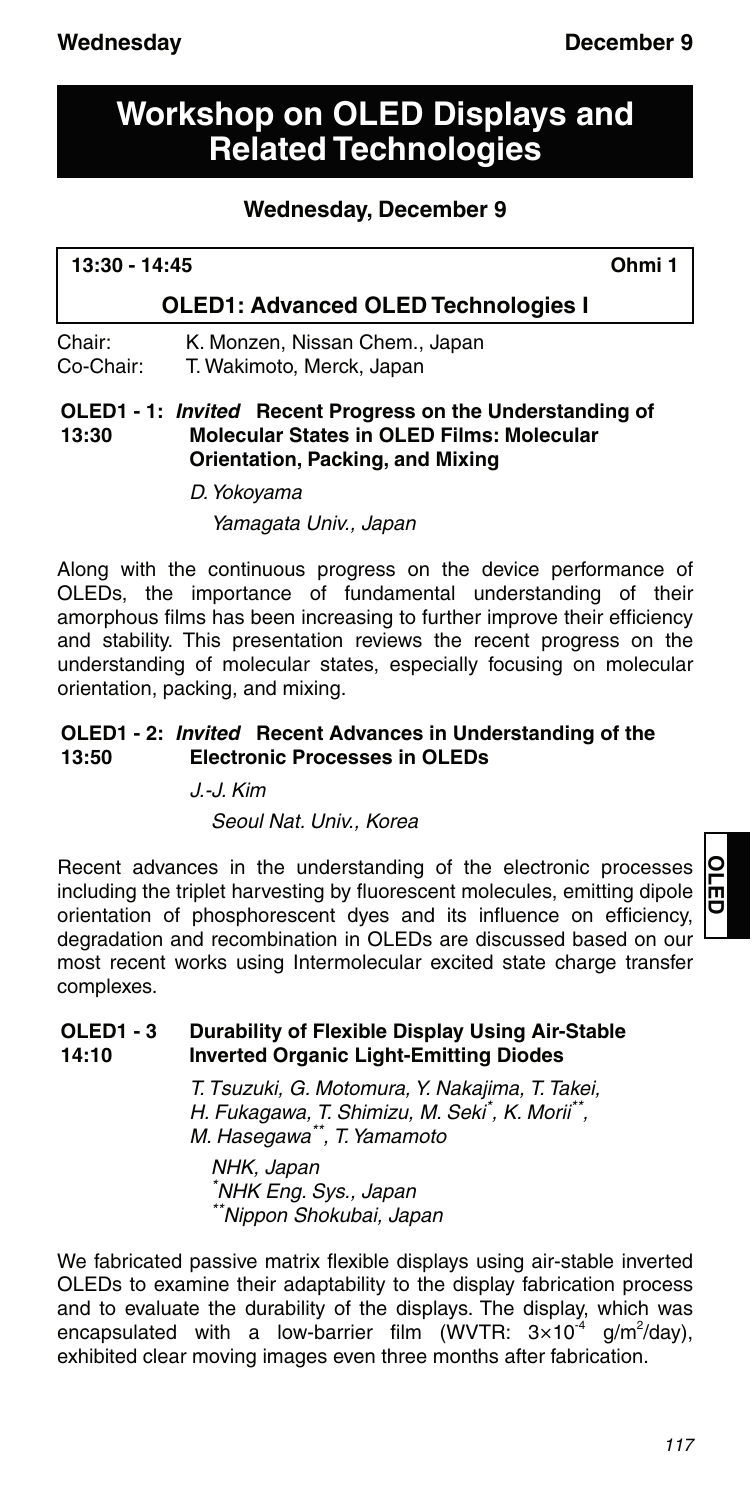# Workshop on OLED Displays and Related Technologies

## Wednesday, December 9

**13:30 - 14:45** **Ohmi 1**

### OLED1: Advanced OLED Technologies I

Chair: K. Monzen, Nissan Chem., Japan
Co-Chair: T. Wakimoto, Merck, Japan

**OLED1 - 1: *Invited* Recent Progress on the Understanding of**
**13:30 Molecular States in OLED Films: Molecular Orientation, Packing, and Mixing**

*D. Yokoyama*

*Yamagata Univ., Japan*

Along with the continuous progress on the device performance of OLEDs, the importance of fundamental understanding of their amorphous films has been increasing to further improve their efficiency and stability. This presentation reviews the recent progress on the understanding of molecular states, especially focusing on molecular orientation, packing, and mixing.

**OLED1 - 2: *Invited* Recent Advances in Understanding of the**
**13:50 Electronic Processes in OLEDs**

*J.-J. Kim*

*Seoul Nat. Univ., Korea*

Recent advances in the understanding of the electronic processes including the triplet harvesting by fluorescent molecules, emitting dipole orientation of phosphorescent dyes and its influence on efficiency, degradation and recombination in OLEDs are discussed based on our most recent works using Intermolecular excited state charge transfer complexes.

**OLED1 - 3 Durability of Flexible Display Using Air-Stable**
**14:10 Inverted Organic Light-Emitting Diodes**

*T. Tsuzuki, G. Motomura, Y. Nakajima, T. Takei, H. Fukagawa, T. Shimizu, M. Seki*[*]*, K. Morii*[**]*, M. Hasegawa*[**]*, T. Yamamoto*

*NHK, Japan*
[*]*NHK Eng. Sys., Japan*
[**]*Nippon Shokubai, Japan*

We fabricated passive matrix flexible displays using air-stable inverted OLEDs to examine their adaptability to the display fabrication process and to evaluate the durability of the displays. The display, which was encapsulated with a low-barrier film (WVTR: $3\times10^{-4}$ $g/m^2$/day), exhibited clear moving images even three months after fabrication.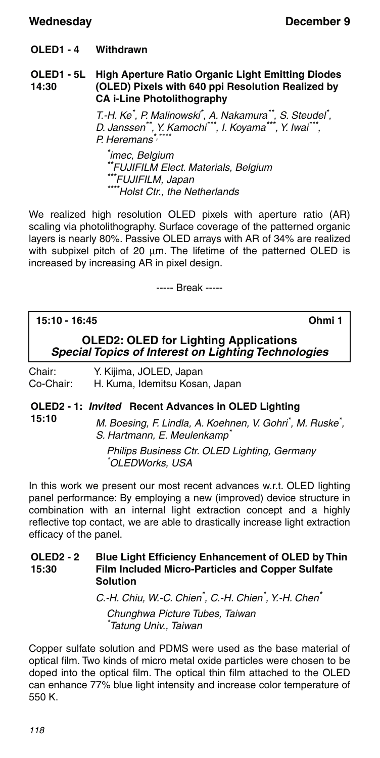**OLED1 - 4 Withdrawn**

**OLED1 - 5L 14:30 High Aperture Ratio Organic Light Emitting Diodes (OLED) Pixels with 640 ppi Resolution Realized by CA i-Line Photolithography**

*T.-H. Ke[*], P. Malinowski[*], A. Nakamura[**], S. Steudel[*], D. Janssen[**], Y. Kamochi[***], I. Koyama[***], Y. Iwai[***], P. Heremans[*,****]*

*[*]imec, Belgium*
*[**]FUJIFILM Elect. Materials, Belgium*
*[***]FUJIFILM, Japan*
*[****]Holst Ctr., the Netherlands*

We realized high resolution OLED pixels with aperture ratio (AR) scaling via photolithography. Surface coverage of the patterned organic layers is nearly 80%. Passive OLED arrays with AR of 34% are realized with subpixel pitch of 20 μm. The lifetime of the patterned OLED is increased by increasing AR in pixel design.

----- Break -----

**15:10 - 16:45** **Ohmi 1**

## OLED2: OLED for Lighting Applications
### *Special Topics of Interest on Lighting Technologies*

Chair: Y. Kijima, JOLED, Japan
Co-Chair: H. Kuma, Idemitsu Kosan, Japan

**OLED2 - 1: *Invited* Recent Advances in OLED Lighting**
**15:10**

*M. Boesing, F. Lindla, A. Koehnen, V. Gohri[*], M. Ruske[*], S. Hartmann, E. Meulenkamp[*]*

*Philips Business Ctr. OLED Lighting, Germany*
*[*]OLEDWorks, USA*

In this work we present our most recent advances w.r.t. OLED lighting panel performance: By employing a new (improved) device structure in combination with an internal light extraction concept and a highly reflective top contact, we are able to drastically increase light extraction efficacy of the panel.

**OLED2 - 2 15:30 Blue Light Efficiency Enhancement of OLED by Thin Film Included Micro-Particles and Copper Sulfate Solution**

*C.-H. Chiu, W.-C. Chien[*], C.-H. Chien[*], Y.-H. Chen[*]*

*Chunghwa Picture Tubes, Taiwan*
*[*]Tatung Univ., Taiwan*

Copper sulfate solution and PDMS were used as the base material of optical film. Two kinds of micro metal oxide particles were chosen to be doped into the optical film. The optical thin film attached to the OLED can enhance 77% blue light intensity and increase color temperature of 550 K.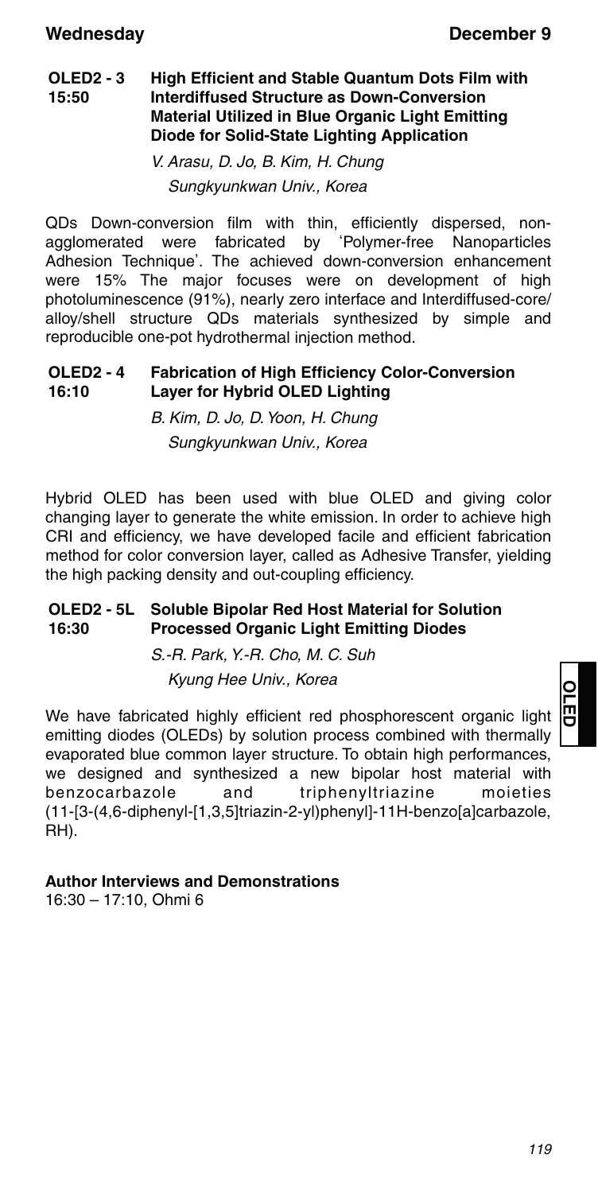**OLED2 - 3**
**15:50**

### High Efficient and Stable Quantum Dots Film with Interdiffused Structure as Down-Conversion Material Utilized in Blue Organic Light Emitting Diode for Solid-State Lighting Application

*V. Arasu, D. Jo, B. Kim, H. Chung*
*Sungkyunkwan Univ., Korea*

QDs Down-conversion film with thin, efficiently dispersed, non-agglomerated were fabricated by 'Polymer-free Nanoparticles Adhesion Technique'. The achieved down-conversion enhancement were 15% The major focuses were on development of high photoluminescence (91%), nearly zero interface and Interdiffused-core/alloy/shell structure QDs materials synthesized by simple and reproducible one-pot hydrothermal injection method.

**OLED2 - 4**
**16:10**

### Fabrication of High Efficiency Color-Conversion Layer for Hybrid OLED Lighting

*B. Kim, D. Jo, D. Yoon, H. Chung*
*Sungkyunkwan Univ., Korea*

Hybrid OLED has been used with blue OLED and giving color changing layer to generate the white emission. In order to achieve high CRI and efficiency, we have developed facile and efficient fabrication method for color conversion layer, called as Adhesive Transfer, yielding the high packing density and out-coupling efficiency.

**OLED2 - 5L**
**16:30**

### Soluble Bipolar Red Host Material for Solution Processed Organic Light Emitting Diodes

*S.-R. Park, Y.-R. Cho, M. C. Suh*
*Kyung Hee Univ., Korea*

We have fabricated highly efficient red phosphorescent organic light emitting diodes (OLEDs) by solution process combined with thermally evaporated blue common layer structure. To obtain high performances, we designed and synthesized a new bipolar host material with benzocarbazole and triphenyltriazine moieties (11-[3-(4,6-diphenyl-[1,3,5]triazin-2-yl)phenyl]-11H-benzo[a]carbazole, RH).

**Author Interviews and Demonstrations**
16:30 – 17:10, Ohmi 6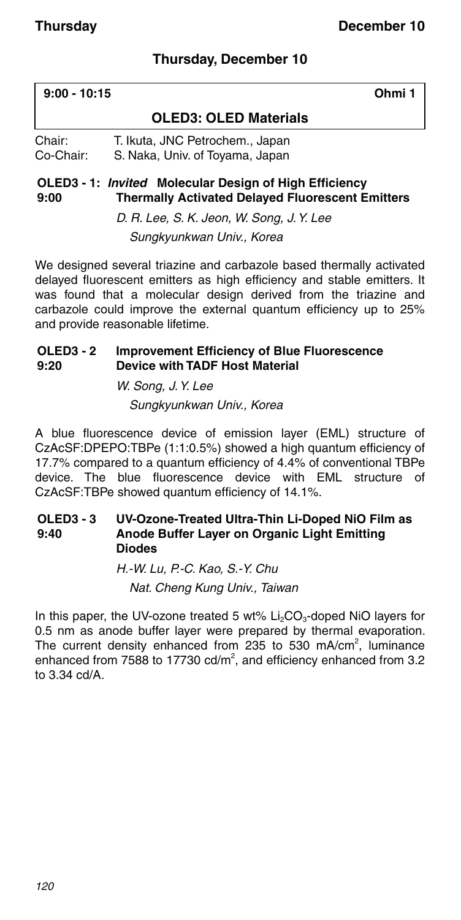## Thursday, December 10

| 9:00 - 10:15 | Ohmi 1 |
|---|---|
| **OLED3: OLED Materials** | |

Chair: T. Ikuta, JNC Petrochem., Japan
Co-Chair: S. Naka, Univ. of Toyama, Japan

### OLED3 - 1: *Invited* Molecular Design of High Efficiency Thermally Activated Delayed Fluorescent Emitters
**9:00**

*D. R. Lee, S. K. Jeon, W. Song, J. Y. Lee*
*Sungkyunkwan Univ., Korea*

We designed several triazine and carbazole based thermally activated delayed fluorescent emitters as high efficiency and stable emitters. It was found that a molecular design derived from the triazine and carbazole could improve the external quantum efficiency up to 25% and provide reasonable lifetime.

### OLED3 - 2 Improvement Efficiency of Blue Fluorescence Device with TADF Host Material
**9:20**

*W. Song, J. Y. Lee*
*Sungkyunkwan Univ., Korea*

A blue fluorescence device of emission layer (EML) structure of CzAcSF:DPEPO:TBPe (1:1:0.5%) showed a high quantum efficiency of 17.7% compared to a quantum efficiency of 4.4% of conventional TBPe device. The blue fluorescence device with EML structure of CzAcSF:TBPe showed quantum efficiency of 14.1%.

### OLED3 - 3 UV-Ozone-Treated Ultra-Thin Li-Doped NiO Film as Anode Buffer Layer on Organic Light Emitting Diodes
**9:40**

*H.-W. Lu, P.-C. Kao, S.-Y. Chu*
*Nat. Cheng Kung Univ., Taiwan*

In this paper, the UV-ozone treated 5 wt% $Li_2CO_3$-doped NiO layers for 0.5 nm as anode buffer layer were prepared by thermal evaporation. The current density enhanced from 235 to 530 mA/cm$^2$, luminance enhanced from 7588 to 17730 cd/m$^2$, and efficiency enhanced from 3.2 to 3.34 cd/A.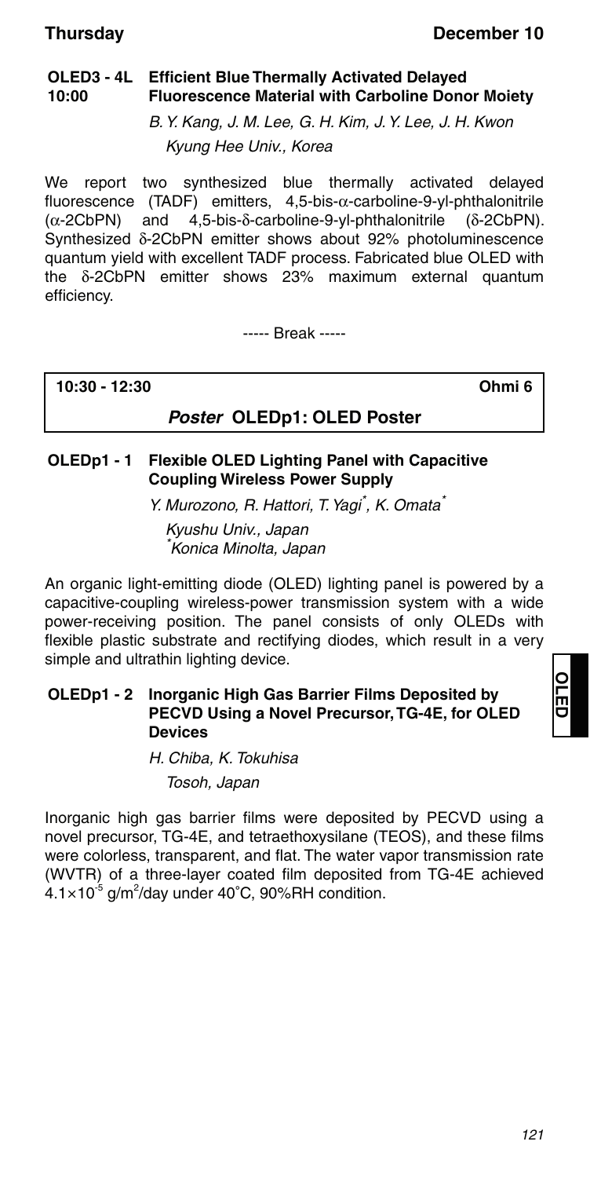**OLED3 - 4L 10:00 Efficient Blue Thermally Activated Delayed Fluorescence Material with Carboline Donor Moiety**

*B. Y. Kang, J. M. Lee, G. H. Kim, J. Y. Lee, J. H. Kwon*

*Kyung Hee Univ., Korea*

We report two synthesized blue thermally activated delayed fluorescence (TADF) emitters, 4,5-bis-α-carboline-9-yl-phthalonitrile (α-2CbPN) and 4,5-bis-δ-carboline-9-yl-phthalonitrile (δ-2CbPN). Synthesized δ-2CbPN emitter shows about 92% photoluminescence quantum yield with excellent TADF process. Fabricated blue OLED with the δ-2CbPN emitter shows 23% maximum external quantum efficiency.

----- Break -----

**10:30 - 12:30** **Ohmi 6**

## *Poster* OLEDp1: OLED Poster

**OLEDp1 - 1 Flexible OLED Lighting Panel with Capacitive Coupling Wireless Power Supply**

*Y. Murozono, R. Hattori, T. Yagi*, K. Omata**

*Kyushu Univ., Japan*
**Konica Minolta, Japan*

An organic light-emitting diode (OLED) lighting panel is powered by a capacitive-coupling wireless-power transmission system with a wide power-receiving position. The panel consists of only OLEDs with flexible plastic substrate and rectifying diodes, which result in a very simple and ultrathin lighting device.

**OLEDp1 - 2 Inorganic High Gas Barrier Films Deposited by PECVD Using a Novel Precursor, TG-4E, for OLED Devices**

*H. Chiba, K. Tokuhisa*

*Tosoh, Japan*

Inorganic high gas barrier films were deposited by PECVD using a novel precursor, TG-4E, and tetraethoxysilane (TEOS), and these films were colorless, transparent, and flat. The water vapor transmission rate (WVTR) of a three-layer coated film deposited from TG-4E achieved $4.1 \times 10^{-5}$ $g/m^2$/day under 40°C, 90%RH condition.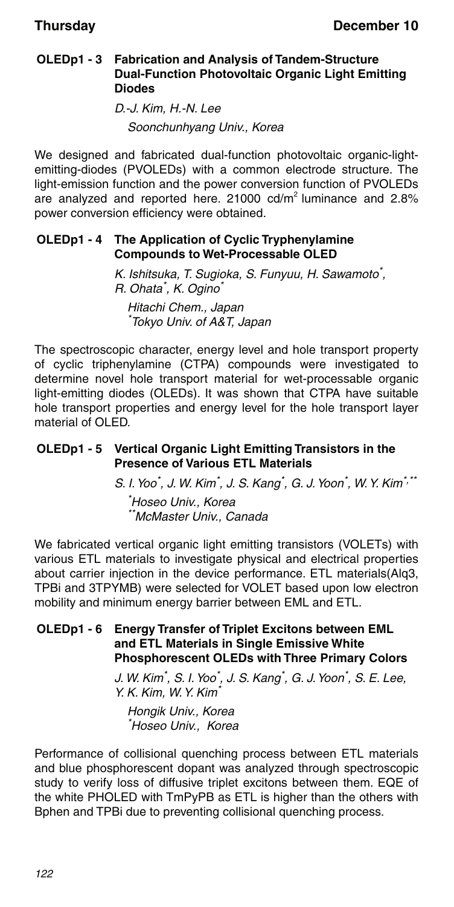### OLEDp1 - 3 Fabrication and Analysis of Tandem-Structure Dual-Function Photovoltaic Organic Light Emitting Diodes

*D.-J. Kim, H.-N. Lee*

*Soonchunhyang Univ., Korea*

We designed and fabricated dual-function photovoltaic organic-light-emitting-diodes (PVOLEDs) with a common electrode structure. The light-emission function and the power conversion function of PVOLEDs are analyzed and reported here. 21000 cd/$m^2$ luminance and 2.8% power conversion efficiency were obtained.

### OLEDp1 - 4 The Application of Cyclic Tryphenylamine Compounds to Wet-Processable OLED

*K. Ishitsuka, T. Sugioka, S. Funyuu, H. Sawamoto[*], R. Ohata[*], K. Ogino[*]*

*Hitachi Chem., Japan*
*[*]Tokyo Univ. of A&T, Japan*

The spectroscopic character, energy level and hole transport property of cyclic triphenylamine (CTPA) compounds were investigated to determine novel hole transport material for wet-processable organic light-emitting diodes (OLEDs). It was shown that CTPA have suitable hole transport properties and energy level for the hole transport layer material of OLED.

### OLEDp1 - 5 Vertical Organic Light Emitting Transistors in the Presence of Various ETL Materials

*S. I. Yoo[*], J. W. Kim[*], J. S. Kang[*], G. J. Yoon[*], W. Y. Kim[*,**]*

*[*]Hoseo Univ., Korea*
*[**]McMaster Univ., Canada*

We fabricated vertical organic light emitting transistors (VOLETs) with various ETL materials to investigate physical and electrical properties about carrier injection in the device performance. ETL materials(Alq3, TPBi and 3TPYMB) were selected for VOLET based upon low electron mobility and minimum energy barrier between EML and ETL.

### OLEDp1 - 6 Energy Transfer of Triplet Excitons between EML and ETL Materials in Single Emissive White Phosphorescent OLEDs with Three Primary Colors

*J. W. Kim[*], S. I. Yoo[*], J. S. Kang[*], G. J. Yoon[*], S. E. Lee, Y. K. Kim, W. Y. Kim[*]*

*Hongik Univ., Korea*
*[*]Hoseo Univ., Korea*

Performance of collisional quenching process between ETL materials and blue phosphorescent dopant was analyzed through spectroscopic study to verify loss of diffusive triplet excitons between them. EQE of the white PHOLED with TmPyPB as ETL is higher than the others with Bphen and TPBi due to preventing collisional quenching process.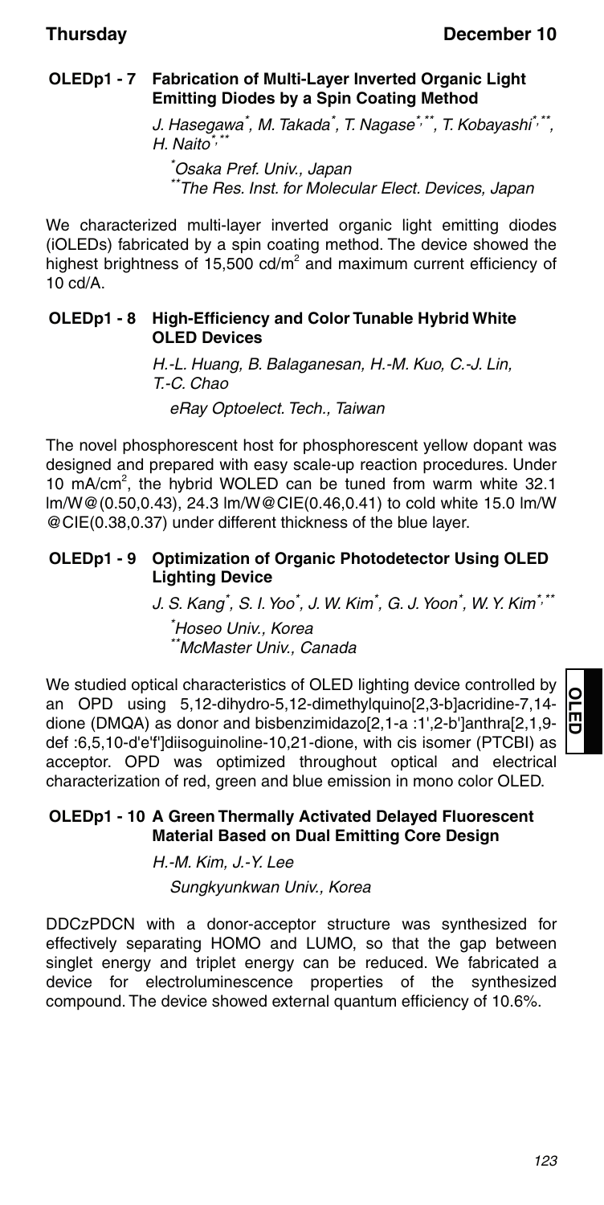### OLEDp1 - 7 Fabrication of Multi-Layer Inverted Organic Light Emitting Diodes by a Spin Coating Method

*J. Hasegawa[*], M. Takada[*], T. Nagase[*,**], T. Kobayashi[*,**], H. Naito[*,**]*

*[*]Osaka Pref. Univ., Japan*
*[**]The Res. Inst. for Molecular Elect. Devices, Japan*

We characterized multi-layer inverted organic light emitting diodes (iOLEDs) fabricated by a spin coating method. The device showed the highest brightness of 15,500 cd/$m^2$ and maximum current efficiency of 10 cd/A.

### OLEDp1 - 8 High-Efficiency and Color Tunable Hybrid White OLED Devices

*H.-L. Huang, B. Balaganesan, H.-M. Kuo, C.-J. Lin, T.-C. Chao*

*eRay Optoelect. Tech., Taiwan*

The novel phosphorescent host for phosphorescent yellow dopant was designed and prepared with easy scale-up reaction procedures. Under 10 mA/$cm^2$, the hybrid WOLED can be tuned from warm white 32.1 lm/W@(0.50,0.43), 24.3 lm/W@CIE(0.46,0.41) to cold white 15.0 lm/W @CIE(0.38,0.37) under different thickness of the blue layer.

### OLEDp1 - 9 Optimization of Organic Photodetector Using OLED Lighting Device

*J. S. Kang[*], S. I. Yoo[*], J. W. Kim[*], G. J. Yoon[*], W. Y. Kim[*,**]*

*[*]Hoseo Univ., Korea*
*[**]McMaster Univ., Canada*

We studied optical characteristics of OLED lighting device controlled by an OPD using 5,12-dihydro-5,12-dimethylquino[2,3-b]acridine-7,14-dione (DMQA) as donor and bisbenzimidazo[2,1-a :1',2-b']anthra[2,1,9-def :6,5,10-d'e'f']diisoguinoline-10,21-dione, with cis isomer (PTCBI) as acceptor. OPD was optimized throughout optical and electrical characterization of red, green and blue emission in mono color OLED.

### OLEDp1 - 10 A Green Thermally Activated Delayed Fluorescent Material Based on Dual Emitting Core Design

*H.-M. Kim, J.-Y. Lee*

*Sungkyunkwan Univ., Korea*

DDCzPDCN with a donor-acceptor structure was synthesized for effectively separating HOMO and LUMO, so that the gap between singlet energy and triplet energy can be reduced. We fabricated a device for electroluminescence properties of the synthesized compound. The device showed external quantum efficiency of 10.6%.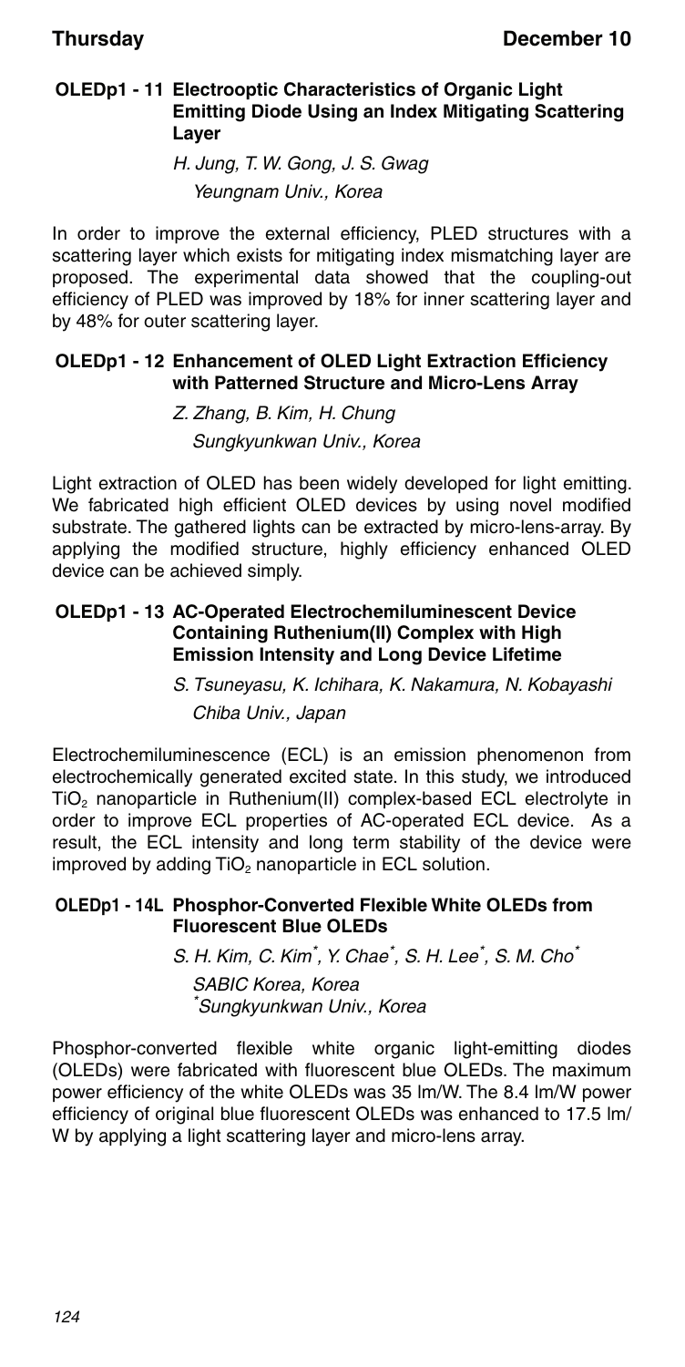### OLEDp1 - 11 Electrooptic Characteristics of Organic Light Emitting Diode Using an Index Mitigating Scattering Layer

*H. Jung, T. W. Gong, J. S. Gwag*
*Yeungnam Univ., Korea*

In order to improve the external efficiency, PLED structures with a scattering layer which exists for mitigating index mismatching layer are proposed. The experimental data showed that the coupling-out efficiency of PLED was improved by 18% for inner scattering layer and by 48% for outer scattering layer.

### OLEDp1 - 12 Enhancement of OLED Light Extraction Efficiency with Patterned Structure and Micro-Lens Array

*Z. Zhang, B. Kim, H. Chung*
*Sungkyunkwan Univ., Korea*

Light extraction of OLED has been widely developed for light emitting. We fabricated high efficient OLED devices by using novel modified substrate. The gathered lights can be extracted by micro-lens-array. By applying the modified structure, highly efficiency enhanced OLED device can be achieved simply.

### OLEDp1 - 13 AC-Operated Electrochemiluminescent Device Containing Ruthenium(II) Complex with High Emission Intensity and Long Device Lifetime

*S. Tsuneyasu, K. Ichihara, K. Nakamura, N. Kobayashi*
*Chiba Univ., Japan*

Electrochemiluminescence (ECL) is an emission phenomenon from electrochemically generated excited state. In this study, we introduced $TiO_2$ nanoparticle in Ruthenium(II) complex-based ECL electrolyte in order to improve ECL properties of AC-operated ECL device. As a result, the ECL intensity and long term stability of the device were improved by adding $TiO_2$ nanoparticle in ECL solution.

### OLEDp1 - 14L Phosphor-Converted Flexible White OLEDs from Fluorescent Blue OLEDs

*S. H. Kim, C. Kim[*], Y. Chae[*], S. H. Lee[*], S. M. Cho[*]*
*SABIC Korea, Korea*
*[*]Sungkyunkwan Univ., Korea*

Phosphor-converted flexible white organic light-emitting diodes (OLEDs) were fabricated with fluorescent blue OLEDs. The maximum power efficiency of the white OLEDs was 35 lm/W. The 8.4 lm/W power efficiency of original blue fluorescent OLEDs was enhanced to 17.5 lm/W by applying a light scattering layer and micro-lens array.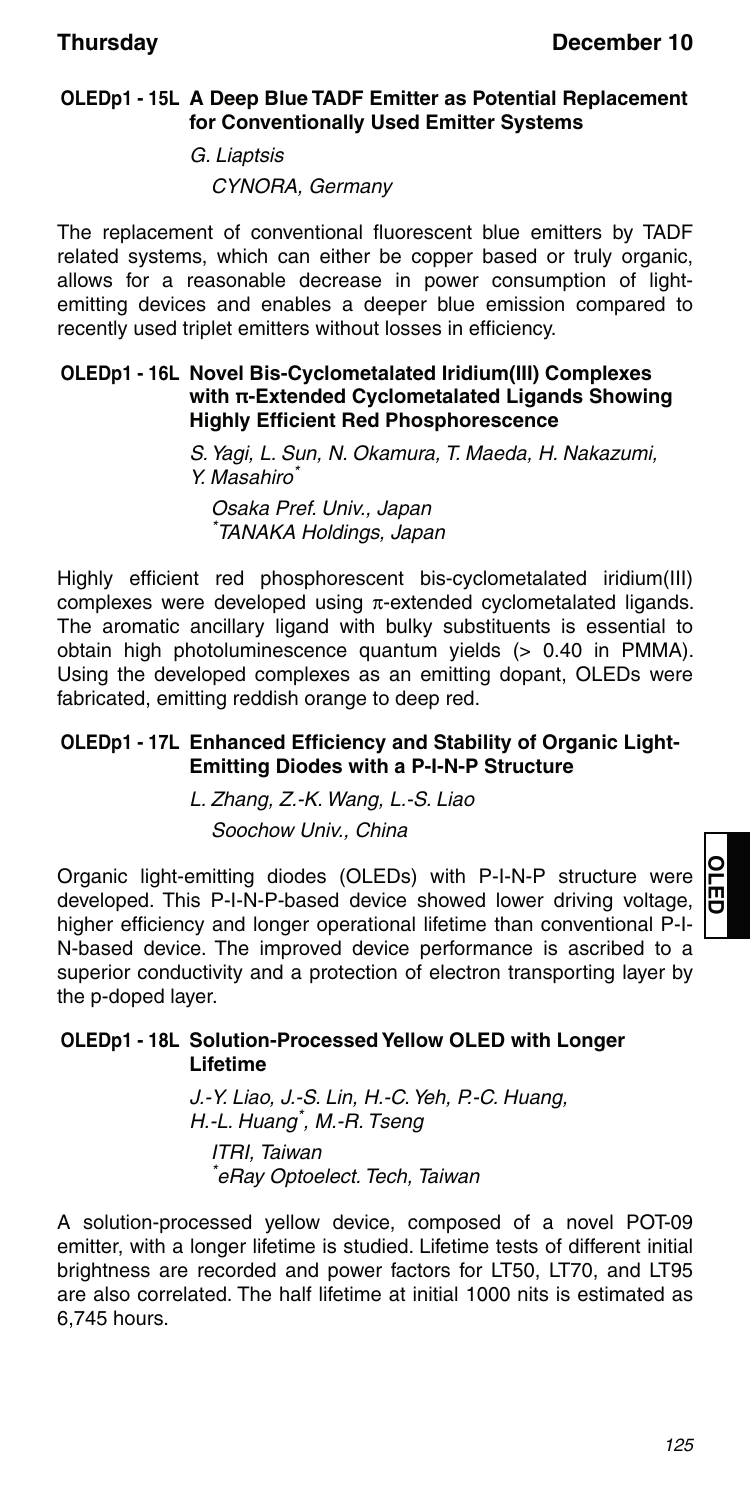### OLEDp1 - 15L A Deep Blue TADF Emitter as Potential Replacement for Conventionally Used Emitter Systems

*G. Liaptsis*

*CYNORA, Germany*

The replacement of conventional fluorescent blue emitters by TADF related systems, which can either be copper based or truly organic, allows for a reasonable decrease in power consumption of light-emitting devices and enables a deeper blue emission compared to recently used triplet emitters without losses in efficiency.

### OLEDp1 - 16L Novel Bis-Cyclometalated Iridium(III) Complexes with π-Extended Cyclometalated Ligands Showing Highly Efficient Red Phosphorescence

*S. Yagi, L. Sun, N. Okamura, T. Maeda, H. Nakazumi, Y. Masahiro[*]*

*Osaka Pref. Univ., Japan*
*[*]TANAKA Holdings, Japan*

Highly efficient red phosphorescent bis-cyclometalated iridium(III) complexes were developed using π-extended cyclometalated ligands. The aromatic ancillary ligand with bulky substituents is essential to obtain high photoluminescence quantum yields (> 0.40 in PMMA). Using the developed complexes as an emitting dopant, OLEDs were fabricated, emitting reddish orange to deep red.

### OLEDp1 - 17L Enhanced Efficiency and Stability of Organic Light-Emitting Diodes with a P-I-N-P Structure

*L. Zhang, Z.-K. Wang, L.-S. Liao*

*Soochow Univ., China*

Organic light-emitting diodes (OLEDs) with P-I-N-P structure were developed. This P-I-N-P-based device showed lower driving voltage, higher efficiency and longer operational lifetime than conventional P-I-N-based device. The improved device performance is ascribed to a superior conductivity and a protection of electron transporting layer by the p-doped layer.

### OLEDp1 - 18L Solution-Processed Yellow OLED with Longer Lifetime

*J.-Y. Liao, J.-S. Lin, H.-C. Yeh, P.-C. Huang, H.-L. Huang[*], M.-R. Tseng*

*ITRI, Taiwan*
*[*]eRay Optoelect. Tech, Taiwan*

A solution-processed yellow device, composed of a novel POT-09 emitter, with a longer lifetime is studied. Lifetime tests of different initial brightness are recorded and power factors for LT50, LT70, and LT95 are also correlated. The half lifetime at initial 1000 nits is estimated as 6,745 hours.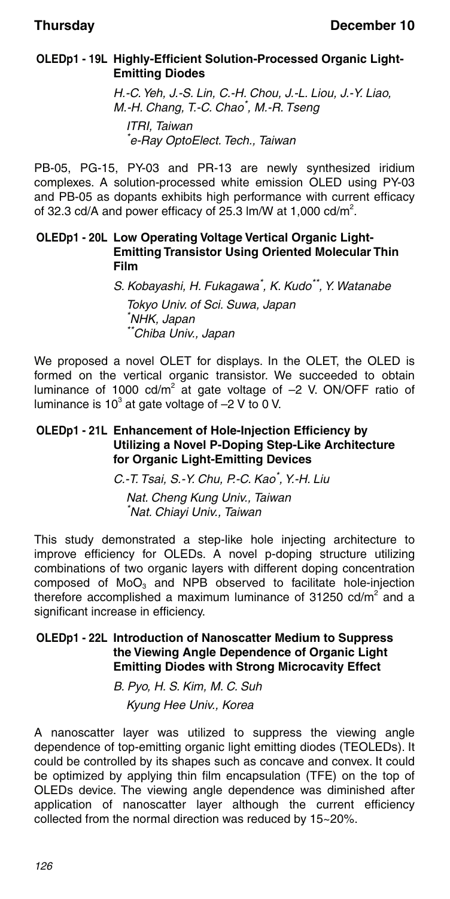### OLEDp1 - 19L Highly-Efficient Solution-Processed Organic Light-Emitting Diodes

*H.-C. Yeh, J.-S. Lin, C.-H. Chou, J.-L. Liou, J.-Y. Liao, M.-H. Chang, T.-C. Chao[*], M.-R. Tseng*

*ITRI, Taiwan*
*[*]e-Ray OptoElect. Tech., Taiwan*

PB-05, PG-15, PY-03 and PR-13 are newly synthesized iridium complexes. A solution-processed white emission OLED using PY-03 and PB-05 as dopants exhibits high performance with current efficacy of 32.3 cd/A and power efficacy of 25.3 lm/W at 1,000 cd/$m^2$.

### OLEDp1 - 20L Low Operating Voltage Vertical Organic Light-Emitting Transistor Using Oriented Molecular Thin Film

*S. Kobayashi, H. Fukagawa[*], K. Kudo[**], Y. Watanabe*

*Tokyo Univ. of Sci. Suwa, Japan*
*[*]NHK, Japan*
*[**]Chiba Univ., Japan*

We proposed a novel OLET for displays. In the OLET, the OLED is formed on the vertical organic transistor. We succeeded to obtain luminance of 1000 cd/$m^2$ at gate voltage of –2 V. ON/OFF ratio of luminance is $10^3$ at gate voltage of –2 V to 0 V.

### OLEDp1 - 21L Enhancement of Hole-Injection Efficiency by Utilizing a Novel P-Doping Step-Like Architecture for Organic Light-Emitting Devices

*C.-T. Tsai, S.-Y. Chu, P.-C. Kao[*], Y.-H. Liu*

*Nat. Cheng Kung Univ., Taiwan*
*[*]Nat. Chiayi Univ., Taiwan*

This study demonstrated a step-like hole injecting architecture to improve efficiency for OLEDs. A novel p-doping structure utilizing combinations of two organic layers with different doping concentration composed of $MoO_3$ and NPB observed to facilitate hole-injection therefore accomplished a maximum luminance of 31250 cd/$m^2$ and a significant increase in efficiency.

### OLEDp1 - 22L Introduction of Nanoscatter Medium to Suppress the Viewing Angle Dependence of Organic Light Emitting Diodes with Strong Microcavity Effect

*B. Pyo, H. S. Kim, M. C. Suh*

*Kyung Hee Univ., Korea*

A nanoscatter layer was utilized to suppress the viewing angle dependence of top-emitting organic light emitting diodes (TEOLEDs). It could be controlled by its shapes such as concave and convex. It could be optimized by applying thin film encapsulation (TFE) on the top of OLEDs device. The viewing angle dependence was diminished after application of nanoscatter layer although the current efficiency collected from the normal direction was reduced by 15~20%.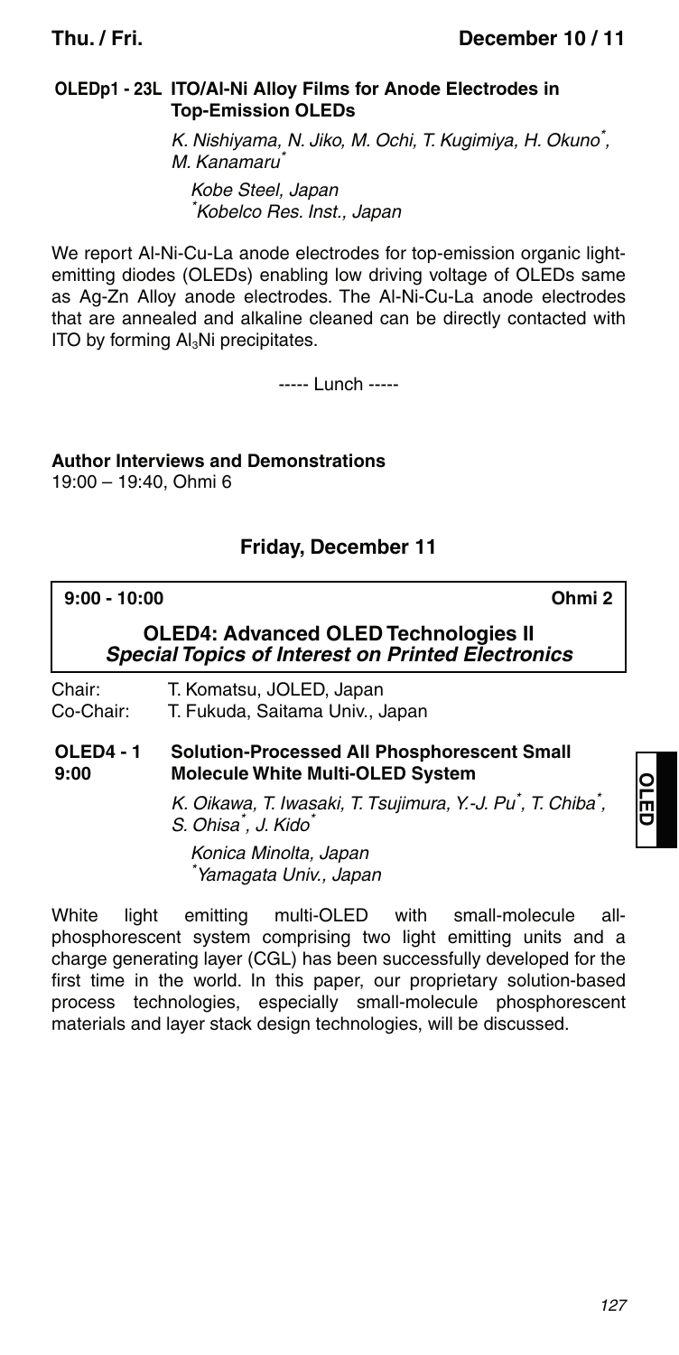**OLEDp1 - 23L ITO/Al-Ni Alloy Films for Anode Electrodes in Top-Emission OLEDs**

*K. Nishiyama, N. Jiko, M. Ochi, T. Kugimiya, H. Okuno[*], M. Kanamaru[*]*

*Kobe Steel, Japan*
*[*]Kobelco Res. Inst., Japan*

We report Al-Ni-Cu-La anode electrodes for top-emission organic light-emitting diodes (OLEDs) enabling low driving voltage of OLEDs same as Ag-Zn Alloy anode electrodes. The Al-Ni-Cu-La anode electrodes that are annealed and alkaline cleaned can be directly contacted with ITO by forming $Al_3Ni$ precipitates.

----- Lunch -----

**Author Interviews and Demonstrations**
19:00 – 19:40, Ohmi 6

## Friday, December 11

**9:00 - 10:00** **Ohmi 2**

### OLED4: Advanced OLED Technologies II
### *Special Topics of Interest on Printed Electronics*

Chair: T. Komatsu, JOLED, Japan
Co-Chair: T. Fukuda, Saitama Univ., Japan

**OLED4 - 1 9:00** **Solution-Processed All Phosphorescent Small Molecule White Multi-OLED System**

*K. Oikawa, T. Iwasaki, T. Tsujimura, Y.-J. Pu[*], T. Chiba[*], S. Ohisa[*], J. Kido[*]*

*Konica Minolta, Japan*
*[*]Yamagata Univ., Japan*

White light emitting multi-OLED with small-molecule all-phosphorescent system comprising two light emitting units and a charge generating layer (CGL) has been successfully developed for the first time in the world. In this paper, our proprietary solution-based process technologies, especially small-molecule phosphorescent materials and layer stack design technologies, will be discussed.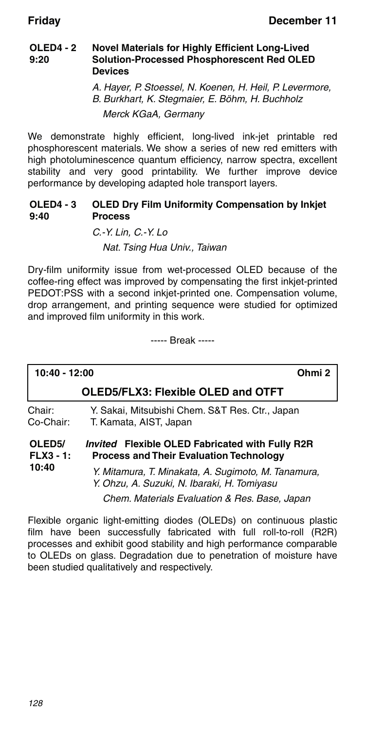**OLED4 - 2**
**9:20**

### Novel Materials for Highly Efficient Long-Lived Solution-Processed Phosphorescent Red OLED Devices

*A. Hayer, P. Stoessel, N. Koenen, H. Heil, P. Levermore, B. Burkhart, K. Stegmaier, E. Böhm, H. Buchholz*

*Merck KGaA, Germany*

We demonstrate highly efficient, long-lived ink-jet printable red phosphorescent materials. We show a series of new red emitters with high photoluminescence quantum efficiency, narrow spectra, excellent stability and very good printability. We further improve device performance by developing adapted hole transport layers.

**OLED4 - 3**
**9:40**

### OLED Dry Film Uniformity Compensation by Inkjet Process

*C.-Y. Lin, C.-Y. Lo*

*Nat. Tsing Hua Univ., Taiwan*

Dry-film uniformity issue from wet-processed OLED because of the coffee-ring effect was improved by compensating the first inkjet-printed PEDOT:PSS with a second inkjet-printed one. Compensation volume, drop arrangement, and printing sequence were studied for optimized and improved film uniformity in this work.

----- Break -----

**10:40 - 12:00** **Ohmi 2**

## OLED5/FLX3: Flexible OLED and OTFT

Chair: Y. Sakai, Mitsubishi Chem. S&T Res. Ctr., Japan
Co-Chair: T. Kamata, AIST, Japan

**OLED5/ FLX3 - 1:**
**10:40**

### *Invited* Flexible OLED Fabricated with Fully R2R Process and Their Evaluation Technology

*Y. Mitamura, T. Minakata, A. Sugimoto, M. Tanamura, Y. Ohzu, A. Suzuki, N. Ibaraki, H. Tomiyasu*

*Chem. Materials Evaluation & Res. Base, Japan*

Flexible organic light-emitting diodes (OLEDs) on continuous plastic film have been successfully fabricated with full roll-to-roll (R2R) processes and exhibit good stability and high performance comparable to OLEDs on glass. Degradation due to penetration of moisture have been studied qualitatively and respectively.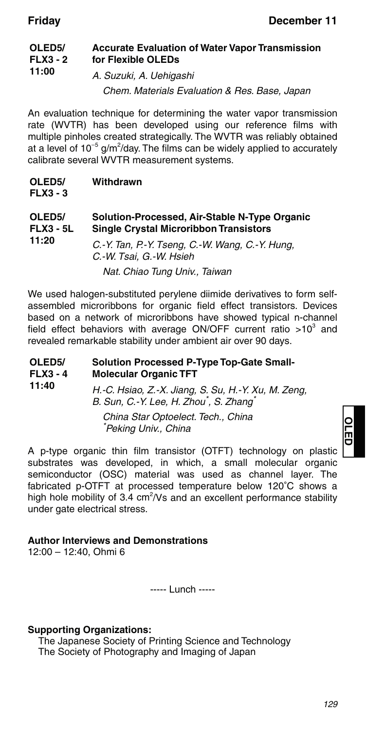**OLED5/FLX3 - 2** 11:00

**Accurate Evaluation of Water Vapor Transmission for Flexible OLEDs**

*A. Suzuki, A. Uehigashi*

*Chem. Materials Evaluation & Res. Base, Japan*

An evaluation technique for determining the water vapor transmission rate (WVTR) has been developed using our reference films with multiple pinholes created strategically. The WVTR was reliably obtained at a level of $10^{-5}$ $g/m^2$/day. The films can be widely applied to accurately calibrate several WVTR measurement systems.

**OLED5/FLX3 - 3**

**Withdrawn**

**OLED5/FLX3 - 5L** 11:20

**Solution-Processed, Air-Stable N-Type Organic Single Crystal Microribbon Transistors**

*C.-Y. Tan, P.-Y. Tseng, C.-W. Wang, C.-Y. Hung, C.-W. Tsai, G.-W. Hsieh*

*Nat. Chiao Tung Univ., Taiwan*

We used halogen-substituted perylene diimide derivatives to form self-assembled microribbons for organic field effect transistors. Devices based on a network of microribbons have showed typical n-channel field effect behaviors with average ON/OFF current ratio $>10^3$ and revealed remarkable stability under ambient air over 90 days.

**OLED5/FLX3 - 4** 11:40

**Solution Processed P-Type Top-Gate Small-Molecular Organic TFT**

*H.-C. Hsiao, Z.-X. Jiang, S. Su, H.-Y. Xu, M. Zeng, B. Sun, C.-Y. Lee, H. Zhou[*], S. Zhang[*]*

*China Star Optoelect. Tech., China*
*[*]Peking Univ., China*

A p-type organic thin film transistor (OTFT) technology on plastic substrates was developed, in which, a small molecular organic semiconductor (OSC) material was used as channel layer. The fabricated p-OTFT at processed temperature below 120˚C shows a high hole mobility of 3.4 $cm^2$/Vs and an excellent performance stability under gate electrical stress.

**Author Interviews and Demonstrations**
12:00 – 12:40, Ohmi 6

----- Lunch -----

**Supporting Organizations:**

The Japanese Society of Printing Science and Technology
The Society of Photography and Imaging of Japan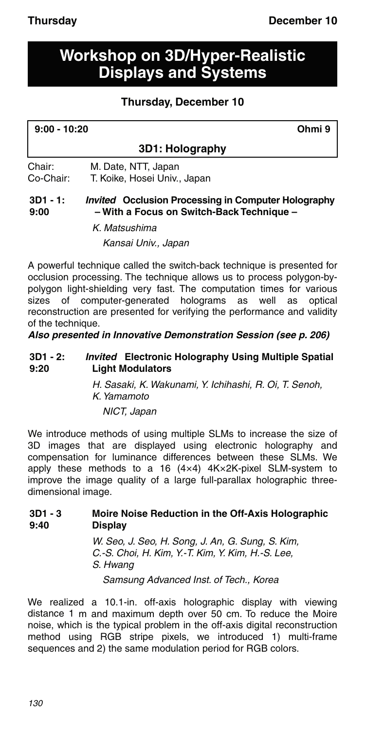# Workshop on 3D/Hyper-Realistic Displays and Systems

## Thursday, December 10

**9:00 - 10:20** **Ohmi 9**

### 3D1: Holography

Chair: M. Date, NTT, Japan
Co-Chair: T. Koike, Hosei Univ., Japan

**3D1 - 1: 9:00** ***Invited*** **Occlusion Processing in Computer Holography – With a Focus on Switch-Back Technique –**

*K. Matsushima*
*Kansai Univ., Japan*

A powerful technique called the switch-back technique is presented for occlusion processing. The technique allows us to process polygon-by-polygon light-shielding very fast. The computation times for various sizes of computer-generated holograms as well as optical reconstruction are presented for verifying the performance and validity of the technique.

***Also presented in Innovative Demonstration Session (see p. 206)***

**3D1 - 2: 9:20** ***Invited*** **Electronic Holography Using Multiple Spatial Light Modulators**

*H. Sasaki, K. Wakunami, Y. Ichihashi, R. Oi, T. Senoh, K. Yamamoto*
*NICT, Japan*

We introduce methods of using multiple SLMs to increase the size of 3D images that are displayed using electronic holography and compensation for luminance differences between these SLMs. We apply these methods to a 16 (4×4) 4K×2K-pixel SLM-system to improve the image quality of a large full-parallax holographic three-dimensional image.

**3D1 - 3 9:40** **Moire Noise Reduction in the Off-Axis Holographic Display**

*W. Seo, J. Seo, H. Song, J. An, G. Sung, S. Kim, C.-S. Choi, H. Kim, Y.-T. Kim, Y. Kim, H.-S. Lee, S. Hwang*
*Samsung Advanced Inst. of Tech., Korea*

We realized a 10.1-in. off-axis holographic display with viewing distance 1 m and maximum depth over 50 cm. To reduce the Moire noise, which is the typical problem in the off-axis digital reconstruction method using RGB stripe pixels, we introduced 1) multi-frame sequences and 2) the same modulation period for RGB colors.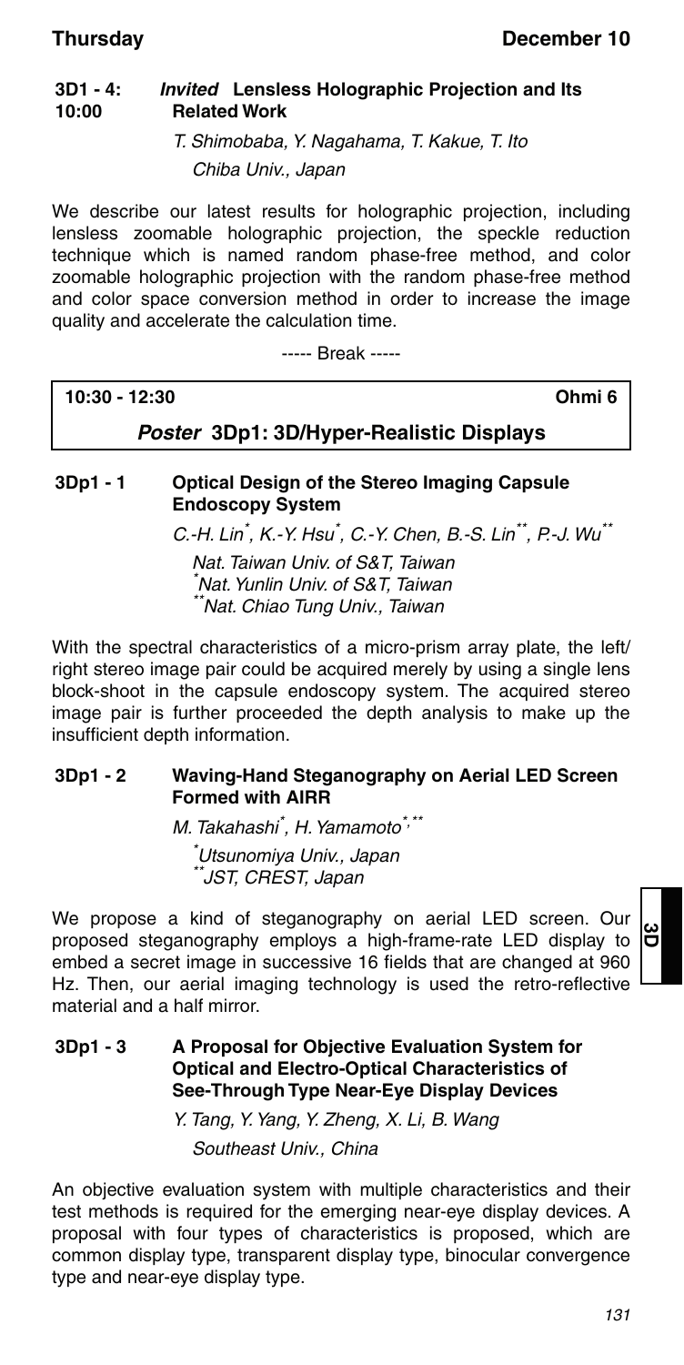### 3D1 - 4: 10:00 *Invited* Lensless Holographic Projection and Its Related Work

*T. Shimobaba, Y. Nagahama, T. Kakue, T. Ito*

*Chiba Univ., Japan*

We describe our latest results for holographic projection, including lensless zoomable holographic projection, the speckle reduction technique which is named random phase-free method, and color zoomable holographic projection with the random phase-free method and color space conversion method in order to increase the image quality and accelerate the calculation time.

----- Break -----

**10:30 - 12:30 Ohmi 6**

## *Poster* 3Dp1: 3D/Hyper-Realistic Displays

### 3Dp1 - 1 Optical Design of the Stereo Imaging Capsule Endoscopy System

*C.-H. Lin[*], K.-Y. Hsu[*], C.-Y. Chen, B.-S. Lin[**], P.-J. Wu[**]*

*Nat. Taiwan Univ. of S&T, Taiwan*
*[*]Nat. Yunlin Univ. of S&T, Taiwan*
*[**]Nat. Chiao Tung Univ., Taiwan*

With the spectral characteristics of a micro-prism array plate, the left/right stereo image pair could be acquired merely by using a single lens block-shoot in the capsule endoscopy system. The acquired stereo image pair is further proceeded the depth analysis to make up the insufficient depth information.

### 3Dp1 - 2 Waving-Hand Steganography on Aerial LED Screen Formed with AIRR

*M. Takahashi[*], H. Yamamoto[*,**]*

*[*]Utsunomiya Univ., Japan*
*[**]JST, CREST, Japan*

We propose a kind of steganography on aerial LED screen. Our proposed steganography employs a high-frame-rate LED display to embed a secret image in successive 16 fields that are changed at 960 Hz. Then, our aerial imaging technology is used the retro-reflective material and a half mirror.

### 3Dp1 - 3 A Proposal for Objective Evaluation System for Optical and Electro-Optical Characteristics of See-Through Type Near-Eye Display Devices

*Y. Tang, Y. Yang, Y. Zheng, X. Li, B. Wang*

*Southeast Univ., China*

An objective evaluation system with multiple characteristics and their test methods is required for the emerging near-eye display devices. A proposal with four types of characteristics is proposed, which are common display type, transparent display type, binocular convergence type and near-eye display type.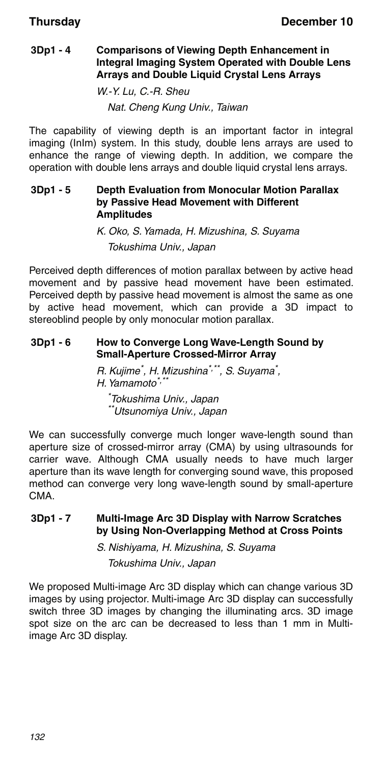### 3Dp1 - 4 Comparisons of Viewing Depth Enhancement in Integral Imaging System Operated with Double Lens Arrays and Double Liquid Crystal Lens Arrays

*W.-Y. Lu, C.-R. Sheu*

*Nat. Cheng Kung Univ., Taiwan*

The capability of viewing depth is an important factor in integral imaging (InIm) system. In this study, double lens arrays are used to enhance the range of viewing depth. In addition, we compare the operation with double lens arrays and double liquid crystal lens arrays.

### 3Dp1 - 5 Depth Evaluation from Monocular Motion Parallax by Passive Head Movement with Different Amplitudes

*K. Oko, S. Yamada, H. Mizushina, S. Suyama*

*Tokushima Univ., Japan*

Perceived depth differences of motion parallax between by active head movement and by passive head movement have been estimated. Perceived depth by passive head movement is almost the same as one by active head movement, which can provide a 3D impact to stereoblind people by only monocular motion parallax.

### 3Dp1 - 6 How to Converge Long Wave-Length Sound by Small-Aperture Crossed-Mirror Array

*R. Kujime[*], H. Mizushina[*,**], S. Suyama[*], H. Yamamoto[*,**]*

*[*]Tokushima Univ., Japan*
*[**]Utsunomiya Univ., Japan*

We can successfully converge much longer wave-length sound than aperture size of crossed-mirror array (CMA) by using ultrasounds for carrier wave. Although CMA usually needs to have much larger aperture than its wave length for converging sound wave, this proposed method can converge very long wave-length sound by small-aperture CMA.

### 3Dp1 - 7 Multi-Image Arc 3D Display with Narrow Scratches by Using Non-Overlapping Method at Cross Points

*S. Nishiyama, H. Mizushina, S. Suyama*

*Tokushima Univ., Japan*

We proposed Multi-image Arc 3D display which can change various 3D images by using projector. Multi-image Arc 3D display can successfully switch three 3D images by changing the illuminating arcs. 3D image spot size on the arc can be decreased to less than 1 mm in Multi-image Arc 3D display.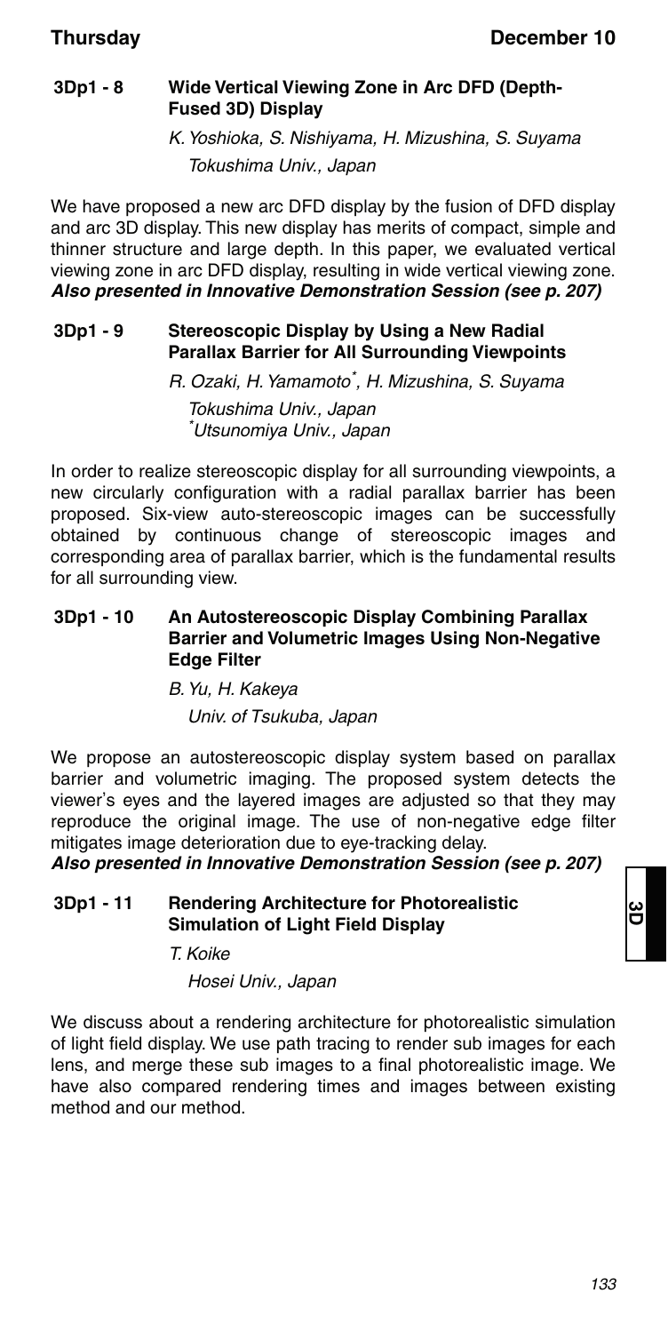### 3Dp1 - 8 Wide Vertical Viewing Zone in Arc DFD (Depth-Fused 3D) Display

*K. Yoshioka, S. Nishiyama, H. Mizushina, S. Suyama*
*Tokushima Univ., Japan*

We have proposed a new arc DFD display by the fusion of DFD display and arc 3D display. This new display has merits of compact, simple and thinner structure and large depth. In this paper, we evaluated vertical viewing zone in arc DFD display, resulting in wide vertical viewing zone.
***Also presented in Innovative Demonstration Session (see p. 207)***

### 3Dp1 - 9 Stereoscopic Display by Using a New Radial Parallax Barrier for All Surrounding Viewpoints

*R. Ozaki, H. Yamamoto[*], H. Mizushina, S. Suyama*
*Tokushima Univ., Japan*
*[*]Utsunomiya Univ., Japan*

In order to realize stereoscopic display for all surrounding viewpoints, a new circularly configuration with a radial parallax barrier has been proposed. Six-view auto-stereoscopic images can be successfully obtained by continuous change of stereoscopic images and corresponding area of parallax barrier, which is the fundamental results for all surrounding view.

### 3Dp1 - 10 An Autostereoscopic Display Combining Parallax Barrier and Volumetric Images Using Non-Negative Edge Filter

*B. Yu, H. Kakeya*
*Univ. of Tsukuba, Japan*

We propose an autostereoscopic display system based on parallax barrier and volumetric imaging. The proposed system detects the viewer's eyes and the layered images are adjusted so that they may reproduce the original image. The use of non-negative edge filter mitigates image deterioration due to eye-tracking delay.
***Also presented in Innovative Demonstration Session (see p. 207)***

### 3Dp1 - 11 Rendering Architecture for Photorealistic Simulation of Light Field Display

*T. Koike*
*Hosei Univ., Japan*

We discuss about a rendering architecture for photorealistic simulation of light field display. We use path tracing to render sub images for each lens, and merge these sub images to a final photorealistic image. We have also compared rendering times and images between existing method and our method.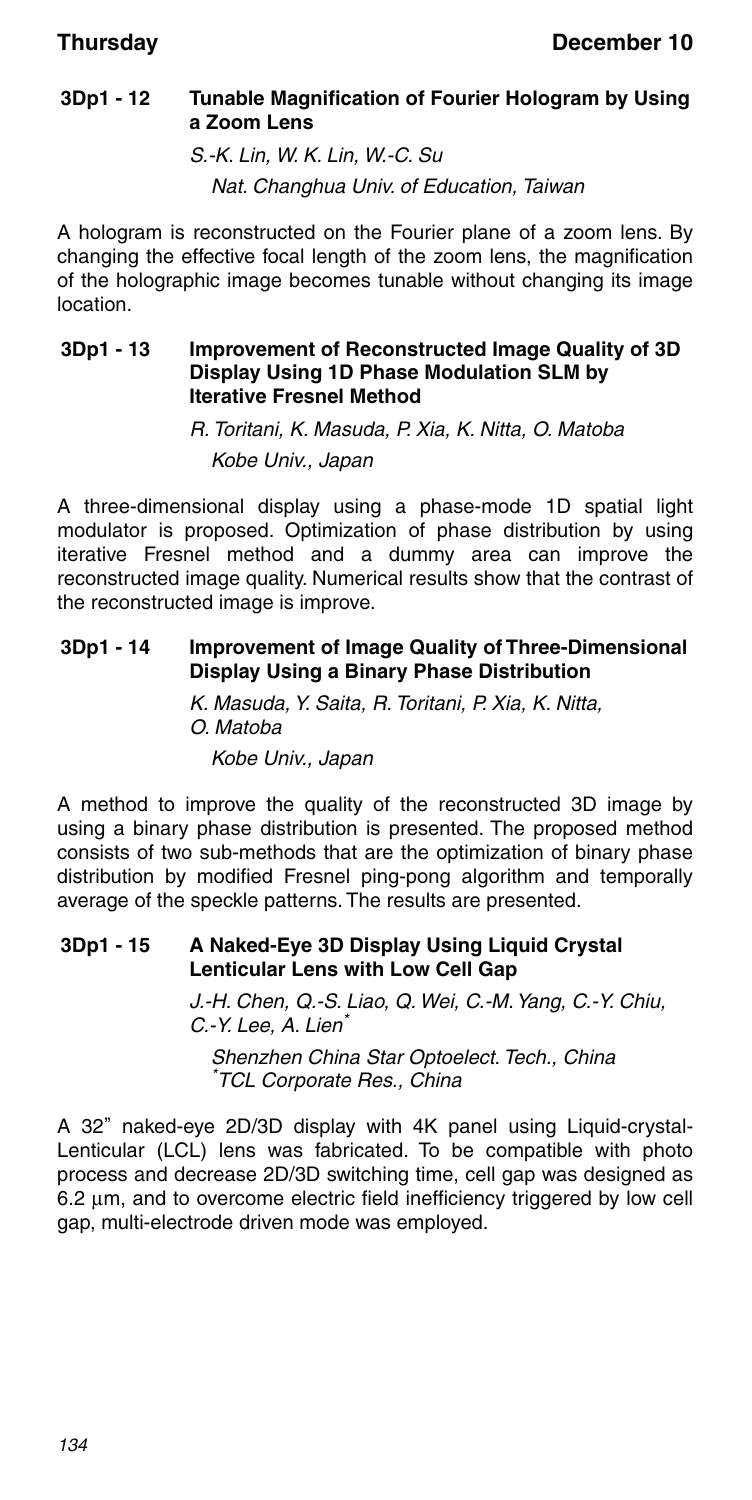### 3Dp1 - 12 Tunable Magnification of Fourier Hologram by Using a Zoom Lens

*S.-K. Lin, W. K. Lin, W.-C. Su*

*Nat. Changhua Univ. of Education, Taiwan*

A hologram is reconstructed on the Fourier plane of a zoom lens. By changing the effective focal length of the zoom lens, the magnification of the holographic image becomes tunable without changing its image location.

### 3Dp1 - 13 Improvement of Reconstructed Image Quality of 3D Display Using 1D Phase Modulation SLM by Iterative Fresnel Method

*R. Toritani, K. Masuda, P. Xia, K. Nitta, O. Matoba*

*Kobe Univ., Japan*

A three-dimensional display using a phase-mode 1D spatial light modulator is proposed. Optimization of phase distribution by using iterative Fresnel method and a dummy area can improve the reconstructed image quality. Numerical results show that the contrast of the reconstructed image is improve.

### 3Dp1 - 14 Improvement of Image Quality of Three-Dimensional Display Using a Binary Phase Distribution

*K. Masuda, Y. Saita, R. Toritani, P. Xia, K. Nitta, O. Matoba*

*Kobe Univ., Japan*

A method to improve the quality of the reconstructed 3D image by using a binary phase distribution is presented. The proposed method consists of two sub-methods that are the optimization of binary phase distribution by modified Fresnel ping-pong algorithm and temporally average of the speckle patterns. The results are presented.

### 3Dp1 - 15 A Naked-Eye 3D Display Using Liquid Crystal Lenticular Lens with Low Cell Gap

*J.-H. Chen, Q.-S. Liao, Q. Wei, C.-M. Yang, C.-Y. Chiu, C.-Y. Lee, A. Lien*[*]

*Shenzhen China Star Optoelect. Tech., China*
[*]*TCL Corporate Res., China*

A 32" naked-eye 2D/3D display with 4K panel using Liquid-crystal-Lenticular (LCL) lens was fabricated. To be compatible with photo process and decrease 2D/3D switching time, cell gap was designed as 6.2 μm, and to overcome electric field inefficiency triggered by low cell gap, multi-electrode driven mode was employed.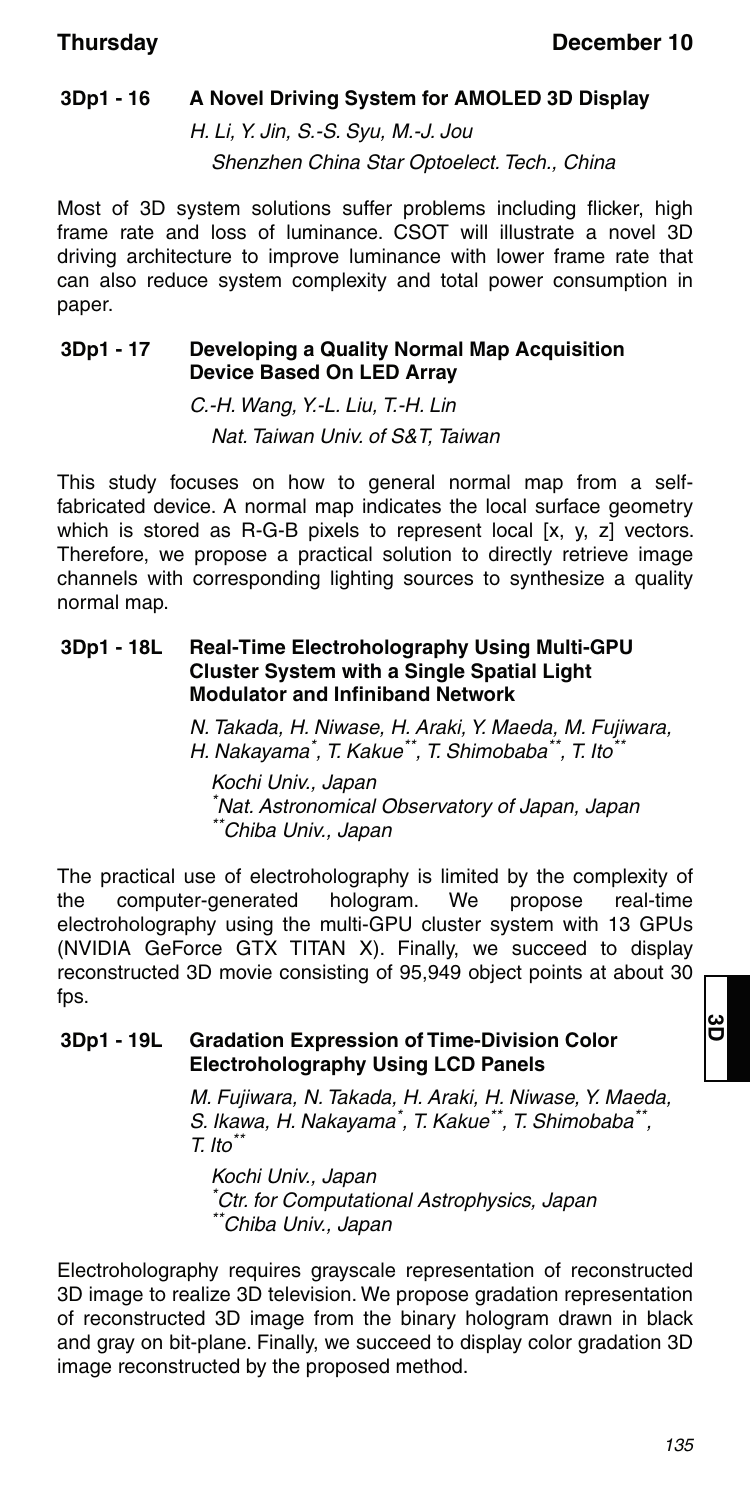### 3Dp1 - 16 A Novel Driving System for AMOLED 3D Display

*H. Li, Y. Jin, S.-S. Syu, M.-J. Jou*

*Shenzhen China Star Optoelect. Tech., China*

Most of 3D system solutions suffer problems including flicker, high frame rate and loss of luminance. CSOT will illustrate a novel 3D driving architecture to improve luminance with lower frame rate that can also reduce system complexity and total power consumption in paper.

### 3Dp1 - 17 Developing a Quality Normal Map Acquisition Device Based On LED Array

*C.-H. Wang, Y.-L. Liu, T.-H. Lin*

*Nat. Taiwan Univ. of S&T, Taiwan*

This study focuses on how to general normal map from a self-fabricated device. A normal map indicates the local surface geometry which is stored as R-G-B pixels to represent local [x, y, z] vectors. Therefore, we propose a practical solution to directly retrieve image channels with corresponding lighting sources to synthesize a quality normal map.

### 3Dp1 - 18L Real-Time Electroholography Using Multi-GPU Cluster System with a Single Spatial Light Modulator and Infiniband Network

*N. Takada, H. Niwase, H. Araki, Y. Maeda, M. Fujiwara, H. Nakayama[*], T. Kakue[**], T. Shimobaba[**], T. Ito[**]*

*Kochi Univ., Japan*
*[*]Nat. Astronomical Observatory of Japan, Japan*
*[**]Chiba Univ., Japan*

The practical use of electroholography is limited by the complexity of the computer-generated hologram. We propose real-time electroholography using the multi-GPU cluster system with 13 GPUs (NVIDIA GeForce GTX TITAN X). Finally, we succeed to display reconstructed 3D movie consisting of 95,949 object points at about 30 fps.

### 3Dp1 - 19L Gradation Expression of Time-Division Color Electroholography Using LCD Panels

*M. Fujiwara, N. Takada, H. Araki, H. Niwase, Y. Maeda, S. Ikawa, H. Nakayama[*], T. Kakue[**], T. Shimobaba[**], T. Ito[**]*

*Kochi Univ., Japan*
*[*]Ctr. for Computational Astrophysics, Japan*
*[**]Chiba Univ., Japan*

Electroholography requires grayscale representation of reconstructed 3D image to realize 3D television. We propose gradation representation of reconstructed 3D image from the binary hologram drawn in black and gray on bit-plane. Finally, we succeed to display color gradation 3D image reconstructed by the proposed method.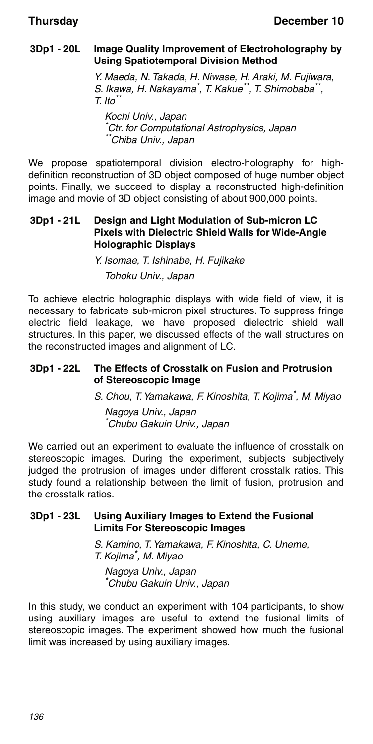### 3Dp1 - 20L Image Quality Improvement of Electroholography by Using Spatiotemporal Division Method

*Y. Maeda, N. Takada, H. Niwase, H. Araki, M. Fujiwara, S. Ikawa, H. Nakayama[*], T. Kakue[**], T. Shimobaba[**], T. Ito[**]*

*Kochi Univ., Japan*
*[*]Ctr. for Computational Astrophysics, Japan*
*[**]Chiba Univ., Japan*

We propose spatiotemporal division electro-holography for high-definition reconstruction of 3D object composed of huge number object points. Finally, we succeed to display a reconstructed high-definition image and movie of 3D object consisting of about 900,000 points.

### 3Dp1 - 21L Design and Light Modulation of Sub-micron LC Pixels with Dielectric Shield Walls for Wide-Angle Holographic Displays

*Y. Isomae, T. Ishinabe, H. Fujikake*

*Tohoku Univ., Japan*

To achieve electric holographic displays with wide field of view, it is necessary to fabricate sub-micron pixel structures. To suppress fringe electric field leakage, we have proposed dielectric shield wall structures. In this paper, we discussed effects of the wall structures on the reconstructed images and alignment of LC.

### 3Dp1 - 22L The Effects of Crosstalk on Fusion and Protrusion of Stereoscopic Image

*S. Chou, T. Yamakawa, F. Kinoshita, T. Kojima[*], M. Miyao*

*Nagoya Univ., Japan*
*[*]Chubu Gakuin Univ., Japan*

We carried out an experiment to evaluate the influence of crosstalk on stereoscopic images. During the experiment, subjects subjectively judged the protrusion of images under different crosstalk ratios. This study found a relationship between the limit of fusion, protrusion and the crosstalk ratios.

### 3Dp1 - 23L Using Auxiliary Images to Extend the Fusional Limits For Stereoscopic Images

*S. Kamino, T. Yamakawa, F. Kinoshita, C. Uneme, T. Kojima[*], M. Miyao*

*Nagoya Univ., Japan*
*[*]Chubu Gakuin Univ., Japan*

In this study, we conduct an experiment with 104 participants, to show using auxiliary images are useful to extend the fusional limits of stereoscopic images. The experiment showed how much the fusional limit was increased by using auxiliary images.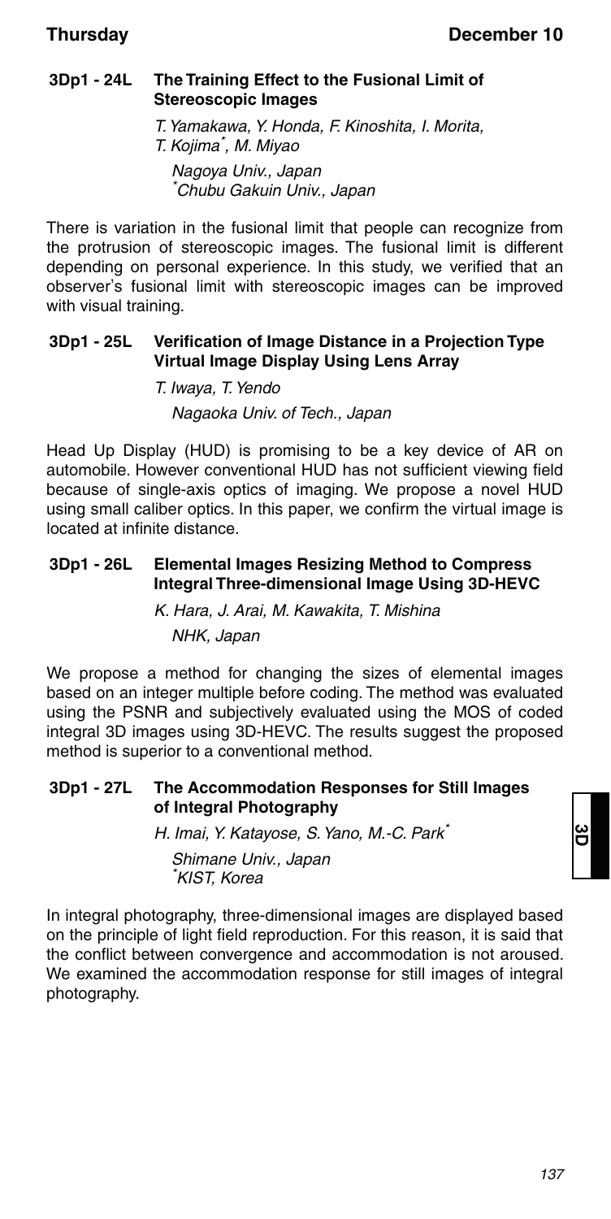### 3Dp1 - 24L The Training Effect to the Fusional Limit of Stereoscopic Images

*T. Yamakawa, Y. Honda, F. Kinoshita, I. Morita, T. Kojima*, M. Miyao*

*Nagoya Univ., Japan*
**Chubu Gakuin Univ., Japan*

There is variation in the fusional limit that people can recognize from the protrusion of stereoscopic images. The fusional limit is different depending on personal experience. In this study, we verified that an observer's fusional limit with stereoscopic images can be improved with visual training.

### 3Dp1 - 25L Verification of Image Distance in a Projection Type Virtual Image Display Using Lens Array

*T. Iwaya, T. Yendo*

*Nagaoka Univ. of Tech., Japan*

Head Up Display (HUD) is promising to be a key device of AR on automobile. However conventional HUD has not sufficient viewing field because of single-axis optics of imaging. We propose a novel HUD using small caliber optics. In this paper, we confirm the virtual image is located at infinite distance.

### 3Dp1 - 26L Elemental Images Resizing Method to Compress Integral Three-dimensional Image Using 3D-HEVC

*K. Hara, J. Arai, M. Kawakita, T. Mishina*

*NHK, Japan*

We propose a method for changing the sizes of elemental images based on an integer multiple before coding. The method was evaluated using the PSNR and subjectively evaluated using the MOS of coded integral 3D images using 3D-HEVC. The results suggest the proposed method is superior to a conventional method.

### 3Dp1 - 27L The Accommodation Responses for Still Images of Integral Photography

*H. Imai, Y. Katayose, S. Yano, M.-C. Park**

*Shimane Univ., Japan*
**KIST, Korea*

In integral photography, three-dimensional images are displayed based on the principle of light field reproduction. For this reason, it is said that the conflict between convergence and accommodation is not aroused. We examined the accommodation response for still images of integral photography.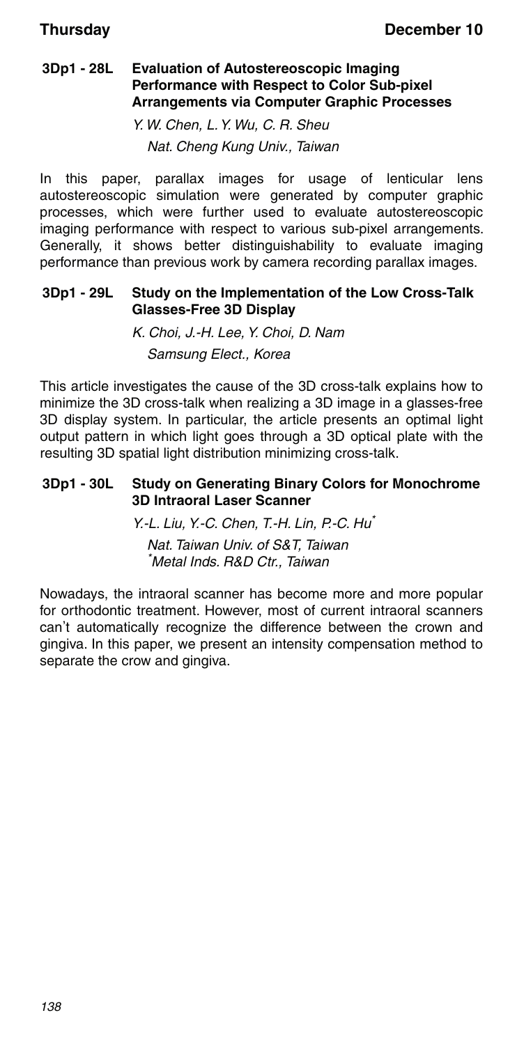### 3Dp1 - 28L Evaluation of Autostereoscopic Imaging Performance with Respect to Color Sub-pixel Arrangements via Computer Graphic Processes

*Y. W. Chen, L. Y. Wu, C. R. Sheu*

*Nat. Cheng Kung Univ., Taiwan*

In this paper, parallax images for usage of lenticular lens autostereoscopic simulation were generated by computer graphic processes, which were further used to evaluate autostereoscopic imaging performance with respect to various sub-pixel arrangements. Generally, it shows better distinguishability to evaluate imaging performance than previous work by camera recording parallax images.

### 3Dp1 - 29L Study on the Implementation of the Low Cross-Talk Glasses-Free 3D Display

*K. Choi, J.-H. Lee, Y. Choi, D. Nam*

*Samsung Elect., Korea*

This article investigates the cause of the 3D cross-talk explains how to minimize the 3D cross-talk when realizing a 3D image in a glasses-free 3D display system. In particular, the article presents an optimal light output pattern in which light goes through a 3D optical plate with the resulting 3D spatial light distribution minimizing cross-talk.

### 3Dp1 - 30L Study on Generating Binary Colors for Monochrome 3D Intraoral Laser Scanner

*Y.-L. Liu, Y.-C. Chen, T.-H. Lin, P.-C. Hu**

*Nat. Taiwan Univ. of S&T, Taiwan*
*\*Metal Inds. R&D Ctr., Taiwan*

Nowadays, the intraoral scanner has become more and more popular for orthodontic treatment. However, most of current intraoral scanners can't automatically recognize the difference between the crown and gingiva. In this paper, we present an intensity compensation method to separate the crow and gingiva.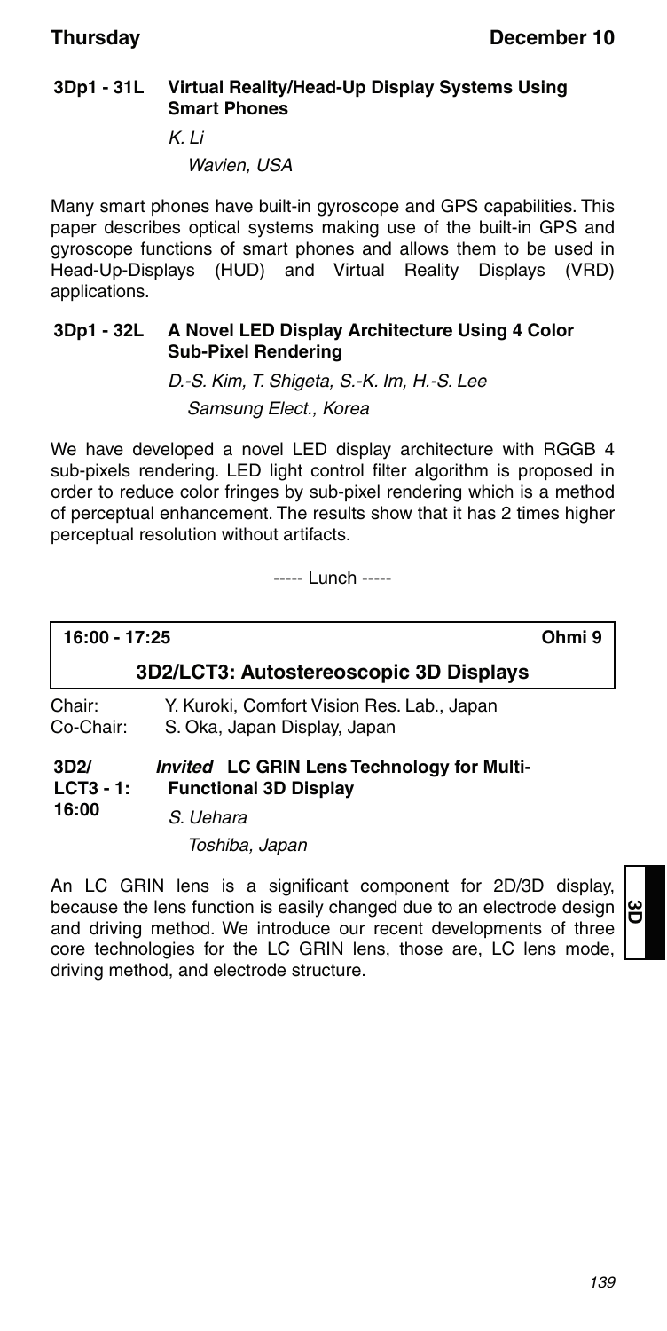### 3Dp1 - 31L Virtual Reality/Head-Up Display Systems Using Smart Phones

*K. Li*

*Wavien, USA*

Many smart phones have built-in gyroscope and GPS capabilities. This paper describes optical systems making use of the built-in GPS and gyroscope functions of smart phones and allows them to be used in Head-Up-Displays (HUD) and Virtual Reality Displays (VRD) applications.

### 3Dp1 - 32L A Novel LED Display Architecture Using 4 Color Sub-Pixel Rendering

*D.-S. Kim, T. Shigeta, S.-K. Im, H.-S. Lee*

*Samsung Elect., Korea*

We have developed a novel LED display architecture with RGGB 4 sub-pixels rendering. LED light control filter algorithm is proposed in order to reduce color fringes by sub-pixel rendering which is a method of perceptual enhancement. The results show that it has 2 times higher perceptual resolution without artifacts.

----- Lunch -----

**16:00 - 17:25** **Ohmi 9**

## 3D2/LCT3: Autostereoscopic 3D Displays

Chair: Y. Kuroki, Comfort Vision Res. Lab., Japan
Co-Chair: S. Oka, Japan Display, Japan

### 3D2/LCT3 - 1: 16:00 *Invited* LC GRIN Lens Technology for Multi-Functional 3D Display

*S. Uehara*

*Toshiba, Japan*

An LC GRIN lens is a significant component for 2D/3D display, because the lens function is easily changed due to an electrode design and driving method. We introduce our recent developments of three core technologies for the LC GRIN lens, those are, LC lens mode, driving method, and electrode structure.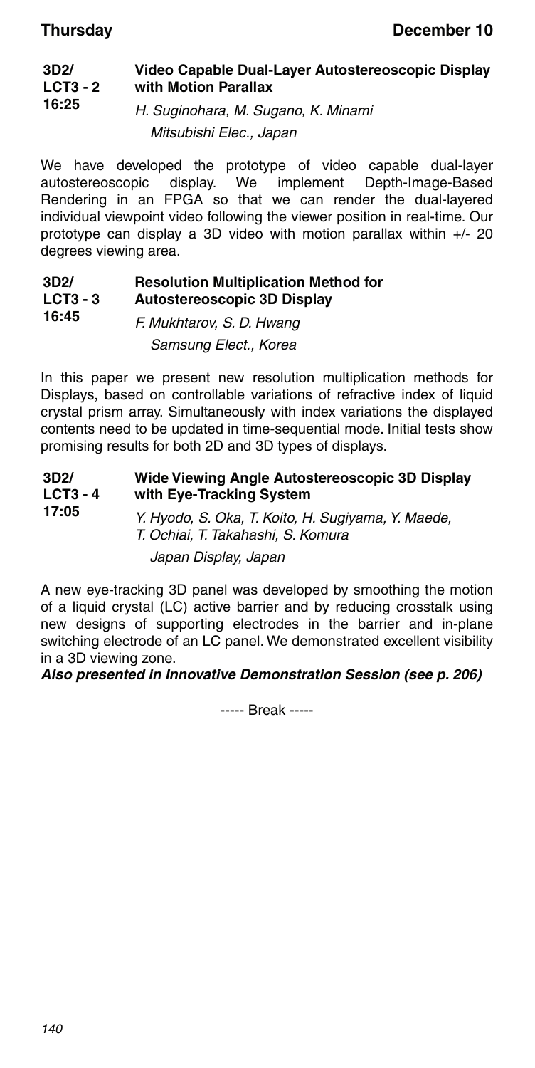**3D2/ LCT3 - 2**
**16:25**

### Video Capable Dual-Layer Autostereoscopic Display with Motion Parallax

*H. Suginohara, M. Sugano, K. Minami*
*Mitsubishi Elec., Japan*

We have developed the prototype of video capable dual-layer autostereoscopic display. We implement Depth-Image-Based Rendering in an FPGA so that we can render the dual-layered individual viewpoint video following the viewer position in real-time. Our prototype can display a 3D video with motion parallax within +/- 20 degrees viewing area.

**3D2/ LCT3 - 3**
**16:45**

### Resolution Multiplication Method for Autostereoscopic 3D Display

*F. Mukhtarov, S. D. Hwang*
*Samsung Elect., Korea*

In this paper we present new resolution multiplication methods for Displays, based on controllable variations of refractive index of liquid crystal prism array. Simultaneously with index variations the displayed contents need to be updated in time-sequential mode. Initial tests show promising results for both 2D and 3D types of displays.

**3D2/ LCT3 - 4**
**17:05**

### Wide Viewing Angle Autostereoscopic 3D Display with Eye-Tracking System

*Y. Hyodo, S. Oka, T. Koito, H. Sugiyama, Y. Maede, T. Ochiai, T. Takahashi, S. Komura*
*Japan Display, Japan*

A new eye-tracking 3D panel was developed by smoothing the motion of a liquid crystal (LC) active barrier and by reducing crosstalk using new designs of supporting electrodes in the barrier and in-plane switching electrode of an LC panel. We demonstrated excellent visibility in a 3D viewing zone.

***Also presented in Innovative Demonstration Session (see p. 206)***

----- Break -----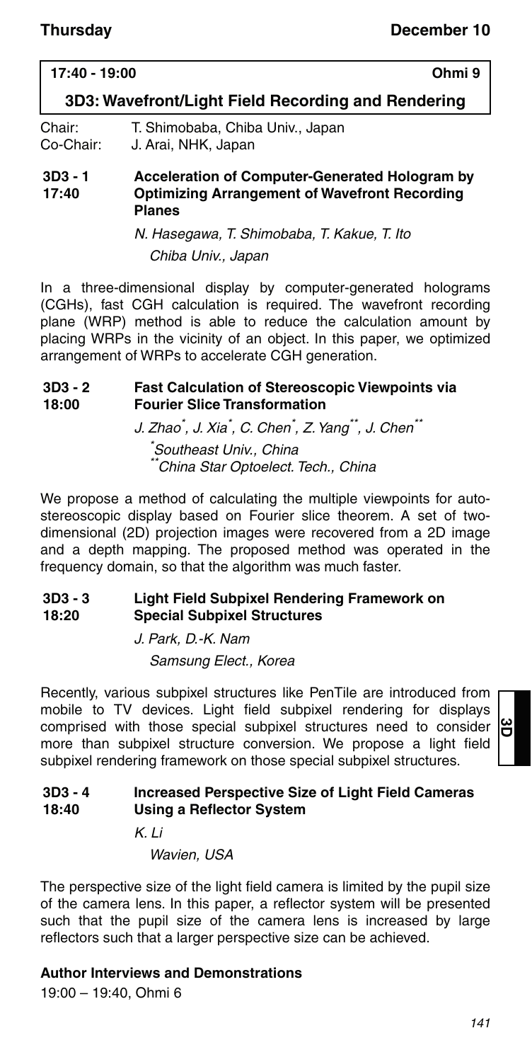**17:40 - 19:00** **Ohmi 9**

## 3D3: Wavefront/Light Field Recording and Rendering

Chair: T. Shimobaba, Chiba Univ., Japan
Co-Chair: J. Arai, NHK, Japan

### 3D3 - 1 (17:40) Acceleration of Computer-Generated Hologram by Optimizing Arrangement of Wavefront Recording Planes

*N. Hasegawa, T. Shimobaba, T. Kakue, T. Ito*
*Chiba Univ., Japan*

In a three-dimensional display by computer-generated holograms (CGHs), fast CGH calculation is required. The wavefront recording plane (WRP) method is able to reduce the calculation amount by placing WRPs in the vicinity of an object. In this paper, we optimized arrangement of WRPs to accelerate CGH generation.

### 3D3 - 2 (18:00) Fast Calculation of Stereoscopic Viewpoints via Fourier Slice Transformation

*J. Zhao[*], J. Xia[*], C. Chen[*], Z. Yang[**], J. Chen[**]*
*[*]Southeast Univ., China*
*[**]China Star Optoelect. Tech., China*

We propose a method of calculating the multiple viewpoints for auto-stereoscopic display based on Fourier slice theorem. A set of two-dimensional (2D) projection images were recovered from a 2D image and a depth mapping. The proposed method was operated in the frequency domain, so that the algorithm was much faster.

### 3D3 - 3 (18:20) Light Field Subpixel Rendering Framework on Special Subpixel Structures

*J. Park, D.-K. Nam*
*Samsung Elect., Korea*

Recently, various subpixel structures like PenTile are introduced from mobile to TV devices. Light field subpixel rendering for displays comprised with those special subpixel structures need to consider more than subpixel structure conversion. We propose a light field subpixel rendering framework on those special subpixel structures.

### 3D3 - 4 (18:40) Increased Perspective Size of Light Field Cameras Using a Reflector System

*K. Li*
*Wavien, USA*

The perspective size of the light field camera is limited by the pupil size of the camera lens. In this paper, a reflector system will be presented such that the pupil size of the camera lens is increased by large reflectors such that a larger perspective size can be achieved.

**Author Interviews and Demonstrations**
19:00 – 19:40, Ohmi 6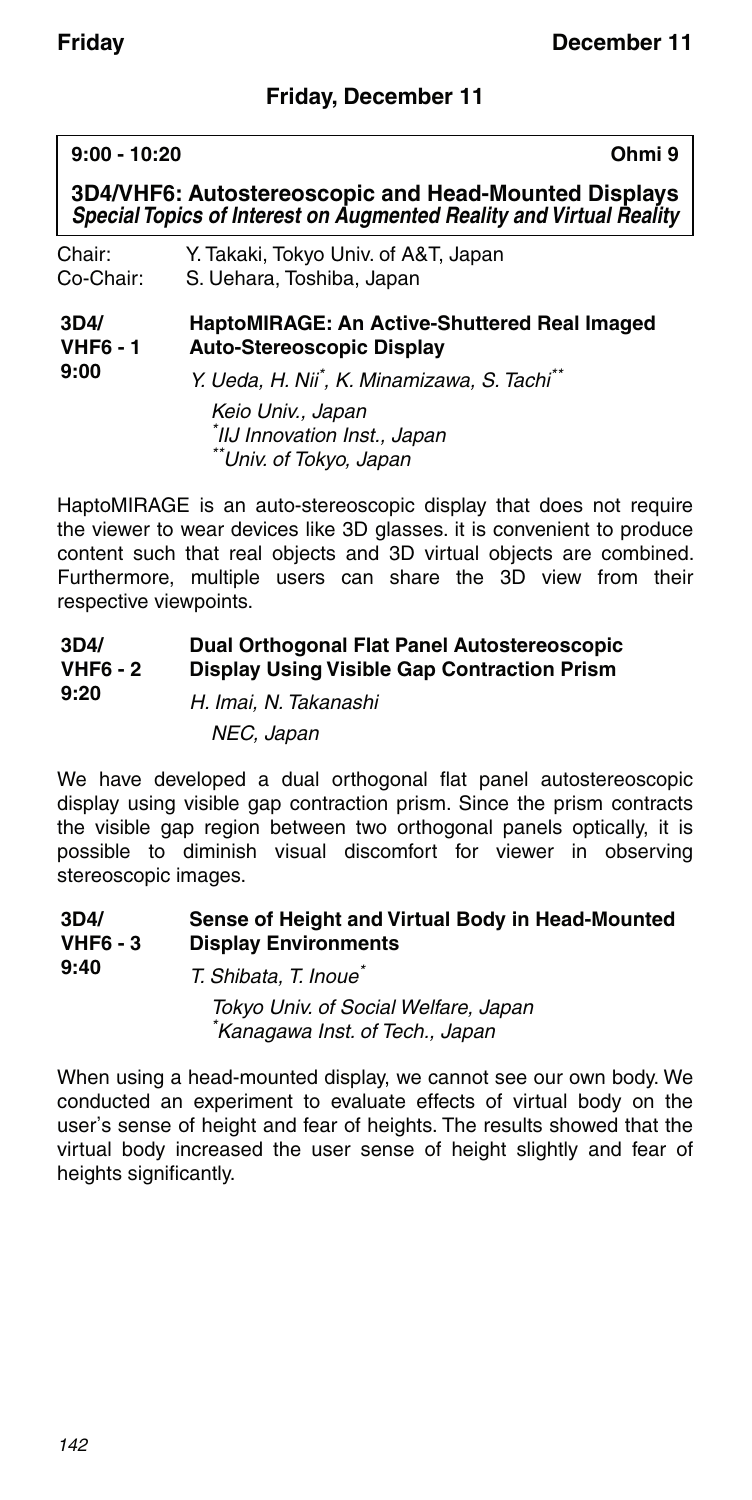## Friday, December 11

**9:00 - 10:20** **Ohmi 9**

### 3D4/VHF6: Autostereoscopic and Head-Mounted Displays
***Special Topics of Interest on Augmented Reality and Virtual Reality***

Chair: Y. Takaki, Tokyo Univ. of A&T, Japan
Co-Chair: S. Uehara, Toshiba, Japan

**3D4/VHF6 - 1**
**9:00**

**HaptoMIRAGE: An Active-Shuttered Real Imaged Auto-Stereoscopic Display**

*Y. Ueda, H. Nii[*], K. Minamizawa, S. Tachi[**]*

*Keio Univ., Japan*
*[*]IIJ Innovation Inst., Japan*
*[**]Univ. of Tokyo, Japan*

HaptoMIRAGE is an auto-stereoscopic display that does not require the viewer to wear devices like 3D glasses. it is convenient to produce content such that real objects and 3D virtual objects are combined. Furthermore, multiple users can share the 3D view from their respective viewpoints.

**3D4/VHF6 - 2**
**9:20**

**Dual Orthogonal Flat Panel Autostereoscopic Display Using Visible Gap Contraction Prism**

*H. Imai, N. Takanashi*

*NEC, Japan*

We have developed a dual orthogonal flat panel autostereoscopic display using visible gap contraction prism. Since the prism contracts the visible gap region between two orthogonal panels optically, it is possible to diminish visual discomfort for viewer in observing stereoscopic images.

**3D4/VHF6 - 3**
**9:40**

**Sense of Height and Virtual Body in Head-Mounted Display Environments**

*T. Shibata, T. Inoue[*]*

*Tokyo Univ. of Social Welfare, Japan*
*[*]Kanagawa Inst. of Tech., Japan*

When using a head-mounted display, we cannot see our own body. We conducted an experiment to evaluate effects of virtual body on the user's sense of height and fear of heights. The results showed that the virtual body increased the user sense of height slightly and fear of heights significantly.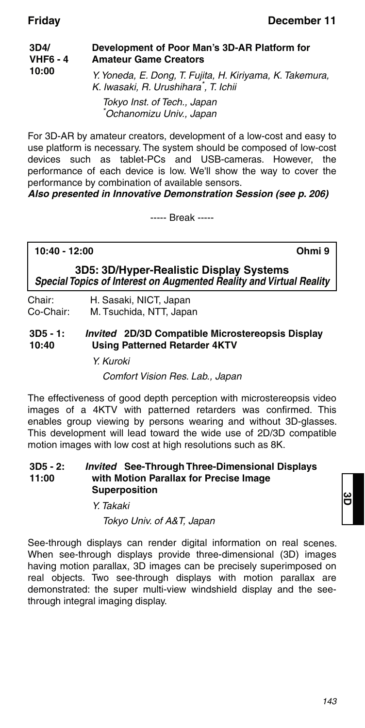**3D4/ VHF6 - 4 10:00** **Development of Poor Man's 3D-AR Platform for Amateur Game Creators**

*Y. Yoneda, E. Dong, T. Fujita, H. Kiriyama, K. Takemura, K. Iwasaki, R. Urushihara[*], T. Ichii*

*Tokyo Inst. of Tech., Japan*
*[*]Ochanomizu Univ., Japan*

For 3D-AR by amateur creators, development of a low-cost and easy to use platform is necessary. The system should be composed of low-cost devices such as tablet-PCs and USB-cameras. However, the performance of each device is low. We'll show the way to cover the performance by combination of available sensors.

***Also presented in Innovative Demonstration Session (see p. 206)***

----- Break -----

**10:40 - 12:00** **Ohmi 9**

## 3D5: 3D/Hyper-Realistic Display Systems

***Special Topics of Interest on Augmented Reality and Virtual Reality***

Chair: H. Sasaki, NICT, Japan
Co-Chair: M. Tsuchida, NTT, Japan

**3D5 - 1: 10:40** ***Invited*** **2D/3D Compatible Microstereopsis Display Using Patterned Retarder 4KTV**

*Y. Kuroki*

*Comfort Vision Res. Lab., Japan*

The effectiveness of good depth perception with microstereopsis video images of a 4KTV with patterned retarders was confirmed. This enables group viewing by persons wearing and without 3D-glasses. This development will lead toward the wide use of 2D/3D compatible motion images with low cost at high resolutions such as 8K.

**3D5 - 2: 11:00** ***Invited*** **See-Through Three-Dimensional Displays with Motion Parallax for Precise Image Superposition**

*Y. Takaki*

*Tokyo Univ. of A&T, Japan*

See-through displays can render digital information on real scenes. When see-through displays provide three-dimensional (3D) images having motion parallax, 3D images can be precisely superimposed on real objects. Two see-through displays with motion parallax are demonstrated: the super multi-view windshield display and the see-through integral imaging display.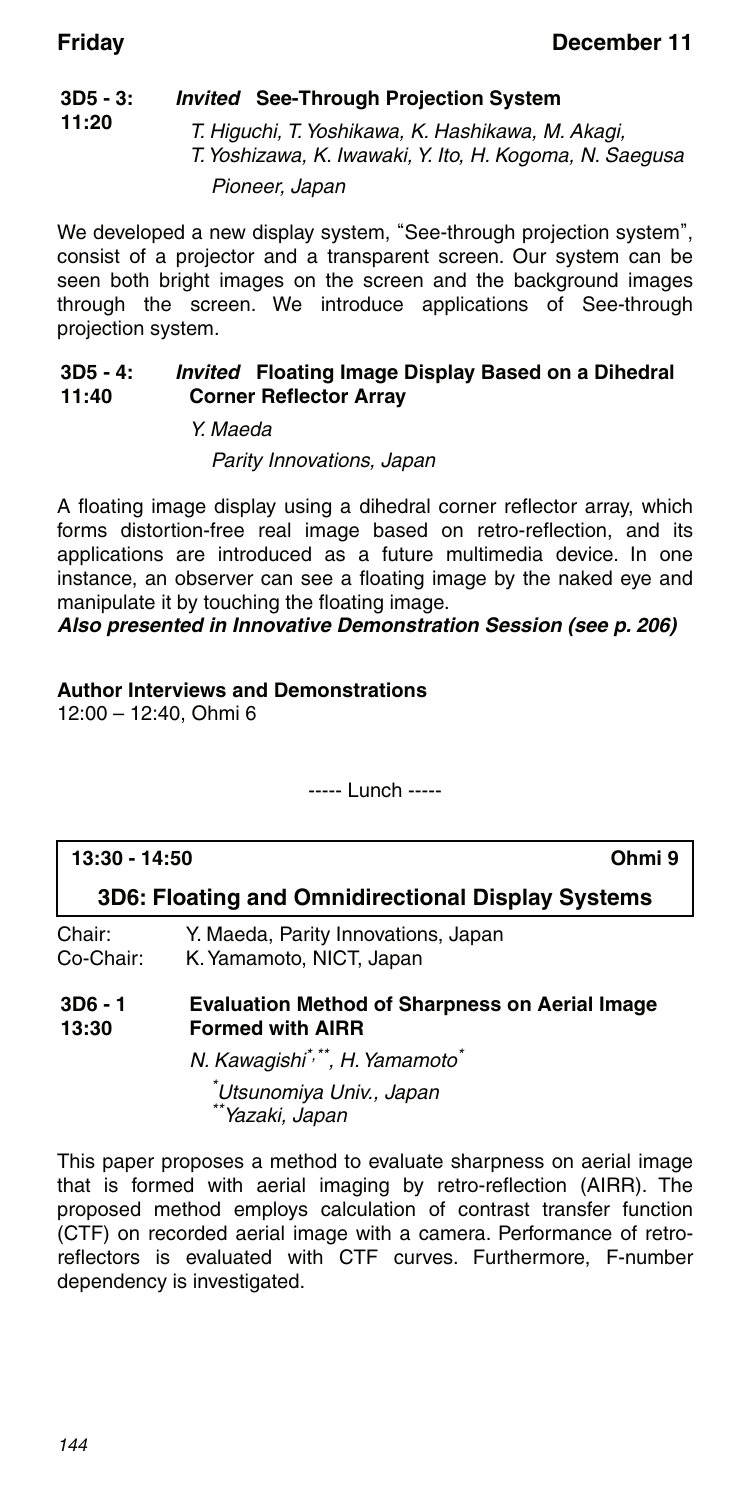**3D5 - 3: 11:20** ***Invited*** **See-Through Projection System**

*T. Higuchi, T. Yoshikawa, K. Hashikawa, M. Akagi, T. Yoshizawa, K. Iwawaki, Y. Ito, H. Kogoma, N. Saegusa*

*Pioneer, Japan*

We developed a new display system, "See-through projection system", consist of a projector and a transparent screen. Our system can be seen both bright images on the screen and the background images through the screen. We introduce applications of See-through projection system.

**3D5 - 4: 11:40** ***Invited*** **Floating Image Display Based on a Dihedral Corner Reflector Array**

*Y. Maeda*

*Parity Innovations, Japan*

A floating image display using a dihedral corner reflector array, which forms distortion-free real image based on retro-reflection, and its applications are introduced as a future multimedia device. In one instance, an observer can see a floating image by the naked eye and manipulate it by touching the floating image.

***Also presented in Innovative Demonstration Session (see p. 206)***

**Author Interviews and Demonstrations**
12:00 – 12:40, Ohmi 6

----- Lunch -----

**13:30 - 14:50** **Ohmi 9**

## 3D6: Floating and Omnidirectional Display Systems

Chair: Y. Maeda, Parity Innovations, Japan
Co-Chair: K. Yamamoto, NICT, Japan

**3D6 - 1 13:30** **Evaluation Method of Sharpness on Aerial Image Formed with AIRR**

*N. Kawagishi[*,**], H. Yamamoto[*]*

*[*]Utsunomiya Univ., Japan*
*[**]Yazaki, Japan*

This paper proposes a method to evaluate sharpness on aerial image that is formed with aerial imaging by retro-reflection (AIRR). The proposed method employs calculation of contrast transfer function (CTF) on recorded aerial image with a camera. Performance of retro-reflectors is evaluated with CTF curves. Furthermore, F-number dependency is investigated.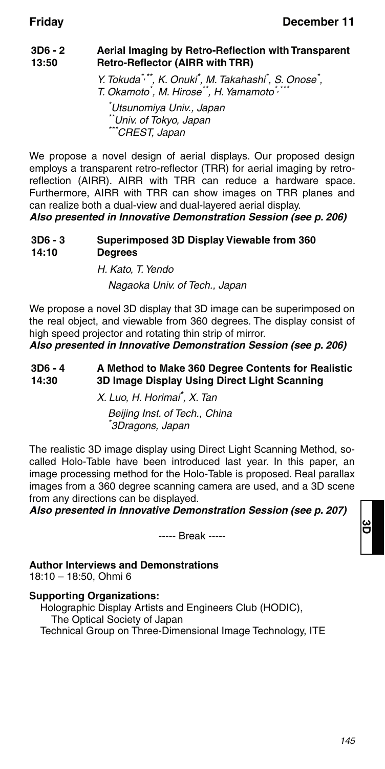**3D6 - 2** **13:50** **Aerial Imaging by Retro-Reflection with Transparent Retro-Reflector (AIRR with TRR)**

*Y. Tokuda[*,**], K. Onuki[*], M. Takahashi[*], S. Onose[*], T. Okamoto[*], M. Hirose[**], H. Yamamoto[*,***]*

*[*]Utsunomiya Univ., Japan*
*[**]Univ. of Tokyo, Japan*
*[***]CREST, Japan*

We propose a novel design of aerial displays. Our proposed design employs a transparent retro-reflector (TRR) for aerial imaging by retro-reflection (AIRR). AIRR with TRR can reduce a hardware space. Furthermore, AIRR with TRR can show images on TRR planes and can realize both a dual-view and dual-layered aerial display.

***Also presented in Innovative Demonstration Session (see p. 206)***

**3D6 - 3** **14:10** **Superimposed 3D Display Viewable from 360 Degrees**

*H. Kato, T. Yendo*

*Nagaoka Univ. of Tech., Japan*

We propose a novel 3D display that 3D image can be superimposed on the real object, and viewable from 360 degrees. The display consist of high speed projector and rotating thin strip of mirror.

***Also presented in Innovative Demonstration Session (see p. 206)***

**3D6 - 4** **14:30** **A Method to Make 360 Degree Contents for Realistic 3D Image Display Using Direct Light Scanning**

*X. Luo, H. Horimai[*], X. Tan*

*Beijing Inst. of Tech., China*
*[*]3Dragons, Japan*

The realistic 3D image display using Direct Light Scanning Method, so-called Holo-Table have been introduced last year. In this paper, an image processing method for the Holo-Table is proposed. Real parallax images from a 360 degree scanning camera are used, and a 3D scene from any directions can be displayed.

***Also presented in Innovative Demonstration Session (see p. 207)***

----- Break -----

**Author Interviews and Demonstrations**
18:10 – 18:50, Ohmi 6

**Supporting Organizations:**
Holographic Display Artists and Engineers Club (HODIC), The Optical Society of Japan
Technical Group on Three-Dimensional Image Technology, ITE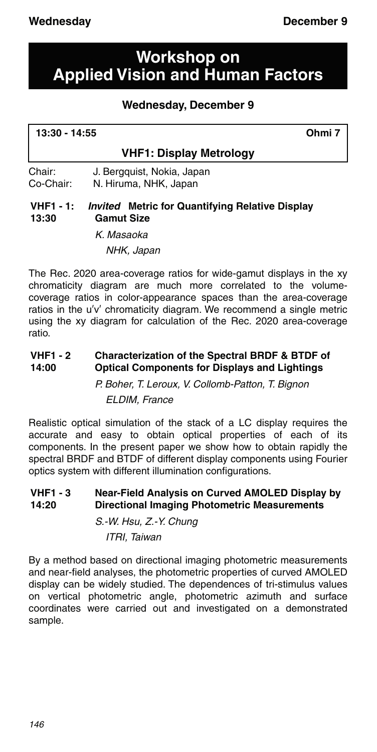# Workshop on Applied Vision and Human Factors

## Wednesday, December 9

**13:30 - 14:55** **Ohmi 7**

### VHF1: Display Metrology

Chair: J. Bergquist, Nokia, Japan
Co-Chair: N. Hiruma, NHK, Japan

**VHF1 - 1: 13:30** *Invited* **Metric for Quantifying Relative Display Gamut Size**

*K. Masaoka*
*NHK, Japan*

The Rec. 2020 area-coverage ratios for wide-gamut displays in the xy chromaticity diagram are much more correlated to the volume-coverage ratios in color-appearance spaces than the area-coverage ratios in the u′v′ chromaticity diagram. We recommend a single metric using the xy diagram for calculation of the Rec. 2020 area-coverage ratio.

**VHF1 - 2 14:00** **Characterization of the Spectral BRDF & BTDF of Optical Components for Displays and Lightings**

*P. Boher, T. Leroux, V. Collomb-Patton, T. Bignon*
*ELDIM, France*

Realistic optical simulation of the stack of a LC display requires the accurate and easy to obtain optical properties of each of its components. In the present paper we show how to obtain rapidly the spectral BRDF and BTDF of different display components using Fourier optics system with different illumination configurations.

**VHF1 - 3 14:20** **Near-Field Analysis on Curved AMOLED Display by Directional Imaging Photometric Measurements**

*S.-W. Hsu, Z.-Y. Chung*
*ITRI, Taiwan*

By a method based on directional imaging photometric measurements and near-field analyses, the photometric properties of curved AMOLED display can be widely studied. The dependences of tri-stimulus values on vertical photometric angle, photometric azimuth and surface coordinates were carried out and investigated on a demonstrated sample.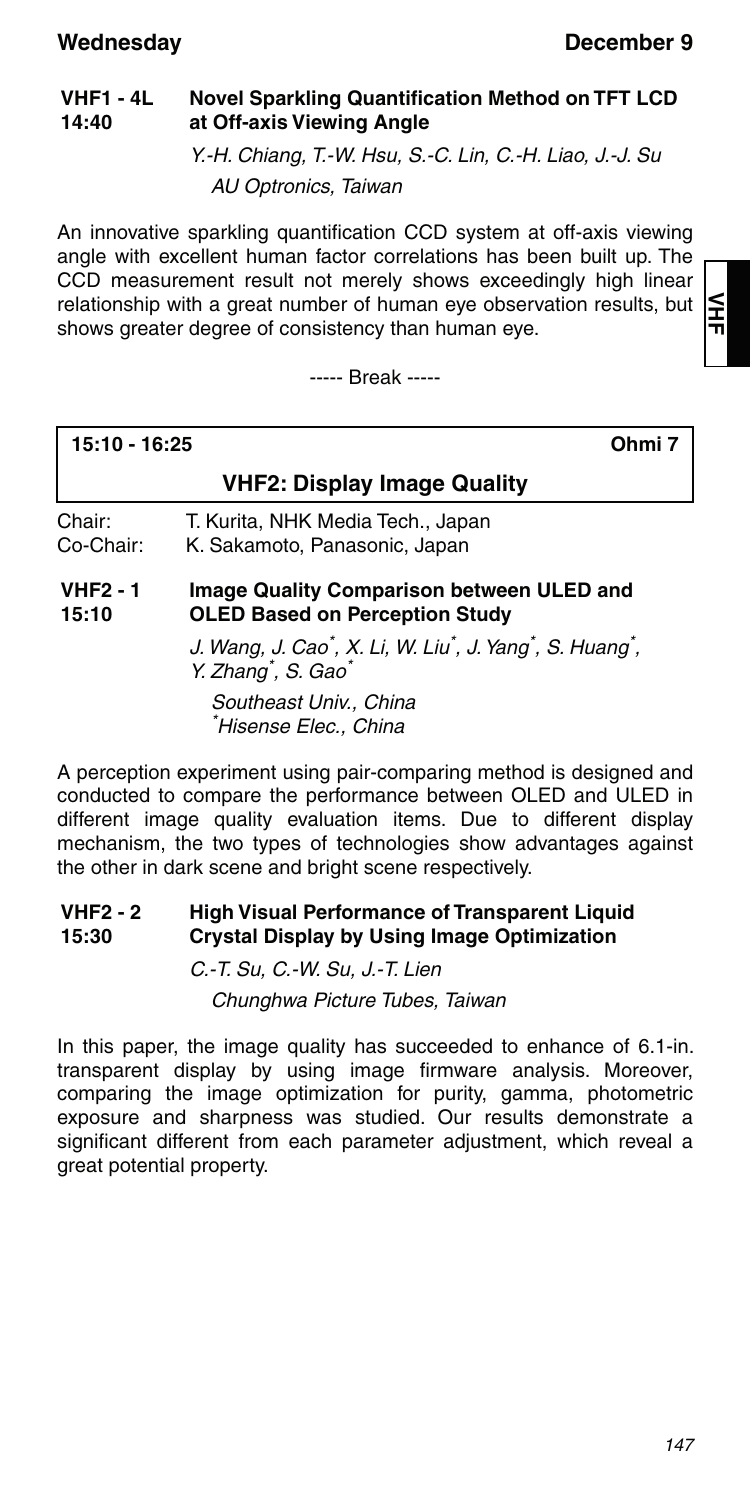**VHF1 - 4L**
**14:40**

### Novel Sparkling Quantification Method on TFT LCD at Off-axis Viewing Angle

*Y.-H. Chiang, T.-W. Hsu, S.-C. Lin, C.-H. Liao, J.-J. Su*
*AU Optronics, Taiwan*

An innovative sparkling quantification CCD system at off-axis viewing angle with excellent human factor correlations has been built up. The CCD measurement result not merely shows exceedingly high linear relationship with a great number of human eye observation results, but shows greater degree of consistency than human eye.

----- Break -----

**15:10 - 16:25** **Ohmi 7**

## VHF2: Display Image Quality

Chair: T. Kurita, NHK Media Tech., Japan
Co-Chair: K. Sakamoto, Panasonic, Japan

**VHF2 - 1**
**15:10**

### Image Quality Comparison between ULED and OLED Based on Perception Study

*J. Wang, J. Cao*, X. Li, W. Liu*, J. Yang*, S. Huang*, Y. Zhang*, S. Gao**
*Southeast Univ., China*
*\*Hisense Elec., China*

A perception experiment using pair-comparing method is designed and conducted to compare the performance between OLED and ULED in different image quality evaluation items. Due to different display mechanism, the two types of technologies show advantages against the other in dark scene and bright scene respectively.

**VHF2 - 2**
**15:30**

### High Visual Performance of Transparent Liquid Crystal Display by Using Image Optimization

*C.-T. Su, C.-W. Su, J.-T. Lien*
*Chunghwa Picture Tubes, Taiwan*

In this paper, the image quality has succeeded to enhance of 6.1-in. transparent display by using image firmware analysis. Moreover, comparing the image optimization for purity, gamma, photometric exposure and sharpness was studied. Our results demonstrate a significant different from each parameter adjustment, which reveal a great potential property.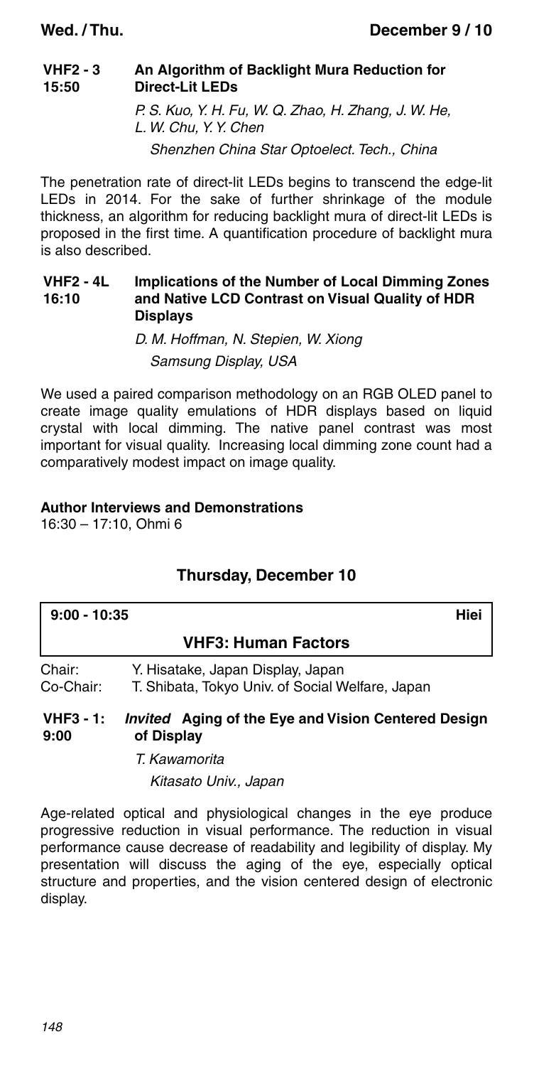**VHF2 - 3** 15:50 **An Algorithm of Backlight Mura Reduction for Direct-Lit LEDs**

*P. S. Kuo, Y. H. Fu, W. Q. Zhao, H. Zhang, J. W. He, L. W. Chu, Y. Y. Chen*

*Shenzhen China Star Optoelect. Tech., China*

The penetration rate of direct-lit LEDs begins to transcend the edge-lit LEDs in 2014. For the sake of further shrinkage of the module thickness, an algorithm for reducing backlight mura of direct-lit LEDs is proposed in the first time. A quantification procedure of backlight mura is also described.

**VHF2 - 4L** 16:10 **Implications of the Number of Local Dimming Zones and Native LCD Contrast on Visual Quality of HDR Displays**

*D. M. Hoffman, N. Stepien, W. Xiong*

*Samsung Display, USA*

We used a paired comparison methodology on an RGB OLED panel to create image quality emulations of HDR displays based on liquid crystal with local dimming. The native panel contrast was most important for visual quality. Increasing local dimming zone count had a comparatively modest impact on image quality.

**Author Interviews and Demonstrations**

16:30 – 17:10, Ohmi 6

## Thursday, December 10

**9:00 - 10:35** **Hiei**

### VHF3: Human Factors

Chair: Y. Hisatake, Japan Display, Japan

Co-Chair: T. Shibata, Tokyo Univ. of Social Welfare, Japan

**VHF3 - 1:** 9:00 ***Invited*** **Aging of the Eye and Vision Centered Design of Display**

*T. Kawamorita*

*Kitasato Univ., Japan*

Age-related optical and physiological changes in the eye produce progressive reduction in visual performance. The reduction in visual performance cause decrease of readability and legibility of display. My presentation will discuss the aging of the eye, especially optical structure and properties, and the vision centered design of electronic display.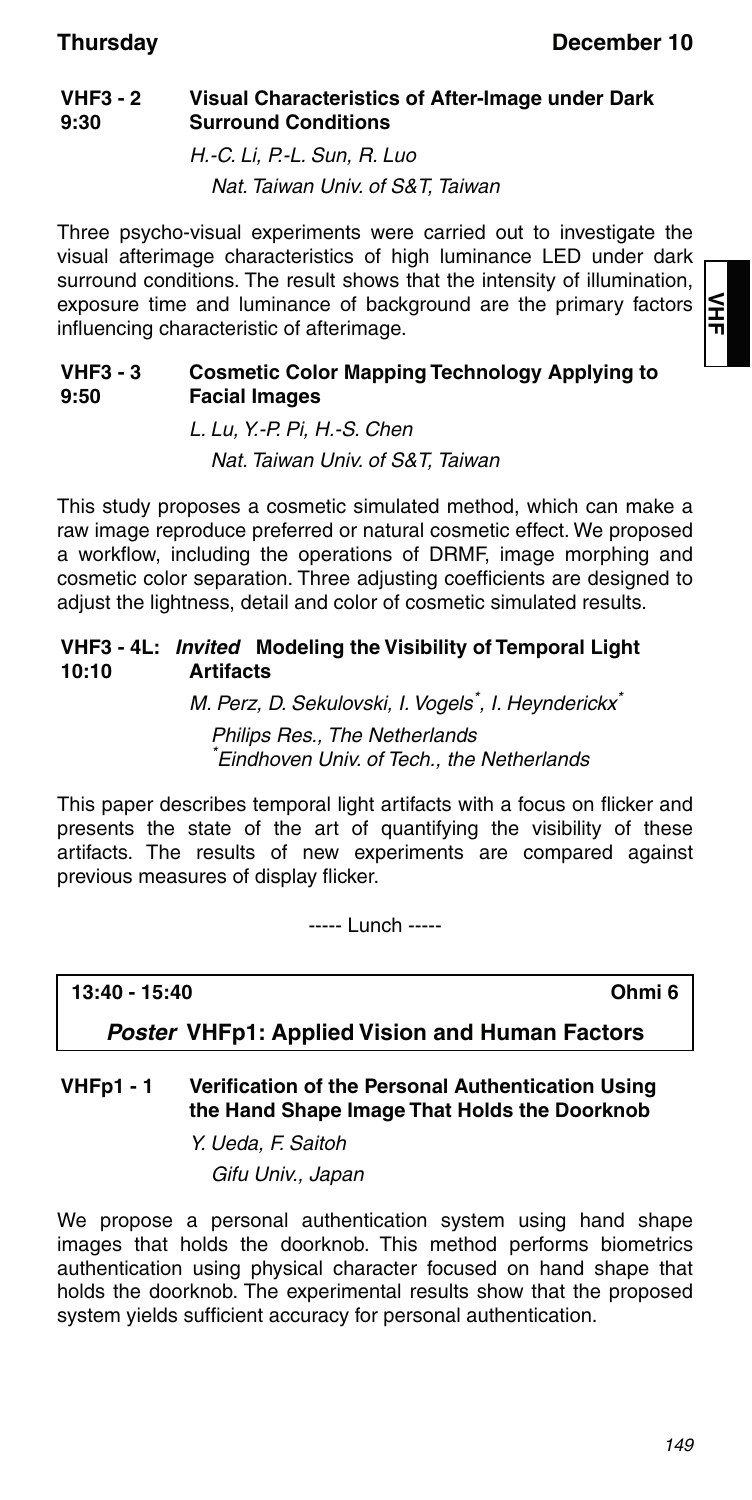### VHF3 - 2 9:30 Visual Characteristics of After-Image under Dark Surround Conditions

*H.-C. Li, P.-L. Sun, R. Luo*
*Nat. Taiwan Univ. of S&T, Taiwan*

Three psycho-visual experiments were carried out to investigate the visual afterimage characteristics of high luminance LED under dark surround conditions. The result shows that the intensity of illumination, exposure time and luminance of background are the primary factors influencing characteristic of afterimage.

### VHF3 - 3 9:50 Cosmetic Color Mapping Technology Applying to Facial Images

*L. Lu, Y.-P. Pi, H.-S. Chen*
*Nat. Taiwan Univ. of S&T, Taiwan*

This study proposes a cosmetic simulated method, which can make a raw image reproduce preferred or natural cosmetic effect. We proposed a workflow, including the operations of DRMF, image morphing and cosmetic color separation. Three adjusting coefficients are designed to adjust the lightness, detail and color of cosmetic simulated results.

### VHF3 - 4L: *Invited* Modeling the Visibility of Temporal Light Artifacts 10:10

*M. Perz, D. Sekulovski, I. Vogels*, I. Heynderickx**
*Philips Res., The Netherlands*
**Eindhoven Univ. of Tech., the Netherlands*

This paper describes temporal light artifacts with a focus on flicker and presents the state of the art of quantifying the visibility of these artifacts. The results of new experiments are compared against previous measures of display flicker.

----- Lunch -----

**13:40 - 15:40** **Ohmi 6**

## *Poster* VHFp1: Applied Vision and Human Factors

### VHFp1 - 1 Verification of the Personal Authentication Using the Hand Shape Image That Holds the Doorknob

*Y. Ueda, F. Saitoh*
*Gifu Univ., Japan*

We propose a personal authentication system using hand shape images that holds the doorknob. This method performs biometrics authentication using physical character focused on hand shape that holds the doorknob. The experimental results show that the proposed system yields sufficient accuracy for personal authentication.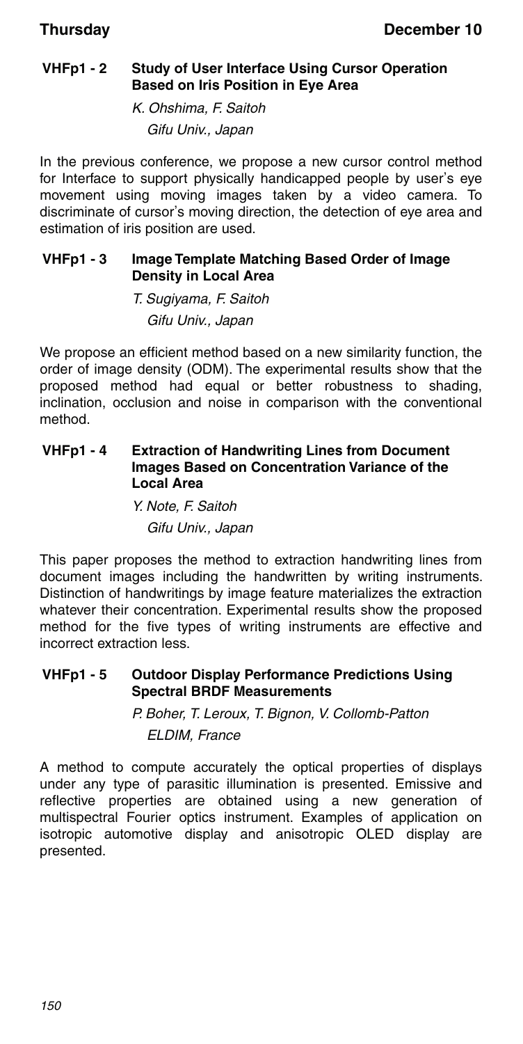### VHFp1 - 2 Study of User Interface Using Cursor Operation Based on Iris Position in Eye Area

*K. Ohshima, F. Saitoh*
*Gifu Univ., Japan*

In the previous conference, we propose a new cursor control method for Interface to support physically handicapped people by user's eye movement using moving images taken by a video camera. To discriminate of cursor's moving direction, the detection of eye area and estimation of iris position are used.

### VHFp1 - 3 Image Template Matching Based Order of Image Density in Local Area

*T. Sugiyama, F. Saitoh*
*Gifu Univ., Japan*

We propose an efficient method based on a new similarity function, the order of image density (ODM). The experimental results show that the proposed method had equal or better robustness to shading, inclination, occlusion and noise in comparison with the conventional method.

### VHFp1 - 4 Extraction of Handwriting Lines from Document Images Based on Concentration Variance of the Local Area

*Y. Note, F. Saitoh*
*Gifu Univ., Japan*

This paper proposes the method to extraction handwriting lines from document images including the handwritten by writing instruments. Distinction of handwritings by image feature materializes the extraction whatever their concentration. Experimental results show the proposed method for the five types of writing instruments are effective and incorrect extraction less.

### VHFp1 - 5 Outdoor Display Performance Predictions Using Spectral BRDF Measurements

*P. Boher, T. Leroux, T. Bignon, V. Collomb-Patton*
*ELDIM, France*

A method to compute accurately the optical properties of displays under any type of parasitic illumination is presented. Emissive and reflective properties are obtained using a new generation of multispectral Fourier optics instrument. Examples of application on isotropic automotive display and anisotropic OLED display are presented.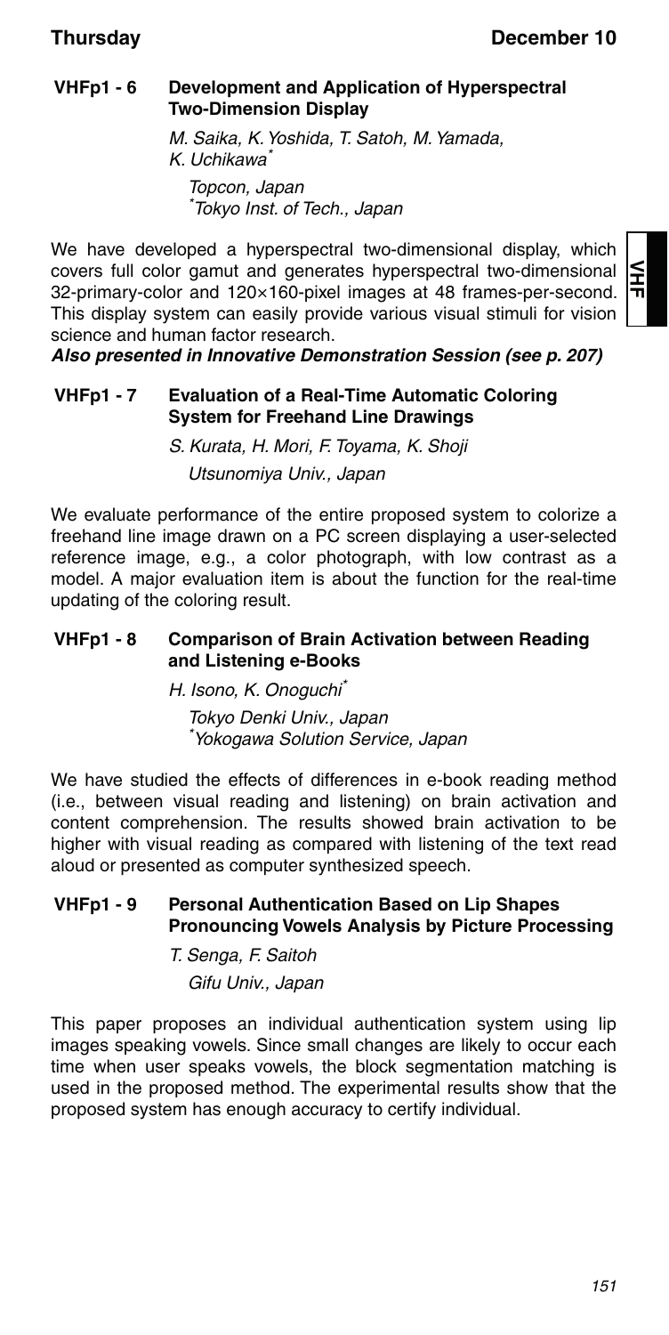### VHFp1 - 6 Development and Application of Hyperspectral Two-Dimension Display

*M. Saika, K. Yoshida, T. Satoh, M. Yamada, K. Uchikawa[*]*

*Topcon, Japan*
*[*]Tokyo Inst. of Tech., Japan*

We have developed a hyperspectral two-dimensional display, which covers full color gamut and generates hyperspectral two-dimensional 32-primary-color and 120×160-pixel images at 48 frames-per-second. This display system can easily provide various visual stimuli for vision science and human factor research.

***Also presented in Innovative Demonstration Session (see p. 207)***

### VHFp1 - 7 Evaluation of a Real-Time Automatic Coloring System for Freehand Line Drawings

*S. Kurata, H. Mori, F. Toyama, K. Shoji*

*Utsunomiya Univ., Japan*

We evaluate performance of the entire proposed system to colorize a freehand line image drawn on a PC screen displaying a user-selected reference image, e.g., a color photograph, with low contrast as a model. A major evaluation item is about the function for the real-time updating of the coloring result.

### VHFp1 - 8 Comparison of Brain Activation between Reading and Listening e-Books

*H. Isono, K. Onoguchi[*]*

*Tokyo Denki Univ., Japan*
*[*]Yokogawa Solution Service, Japan*

We have studied the effects of differences in e-book reading method (i.e., between visual reading and listening) on brain activation and content comprehension. The results showed brain activation to be higher with visual reading as compared with listening of the text read aloud or presented as computer synthesized speech.

### VHFp1 - 9 Personal Authentication Based on Lip Shapes Pronouncing Vowels Analysis by Picture Processing

*T. Senga, F. Saitoh*

*Gifu Univ., Japan*

This paper proposes an individual authentication system using lip images speaking vowels. Since small changes are likely to occur each time when user speaks vowels, the block segmentation matching is used in the proposed method. The experimental results show that the proposed system has enough accuracy to certify individual.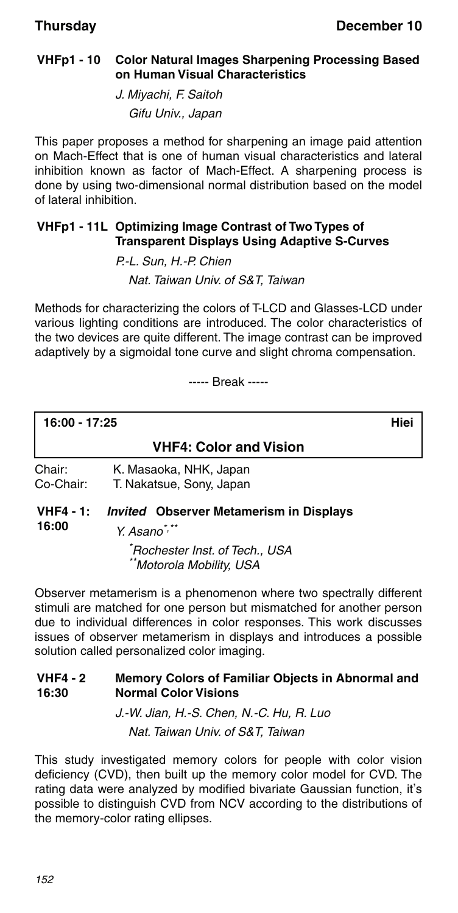**VHFp1 - 10 Color Natural Images Sharpening Processing Based on Human Visual Characteristics**

*J. Miyachi, F. Saitoh*
*Gifu Univ., Japan*

This paper proposes a method for sharpening an image paid attention on Mach-Effect that is one of human visual characteristics and lateral inhibition known as factor of Mach-Effect. A sharpening process is done by using two-dimensional normal distribution based on the model of lateral inhibition.

**VHFp1 - 11L Optimizing Image Contrast of Two Types of Transparent Displays Using Adaptive S-Curves**

*P.-L. Sun, H.-P. Chien*
*Nat. Taiwan Univ. of S&T, Taiwan*

Methods for characterizing the colors of T-LCD and Glasses-LCD under various lighting conditions are introduced. The color characteristics of the two devices are quite different. The image contrast can be improved adaptively by a sigmoidal tone curve and slight chroma compensation.

----- Break -----

**16:00 - 17:25** **Hiei**

## VHF4: Color and Vision

Chair: K. Masaoka, NHK, Japan
Co-Chair: T. Nakatsue, Sony, Japan

**VHF4 - 1: 16:00** ***Invited*** **Observer Metamerism in Displays**

*Y. Asano[*,**]*
*[*]Rochester Inst. of Tech., USA*
*[**]Motorola Mobility, USA*

Observer metamerism is a phenomenon where two spectrally different stimuli are matched for one person but mismatched for another person due to individual differences in color responses. This work discusses issues of observer metamerism in displays and introduces a possible solution called personalized color imaging.

**VHF4 - 2 16:30** **Memory Colors of Familiar Objects in Abnormal and Normal Color Visions**

*J.-W. Jian, H.-S. Chen, N.-C. Hu, R. Luo*
*Nat. Taiwan Univ. of S&T, Taiwan*

This study investigated memory colors for people with color vision deficiency (CVD), then built up the memory color model for CVD. The rating data were analyzed by modified bivariate Gaussian function, it's possible to distinguish CVD from NCV according to the distributions of the memory-color rating ellipses.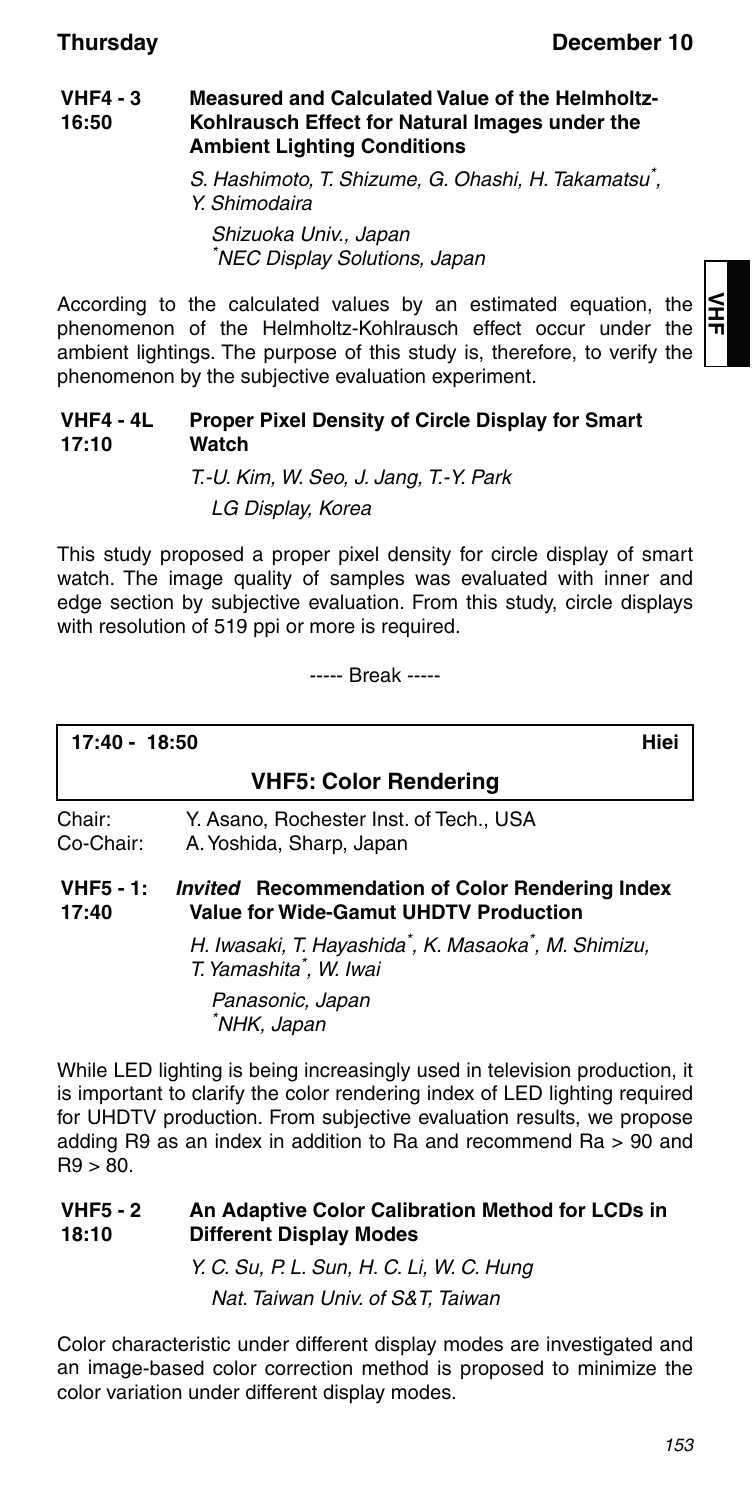**VHF4 - 3**
**16:50**

### Measured and Calculated Value of the Helmholtz-Kohlrausch Effect for Natural Images under the Ambient Lighting Conditions

*S. Hashimoto, T. Shizume, G. Ohashi, H. Takamatsu[*], Y. Shimodaira*

*Shizuoka Univ., Japan*
*[*]NEC Display Solutions, Japan*

According to the calculated values by an estimated equation, the phenomenon of the Helmholtz-Kohlrausch effect occur under the ambient lightings. The purpose of this study is, therefore, to verify the phenomenon by the subjective evaluation experiment.

**VHF4 - 4L**
**17:10**

### Proper Pixel Density of Circle Display for Smart Watch

*T.-U. Kim, W. Seo, J. Jang, T.-Y. Park*

*LG Display, Korea*

This study proposed a proper pixel density for circle display of smart watch. The image quality of samples was evaluated with inner and edge section by subjective evaluation. From this study, circle displays with resolution of 519 ppi or more is required.

----- Break -----

**17:40 - 18:50** **Hiei**

## VHF5: Color Rendering

Chair: Y. Asano, Rochester Inst. of Tech., USA
Co-Chair: A. Yoshida, Sharp, Japan

**VHF5 - 1:**
**17:40**

### *Invited* Recommendation of Color Rendering Index Value for Wide-Gamut UHDTV Production

*H. Iwasaki, T. Hayashida[*], K. Masaoka[*], M. Shimizu, T. Yamashita[*], W. Iwai*

*Panasonic, Japan*
*[*]NHK, Japan*

While LED lighting is being increasingly used in television production, it is important to clarify the color rendering index of LED lighting required for UHDTV production. From subjective evaluation results, we propose adding R9 as an index in addition to Ra and recommend Ra > 90 and R9 > 80.

**VHF5 - 2**
**18:10**

### An Adaptive Color Calibration Method for LCDs in Different Display Modes

*Y. C. Su, P. L. Sun, H. C. Li, W. C. Hung*

*Nat. Taiwan Univ. of S&T, Taiwan*

Color characteristic under different display modes are investigated and an image-based color correction method is proposed to minimize the color variation under different display modes.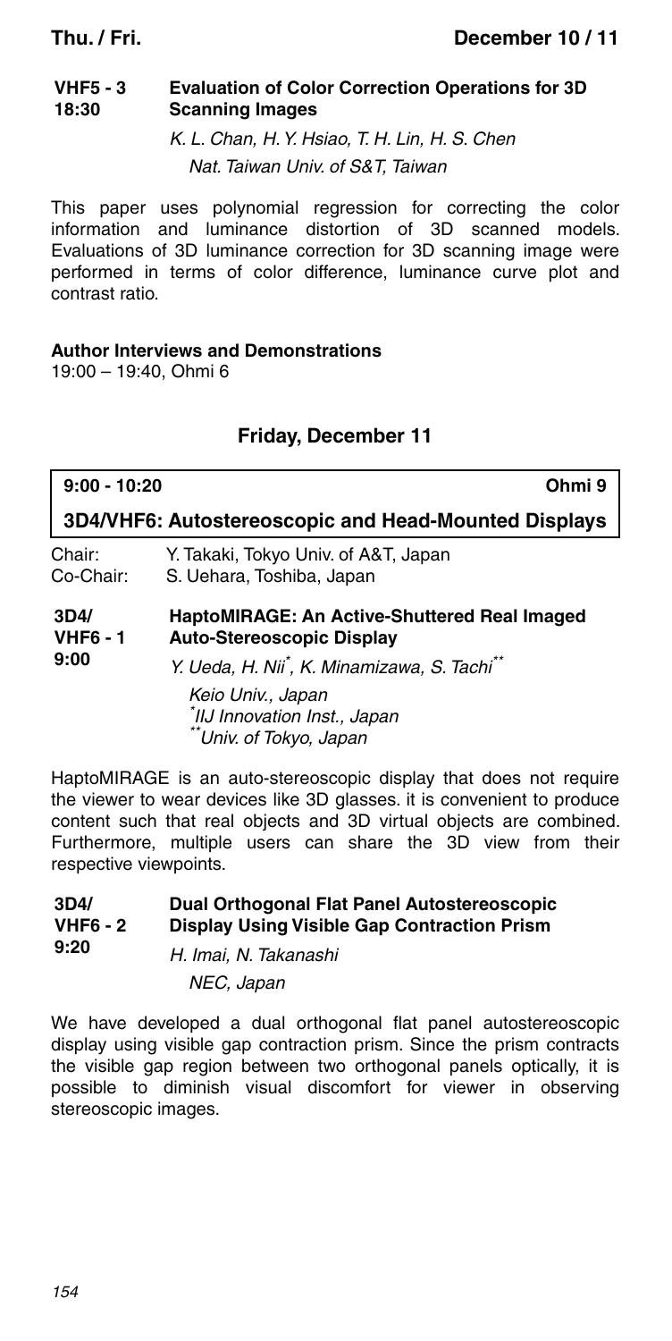**VHF5 - 3**
**18:30**

**Evaluation of Color Correction Operations for 3D Scanning Images**

*K. L. Chan, H. Y. Hsiao, T. H. Lin, H. S. Chen*
*Nat. Taiwan Univ. of S&T, Taiwan*

This paper uses polynomial regression for correcting the color information and luminance distortion of 3D scanned models. Evaluations of 3D luminance correction for 3D scanning image were performed in terms of color difference, luminance curve plot and contrast ratio.

**Author Interviews and Demonstrations**
19:00 – 19:40, Ohmi 6

## Friday, December 11

**9:00 - 10:20** **Ohmi 9**

### 3D4/VHF6: Autostereoscopic and Head-Mounted Displays

Chair: Y. Takaki, Tokyo Univ. of A&T, Japan
Co-Chair: S. Uehara, Toshiba, Japan

**3D4/ VHF6 - 1**
**9:00**

**HaptoMIRAGE: An Active-Shuttered Real Imaged Auto-Stereoscopic Display**

*Y. Ueda, H. Nii[*], K. Minamizawa, S. Tachi[**]*
*Keio Univ., Japan*
*[*]IIJ Innovation Inst., Japan*
*[**]Univ. of Tokyo, Japan*

HaptoMIRAGE is an auto-stereoscopic display that does not require the viewer to wear devices like 3D glasses. it is convenient to produce content such that real objects and 3D virtual objects are combined. Furthermore, multiple users can share the 3D view from their respective viewpoints.

**3D4/ VHF6 - 2**
**9:20**

**Dual Orthogonal Flat Panel Autostereoscopic Display Using Visible Gap Contraction Prism**

*H. Imai, N. Takanashi*
*NEC, Japan*

We have developed a dual orthogonal flat panel autostereoscopic display using visible gap contraction prism. Since the prism contracts the visible gap region between two orthogonal panels optically, it is possible to diminish visual discomfort for viewer in observing stereoscopic images.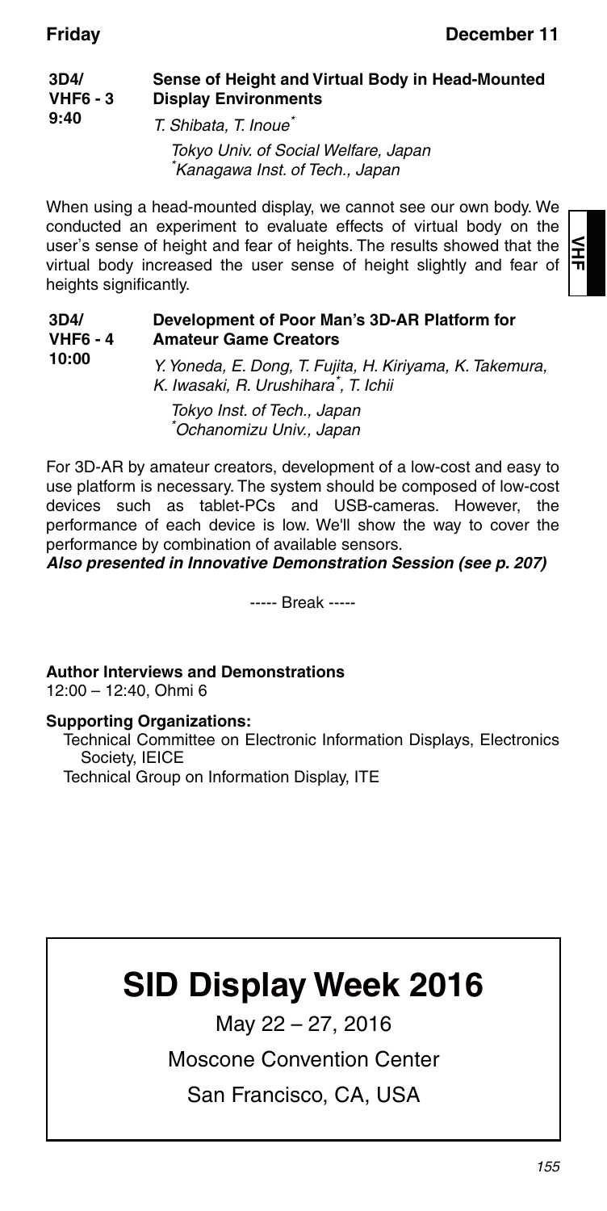**3D4/ VHF - 3 9:40** **Sense of Height and Virtual Body in Head-Mounted Display Environments**

*T. Shibata, T. Inoue[*]*

*Tokyo Univ. of Social Welfare, Japan*
*[*]Kanagawa Inst. of Tech., Japan*

When using a head-mounted display, we cannot see our own body. We conducted an experiment to evaluate effects of virtual body on the user's sense of height and fear of heights. The results showed that the virtual body increased the user sense of height slightly and fear of heights significantly.

**3D4/ VHF - 4 10:00** **Development of Poor Man's 3D-AR Platform for Amateur Game Creators**

*Y. Yoneda, E. Dong, T. Fujita, H. Kiriyama, K. Takemura, K. Iwasaki, R. Urushihara[*], T. Ichii*

*Tokyo Inst. of Tech., Japan*
*[*]Ochanomizu Univ., Japan*

For 3D-AR by amateur creators, development of a low-cost and easy to use platform is necessary. The system should be composed of low-cost devices such as tablet-PCs and USB-cameras. However, the performance of each device is low. We'll show the way to cover the performance by combination of available sensors.

***Also presented in Innovative Demonstration Session (see p. 207)***

----- Break -----

**Author Interviews and Demonstrations**
12:00 – 12:40, Ohmi 6

**Supporting Organizations:**

Technical Committee on Electronic Information Displays, Electronics Society, IEICE
Technical Group on Information Display, ITE

# SID Display Week 2016

May 22 – 27, 2016

Moscone Convention Center

San Francisco, CA, USA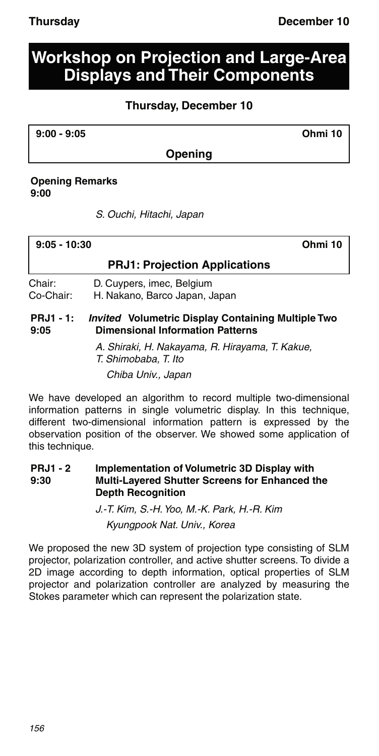# Workshop on Projection and Large-Area Displays and Their Components

### Thursday, December 10

**9:00 - 9:05** **Ohmi 10**

**Opening**

**Opening Remarks**
**9:00**

*S. Ouchi, Hitachi, Japan*

**9:05 - 10:30** **Ohmi 10**

**PRJ1: Projection Applications**

Chair: D. Cuypers, imec, Belgium
Co-Chair: H. Nakano, Barco Japan, Japan

**PRJ1 - 1:** ***Invited*** **Volumetric Display Containing Multiple Two Dimensional Information Patterns**
**9:05**

*A. Shiraki, H. Nakayama, R. Hirayama, T. Kakue, T. Shimobaba, T. Ito*
*Chiba Univ., Japan*

We have developed an algorithm to record multiple two-dimensional information patterns in single volumetric display. In this technique, different two-dimensional information pattern is expressed by the observation position of the observer. We showed some application of this technique.

**PRJ1 - 2** **Implementation of Volumetric 3D Display with Multi-Layered Shutter Screens for Enhanced the Depth Recognition**
**9:30**

*J.-T. Kim, S.-H. Yoo, M.-K. Park, H.-R. Kim*
*Kyungpook Nat. Univ., Korea*

We proposed the new 3D system of projection type consisting of SLM projector, polarization controller, and active shutter screens. To divide a 2D image according to depth information, optical properties of SLM projector and polarization controller are analyzed by measuring the Stokes parameter which can represent the polarization state.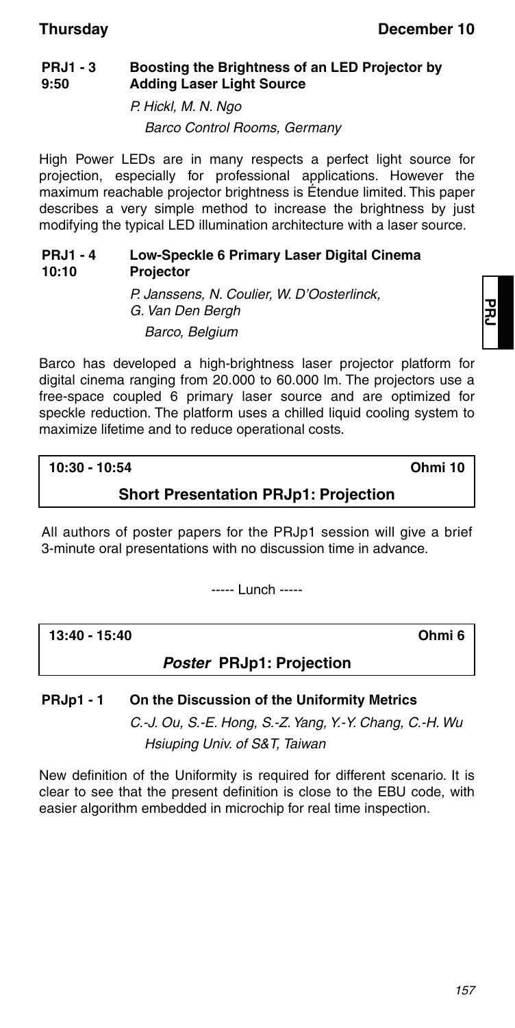**PRJ1 - 3**
**9:50**

### Boosting the Brightness of an LED Projector by Adding Laser Light Source

*P. Hickl, M. N. Ngo*
*Barco Control Rooms, Germany*

High Power LEDs are in many respects a perfect light source for projection, especially for professional applications. However the maximum reachable projector brightness is Étendue limited. This paper describes a very simple method to increase the brightness by just modifying the typical LED illumination architecture with a laser source.

**PRJ1 - 4**
**10:10**

### Low-Speckle 6 Primary Laser Digital Cinema Projector

*P. Janssens, N. Coulier, W. D'Oosterlinck, G. Van Den Bergh*
*Barco, Belgium*

Barco has developed a high-brightness laser projector platform for digital cinema ranging from 20.000 to 60.000 lm. The projectors use a free-space coupled 6 primary laser source and are optimized for speckle reduction. The platform uses a chilled liquid cooling system to maximize lifetime and to reduce operational costs.

**10:30 - 10:54** **Ohmi 10**

## Short Presentation PRJp1: Projection

All authors of poster papers for the PRJp1 session will give a brief 3-minute oral presentations with no discussion time in advance.

----- Lunch -----

**13:40 - 15:40** **Ohmi 6**

## *Poster* PRJp1: Projection

**PRJp1 - 1**

### On the Discussion of the Uniformity Metrics

*C.-J. Ou, S.-E. Hong, S.-Z. Yang, Y.-Y. Chang, C.-H. Wu*
*Hsiuping Univ. of S&T, Taiwan*

New definition of the Uniformity is required for different scenario. It is clear to see that the present definition is close to the EBU code, with easier algorithm embedded in microchip for real time inspection.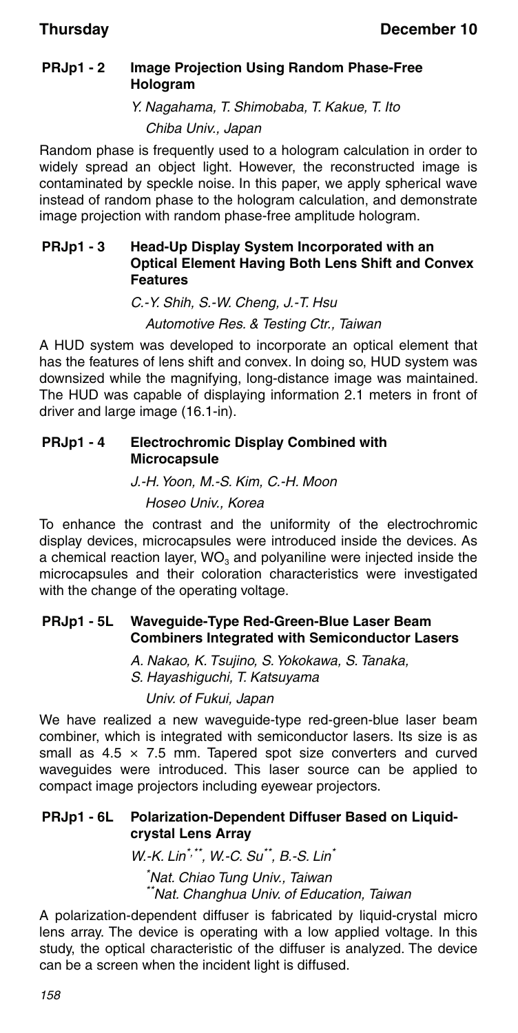### PRJp1 - 2 Image Projection Using Random Phase-Free Hologram

*Y. Nagahama, T. Shimobaba, T. Kakue, T. Ito*

*Chiba Univ., Japan*

Random phase is frequently used to a hologram calculation in order to widely spread an object light. However, the reconstructed image is contaminated by speckle noise. In this paper, we apply spherical wave instead of random phase to the hologram calculation, and demonstrate image projection with random phase-free amplitude hologram.

### PRJp1 - 3 Head-Up Display System Incorporated with an Optical Element Having Both Lens Shift and Convex Features

*C.-Y. Shih, S.-W. Cheng, J.-T. Hsu*

*Automotive Res. & Testing Ctr., Taiwan*

A HUD system was developed to incorporate an optical element that has the features of lens shift and convex. In doing so, HUD system was downsized while the magnifying, long-distance image was maintained. The HUD was capable of displaying information 2.1 meters in front of driver and large image (16.1-in).

### PRJp1 - 4 Electrochromic Display Combined with Microcapsule

*J.-H. Yoon, M.-S. Kim, C.-H. Moon*

*Hoseo Univ., Korea*

To enhance the contrast and the uniformity of the electrochromic display devices, microcapsules were introduced inside the devices. As a chemical reaction layer, $WO_3$ and polyaniline were injected inside the microcapsules and their coloration characteristics were investigated with the change of the operating voltage.

### PRJp1 - 5L Waveguide-Type Red-Green-Blue Laser Beam Combiners Integrated with Semiconductor Lasers

*A. Nakao, K. Tsujino, S. Yokokawa, S. Tanaka, S. Hayashiguchi, T. Katsuyama*

*Univ. of Fukui, Japan*

We have realized a new waveguide-type red-green-blue laser beam combiner, which is integrated with semiconductor lasers. Its size is as small as $4.5 \times 7.5$ mm. Tapered spot size converters and curved waveguides were introduced. This laser source can be applied to compact image projectors including eyewear projectors.

### PRJp1 - 6L Polarization-Dependent Diffuser Based on Liquid-crystal Lens Array

*W.-K. Lin[*,**], W.-C. Su[**], B.-S. Lin[*]*

*[*]Nat. Chiao Tung Univ., Taiwan*
*[**]Nat. Changhua Univ. of Education, Taiwan*

A polarization-dependent diffuser is fabricated by liquid-crystal micro lens array. The device is operating with a low applied voltage. In this study, the optical characteristic of the diffuser is analyzed. The device can be a screen when the incident light is diffused.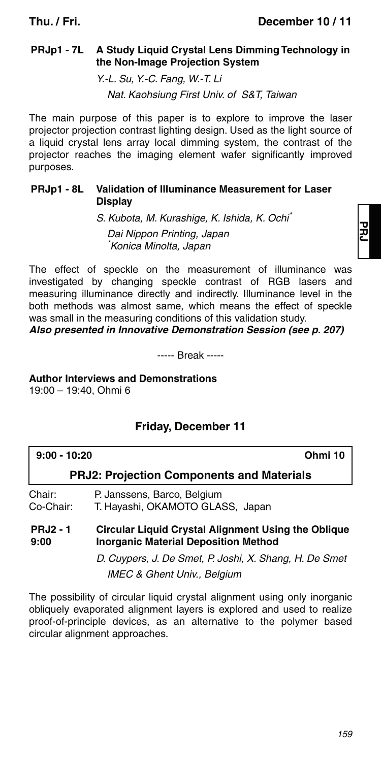**PRJp1 - 7L A Study Liquid Crystal Lens Dimming Technology in the Non-Image Projection System**

*Y.-L. Su, Y.-C. Fang, W.-T. Li*
*Nat. Kaohsiung First Univ. of S&T, Taiwan*

The main purpose of this paper is to explore to improve the laser projector projection contrast lighting design. Used as the light source of a liquid crystal lens array local dimming system, the contrast of the projector reaches the imaging element wafer significantly improved purposes.

**PRJp1 - 8L Validation of Illuminance Measurement for Laser Display**

*S. Kubota, M. Kurashige, K. Ishida, K. Ochi**
*Dai Nippon Printing, Japan*
**Konica Minolta, Japan*

The effect of speckle on the measurement of illuminance was investigated by changing speckle contrast of RGB lasers and measuring illuminance directly and indirectly. Illuminance level in the both methods was almost same, which means the effect of speckle was small in the measuring conditions of this validation study.

***Also presented in Innovative Demonstration Session (see p. 207)***

----- Break -----

**Author Interviews and Demonstrations**
19:00 – 19:40, Ohmi 6

## Friday, December 11

**9:00 - 10:20** **Ohmi 10**

### PRJ2: Projection Components and Materials

Chair: P. Janssens, Barco, Belgium
Co-Chair: T. Hayashi, OKAMOTO GLASS, Japan

**PRJ2 - 1**
**9:00**
**Circular Liquid Crystal Alignment Using the Oblique Inorganic Material Deposition Method**

*D. Cuypers, J. De Smet, P. Joshi, X. Shang, H. De Smet*
*IMEC & Ghent Univ., Belgium*

The possibility of circular liquid crystal alignment using only inorganic obliquely evaporated alignment layers is explored and used to realize proof-of-principle devices, as an alternative to the polymer based circular alignment approaches.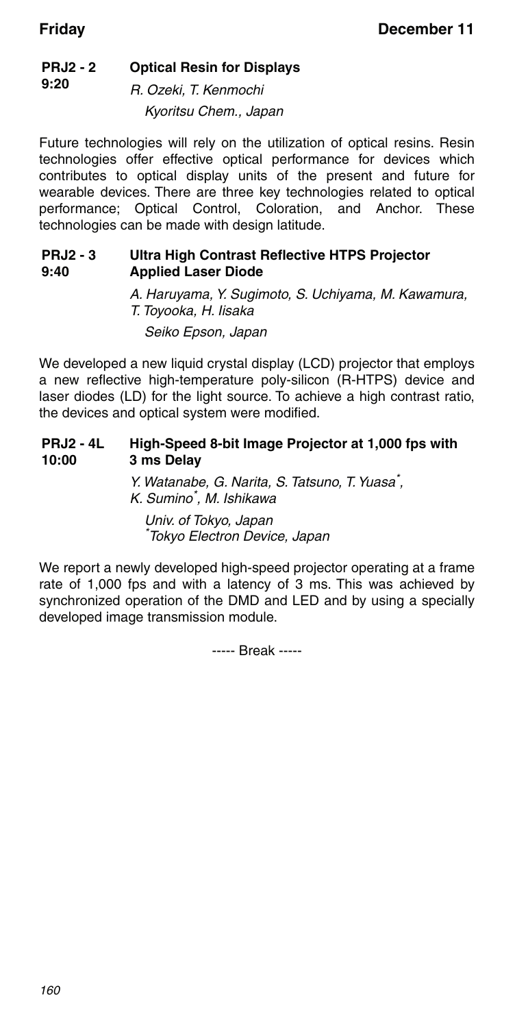**PRJ2 - 2** **Optical Resin for Displays**
**9:20**

*R. Ozeki, T. Kenmochi*
*Kyoritsu Chem., Japan*

Future technologies will rely on the utilization of optical resins. Resin technologies offer effective optical performance for devices which contributes to optical display units of the present and future for wearable devices. There are three key technologies related to optical performance; Optical Control, Coloration, and Anchor. These technologies can be made with design latitude.

**PRJ2 - 3** **Ultra High Contrast Reflective HTPS Projector Applied Laser Diode**
**9:40**

*A. Haruyama, Y. Sugimoto, S. Uchiyama, M. Kawamura, T. Toyooka, H. Iisaka*
*Seiko Epson, Japan*

We developed a new liquid crystal display (LCD) projector that employs a new reflective high-temperature poly-silicon (R-HTPS) device and laser diodes (LD) for the light source. To achieve a high contrast ratio, the devices and optical system were modified.

**PRJ2 - 4L** **High-Speed 8-bit Image Projector at 1,000 fps with 3 ms Delay**
**10:00**

*Y. Watanabe, G. Narita, S. Tatsuno, T. Yuasa[*], K. Sumino[*], M. Ishikawa*
*Univ. of Tokyo, Japan*
*[*]Tokyo Electron Device, Japan*

We report a newly developed high-speed projector operating at a frame rate of 1,000 fps and with a latency of 3 ms. This was achieved by synchronized operation of the DMD and LED and by using a specially developed image transmission module.

----- Break -----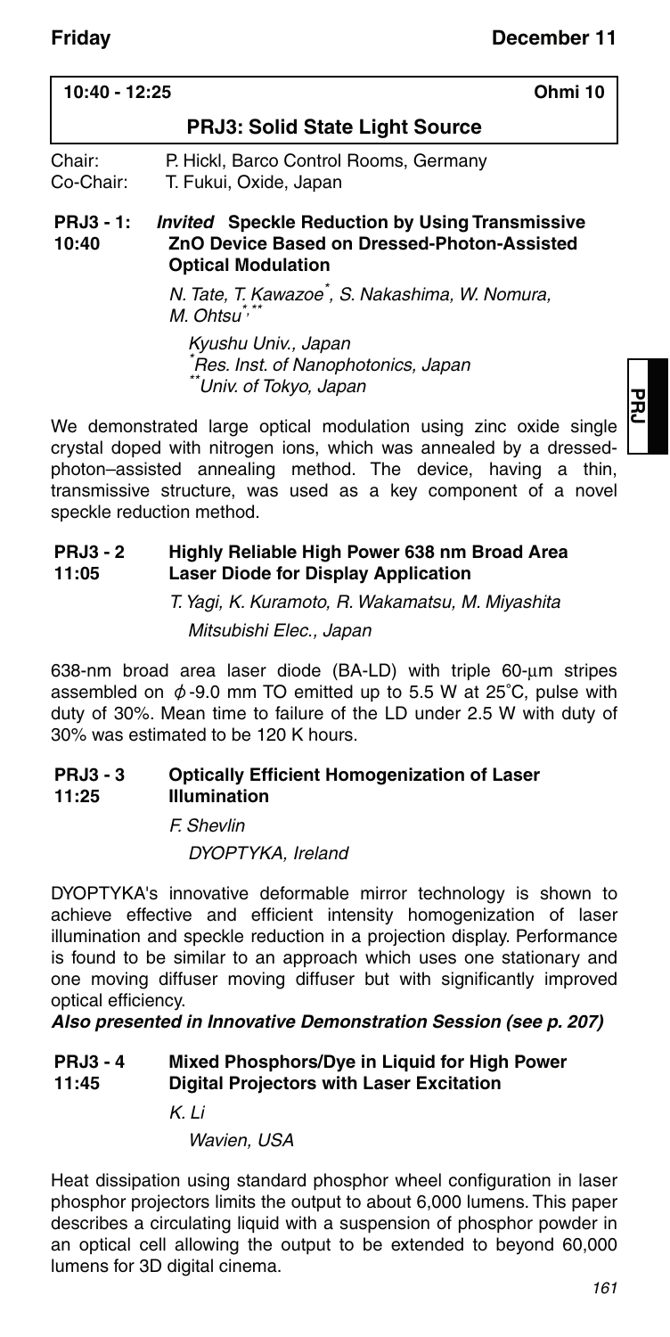**10:40 - 12:25** **Ohmi 10**

## PRJ3: Solid State Light Source

Chair: P. Hickl, Barco Control Rooms, Germany
Co-Chair: T. Fukui, Oxide, Japan

### PRJ3 - 1: 10:40 *Invited* Speckle Reduction by Using Transmissive ZnO Device Based on Dressed-Photon-Assisted Optical Modulation

*N. Tate, T. Kawazoe[*], S. Nakashima, W. Nomura, M. Ohtsu[*,**]*

*Kyushu Univ., Japan*
*[*]Res. Inst. of Nanophotonics, Japan*
*[**]Univ. of Tokyo, Japan*

We demonstrated large optical modulation using zinc oxide single crystal doped with nitrogen ions, which was annealed by a dressed-photon–assisted annealing method. The device, having a thin, transmissive structure, was used as a key component of a novel speckle reduction method.

### PRJ3 - 2 11:05 Highly Reliable High Power 638 nm Broad Area Laser Diode for Display Application

*T. Yagi, K. Kuramoto, R. Wakamatsu, M. Miyashita*

*Mitsubishi Elec., Japan*

638-nm broad area laser diode (BA-LD) with triple 60-μm stripes assembled on $\phi$-9.0 mm TO emitted up to 5.5 W at 25°C, pulse with duty of 30%. Mean time to failure of the LD under 2.5 W with duty of 30% was estimated to be 120 K hours.

### PRJ3 - 3 11:25 Optically Efficient Homogenization of Laser Illumination

*F. Shevlin*

*DYOPTYKA, Ireland*

DYOPTYKA's innovative deformable mirror technology is shown to achieve effective and efficient intensity homogenization of laser illumination and speckle reduction in a projection display. Performance is found to be similar to an approach which uses one stationary and one moving diffuser moving diffuser but with significantly improved optical efficiency.

***Also presented in Innovative Demonstration Session (see p. 207)***

### PRJ3 - 4 11:45 Mixed Phosphors/Dye in Liquid for High Power Digital Projectors with Laser Excitation

*K. Li*

*Wavien, USA*

Heat dissipation using standard phosphor wheel configuration in laser phosphor projectors limits the output to about 6,000 lumens. This paper describes a circulating liquid with a suspension of phosphor powder in an optical cell allowing the output to be extended to beyond 60,000 lumens for 3D digital cinema.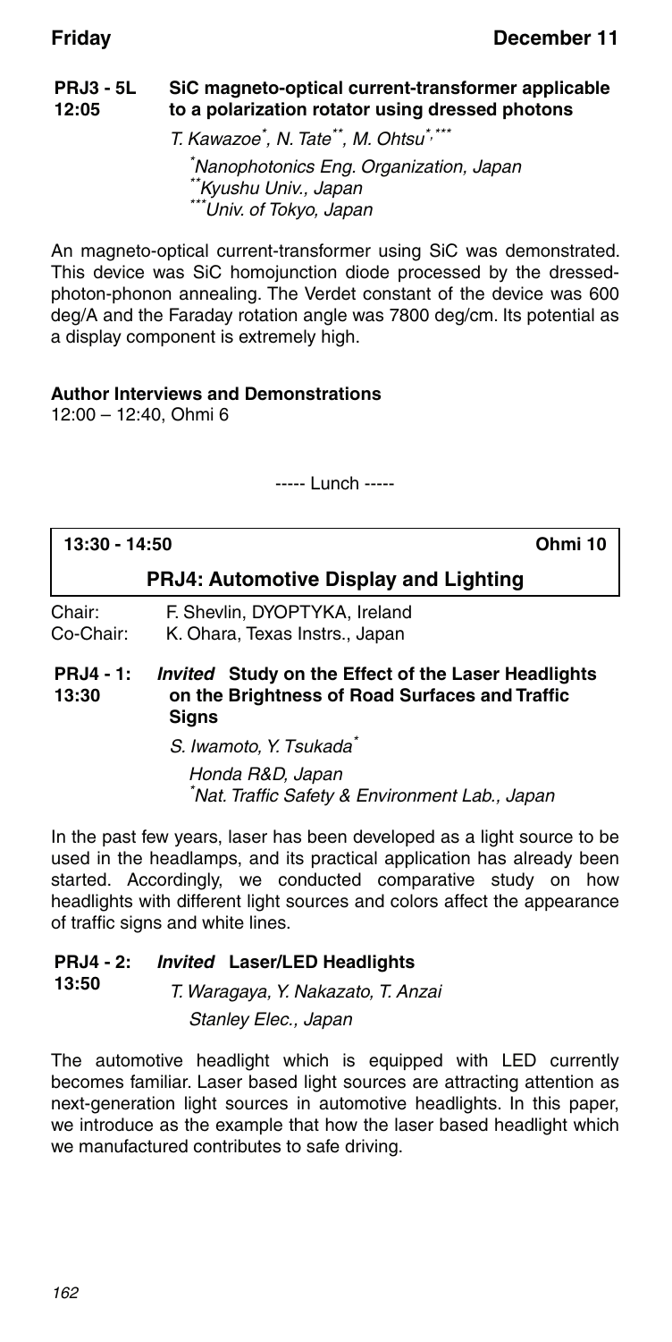**PRJ3 - 5L 12:05** **SiC magneto-optical current-transformer applicable to a polarization rotator using dressed photons**

*T. Kawazoe[*], N. Tate[**], M. Ohtsu[*,***]*

*[*]Nanophotonics Eng. Organization, Japan*
*[**]Kyushu Univ., Japan*
*[***]Univ. of Tokyo, Japan*

An magneto-optical current-transformer using SiC was demonstrated. This device was SiC homojunction diode processed by the dressed-photon-phonon annealing. The Verdet constant of the device was 600 deg/A and the Faraday rotation angle was 7800 deg/cm. Its potential as a display component is extremely high.

**Author Interviews and Demonstrations**
12:00 – 12:40, Ohmi 6

----- Lunch -----

**13:30 - 14:50** **Ohmi 10**

## PRJ4: Automotive Display and Lighting

Chair: F. Shevlin, DYOPTYKA, Ireland
Co-Chair: K. Ohara, Texas Instrs., Japan

**PRJ4 - 1: 13:30** ***Invited*** **Study on the Effect of the Laser Headlights on the Brightness of Road Surfaces and Traffic Signs**

*S. Iwamoto, Y. Tsukada[*]*

*Honda R&D, Japan*
*[*]Nat. Traffic Safety & Environment Lab., Japan*

In the past few years, laser has been developed as a light source to be used in the headlamps, and its practical application has already been started. Accordingly, we conducted comparative study on how headlights with different light sources and colors affect the appearance of traffic signs and white lines.

**PRJ4 - 2: 13:50** ***Invited*** **Laser/LED Headlights**

*T. Waragaya, Y. Nakazato, T. Anzai*

*Stanley Elec., Japan*

The automotive headlight which is equipped with LED currently becomes familiar. Laser based light sources are attracting attention as next-generation light sources in automotive headlights. In this paper, we introduce as the example that how the laser based headlight which we manufactured contributes to safe driving.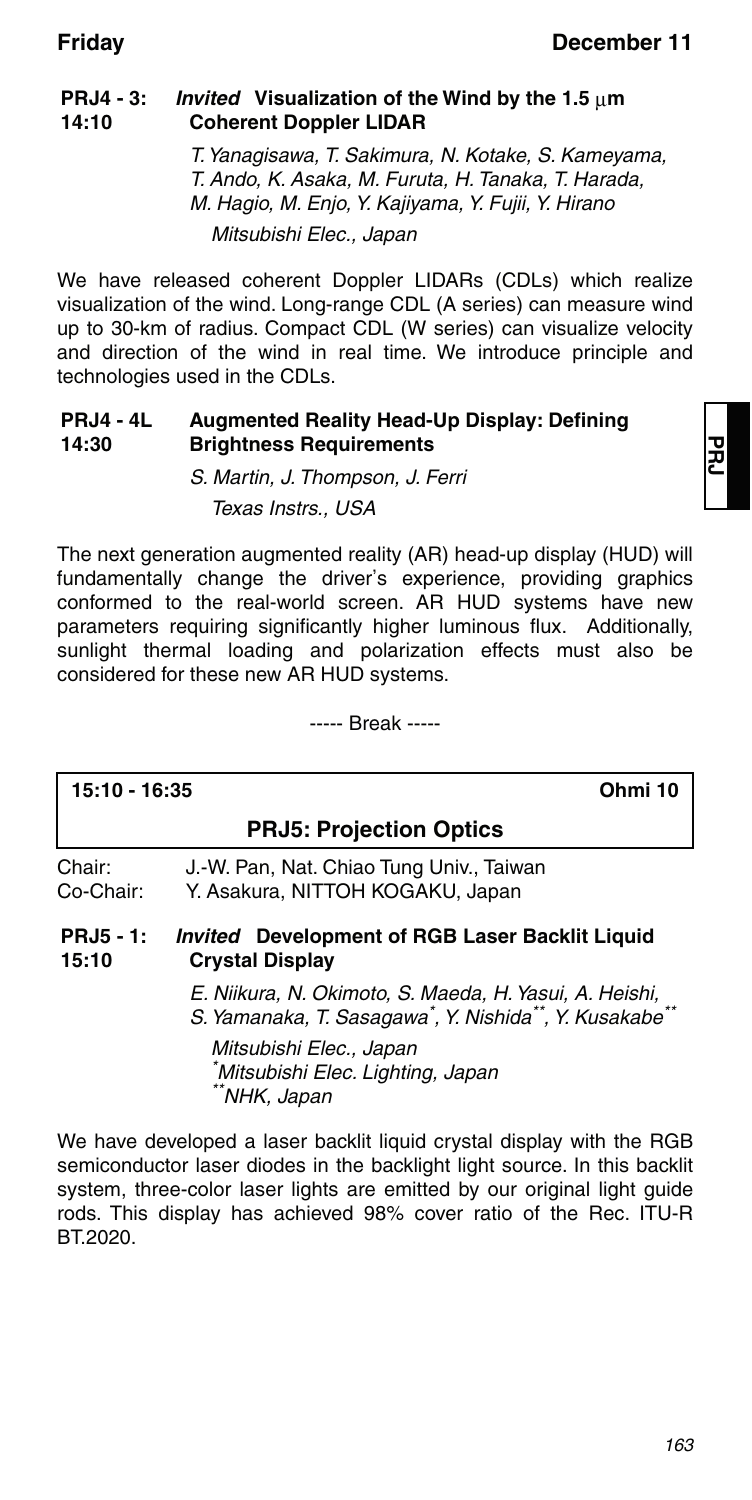**PRJ4 - 3: 14:10** ***Invited*** **Visualization of the Wind by the 1.5 μm Coherent Doppler LIDAR**

*T. Yanagisawa, T. Sakimura, N. Kotake, S. Kameyama, T. Ando, K. Asaka, M. Furuta, H. Tanaka, T. Harada, M. Hagio, M. Enjo, Y. Kajiyama, Y. Fujii, Y. Hirano*

*Mitsubishi Elec., Japan*

We have released coherent Doppler LIDARs (CDLs) which realize visualization of the wind. Long-range CDL (A series) can measure wind up to 30-km of radius. Compact CDL (W series) can visualize velocity and direction of the wind in real time. We introduce principle and technologies used in the CDLs.

**PRJ4 - 4L 14:30** **Augmented Reality Head-Up Display: Defining Brightness Requirements**

*S. Martin, J. Thompson, J. Ferri*

*Texas Instrs., USA*

The next generation augmented reality (AR) head-up display (HUD) will fundamentally change the driver's experience, providing graphics conformed to the real-world screen. AR HUD systems have new parameters requiring significantly higher luminous flux. Additionally, sunlight thermal loading and polarization effects must also be considered for these new AR HUD systems.

----- Break -----

**15:10 - 16:35** **Ohmi 10**

## PRJ5: Projection Optics

Chair: J.-W. Pan, Nat. Chiao Tung Univ., Taiwan
Co-Chair: Y. Asakura, NITTOH KOGAKU, Japan

**PRJ5 - 1: 15:10** ***Invited*** **Development of RGB Laser Backlit Liquid Crystal Display**

*E. Niikura, N. Okimoto, S. Maeda, H. Yasui, A. Heishi, S. Yamanaka, T. Sasagawa\*, Y. Nishida\*\*, Y. Kusakabe\*\**

*Mitsubishi Elec., Japan*
*\*Mitsubishi Elec. Lighting, Japan*
*\*\*NHK, Japan*

We have developed a laser backlit liquid crystal display with the RGB semiconductor laser diodes in the backlight light source. In this backlit system, three-color laser lights are emitted by our original light guide rods. This display has achieved 98% cover ratio of the Rec. ITU-R BT.2020.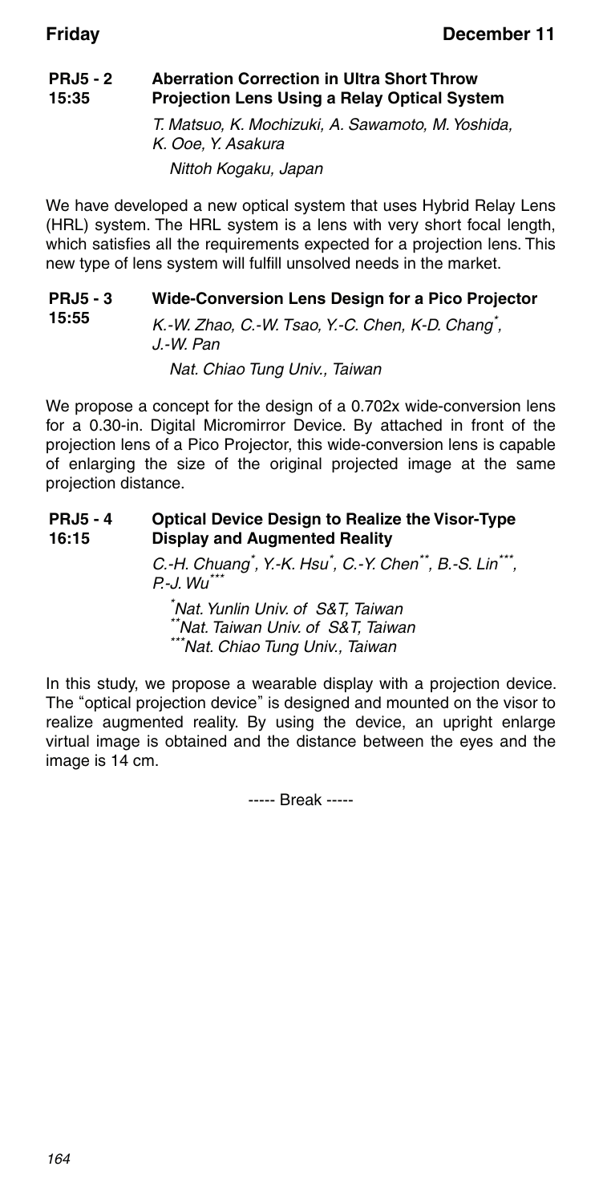**PRJ5 - 2**
**15:35**

### Aberration Correction in Ultra Short Throw Projection Lens Using a Relay Optical System

*T. Matsuo, K. Mochizuki, A. Sawamoto, M. Yoshida, K. Ooe, Y. Asakura*

*Nittoh Kogaku, Japan*

We have developed a new optical system that uses Hybrid Relay Lens (HRL) system. The HRL system is a lens with very short focal length, which satisfies all the requirements expected for a projection lens. This new type of lens system will fulfill unsolved needs in the market.

**PRJ5 - 3**
**15:55**

### Wide-Conversion Lens Design for a Pico Projector

*K.-W. Zhao, C.-W. Tsao, Y.-C. Chen, K-D. Chang*, J.-W. Pan*

*Nat. Chiao Tung Univ., Taiwan*

We propose a concept for the design of a 0.702x wide-conversion lens for a 0.30-in. Digital Micromirror Device. By attached in front of the projection lens of a Pico Projector, this wide-conversion lens is capable of enlarging the size of the original projected image at the same projection distance.

**PRJ5 - 4**
**16:15**

### Optical Device Design to Realize the Visor-Type Display and Augmented Reality

*C.-H. Chuang*, Y.-K. Hsu*, C.-Y. Chen**, B.-S. Lin***, P.-J. Wu****

*\*Nat. Yunlin Univ. of S&T, Taiwan*
*\*\*Nat. Taiwan Univ. of S&T, Taiwan*
*\*\*\*Nat. Chiao Tung Univ., Taiwan*

In this study, we propose a wearable display with a projection device. The "optical projection device" is designed and mounted on the visor to realize augmented reality. By using the device, an upright enlarge virtual image is obtained and the distance between the eyes and the image is 14 cm.

----- Break -----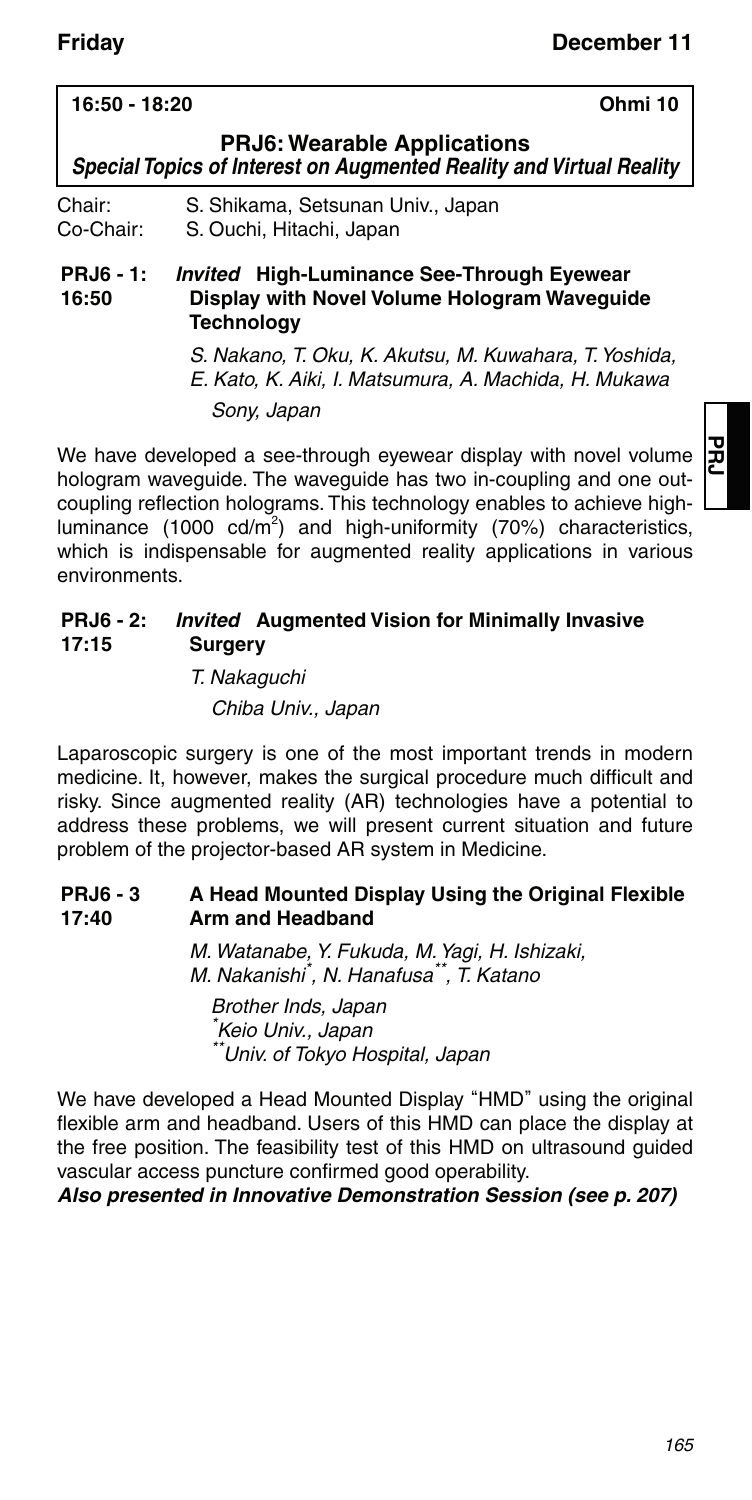**16:50 - 18:20** **Ohmi 10**

## PRJ6: Wearable Applications

***Special Topics of Interest on Augmented Reality and Virtual Reality***

Chair: S. Shikama, Setsunan Univ., Japan
Co-Chair: S. Ouchi, Hitachi, Japan

### PRJ6 - 1: 16:50 — *Invited* High-Luminance See-Through Eyewear Display with Novel Volume Hologram Waveguide Technology

*S. Nakano, T. Oku, K. Akutsu, M. Kuwahara, T. Yoshida, E. Kato, K. Aiki, I. Matsumura, A. Machida, H. Mukawa*

*Sony, Japan*

We have developed a see-through eyewear display with novel volume hologram waveguide. The waveguide has two in-coupling and one out-coupling reflection holograms. This technology enables to achieve high-luminance (1000 cd/m$^2$) and high-uniformity (70%) characteristics, which is indispensable for augmented reality applications in various environments.

### PRJ6 - 2: 17:15 — *Invited* Augmented Vision for Minimally Invasive Surgery

*T. Nakaguchi*

*Chiba Univ., Japan*

Laparoscopic surgery is one of the most important trends in modern medicine. It, however, makes the surgical procedure much difficult and risky. Since augmented reality (AR) technologies have a potential to address these problems, we will present current situation and future problem of the projector-based AR system in Medicine.

### PRJ6 - 3 17:40 — A Head Mounted Display Using the Original Flexible Arm and Headband

*M. Watanabe, Y. Fukuda, M. Yagi, H. Ishizaki, M. Nakanishi\*, N. Hanafusa\*\*, T. Katano*

*Brother Inds, Japan*
*\*Keio Univ., Japan*
*\*\*Univ. of Tokyo Hospital, Japan*

We have developed a Head Mounted Display "HMD" using the original flexible arm and headband. Users of this HMD can place the display at the free position. The feasibility test of this HMD on ultrasound guided vascular access puncture confirmed good operability.

***Also presented in Innovative Demonstration Session (see p. 207)***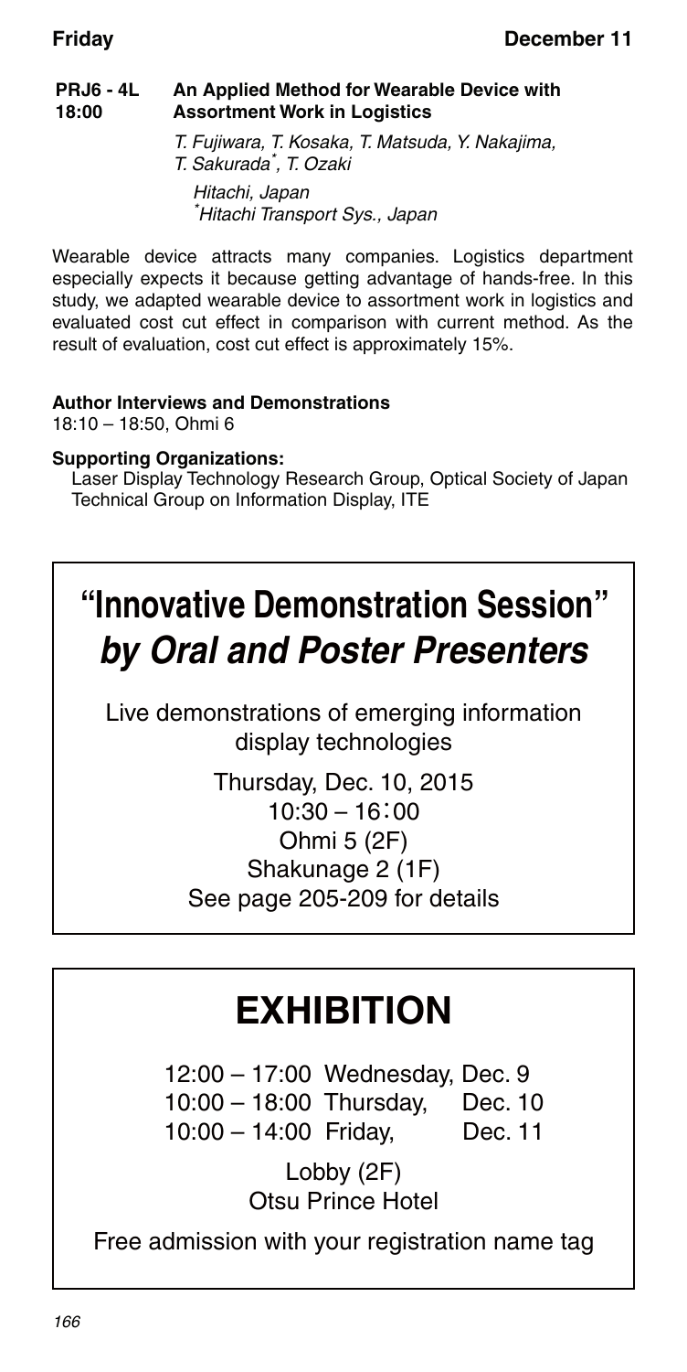**PRJ6 - 4L 18:00** **An Applied Method for Wearable Device with Assortment Work in Logistics**

*T. Fujiwara, T. Kosaka, T. Matsuda, Y. Nakajima, T. Sakurada*, T. Ozaki*

*Hitachi, Japan*
*\*Hitachi Transport Sys., Japan*

Wearable device attracts many companies. Logistics department especially expects it because getting advantage of hands-free. In this study, we adapted wearable device to assortment work in logistics and evaluated cost cut effect in comparison with current method. As the result of evaluation, cost cut effect is approximately 15%.

**Author Interviews and Demonstrations**
18:10 – 18:50, Ohmi 6

**Supporting Organizations:**
Laser Display Technology Research Group, Optical Society of Japan
Technical Group on Information Display, ITE

# "Innovative Demonstration Session" *by Oral and Poster Presenters*

Live demonstrations of emerging information display technologies

Thursday, Dec. 10, 2015
10:30 – 16:00
Ohmi 5 (2F)
Shakunage 2 (1F)
See page 205-209 for details

# EXHIBITION

12:00 – 17:00 Wednesday, Dec. 9
10:00 – 18:00 Thursday, Dec. 10
10:00 – 14:00 Friday, Dec. 11

Lobby (2F)
Otsu Prince Hotel

Free admission with your registration name tag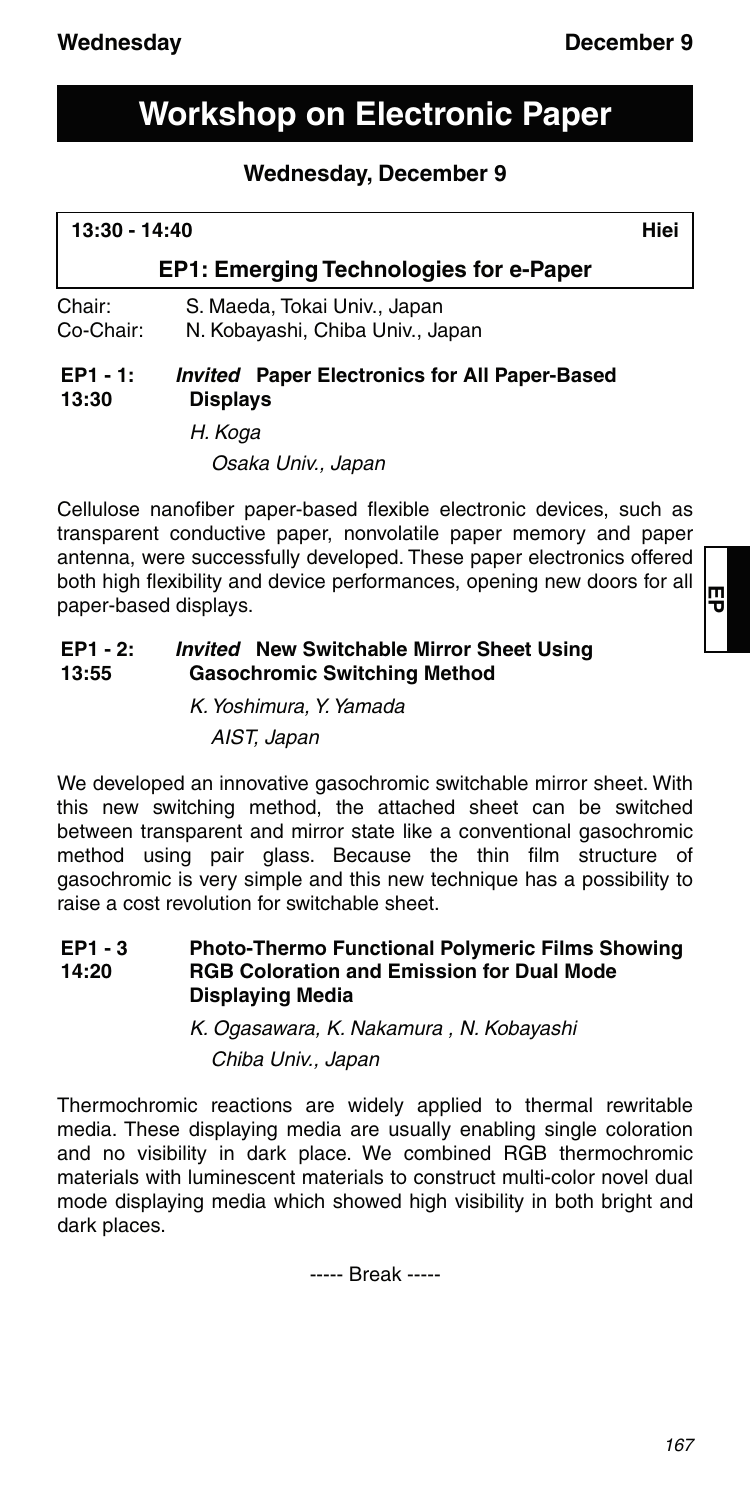# Workshop on Electronic Paper

## Wednesday, December 9

**13:30 - 14:40** **Hiei**

### EP1: Emerging Technologies for e-Paper

Chair: S. Maeda, Tokai Univ., Japan
Co-Chair: N. Kobayashi, Chiba Univ., Japan

**EP1 - 1: 13:30** ***Invited*** **Paper Electronics for All Paper-Based Displays**

*H. Koga*
*Osaka Univ., Japan*

Cellulose nanofiber paper-based flexible electronic devices, such as transparent conductive paper, nonvolatile paper memory and paper antenna, were successfully developed. These paper electronics offered both high flexibility and device performances, opening new doors for all paper-based displays.

**EP1 - 2: 13:55** ***Invited*** **New Switchable Mirror Sheet Using Gasochromic Switching Method**

*K. Yoshimura, Y. Yamada*
*AIST, Japan*

We developed an innovative gasochromic switchable mirror sheet. With this new switching method, the attached sheet can be switched between transparent and mirror state like a conventional gasochromic method using pair glass. Because the thin film structure of gasochromic is very simple and this new technique has a possibility to raise a cost revolution for switchable sheet.

**EP1 - 3 14:20** **Photo-Thermo Functional Polymeric Films Showing RGB Coloration and Emission for Dual Mode Displaying Media**

*K. Ogasawara, K. Nakamura , N. Kobayashi*
*Chiba Univ., Japan*

Thermochromic reactions are widely applied to thermal rewritable media. These displaying media are usually enabling single coloration and no visibility in dark place. We combined RGB thermochromic materials with luminescent materials to construct multi-color novel dual mode displaying media which showed high visibility in both bright and dark places.

----- Break -----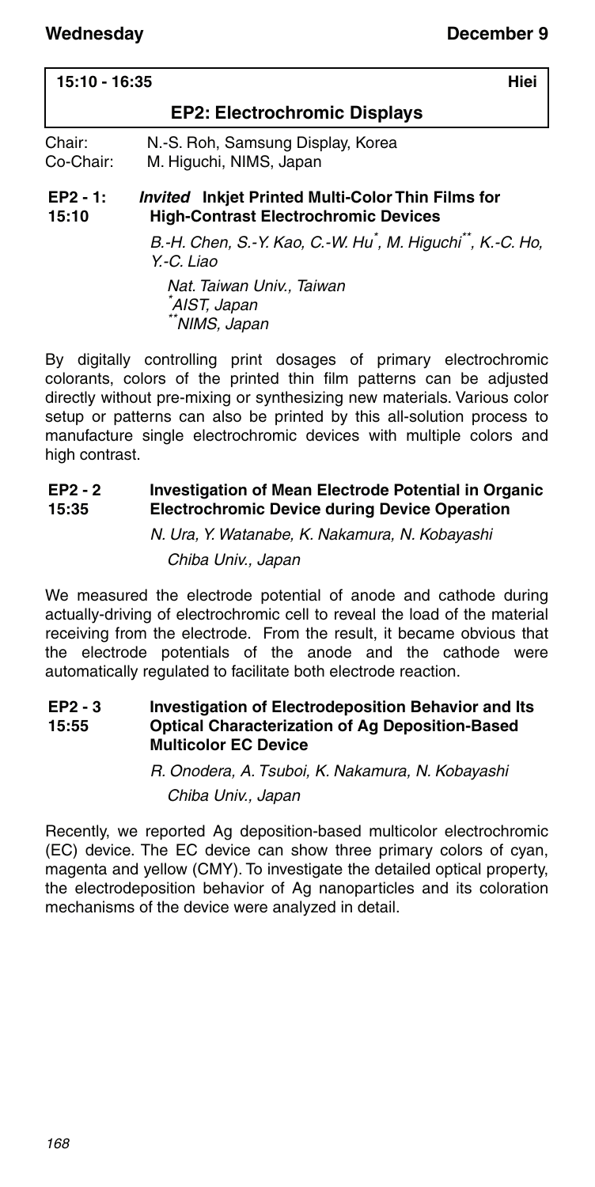**15:10 - 16:35** **Hiei**

## EP2: Electrochromic Displays

Chair: N.-S. Roh, Samsung Display, Korea
Co-Chair: M. Higuchi, NIMS, Japan

### EP2 - 1: 15:10 — *Invited* Inkjet Printed Multi-Color Thin Films for High-Contrast Electrochromic Devices

*B.-H. Chen, S.-Y. Kao, C.-W. Hu*[*]*, M. Higuchi*[**]*, K.-C. Ho, Y.-C. Liao*

*Nat. Taiwan Univ., Taiwan*
[*]*AIST, Japan*
[**]*NIMS, Japan*

By digitally controlling print dosages of primary electrochromic colorants, colors of the printed thin film patterns can be adjusted directly without pre-mixing or synthesizing new materials. Various color setup or patterns can also be printed by this all-solution process to manufacture single electrochromic devices with multiple colors and high contrast.

### EP2 - 2 15:35 — Investigation of Mean Electrode Potential in Organic Electrochromic Device during Device Operation

*N. Ura, Y. Watanabe, K. Nakamura, N. Kobayashi*

*Chiba Univ., Japan*

We measured the electrode potential of anode and cathode during actually-driving of electrochromic cell to reveal the load of the material receiving from the electrode. From the result, it became obvious that the electrode potentials of the anode and the cathode were automatically regulated to facilitate both electrode reaction.

### EP2 - 3 15:55 — Investigation of Electrodeposition Behavior and Its Optical Characterization of Ag Deposition-Based Multicolor EC Device

*R. Onodera, A. Tsuboi, K. Nakamura, N. Kobayashi*

*Chiba Univ., Japan*

Recently, we reported Ag deposition-based multicolor electrochromic (EC) device. The EC device can show three primary colors of cyan, magenta and yellow (CMY). To investigate the detailed optical property, the electrodeposition behavior of Ag nanoparticles and its coloration mechanisms of the device were analyzed in detail.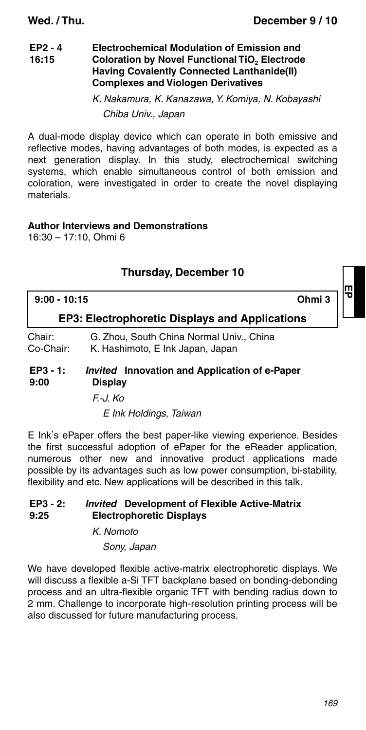**EP2 - 4**
**16:15**

### Electrochemical Modulation of Emission and Coloration by Novel Functional $TiO_2$ Electrode Having Covalently Connected Lanthanide(II) Complexes and Viologen Derivatives

*K. Nakamura, K. Kanazawa, Y. Komiya, N. Kobayashi*
*Chiba Univ., Japan*

A dual-mode display device which can operate in both emissive and reflective modes, having advantages of both modes, is expected as a next generation display. In this study, electrochemical switching systems, which enable simultaneous control of both emission and coloration, were investigated in order to create the novel displaying materials.

**Author Interviews and Demonstrations**
16:30 – 17:10, Ohmi 6

## Thursday, December 10

**9:00 - 10:15** **Ohmi 3**

### EP3: Electrophoretic Displays and Applications

Chair: G. Zhou, South China Normal Univ., China
Co-Chair: K. Hashimoto, E Ink Japan, Japan

**EP3 - 1:**
**9:00**

### *Invited* Innovation and Application of e-Paper Display

*F.-J. Ko*
*E Ink Holdings, Taiwan*

E Ink's ePaper offers the best paper-like viewing experience. Besides the first successful adoption of ePaper for the eReader application, numerous other new and innovative product applications made possible by its advantages such as low power consumption, bi-stability, flexibility and etc. New applications will be described in this talk.

**EP3 - 2:**
**9:25**

### *Invited* Development of Flexible Active-Matrix Electrophoretic Displays

*K. Nomoto*
*Sony, Japan*

We have developed flexible active-matrix electrophoretic displays. We will discuss a flexible a-Si TFT backplane based on bonding-debonding process and an ultra-flexible organic TFT with bending radius down to 2 mm. Challenge to incorporate high-resolution printing process will be also discussed for future manufacturing process.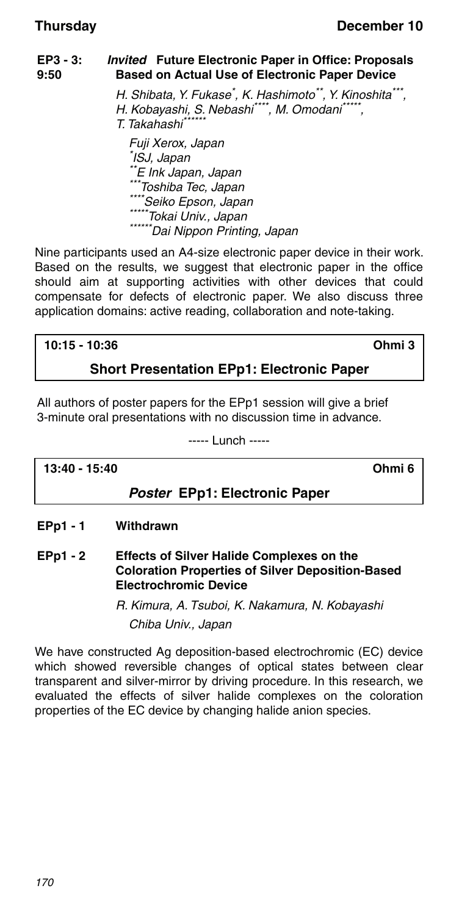**EP3 - 3: 9:50** ***Invited*** **Future Electronic Paper in Office: Proposals Based on Actual Use of Electronic Paper Device**

*H. Shibata, Y. Fukase[*], K. Hashimoto[**], Y. Kinoshita[***], H. Kobayashi, S. Nebashi[****], M. Omodani[*****], T. Takahashi[******]*

*Fuji Xerox, Japan*
*[*]ISJ, Japan*
*[**]E Ink Japan, Japan*
*[***]Toshiba Tec, Japan*
*[****]Seiko Epson, Japan*
*[*****]Tokai Univ., Japan*
*[******]Dai Nippon Printing, Japan*

Nine participants used an A4-size electronic paper device in their work. Based on the results, we suggest that electronic paper in the office should aim at supporting activities with other devices that could compensate for defects of electronic paper. We also discuss three application domains: active reading, collaboration and note-taking.

**10:15 - 10:36** **Ohmi 3**

## Short Presentation EPp1: Electronic Paper

All authors of poster papers for the EPp1 session will give a brief 3-minute oral presentations with no discussion time in advance.

----- Lunch -----

**13:40 - 15:40** **Ohmi 6**

## *Poster* EPp1: Electronic Paper

**EPp1 - 1 Withdrawn**

**EPp1 - 2 Effects of Silver Halide Complexes on the Coloration Properties of Silver Deposition-Based Electrochromic Device**

*R. Kimura, A. Tsuboi, K. Nakamura, N. Kobayashi*

*Chiba Univ., Japan*

We have constructed Ag deposition-based electrochromic (EC) device which showed reversible changes of optical states between clear transparent and silver-mirror by driving procedure. In this research, we evaluated the effects of silver halide complexes on the coloration properties of the EC device by changing halide anion species.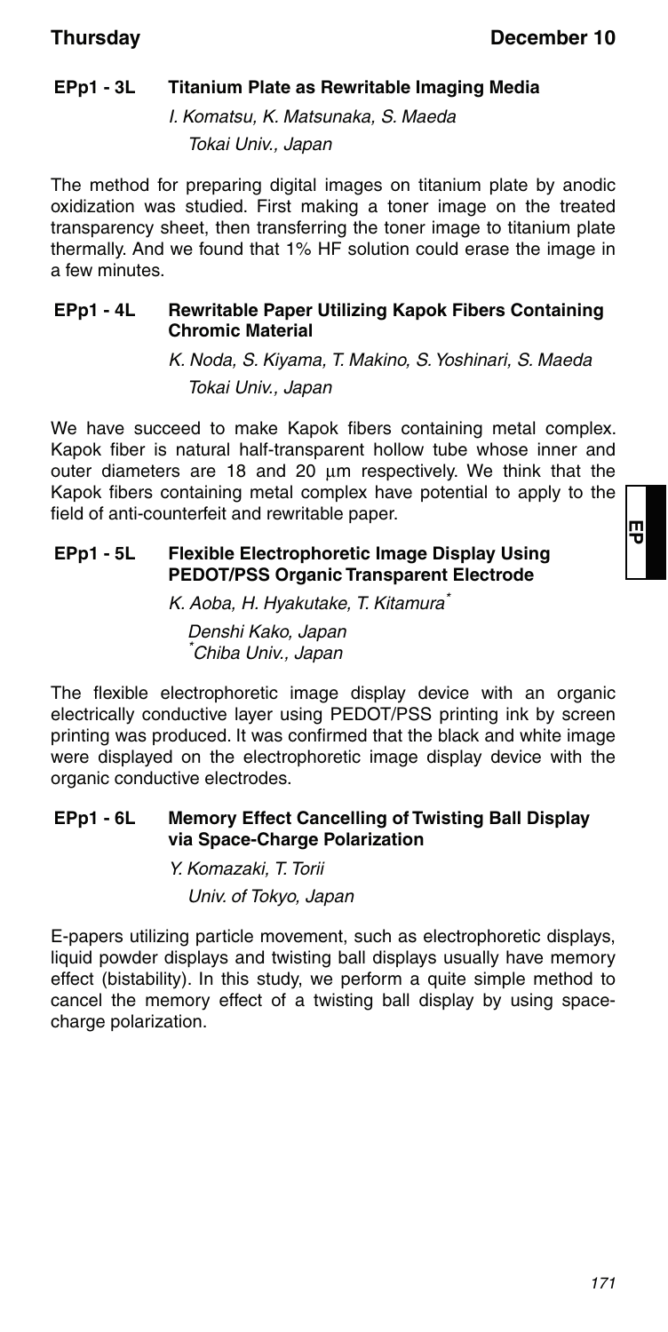### EPp1 - 3L Titanium Plate as Rewritable Imaging Media

*I. Komatsu, K. Matsunaka, S. Maeda*
*Tokai Univ., Japan*

The method for preparing digital images on titanium plate by anodic oxidization was studied. First making a toner image on the treated transparency sheet, then transferring the toner image to titanium plate thermally. And we found that 1% HF solution could erase the image in a few minutes.

### EPp1 - 4L Rewritable Paper Utilizing Kapok Fibers Containing Chromic Material

*K. Noda, S. Kiyama, T. Makino, S. Yoshinari, S. Maeda*
*Tokai Univ., Japan*

We have succeed to make Kapok fibers containing metal complex. Kapok fiber is natural half-transparent hollow tube whose inner and outer diameters are 18 and 20 μm respectively. We think that the Kapok fibers containing metal complex have potential to apply to the field of anti-counterfeit and rewritable paper.

### EPp1 - 5L Flexible Electrophoretic Image Display Using PEDOT/PSS Organic Transparent Electrode

*K. Aoba, H. Hyakutake, T. Kitamura[*]*
*Denshi Kako, Japan*
*[*]Chiba Univ., Japan*

The flexible electrophoretic image display device with an organic electrically conductive layer using PEDOT/PSS printing ink by screen printing was produced. It was confirmed that the black and white image were displayed on the electrophoretic image display device with the organic conductive electrodes.

### EPp1 - 6L Memory Effect Cancelling of Twisting Ball Display via Space-Charge Polarization

*Y. Komazaki, T. Torii*
*Univ. of Tokyo, Japan*

E-papers utilizing particle movement, such as electrophoretic displays, liquid powder displays and twisting ball displays usually have memory effect (bistability). In this study, we perform a quite simple method to cancel the memory effect of a twisting ball display by using space-charge polarization.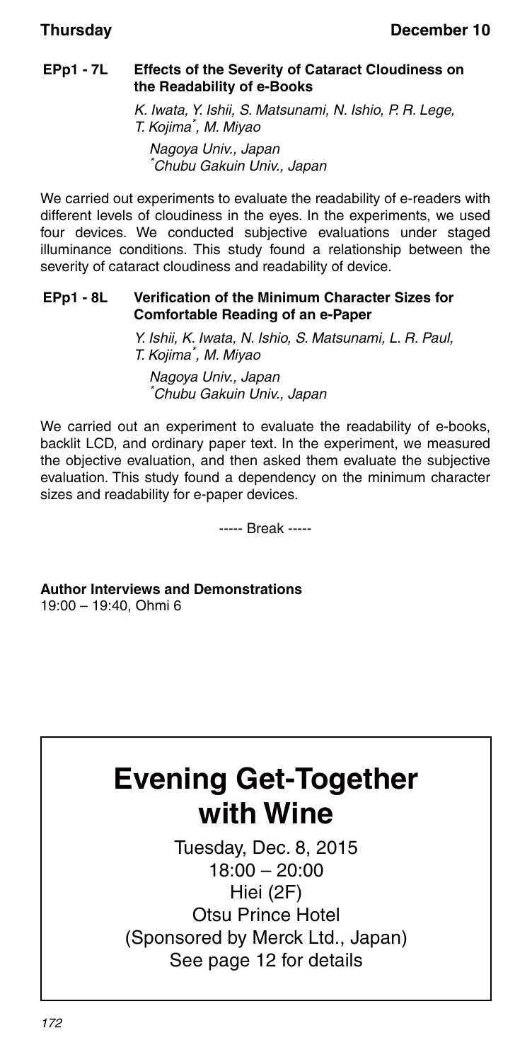### EPp1 - 7L Effects of the Severity of Cataract Cloudiness on the Readability of e-Books

*K. Iwata, Y. Ishii, S. Matsunami, N. Ishio, P. R. Lege, T. Kojima*, M. Miyao*

*Nagoya Univ., Japan*
*\*Chubu Gakuin Univ., Japan*

We carried out experiments to evaluate the readability of e-readers with different levels of cloudiness in the eyes. In the experiments, we used four devices. We conducted subjective evaluations under staged illuminance conditions. This study found a relationship between the severity of cataract cloudiness and readability of device.

### EPp1 - 8L Verification of the Minimum Character Sizes for Comfortable Reading of an e-Paper

*Y. Ishii, K. Iwata, N. Ishio, S. Matsunami, L. R. Paul, T. Kojima*, M. Miyao*

*Nagoya Univ., Japan*
*\*Chubu Gakuin Univ., Japan*

We carried out an experiment to evaluate the readability of e-books, backlit LCD, and ordinary paper text. In the experiment, we measured the objective evaluation, and then asked them evaluate the subjective evaluation. This study found a dependency on the minimum character sizes and readability for e-paper devices.

----- Break -----

**Author Interviews and Demonstrations**
19:00 – 19:40, Ohmi 6

# Evening Get-Together with Wine

Tuesday, Dec. 8, 2015
18:00 – 20:00
Hiei (2F)
Otsu Prince Hotel
(Sponsored by Merck Ltd., Japan)
See page 12 for details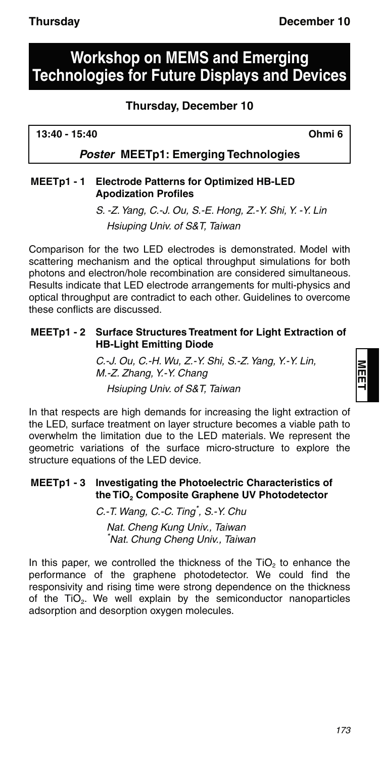# Workshop on MEMS and Emerging Technologies for Future Displays and Devices

## Thursday, December 10

**13:40 - 15:40** **Ohmi 6**

### *Poster* MEETp1: Emerging Technologies

**MEETp1 - 1 Electrode Patterns for Optimized HB-LED Apodization Profiles**

*S. -Z. Yang, C.-J. Ou, S.-E. Hong, Z.-Y. Shi, Y. -Y. Lin*
*Hsiuping Univ. of S&T, Taiwan*

Comparison for the two LED electrodes is demonstrated. Model with scattering mechanism and the optical throughput simulations for both photons and electron/hole recombination are considered simultaneous. Results indicate that LED electrode arrangements for multi-physics and optical throughput are contradict to each other. Guidelines to overcome these conflicts are discussed.

**MEETp1 - 2 Surface Structures Treatment for Light Extraction of HB-Light Emitting Diode**

*C.-J. Ou, C.-H. Wu, Z.-Y. Shi, S.-Z. Yang, Y.-Y. Lin, M.-Z. Zhang, Y.-Y. Chang*
*Hsiuping Univ. of S&T, Taiwan*

In that respects are high demands for increasing the light extraction of the LED, surface treatment on layer structure becomes a viable path to overwhelm the limitation due to the LED materials. We represent the geometric variations of the surface micro-structure to explore the structure equations of the LED device.

**MEETp1 - 3 Investigating the Photoelectric Characteristics of the $TiO_2$ Composite Graphene UV Photodetector**

*C.-T. Wang, C.-C. Ting[\*], S.-Y. Chu*
*Nat. Cheng Kung Univ., Taiwan*
*[\*]Nat. Chung Cheng Univ., Taiwan*

In this paper, we controlled the thickness of the $TiO_2$ to enhance the performance of the graphene photodetector. We could find the responsivity and rising time were strong dependence on the thickness of the $TiO_2$. We well explain by the semiconductor nanoparticles adsorption and desorption oxygen molecules.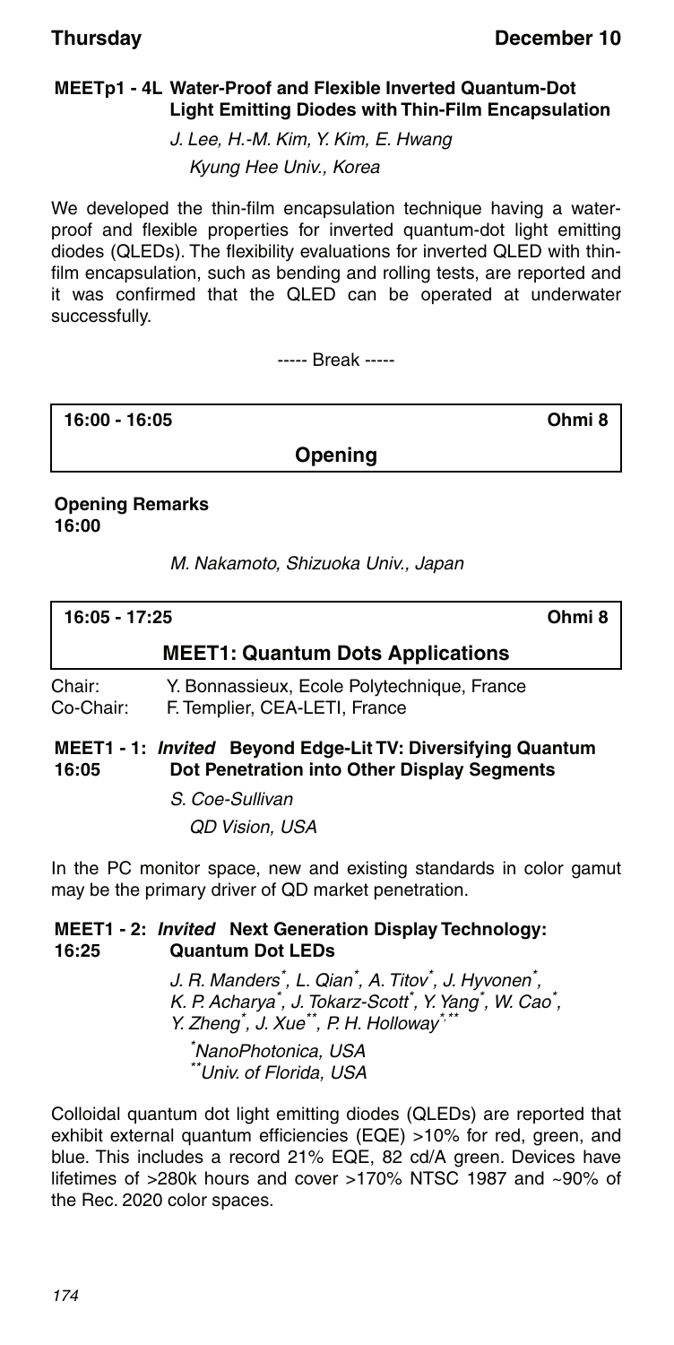**MEETp1 - 4L Water-Proof and Flexible Inverted Quantum-Dot Light Emitting Diodes with Thin-Film Encapsulation**

*J. Lee, H.-M. Kim, Y. Kim, E. Hwang*

*Kyung Hee Univ., Korea*

We developed the thin-film encapsulation technique having a water-proof and flexible properties for inverted quantum-dot light emitting diodes (QLEDs). The flexibility evaluations for inverted QLED with thin-film encapsulation, such as bending and rolling tests, are reported and it was confirmed that the QLED can be operated at underwater successfully.

----- Break -----

| **16:00 - 16:05** | **Ohmi 8** |
|---|---|
| **Opening** | |

**Opening Remarks**
**16:00**

*M. Nakamoto, Shizuoka Univ., Japan*

| **16:05 - 17:25** | **Ohmi 8** |
|---|---|
| **MEET1: Quantum Dots Applications** | |

Chair: Y. Bonnassieux, Ecole Polytechnique, France
Co-Chair: F. Templier, CEA-LETI, France

**MEET1 - 1: *Invited* Beyond Edge-Lit TV: Diversifying Quantum Dot Penetration into Other Display Segments**
**16:05**

*S. Coe-Sullivan*

*QD Vision, USA*

In the PC monitor space, new and existing standards in color gamut may be the primary driver of QD market penetration.

**MEET1 - 2: *Invited* Next Generation Display Technology: Quantum Dot LEDs**
**16:25**

*J. R. Manders[*], L. Qian[*], A. Titov[*], J. Hyvonen[*], K. P. Acharya[*], J. Tokarz-Scott[*], Y. Yang[*], W. Cao[*], Y. Zheng[*], J. Xue[**], P. H. Holloway[*,**]*

*[*]NanoPhotonica, USA*
*[**]Univ. of Florida, USA*

Colloidal quantum dot light emitting diodes (QLEDs) are reported that exhibit external quantum efficiencies (EQE) >10% for red, green, and blue. This includes a record 21% EQE, 82 cd/A green. Devices have lifetimes of >280k hours and cover >170% NTSC 1987 and ~90% of the Rec. 2020 color spaces.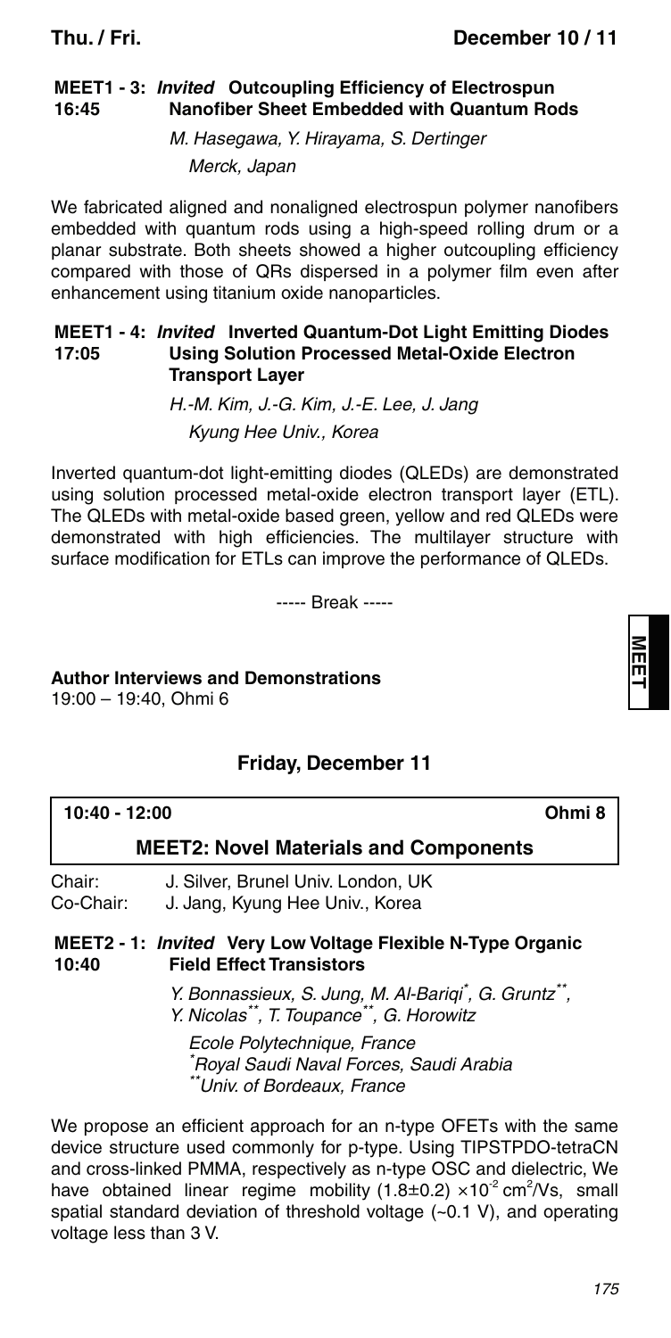**MEET1 - 3:** ***Invited*** **Outcoupling Efficiency of Electrospun**
**16:45** **Nanofiber Sheet Embedded with Quantum Rods**

*M. Hasegawa, Y. Hirayama, S. Dertinger*
*Merck, Japan*

We fabricated aligned and nonaligned electrospun polymer nanofibers embedded with quantum rods using a high-speed rolling drum or a planar substrate. Both sheets showed a higher outcoupling efficiency compared with those of QRs dispersed in a polymer film even after enhancement using titanium oxide nanoparticles.

**MEET1 - 4:** ***Invited*** **Inverted Quantum-Dot Light Emitting Diodes**
**17:05** **Using Solution Processed Metal-Oxide Electron Transport Layer**

*H.-M. Kim, J.-G. Kim, J.-E. Lee, J. Jang*
*Kyung Hee Univ., Korea*

Inverted quantum-dot light-emitting diodes (QLEDs) are demonstrated using solution processed metal-oxide electron transport layer (ETL). The QLEDs with metal-oxide based green, yellow and red QLEDs were demonstrated with high efficiencies. The multilayer structure with surface modification for ETLs can improve the performance of QLEDs.

----- Break -----

**Author Interviews and Demonstrations**
19:00 – 19:40, Ohmi 6

## Friday, December 11

**10:40 - 12:00** **Ohmi 8**

### MEET2: Novel Materials and Components

Chair: J. Silver, Brunel Univ. London, UK
Co-Chair: J. Jang, Kyung Hee Univ., Korea

**MEET2 - 1:** ***Invited*** **Very Low Voltage Flexible N-Type Organic**
**10:40** **Field Effect Transistors**

*Y. Bonnassieux, S. Jung, M. Al-Bariqi[*], G. Gruntz[**], Y. Nicolas[**], T. Toupance[**], G. Horowitz*

*Ecole Polytechnique, France*
*[*]Royal Saudi Naval Forces, Saudi Arabia*
*[**]Univ. of Bordeaux, France*

We propose an efficient approach for an n-type OFETs with the same device structure used commonly for p-type. Using TIPSTPDO-tetraCN and cross-linked PMMA, respectively as n-type OSC and dielectric, We have obtained linear regime mobility $(1.8\pm0.2)\times10^{-2}\ cm^2/Vs$, small spatial standard deviation of threshold voltage (~0.1 V), and operating voltage less than 3 V.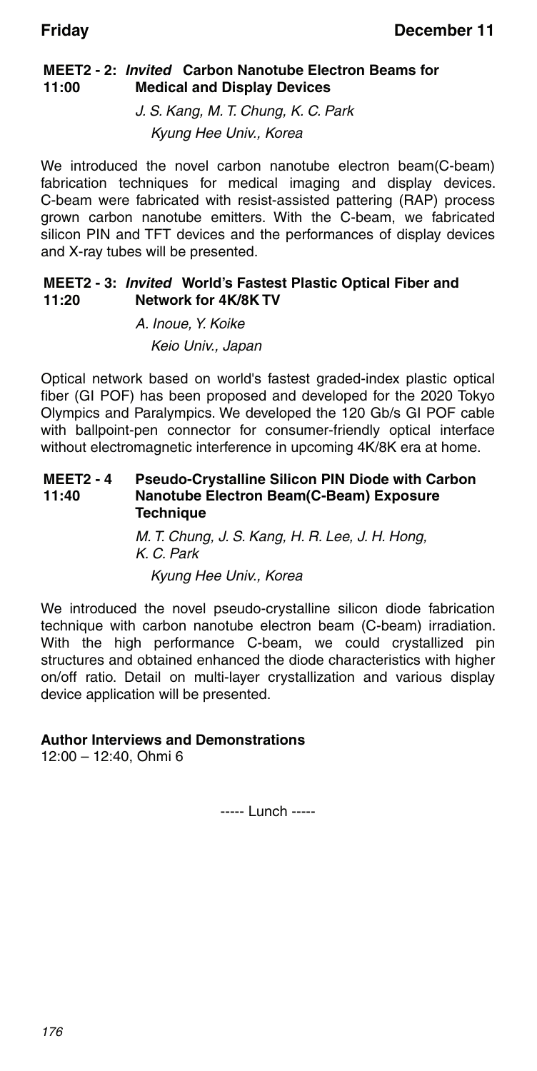### MEET2 - 2: *Invited* Carbon Nanotube Electron Beams for Medical and Display Devices
**11:00**

*J. S. Kang, M. T. Chung, K. C. Park*
*Kyung Hee Univ., Korea*

We introduced the novel carbon nanotube electron beam(C-beam) fabrication techniques for medical imaging and display devices. C-beam were fabricated with resist-assisted pattering (RAP) process grown carbon nanotube emitters. With the C-beam, we fabricated silicon PIN and TFT devices and the performances of display devices and X-ray tubes will be presented.

### MEET2 - 3: *Invited* World's Fastest Plastic Optical Fiber and Network for 4K/8K TV
**11:20**

*A. Inoue, Y. Koike*
*Keio Univ., Japan*

Optical network based on world's fastest graded-index plastic optical fiber (GI POF) has been proposed and developed for the 2020 Tokyo Olympics and Paralympics. We developed the 120 Gb/s GI POF cable with ballpoint-pen connector for consumer-friendly optical interface without electromagnetic interference in upcoming 4K/8K era at home.

### MEET2 - 4 Pseudo-Crystalline Silicon PIN Diode with Carbon Nanotube Electron Beam(C-Beam) Exposure Technique
**11:40**

*M. T. Chung, J. S. Kang, H. R. Lee, J. H. Hong, K. C. Park*
*Kyung Hee Univ., Korea*

We introduced the novel pseudo-crystalline silicon diode fabrication technique with carbon nanotube electron beam (C-beam) irradiation. With the high performance C-beam, we could crystallized pin structures and obtained enhanced the diode characteristics with higher on/off ratio. Detail on multi-layer crystallization and various display device application will be presented.

**Author Interviews and Demonstrations**
12:00 – 12:40, Ohmi 6

----- Lunch -----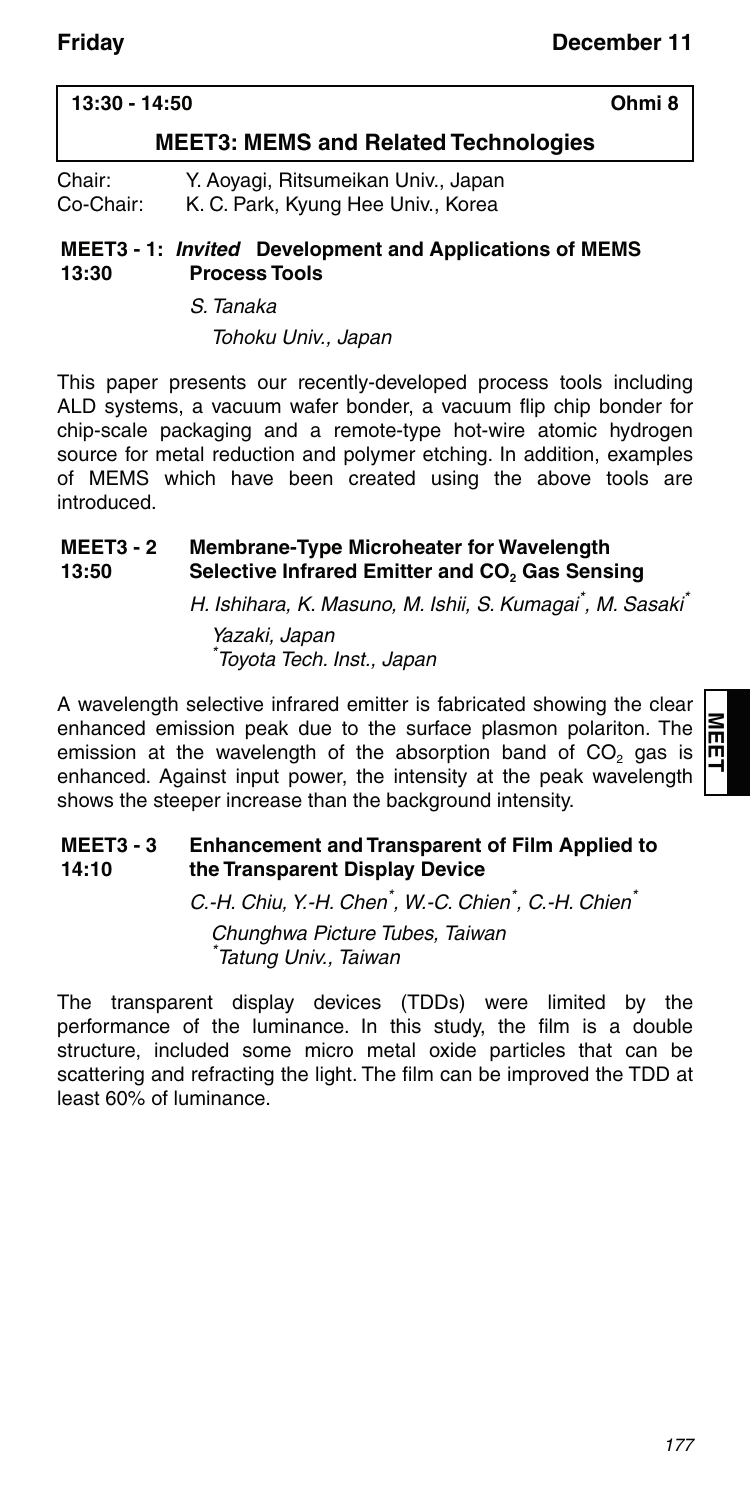**13:30 - 14:50** **Ohmi 8**

## MEET3: MEMS and Related Technologies

Chair: Y. Aoyagi, Ritsumeikan Univ., Japan
Co-Chair: K. C. Park, Kyung Hee Univ., Korea

### MEET3 - 1: *Invited* Development and Applications of MEMS Process Tools
**13:30**

*S. Tanaka*

*Tohoku Univ., Japan*

This paper presents our recently-developed process tools including ALD systems, a vacuum wafer bonder, a vacuum flip chip bonder for chip-scale packaging and a remote-type hot-wire atomic hydrogen source for metal reduction and polymer etching. In addition, examples of MEMS which have been created using the above tools are introduced.

### MEET3 - 2 Membrane-Type Microheater for Wavelength Selective Infrared Emitter and $CO_2$ Gas Sensing
**13:50**

*H. Ishihara, K. Masuno, M. Ishii, S. Kumagai[*], M. Sasaki[*]*

*Yazaki, Japan*
*[*]Toyota Tech. Inst., Japan*

A wavelength selective infrared emitter is fabricated showing the clear enhanced emission peak due to the surface plasmon polariton. The emission at the wavelength of the absorption band of $CO_2$ gas is enhanced. Against input power, the intensity at the peak wavelength shows the steeper increase than the background intensity.

### MEET3 - 3 Enhancement and Transparent of Film Applied to the Transparent Display Device
**14:10**

*C.-H. Chiu, Y.-H. Chen[*], W.-C. Chien[*], C.-H. Chien[*]*

*Chunghwa Picture Tubes, Taiwan*
*[*]Tatung Univ., Taiwan*

The transparent display devices (TDDs) were limited by the performance of the luminance. In this study, the film is a double structure, included some micro metal oxide particles that can be scattering and refracting the light. The film can be improved the TDD at least 60% of luminance.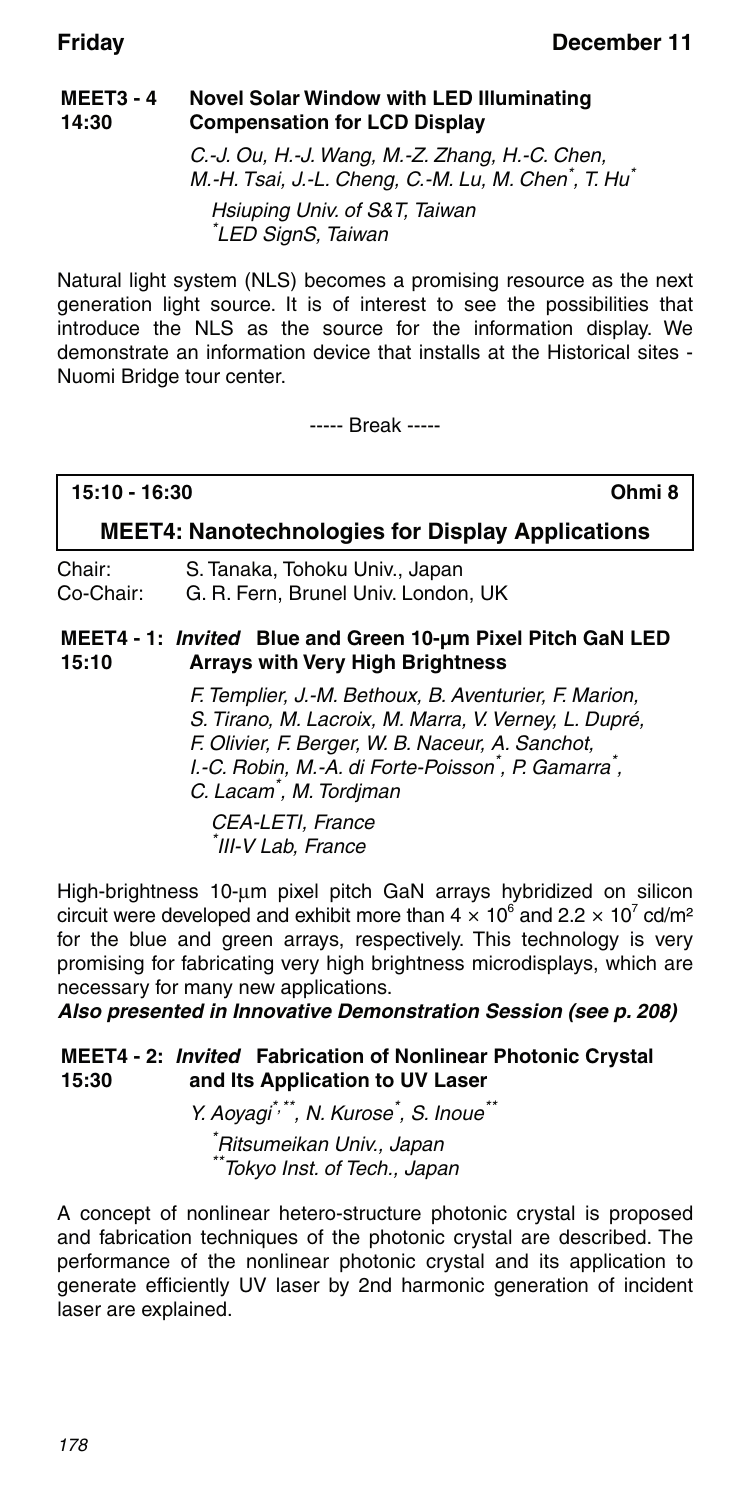**MEET3 - 4**
**14:30**

### Novel Solar Window with LED Illuminating Compensation for LCD Display

*C.-J. Ou, H.-J. Wang, M.-Z. Zhang, H.-C. Chen, M.-H. Tsai, J.-L. Cheng, C.-M. Lu, M. Chen[*], T. Hu[*]*

*Hsiuping Univ. of S&T, Taiwan*
*[*]LED SignS, Taiwan*

Natural light system (NLS) becomes a promising resource as the next generation light source. It is of interest to see the possibilities that introduce the NLS as the source for the information display. We demonstrate an information device that installs at the Historical sites - Nuomi Bridge tour center.

----- Break -----

**15:10 - 16:30** **Ohmi 8**

## MEET4: Nanotechnologies for Display Applications

Chair: S. Tanaka, Tohoku Univ., Japan
Co-Chair: G. R. Fern, Brunel Univ. London, UK

**MEET4 - 1:**
**15:10**

### *Invited* Blue and Green 10-μm Pixel Pitch GaN LED Arrays with Very High Brightness

*F. Templier, J.-M. Bethoux, B. Aventurier, F. Marion, S. Tirano, M. Lacroix, M. Marra, V. Verney, L. Dupré, F. Olivier, F. Berger, W. B. Naceur, A. Sanchot, I.-C. Robin, M.-A. di Forte-Poisson[*], P. Gamarra[*], C. Lacam[*], M. Tordjman*

*CEA-LETI, France*
*[*]III-V Lab, France*

High-brightness 10-μm pixel pitch GaN arrays hybridized on silicon circuit were developed and exhibit more than $4 \times 10^6$ and $2.2 \times 10^7$ cd/m² for the blue and green arrays, respectively. This technology is very promising for fabricating very high brightness microdisplays, which are necessary for many new applications.

***Also presented in Innovative Demonstration Session (see p. 208)***

**MEET4 - 2:**
**15:30**

### *Invited* Fabrication of Nonlinear Photonic Crystal and Its Application to UV Laser

*Y. Aoyagi[*,**], N. Kurose[*], S. Inoue[**]*

*[*]Ritsumeikan Univ., Japan*
*[**]Tokyo Inst. of Tech., Japan*

A concept of nonlinear hetero-structure photonic crystal is proposed and fabrication techniques of the photonic crystal are described. The performance of the nonlinear photonic crystal and its application to generate efficiently UV laser by 2nd harmonic generation of incident laser are explained.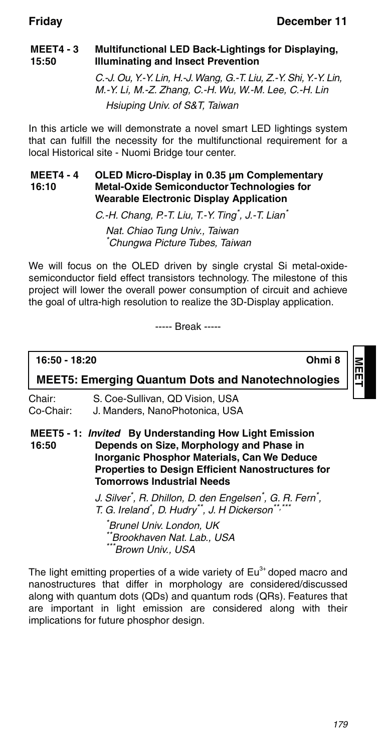**MEET4 - 3** **Multifunctional LED Back-Lightings for Displaying, Illuminating and Insect Prevention**
**15:50**

*C.-J. Ou, Y.-Y. Lin, H.-J. Wang, G.-T. Liu, Z.-Y. Shi, Y.-Y. Lin, M.-Y. Li, M.-Z. Zhang, C.-H. Wu, W.-M. Lee, C.-H. Lin*

*Hsiuping Univ. of S&T, Taiwan*

In this article we will demonstrate a novel smart LED lightings system that can fulfill the necessity for the multifunctional requirement for a local Historical site - Nuomi Bridge tour center.

**MEET4 - 4** **OLED Micro-Display in 0.35 µm Complementary Metal-Oxide Semiconductor Technologies for Wearable Electronic Display Application**
**16:10**

*C.-H. Chang, P.-T. Liu, T.-Y. Ting[*], J.-T. Lian[*]*

*Nat. Chiao Tung Univ., Taiwan*
*[*]Chungwa Picture Tubes, Taiwan*

We will focus on the OLED driven by single crystal Si metal-oxide-semiconductor field effect transistors technology. The milestone of this project will lower the overall power consumption of circuit and achieve the goal of ultra-high resolution to realize the 3D-Display application.

----- Break -----

## 16:50 - 18:20 Ohmi 8

## MEET5: Emerging Quantum Dots and Nanotechnologies

Chair: S. Coe-Sullivan, QD Vision, USA
Co-Chair: J. Manders, NanoPhotonica, USA

**MEET5 - 1:** ***Invited*** **By Understanding How Light Emission Depends on Size, Morphology and Phase in Inorganic Phosphor Materials, Can We Deduce Properties to Design Efficient Nanostructures for Tomorrows Industrial Needs**
**16:50**

*J. Silver[*], R. Dhillon, D. den Engelsen[*], G. R. Fern[*], T. G. Ireland[*], D. Hudry[**], J. H Dickerson[**,***]*

*[*]Brunel Univ. London, UK*
*[**]Brookhaven Nat. Lab., USA*
*[***]Brown Univ., USA*

The light emitting properties of a wide variety of $Eu^{3+}$ doped macro and nanostructures that differ in morphology are considered/discussed along with quantum dots (QDs) and quantum rods (QRs). Features that are important in light emission are considered along with their implications for future phosphor design.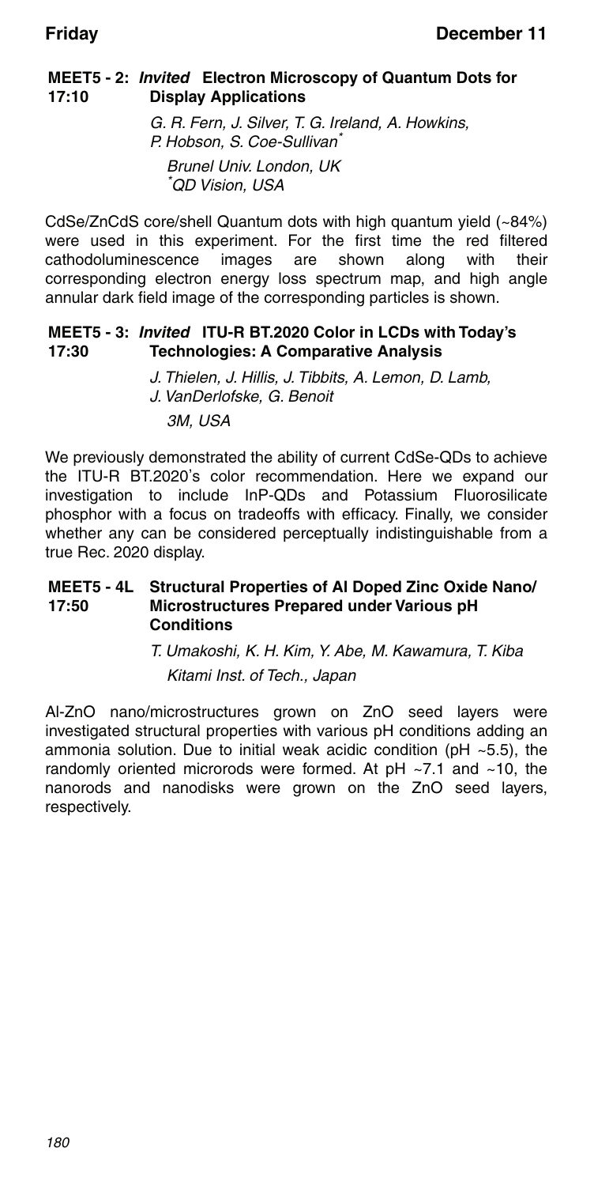### MEET5 - 2: *Invited* Electron Microscopy of Quantum Dots for Display Applications
**17:10**

*G. R. Fern, J. Silver, T. G. Ireland, A. Howkins, P. Hobson, S. Coe-Sullivan[*]*

*Brunel Univ. London, UK*
*[*]QD Vision, USA*

CdSe/ZnCdS core/shell Quantum dots with high quantum yield (~84%) were used in this experiment. For the first time the red filtered cathodoluminescence images are shown along with their corresponding electron energy loss spectrum map, and high angle annular dark field image of the corresponding particles is shown.

### MEET5 - 3: *Invited* ITU-R BT.2020 Color in LCDs with Today's Technologies: A Comparative Analysis
**17:30**

*J. Thielen, J. Hillis, J. Tibbits, A. Lemon, D. Lamb, J. VanDerlofske, G. Benoit*

*3M, USA*

We previously demonstrated the ability of current CdSe-QDs to achieve the ITU-R BT.2020's color recommendation. Here we expand our investigation to include InP-QDs and Potassium Fluorosilicate phosphor with a focus on tradeoffs with efficacy. Finally, we consider whether any can be considered perceptually indistinguishable from a true Rec. 2020 display.

### MEET5 - 4L Structural Properties of Al Doped Zinc Oxide Nano/Microstructures Prepared under Various pH Conditions
**17:50**

*T. Umakoshi, K. H. Kim, Y. Abe, M. Kawamura, T. Kiba*

*Kitami Inst. of Tech., Japan*

Al-ZnO nano/microstructures grown on ZnO seed layers were investigated structural properties with various pH conditions adding an ammonia solution. Due to initial weak acidic condition (pH ~5.5), the randomly oriented microrods were formed. At pH ~7.1 and ~10, the nanorods and nanodisks were grown on the ZnO seed layers, respectively.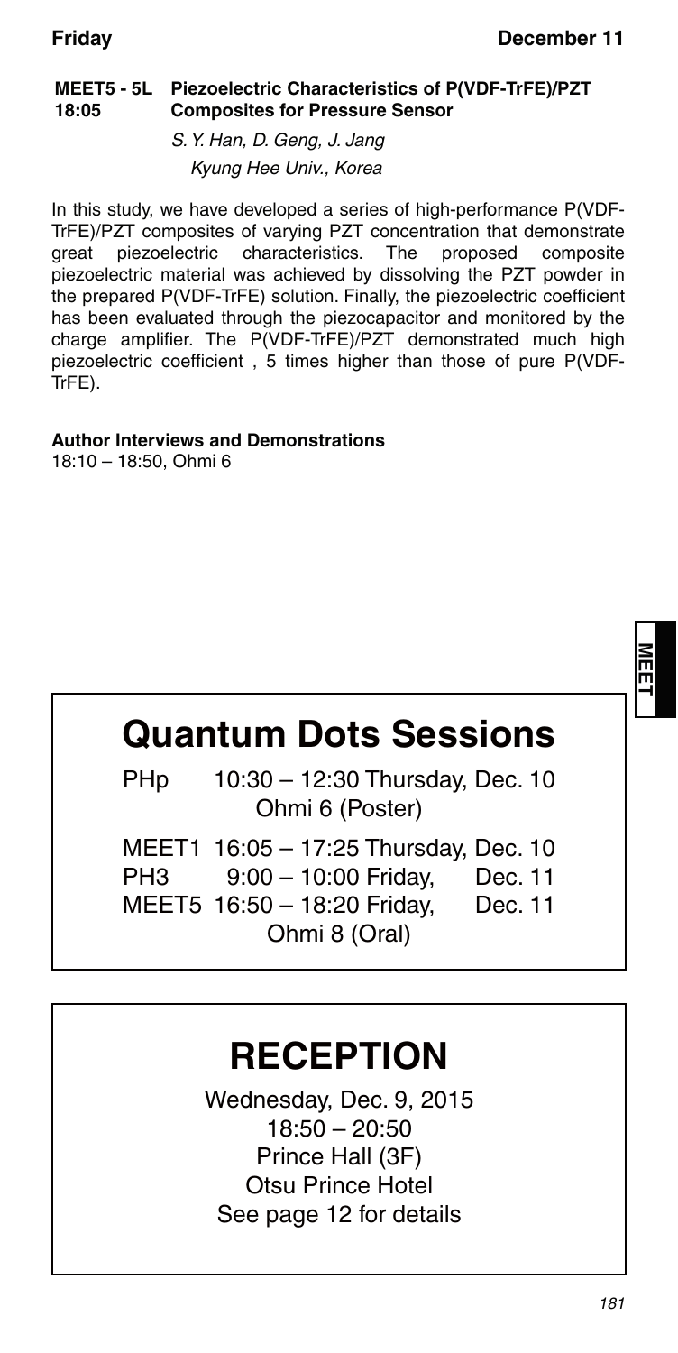**MEET5 - 5L** **Piezoelectric Characteristics of P(VDF-TrFE)/PZT Composites for Pressure Sensor**
**18:05**

*S. Y. Han, D. Geng, J. Jang*
*Kyung Hee Univ., Korea*

In this study, we have developed a series of high-performance P(VDF-TrFE)/PZT composites of varying PZT concentration that demonstrate great piezoelectric characteristics. The proposed composite piezoelectric material was achieved by dissolving the PZT powder in the prepared P(VDF-TrFE) solution. Finally, the piezoelectric coefficient has been evaluated through the piezocapacitor and monitored by the charge amplifier. The P(VDF-TrFE)/PZT demonstrated much high piezoelectric coefficient , 5 times higher than those of pure P(VDF-TrFE).

**Author Interviews and Demonstrations**
18:10 – 18:50, Ohmi 6

## Quantum Dots Sessions

| | | |
|---|---|---|
| PHp | 10:30 – 12:30 Thursday, Dec. 10 | |
| | Ohmi 6 (Poster) | |
| MEET1 | 16:05 – 17:25 Thursday, Dec. 10 | |
| PH3 | 9:00 – 10:00 Friday, | Dec. 11 |
| MEET5 | 16:50 – 18:20 Friday, | Dec. 11 |
| | Ohmi 8 (Oral) | |

## RECEPTION

Wednesday, Dec. 9, 2015
18:50 – 20:50
Prince Hall (3F)
Otsu Prince Hotel
See page 12 for details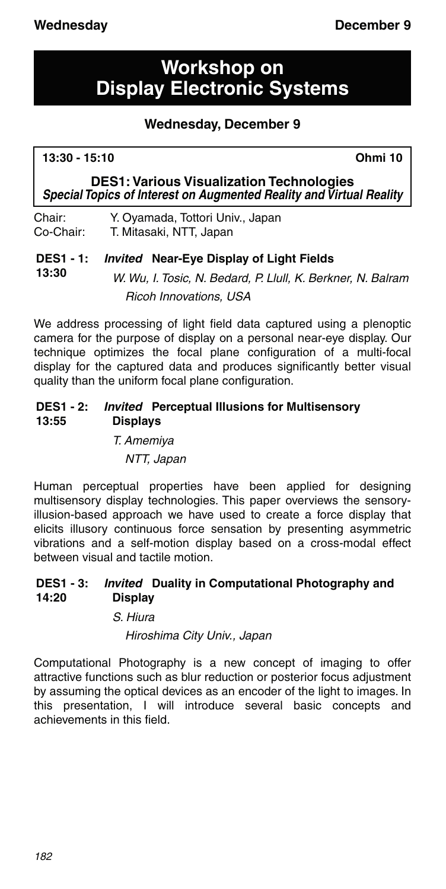# Workshop on Display Electronic Systems

## Wednesday, December 9

**13:30 - 15:10** **Ohmi 10**

### DES1: Various Visualization Technologies

***Special Topics of Interest on Augmented Reality and Virtual Reality***

Chair: Y. Oyamada, Tottori Univ., Japan
Co-Chair: T. Mitasaki, NTT, Japan

**DES1 - 1:** ***Invited*** **Near-Eye Display of Light Fields**
**13:30**

*W. Wu, I. Tosic, N. Bedard, P. Llull, K. Berkner, N. Balram*
*Ricoh Innovations, USA*

We address processing of light field data captured using a plenoptic camera for the purpose of display on a personal near-eye display. Our technique optimizes the focal plane configuration of a multi-focal display for the captured data and produces significantly better visual quality than the uniform focal plane configuration.

**DES1 - 2:** ***Invited*** **Perceptual Illusions for Multisensory Displays**
**13:55**

*T. Amemiya*
*NTT, Japan*

Human perceptual properties have been applied for designing multisensory display technologies. This paper overviews the sensory-illusion-based approach we have used to create a force display that elicits illusory continuous force sensation by presenting asymmetric vibrations and a self-motion display based on a cross-modal effect between visual and tactile motion.

**DES1 - 3:** ***Invited*** **Duality in Computational Photography and Display**
**14:20**

*S. Hiura*
*Hiroshima City Univ., Japan*

Computational Photography is a new concept of imaging to offer attractive functions such as blur reduction or posterior focus adjustment by assuming the optical devices as an encoder of the light to images. In this presentation, I will introduce several basic concepts and achievements in this field.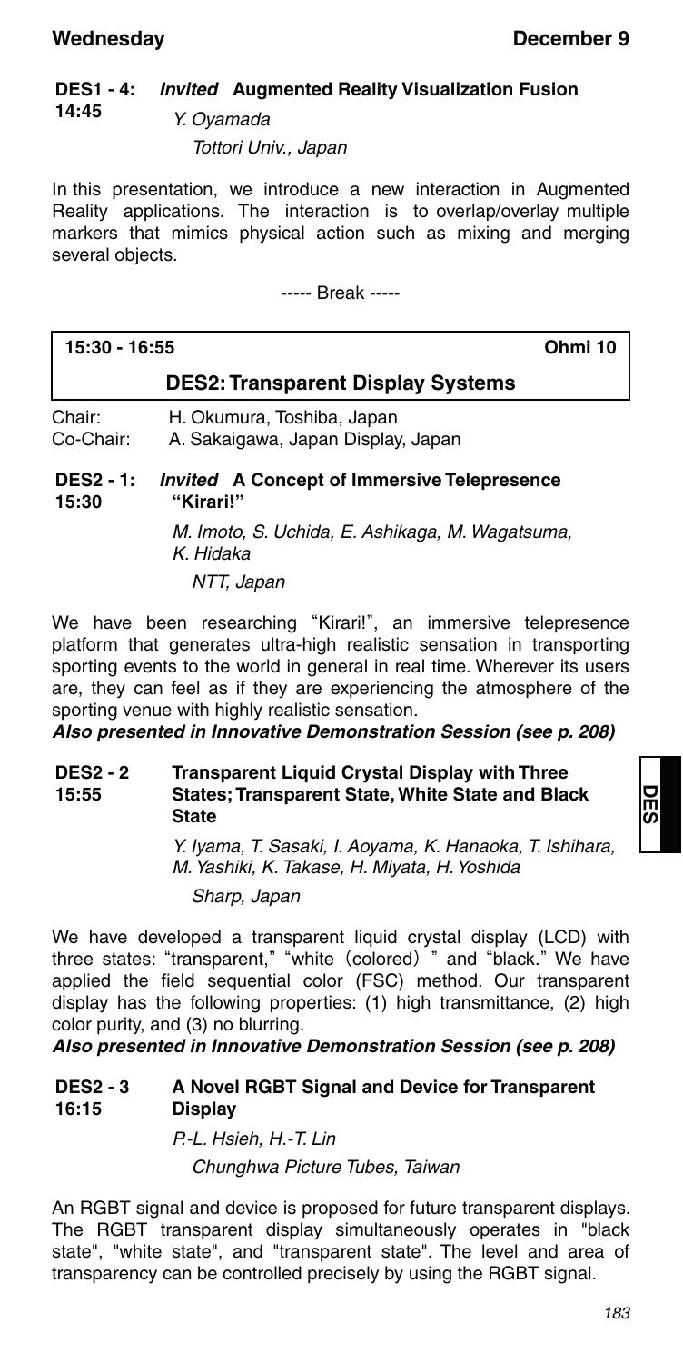**DES1 - 4: 14:45** ***Invited*** **Augmented Reality Visualization Fusion**

*Y. Oyamada*

*Tottori Univ., Japan*

In this presentation, we introduce a new interaction in Augmented Reality applications. The interaction is to overlap/overlay multiple markers that mimics physical action such as mixing and merging several objects.

----- Break -----

**15:30 - 16:55** **Ohmi 10**

## DES2: Transparent Display Systems

Chair: H. Okumura, Toshiba, Japan
Co-Chair: A. Sakaigawa, Japan Display, Japan

**DES2 - 1: 15:30** ***Invited*** **A Concept of Immersive Telepresence "Kirari!"**

*M. Imoto, S. Uchida, E. Ashikaga, M. Wagatsuma, K. Hidaka*

*NTT, Japan*

We have been researching "Kirari!", an immersive telepresence platform that generates ultra-high realistic sensation in transporting sporting events to the world in general in real time. Wherever its users are, they can feel as if they are experiencing the atmosphere of the sporting venue with highly realistic sensation.

***Also presented in Innovative Demonstration Session (see p. 208)***

**DES2 - 2 15:55** **Transparent Liquid Crystal Display with Three States; Transparent State, White State and Black State**

*Y. Iyama, T. Sasaki, I. Aoyama, K. Hanaoka, T. Ishihara, M. Yashiki, K. Takase, H. Miyata, H. Yoshida*

*Sharp, Japan*

We have developed a transparent liquid crystal display (LCD) with three states: "transparent," "white (colored)" and "black." We have applied the field sequential color (FSC) method. Our transparent display has the following properties: (1) high transmittance, (2) high color purity, and (3) no blurring.

***Also presented in Innovative Demonstration Session (see p. 208)***

**DES2 - 3 16:15** **A Novel RGBT Signal and Device for Transparent Display**

*P.-L. Hsieh, H.-T. Lin*

*Chunghwa Picture Tubes, Taiwan*

An RGBT signal and device is proposed for future transparent displays. The RGBT transparent display simultaneously operates in "black state", "white state", and "transparent state". The level and area of transparency can be controlled precisely by using the RGBT signal.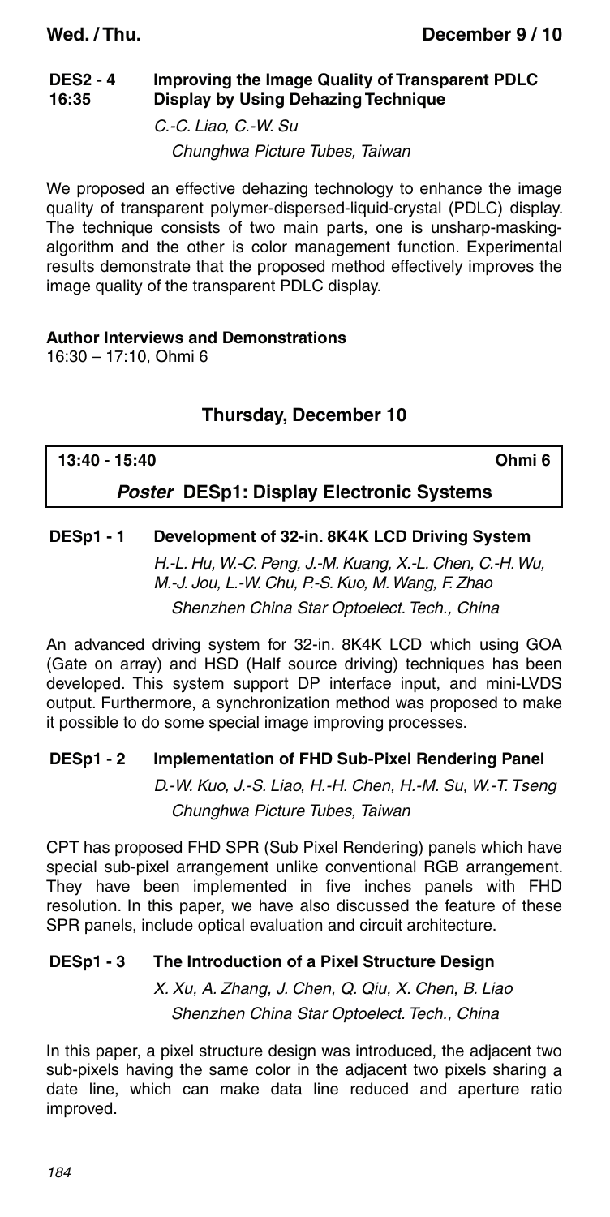**DES2 - 4** **Improving the Image Quality of Transparent PDLC Display by Using Dehazing Technique**
**16:35**

*C.-C. Liao, C.-W. Su*
*Chunghwa Picture Tubes, Taiwan*

We proposed an effective dehazing technology to enhance the image quality of transparent polymer-dispersed-liquid-crystal (PDLC) display. The technique consists of two main parts, one is unsharp-masking-algorithm and the other is color management function. Experimental results demonstrate that the proposed method effectively improves the image quality of the transparent PDLC display.

**Author Interviews and Demonstrations**
16:30 – 17:10, Ohmi 6

## Thursday, December 10

**13:40 - 15:40** **Ohmi 6**

### *Poster* DESp1: Display Electronic Systems

**DESp1 - 1** **Development of 32-in. 8K4K LCD Driving System**

*H.-L. Hu, W.-C. Peng, J.-M. Kuang, X.-L. Chen, C.-H. Wu, M.-J. Jou, L.-W. Chu, P.-S. Kuo, M. Wang, F. Zhao*
*Shenzhen China Star Optoelect. Tech., China*

An advanced driving system for 32-in. 8K4K LCD which using GOA (Gate on array) and HSD (Half source driving) techniques has been developed. This system support DP interface input, and mini-LVDS output. Furthermore, a synchronization method was proposed to make it possible to do some special image improving processes.

**DESp1 - 2** **Implementation of FHD Sub-Pixel Rendering Panel**

*D.-W. Kuo, J.-S. Liao, H.-H. Chen, H.-M. Su, W.-T. Tseng*
*Chunghwa Picture Tubes, Taiwan*

CPT has proposed FHD SPR (Sub Pixel Rendering) panels which have special sub-pixel arrangement unlike conventional RGB arrangement. They have been implemented in five inches panels with FHD resolution. In this paper, we have also discussed the feature of these SPR panels, include optical evaluation and circuit architecture.

**DESp1 - 3** **The Introduction of a Pixel Structure Design**

*X. Xu, A. Zhang, J. Chen, Q. Qiu, X. Chen, B. Liao*
*Shenzhen China Star Optoelect. Tech., China*

In this paper, a pixel structure design was introduced, the adjacent two sub-pixels having the same color in the adjacent two pixels sharing a date line, which can make data line reduced and aperture ratio improved.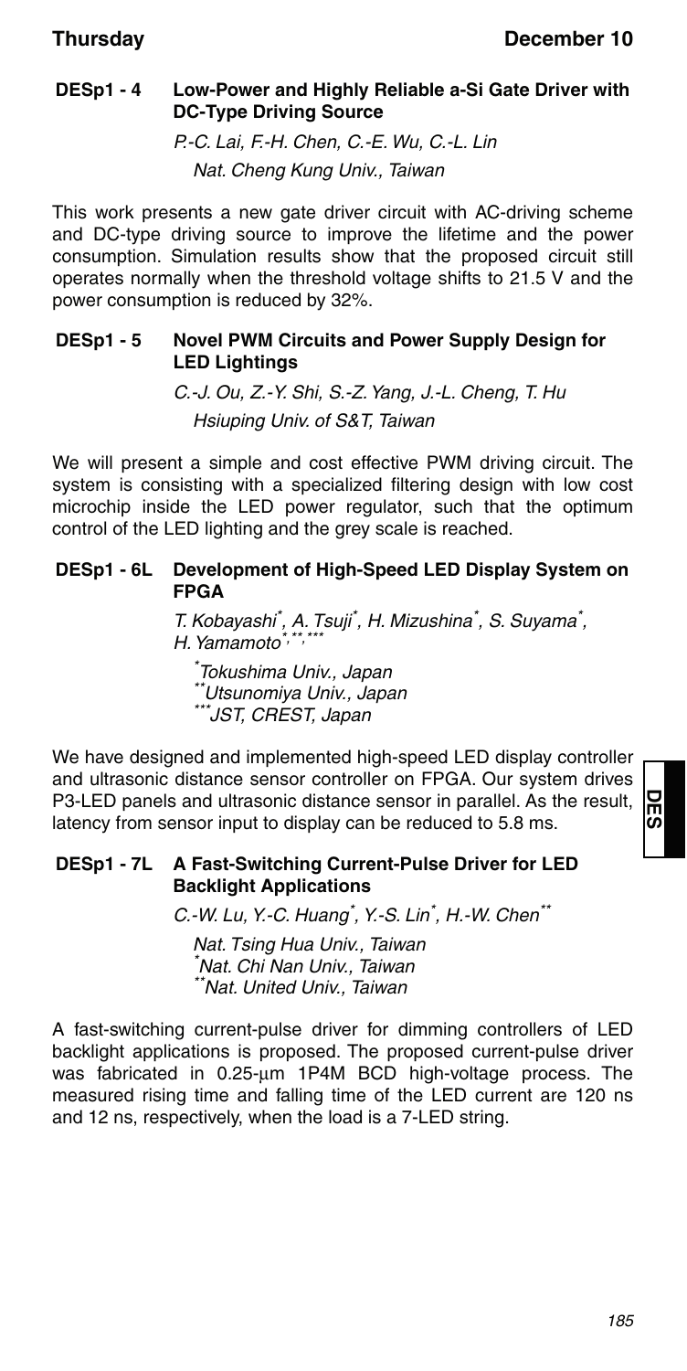### DESp1 - 4 Low-Power and Highly Reliable a-Si Gate Driver with DC-Type Driving Source

*P.-C. Lai, F.-H. Chen, C.-E. Wu, C.-L. Lin*
*Nat. Cheng Kung Univ., Taiwan*

This work presents a new gate driver circuit with AC-driving scheme and DC-type driving source to improve the lifetime and the power consumption. Simulation results show that the proposed circuit still operates normally when the threshold voltage shifts to 21.5 V and the power consumption is reduced by 32%.

### DESp1 - 5 Novel PWM Circuits and Power Supply Design for LED Lightings

*C.-J. Ou, Z.-Y. Shi, S.-Z. Yang, J.-L. Cheng, T. Hu*
*Hsiuping Univ. of S&T, Taiwan*

We will present a simple and cost effective PWM driving circuit. The system is consisting with a specialized filtering design with low cost microchip inside the LED power regulator, such that the optimum control of the LED lighting and the grey scale is reached.

### DESp1 - 6L Development of High-Speed LED Display System on FPGA

*T. Kobayashi[*], A. Tsuji[*], H. Mizushina[*], S. Suyama[*], H. Yamamoto[*,**,***]*

*[*]Tokushima Univ., Japan*
*[**]Utsunomiya Univ., Japan*
*[***]JST, CREST, Japan*

We have designed and implemented high-speed LED display controller and ultrasonic distance sensor controller on FPGA. Our system drives P3-LED panels and ultrasonic distance sensor in parallel. As the result, latency from sensor input to display can be reduced to 5.8 ms.

### DESp1 - 7L A Fast-Switching Current-Pulse Driver for LED Backlight Applications

*C.-W. Lu, Y.-C. Huang[*], Y.-S. Lin[*], H.-W. Chen[**]*

*Nat. Tsing Hua Univ., Taiwan*
*[*]Nat. Chi Nan Univ., Taiwan*
*[**]Nat. United Univ., Taiwan*

A fast-switching current-pulse driver for dimming controllers of LED backlight applications is proposed. The proposed current-pulse driver was fabricated in 0.25-µm 1P4M BCD high-voltage process. The measured rising time and falling time of the LED current are 120 ns and 12 ns, respectively, when the load is a 7-LED string.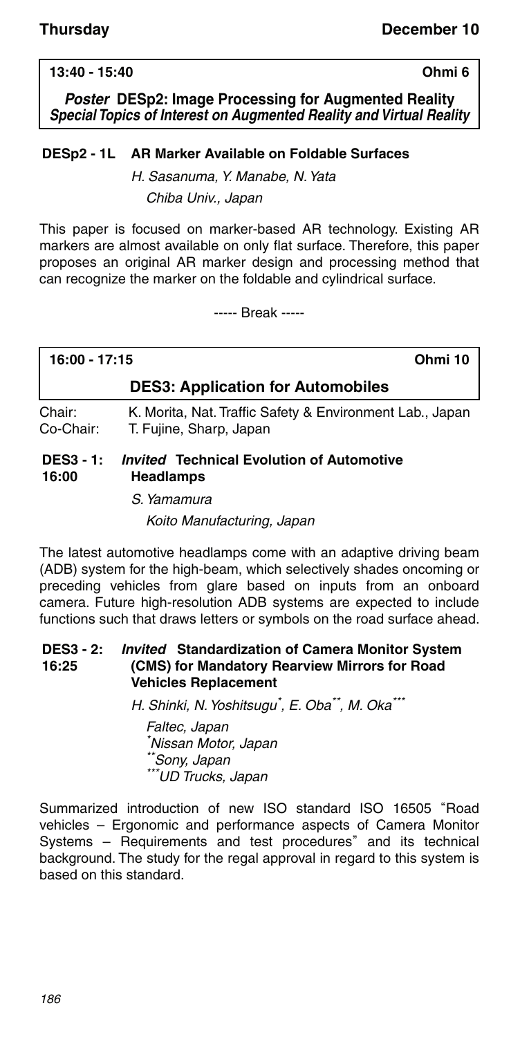**13:40 - 15:40** **Ohmi 6**

### *Poster* DESp2: Image Processing for Augmented Reality
***Special Topics of Interest on Augmented Reality and Virtual Reality***

**DESp2 - 1L AR Marker Available on Foldable Surfaces**

*H. Sasanuma, Y. Manabe, N. Yata*
*Chiba Univ., Japan*

This paper is focused on marker-based AR technology. Existing AR markers are almost available on only flat surface. Therefore, this paper proposes an original AR marker design and processing method that can recognize the marker on the foldable and cylindrical surface.

----- Break -----

**16:00 - 17:15** **Ohmi 10**

### DES3: Application for Automobiles

Chair: K. Morita, Nat. Traffic Safety & Environment Lab., Japan
Co-Chair: T. Fujine, Sharp, Japan

**DES3 - 1: 16:00** ***Invited*** **Technical Evolution of Automotive Headlamps**

*S. Yamamura*
*Koito Manufacturing, Japan*

The latest automotive headlamps come with an adaptive driving beam (ADB) system for the high-beam, which selectively shades oncoming or preceding vehicles from glare based on inputs from an onboard camera. Future high-resolution ADB systems are expected to include functions such that draws letters or symbols on the road surface ahead.

**DES3 - 2: 16:25** ***Invited*** **Standardization of Camera Monitor System (CMS) for Mandatory Rearview Mirrors for Road Vehicles Replacement**

*H. Shinki, N. Yoshitsugu[*], E. Oba[**], M. Oka[***]*
*Faltec, Japan*
*[*]Nissan Motor, Japan*
*[**]Sony, Japan*
*[***]UD Trucks, Japan*

Summarized introduction of new ISO standard ISO 16505 "Road vehicles – Ergonomic and performance aspects of Camera Monitor Systems – Requirements and test procedures" and its technical background. The study for the regal approval in regard to this system is based on this standard.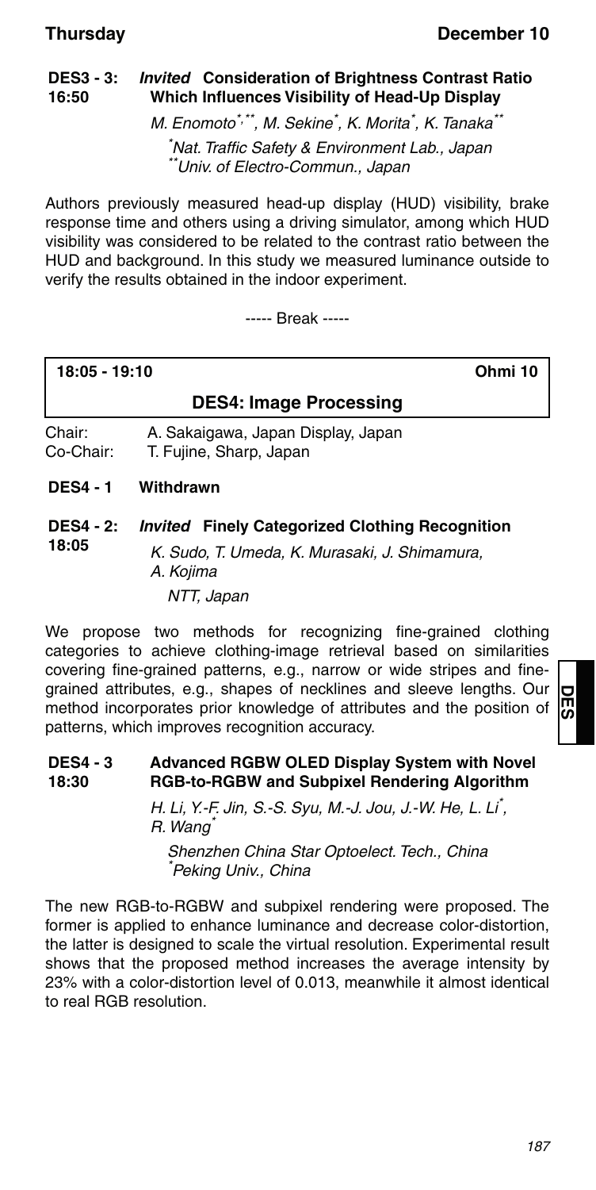**DES3 - 3:** *Invited* **Consideration of Brightness Contrast Ratio Which Influences Visibility of Head-Up Display**
**16:50**

*M. Enomoto[*,**], M. Sekine[*], K. Morita[*], K. Tanaka[**]*

*[*]Nat. Traffic Safety & Environment Lab., Japan*
*[**]Univ. of Electro-Commun., Japan*

Authors previously measured head-up display (HUD) visibility, brake response time and others using a driving simulator, among which HUD visibility was considered to be related to the contrast ratio between the HUD and background. In this study we measured luminance outside to verify the results obtained in the indoor experiment.

----- Break -----

**18:05 - 19:10** **Ohmi 10**

## DES4: Image Processing

Chair: A. Sakaigawa, Japan Display, Japan
Co-Chair: T. Fujine, Sharp, Japan

**DES4 - 1 Withdrawn**

**DES4 - 2:** *Invited* **Finely Categorized Clothing Recognition**
**18:05**

*K. Sudo, T. Umeda, K. Murasaki, J. Shimamura, A. Kojima*

*NTT, Japan*

We propose two methods for recognizing fine-grained clothing categories to achieve clothing-image retrieval based on similarities covering fine-grained patterns, e.g., narrow or wide stripes and fine-grained attributes, e.g., shapes of necklines and sleeve lengths. Our method incorporates prior knowledge of attributes and the position of patterns, which improves recognition accuracy.

**DES4 - 3** **Advanced RGBW OLED Display System with Novel RGB-to-RGBW and Subpixel Rendering Algorithm**
**18:30**

*H. Li, Y.-F. Jin, S.-S. Syu, M.-J. Jou, J.-W. He, L. Li[*], R. Wang[*]*

*Shenzhen China Star Optoelect. Tech., China*
*[*]Peking Univ., China*

The new RGB-to-RGBW and subpixel rendering were proposed. The former is applied to enhance luminance and decrease color-distortion, the latter is designed to scale the virtual resolution. Experimental result shows that the proposed method increases the average intensity by 23% with a color-distortion level of 0.013, meanwhile it almost identical to real RGB resolution.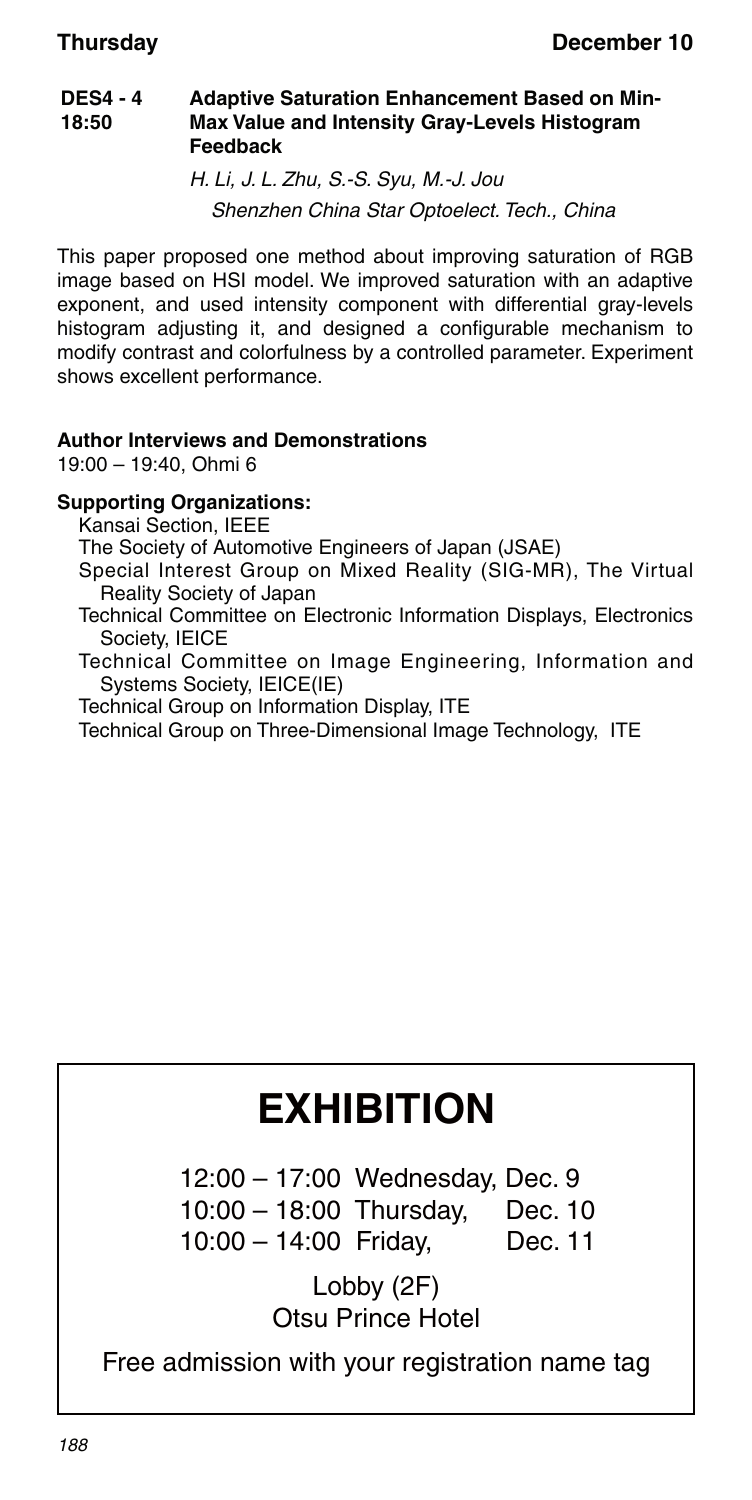**DES4 - 4** **Adaptive Saturation Enhancement Based on Min-Max Value and Intensity Gray-Levels Histogram Feedback**
**18:50**

*H. Li, J. L. Zhu, S.-S. Syu, M.-J. Jou*

*Shenzhen China Star Optoelect. Tech., China*

This paper proposed one method about improving saturation of RGB image based on HSI model. We improved saturation with an adaptive exponent, and used intensity component with differential gray-levels histogram adjusting it, and designed a configurable mechanism to modify contrast and colorfulness by a controlled parameter. Experiment shows excellent performance.

**Author Interviews and Demonstrations**

19:00 – 19:40, Ohmi 6

**Supporting Organizations:**

Kansai Section, IEEE

The Society of Automotive Engineers of Japan (JSAE)

Special Interest Group on Mixed Reality (SIG-MR), The Virtual Reality Society of Japan

Technical Committee on Electronic Information Displays, Electronics Society, IEICE

Technical Committee on Image Engineering, Information and Systems Society, IEICE(IE)

Technical Group on Information Display, ITE

Technical Group on Three-Dimensional Image Technology, ITE

# EXHIBITION

12:00 – 17:00 Wednesday, Dec. 9

10:00 – 18:00 Thursday, Dec. 10

10:00 – 14:00 Friday, Dec. 11

Lobby (2F)

Otsu Prince Hotel

Free admission with your registration name tag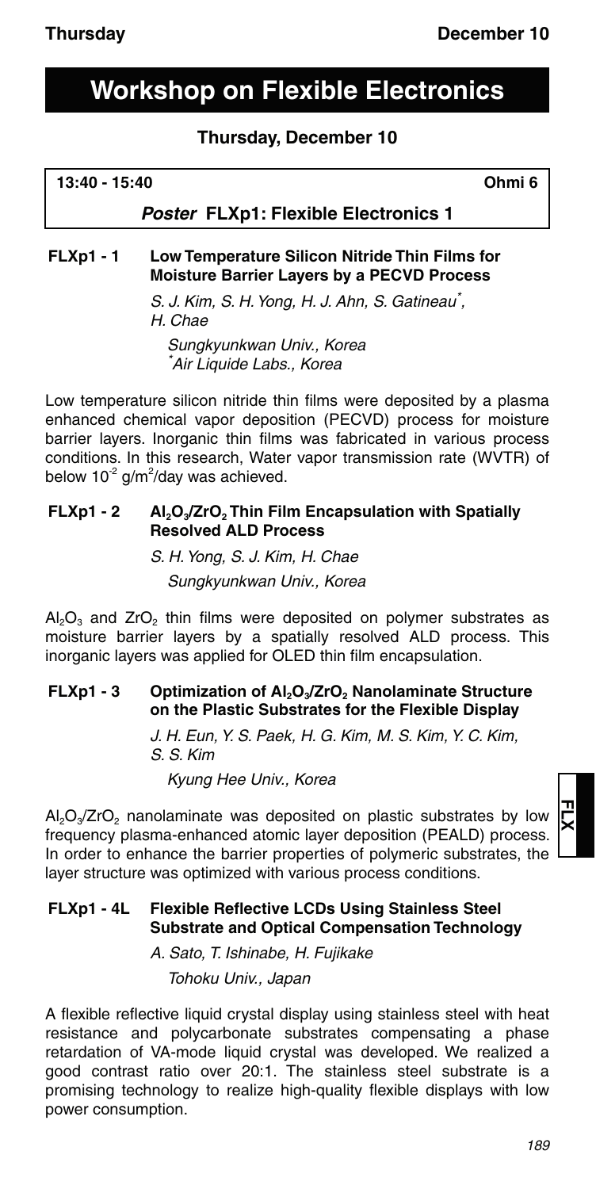# Workshop on Flexible Electronics

## Thursday, December 10

**13:40 - 15:40** **Ohmi 6**

### *Poster* FLXp1: Flexible Electronics 1

**FLXp1 - 1 Low Temperature Silicon Nitride Thin Films for Moisture Barrier Layers by a PECVD Process**

*S. J. Kim, S. H. Yong, H. J. Ahn, S. Gatineau*, H. Chae*

*Sungkyunkwan Univ., Korea*
**Air Liquide Labs., Korea*

Low temperature silicon nitride thin films were deposited by a plasma enhanced chemical vapor deposition (PECVD) process for moisture barrier layers. Inorganic thin films was fabricated in various process conditions. In this research, Water vapor transmission rate (WVTR) of below $10^{-2}$ g/m$^2$/day was achieved.

**FLXp1 - 2 $Al_2O_3/ZrO_2$ Thin Film Encapsulation with Spatially Resolved ALD Process**

*S. H. Yong, S. J. Kim, H. Chae*

*Sungkyunkwan Univ., Korea*

$Al_2O_3$ and $ZrO_2$ thin films were deposited on polymer substrates as moisture barrier layers by a spatially resolved ALD process. This inorganic layers was applied for OLED thin film encapsulation.

**FLXp1 - 3 Optimization of $Al_2O_3/ZrO_2$ Nanolaminate Structure on the Plastic Substrates for the Flexible Display**

*J. H. Eun, Y. S. Paek, H. G. Kim, M. S. Kim, Y. C. Kim, S. S. Kim*

*Kyung Hee Univ., Korea*

$Al_2O_3/ZrO_2$ nanolaminate was deposited on plastic substrates by low frequency plasma-enhanced atomic layer deposition (PEALD) process. In order to enhance the barrier properties of polymeric substrates, the layer structure was optimized with various process conditions.

**FLXp1 - 4L Flexible Reflective LCDs Using Stainless Steel Substrate and Optical Compensation Technology**

*A. Sato, T. Ishinabe, H. Fujikake*

*Tohoku Univ., Japan*

A flexible reflective liquid crystal display using stainless steel with heat resistance and polycarbonate substrates compensating a phase retardation of VA-mode liquid crystal was developed. We realized a good contrast ratio over 20:1. The stainless steel substrate is a promising technology to realize high-quality flexible displays with low power consumption.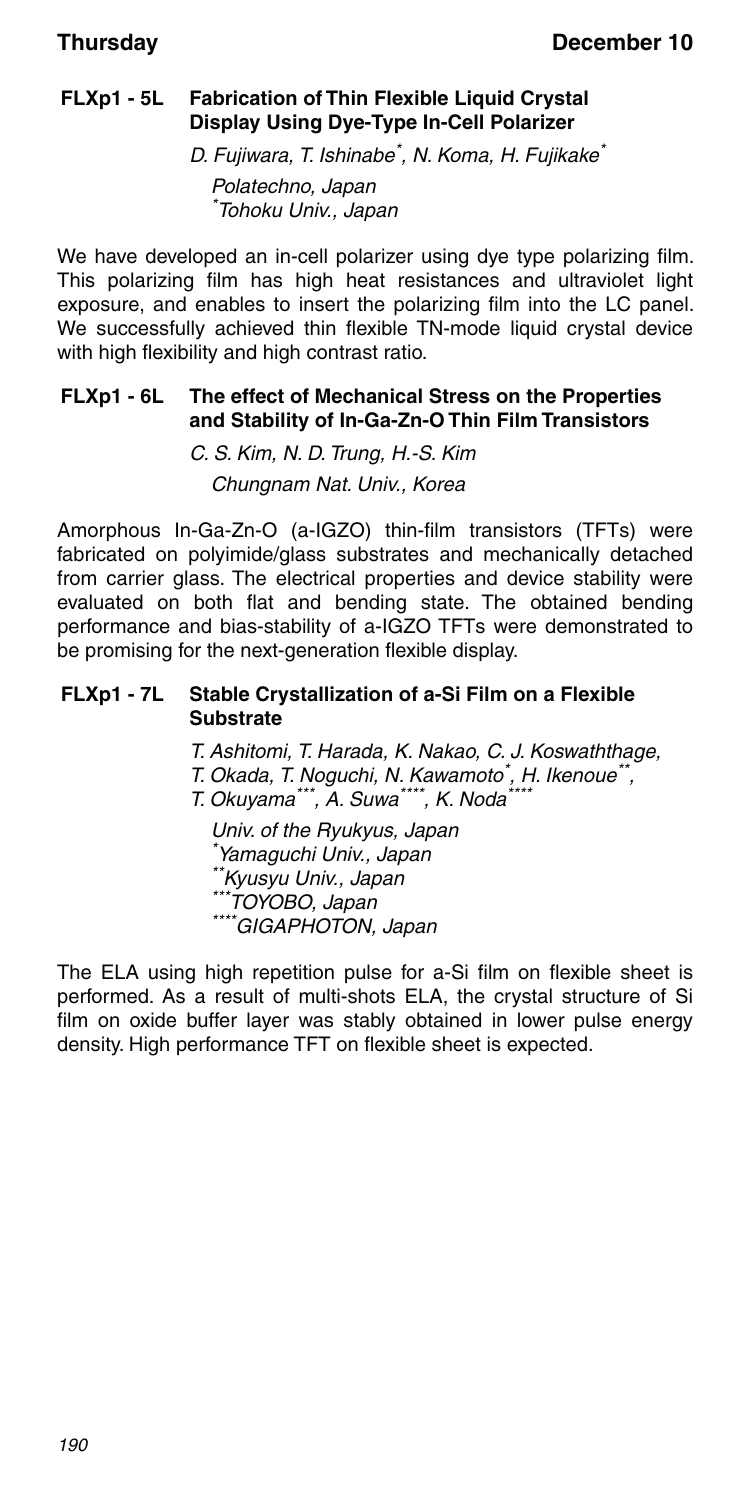### FLXp1 - 5L Fabrication of Thin Flexible Liquid Crystal Display Using Dye-Type In-Cell Polarizer

*D. Fujiwara, T. Ishinabe[*], N. Koma, H. Fujikake[*]*

*Polatechno, Japan*
*[*]Tohoku Univ., Japan*

We have developed an in-cell polarizer using dye type polarizing film. This polarizing film has high heat resistances and ultraviolet light exposure, and enables to insert the polarizing film into the LC panel. We successfully achieved thin flexible TN-mode liquid crystal device with high flexibility and high contrast ratio.

### FLXp1 - 6L The effect of Mechanical Stress on the Properties and Stability of In-Ga-Zn-O Thin Film Transistors

*C. S. Kim, N. D. Trung, H.-S. Kim*

*Chungnam Nat. Univ., Korea*

Amorphous In-Ga-Zn-O (a-IGZO) thin-film transistors (TFTs) were fabricated on polyimide/glass substrates and mechanically detached from carrier glass. The electrical properties and device stability were evaluated on both flat and bending state. The obtained bending performance and bias-stability of a-IGZO TFTs were demonstrated to be promising for the next-generation flexible display.

### FLXp1 - 7L Stable Crystallization of a-Si Film on a Flexible Substrate

*T. Ashitomi, T. Harada, K. Nakao, C. J. Koswaththage, T. Okada, T. Noguchi, N. Kawamoto[*], H. Ikenoue[**], T. Okuyama[***], A. Suwa[****], K. Noda[****]*

*Univ. of the Ryukyus, Japan*
*[*]Yamaguchi Univ., Japan*
*[**]Kyusyu Univ., Japan*
*[***]TOYOBO, Japan*
*[****]GIGAPHOTON, Japan*

The ELA using high repetition pulse for a-Si film on flexible sheet is performed. As a result of multi-shots ELA, the crystal structure of Si film on oxide buffer layer was stably obtained in lower pulse energy density. High performance TFT on flexible sheet is expected.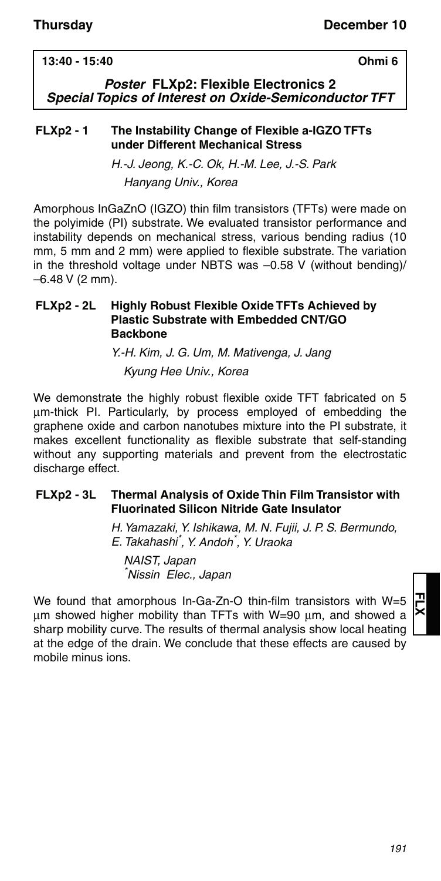**13:40 - 15:40** **Ohmi 6**

## *Poster* FLXp2: Flexible Electronics 2
### *Special Topics of Interest on Oxide-Semiconductor TFT*

**FLXp2 - 1 The Instability Change of Flexible a-IGZO TFTs under Different Mechanical Stress**

*H.-J. Jeong, K.-C. Ok, H.-M. Lee, J.-S. Park*
*Hanyang Univ., Korea*

Amorphous InGaZnO (IGZO) thin film transistors (TFTs) were made on the polyimide (PI) substrate. We evaluated transistor performance and instability depends on mechanical stress, various bending radius (10 mm, 5 mm and 2 mm) were applied to flexible substrate. The variation in the threshold voltage under NBTS was –0.58 V (without bending)/ –6.48 V (2 mm).

**FLXp2 - 2L Highly Robust Flexible Oxide TFTs Achieved by Plastic Substrate with Embedded CNT/GO Backbone**

*Y.-H. Kim, J. G. Um, M. Mativenga, J. Jang*
*Kyung Hee Univ., Korea*

We demonstrate the highly robust flexible oxide TFT fabricated on 5 μm-thick PI. Particularly, by process employed of embedding the graphene oxide and carbon nanotubes mixture into the PI substrate, it makes excellent functionality as flexible substrate that self-standing without any supporting materials and prevent from the electrostatic discharge effect.

**FLXp2 - 3L Thermal Analysis of Oxide Thin Film Transistor with Fluorinated Silicon Nitride Gate Insulator**

*H. Yamazaki, Y. Ishikawa, M. N. Fujii, J. P. S. Bermundo, E. Takahashi*, Y. Andoh*, Y. Uraoka*
*NAIST, Japan*
**Nissin Elec., Japan*

We found that amorphous In-Ga-Zn-O thin-film transistors with W=5 μm showed higher mobility than TFTs with W=90 μm, and showed a sharp mobility curve. The results of thermal analysis show local heating at the edge of the drain. We conclude that these effects are caused by mobile minus ions.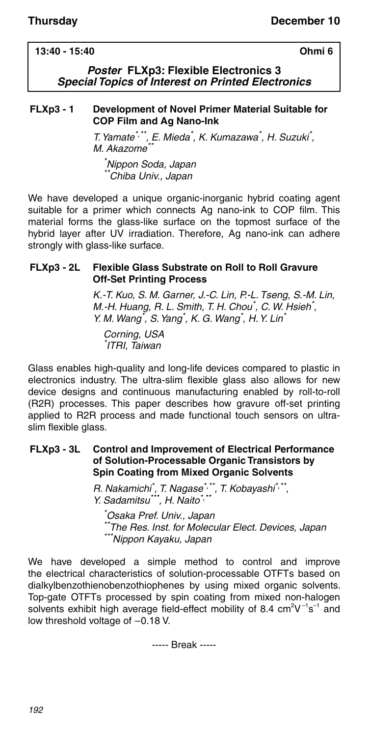**13:40 - 15:40** **Ohmi 6**

## *Poster* FLXp3: Flexible Electronics 3
### *Special Topics of Interest on Printed Electronics*

**FLXp3 - 1 Development of Novel Primer Material Suitable for COP Film and Ag Nano-Ink**

*T. Yamate[*,**], E. Mieda[*], K. Kumazawa[*], H. Suzuki[*], M. Akazome[**]*

*[*]Nippon Soda, Japan*
*[**]Chiba Univ., Japan*

We have developed a unique organic-inorganic hybrid coating agent suitable for a primer which connects Ag nano-ink to COP film. This material forms the glass-like surface on the topmost surface of the hybrid layer after UV irradiation. Therefore, Ag nano-ink can adhere strongly with glass-like surface.

**FLXp3 - 2L Flexible Glass Substrate on Roll to Roll Gravure Off-Set Printing Process**

*K.-T. Kuo, S. M. Garner, J.-C. Lin, P.-L. Tseng, S.-M. Lin, M.-H. Huang, R. L. Smith, T. H. Chou[*], C. W. Hsieh[*], Y. M. Wang[*], S. Yang[*], K. G. Wang[*], H. Y. Lin[*]*

*Corning, USA*
*[*]ITRI, Taiwan*

Glass enables high-quality and long-life devices compared to plastic in electronics industry. The ultra-slim flexible glass also allows for new device designs and continuous manufacturing enabled by roll-to-roll (R2R) processes. This paper describes how gravure off-set printing applied to R2R process and made functional touch sensors on ultra-slim flexible glass.

**FLXp3 - 3L Control and Improvement of Electrical Performance of Solution-Processable Organic Transistors by Spin Coating from Mixed Organic Solvents**

*R. Nakamichi[*], T. Nagase[*,**], T. Kobayashi[*,**], Y. Sadamitsu[***], H. Naito[*,**]*

*[*]Osaka Pref. Univ., Japan*
*[**]The Res. Inst. for Molecular Elect. Devices, Japan*
*[***]Nippon Kayaku, Japan*

We have developed a simple method to control and improve the electrical characteristics of solution-processable OTFTs based on dialkylbenzothienobenzothiophenes by using mixed organic solvents. Top-gate OTFTs processed by spin coating from mixed non-halogen solvents exhibit high average field-effect mobility of 8.4 $cm^2V^{-1}s^{-1}$ and low threshold voltage of $-0.18$ V.

----- Break -----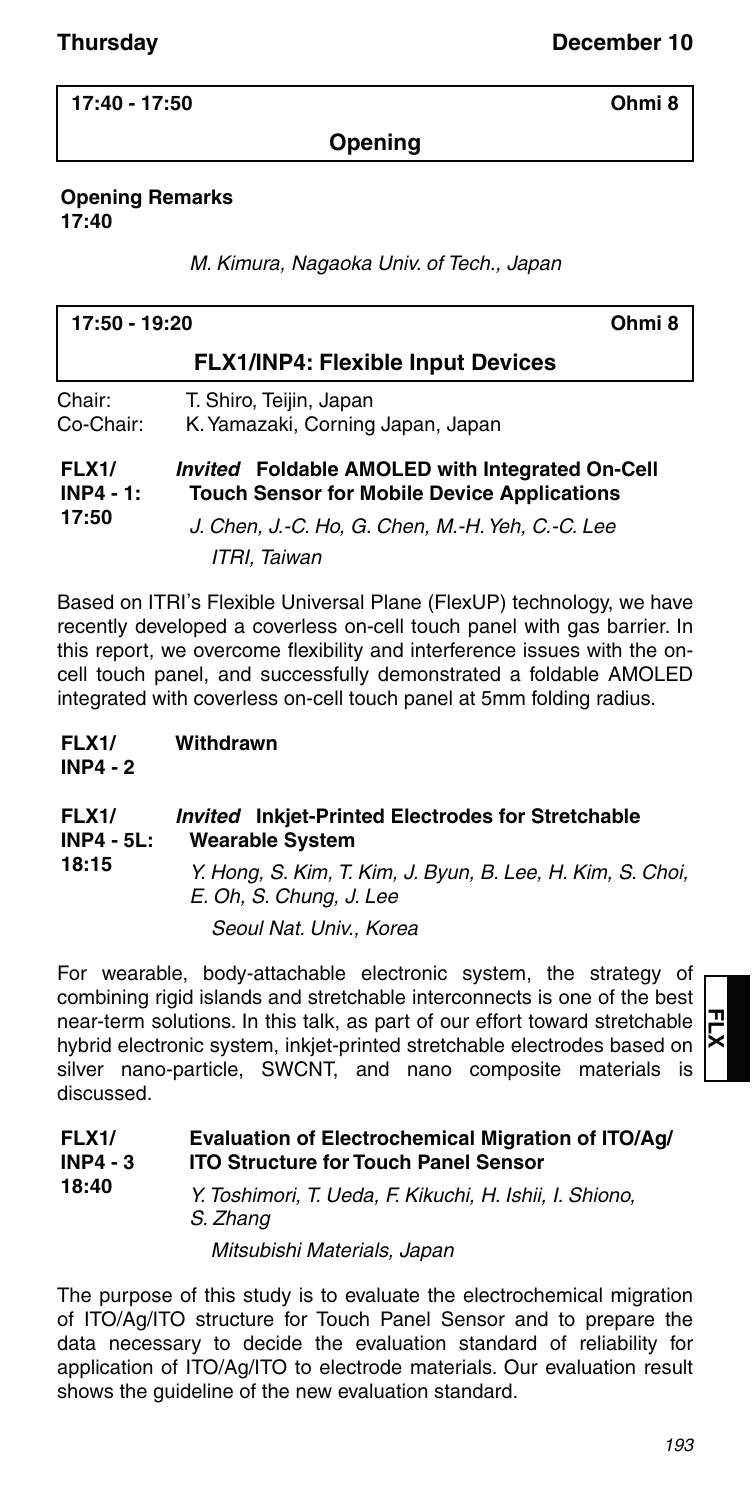Thursday December 10

**17:40 - 17:50 Ohmi 8**

## Opening

**Opening Remarks**
**17:40**

*M. Kimura, Nagaoka Univ. of Tech., Japan*

**17:50 - 19:20 Ohmi 8**

## FLX1/INP4: Flexible Input Devices

Chair: T. Shiro, Teijin, Japan
Co-Chair: K. Yamazaki, Corning Japan, Japan

**FLX1/ INP4 - 1: 17:50** *Invited* **Foldable AMOLED with Integrated On-Cell Touch Sensor for Mobile Device Applications**

*J. Chen, J.-C. Ho, G. Chen, M.-H. Yeh, C.-C. Lee*
*ITRI, Taiwan*

Based on ITRI's Flexible Universal Plane (FlexUP) technology, we have recently developed a coverless on-cell touch panel with gas barrier. In this report, we overcome flexibility and interference issues with the on-cell touch panel, and successfully demonstrated a foldable AMOLED integrated with coverless on-cell touch panel at 5mm folding radius.

**FLX1/ INP4 - 2** **Withdrawn**

**FLX1/ INP4 - 5L: 18:15** *Invited* **Inkjet-Printed Electrodes for Stretchable Wearable System**

*Y. Hong, S. Kim, T. Kim, J. Byun, B. Lee, H. Kim, S. Choi, E. Oh, S. Chung, J. Lee*
*Seoul Nat. Univ., Korea*

For wearable, body-attachable electronic system, the strategy of combining rigid islands and stretchable interconnects is one of the best near-term solutions. In this talk, as part of our effort toward stretchable hybrid electronic system, inkjet-printed stretchable electrodes based on silver nano-particle, SWCNT, and nano composite materials is discussed.

**FLX1/ INP4 - 3 18:40** **Evaluation of Electrochemical Migration of ITO/Ag/ ITO Structure for Touch Panel Sensor**

*Y. Toshimori, T. Ueda, F. Kikuchi, H. Ishii, I. Shiono, S. Zhang*
*Mitsubishi Materials, Japan*

The purpose of this study is to evaluate the electrochemical migration of ITO/Ag/ITO structure for Touch Panel Sensor and to prepare the data necessary to decide the evaluation standard of reliability for application of ITO/Ag/ITO to electrode materials. Our evaluation result shows the guideline of the new evaluation standard.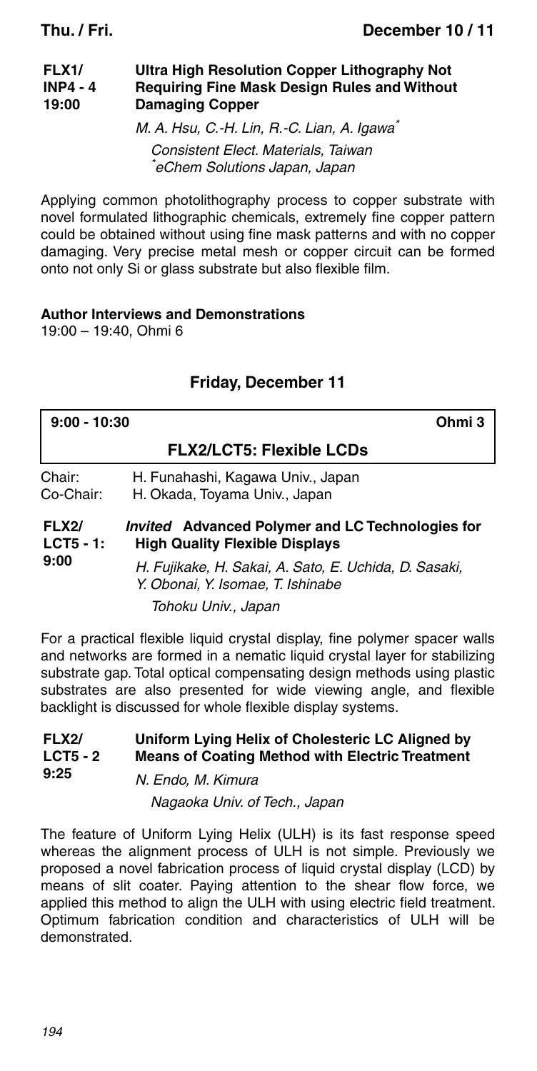**FLX1/ INP4 - 4 19:00** **Ultra High Resolution Copper Lithography Not Requiring Fine Mask Design Rules and Without Damaging Copper**

*M. A. Hsu, C.-H. Lin, R.-C. Lian, A. Igawa[*]*

*Consistent Elect. Materials, Taiwan*
*[*]eChem Solutions Japan, Japan*

Applying common photolithography process to copper substrate with novel formulated lithographic chemicals, extremely fine copper pattern could be obtained without using fine mask patterns and with no copper damaging. Very precise metal mesh or copper circuit can be formed onto not only Si or glass substrate but also flexible film.

**Author Interviews and Demonstrations**
19:00 – 19:40, Ohmi 6

## Friday, December 11

**9:00 - 10:30** **Ohmi 3**

### FLX2/LCT5: Flexible LCDs

Chair: H. Funahashi, Kagawa Univ., Japan
Co-Chair: H. Okada, Toyama Univ., Japan

**FLX2/ LCT5 - 1: 9:00** ***Invited*** **Advanced Polymer and LC Technologies for High Quality Flexible Displays**

*H. Fujikake, H. Sakai, A. Sato, E. Uchida, D. Sasaki, Y. Obonai, Y. Isomae, T. Ishinabe*

*Tohoku Univ., Japan*

For a practical flexible liquid crystal display, fine polymer spacer walls and networks are formed in a nematic liquid crystal layer for stabilizing substrate gap. Total optical compensating design methods using plastic substrates are also presented for wide viewing angle, and flexible backlight is discussed for whole flexible display systems.

**FLX2/ LCT5 - 2 9:25** **Uniform Lying Helix of Cholesteric LC Aligned by Means of Coating Method with Electric Treatment**

*N. Endo, M. Kimura*

*Nagaoka Univ. of Tech., Japan*

The feature of Uniform Lying Helix (ULH) is its fast response speed whereas the alignment process of ULH is not simple. Previously we proposed a novel fabrication process of liquid crystal display (LCD) by means of slit coater. Paying attention to the shear flow force, we applied this method to align the ULH with using electric field treatment. Optimum fabrication condition and characteristics of ULH will be demonstrated.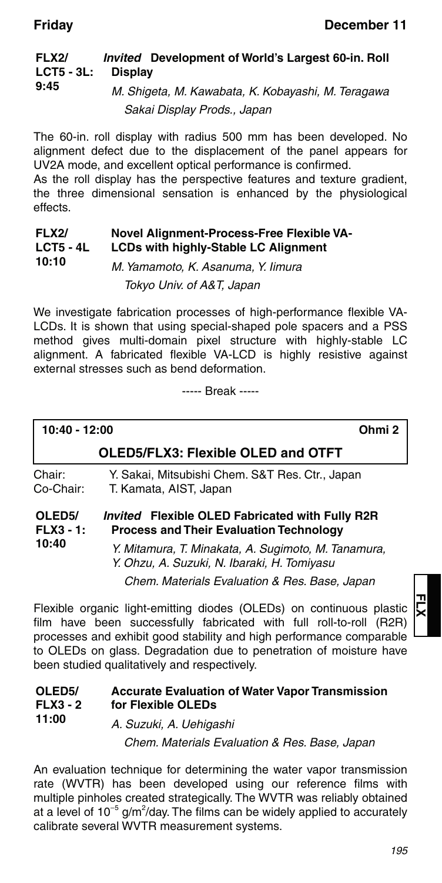**FLX2/ LCT5 - 3L: 9:45** *Invited* **Development of World's Largest 60-in. Roll Display**

*M. Shigeta, M. Kawabata, K. Kobayashi, M. Teragawa*
*Sakai Display Prods., Japan*

The 60-in. roll display with radius 500 mm has been developed. No alignment defect due to the displacement of the panel appears for UV2A mode, and excellent optical performance is confirmed.
As the roll display has the perspective features and texture gradient, the three dimensional sensation is enhanced by the physiological effects.

**FLX2/ LCT5 - 4L 10:10** **Novel Alignment-Process-Free Flexible VA-LCDs with highly-Stable LC Alignment**

*M. Yamamoto, K. Asanuma, Y. Iimura*
*Tokyo Univ. of A&T, Japan*

We investigate fabrication processes of high-performance flexible VA-LCDs. It is shown that using special-shaped pole spacers and a PSS method gives multi-domain pixel structure with highly-stable LC alignment. A fabricated flexible VA-LCD is highly resistive against external stresses such as bend deformation.

----- Break -----

## 10:40 - 12:00 Ohmi 2

## OLED5/FLX3: Flexible OLED and OTFT

Chair: Y. Sakai, Mitsubishi Chem. S&T Res. Ctr., Japan
Co-Chair: T. Kamata, AIST, Japan

**OLED5/ FLX3 - 1: 10:40** *Invited* **Flexible OLED Fabricated with Fully R2R Process and Their Evaluation Technology**

*Y. Mitamura, T. Minakata, A. Sugimoto, M. Tanamura, Y. Ohzu, A. Suzuki, N. Ibaraki, H. Tomiyasu*
*Chem. Materials Evaluation & Res. Base, Japan*

Flexible organic light-emitting diodes (OLEDs) on continuous plastic film have been successfully fabricated with full roll-to-roll (R2R) processes and exhibit good stability and high performance comparable to OLEDs on glass. Degradation due to penetration of moisture have been studied qualitatively and respectively.

**OLED5/ FLX3 - 2 11:00** **Accurate Evaluation of Water Vapor Transmission for Flexible OLEDs**

*A. Suzuki, A. Uehigashi*
*Chem. Materials Evaluation & Res. Base, Japan*

An evaluation technique for determining the water vapor transmission rate (WVTR) has been developed using our reference films with multiple pinholes created strategically. The WVTR was reliably obtained at a level of $10^{-5}$ g/m$^2$/day. The films can be widely applied to accurately calibrate several WVTR measurement systems.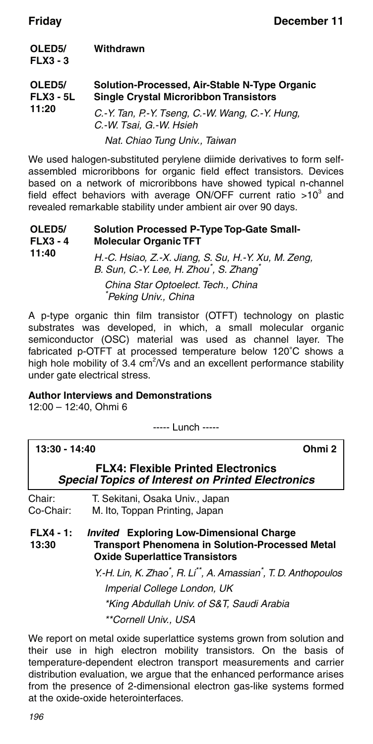**OLED5/ FLX3 - 3** **Withdrawn**

**OLED5/ FLX3 - 5L 11:20** **Solution-Processed, Air-Stable N-Type Organic Single Crystal Microribbon Transistors**

*C.-Y. Tan, P.-Y. Tseng, C.-W. Wang, C.-Y. Hung, C.-W. Tsai, G.-W. Hsieh*

*Nat. Chiao Tung Univ., Taiwan*

We used halogen-substituted perylene diimide derivatives to form self-assembled microribbons for organic field effect transistors. Devices based on a network of microribbons have showed typical n-channel field effect behaviors with average ON/OFF current ratio $>10^3$ and revealed remarkable stability under ambient air over 90 days.

**OLED5/ FLX3 - 4 11:40** **Solution Processed P-Type Top-Gate Small-Molecular Organic TFT**

*H.-C. Hsiao, Z.-X. Jiang, S. Su, H.-Y. Xu, M. Zeng, B. Sun, C.-Y. Lee, H. Zhou*, S. Zhang**

*China Star Optoelect. Tech., China*
*\*Peking Univ., China*

A p-type organic thin film transistor (OTFT) technology on plastic substrates was developed, in which, a small molecular organic semiconductor (OSC) material was used as channel layer. The fabricated p-OTFT at processed temperature below 120°C shows a high hole mobility of 3.4 $cm^2/Vs$ and an excellent performance stability under gate electrical stress.

**Author Interviews and Demonstrations**
12:00 – 12:40, Ohmi 6

----- Lunch -----

**13:30 - 14:40** **Ohmi 2**

## FLX4: Flexible Printed Electronics
### *Special Topics of Interest on Printed Electronics*

Chair: T. Sekitani, Osaka Univ., Japan
Co-Chair: M. Ito, Toppan Printing, Japan

**FLX4 - 1: 13:30** ***Invited*** **Exploring Low-Dimensional Charge Transport Phenomena in Solution-Processed Metal Oxide Superlattice Transistors**

*Y.-H. Lin, K. Zhao*, R. Li**, A. Amassian*, T. D. Anthopoulos*

*Imperial College London, UK*
*\*King Abdullah Univ. of S&T, Saudi Arabia*
*\*\*Cornell Univ., USA*

We report on metal oxide superlattice systems grown from solution and their use in high electron mobility transistors. On the basis of temperature-dependent electron transport measurements and carrier distribution evaluation, we argue that the enhanced performance arises from the presence of 2-dimensional electron gas-like systems formed at the oxide-oxide heterointerfaces.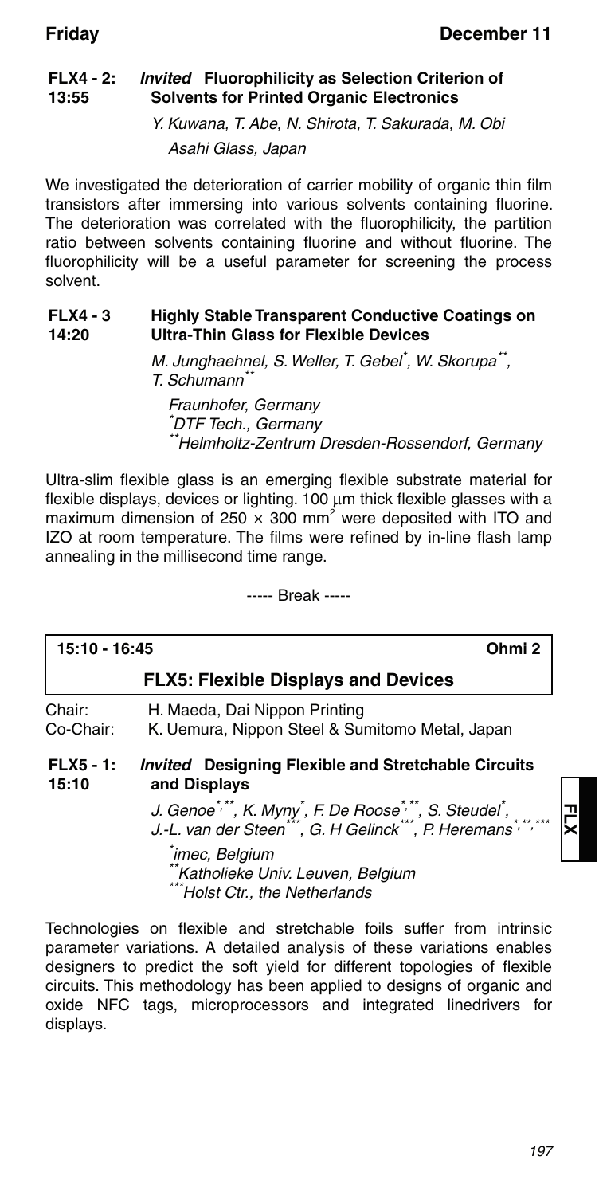**FLX4 - 2: 13:55** ***Invited*** **Fluorophilicity as Selection Criterion of Solvents for Printed Organic Electronics**

*Y. Kuwana, T. Abe, N. Shirota, T. Sakurada, M. Obi*

*Asahi Glass, Japan*

We investigated the deterioration of carrier mobility of organic thin film transistors after immersing into various solvents containing fluorine. The deterioration was correlated with the fluorophilicity, the partition ratio between solvents containing fluorine and without fluorine. The fluorophilicity will be a useful parameter for screening the process solvent.

**FLX4 - 3 14:20** **Highly Stable Transparent Conductive Coatings on Ultra-Thin Glass for Flexible Devices**

*M. Junghaehnel, S. Weller, T. Gebel[*], W. Skorupa[**], T. Schumann[**]*

*Fraunhofer, Germany*
*[*]DTF Tech., Germany*
*[**]Helmholtz-Zentrum Dresden-Rossendorf, Germany*

Ultra-slim flexible glass is an emerging flexible substrate material for flexible displays, devices or lighting. 100 μm thick flexible glasses with a maximum dimension of $250 \times 300$ mm$^2$ were deposited with ITO and IZO at room temperature. The films were refined by in-line flash lamp annealing in the millisecond time range.

----- Break -----

**15:10 - 16:45** **Ohmi 2**

## FLX5: Flexible Displays and Devices

Chair: H. Maeda, Dai Nippon Printing
Co-Chair: K. Uemura, Nippon Steel & Sumitomo Metal, Japan

**FLX5 - 1: 15:10** ***Invited*** **Designing Flexible and Stretchable Circuits and Displays**

*J. Genoe[*,**], K. Myny[*], F. De Roose[*,**], S. Steudel[*], J.-L. van der Steen[***], G. H Gelinck[***], P. Heremans[*,**,***]*

*[*]imec, Belgium*
*[**]Katholieke Univ. Leuven, Belgium*
*[***]Holst Ctr., the Netherlands*

Technologies on flexible and stretchable foils suffer from intrinsic parameter variations. A detailed analysis of these variations enables designers to predict the soft yield for different topologies of flexible circuits. This methodology has been applied to designs of organic and oxide NFC tags, microprocessors and integrated linedrivers for displays.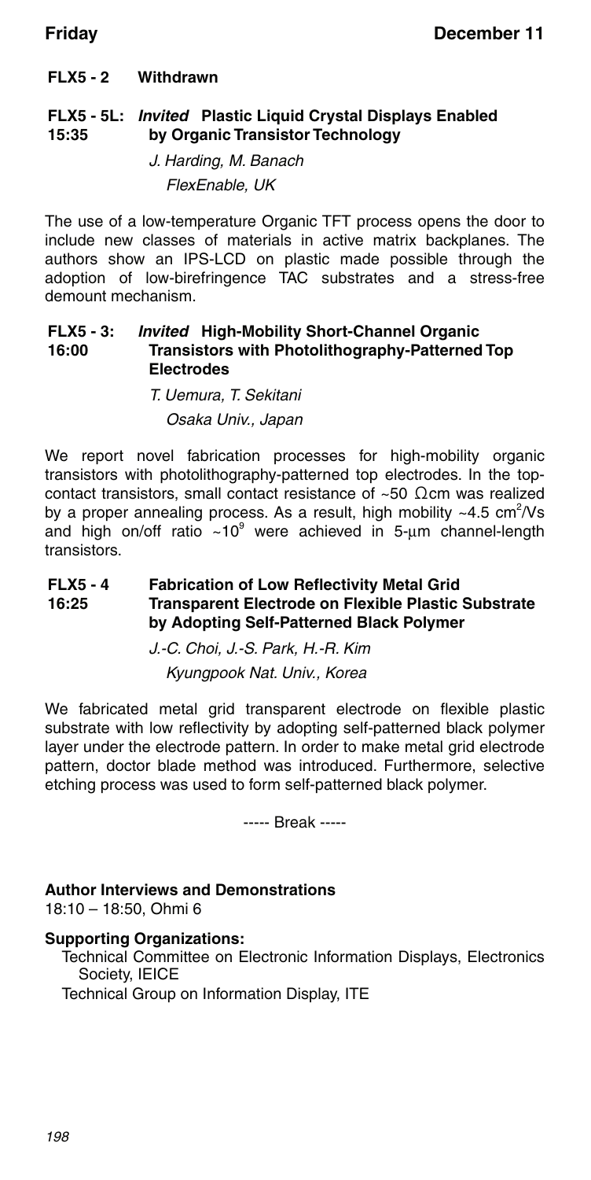**FLX5 - 2 Withdrawn**

**FLX5 - 5L: 15:35** ***Invited*** **Plastic Liquid Crystal Displays Enabled by Organic Transistor Technology**

*J. Harding, M. Banach*
*FlexEnable, UK*

The use of a low-temperature Organic TFT process opens the door to include new classes of materials in active matrix backplanes. The authors show an IPS-LCD on plastic made possible through the adoption of low-birefringence TAC substrates and a stress-free demount mechanism.

**FLX5 - 3: 16:00** ***Invited*** **High-Mobility Short-Channel Organic Transistors with Photolithography-Patterned Top Electrodes**

*T. Uemura, T. Sekitani*
*Osaka Univ., Japan*

We report novel fabrication processes for high-mobility organic transistors with photolithography-patterned top electrodes. In the top-contact transistors, small contact resistance of ~50 Ωcm was realized by a proper annealing process. As a result, high mobility ~4.5 $cm^2/Vs$ and high on/off ratio ~$10^9$ were achieved in 5-μm channel-length transistors.

**FLX5 - 4 16:25** **Fabrication of Low Reflectivity Metal Grid Transparent Electrode on Flexible Plastic Substrate by Adopting Self-Patterned Black Polymer**

*J.-C. Choi, J.-S. Park, H.-R. Kim*
*Kyungpook Nat. Univ., Korea*

We fabricated metal grid transparent electrode on flexible plastic substrate with low reflectivity by adopting self-patterned black polymer layer under the electrode pattern. In order to make metal grid electrode pattern, doctor blade method was introduced. Furthermore, selective etching process was used to form self-patterned black polymer.

----- Break -----

**Author Interviews and Demonstrations**
18:10 – 18:50, Ohmi 6

**Supporting Organizations:**

Technical Committee on Electronic Information Displays, Electronics Society, IEICE

Technical Group on Information Display, ITE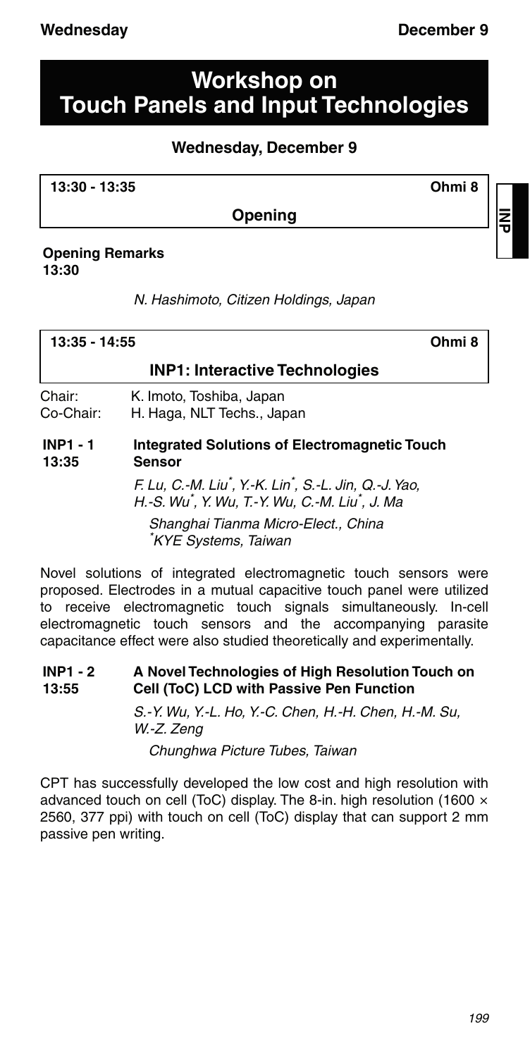# Workshop on Touch Panels and Input Technologies

## Wednesday, December 9

**13:30 - 13:35 Ohmi 8**

### Opening

**Opening Remarks**
**13:30**

*N. Hashimoto, Citizen Holdings, Japan*

**13:35 - 14:55 Ohmi 8**

### INP1: Interactive Technologies

Chair: K. Imoto, Toshiba, Japan
Co-Chair: H. Haga, NLT Techs., Japan

**INP1 - 1**
**13:35**

**Integrated Solutions of Electromagnetic Touch Sensor**

*F. Lu, C.-M. Liu*, Y.-K. Lin*, S.-L. Jin, Q.-J. Yao, H.-S. Wu*, Y. Wu, T.-Y. Wu, C.-M. Liu*, J. Ma*

*Shanghai Tianma Micro-Elect., China*
*\*KYE Systems, Taiwan*

Novel solutions of integrated electromagnetic touch sensors were proposed. Electrodes in a mutual capacitive touch panel were utilized to receive electromagnetic touch signals simultaneously. In-cell electromagnetic touch sensors and the accompanying parasite capacitance effect were also studied theoretically and experimentally.

**INP1 - 2**
**13:55**

**A Novel Technologies of High Resolution Touch on Cell (ToC) LCD with Passive Pen Function**

*S.-Y. Wu, Y.-L. Ho, Y.-C. Chen, H.-H. Chen, H.-M. Su, W.-Z. Zeng*

*Chunghwa Picture Tubes, Taiwan*

CPT has successfully developed the low cost and high resolution with advanced touch on cell (ToC) display. The 8-in. high resolution (1600 × 2560, 377 ppi) with touch on cell (ToC) display that can support 2 mm passive pen writing.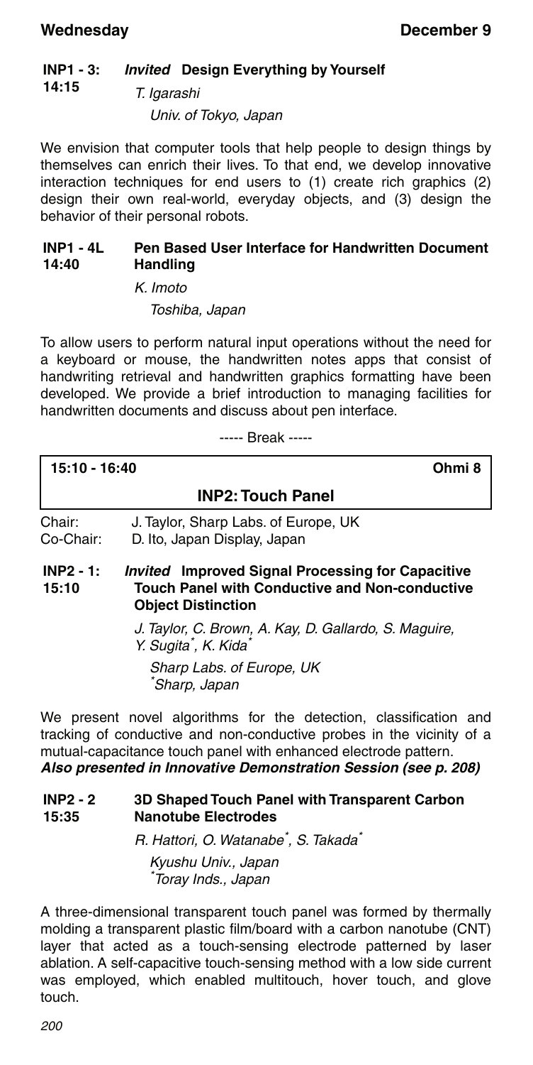**INP1 - 3: 14:15** ***Invited*** **Design Everything by Yourself**

*T. Igarashi*

*Univ. of Tokyo, Japan*

We envision that computer tools that help people to design things by themselves can enrich their lives. To that end, we develop innovative interaction techniques for end users to (1) create rich graphics (2) design their own real-world, everyday objects, and (3) design the behavior of their personal robots.

**INP1 - 4L 14:40** **Pen Based User Interface for Handwritten Document Handling**

*K. Imoto*

*Toshiba, Japan*

To allow users to perform natural input operations without the need for a keyboard or mouse, the handwritten notes apps that consist of handwriting retrieval and handwritten graphics formatting have been developed. We provide a brief introduction to managing facilities for handwritten documents and discuss about pen interface.

----- Break -----

**15:10 - 16:40** **Ohmi 8**

## INP2: Touch Panel

Chair: J. Taylor, Sharp Labs. of Europe, UK
Co-Chair: D. Ito, Japan Display, Japan

**INP2 - 1: 15:10** ***Invited*** **Improved Signal Processing for Capacitive Touch Panel with Conductive and Non-conductive Object Distinction**

*J. Taylor, C. Brown, A. Kay, D. Gallardo, S. Maguire, Y. Sugita\*, K. Kida\**

*Sharp Labs. of Europe, UK*
*\*Sharp, Japan*

We present novel algorithms for the detection, classification and tracking of conductive and non-conductive probes in the vicinity of a mutual-capacitance touch panel with enhanced electrode pattern.

***Also presented in Innovative Demonstration Session (see p. 208)***

**INP2 - 2 15:35** **3D Shaped Touch Panel with Transparent Carbon Nanotube Electrodes**

*R. Hattori, O. Watanabe\*, S. Takada\**

*Kyushu Univ., Japan*
*\*Toray Inds., Japan*

A three-dimensional transparent touch panel was formed by thermally molding a transparent plastic film/board with a carbon nanotube (CNT) layer that acted as a touch-sensing electrode patterned by laser ablation. A self-capacitive touch-sensing method with a low side current was employed, which enabled multitouch, hover touch, and glove touch.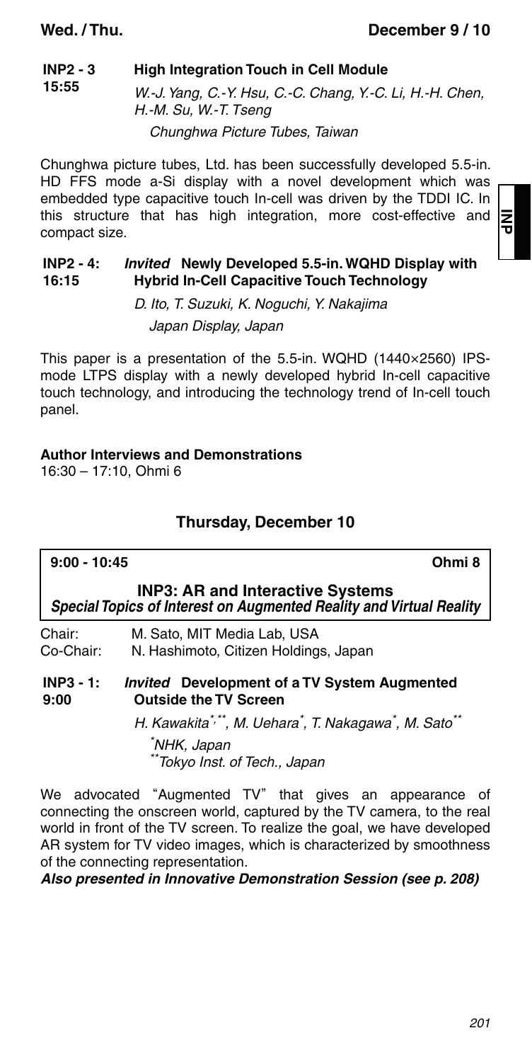**INP2 - 3** **High Integration Touch in Cell Module**
**15:55**

*W.-J. Yang, C.-Y. Hsu, C.-C. Chang, Y.-C. Li, H.-H. Chen, H.-M. Su, W.-T. Tseng*

*Chunghwa Picture Tubes, Taiwan*

Chunghwa picture tubes, Ltd. has been successfully developed 5.5-in. HD FFS mode a-Si display with a novel development which was embedded type capacitive touch In-cell was driven by the TDDI IC. In this structure that has high integration, more cost-effective and compact size.

**INP2 - 4:** ***Invited*** **Newly Developed 5.5-in. WQHD Display with**
**16:15** **Hybrid In-Cell Capacitive Touch Technology**

*D. Ito, T. Suzuki, K. Noguchi, Y. Nakajima*

*Japan Display, Japan*

This paper is a presentation of the 5.5-in. WQHD (1440×2560) IPS-mode LTPS display with a newly developed hybrid In-cell capacitive touch technology, and introducing the technology trend of In-cell touch panel.

**Author Interviews and Demonstrations**
16:30 – 17:10, Ohmi 6

## Thursday, December 10

**9:00 - 10:45** **Ohmi 8**

### INP3: AR and Interactive Systems

***Special Topics of Interest on Augmented Reality and Virtual Reality***

Chair: M. Sato, MIT Media Lab, USA
Co-Chair: N. Hashimoto, Citizen Holdings, Japan

**INP3 - 1:** ***Invited*** **Development of a TV System Augmented**
**9:00** **Outside the TV Screen**

*H. Kawakita[*,**], M. Uehara[*], T. Nakagawa[*], M. Sato[**]*

*[*]NHK, Japan*
*[**]Tokyo Inst. of Tech., Japan*

We advocated "Augmented TV" that gives an appearance of connecting the onscreen world, captured by the TV camera, to the real world in front of the TV screen. To realize the goal, we have developed AR system for TV video images, which is characterized by smoothness of the connecting representation.

***Also presented in Innovative Demonstration Session (see p. 208)***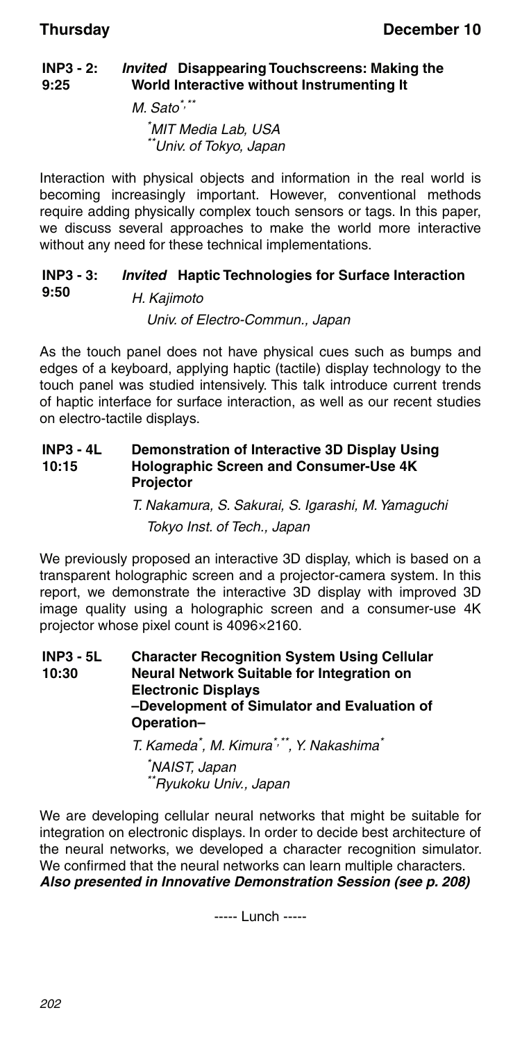**INP3 - 2: 9:25** *Invited* **Disappearing Touchscreens: Making the World Interactive without Instrumenting It**

*M. Sato*[*,**]

*[*]MIT Media Lab, USA*
*[**]Univ. of Tokyo, Japan*

Interaction with physical objects and information in the real world is becoming increasingly important. However, conventional methods require adding physically complex touch sensors or tags. In this paper, we discuss several approaches to make the world more interactive without any need for these technical implementations.

**INP3 - 3: 9:50** *Invited* **Haptic Technologies for Surface Interaction**

*H. Kajimoto*

*Univ. of Electro-Commun., Japan*

As the touch panel does not have physical cues such as bumps and edges of a keyboard, applying haptic (tactile) display technology to the touch panel was studied intensively. This talk introduce current trends of haptic interface for surface interaction, as well as our recent studies on electro-tactile displays.

**INP3 - 4L 10:15** **Demonstration of Interactive 3D Display Using Holographic Screen and Consumer-Use 4K Projector**

*T. Nakamura, S. Sakurai, S. Igarashi, M. Yamaguchi*

*Tokyo Inst. of Tech., Japan*

We previously proposed an interactive 3D display, which is based on a transparent holographic screen and a projector-camera system. In this report, we demonstrate the interactive 3D display with improved 3D image quality using a holographic screen and a consumer-use 4K projector whose pixel count is 4096×2160.

**INP3 - 5L 10:30** **Character Recognition System Using Cellular Neural Network Suitable for Integration on Electronic Displays –Development of Simulator and Evaluation of Operation–**

*T. Kameda*[*]*, M. Kimura*[*,**]*, Y. Nakashima*[*]

*[*]NAIST, Japan*
*[**]Ryukoku Univ., Japan*

We are developing cellular neural networks that might be suitable for integration on electronic displays. In order to decide best architecture of the neural networks, we developed a character recognition simulator. We confirmed that the neural networks can learn multiple characters.
***Also presented in Innovative Demonstration Session (see p. 208)***

----- Lunch -----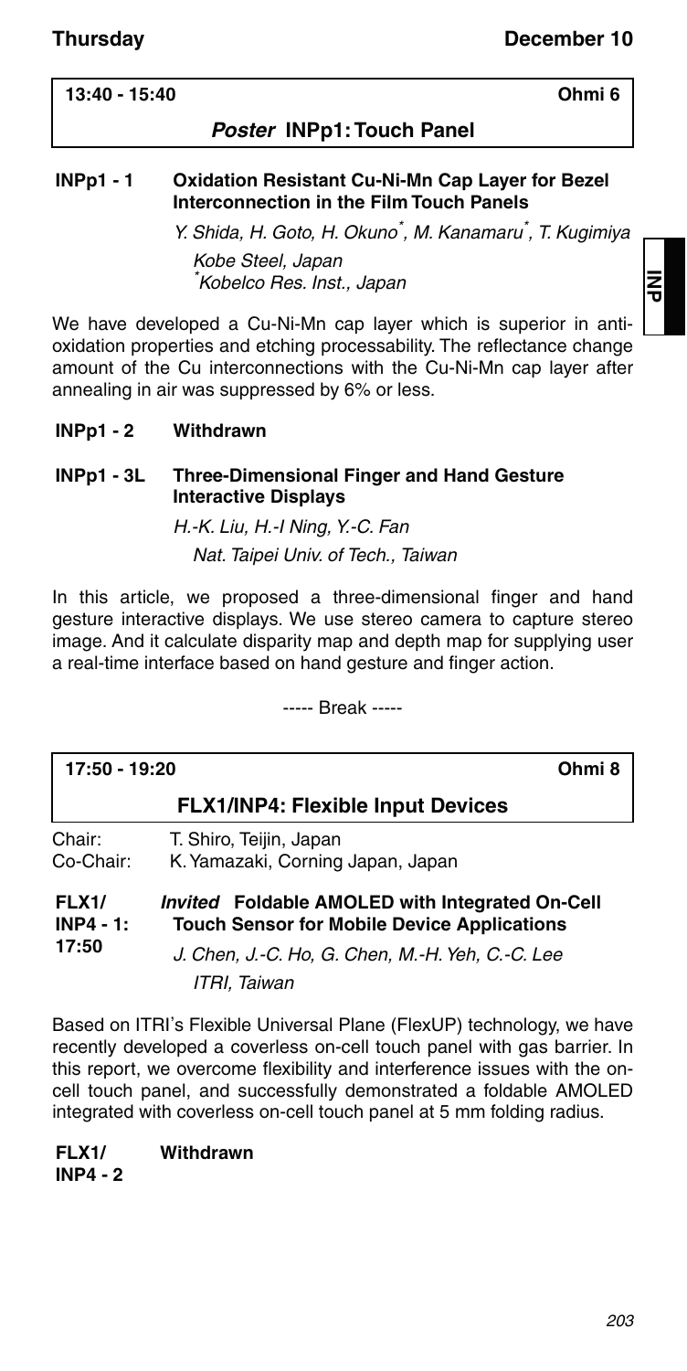**13:40 - 15:40** **Ohmi 6**

## *Poster* INPp1: Touch Panel

**INPp1 - 1 Oxidation Resistant Cu-Ni-Mn Cap Layer for Bezel Interconnection in the Film Touch Panels**

*Y. Shida, H. Goto, H. Okuno[*], M. Kanamaru[*], T. Kugimiya*

*Kobe Steel, Japan*
*[*]Kobelco Res. Inst., Japan*

We have developed a Cu-Ni-Mn cap layer which is superior in anti-oxidation properties and etching processability. The reflectance change amount of the Cu interconnections with the Cu-Ni-Mn cap layer after annealing in air was suppressed by 6% or less.

**INPp1 - 2 Withdrawn**

**INPp1 - 3L Three-Dimensional Finger and Hand Gesture Interactive Displays**

*H.-K. Liu, H.-I Ning, Y.-C. Fan*

*Nat. Taipei Univ. of Tech., Taiwan*

In this article, we proposed a three-dimensional finger and hand gesture interactive displays. We use stereo camera to capture stereo image. And it calculate disparity map and depth map for supplying user a real-time interface based on hand gesture and finger action.

----- Break -----

**17:50 - 19:20** **Ohmi 8**

## FLX1/INP4: Flexible Input Devices

Chair: T. Shiro, Teijin, Japan
Co-Chair: K. Yamazaki, Corning Japan, Japan

**FLX1/ INP4 - 1: 17:50** ***Invited*** **Foldable AMOLED with Integrated On-Cell Touch Sensor for Mobile Device Applications**

*J. Chen, J.-C. Ho, G. Chen, M.-H. Yeh, C.-C. Lee*

*ITRI, Taiwan*

Based on ITRI's Flexible Universal Plane (FlexUP) technology, we have recently developed a coverless on-cell touch panel with gas barrier. In this report, we overcome flexibility and interference issues with the on-cell touch panel, and successfully demonstrated a foldable AMOLED integrated with coverless on-cell touch panel at 5 mm folding radius.

**FLX1/ INP4 - 2 Withdrawn**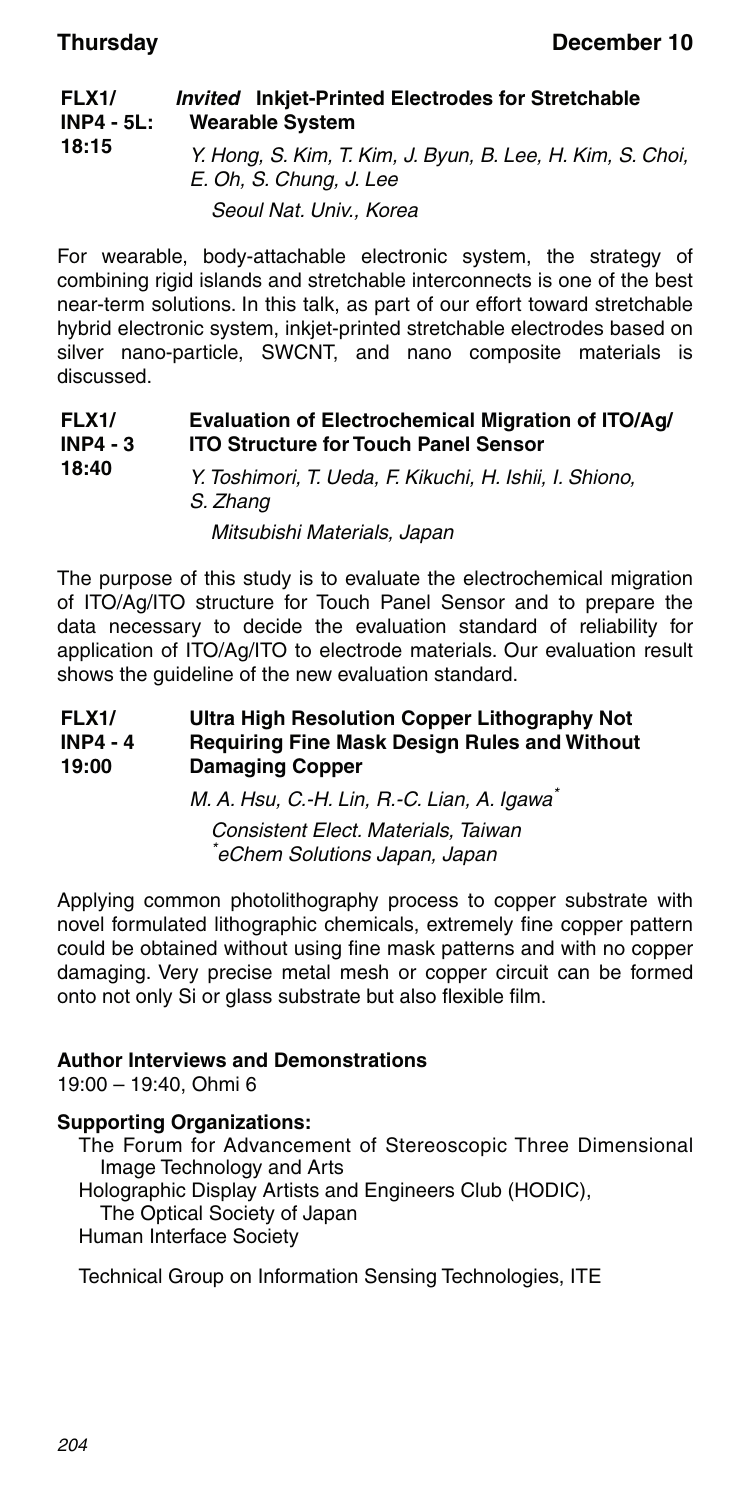**FLX1/ INP4 - 5L: 18:15** ***Invited*** **Inkjet-Printed Electrodes for Stretchable Wearable System**

*Y. Hong, S. Kim, T. Kim, J. Byun, B. Lee, H. Kim, S. Choi, E. Oh, S. Chung, J. Lee*

*Seoul Nat. Univ., Korea*

For wearable, body-attachable electronic system, the strategy of combining rigid islands and stretchable interconnects is one of the best near-term solutions. In this talk, as part of our effort toward stretchable hybrid electronic system, inkjet-printed stretchable electrodes based on silver nano-particle, SWCNT, and nano composite materials is discussed.

**FLX1/ INP4 - 3 18:40** **Evaluation of Electrochemical Migration of ITO/Ag/ITO Structure for Touch Panel Sensor**

*Y. Toshimori, T. Ueda, F. Kikuchi, H. Ishii, I. Shiono, S. Zhang*

*Mitsubishi Materials, Japan*

The purpose of this study is to evaluate the electrochemical migration of ITO/Ag/ITO structure for Touch Panel Sensor and to prepare the data necessary to decide the evaluation standard of reliability for application of ITO/Ag/ITO to electrode materials. Our evaluation result shows the guideline of the new evaluation standard.

**FLX1/ INP4 - 4 19:00** **Ultra High Resolution Copper Lithography Not Requiring Fine Mask Design Rules and Without Damaging Copper**

*M. A. Hsu, C.-H. Lin, R.-C. Lian, A. Igawa*[*]

*Consistent Elect. Materials, Taiwan*
[*]*eChem Solutions Japan, Japan*

Applying common photolithography process to copper substrate with novel formulated lithographic chemicals, extremely fine copper pattern could be obtained without using fine mask patterns and with no copper damaging. Very precise metal mesh or copper circuit can be formed onto not only Si or glass substrate but also flexible film.

**Author Interviews and Demonstrations**

19:00 – 19:40, Ohmi 6

**Supporting Organizations:**

The Forum for Advancement of Stereoscopic Three Dimensional Image Technology and Arts
Holographic Display Artists and Engineers Club (HODIC), The Optical Society of Japan
Human Interface Society

Technical Group on Information Sensing Technologies, ITE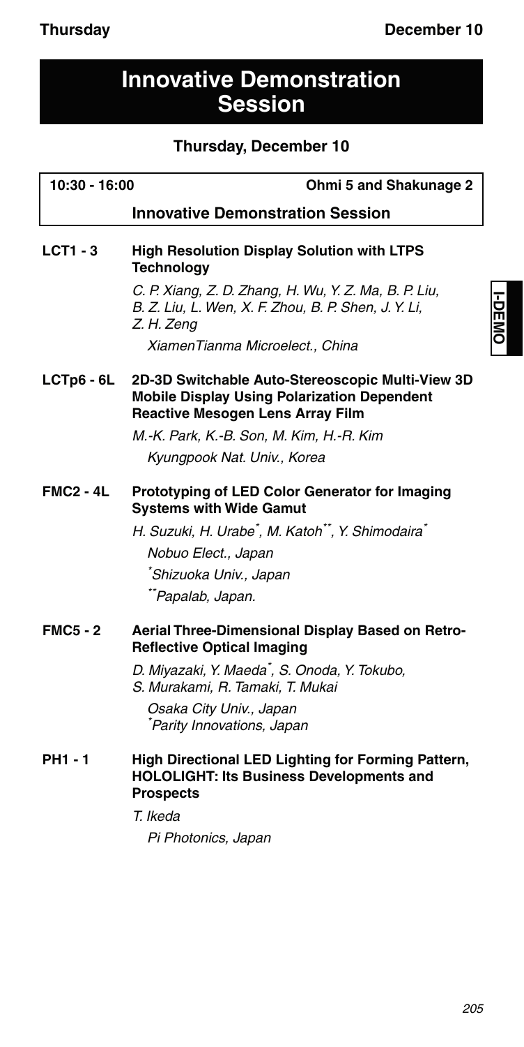# Innovative Demonstration Session

## Thursday, December 10

**10:30 - 16:00** **Ohmi 5 and Shakunage 2**

### Innovative Demonstration Session

**LCT1 - 3** **High Resolution Display Solution with LTPS Technology**

*C. P. Xiang, Z. D. Zhang, H. Wu, Y. Z. Ma, B. P. Liu, B. Z. Liu, L. Wen, X. F. Zhou, B. P. Shen, J. Y. Li, Z. H. Zeng*

*XiamenTianma Microelect., China*

**LCTp6 - 6L** **2D-3D Switchable Auto-Stereoscopic Multi-View 3D Mobile Display Using Polarization Dependent Reactive Mesogen Lens Array Film**

*M.-K. Park, K.-B. Son, M. Kim, H.-R. Kim*

*Kyungpook Nat. Univ., Korea*

**FMC2 - 4L** **Prototyping of LED Color Generator for Imaging Systems with Wide Gamut**

*H. Suzuki, H. Urabe\*, M. Katoh\*\*, Y. Shimodaira\**

*Nobuo Elect., Japan*

*\*Shizuoka Univ., Japan*

*\*\*Papalab, Japan.*

**FMC5 - 2** **Aerial Three-Dimensional Display Based on Retro-Reflective Optical Imaging**

*D. Miyazaki, Y. Maeda\*, S. Onoda, Y. Tokubo, S. Murakami, R. Tamaki, T. Mukai*

*Osaka City Univ., Japan*

*\*Parity Innovations, Japan*

**PH1 - 1** **High Directional LED Lighting for Forming Pattern, HOLOLIGHT: Its Business Developments and Prospects**

*T. Ikeda*

*Pi Photonics, Japan*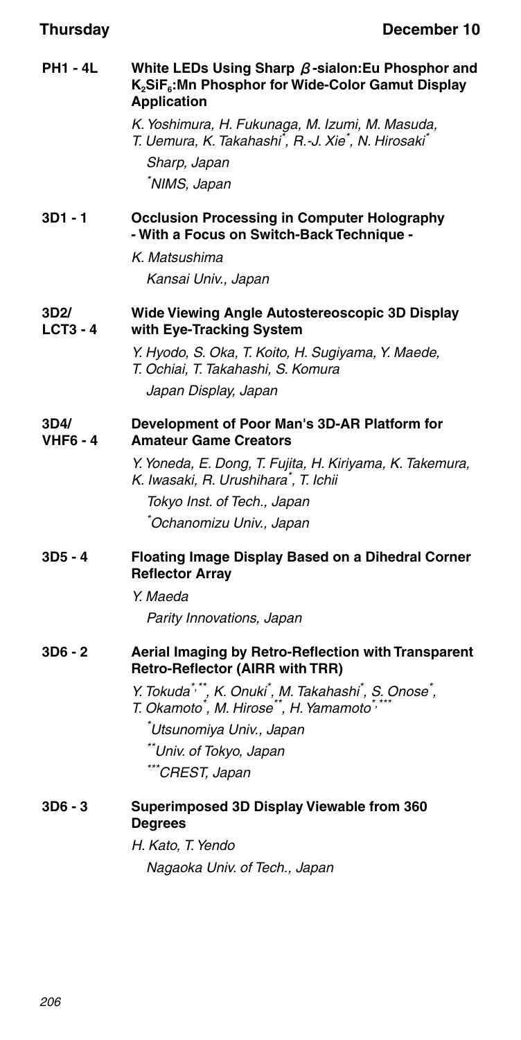**PH1 - 4L** **White LEDs Using Sharp $\beta$-sialon:Eu Phosphor and $K_2SiF_6$:Mn Phosphor for Wide-Color Gamut Display Application**

*K. Yoshimura, H. Fukunaga, M. Izumi, M. Masuda, T. Uemura, K. Takahashi[*], R.-J. Xie[*], N. Hirosaki[*]*

*Sharp, Japan*

*[*]NIMS, Japan*

**3D1 - 1** **Occlusion Processing in Computer Holography - With a Focus on Switch-Back Technique -**

*K. Matsushima*

*Kansai Univ., Japan*

**3D2/ LCT3 - 4** **Wide Viewing Angle Autostereoscopic 3D Display with Eye-Tracking System**

*Y. Hyodo, S. Oka, T. Koito, H. Sugiyama, Y. Maede, T. Ochiai, T. Takahashi, S. Komura*

*Japan Display, Japan*

**3D4/ VHF6 - 4** **Development of Poor Man's 3D-AR Platform for Amateur Game Creators**

*Y. Yoneda, E. Dong, T. Fujita, H. Kiriyama, K. Takemura, K. Iwasaki, R. Urushihara[*], T. Ichii*

*Tokyo Inst. of Tech., Japan*

*[*]Ochanomizu Univ., Japan*

**3D5 - 4** **Floating Image Display Based on a Dihedral Corner Reflector Array**

*Y. Maeda*

*Parity Innovations, Japan*

**3D6 - 2** **Aerial Imaging by Retro-Reflection with Transparent Retro-Reflector (AIRR with TRR)**

*Y. Tokuda[*,**], K. Onuki[*], M. Takahashi[*], S. Onose[*], T. Okamoto[*], M. Hirose[**], H. Yamamoto[*,***]*

*[*]Utsunomiya Univ., Japan*

*[**]Univ. of Tokyo, Japan*

*[***]CREST, Japan*

**3D6 - 3** **Superimposed 3D Display Viewable from 360 Degrees**

*H. Kato, T. Yendo*

*Nagaoka Univ. of Tech., Japan*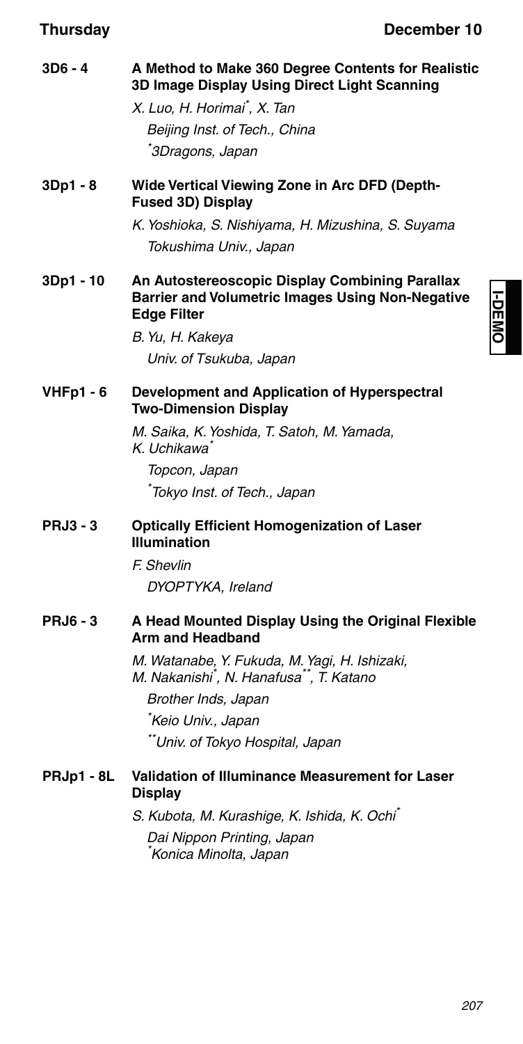**3D6 - 4** **A Method to Make 360 Degree Contents for Realistic 3D Image Display Using Direct Light Scanning**

*X. Luo, H. Horimai*, X. Tan*

*Beijing Inst. of Tech., China*

*\*3Dragons, Japan*

**3Dp1 - 8** **Wide Vertical Viewing Zone in Arc DFD (Depth-Fused 3D) Display**

*K. Yoshioka, S. Nishiyama, H. Mizushina, S. Suyama*

*Tokushima Univ., Japan*

**3Dp1 - 10** **An Autostereoscopic Display Combining Parallax Barrier and Volumetric Images Using Non-Negative Edge Filter**

*B. Yu, H. Kakeya*

*Univ. of Tsukuba, Japan*

**VHFp1 - 6** **Development and Application of Hyperspectral Two-Dimension Display**

*M. Saika, K. Yoshida, T. Satoh, M. Yamada, K. Uchikawa*

*Topcon, Japan*

*\*Tokyo Inst. of Tech., Japan*

**PRJ3 - 3** **Optically Efficient Homogenization of Laser Illumination**

*F. Shevlin*

*DYOPTYKA, Ireland*

**PRJ6 - 3** **A Head Mounted Display Using the Original Flexible Arm and Headband**

*M. Watanabe, Y. Fukuda, M. Yagi, H. Ishizaki, M. Nakanishi*, N. Hanafusa**, T. Katano*

*Brother Inds, Japan*

*\*Keio Univ., Japan*

*\*\*Univ. of Tokyo Hospital, Japan*

**PRJp1 - 8L** **Validation of Illuminance Measurement for Laser Display**

*S. Kubota, M. Kurashige, K. Ishida, K. Ochi*

*Dai Nippon Printing, Japan*

*\*Konica Minolta, Japan*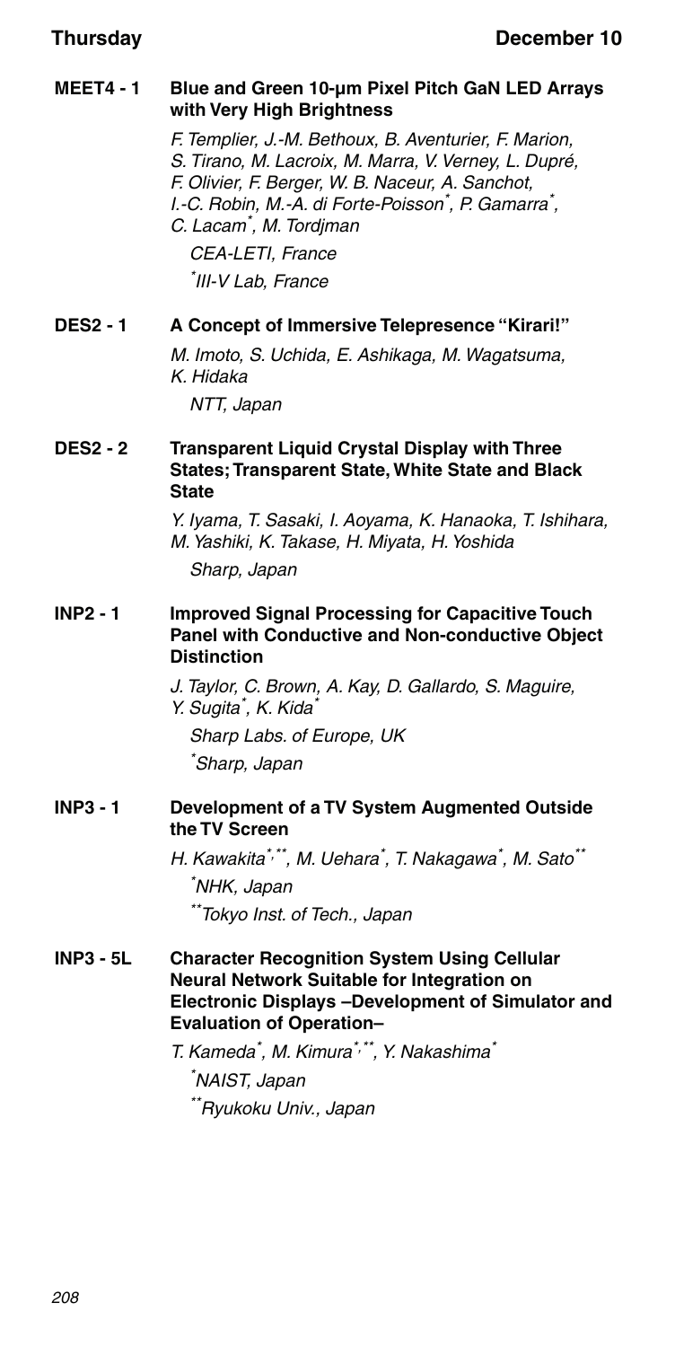**MEET4 - 1** **Blue and Green 10-µm Pixel Pitch GaN LED Arrays with Very High Brightness**

*F. Templier, J.-M. Bethoux, B. Aventurier, F. Marion, S. Tirano, M. Lacroix, M. Marra, V. Verney, L. Dupré, F. Olivier, F. Berger, W. B. Naceur, A. Sanchot, I.-C. Robin, M.-A. di Forte-Poisson*, P. Gamarra*, C. Lacam*, M. Tordjman*

*CEA-LETI, France*

**III-V Lab, France*

**DES2 - 1** **A Concept of Immersive Telepresence "Kirari!"**

*M. Imoto, S. Uchida, E. Ashikaga, M. Wagatsuma, K. Hidaka*

*NTT, Japan*

**DES2 - 2** **Transparent Liquid Crystal Display with Three States; Transparent State, White State and Black State**

*Y. Iyama, T. Sasaki, I. Aoyama, K. Hanaoka, T. Ishihara, M. Yashiki, K. Takase, H. Miyata, H. Yoshida*

*Sharp, Japan*

**INP2 - 1** **Improved Signal Processing for Capacitive Touch Panel with Conductive and Non-conductive Object Distinction**

*J. Taylor, C. Brown, A. Kay, D. Gallardo, S. Maguire, Y. Sugita*, K. Kida**

*Sharp Labs. of Europe, UK*

**Sharp, Japan*

**INP3 - 1** **Development of a TV System Augmented Outside the TV Screen**

*H. Kawakita*,**, M. Uehara*, T. Nakagawa*, M. Sato***

**NHK, Japan*

***Tokyo Inst. of Tech., Japan*

**INP3 - 5L** **Character Recognition System Using Cellular Neural Network Suitable for Integration on Electronic Displays –Development of Simulator and Evaluation of Operation–**

*T. Kameda*, M. Kimura*,**, Y. Nakashima**

**NAIST, Japan*

***Ryukoku Univ., Japan*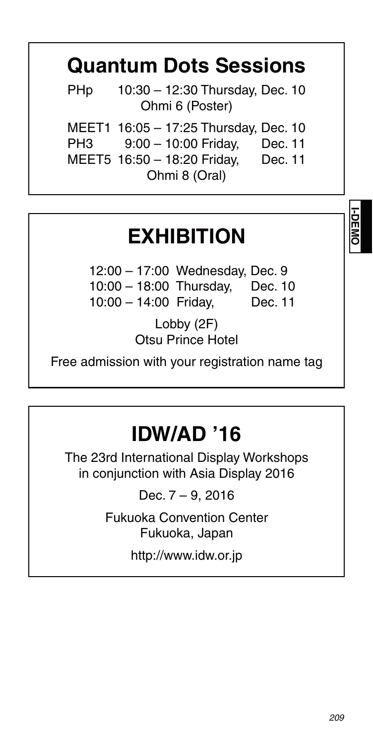## Quantum Dots Sessions

PHp 10:30 – 12:30 Thursday, Dec. 10
Ohmi 6 (Poster)

MEET1 16:05 – 17:25 Thursday, Dec. 10
PH3 9:00 – 10:00 Friday, Dec. 11
MEET5 16:50 – 18:20 Friday, Dec. 11
Ohmi 8 (Oral)

## EXHIBITION

12:00 – 17:00 Wednesday, Dec. 9
10:00 – 18:00 Thursday, Dec. 10
10:00 – 14:00 Friday, Dec. 11

Lobby (2F)
Otsu Prince Hotel

Free admission with your registration name tag

## IDW/AD '16

The 23rd International Display Workshops
in conjunction with Asia Display 2016

Dec. 7 – 9, 2016

Fukuoka Convention Center
Fukuoka, Japan

http://www.idw.or.jp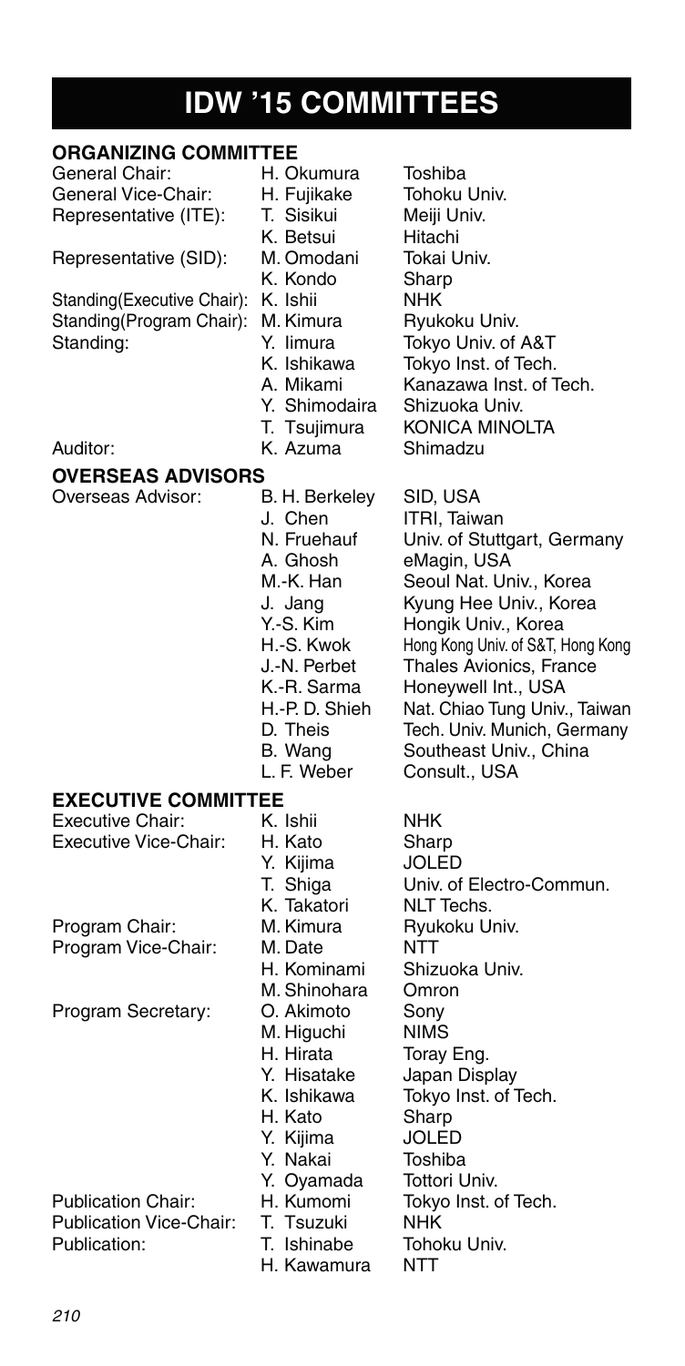# IDW '15 COMMITTEES

## ORGANIZING COMMITTEE

| | | |
|---|---|---|
| General Chair: | H. Okumura | Toshiba |
| General Vice-Chair: | H. Fujikake | Tohoku Univ. |
| Representative (ITE): | T. Sisikui | Meiji Univ. |
| | K. Betsui | Hitachi |
| Representative (SID): | M. Omodani | Tokai Univ. |
| | K. Kondo | Sharp |
| Standing(Executive Chair): | K. Ishii | NHK |
| Standing(Program Chair): | M. Kimura | Ryukoku Univ. |
| Standing: | Y. Iimura | Tokyo Univ. of A&T |
| | K. Ishikawa | Tokyo Inst. of Tech. |
| | A. Mikami | Kanazawa Inst. of Tech. |
| | Y. Shimodaira | Shizuoka Univ. |
| | T. Tsujimura | KONICA MINOLTA |
| Auditor: | K. Azuma | Shimadzu |

## OVERSEAS ADVISORS

| | | |
|---|---|---|
| Overseas Advisor: | B. H. Berkeley | SID, USA |
| | J. Chen | ITRI, Taiwan |
| | N. Fruehauf | Univ. of Stuttgart, Germany |
| | A. Ghosh | eMagin, USA |
| | M.-K. Han | Seoul Nat. Univ., Korea |
| | J. Jang | Kyung Hee Univ., Korea |
| | Y.-S. Kim | Hongik Univ., Korea |
| | H.-S. Kwok | Hong Kong Univ. of S&T, Hong Kong |
| | J.-N. Perbet | Thales Avionics, France |
| | K.-R. Sarma | Honeywell Int., USA |
| | H.-P. D. Shieh | Nat. Chiao Tung Univ., Taiwan |
| | D. Theis | Tech. Univ. Munich, Germany |
| | B. Wang | Southeast Univ., China |
| | L. F. Weber | Consult., USA |

## EXECUTIVE COMMITTEE

| | | |
|---|---|---|
| Executive Chair: | K. Ishii | NHK |
| Executive Vice-Chair: | H. Kato | Sharp |
| | Y. Kijima | JOLED |
| | T. Shiga | Univ. of Electro-Commun. |
| | K. Takatori | NLT Techs. |
| Program Chair: | M. Kimura | Ryukoku Univ. |
| Program Vice-Chair: | M. Date | NTT |
| | H. Kominami | Shizuoka Univ. |
| | M. Shinohara | Omron |
| Program Secretary: | O. Akimoto | Sony |
| | M. Higuchi | NIMS |
| | H. Hirata | Toray Eng. |
| | Y. Hisatake | Japan Display |
| | K. Ishikawa | Tokyo Inst. of Tech. |
| | H. Kato | Sharp |
| | Y. Kijima | JOLED |
| | Y. Nakai | Toshiba |
| | Y. Oyamada | Tottori Univ. |
| Publication Chair: | H. Kumomi | Tokyo Inst. of Tech. |
| Publication Vice-Chair: | T. Tsuzuki | NHK |
| Publication: | T. Ishinabe | Tohoku Univ. |
| | H. Kawamura | NTT |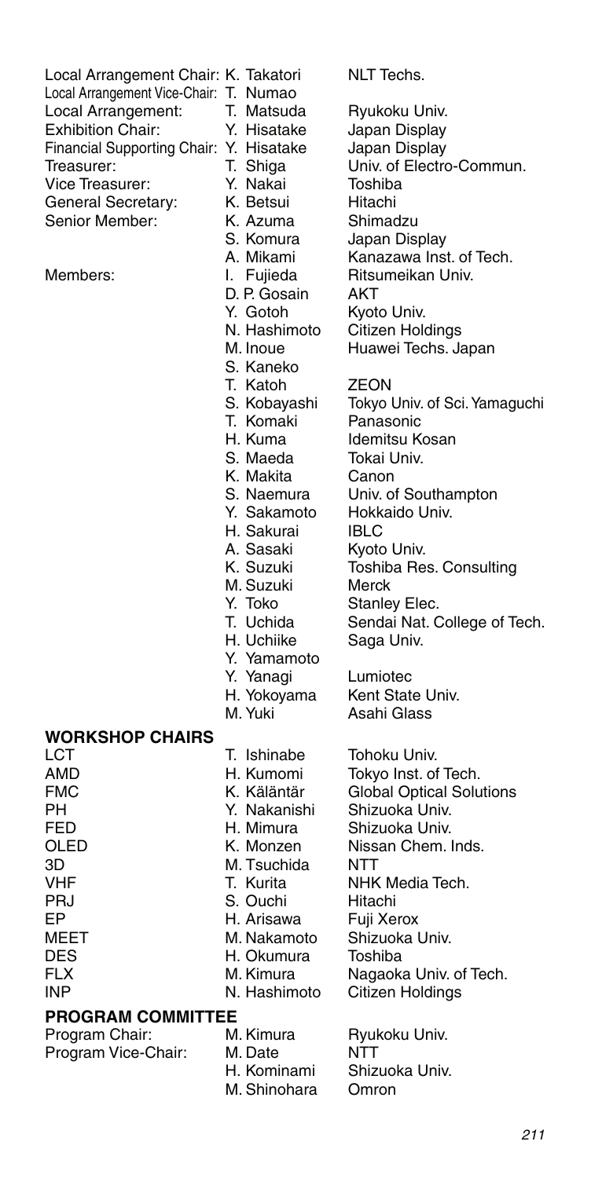| Role | Name | Affiliation |
|---|---|---|
| Local Arrangement Chair: | K. Takatori | NLT Techs. |
| Local Arrangement Vice-Chair: | T. Numao | |
| Local Arrangement: | T. Matsuda | Ryukoku Univ. |
| Exhibition Chair: | Y. Hisatake | Japan Display |
| Financial Supporting Chair: | Y. Hisatake | Japan Display |
| Treasurer: | T. Shiga | Univ. of Electro-Commun. |
| Vice Treasurer: | Y. Nakai | Toshiba |
| General Secretary: | K. Betsui | Hitachi |
| Senior Member: | K. Azuma | Shimadzu |
| | S. Komura | Japan Display |
| | A. Mikami | Kanazawa Inst. of Tech. |
| Members: | I. Fujieda | Ritsumeikan Univ. |
| | D. P. Gosain | AKT |
| | Y. Gotoh | Kyoto Univ. |
| | N. Hashimoto | Citizen Holdings |
| | M. Inoue | Huawei Techs. Japan |
| | S. Kaneko | |
| | T. Katoh | ZEON |
| | S. Kobayashi | Tokyo Univ. of Sci. Yamaguchi |
| | T. Komaki | Panasonic |
| | H. Kuma | Idemitsu Kosan |
| | S. Maeda | Tokai Univ. |
| | K. Makita | Canon |
| | S. Naemura | Univ. of Southampton |
| | Y. Sakamoto | Hokkaido Univ. |
| | H. Sakurai | IBLC |
| | A. Sasaki | Kyoto Univ. |
| | K. Suzuki | Toshiba Res. Consulting |
| | M. Suzuki | Merck |
| | Y. Toko | Stanley Elec. |
| | T. Uchida | Sendai Nat. College of Tech. |
| | H. Uchiike | Saga Univ. |
| | Y. Yamamoto | |
| | Y. Yanagi | Lumiotec |
| | H. Yokoyama | Kent State Univ. |
| | M. Yuki | Asahi Glass |

## WORKSHOP CHAIRS

| Workshop | Name | Affiliation |
|---|---|---|
| LCT | T. Ishinabe | Tohoku Univ. |
| AMD | H. Kumomi | Tokyo Inst. of Tech. |
| FMC | K. Käläntär | Global Optical Solutions |
| PH | Y. Nakanishi | Shizuoka Univ. |
| FED | H. Mimura | Shizuoka Univ. |
| OLED | K. Monzen | Nissan Chem. Inds. |
| 3D | M. Tsuchida | NTT |
| VHF | T. Kurita | NHK Media Tech. |
| PRJ | S. Ouchi | Hitachi |
| EP | H. Arisawa | Fuji Xerox |
| MEET | M. Nakamoto | Shizuoka Univ. |
| DES | H. Okumura | Toshiba |
| FLX | M. Kimura | Nagaoka Univ. of Tech. |
| INP | N. Hashimoto | Citizen Holdings |

## PROGRAM COMMITTEE

| Role | Name | Affiliation |
|---|---|---|
| Program Chair: | M. Kimura | Ryukoku Univ. |
| Program Vice-Chair: | M. Date | NTT |
| | H. Kominami | Shizuoka Univ. |
| | M. Shinohara | Omron |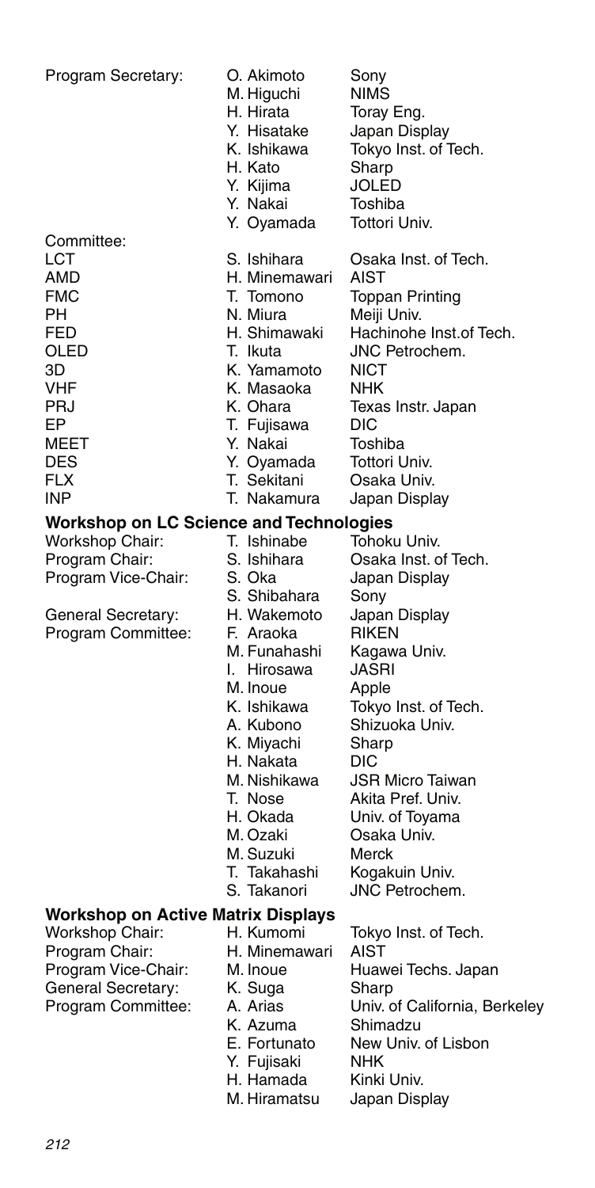| | | |
|---|---|---|
| Program Secretary: | O. Akimoto | Sony |
| | M. Higuchi | NIMS |
| | H. Hirata | Toray Eng. |
| | Y. Hisatake | Japan Display |
| | K. Ishikawa | Tokyo Inst. of Tech. |
| | H. Kato | Sharp |
| | Y. Kijima | JOLED |
| | Y. Nakai | Toshiba |
| | Y. Oyamada | Tottori Univ. |
| Committee: | | |
| LCT | S. Ishihara | Osaka Inst. of Tech. |
| AMD | H. Minemawari | AIST |
| FMC | T. Tomono | Toppan Printing |
| PH | N. Miura | Meiji Univ. |
| FED | H. Shimawaki | Hachinohe Inst.of Tech. |
| OLED | T. Ikuta | JNC Petrochem. |
| 3D | K. Yamamoto | NICT |
| VHF | K. Masaoka | NHK |
| PRJ | K. Ohara | Texas Instr. Japan |
| EP | T. Fujisawa | DIC |
| MEET | Y. Nakai | Toshiba |
| DES | Y. Oyamada | Tottori Univ. |
| FLX | T. Sekitani | Osaka Univ. |
| INP | T. Nakamura | Japan Display |

## Workshop on LC Science and Technologies

| | | |
|---|---|---|
| Workshop Chair: | T. Ishinabe | Tohoku Univ. |
| Program Chair: | S. Ishihara | Osaka Inst. of Tech. |
| Program Vice-Chair: | S. Oka | Japan Display |
| | S. Shibahara | Sony |
| General Secretary: | H. Wakemoto | Japan Display |
| Program Committee: | F. Araoka | RIKEN |
| | M. Funahashi | Kagawa Univ. |
| | I. Hirosawa | JASRI |
| | M. Inoue | Apple |
| | K. Ishikawa | Tokyo Inst. of Tech. |
| | A. Kubono | Shizuoka Univ. |
| | K. Miyachi | Sharp |
| | H. Nakata | DIC |
| | M. Nishikawa | JSR Micro Taiwan |
| | T. Nose | Akita Pref. Univ. |
| | H. Okada | Univ. of Toyama |
| | M. Ozaki | Osaka Univ. |
| | M. Suzuki | Merck |
| | T. Takahashi | Kogakuin Univ. |
| | S. Takanori | JNC Petrochem. |

## Workshop on Active Matrix Displays

| | | |
|---|---|---|
| Workshop Chair: | H. Kumomi | Tokyo Inst. of Tech. |
| Program Chair: | H. Minemawari | AIST |
| Program Vice-Chair: | M. Inoue | Huawei Techs. Japan |
| General Secretary: | K. Suga | Sharp |
| Program Committee: | A. Arias | Univ. of California, Berkeley |
| | K. Azuma | Shimadzu |
| | E. Fortunato | New Univ. of Lisbon |
| | Y. Fujisaki | NHK |
| | H. Hamada | Kinki Univ. |
| | M. Hiramatsu | Japan Display |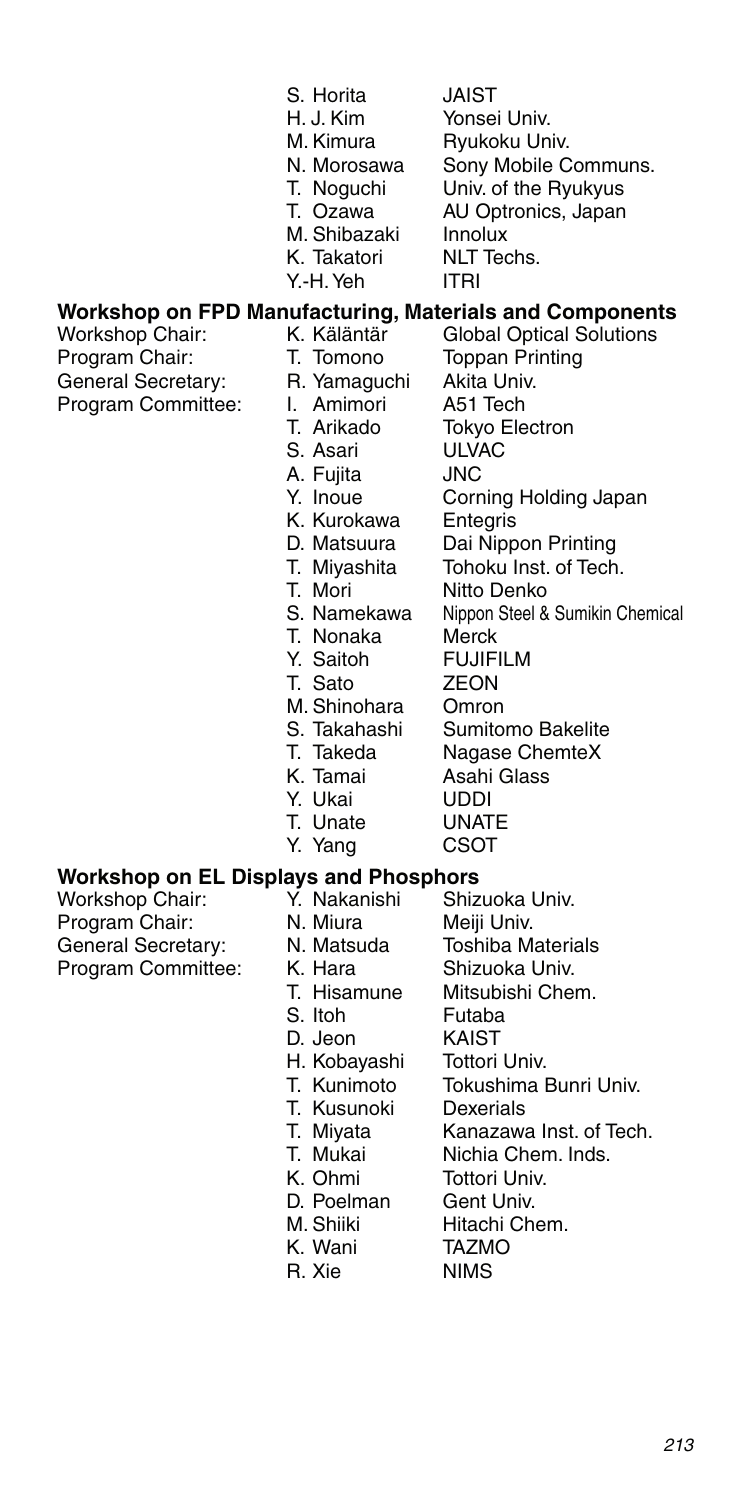| | | |
|---|---|---|
| | S. Horita | JAIST |
| | H. J. Kim | Yonsei Univ. |
| | M. Kimura | Ryukoku Univ. |
| | N. Morosawa | Sony Mobile Communs. |
| | T. Noguchi | Univ. of the Ryukyus |
| | T. Ozawa | AU Optronics, Japan |
| | M. Shibazaki | Innolux |
| | K. Takatori | NLT Techs. |
| | Y.-H. Yeh | ITRI |

## Workshop on FPD Manufacturing, Materials and Components

| | | |
|---|---|---|
| Workshop Chair: | K. Käläntär | Global Optical Solutions |
| Program Chair: | T. Tomono | Toppan Printing |
| General Secretary: | R. Yamaguchi | Akita Univ. |
| Program Committee: | I. Amimori | A51 Tech |
| | T. Arikado | Tokyo Electron |
| | S. Asari | ULVAC |
| | A. Fujita | JNC |
| | Y. Inoue | Corning Holding Japan |
| | K. Kurokawa | Entegris |
| | D. Matsuura | Dai Nippon Printing |
| | T. Miyashita | Tohoku Inst. of Tech. |
| | T. Mori | Nitto Denko |
| | S. Namekawa | Nippon Steel & Sumikin Chemical |
| | T. Nonaka | Merck |
| | Y. Saitoh | FUJIFILM |
| | T. Sato | ZEON |
| | M. Shinohara | Omron |
| | S. Takahashi | Sumitomo Bakelite |
| | T. Takeda | Nagase ChemteX |
| | K. Tamai | Asahi Glass |
| | Y. Ukai | UDDI |
| | T. Unate | UNATE |
| | Y. Yang | CSOT |

## Workshop on EL Displays and Phosphors

| | | |
|---|---|---|
| Workshop Chair: | Y. Nakanishi | Shizuoka Univ. |
| Program Chair: | N. Miura | Meiji Univ. |
| General Secretary: | N. Matsuda | Toshiba Materials |
| Program Committee: | K. Hara | Shizuoka Univ. |
| | T. Hisamune | Mitsubishi Chem. |
| | S. Itoh | Futaba |
| | D. Jeon | KAIST |
| | H. Kobayashi | Tottori Univ. |
| | T. Kunimoto | Tokushima Bunri Univ. |
| | T. Kusunoki | Dexerials |
| | T. Miyata | Kanazawa Inst. of Tech. |
| | T. Mukai | Nichia Chem. Inds. |
| | K. Ohmi | Tottori Univ. |
| | D. Poelman | Gent Univ. |
| | M. Shiiki | Hitachi Chem. |
| | K. Wani | TAZMO |
| | R. Xie | NIMS |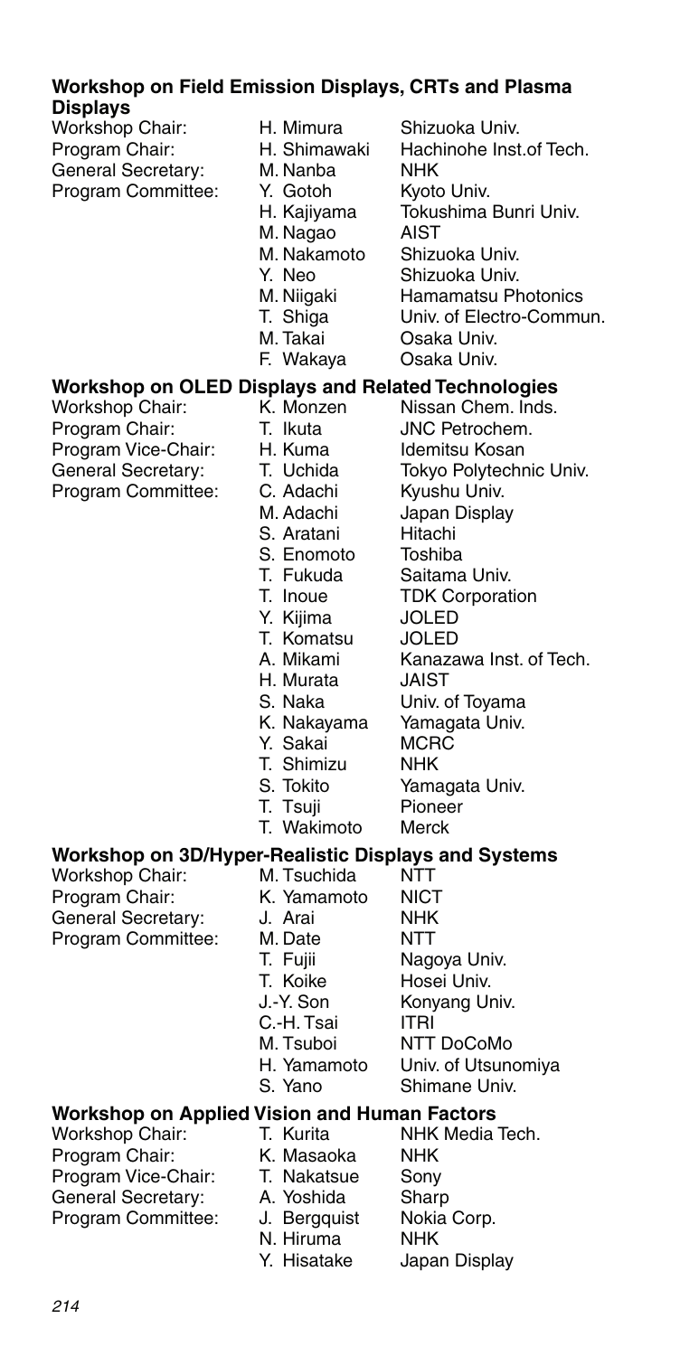### Workshop on Field Emission Displays, CRTs and Plasma Displays

| | | |
|---|---|---|
| Workshop Chair: | H. Mimura | Shizuoka Univ. |
| Program Chair: | H. Shimawaki | Hachinohe Inst.of Tech. |
| General Secretary: | M. Nanba | NHK |
| Program Committee: | Y. Gotoh | Kyoto Univ. |
| | H. Kajiyama | Tokushima Bunri Univ. |
| | M. Nagao | AIST |
| | M. Nakamoto | Shizuoka Univ. |
| | Y. Neo | Shizuoka Univ. |
| | M. Niigaki | Hamamatsu Photonics |
| | T. Shiga | Univ. of Electro-Commun. |
| | M. Takai | Osaka Univ. |
| | F. Wakaya | Osaka Univ. |

### Workshop on OLED Displays and Related Technologies

| | | |
|---|---|---|
| Workshop Chair: | K. Monzen | Nissan Chem. Inds. |
| Program Chair: | T. Ikuta | JNC Petrochem. |
| Program Vice-Chair: | H. Kuma | Idemitsu Kosan |
| General Secretary: | T. Uchida | Tokyo Polytechnic Univ. |
| Program Committee: | C. Adachi | Kyushu Univ. |
| | M. Adachi | Japan Display |
| | S. Aratani | Hitachi |
| | S. Enomoto | Toshiba |
| | T. Fukuda | Saitama Univ. |
| | T. Inoue | TDK Corporation |
| | Y. Kijima | JOLED |
| | T. Komatsu | JOLED |
| | A. Mikami | Kanazawa Inst. of Tech. |
| | H. Murata | JAIST |
| | S. Naka | Univ. of Toyama |
| | K. Nakayama | Yamagata Univ. |
| | Y. Sakai | MCRC |
| | T. Shimizu | NHK |
| | S. Tokito | Yamagata Univ. |
| | T. Tsuji | Pioneer |
| | T. Wakimoto | Merck |

### Workshop on 3D/Hyper-Realistic Displays and Systems

| | | |
|---|---|---|
| Workshop Chair: | M. Tsuchida | NTT |
| Program Chair: | K. Yamamoto | NICT |
| General Secretary: | J. Arai | NHK |
| Program Committee: | M. Date | NTT |
| | T. Fujii | Nagoya Univ. |
| | T. Koike | Hosei Univ. |
| | J.-Y. Son | Konyang Univ. |
| | C.-H. Tsai | ITRI |
| | M. Tsuboi | NTT DoCoMo |
| | H. Yamamoto | Univ. of Utsunomiya |
| | S. Yano | Shimane Univ. |

### Workshop on Applied Vision and Human Factors

| | | |
|---|---|---|
| Workshop Chair: | T. Kurita | NHK Media Tech. |
| Program Chair: | K. Masaoka | NHK |
| Program Vice-Chair: | T. Nakatsue | Sony |
| General Secretary: | A. Yoshida | Sharp |
| Program Committee: | J. Bergquist | Nokia Corp. |
| | N. Hiruma | NHK |
| | Y. Hisatake | Japan Display |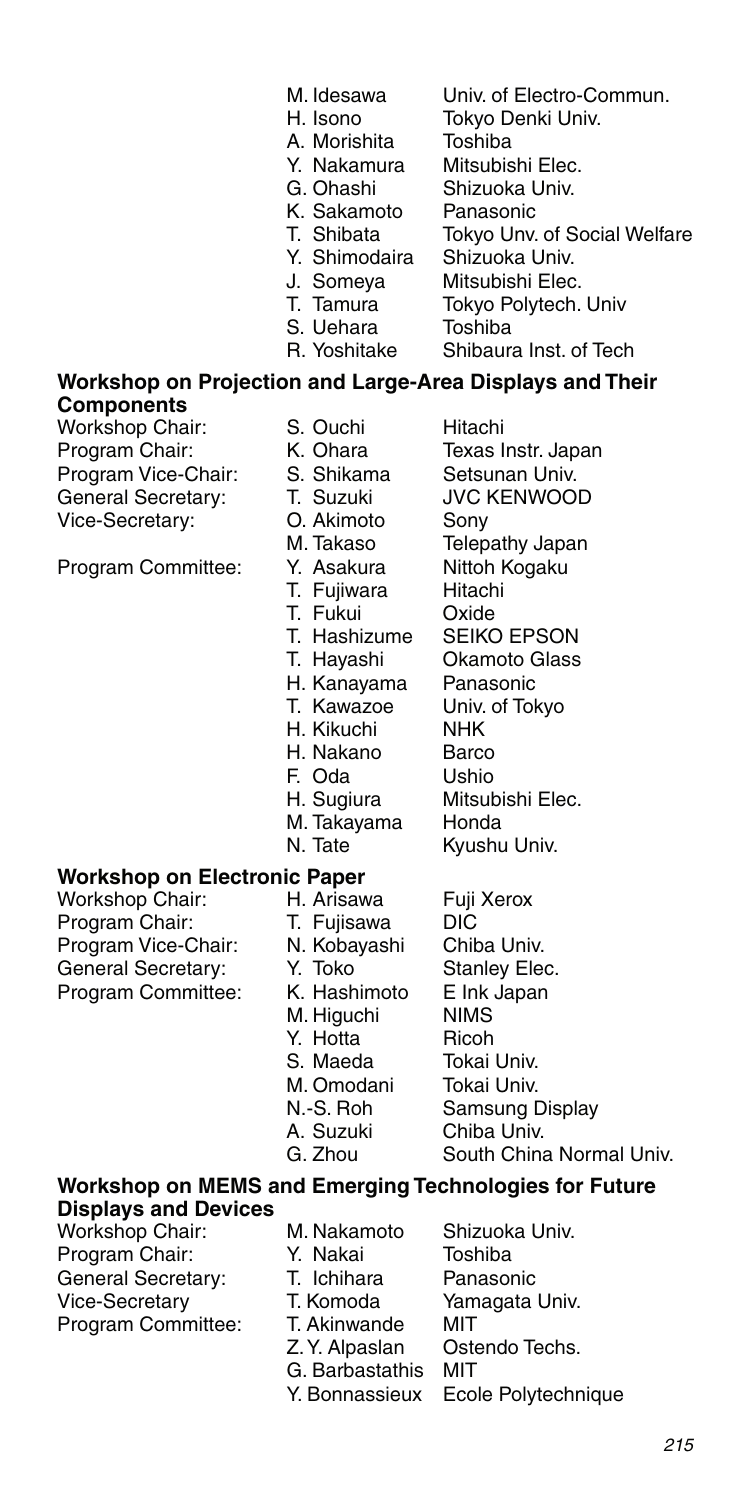| | | |
|---|---|---|
| | M. Idesawa | Univ. of Electro-Commun. |
| | H. Isono | Tokyo Denki Univ. |
| | A. Morishita | Toshiba |
| | Y. Nakamura | Mitsubishi Elec. |
| | G. Ohashi | Shizuoka Univ. |
| | K. Sakamoto | Panasonic |
| | T. Shibata | Tokyo Unv. of Social Welfare |
| | Y. Shimodaira | Shizuoka Univ. |
| | J. Someya | Mitsubishi Elec. |
| | T. Tamura | Tokyo Polytech. Univ |
| | S. Uehara | Toshiba |
| | R. Yoshitake | Shibaura Inst. of Tech |

### Workshop on Projection and Large-Area Displays and Their Components

| | | |
|---|---|---|
| Workshop Chair: | S. Ouchi | Hitachi |
| Program Chair: | K. Ohara | Texas Instr. Japan |
| Program Vice-Chair: | S. Shikama | Setsunan Univ. |
| General Secretary: | T. Suzuki | JVC KENWOOD |
| Vice-Secretary: | O. Akimoto | Sony |
| | M. Takaso | Telepathy Japan |
| Program Committee: | Y. Asakura | Nittoh Kogaku |
| | T. Fujiwara | Hitachi |
| | T. Fukui | Oxide |
| | T. Hashizume | SEIKO EPSON |
| | T. Hayashi | Okamoto Glass |
| | H. Kanayama | Panasonic |
| | T. Kawazoe | Univ. of Tokyo |
| | H. Kikuchi | NHK |
| | H. Nakano | Barco |
| | F. Oda | Ushio |
| | H. Sugiura | Mitsubishi Elec. |
| | M. Takayama | Honda |
| | N. Tate | Kyushu Univ. |

### Workshop on Electronic Paper

| | | |
|---|---|---|
| Workshop Chair: | H. Arisawa | Fuji Xerox |
| Program Chair: | T. Fujisawa | DIC |
| Program Vice-Chair: | N. Kobayashi | Chiba Univ. |
| General Secretary: | Y. Toko | Stanley Elec. |
| Program Committee: | K. Hashimoto | E Ink Japan |
| | M. Higuchi | NIMS |
| | Y. Hotta | Ricoh |
| | S. Maeda | Tokai Univ. |
| | M. Omodani | Tokai Univ. |
| | N.-S. Roh | Samsung Display |
| | A. Suzuki | Chiba Univ. |
| | G. Zhou | South China Normal Univ. |

### Workshop on MEMS and Emerging Technologies for Future Displays and Devices

| | | |
|---|---|---|
| Workshop Chair: | M. Nakamoto | Shizuoka Univ. |
| Program Chair: | Y. Nakai | Toshiba |
| General Secretary: | T. Ichihara | Panasonic |
| Vice-Secretary | T. Komoda | Yamagata Univ. |
| Program Committee: | T. Akinwande | MIT |
| | Z. Y. Alpaslan | Ostendo Techs. |
| | G. Barbastathis | MIT |
| | Y. Bonnassieux | Ecole Polytechnique |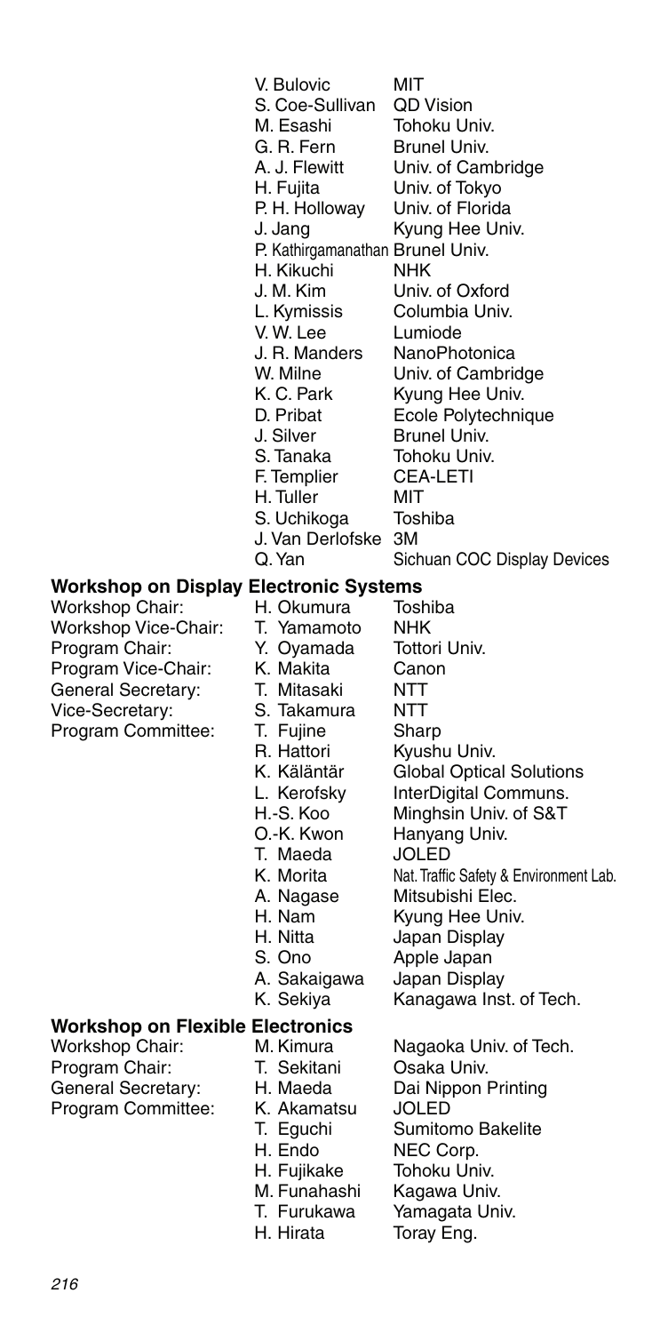| | | |
|---|---|---|
| | V. Bulovic | MIT |
| | S. Coe-Sullivan | QD Vision |
| | M. Esashi | Tohoku Univ. |
| | G. R. Fern | Brunel Univ. |
| | A. J. Flewitt | Univ. of Cambridge |
| | H. Fujita | Univ. of Tokyo |
| | P. H. Holloway | Univ. of Florida |
| | J. Jang | Kyung Hee Univ. |
| | P. Kathirgamanathan | Brunel Univ. |
| | H. Kikuchi | NHK |
| | J. M. Kim | Univ. of Oxford |
| | L. Kymissis | Columbia Univ. |
| | V. W. Lee | Lumiode |
| | J. R. Manders | NanoPhotonica |
| | W. Milne | Univ. of Cambridge |
| | K. C. Park | Kyung Hee Univ. |
| | D. Pribat | Ecole Polytechnique |
| | J. Silver | Brunel Univ. |
| | S. Tanaka | Tohoku Univ. |
| | F. Templier | CEA-LETI |
| | H. Tuller | MIT |
| | S. Uchikoga | Toshiba |
| | J. Van Derlofske | 3M |
| | Q. Yan | Sichuan COC Display Devices |

## Workshop on Display Electronic Systems

| | | |
|---|---|---|
| Workshop Chair: | H. Okumura | Toshiba |
| Workshop Vice-Chair: | T. Yamamoto | NHK |
| Program Chair: | Y. Oyamada | Tottori Univ. |
| Program Vice-Chair: | K. Makita | Canon |
| General Secretary: | T. Mitasaki | NTT |
| Vice-Secretary: | S. Takamura | NTT |
| Program Committee: | T. Fujine | Sharp |
| | R. Hattori | Kyushu Univ. |
| | K. Käläntär | Global Optical Solutions |
| | L. Kerofsky | InterDigital Communs. |
| | H.-S. Koo | Minghsin Univ. of S&T |
| | O.-K. Kwon | Hanyang Univ. |
| | T. Maeda | JOLED |
| | K. Morita | Nat. Traffic Safety & Environment Lab. |
| | A. Nagase | Mitsubishi Elec. |
| | H. Nam | Kyung Hee Univ. |
| | H. Nitta | Japan Display |
| | S. Ono | Apple Japan |
| | A. Sakaigawa | Japan Display |
| | K. Sekiya | Kanagawa Inst. of Tech. |

## Workshop on Flexible Electronics

| | | |
|---|---|---|
| Workshop Chair: | M. Kimura | Nagaoka Univ. of Tech. |
| Program Chair: | T. Sekitani | Osaka Univ. |
| General Secretary: | H. Maeda | Dai Nippon Printing |
| Program Committee: | K. Akamatsu | JOLED |
| | T. Eguchi | Sumitomo Bakelite |
| | H. Endo | NEC Corp. |
| | H. Fujikake | Tohoku Univ. |
| | M. Funahashi | Kagawa Univ. |
| | T. Furukawa | Yamagata Univ. |
| | H. Hirata | Toray Eng. |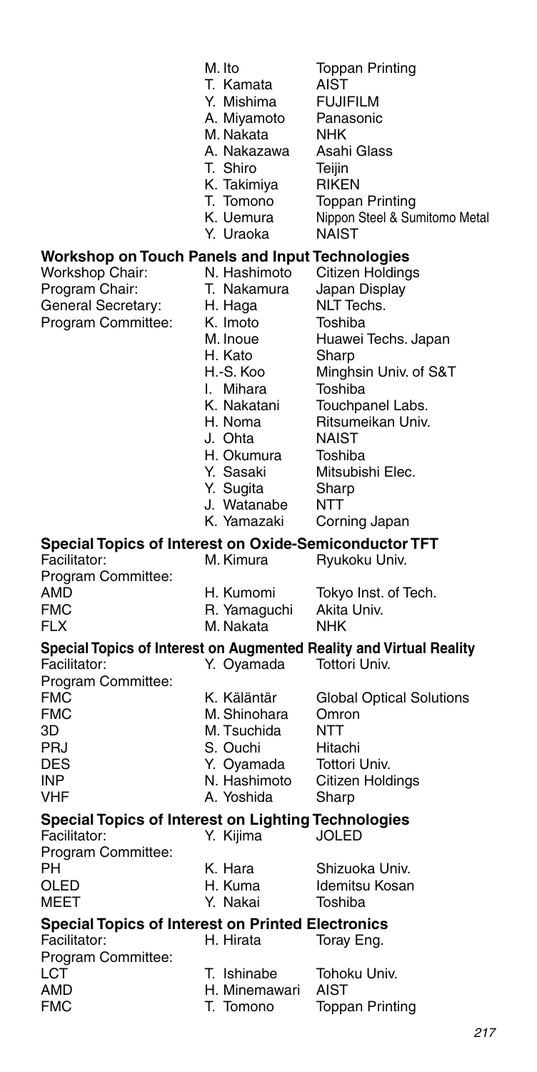| | | |
|---|---|---|
| | M. Ito | Toppan Printing |
| | T. Kamata | AIST |
| | Y. Mishima | FUJIFILM |
| | A. Miyamoto | Panasonic |
| | M. Nakata | NHK |
| | A. Nakazawa | Asahi Glass |
| | T. Shiro | Teijin |
| | K. Takimiya | RIKEN |
| | T. Tomono | Toppan Printing |
| | K. Uemura | Nippon Steel & Sumitomo Metal |
| | Y. Uraoka | NAIST |

**Workshop on Touch Panels and Input Technologies**

| | | |
|---|---|---|
| Workshop Chair: | N. Hashimoto | Citizen Holdings |
| Program Chair: | T. Nakamura | Japan Display |
| General Secretary: | H. Haga | NLT Techs. |
| Program Committee: | K. Imoto | Toshiba |
| | M. Inoue | Huawei Techs. Japan |
| | H. Kato | Sharp |
| | H.-S. Koo | Minghsin Univ. of S&T |
| | I. Mihara | Toshiba |
| | K. Nakatani | Touchpanel Labs. |
| | H. Noma | Ritsumeikan Univ. |
| | J. Ohta | NAIST |
| | H. Okumura | Toshiba |
| | Y. Sasaki | Mitsubishi Elec. |
| | Y. Sugita | Sharp |
| | J. Watanabe | NTT |
| | K. Yamazaki | Corning Japan |

**Special Topics of Interest on Oxide-Semiconductor TFT**

| | | |
|---|---|---|
| Facilitator: | M. Kimura | Ryukoku Univ. |
| Program Committee: | | |
| AMD | H. Kumomi | Tokyo Inst. of Tech. |
| FMC | R. Yamaguchi | Akita Univ. |
| FLX | M. Nakata | NHK |

**Special Topics of Interest on Augmented Reality and Virtual Reality**

| | | |
|---|---|---|
| Facilitator: | Y. Oyamada | Tottori Univ. |
| Program Committee: | | |
| FMC | K. Käläntär | Global Optical Solutions |
| FMC | M. Shinohara | Omron |
| 3D | M. Tsuchida | NTT |
| PRJ | S. Ouchi | Hitachi |
| DES | Y. Oyamada | Tottori Univ. |
| INP | N. Hashimoto | Citizen Holdings |
| VHF | A. Yoshida | Sharp |

**Special Topics of Interest on Lighting Technologies**

| | | |
|---|---|---|
| Facilitator: | Y. Kijima | JOLED |
| Program Committee: | | |
| PH | K. Hara | Shizuoka Univ. |
| OLED | H. Kuma | Idemitsu Kosan |
| MEET | Y. Nakai | Toshiba |

**Special Topics of Interest on Printed Electronics**

| | | |
|---|---|---|
| Facilitator: | H. Hirata | Toray Eng. |
| Program Committee: | | |
| LCT | T. Ishinabe | Tohoku Univ. |
| AMD | H. Minemawari | AIST |
| FMC | T. Tomono | Toppan Printing |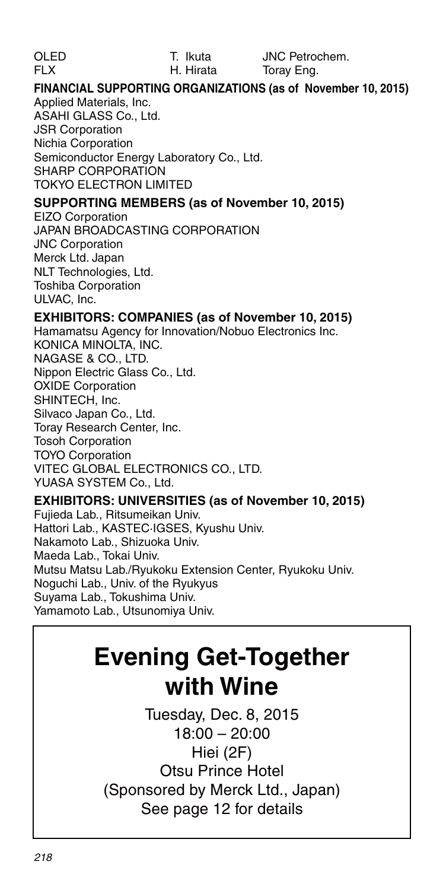| OLED | T. Ikuta | JNC Petrochem. |
|---|---|---|
| FLX | H. Hirata | Toray Eng. |

**FINANCIAL SUPPORTING ORGANIZATIONS (as of November 10, 2015)**

Applied Materials, Inc.
ASAHI GLASS Co., Ltd.
JSR Corporation
Nichia Corporation
Semiconductor Energy Laboratory Co., Ltd.
SHARP CORPORATION
TOKYO ELECTRON LIMITED

**SUPPORTING MEMBERS (as of November 10, 2015)**

EIZO Corporation
JAPAN BROADCASTING CORPORATION
JNC Corporation
Merck Ltd. Japan
NLT Technologies, Ltd.
Toshiba Corporation
ULVAC, Inc.

**EXHIBITORS: COMPANIES (as of November 10, 2015)**

Hamamatsu Agency for Innovation/Nobuo Electronics Inc.
KONICA MINOLTA, INC.
NAGASE & CO., LTD.
Nippon Electric Glass Co., Ltd.
OXIDE Corporation
SHINTECH, Inc.
Silvaco Japan Co., Ltd.
Toray Research Center, Inc.
Tosoh Corporation
TOYO Corporation
VITEC GLOBAL ELECTRONICS CO., LTD.
YUASA SYSTEM Co., Ltd.

**EXHIBITORS: UNIVERSITIES (as of November 10, 2015)**

Fujieda Lab., Ritsumeikan Univ.
Hattori Lab., KASTEC·IGSES, Kyushu Univ.
Nakamoto Lab., Shizuoka Univ.
Maeda Lab., Tokai Univ.
Mutsu Matsu Lab./Ryukoku Extension Center, Ryukoku Univ.
Noguchi Lab., Univ. of the Ryukyus
Suyama Lab., Tokushima Univ.
Yamamoto Lab., Utsunomiya Univ.

# Evening Get-Together with Wine

Tuesday, Dec. 8, 2015
18:00 – 20:00
Hiei (2F)
Otsu Prince Hotel
(Sponsored by Merck Ltd., Japan)
See page 12 for details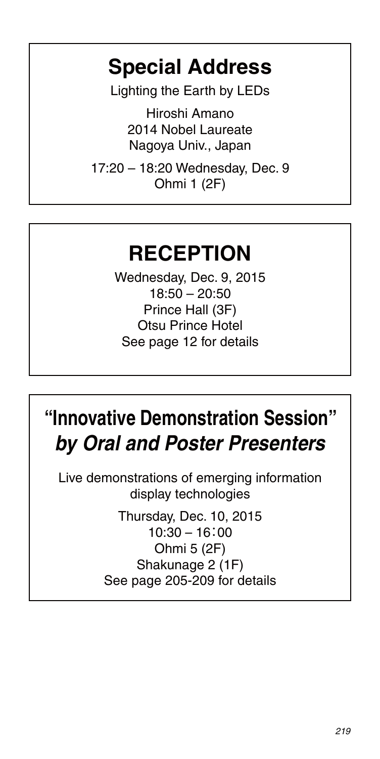# Special Address

Lighting the Earth by LEDs

Hiroshi Amano
2014 Nobel Laureate
Nagoya Univ., Japan

17:20 – 18:20 Wednesday, Dec. 9
Ohmi 1 (2F)

# RECEPTION

Wednesday, Dec. 9, 2015
18:50 – 20:50
Prince Hall (3F)
Otsu Prince Hotel
See page 12 for details

# "Innovative Demonstration Session" *by Oral and Poster Presenters*

Live demonstrations of emerging information display technologies

Thursday, Dec. 10, 2015
10:30 – 16：00
Ohmi 5 (2F)
Shakunage 2 (1F)
See page 205-209 for details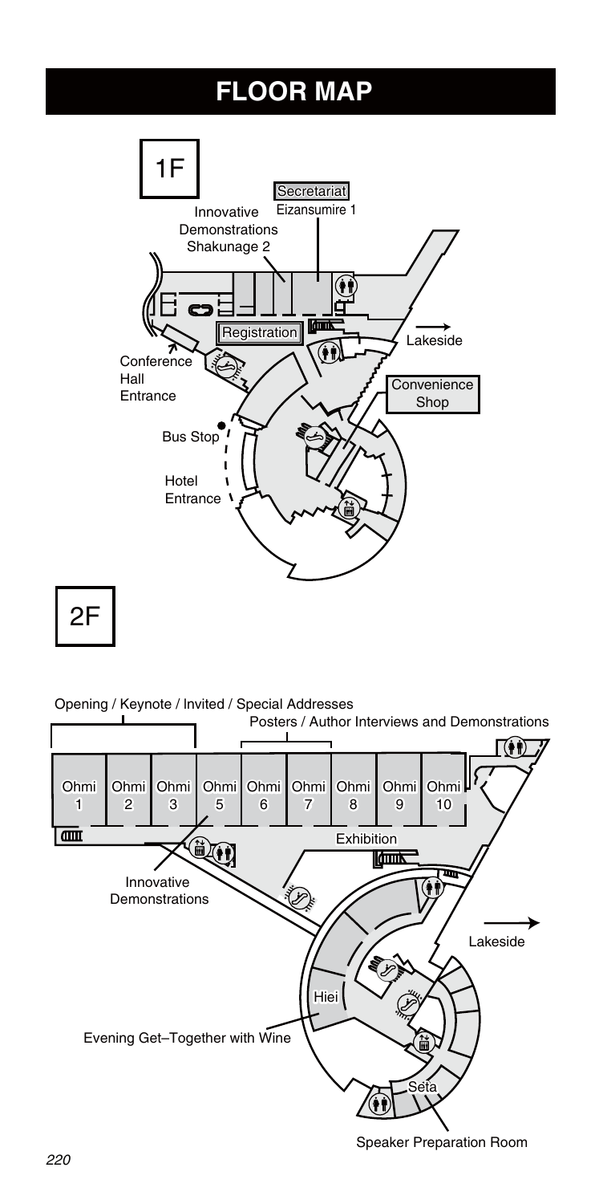# FLOOR MAP

1F

Secretariat
Eizansumire 1

Innovative Demonstrations
Shakunage 2

Registration

Conference Hall Entrance

Lakeside

Convenience Shop

Bus Stop

Hotel Entrance

2F

Opening / Keynote / Invited / Special Addresses

Posters / Author Interviews and Demonstrations

Ohmi 1 | Ohmi 2 | Ohmi 3 | Ohmi 5 | Ohmi 6 | Ohmi 7 | Ohmi 8 | Ohmi 9 | Ohmi 10

Exhibition

Innovative Demonstrations

Lakeside

Hiei

Evening Get–Together with Wine

Seta

Speaker Preparation Room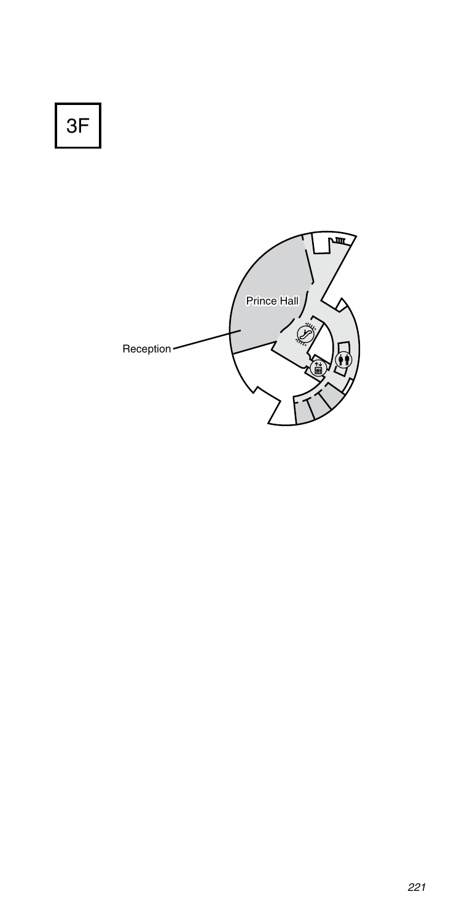# 3F

Prince Hall

Reception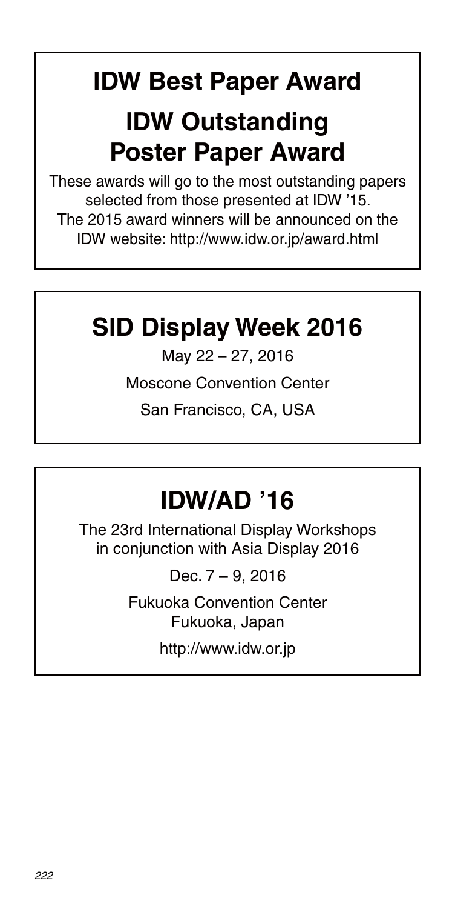## IDW Best Paper Award

## IDW Outstanding Poster Paper Award

These awards will go to the most outstanding papers selected from those presented at IDW '15.
The 2015 award winners will be announced on the IDW website: http://www.idw.or.jp/award.html

## SID Display Week 2016

May 22 – 27, 2016

Moscone Convention Center

San Francisco, CA, USA

## IDW/AD '16

The 23rd International Display Workshops in conjunction with Asia Display 2016

Dec. 7 – 9, 2016

Fukuoka Convention Center
Fukuoka, Japan

http://www.idw.or.jp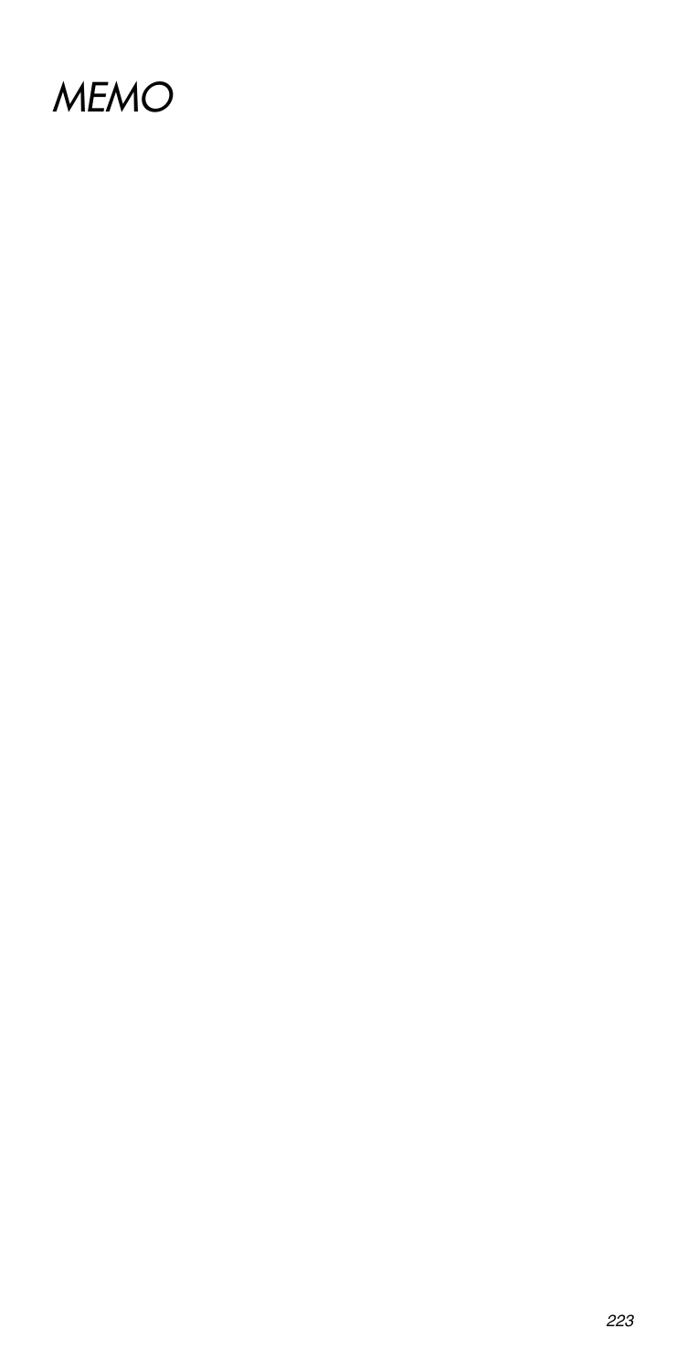# MEMO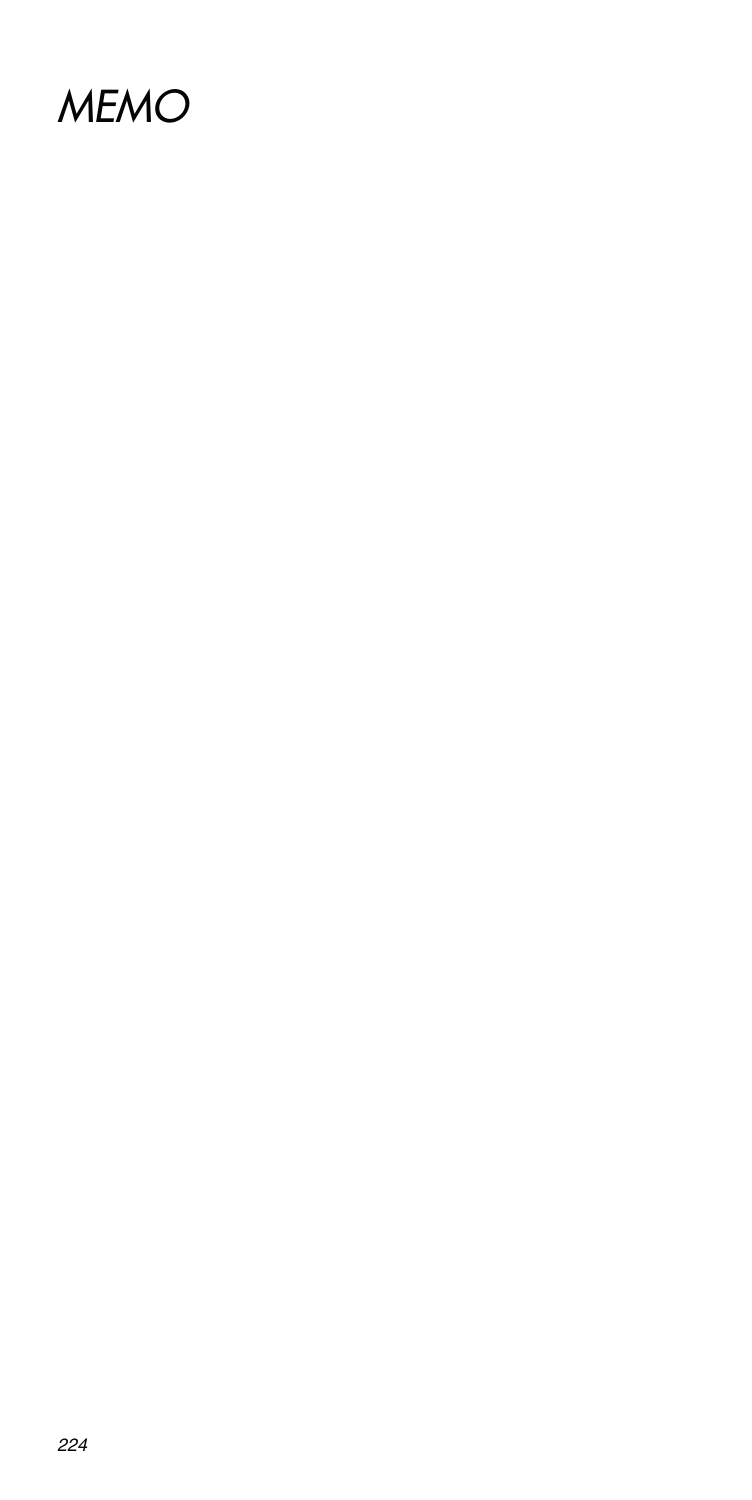# *MEMO*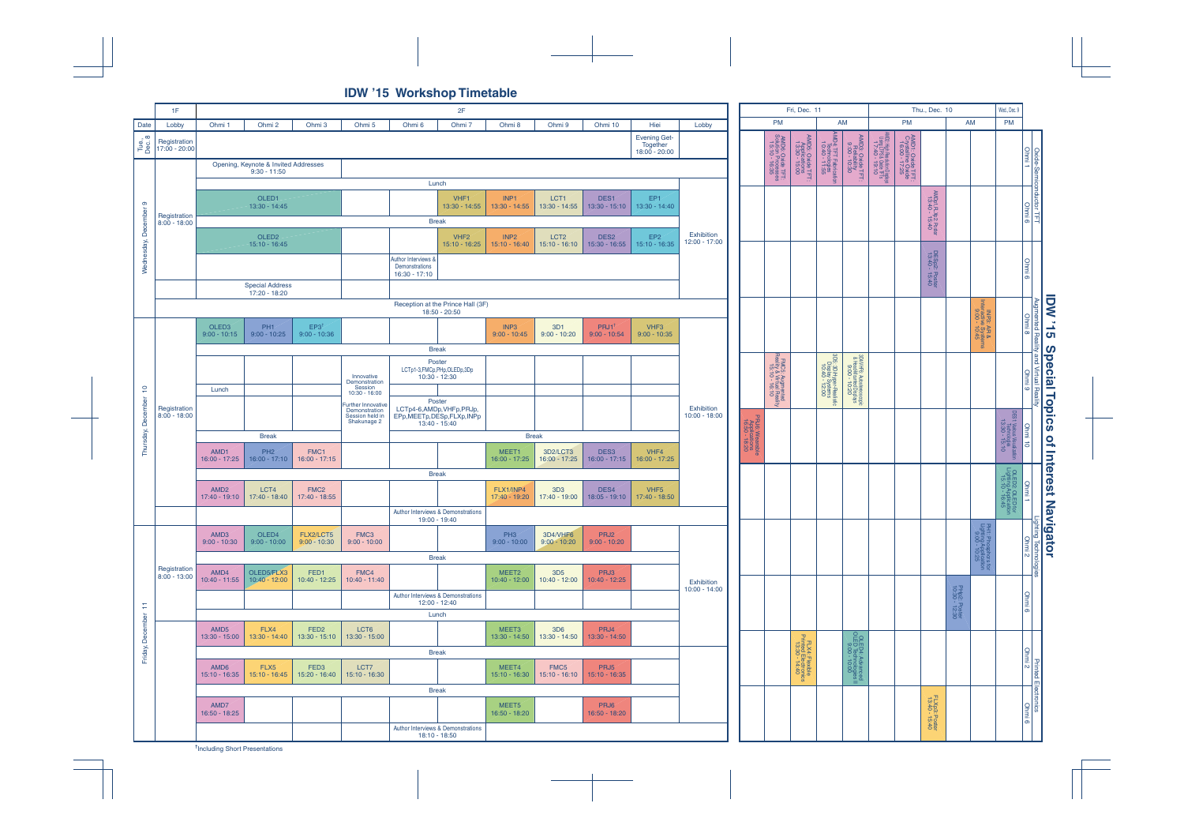# IDW '15 Workshop Timetable

| Date | 1F Lobby | 2F Ohmi 1 | Ohmi 2 | Ohmi 3 | Ohmi 5 | Ohmi 6 | Ohmi 7 | Ohmi 8 | Ohmi 9 | Ohmi 10 | Hiei | Lobby |
|---|---|---|---|---|---|---|---|---|---|---|---|---|
| Tue., Dec. 8 | Registration 17:00 - 20:00 | | | | | | | | | | Evening Get-Together 18:00 - 20:00 | |
| Wednesday, December 9 | Registration 8:00 - 18:00 | Opening, Keynote & Invited Addresses 9:30 - 11:50 | | | | | | | | | | Exhibition 12:00 - 17:00 |
| | | | | | | | Lunch | | | | | |
| | | OLED1 13:30 - 14:45 | | | | | VHF1 13:30 - 14:55 | INP1 13:30 - 14:55 | LCT1 13:30 - 14:55 | DES1 13:30 - 15:10 | EP1 13:30 - 14:40 | |
| | | | | | | | Break | | | | | |
| | | OLED2 15:10 - 16:45 | | | | | VHF2 15:10 - 16:25 | INP2 15:10 - 16:40 | LCT2 15:10 - 16:10 | DES2 15:30 - 16:55 | EP2 15:10 - 16:35 | |
| | | | | | | Author Interviews & Demonstrations 16:30 - 17:10 | | | | | | |
| | | Special Address 17:20 - 18:20 | | | | | | | | | | |
| | | | | | | | Reception at the Prince Hall (3F) 18:50 - 20:50 | | | | | |
| Thursday, December 10 | Registration 8:00 - 18:00 | OLED3 9:00 - 10:15 | PH1 9:00 - 10:25 | EP3† 9:00 - 10:36 | | | | INP3 9:00 - 10:45 | 3D1 9:00 - 10:20 | PRJ1† 9:00 - 10:54 | VHF3 9:00 - 10:35 | Exhibition 10:00 - 18:00 |
| | | | | | | | Break | | | | | |
| | | | | | Innovative Demonstration Session 10:30 - 16:00 | Poster LCTp1-3,FMCp,PHp,OLEDp,3Dp 10:30 - 12:30 | | | | | | |
| | | Lunch | | | | | | | | | | |
| | | | | | Further Innovative Demonstration Session held in Shakunage 2 | Poster LCTp4-6,AMDp,VHFp,PRJp,EPp,MEETp,DESp,FLXp,INPp 13:40 - 15:40 | | | | | | |
| | | | Break | | | | | | Break | | | |
| | | AMD1 16:00 - 17:25 | PH2 16:00 - 17:10 | FMC1 16:00 - 17:15 | | | | MEET1 16:00 - 17:25 | 3D2/LCT3 16:00 - 17:25 | DES3 16:00 - 17:15 | VHF4 16:00 - 17:25 | |
| | | | | | | | Break | | | | | |
| | | AMD2 17:40 - 19:10 | LCT4 17:40 - 18:40 | FMC2 17:40 - 18:55 | | | | FLX1/INP4 17:40 - 19:20 | 3D3 17:40 - 19:00 | DES4 18:05 - 19:10 | VHF5 17:40 - 18:50 | |
| | | | | | | Author Interviews & Demonstrations 19:00 - 19:40 | | | | | | |
| Friday, December 11 | Registration 8:00 - 13:00 | AMD3 9:00 - 10:30 | OLED4 9:00 - 10:00 | FLX2/LCT5 9:00 - 10:30 | FMC3 9:00 - 10:00 | | | PH3 9:00 - 10:00 | 3D4/VHF6 9:00 - 10:20 | PRJ2 9:00 - 10:20 | | Exhibition 10:00 - 14:00 |
| | | | | | | | Break | | | | | |
| | | AMD4 10:40 - 11:55 | OLED5/FLX3 10:40 - 12:00 | FED1 10:40 - 12:25 | FMC4 10:40 - 11:40 | | | MEET2 10:40 - 12:00 | 3D5 10:40 - 12:00 | PRJ3 10:40 - 12:25 | | |
| | | | | | | Author Interviews & Demonstrations 12:00 - 12:40 | | | | | | |
| | | | | | | | Lunch | | | | | |
| | | AMD5 13:30 - 15:00 | FLX4 13:30 - 14:40 | FED2 13:30 - 15:10 | LCT6 13:30 - 15:00 | | | MEET3 13:30 - 14:50 | 3D6 13:30 - 14:50 | PRJ4 13:30 - 14:50 | | |
| | | | | | | | Break | | | | | |
| | | AMD6 15:10 - 16:35 | FLX5 15:10 - 16:45 | FED3 15:20 - 16:40 | LCT7 15:10 - 16:30 | | | MEET4 15:10 - 16:30 | FMC5 15:10 - 16:10 | PRJ5 15:10 - 16:35 | | |
| | | | | | | | Break | | | | | |
| | | AMD7 16:50 - 18:25 | | | | | | MEET5 16:50 - 18:20 | | PRJ6 16:50 - 18:20 | | |
| | | | | | | Author Interviews & Demonstrations 18:10 - 18:50 | | | | | | |

†Including Short Presentations

# IDW '15 Special Topics of Interest Navigator

| Topic | Room | Wed., Dec. 9 PM | Thu., Dec. 10 AM | Thu., Dec. 10 PM | Fri., Dec. 11 AM | Fri., Dec. 11 PM |
|---|---|---|---|---|---|---|
| Oxide-Semiconductor TFT | Ohmi 1 | | | AMD2: High Resolution Display Using Oxide TFTs 17:40 - 19:10; AMD1: Oxide TFT Crystalline Oxide 16:00 - 17:25 | AMD4: TFT Fabrication Processes 10:40 - 11:55; AMD3: Oxide TFT Reliability 9:00 - 10:30 | AMD6: Oxide TFT Solution Processes 15:10 - 16:35; AMD5: Oxide TFT Applications 13:30 - 15:00 |
| | Ohmi 6 | | | AMDp1: Poster 13:40 - 15:40 | | |
| | Ohmi 6 | | | DESp2: Poster 13:40 - 15:40 | | |
| Augmented Reality and Virtual Reality | Ohmi 8 | | INP3: AR & Interactive Systems 9:00 - 10:45 | | | |
| | Ohmi 9 | | | | 3D5: 3D Hyper-Realistic Display Systems 10:40 - 12:00; 3D4/VHF6: Autostereoscopic & Head-Mounted Displays 9:00 - 10:20 | FMC5: Augmented Reality & Virtual Reality 15:10 - 16:10 |
| | Ohmi 10 | DES1: Visual Presentation Technology 13:30 - 15:10 | | | | PRJ6: Wearable Applications 16:50 - 18:20 |
| Lighting Technologies | Ohmi 1 | OLED2: OLED for Lighting Application 15:10 - 16:45 | | | | |
| | Ohmi 2 | | PH1: Phosphors for Lighting Application 9:00 - 10:25 | | | |
| | Ohmi 6 | | PHp: Poster 10:30 - 12:30 | | | |
| Printed Electronics | Ohmi 2 | | | | OLED4: Advanced OLED Technologies II 9:00 - 10:00 | FLX4: Flexible Printed Electronics 13:30 - 14:40 |
| | Ohmi 6 | | | FLXp: Poster 13:40 - 15:40 | | |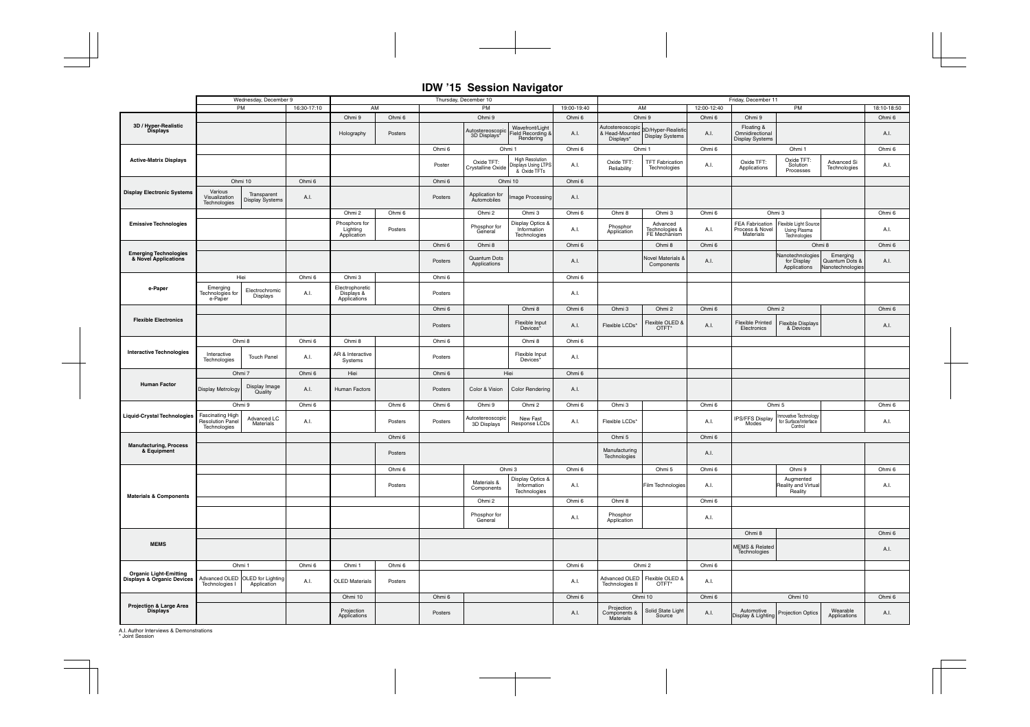# IDW '15 Session Navigator

| | Wednesday, December 9 | | | Thursday, December 10 | | | | | | Friday, December 11 | | | | | | |
|---|---|---|---|---|---|---|---|---|---|---|---|---|---|---|---|---|
| | PM | | 16:30-17:10 | AM | | PM | | | 19:00-19:40 | AM | | 12:00-12:40 | PM | | | 18:10-18:50 |
| **3D / Hyper-Realistic Displays** | | | | Ohmi 9 | Ohmi 6 | | Ohmi 9 | | Ohmi 6 | Ohmi 9 | | Ohmi 6 | Ohmi 9 | | | Ohmi 6 |
| | | | | Holography | Posters | | Autostereoscopic 3D Displays* | Wavefront/Light Field Recording & Rendering | A.I. | Autostereoscopic & Head-Mounted Displays* | 3D/Hyper-Realistic Display Systems | A.I. | Floating & Omnidirectional Display Systems | | | A.I. |
| **Active-Matrix Displays** | | | | | | Ohmi 6 | Ohmi 1 | | Ohmi 6 | Ohmi 1 | | Ohmi 6 | Ohmi 1 | | | Ohmi 6 |
| | | | | | | Poster | Oxide TFT: Crystalline Oxide | High Resolution Displays Using LTPS & Oxide TFTs | A.I. | Oxide TFT: Reliability | TFT Fabrication Technologies | A.I. | Oxide TFT: Applications | Oxide TFT: Solution Processes | Advanced Si Technologies | A.I. |
| **Display Electronic Systems** | Ohmi 10 | | Ohmi 6 | | | Ohmi 6 | Ohmi 10 | | Ohmi 6 | | | | | | | |
| | Various Visualization Technologies | Transparent Display Systems | A.I. | | | Posters | Application for Automobiles | Image Processing | A.I. | | | | | | | |
| **Emissive Technologies** | | | | Ohmi 2 | Ohmi 6 | | Ohmi 2 | Ohmi 3 | Ohmi 6 | Ohmi 8 | Ohmi 3 | Ohmi 6 | Ohmi 3 | | | Ohmi 6 |
| | | | | Phosphors for Lighting Application | Posters | | Phosphor for General | Display Optics & Information Technologies | A.I. | Phosphor Application | Advanced Technologies & FE Mechanism | A.I. | FEA Fabrication Process & Novel Materials | Flexible Light Source Using Plasma Technologies | | A.I. |
| **Emerging Technologies & Novel Applications** | | | | | | Ohmi 6 | Ohmi 8 | | Ohmi 6 | | Ohmi 8 | Ohmi 6 | | Ohmi 8 | | Ohmi 6 |
| | | | | | | Posters | Quantum Dots Applications | | A.I. | | Novel Materials & Components | A.I. | | Nanotechnologies for Display Applications | Emerging Quantum Dots & Nanotechnologies | A.I. |
| **e-Paper** | Hiei | | Ohmi 6 | Ohmi 3 | | Ohmi 6 | | | Ohmi 6 | | | | | | | |
| | Emerging Technologies for e-Paper | Electrochromic Displays | A.I. | Electrophoretic Displays & Applications | | Posters | | | A.I. | | | | | | | |
| **Flexible Electronics** | | | | | | Ohmi 6 | | Ohmi 8 | Ohmi 6 | Ohmi 3 | Ohmi 2 | Ohmi 6 | Ohmi 2 | | | Ohmi 6 |
| | | | | | | Posters | | Flexible Input Devices* | A.I. | Flexible LCDs* | Flexible OLED & OTFT* | A.I. | Flexible Printed Electronics | Flexible Displays & Devices | | A.I. |
| **Interactive Technologies** | Ohmi 8 | | Ohmi 6 | Ohmi 8 | | Ohmi 6 | | Ohmi 8 | Ohmi 6 | | | | | | | |
| | Interactive Technologies | Touch Panel | A.I. | AR & Interactive Systems | | Posters | | Flexible Input Devices* | A.I. | | | | | | | |
| **Human Factor** | Ohmi 7 | | Ohmi 6 | Hiei | | Ohmi 6 | Hiei | | Ohmi 6 | | | | | | | |
| | Display Metrology | Display Image Quality | A.I. | Human Factors | | Posters | Color & Vision | Color Rendering | A.I. | | | | | | | |
| **Liquid-Crystal Technologies** | Ohmi 9 | | Ohmi 6 | | Ohmi 6 | Ohmi 6 | Ohmi 9 | Ohmi 2 | Ohmi 6 | Ohmi 3 | | Ohmi 6 | Ohmi 5 | | | Ohmi 6 |
| | Fascinating High Resolution Panel Technologies | Advanced LC Materials | A.I. | | Posters | Posters | Autostereoscopic 3D Displays | New Fast Response LCDs | A.I. | Flexible LCDs* | | A.I. | IPS/FFS Display Modes | Innovative Technology for Surface/Interface Control | | A.I. |
| **Manufacturing, Process & Equipment** | | | | | Ohmi 6 | | | | | Ohmi 5 | | Ohmi 6 | | | | |
| | | | | | Posters | | | | | Manufacturing Technologies | | A.I. | | | | |
| **Materials & Components** | | | | | Ohmi 6 | | Ohmi 3 | | Ohmi 6 | | Ohmi 5 | Ohmi 6 | | Ohmi 9 | | Ohmi 6 |
| | | | | | Posters | | Materials & Components | Display Optics & Information Technologies | A.I. | | Film Technologies | A.I. | | Augmented Reality and Virtual Reality | | A.I. |
| | | | | | | | Ohmi 2 | | Ohmi 6 | Ohmi 8 | | Ohmi 6 | | | | |
| | | | | | | | Phosphor for General | | A.I. | Phosphor Application | | A.I. | | | | |
| **MEMS** | | | | | | | | | | | | | Ohmi 8 | | | Ohmi 6 |
| | | | | | | | | | | | | | MEMS & Related Technologies | | | A.I. |
| **Organic Light-Emitting Displays & Organic Devices** | Ohmi 1 | | Ohmi 6 | Ohmi 1 | Ohmi 6 | | | | Ohmi 6 | Ohmi 2 | | Ohmi 6 | | | | |
| | Advanced OLED Technologies I | OLED for Lighting Application | A.I. | OLED Materials | Posters | | | | A.I. | Advanced OLED Technologies II | Flexible OLED & OTFT* | A.I. | | | | |
| **Projection & Large Area Displays** | | | | Ohmi 10 | | Ohmi 6 | | | Ohmi 6 | Ohmi 10 | | Ohmi 6 | Ohmi 10 | | | Ohmi 6 |
| | | | | Projection Applications | | Posters | | | A.I. | Projection Components & Materials | Solid State Light Source | A.I. | Automotive Display & Lighting | Projection Optics | Wearable Applications | A.I. |

A.I. Author Interviews & Demonstrations
\* Joint Session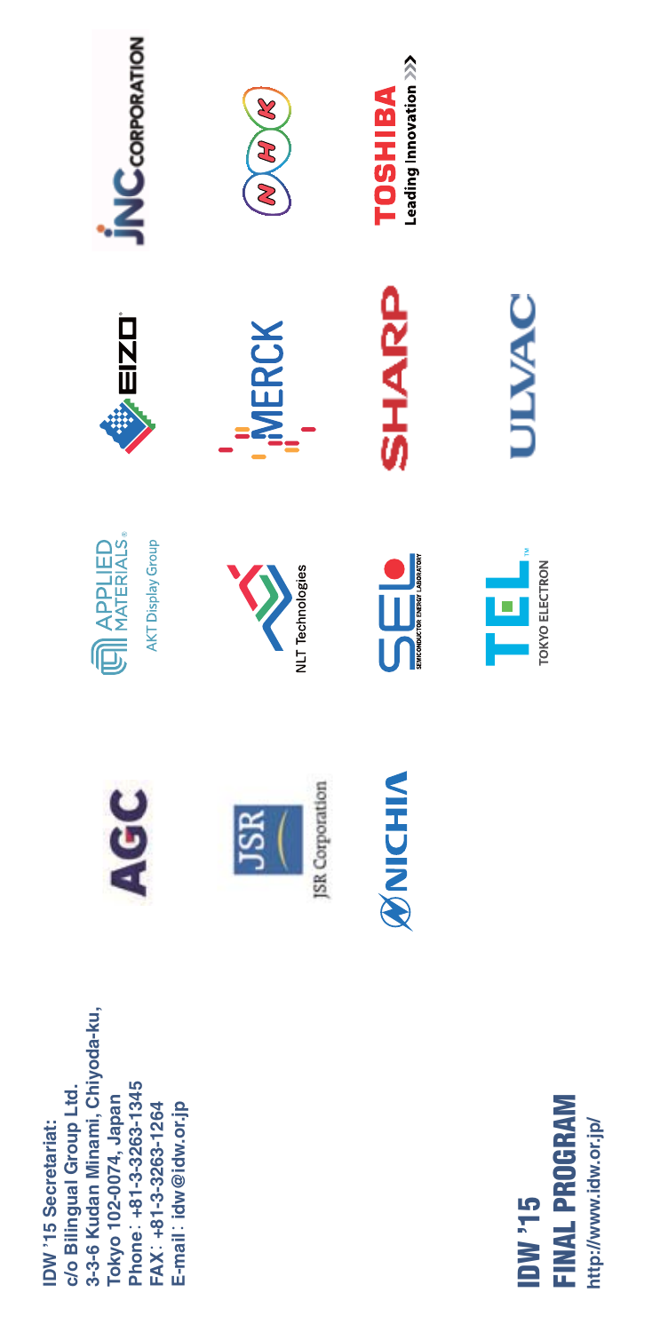IDW '15 Secretariat:
c/o Bilingual Group Ltd.
3-3-6 Kudan Minami, Chiyoda-ku,
Tokyo 102-0074, Japan
Phone: +81-3-3263-1345
FAX: +81-3-3263-1264
E-mail: idw@idw.or.jp

AGC

JSR Corporation

NICHIA

APPLIED MATERIALS
AKT Display Group

NLT Technologies

SEL SEMICONDUCTOR ENERGY LABORATORY

TEL TOKYO ELECTRON

EIZO

MERCK

SHARP

ULVAC

JNC CORPORATION

NHK

TOSHIBA
Leading Innovation >>>

# IDW '15
# FINAL PROGRAM

http://www.idw.or.jp/